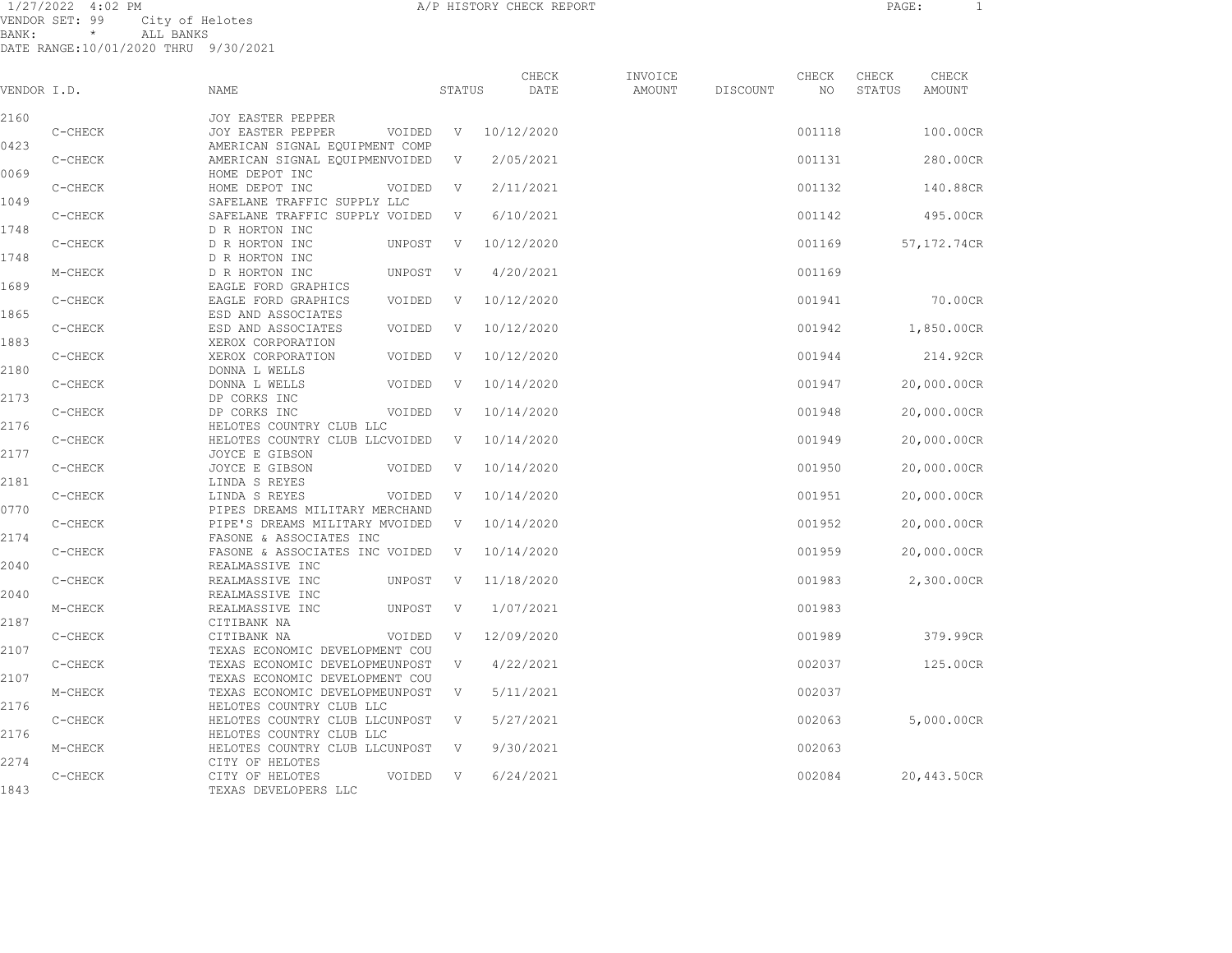1/27/2022 4:02 PM — A/P HISTORY CHECK REPORT

VENDOR SET: 99 City of Helotes
BANK: * ALL BANKS
DATE RANGE: 10/01/2020 THRU 9/30/2021

| VENDOR I.D. | | NAME | | STATUS | CHECK DATE | INVOICE AMOUNT | DISCOUNT | CHECK NO | CHECK STATUS | CHECK AMOUNT |
|---|---|---|---|---|---|---|---|---|---|---|
| 2160 | | JOY EASTER PEPPER | | | | | | | | |
| | C-CHECK | JOY EASTER PEPPER | VOIDED | V | 10/12/2020 | | | 001118 | | 100.00CR |
| 0423 | | AMERICAN SIGNAL EQUIPMENT COMP | | | | | | | | |
| | C-CHECK | AMERICAN SIGNAL EQUIPMEN | VOIDED | V | 2/05/2021 | | | 001131 | | 280.00CR |
| 0069 | | HOME DEPOT INC | | | | | | | | |
| | C-CHECK | HOME DEPOT INC | VOIDED | V | 2/11/2021 | | | 001132 | | 140.88CR |
| 1049 | | SAFELANE TRAFFIC SUPPLY LLC | | | | | | | | |
| | C-CHECK | SAFELANE TRAFFIC SUPPLY | VOIDED | V | 6/10/2021 | | | 001142 | | 495.00CR |
| 1748 | | D R HORTON INC | | | | | | | | |
| | C-CHECK | D R HORTON INC | UNPOST | V | 10/12/2020 | | | 001169 | | 57,172.74CR |
| 1748 | | D R HORTON INC | | | | | | | | |
| | M-CHECK | D R HORTON INC | UNPOST | V | 4/20/2021 | | | 001169 | | |
| 1689 | | EAGLE FORD GRAPHICS | | | | | | | | |
| | C-CHECK | EAGLE FORD GRAPHICS | VOIDED | V | 10/12/2020 | | | 001941 | | 70.00CR |
| 1865 | | ESD AND ASSOCIATES | | | | | | | | |
| | C-CHECK | ESD AND ASSOCIATES | VOIDED | V | 10/12/2020 | | | 001942 | | 1,850.00CR |
| 1883 | | XEROX CORPORATION | | | | | | | | |
| | C-CHECK | XEROX CORPORATION | VOIDED | V | 10/12/2020 | | | 001944 | | 214.92CR |
| 2180 | | DONNA L WELLS | | | | | | | | |
| | C-CHECK | DONNA L WELLS | VOIDED | V | 10/14/2020 | | | 001947 | | 20,000.00CR |
| 2173 | | DP CORKS INC | | | | | | | | |
| | C-CHECK | DP CORKS INC | VOIDED | V | 10/14/2020 | | | 001948 | | 20,000.00CR |
| 2176 | | HELOTES COUNTRY CLUB LLC | | | | | | | | |
| | C-CHECK | HELOTES COUNTRY CLUB LLC | VOIDED | V | 10/14/2020 | | | 001949 | | 20,000.00CR |
| 2177 | | JOYCE E GIBSON | | | | | | | | |
| | C-CHECK | JOYCE E GIBSON | VOIDED | V | 10/14/2020 | | | 001950 | | 20,000.00CR |
| 2181 | | LINDA S REYES | | | | | | | | |
| | C-CHECK | LINDA S REYES | VOIDED | V | 10/14/2020 | | | 001951 | | 20,000.00CR |
| 0770 | | PIPES DREAMS MILITARY MERCHAND | | | | | | | | |
| | C-CHECK | PIPE'S DREAMS MILITARY M | VOIDED | V | 10/14/2020 | | | 001952 | | 20,000.00CR |
| 2174 | | FASONE & ASSOCIATES INC | | | | | | | | |
| | C-CHECK | FASONE & ASSOCIATES INC | VOIDED | V | 10/14/2020 | | | 001959 | | 20,000.00CR |
| 2040 | | REALMASSIVE INC | | | | | | | | |
| | C-CHECK | REALMASSIVE INC | UNPOST | V | 11/18/2020 | | | 001983 | | 2,300.00CR |
| 2040 | | REALMASSIVE INC | | | | | | | | |
| | M-CHECK | REALMASSIVE INC | UNPOST | V | 1/07/2021 | | | 001983 | | |
| 2187 | | CITIBANK NA | | | | | | | | |
| | C-CHECK | CITIBANK NA | VOIDED | V | 12/09/2020 | | | 001989 | | 379.99CR |
| 2107 | | TEXAS ECONOMIC DEVELOPMENT COU | | | | | | | | |
| | C-CHECK | TEXAS ECONOMIC DEVELOPME | UNPOST | V | 4/22/2021 | | | 002037 | | 125.00CR |
| 2107 | | TEXAS ECONOMIC DEVELOPMENT COU | | | | | | | | |
| | M-CHECK | TEXAS ECONOMIC DEVELOPME | UNPOST | V | 5/11/2021 | | | 002037 | | |
| 2176 | | HELOTES COUNTRY CLUB LLC | | | | | | | | |
| | C-CHECK | HELOTES COUNTRY CLUB LLC | UNPOST | V | 5/27/2021 | | | 002063 | | 5,000.00CR |
| 2176 | | HELOTES COUNTRY CLUB LLC | | | | | | | | |
| | M-CHECK | HELOTES COUNTRY CLUB LLC | UNPOST | V | 9/30/2021 | | | 002063 | | |
| 2274 | | CITY OF HELOTES | | | | | | | | |
| | C-CHECK | CITY OF HELOTES | VOIDED | V | 6/24/2021 | | | 002084 | | 20,443.50CR |
| 1843 | | TEXAS DEVELOPERS LLC | | | | | | | | |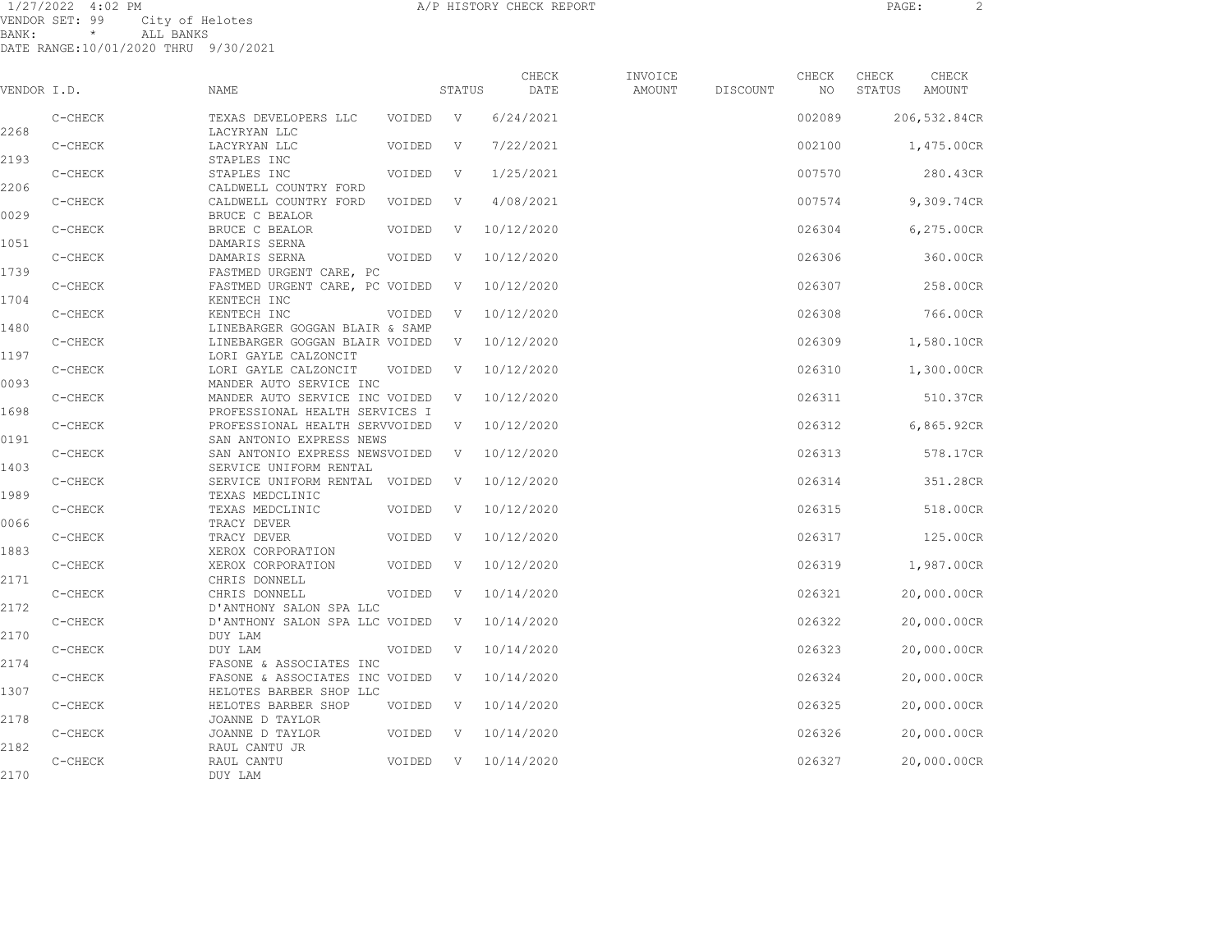1/27/2022 4:02 PM A/P HISTORY CHECK REPORT

VENDOR SET: 99 City of Helotes
BANK: * ALL BANKS
DATE RANGE:10/01/2020 THRU 9/30/2021

| VENDOR I.D. | NAME | STATUS | | CHECK DATE | INVOICE AMOUNT | DISCOUNT | CHECK NO | CHECK STATUS | CHECK AMOUNT |
|---|---|---|---|---|---|---|---|---|---|
| C-CHECK | TEXAS DEVELOPERS LLC | VOIDED | V | 6/24/2021 | | | 002089 | | 206,532.84CR |
| 2268 | LACYRYAN LLC | | | | | | | | |
| C-CHECK | LACYRYAN LLC | VOIDED | V | 7/22/2021 | | | 002100 | | 1,475.00CR |
| 2193 | STAPLES INC | | | | | | | | |
| C-CHECK | STAPLES INC | VOIDED | V | 1/25/2021 | | | 007570 | | 280.43CR |
| 2206 | CALDWELL COUNTRY FORD | | | | | | | | |
| C-CHECK | CALDWELL COUNTRY FORD | VOIDED | V | 4/08/2021 | | | 007574 | | 9,309.74CR |
| 0029 | BRUCE C BEALOR | | | | | | | | |
| C-CHECK | BRUCE C BEALOR | VOIDED | V | 10/12/2020 | | | 026304 | | 6,275.00CR |
| 1051 | DAMARIS SERNA | | | | | | | | |
| C-CHECK | DAMARIS SERNA | VOIDED | V | 10/12/2020 | | | 026306 | | 360.00CR |
| 1739 | FASTMED URGENT CARE, PC | | | | | | | | |
| C-CHECK | FASTMED URGENT CARE, PC | VOIDED | V | 10/12/2020 | | | 026307 | | 258.00CR |
| 1704 | KENTECH INC | | | | | | | | |
| C-CHECK | KENTECH INC | VOIDED | V | 10/12/2020 | | | 026308 | | 766.00CR |
| 1480 | LINEBARGER GOGGAN BLAIR & SAMP | | | | | | | | |
| C-CHECK | LINEBARGER GOGGAN BLAIR | VOIDED | V | 10/12/2020 | | | 026309 | | 1,580.10CR |
| 1197 | LORI GAYLE CALZONCIT | | | | | | | | |
| C-CHECK | LORI GAYLE CALZONCIT | VOIDED | V | 10/12/2020 | | | 026310 | | 1,300.00CR |
| 0093 | MANDER AUTO SERVICE INC | | | | | | | | |
| C-CHECK | MANDER AUTO SERVICE INC | VOIDED | V | 10/12/2020 | | | 026311 | | 510.37CR |
| 1698 | PROFESSIONAL HEALTH SERVICES I | | | | | | | | |
| C-CHECK | PROFESSIONAL HEALTH SERV | VOIDED | V | 10/12/2020 | | | 026312 | | 6,865.92CR |
| 0191 | SAN ANTONIO EXPRESS NEWS | | | | | | | | |
| C-CHECK | SAN ANTONIO EXPRESS NEWS | VOIDED | V | 10/12/2020 | | | 026313 | | 578.17CR |
| 1403 | SERVICE UNIFORM RENTAL | | | | | | | | |
| C-CHECK | SERVICE UNIFORM RENTAL | VOIDED | V | 10/12/2020 | | | 026314 | | 351.28CR |
| 1989 | TEXAS MEDCLINIC | | | | | | | | |
| C-CHECK | TEXAS MEDCLINIC | VOIDED | V | 10/12/2020 | | | 026315 | | 518.00CR |
| 0066 | TRACY DEVER | | | | | | | | |
| C-CHECK | TRACY DEVER | VOIDED | V | 10/12/2020 | | | 026317 | | 125.00CR |
| 1883 | XEROX CORPORATION | | | | | | | | |
| C-CHECK | XEROX CORPORATION | VOIDED | V | 10/12/2020 | | | 026319 | | 1,987.00CR |
| 2171 | CHRIS DONNELL | | | | | | | | |
| C-CHECK | CHRIS DONNELL | VOIDED | V | 10/14/2020 | | | 026321 | | 20,000.00CR |
| 2172 | D'ANTHONY SALON SPA LLC | | | | | | | | |
| C-CHECK | D'ANTHONY SALON SPA LLC | VOIDED | V | 10/14/2020 | | | 026322 | | 20,000.00CR |
| 2170 | DUY LAM | | | | | | | | |
| C-CHECK | DUY LAM | VOIDED | V | 10/14/2020 | | | 026323 | | 20,000.00CR |
| 2174 | FASONE & ASSOCIATES INC | | | | | | | | |
| C-CHECK | FASONE & ASSOCIATES INC | VOIDED | V | 10/14/2020 | | | 026324 | | 20,000.00CR |
| 1307 | HELOTES BARBER SHOP LLC | | | | | | | | |
| C-CHECK | HELOTES BARBER SHOP | VOIDED | V | 10/14/2020 | | | 026325 | | 20,000.00CR |
| 2178 | JOANNE D TAYLOR | | | | | | | | |
| C-CHECK | JOANNE D TAYLOR | VOIDED | V | 10/14/2020 | | | 026326 | | 20,000.00CR |
| 2182 | RAUL CANTU JR | | | | | | | | |
| C-CHECK | RAUL CANTU | VOIDED | V | 10/14/2020 | | | 026327 | | 20,000.00CR |
| 2170 | DUY LAM | | | | | | | | |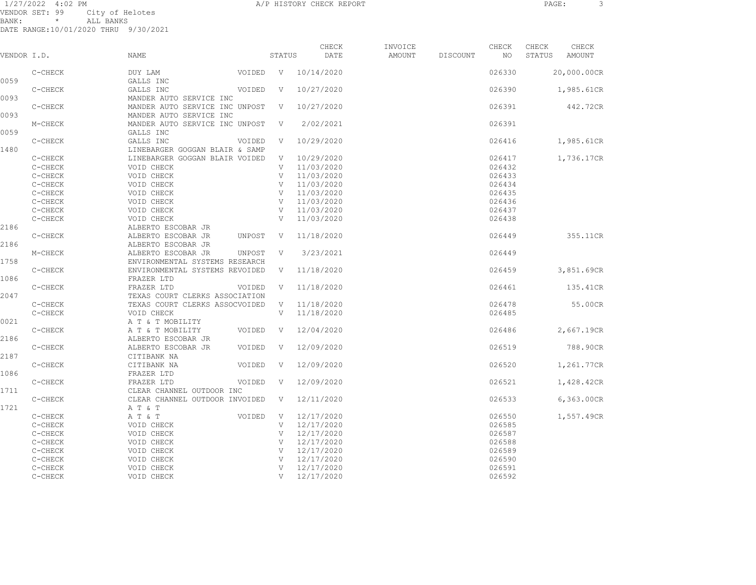1/27/2022 4:02 PM — A/P HISTORY CHECK REPORT

VENDOR SET: 99 City of Helotes
BANK: * ALL BANKS
DATE RANGE:10/01/2020 THRU 9/30/2021

| VENDOR I.D. | NAME | STATUS | CHECK DATE | INVOICE AMOUNT | DISCOUNT | CHECK NO | CHECK STATUS | CHECK AMOUNT |
|---|---|---|---|---|---|---|---|---|
| C-CHECK | DUY LAM VOIDED | V | 10/14/2020 | | | 026330 | | 20,000.00CR |
| 0059 | GALLS INC | | | | | | | |
| C-CHECK | GALLS INC VOIDED | V | 10/27/2020 | | | 026390 | | 1,985.61CR |
| 0093 | MANDER AUTO SERVICE INC | | | | | | | |
| C-CHECK | MANDER AUTO SERVICE INC UNPOST | V | 10/27/2020 | | | 026391 | | 442.72CR |
| 0093 | MANDER AUTO SERVICE INC | | | | | | | |
| M-CHECK | MANDER AUTO SERVICE INC UNPOST | V | 2/02/2021 | | | 026391 | | |
| 0059 | GALLS INC | | | | | | | |
| C-CHECK | GALLS INC VOIDED | V | 10/29/2020 | | | 026416 | | 1,985.61CR |
| 1480 | LINEBARGER GOGGAN BLAIR & SAMP | | | | | | | |
| C-CHECK | LINEBARGER GOGGAN BLAIR VOIDED | V | 10/29/2020 | | | 026417 | | 1,736.17CR |
| C-CHECK | VOID CHECK | V | 11/03/2020 | | | 026432 | | |
| C-CHECK | VOID CHECK | V | 11/03/2020 | | | 026433 | | |
| C-CHECK | VOID CHECK | V | 11/03/2020 | | | 026434 | | |
| C-CHECK | VOID CHECK | V | 11/03/2020 | | | 026435 | | |
| C-CHECK | VOID CHECK | V | 11/03/2020 | | | 026436 | | |
| C-CHECK | VOID CHECK | V | 11/03/2020 | | | 026437 | | |
| C-CHECK | VOID CHECK | V | 11/03/2020 | | | 026438 | | |
| 2186 | ALBERTO ESCOBAR JR | | | | | | | |
| C-CHECK | ALBERTO ESCOBAR JR UNPOST | V | 11/18/2020 | | | 026449 | | 355.11CR |
| 2186 | ALBERTO ESCOBAR JR | | | | | | | |
| M-CHECK | ALBERTO ESCOBAR JR UNPOST | V | 3/23/2021 | | | 026449 | | |
| 1758 | ENVIRONMENTAL SYSTEMS RESEARCH | | | | | | | |
| C-CHECK | ENVIRONMENTAL SYSTEMS REVOIDED | V | 11/18/2020 | | | 026459 | | 3,851.69CR |
| 1086 | FRAZER LTD | | | | | | | |
| C-CHECK | FRAZER LTD VOIDED | V | 11/18/2020 | | | 026461 | | 135.41CR |
| 2047 | TEXAS COURT CLERKS ASSOCIATION | | | | | | | |
| C-CHECK | TEXAS COURT CLERKS ASSOCVOIDED | V | 11/18/2020 | | | 026478 | | 55.00CR |
| C-CHECK | VOID CHECK | V | 11/18/2020 | | | 026485 | | |
| 0021 | A T & T MOBILITY | | | | | | | |
| C-CHECK | A T & T MOBILITY VOIDED | V | 12/04/2020 | | | 026486 | | 2,667.19CR |
| 2186 | ALBERTO ESCOBAR JR | | | | | | | |
| C-CHECK | ALBERTO ESCOBAR JR VOIDED | V | 12/09/2020 | | | 026519 | | 788.90CR |
| 2187 | CITIBANK NA | | | | | | | |
| C-CHECK | CITIBANK NA VOIDED | V | 12/09/2020 | | | 026520 | | 1,261.77CR |
| 1086 | FRAZER LTD | | | | | | | |
| C-CHECK | FRAZER LTD VOIDED | V | 12/09/2020 | | | 026521 | | 1,428.42CR |
| 1711 | CLEAR CHANNEL OUTDOOR INC | | | | | | | |
| C-CHECK | CLEAR CHANNEL OUTDOOR INVOIDED | V | 12/11/2020 | | | 026533 | | 6,363.00CR |
| 1721 | A T & T | | | | | | | |
| C-CHECK | A T & T VOIDED | V | 12/17/2020 | | | 026550 | | 1,557.49CR |
| C-CHECK | VOID CHECK | V | 12/17/2020 | | | 026585 | | |
| C-CHECK | VOID CHECK | V | 12/17/2020 | | | 026587 | | |
| C-CHECK | VOID CHECK | V | 12/17/2020 | | | 026588 | | |
| C-CHECK | VOID CHECK | V | 12/17/2020 | | | 026589 | | |
| C-CHECK | VOID CHECK | V | 12/17/2020 | | | 026590 | | |
| C-CHECK | VOID CHECK | V | 12/17/2020 | | | 026591 | | |
| C-CHECK | VOID CHECK | V | 12/17/2020 | | | 026592 | | |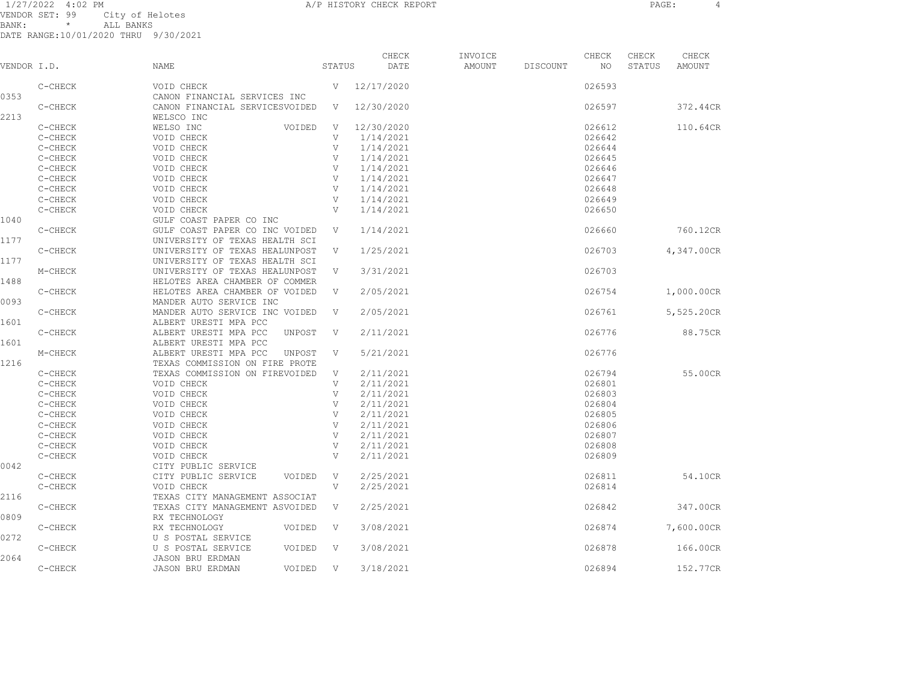1/27/2022 4:02 PM A/P HISTORY CHECK REPORT

VENDOR SET: 99 City of Helotes
BANK: * ALL BANKS
DATE RANGE:10/01/2020 THRU 9/30/2021

| VENDOR I.D. | NAME | STATUS | CHECK DATE | INVOICE AMOUNT | DISCOUNT | CHECK NO | CHECK STATUS | CHECK AMOUNT |
|---|---|---|---|---|---|---|---|---|
| C-CHECK | VOID CHECK | V | 12/17/2020 | | | 026593 | | |
| 0353 | CANON FINANCIAL SERVICES INC | | | | | | | |
| C-CHECK | CANON FINANCIAL SERVICESVOIDED | V | 12/30/2020 | | | 026597 | | 372.44CR |
| 2213 | WELSCO INC | | | | | | | |
| C-CHECK | WELSO INC VOIDED | V | 12/30/2020 | | | 026612 | | 110.64CR |
| C-CHECK | VOID CHECK | V | 1/14/2021 | | | 026642 | | |
| C-CHECK | VOID CHECK | V | 1/14/2021 | | | 026644 | | |
| C-CHECK | VOID CHECK | V | 1/14/2021 | | | 026645 | | |
| C-CHECK | VOID CHECK | V | 1/14/2021 | | | 026646 | | |
| C-CHECK | VOID CHECK | V | 1/14/2021 | | | 026647 | | |
| C-CHECK | VOID CHECK | V | 1/14/2021 | | | 026648 | | |
| C-CHECK | VOID CHECK | V | 1/14/2021 | | | 026649 | | |
| C-CHECK | VOID CHECK | V | 1/14/2021 | | | 026650 | | |
| 1040 | GULF COAST PAPER CO INC | | | | | | | |
| C-CHECK | GULF COAST PAPER CO INC VOIDED | V | 1/14/2021 | | | 026660 | | 760.12CR |
| 1177 | UNIVERSITY OF TEXAS HEALTH SCI | | | | | | | |
| C-CHECK | UNIVERSITY OF TEXAS HEALUNPOST | V | 1/25/2021 | | | 026703 | | 4,347.00CR |
| 1177 | UNIVERSITY OF TEXAS HEALTH SCI | | | | | | | |
| M-CHECK | UNIVERSITY OF TEXAS HEALUNPOST | V | 3/31/2021 | | | 026703 | | |
| 1488 | HELOTES AREA CHAMBER OF COMMER | | | | | | | |
| C-CHECK | HELOTES AREA CHAMBER OF VOIDED | V | 2/05/2021 | | | 026754 | | 1,000.00CR |
| 0093 | MANDER AUTO SERVICE INC | | | | | | | |
| C-CHECK | MANDER AUTO SERVICE INC VOIDED | V | 2/05/2021 | | | 026761 | | 5,525.20CR |
| 1601 | ALBERT URESTI MPA PCC | | | | | | | |
| C-CHECK | ALBERT URESTI MPA PCC UNPOST | V | 2/11/2021 | | | 026776 | | 88.75CR |
| 1601 | ALBERT URESTI MPA PCC | | | | | | | |
| M-CHECK | ALBERT URESTI MPA PCC UNPOST | V | 5/21/2021 | | | 026776 | | |
| 1216 | TEXAS COMMISSION ON FIRE PROTE | | | | | | | |
| C-CHECK | TEXAS COMMISSION ON FIREVOIDED | V | 2/11/2021 | | | 026794 | | 55.00CR |
| C-CHECK | VOID CHECK | V | 2/11/2021 | | | 026801 | | |
| C-CHECK | VOID CHECK | V | 2/11/2021 | | | 026803 | | |
| C-CHECK | VOID CHECK | V | 2/11/2021 | | | 026804 | | |
| C-CHECK | VOID CHECK | V | 2/11/2021 | | | 026805 | | |
| C-CHECK | VOID CHECK | V | 2/11/2021 | | | 026806 | | |
| C-CHECK | VOID CHECK | V | 2/11/2021 | | | 026807 | | |
| C-CHECK | VOID CHECK | V | 2/11/2021 | | | 026808 | | |
| C-CHECK | VOID CHECK | V | 2/11/2021 | | | 026809 | | |
| 0042 | CITY PUBLIC SERVICE | | | | | | | |
| C-CHECK | CITY PUBLIC SERVICE VOIDED | V | 2/25/2021 | | | 026811 | | 54.10CR |
| C-CHECK | VOID CHECK | V | 2/25/2021 | | | 026814 | | |
| 2116 | TEXAS CITY MANAGEMENT ASSOCIAT | | | | | | | |
| C-CHECK | TEXAS CITY MANAGEMENT ASVOIDED | V | 2/25/2021 | | | 026842 | | 347.00CR |
| 0809 | RX TECHNOLOGY | | | | | | | |
| C-CHECK | RX TECHNOLOGY VOIDED | V | 3/08/2021 | | | 026874 | | 7,600.00CR |
| 0272 | U S POSTAL SERVICE | | | | | | | |
| C-CHECK | U S POSTAL SERVICE VOIDED | V | 3/08/2021 | | | 026878 | | 166.00CR |
| 2064 | JASON BRU ERDMAN | | | | | | | |
| C-CHECK | JASON BRU ERDMAN VOIDED | V | 3/18/2021 | | | 026894 | | 152.77CR |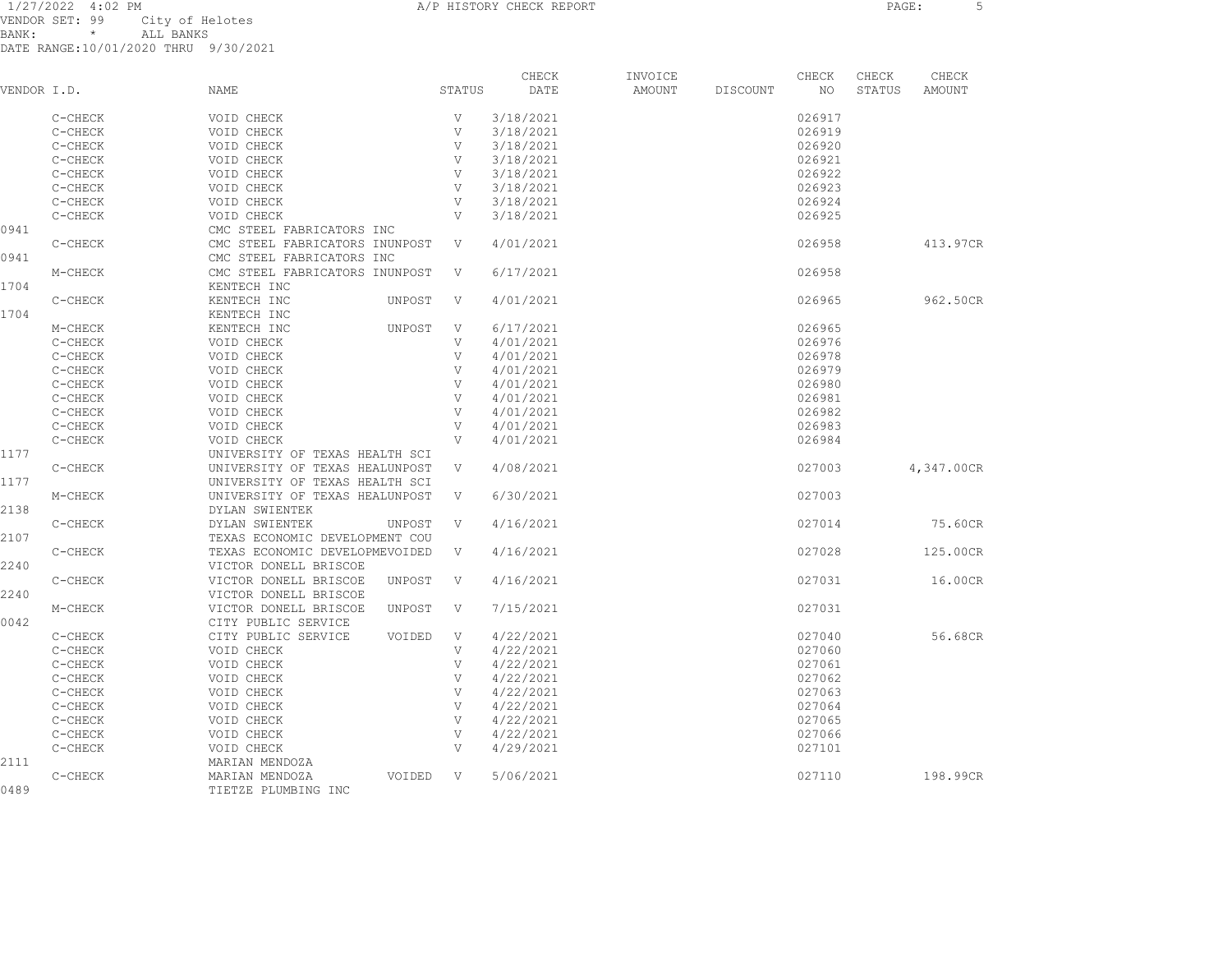1/27/2022 4:02 PM A/P HISTORY CHECK REPORT

VENDOR SET: 99 City of Helotes
BANK: * ALL BANKS
DATE RANGE:10/01/2020 THRU 9/30/2021

| VENDOR I.D. | NAME | STATUS | CHECK DATE | INVOICE AMOUNT | DISCOUNT | CHECK NO | CHECK STATUS | CHECK AMOUNT |
|---|---|---|---|---|---|---|---|---|
| C-CHECK | VOID CHECK | V | 3/18/2021 | | | 026917 | | |
| C-CHECK | VOID CHECK | V | 3/18/2021 | | | 026919 | | |
| C-CHECK | VOID CHECK | V | 3/18/2021 | | | 026920 | | |
| C-CHECK | VOID CHECK | V | 3/18/2021 | | | 026921 | | |
| C-CHECK | VOID CHECK | V | 3/18/2021 | | | 026922 | | |
| C-CHECK | VOID CHECK | V | 3/18/2021 | | | 026923 | | |
| C-CHECK | VOID CHECK | V | 3/18/2021 | | | 026924 | | |
| C-CHECK | VOID CHECK | V | 3/18/2021 | | | 026925 | | |
| 0941 | CMC STEEL FABRICATORS INC | | | | | | | |
| C-CHECK | CMC STEEL FABRICATORS INUNPOST | V | 4/01/2021 | | | 026958 | | 413.97CR |
| 0941 | CMC STEEL FABRICATORS INC | | | | | | | |
| M-CHECK | CMC STEEL FABRICATORS INUNPOST | V | 6/17/2021 | | | 026958 | | |
| 1704 | KENTECH INC | | | | | | | |
| C-CHECK | KENTECH INC UNPOST | V | 4/01/2021 | | | 026965 | | 962.50CR |
| 1704 | KENTECH INC | | | | | | | |
| M-CHECK | KENTECH INC UNPOST | V | 6/17/2021 | | | 026965 | | |
| C-CHECK | VOID CHECK | V | 4/01/2021 | | | 026976 | | |
| C-CHECK | VOID CHECK | V | 4/01/2021 | | | 026978 | | |
| C-CHECK | VOID CHECK | V | 4/01/2021 | | | 026979 | | |
| C-CHECK | VOID CHECK | V | 4/01/2021 | | | 026980 | | |
| C-CHECK | VOID CHECK | V | 4/01/2021 | | | 026981 | | |
| C-CHECK | VOID CHECK | V | 4/01/2021 | | | 026982 | | |
| C-CHECK | VOID CHECK | V | 4/01/2021 | | | 026983 | | |
| C-CHECK | VOID CHECK | V | 4/01/2021 | | | 026984 | | |
| 1177 | UNIVERSITY OF TEXAS HEALTH SCI | | | | | | | |
| C-CHECK | UNIVERSITY OF TEXAS HEALUNPOST | V | 4/08/2021 | | | 027003 | | 4,347.00CR |
| 1177 | UNIVERSITY OF TEXAS HEALTH SCI | | | | | | | |
| M-CHECK | UNIVERSITY OF TEXAS HEALUNPOST | V | 6/30/2021 | | | 027003 | | |
| 2138 | DYLAN SWIENTEK | | | | | | | |
| C-CHECK | DYLAN SWIENTEK UNPOST | V | 4/16/2021 | | | 027014 | | 75.60CR |
| 2107 | TEXAS ECONOMIC DEVELOPMENT COU | | | | | | | |
| C-CHECK | TEXAS ECONOMIC DEVELOPMEVOIDED | V | 4/16/2021 | | | 027028 | | 125.00CR |
| 2240 | VICTOR DONELL BRISCOE | | | | | | | |
| C-CHECK | VICTOR DONELL BRISCOE UNPOST | V | 4/16/2021 | | | 027031 | | 16.00CR |
| 2240 | VICTOR DONELL BRISCOE | | | | | | | |
| M-CHECK | VICTOR DONELL BRISCOE UNPOST | V | 7/15/2021 | | | 027031 | | |
| 0042 | CITY PUBLIC SERVICE | | | | | | | |
| C-CHECK | CITY PUBLIC SERVICE VOIDED | V | 4/22/2021 | | | 027040 | | 56.68CR |
| C-CHECK | VOID CHECK | V | 4/22/2021 | | | 027060 | | |
| C-CHECK | VOID CHECK | V | 4/22/2021 | | | 027061 | | |
| C-CHECK | VOID CHECK | V | 4/22/2021 | | | 027062 | | |
| C-CHECK | VOID CHECK | V | 4/22/2021 | | | 027063 | | |
| C-CHECK | VOID CHECK | V | 4/22/2021 | | | 027064 | | |
| C-CHECK | VOID CHECK | V | 4/22/2021 | | | 027065 | | |
| C-CHECK | VOID CHECK | V | 4/22/2021 | | | 027066 | | |
| C-CHECK | VOID CHECK | V | 4/29/2021 | | | 027101 | | |
| 2111 | MARIAN MENDOZA | | | | | | | |
| C-CHECK | MARIAN MENDOZA VOIDED | V | 5/06/2021 | | | 027110 | | 198.99CR |
| 0489 | TIETZE PLUMBING INC | | | | | | | |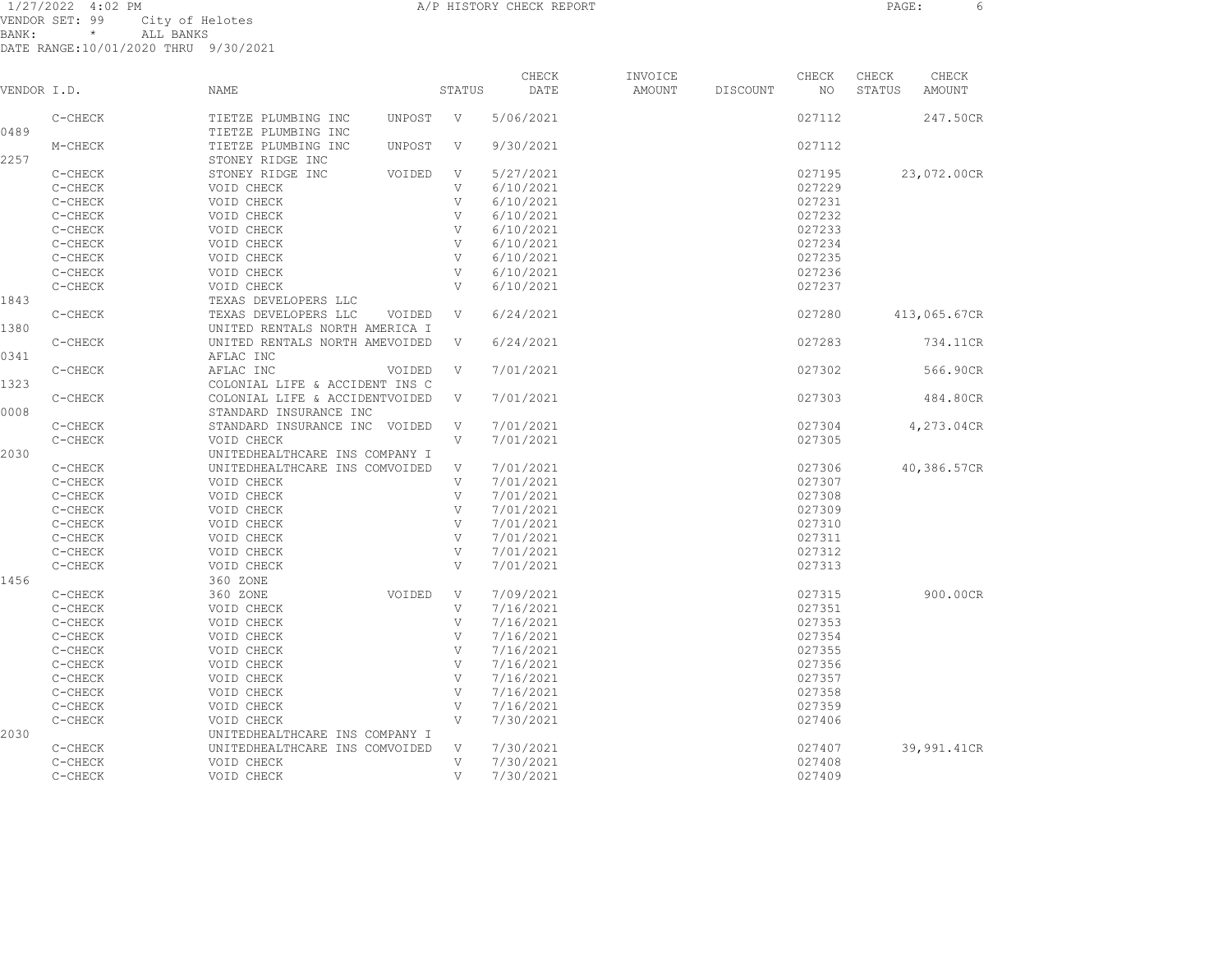VENDOR SET: 99 City of Helotes
BANK: * ALL BANKS
DATE RANGE:10/01/2020 THRU 9/30/2021

A/P HISTORY CHECK REPORT

| VENDOR I.D. | NAME | STATUS | CHECK DATE | INVOICE AMOUNT | DISCOUNT | CHECK NO | CHECK STATUS | CHECK AMOUNT |
|---|---|---|---|---|---|---|---|---|
| C-CHECK | TIETZE PLUMBING INC UNPOST | V | 5/06/2021 | | | 027112 | | 247.50CR |
| 0489 | TIETZE PLUMBING INC | | | | | | | |
| M-CHECK | TIETZE PLUMBING INC UNPOST | V | 9/30/2021 | | | 027112 | | |
| 2257 | STONEY RIDGE INC | | | | | | | |
| C-CHECK | STONEY RIDGE INC VOIDED | V | 5/27/2021 | | | 027195 | | 23,072.00CR |
| C-CHECK | VOID CHECK | V | 6/10/2021 | | | 027229 | | |
| C-CHECK | VOID CHECK | V | 6/10/2021 | | | 027231 | | |
| C-CHECK | VOID CHECK | V | 6/10/2021 | | | 027232 | | |
| C-CHECK | VOID CHECK | V | 6/10/2021 | | | 027233 | | |
| C-CHECK | VOID CHECK | V | 6/10/2021 | | | 027234 | | |
| C-CHECK | VOID CHECK | V | 6/10/2021 | | | 027235 | | |
| C-CHECK | VOID CHECK | V | 6/10/2021 | | | 027236 | | |
| C-CHECK | VOID CHECK | V | 6/10/2021 | | | 027237 | | |
| 1843 | TEXAS DEVELOPERS LLC | | | | | | | |
| C-CHECK | TEXAS DEVELOPERS LLC VOIDED | V | 6/24/2021 | | | 027280 | | 413,065.67CR |
| 1380 | UNITED RENTALS NORTH AMERICA I | | | | | | | |
| C-CHECK | UNITED RENTALS NORTH AMEVOIDED | V | 6/24/2021 | | | 027283 | | 734.11CR |
| 0341 | AFLAC INC | | | | | | | |
| C-CHECK | AFLAC INC VOIDED | V | 7/01/2021 | | | 027302 | | 566.90CR |
| 1323 | COLONIAL LIFE & ACCIDENT INS C | | | | | | | |
| C-CHECK | COLONIAL LIFE & ACCIDENTVOIDED | V | 7/01/2021 | | | 027303 | | 484.80CR |
| 0008 | STANDARD INSURANCE INC | | | | | | | |
| C-CHECK | STANDARD INSURANCE INC VOIDED | V | 7/01/2021 | | | 027304 | | 4,273.04CR |
| C-CHECK | VOID CHECK | V | 7/01/2021 | | | 027305 | | |
| 2030 | UNITEDHEALTHCARE INS COMPANY I | | | | | | | |
| C-CHECK | UNITEDHEALTHCARE INS COMVOIDED | V | 7/01/2021 | | | 027306 | | 40,386.57CR |
| C-CHECK | VOID CHECK | V | 7/01/2021 | | | 027307 | | |
| C-CHECK | VOID CHECK | V | 7/01/2021 | | | 027308 | | |
| C-CHECK | VOID CHECK | V | 7/01/2021 | | | 027309 | | |
| C-CHECK | VOID CHECK | V | 7/01/2021 | | | 027310 | | |
| C-CHECK | VOID CHECK | V | 7/01/2021 | | | 027311 | | |
| C-CHECK | VOID CHECK | V | 7/01/2021 | | | 027312 | | |
| C-CHECK | VOID CHECK | V | 7/01/2021 | | | 027313 | | |
| 1456 | 360 ZONE | | | | | | | |
| C-CHECK | 360 ZONE VOIDED | V | 7/09/2021 | | | 027315 | | 900.00CR |
| C-CHECK | VOID CHECK | V | 7/16/2021 | | | 027351 | | |
| C-CHECK | VOID CHECK | V | 7/16/2021 | | | 027353 | | |
| C-CHECK | VOID CHECK | V | 7/16/2021 | | | 027354 | | |
| C-CHECK | VOID CHECK | V | 7/16/2021 | | | 027355 | | |
| C-CHECK | VOID CHECK | V | 7/16/2021 | | | 027356 | | |
| C-CHECK | VOID CHECK | V | 7/16/2021 | | | 027357 | | |
| C-CHECK | VOID CHECK | V | 7/16/2021 | | | 027358 | | |
| C-CHECK | VOID CHECK | V | 7/16/2021 | | | 027359 | | |
| C-CHECK | VOID CHECK | V | 7/30/2021 | | | 027406 | | |
| 2030 | UNITEDHEALTHCARE INS COMPANY I | | | | | | | |
| C-CHECK | UNITEDHEALTHCARE INS COMVOIDED | V | 7/30/2021 | | | 027407 | | 39,991.41CR |
| C-CHECK | VOID CHECK | V | 7/30/2021 | | | 027408 | | |
| C-CHECK | VOID CHECK | V | 7/30/2021 | | | 027409 | | |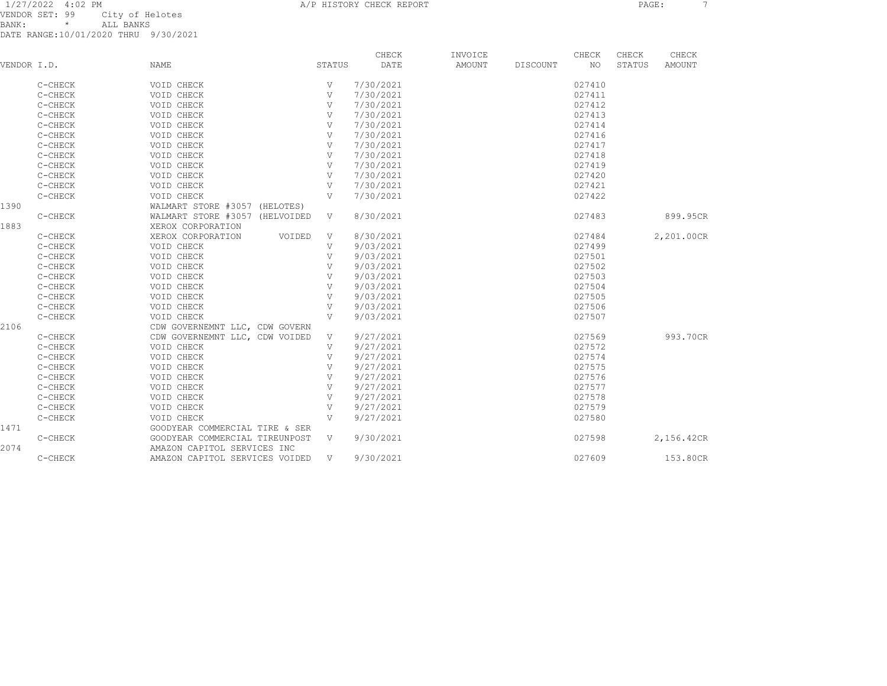A/P HISTORY CHECK REPORT

VENDOR SET: 99 City of Helotes
BANK: * ALL BANKS
DATE RANGE:10/01/2020 THRU 9/30/2021

| VENDOR I.D. | NAME | STATUS | CHECK DATE | INVOICE AMOUNT | DISCOUNT | CHECK NO | CHECK STATUS | CHECK AMOUNT |
|---|---|---|---|---|---|---|---|---|
| C-CHECK | VOID CHECK | V | 7/30/2021 | | | 027410 | | |
| C-CHECK | VOID CHECK | V | 7/30/2021 | | | 027411 | | |
| C-CHECK | VOID CHECK | V | 7/30/2021 | | | 027412 | | |
| C-CHECK | VOID CHECK | V | 7/30/2021 | | | 027413 | | |
| C-CHECK | VOID CHECK | V | 7/30/2021 | | | 027414 | | |
| C-CHECK | VOID CHECK | V | 7/30/2021 | | | 027416 | | |
| C-CHECK | VOID CHECK | V | 7/30/2021 | | | 027417 | | |
| C-CHECK | VOID CHECK | V | 7/30/2021 | | | 027418 | | |
| C-CHECK | VOID CHECK | V | 7/30/2021 | | | 027419 | | |
| C-CHECK | VOID CHECK | V | 7/30/2021 | | | 027420 | | |
| C-CHECK | VOID CHECK | V | 7/30/2021 | | | 027421 | | |
| C-CHECK | VOID CHECK | V | 7/30/2021 | | | 027422 | | |
| 1390 | WALMART STORE #3057 (HELOTES) | | | | | | | |
| C-CHECK | WALMART STORE #3057 (HELVOIDED | V | 8/30/2021 | | | 027483 | | 899.95CR |
| 1883 | XEROX CORPORATION | | | | | | | |
| C-CHECK | XEROX CORPORATION VOIDED | V | 8/30/2021 | | | 027484 | | 2,201.00CR |
| C-CHECK | VOID CHECK | V | 9/03/2021 | | | 027499 | | |
| C-CHECK | VOID CHECK | V | 9/03/2021 | | | 027501 | | |
| C-CHECK | VOID CHECK | V | 9/03/2021 | | | 027502 | | |
| C-CHECK | VOID CHECK | V | 9/03/2021 | | | 027503 | | |
| C-CHECK | VOID CHECK | V | 9/03/2021 | | | 027504 | | |
| C-CHECK | VOID CHECK | V | 9/03/2021 | | | 027505 | | |
| C-CHECK | VOID CHECK | V | 9/03/2021 | | | 027506 | | |
| C-CHECK | VOID CHECK | V | 9/03/2021 | | | 027507 | | |
| 2106 | CDW GOVERNEMNT LLC, CDW GOVERN | | | | | | | |
| C-CHECK | CDW GOVERNEMNT LLC, CDW VOIDED | V | 9/27/2021 | | | 027569 | | 993.70CR |
| C-CHECK | VOID CHECK | V | 9/27/2021 | | | 027572 | | |
| C-CHECK | VOID CHECK | V | 9/27/2021 | | | 027574 | | |
| C-CHECK | VOID CHECK | V | 9/27/2021 | | | 027575 | | |
| C-CHECK | VOID CHECK | V | 9/27/2021 | | | 027576 | | |
| C-CHECK | VOID CHECK | V | 9/27/2021 | | | 027577 | | |
| C-CHECK | VOID CHECK | V | 9/27/2021 | | | 027578 | | |
| C-CHECK | VOID CHECK | V | 9/27/2021 | | | 027579 | | |
| C-CHECK | VOID CHECK | V | 9/27/2021 | | | 027580 | | |
| 1471 | GOODYEAR COMMERCIAL TIRE & SER | | | | | | | |
| C-CHECK | GOODYEAR COMMERCIAL TIREUNPOST | V | 9/30/2021 | | | 027598 | | 2,156.42CR |
| 2074 | AMAZON CAPITOL SERVICES INC | | | | | | | |
| C-CHECK | AMAZON CAPITOL SERVICES VOIDED | V | 9/30/2021 | | | 027609 | | 153.80CR |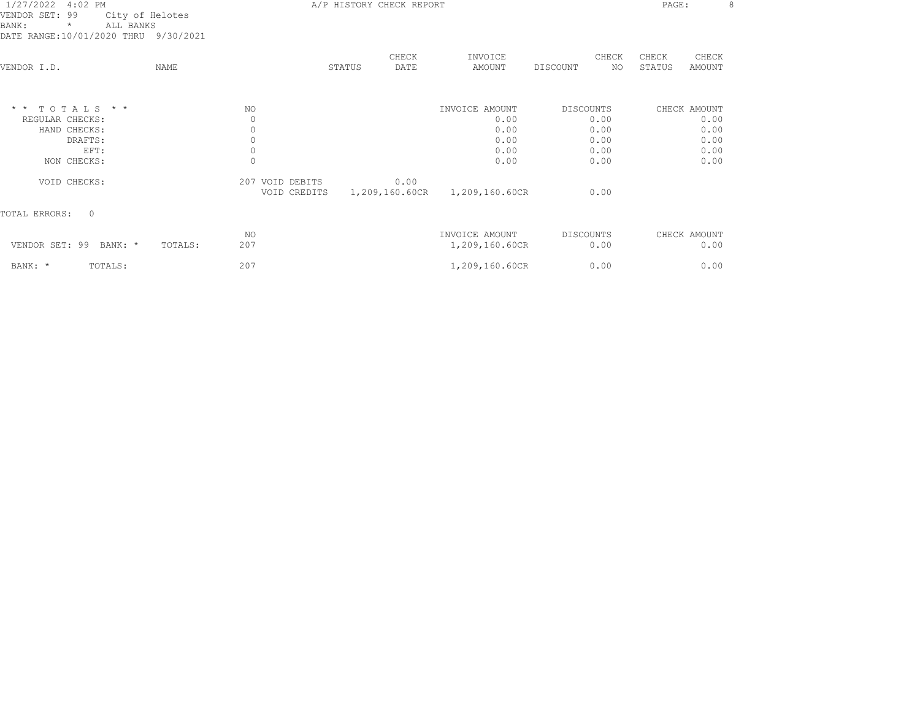1/27/2022 4:02 PM — A/P HISTORY CHECK REPORT

VENDOR SET: 99 City of Helotes
BANK: * ALL BANKS
DATE RANGE:10/01/2020 THRU 9/30/2021

| VENDOR I.D. | NAME | STATUS | CHECK DATE | INVOICE AMOUNT | DISCOUNT | CHECK NO | CHECK STATUS | CHECK AMOUNT |
|---|---|---|---|---|---|---|---|---|

| * * T O T A L S * * | NO | | | INVOICE AMOUNT | DISCOUNTS | CHECK AMOUNT |
|---|---|---|---|---|---|---|
| REGULAR CHECKS: | 0 | | | 0.00 | 0.00 | 0.00 |
| HAND CHECKS: | 0 | | | 0.00 | 0.00 | 0.00 |
| DRAFTS: | 0 | | | 0.00 | 0.00 | 0.00 |
| EFT: | 0 | | | 0.00 | 0.00 | 0.00 |
| NON CHECKS: | 0 | | | 0.00 | 0.00 | 0.00 |
| VOID CHECKS: | 207 | VOID DEBITS | 0.00 | | | |
| | | VOID CREDITS | 1,209,160.60CR | 1,209,160.60CR | 0.00 | |

TOTAL ERRORS: 0

| | NO | INVOICE AMOUNT | DISCOUNTS | CHECK AMOUNT |
|---|---|---|---|---|
| VENDOR SET: 99 BANK: * TOTALS: | 207 | 1,209,160.60CR | 0.00 | 0.00 |
| BANK: * TOTALS: | 207 | 1,209,160.60CR | 0.00 | 0.00 |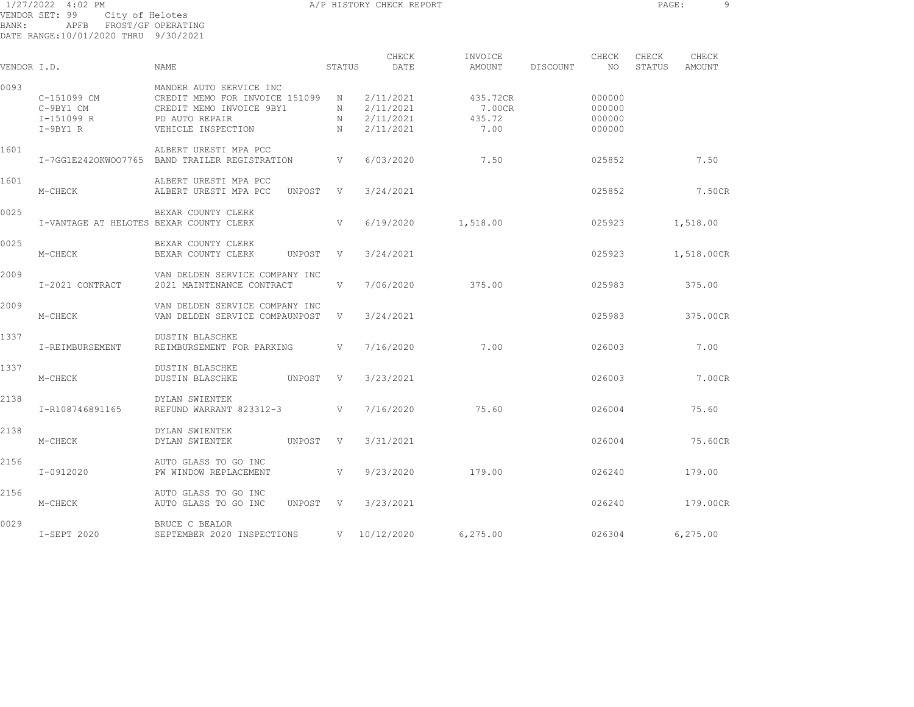1/27/2022 4:02 PM A/P HISTORY CHECK REPORT
VENDOR SET: 99 City of Helotes
BANK: APFB FROST/GF OPERATING
DATE RANGE:10/01/2020 THRU 9/30/2021

| VENDOR I.D. | | NAME | STATUS | CHECK DATE | INVOICE AMOUNT | DISCOUNT | CHECK NO | CHECK STATUS | CHECK AMOUNT |
|---|---|---|---|---|---|---|---|---|---|
| 0093 | | MANDER AUTO SERVICE INC | | | | | | | |
| | C-151099 CM | CREDIT MEMO FOR INVOICE 151099 | N | 2/11/2021 | 435.72CR | | 000000 | | |
| | C-9BY1 CM | CREDIT MEMO INVOICE 9BY1 | N | 2/11/2021 | 7.00CR | | 000000 | | |
| | I-151099 R | PD AUTO REPAIR | N | 2/11/2021 | 435.72 | | 000000 | | |
| | I-9BY1 R | VEHICLE INSPECTION | N | 2/11/2021 | 7.00 | | 000000 | | |
| 1601 | | ALBERT URESTI MPA PCC | | | | | | | |
| | I-7GG1E242OKWOO7765 | BAND TRAILER REGISTRATION | V | 6/03/2020 | 7.50 | | 025852 | | 7.50 |
| 1601 | | ALBERT URESTI MPA PCC | | | | | | | |
| | M-CHECK | ALBERT URESTI MPA PCC UNPOST | V | 3/24/2021 | | | 025852 | | 7.50CR |
| 0025 | | BEXAR COUNTY CLERK | | | | | | | |
| | I-VANTAGE AT HELOTES | BEXAR COUNTY CLERK | V | 6/19/2020 | 1,518.00 | | 025923 | | 1,518.00 |
| 0025 | | BEXAR COUNTY CLERK | | | | | | | |
| | M-CHECK | BEXAR COUNTY CLERK UNPOST | V | 3/24/2021 | | | 025923 | | 1,518.00CR |
| 2009 | | VAN DELDEN SERVICE COMPANY INC | | | | | | | |
| | I-2021 CONTRACT | 2021 MAINTENANCE CONTRACT | V | 7/06/2020 | 375.00 | | 025983 | | 375.00 |
| 2009 | | VAN DELDEN SERVICE COMPANY INC | | | | | | | |
| | M-CHECK | VAN DELDEN SERVICE COMPAUNPOST | V | 3/24/2021 | | | 025983 | | 375.00CR |
| 1337 | | DUSTIN BLASCHKE | | | | | | | |
| | I-REIMBURSEMENT | REIMBURSEMENT FOR PARKING | V | 7/16/2020 | 7.00 | | 026003 | | 7.00 |
| 1337 | | DUSTIN BLASCHKE | | | | | | | |
| | M-CHECK | DUSTIN BLASCHKE UNPOST | V | 3/23/2021 | | | 026003 | | 7.00CR |
| 2138 | | DYLAN SWIENTEK | | | | | | | |
| | I-R108746891165 | REFUND WARRANT 823312-3 | V | 7/16/2020 | 75.60 | | 026004 | | 75.60 |
| 2138 | | DYLAN SWIENTEK | | | | | | | |
| | M-CHECK | DYLAN SWIENTEK UNPOST | V | 3/31/2021 | | | 026004 | | 75.60CR |
| 2156 | | AUTO GLASS TO GO INC | | | | | | | |
| | I-0912020 | PW WINDOW REPLACEMENT | V | 9/23/2020 | 179.00 | | 026240 | | 179.00 |
| 2156 | | AUTO GLASS TO GO INC | | | | | | | |
| | M-CHECK | AUTO GLASS TO GO INC UNPOST | V | 3/23/2021 | | | 026240 | | 179.00CR |
| 0029 | | BRUCE C BEALOR | | | | | | | |
| | I-SEPT 2020 | SEPTEMBER 2020 INSPECTIONS | V | 10/12/2020 | 6,275.00 | | 026304 | | 6,275.00 |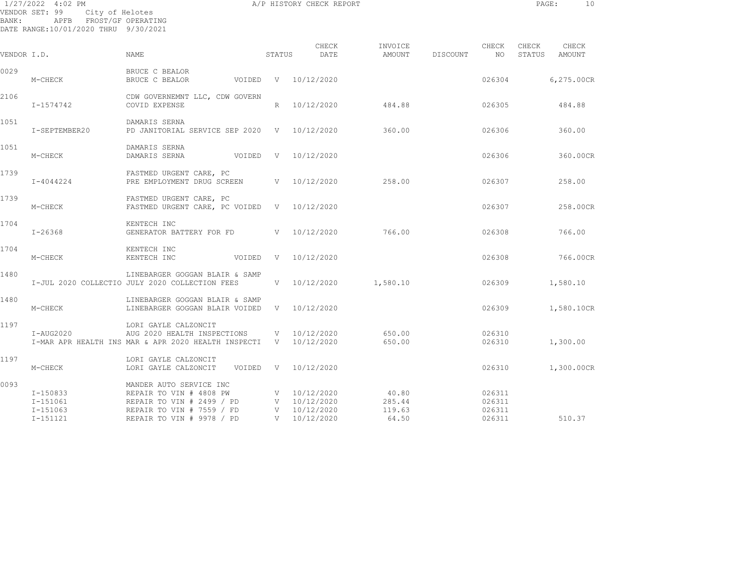1/27/2022 4:02 PM A/P HISTORY CHECK REPORT

VENDOR SET: 99 City of Helotes
BANK: APFB FROST/GF OPERATING
DATE RANGE:10/01/2020 THRU 9/30/2021

| VENDOR I.D. | | NAME | STATUS | CHECK DATE | INVOICE AMOUNT | DISCOUNT | CHECK NO | CHECK STATUS | CHECK AMOUNT |
|---|---|---|---|---|---|---|---|---|---|
| 0029 | | BRUCE C BEALOR | | | | | | | |
| | M-CHECK | BRUCE C BEALOR VOIDED | V | 10/12/2020 | | | 026304 | | 6,275.00CR |
| 2106 | | CDW GOVERNEMNT LLC, CDW GOVERN | | | | | | | |
| | I-1574742 | COVID EXPENSE | R | 10/12/2020 | 484.88 | | 026305 | | 484.88 |
| 1051 | | DAMARIS SERNA | | | | | | | |
| | I-SEPTEMBER20 | PD JANITORIAL SERVICE SEP 2020 | V | 10/12/2020 | 360.00 | | 026306 | | 360.00 |
| 1051 | | DAMARIS SERNA | | | | | | | |
| | M-CHECK | DAMARIS SERNA VOIDED | V | 10/12/2020 | | | 026306 | | 360.00CR |
| 1739 | | FASTMED URGENT CARE, PC | | | | | | | |
| | I-4044224 | PRE EMPLOYMENT DRUG SCREEN | V | 10/12/2020 | 258.00 | | 026307 | | 258.00 |
| 1739 | | FASTMED URGENT CARE, PC | | | | | | | |
| | M-CHECK | FASTMED URGENT CARE, PC VOIDED | V | 10/12/2020 | | | 026307 | | 258.00CR |
| 1704 | | KENTECH INC | | | | | | | |
| | I-26368 | GENERATOR BATTERY FOR FD | V | 10/12/2020 | 766.00 | | 026308 | | 766.00 |
| 1704 | | KENTECH INC | | | | | | | |
| | M-CHECK | KENTECH INC VOIDED | V | 10/12/2020 | | | 026308 | | 766.00CR |
| 1480 | | LINEBARGER GOGGAN BLAIR & SAMP | | | | | | | |
| | I-JUL 2020 COLLECTIO | JULY 2020 COLLECTION FEES | V | 10/12/2020 | 1,580.10 | | 026309 | | 1,580.10 |
| 1480 | | LINEBARGER GOGGAN BLAIR & SAMP | | | | | | | |
| | M-CHECK | LINEBARGER GOGGAN BLAIR VOIDED | V | 10/12/2020 | | | 026309 | | 1,580.10CR |
| 1197 | | LORI GAYLE CALZONCIT | | | | | | | |
| | I-AUG2020 | AUG 2020 HEALTH INSPECTIONS | V | 10/12/2020 | 650.00 | | 026310 | | |
| | I-MAR APR HEALTH INS | MAR & APR 2020 HEALTH INSPECTI | V | 10/12/2020 | 650.00 | | 026310 | | 1,300.00 |
| 1197 | | LORI GAYLE CALZONCIT | | | | | | | |
| | M-CHECK | LORI GAYLE CALZONCIT VOIDED | V | 10/12/2020 | | | 026310 | | 1,300.00CR |
| 0093 | | MANDER AUTO SERVICE INC | | | | | | | |
| | I-150833 | REPAIR TO VIN # 4808 PW | V | 10/12/2020 | 40.80 | | 026311 | | |
| | I-151061 | REPAIR TO VIN # 2499 / PD | V | 10/12/2020 | 285.44 | | 026311 | | |
| | I-151063 | REPAIR TO VIN # 7559 / FD | V | 10/12/2020 | 119.63 | | 026311 | | |
| | I-151121 | REPAIR TO VIN # 9978 / PD | V | 10/12/2020 | 64.50 | | 026311 | | 510.37 |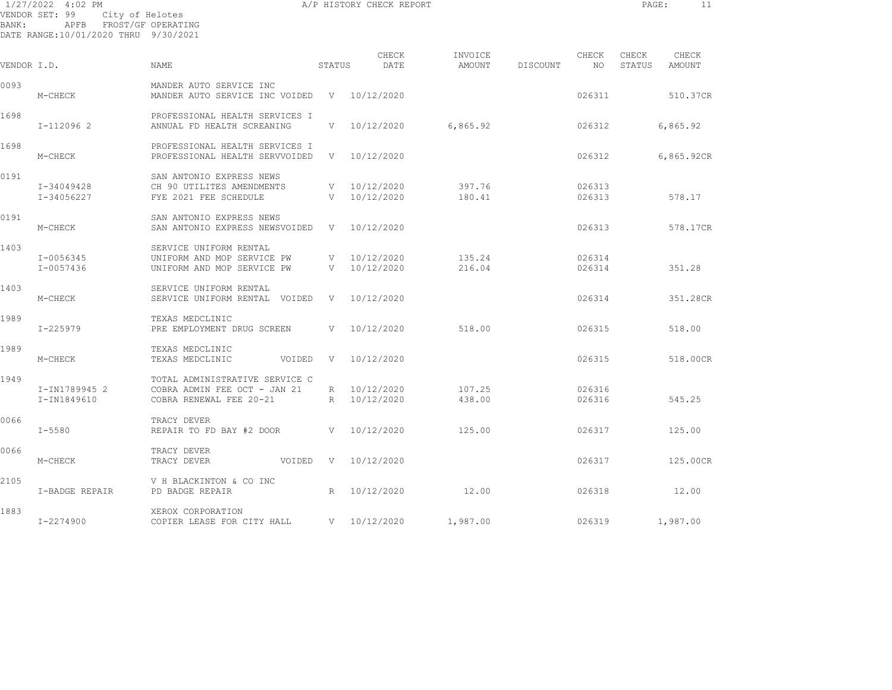VENDOR SET: 99 City of Helotes
BANK: APFB FROST/GF OPERATING
DATE RANGE:10/01/2020 THRU 9/30/2021

A/P HISTORY CHECK REPORT

| VENDOR I.D. | | NAME | STATUS | CHECK DATE | INVOICE AMOUNT | DISCOUNT | CHECK NO | CHECK STATUS | CHECK AMOUNT |
|---|---|---|---|---|---|---|---|---|---|
| 0093 | | MANDER AUTO SERVICE INC | | | | | | | |
| | M-CHECK | MANDER AUTO SERVICE INC VOIDED | V | 10/12/2020 | | | 026311 | | 510.37CR |
| 1698 | | PROFESSIONAL HEALTH SERVICES I | | | | | | | |
| | I-112096 2 | ANNUAL FD HEALTH SCREANING | V | 10/12/2020 | 6,865.92 | | 026312 | | 6,865.92 |
| 1698 | | PROFESSIONAL HEALTH SERVICES I | | | | | | | |
| | M-CHECK | PROFESSIONAL HEALTH SERVVOIDED | V | 10/12/2020 | | | 026312 | | 6,865.92CR |
| 0191 | | SAN ANTONIO EXPRESS NEWS | | | | | | | |
| | I-34049428 | CH 90 UTILITES AMENDMENTS | V | 10/12/2020 | 397.76 | | 026313 | | |
| | I-34056227 | FYE 2021 FEE SCHEDULE | V | 10/12/2020 | 180.41 | | 026313 | | 578.17 |
| 0191 | | SAN ANTONIO EXPRESS NEWS | | | | | | | |
| | M-CHECK | SAN ANTONIO EXPRESS NEWSVOIDED | V | 10/12/2020 | | | 026313 | | 578.17CR |
| 1403 | | SERVICE UNIFORM RENTAL | | | | | | | |
| | I-0056345 | UNIFORM AND MOP SERVICE PW | V | 10/12/2020 | 135.24 | | 026314 | | |
| | I-0057436 | UNIFORM AND MOP SERVICE PW | V | 10/12/2020 | 216.04 | | 026314 | | 351.28 |
| 1403 | | SERVICE UNIFORM RENTAL | | | | | | | |
| | M-CHECK | SERVICE UNIFORM RENTAL VOIDED | V | 10/12/2020 | | | 026314 | | 351.28CR |
| 1989 | | TEXAS MEDCLINIC | | | | | | | |
| | I-225979 | PRE EMPLOYMENT DRUG SCREEN | V | 10/12/2020 | 518.00 | | 026315 | | 518.00 |
| 1989 | | TEXAS MEDCLINIC | | | | | | | |
| | M-CHECK | TEXAS MEDCLINIC VOIDED | V | 10/12/2020 | | | 026315 | | 518.00CR |
| 1949 | | TOTAL ADMINISTRATIVE SERVICE C | | | | | | | |
| | I-IN1789945 2 | COBRA ADMIN FEE OCT - JAN 21 | R | 10/12/2020 | 107.25 | | 026316 | | |
| | I-IN1849610 | COBRA RENEWAL FEE 20-21 | R | 10/12/2020 | 438.00 | | 026316 | | 545.25 |
| 0066 | | TRACY DEVER | | | | | | | |
| | I-5580 | REPAIR TO FD BAY #2 DOOR | V | 10/12/2020 | 125.00 | | 026317 | | 125.00 |
| 0066 | | TRACY DEVER | | | | | | | |
| | M-CHECK | TRACY DEVER VOIDED | V | 10/12/2020 | | | 026317 | | 125.00CR |
| 2105 | | V H BLACKINTON & CO INC | | | | | | | |
| | I-BADGE REPAIR | PD BADGE REPAIR | R | 10/12/2020 | 12.00 | | 026318 | | 12.00 |
| 1883 | | XEROX CORPORATION | | | | | | | |
| | I-2274900 | COPIER LEASE FOR CITY HALL | V | 10/12/2020 | 1,987.00 | | 026319 | | 1,987.00 |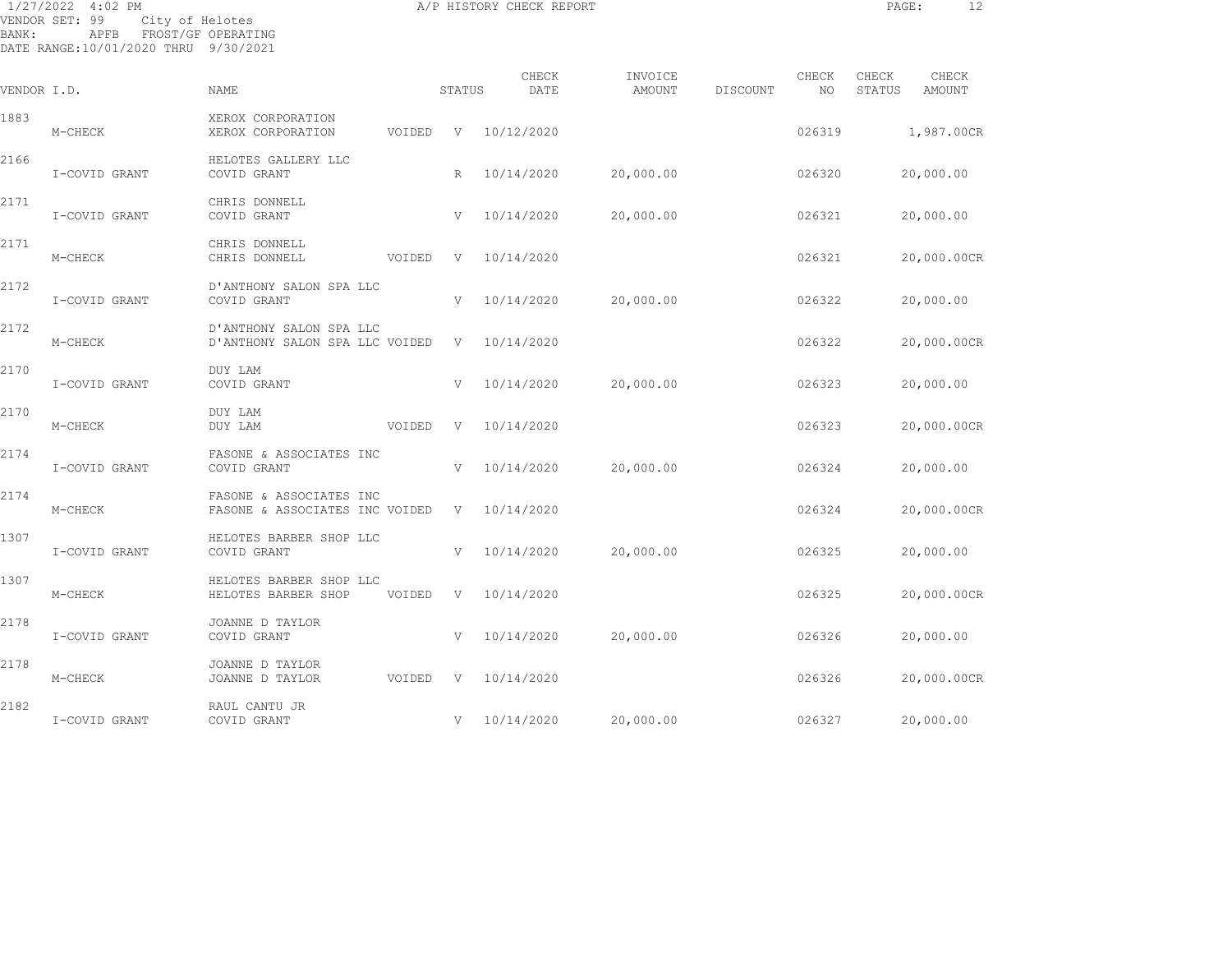1/27/2022 4:02 PM

# A/P HISTORY CHECK REPORT

VENDOR SET: 99 City of Helotes
BANK: APFB FROST/GF OPERATING
DATE RANGE:10/01/2020 THRU 9/30/2021

| VENDOR I.D. | | NAME | | STATUS | CHECK DATE | INVOICE AMOUNT | DISCOUNT | CHECK NO | CHECK STATUS | CHECK AMOUNT |
|---|---|---|---|---|---|---|---|---|---|---|
| 1883 | M-CHECK | XEROX CORPORATION<br>XEROX CORPORATION | VOIDED | V | 10/12/2020 | | | 026319 | | 1,987.00CR |
| 2166 | I-COVID GRANT | HELOTES GALLERY LLC<br>COVID GRANT | | R | 10/14/2020 | 20,000.00 | | 026320 | | 20,000.00 |
| 2171 | I-COVID GRANT | CHRIS DONNELL<br>COVID GRANT | | V | 10/14/2020 | 20,000.00 | | 026321 | | 20,000.00 |
| 2171 | M-CHECK | CHRIS DONNELL<br>CHRIS DONNELL | VOIDED | V | 10/14/2020 | | | 026321 | | 20,000.00CR |
| 2172 | I-COVID GRANT | D'ANTHONY SALON SPA LLC<br>COVID GRANT | | V | 10/14/2020 | 20,000.00 | | 026322 | | 20,000.00 |
| 2172 | M-CHECK | D'ANTHONY SALON SPA LLC<br>D'ANTHONY SALON SPA LLC | VOIDED | V | 10/14/2020 | | | 026322 | | 20,000.00CR |
| 2170 | I-COVID GRANT | DUY LAM<br>COVID GRANT | | V | 10/14/2020 | 20,000.00 | | 026323 | | 20,000.00 |
| 2170 | M-CHECK | DUY LAM<br>DUY LAM | VOIDED | V | 10/14/2020 | | | 026323 | | 20,000.00CR |
| 2174 | I-COVID GRANT | FASONE & ASSOCIATES INC<br>COVID GRANT | | V | 10/14/2020 | 20,000.00 | | 026324 | | 20,000.00 |
| 2174 | M-CHECK | FASONE & ASSOCIATES INC<br>FASONE & ASSOCIATES INC | VOIDED | V | 10/14/2020 | | | 026324 | | 20,000.00CR |
| 1307 | I-COVID GRANT | HELOTES BARBER SHOP LLC<br>COVID GRANT | | V | 10/14/2020 | 20,000.00 | | 026325 | | 20,000.00 |
| 1307 | M-CHECK | HELOTES BARBER SHOP LLC<br>HELOTES BARBER SHOP | VOIDED | V | 10/14/2020 | | | 026325 | | 20,000.00CR |
| 2178 | I-COVID GRANT | JOANNE D TAYLOR<br>COVID GRANT | | V | 10/14/2020 | 20,000.00 | | 026326 | | 20,000.00 |
| 2178 | M-CHECK | JOANNE D TAYLOR<br>JOANNE D TAYLOR | VOIDED | V | 10/14/2020 | | | 026326 | | 20,000.00CR |
| 2182 | I-COVID GRANT | RAUL CANTU JR<br>COVID GRANT | | V | 10/14/2020 | 20,000.00 | | 026327 | | 20,000.00 |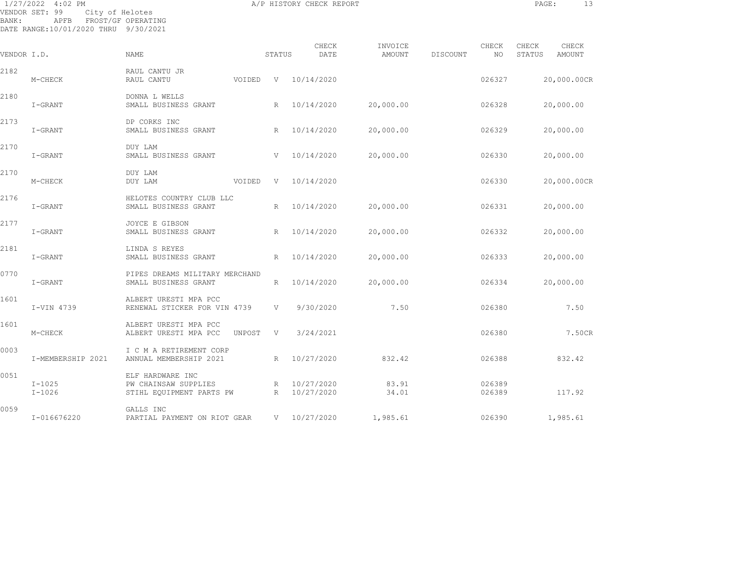1/27/2022 4:02 PM A/P HISTORY CHECK REPORT

VENDOR SET: 99 City of Helotes
BANK: APFB FROST/GF OPERATING
DATE RANGE:10/01/2020 THRU 9/30/2021

| VENDOR I.D. | | NAME | STATUS | | CHECK DATE | INVOICE AMOUNT | DISCOUNT | CHECK NO | CHECK STATUS | CHECK AMOUNT |
|---|---|---|---|---|---|---|---|---|---|---|
| 2182 | | RAUL CANTU JR | | | | | | | | |
| | M-CHECK | RAUL CANTU | VOIDED | V | 10/14/2020 | | | 026327 | | 20,000.00CR |
| 2180 | | DONNA L WELLS | | | | | | | | |
| | I-GRANT | SMALL BUSINESS GRANT | | R | 10/14/2020 | 20,000.00 | | 026328 | | 20,000.00 |
| 2173 | | DP CORKS INC | | | | | | | | |
| | I-GRANT | SMALL BUSINESS GRANT | | R | 10/14/2020 | 20,000.00 | | 026329 | | 20,000.00 |
| 2170 | | DUY LAM | | | | | | | | |
| | I-GRANT | SMALL BUSINESS GRANT | | V | 10/14/2020 | 20,000.00 | | 026330 | | 20,000.00 |
| 2170 | | DUY LAM | | | | | | | | |
| | M-CHECK | DUY LAM | VOIDED | V | 10/14/2020 | | | 026330 | | 20,000.00CR |
| 2176 | | HELOTES COUNTRY CLUB LLC | | | | | | | | |
| | I-GRANT | SMALL BUSINESS GRANT | | R | 10/14/2020 | 20,000.00 | | 026331 | | 20,000.00 |
| 2177 | | JOYCE E GIBSON | | | | | | | | |
| | I-GRANT | SMALL BUSINESS GRANT | | R | 10/14/2020 | 20,000.00 | | 026332 | | 20,000.00 |
| 2181 | | LINDA S REYES | | | | | | | | |
| | I-GRANT | SMALL BUSINESS GRANT | | R | 10/14/2020 | 20,000.00 | | 026333 | | 20,000.00 |
| 0770 | | PIPES DREAMS MILITARY MERCHAND | | | | | | | | |
| | I-GRANT | SMALL BUSINESS GRANT | | R | 10/14/2020 | 20,000.00 | | 026334 | | 20,000.00 |
| 1601 | | ALBERT URESTI MPA PCC | | | | | | | | |
| | I-VIN 4739 | RENEWAL STICKER FOR VIN 4739 | | V | 9/30/2020 | 7.50 | | 026380 | | 7.50 |
| 1601 | | ALBERT URESTI MPA PCC | | | | | | | | |
| | M-CHECK | ALBERT URESTI MPA PCC | UNPOST | V | 3/24/2021 | | | 026380 | | 7.50CR |
| 0003 | | I C M A RETIREMENT CORP | | | | | | | | |
| | I-MEMBERSHIP 2021 | ANNUAL MEMBERSHIP 2021 | | R | 10/27/2020 | 832.42 | | 026388 | | 832.42 |
| 0051 | | ELF HARDWARE INC | | | | | | | | |
| | I-1025 | PW CHAINSAW SUPPLIES | | R | 10/27/2020 | 83.91 | | 026389 | | |
| | I-1026 | STIHL EQUIPMENT PARTS PW | | R | 10/27/2020 | 34.01 | | 026389 | | 117.92 |
| 0059 | | GALLS INC | | | | | | | | |
| | I-016676220 | PARTIAL PAYMENT ON RIOT GEAR | | V | 10/27/2020 | 1,985.61 | | 026390 | | 1,985.61 |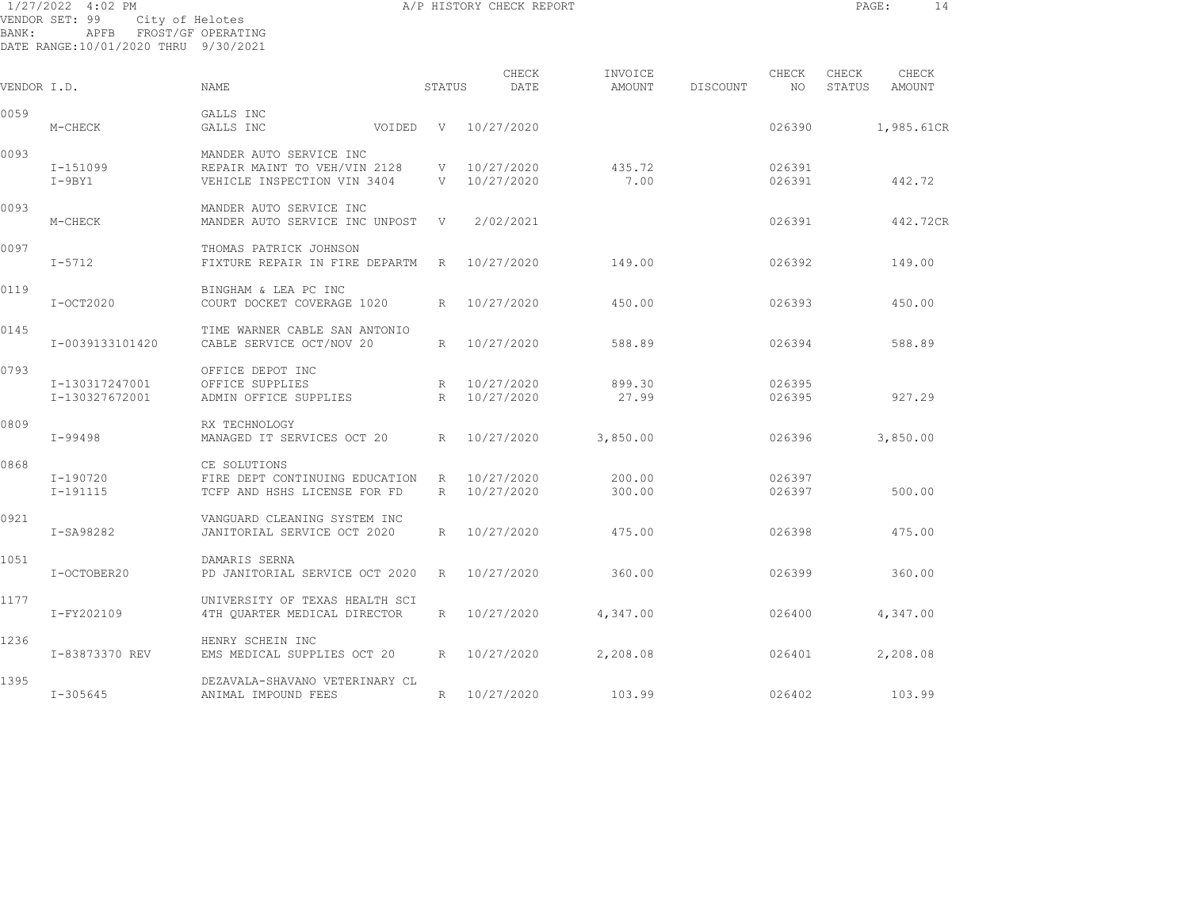1/27/2022 4:02 PM A/P HISTORY CHECK REPORT

VENDOR SET: 99 City of Helotes
BANK: APFB FROST/GF OPERATING
DATE RANGE:10/01/2020 THRU 9/30/2021

| VENDOR I.D. | NAME | STATUS | CHECK DATE | INVOICE AMOUNT | DISCOUNT | CHECK NO | CHECK STATUS | CHECK AMOUNT |
|---|---|---|---|---|---|---|---|---|
| 0059 | GALLS INC | | | | | | | |
| M-CHECK | GALLS INC VOIDED | V | 10/27/2020 | | | 026390 | | 1,985.61CR |
| 0093 | MANDER AUTO SERVICE INC | | | | | | | |
| I-151099 | REPAIR MAINT TO VEH/VIN 2128 | V | 10/27/2020 | 435.72 | | 026391 | | |
| I-9BY1 | VEHICLE INSPECTION VIN 3404 | V | 10/27/2020 | 7.00 | | 026391 | | 442.72 |
| 0093 | MANDER AUTO SERVICE INC | | | | | | | |
| M-CHECK | MANDER AUTO SERVICE INC UNPOST | V | 2/02/2021 | | | 026391 | | 442.72CR |
| 0097 | THOMAS PATRICK JOHNSON | | | | | | | |
| I-5712 | FIXTURE REPAIR IN FIRE DEPARTM | R | 10/27/2020 | 149.00 | | 026392 | | 149.00 |
| 0119 | BINGHAM & LEA PC INC | | | | | | | |
| I-OCT2020 | COURT DOCKET COVERAGE 1020 | R | 10/27/2020 | 450.00 | | 026393 | | 450.00 |
| 0145 | TIME WARNER CABLE SAN ANTONIO | | | | | | | |
| I-0039133101420 | CABLE SERVICE OCT/NOV 20 | R | 10/27/2020 | 588.89 | | 026394 | | 588.89 |
| 0793 | OFFICE DEPOT INC | | | | | | | |
| I-130317247001 | OFFICE SUPPLIES | R | 10/27/2020 | 899.30 | | 026395 | | |
| I-130327672001 | ADMIN OFFICE SUPPLIES | R | 10/27/2020 | 27.99 | | 026395 | | 927.29 |
| 0809 | RX TECHNOLOGY | | | | | | | |
| I-99498 | MANAGED IT SERVICES OCT 20 | R | 10/27/2020 | 3,850.00 | | 026396 | | 3,850.00 |
| 0868 | CE SOLUTIONS | | | | | | | |
| I-190720 | FIRE DEPT CONTINUING EDUCATION | R | 10/27/2020 | 200.00 | | 026397 | | |
| I-191115 | TCFP AND HSHS LICENSE FOR FD | R | 10/27/2020 | 300.00 | | 026397 | | 500.00 |
| 0921 | VANGUARD CLEANING SYSTEM INC | | | | | | | |
| I-SA98282 | JANITORIAL SERVICE OCT 2020 | R | 10/27/2020 | 475.00 | | 026398 | | 475.00 |
| 1051 | DAMARIS SERNA | | | | | | | |
| I-OCTOBER20 | PD JANITORIAL SERVICE OCT 2020 | R | 10/27/2020 | 360.00 | | 026399 | | 360.00 |
| 1177 | UNIVERSITY OF TEXAS HEALTH SCI | | | | | | | |
| I-FY202109 | 4TH QUARTER MEDICAL DIRECTOR | R | 10/27/2020 | 4,347.00 | | 026400 | | 4,347.00 |
| 1236 | HENRY SCHEIN INC | | | | | | | |
| I-83873370 REV | EMS MEDICAL SUPPLIES OCT 20 | R | 10/27/2020 | 2,208.08 | | 026401 | | 2,208.08 |
| 1395 | DEZAVALA-SHAVANO VETERINARY CL | | | | | | | |
| I-305645 | ANIMAL IMPOUND FEES | R | 10/27/2020 | 103.99 | | 026402 | | 103.99 |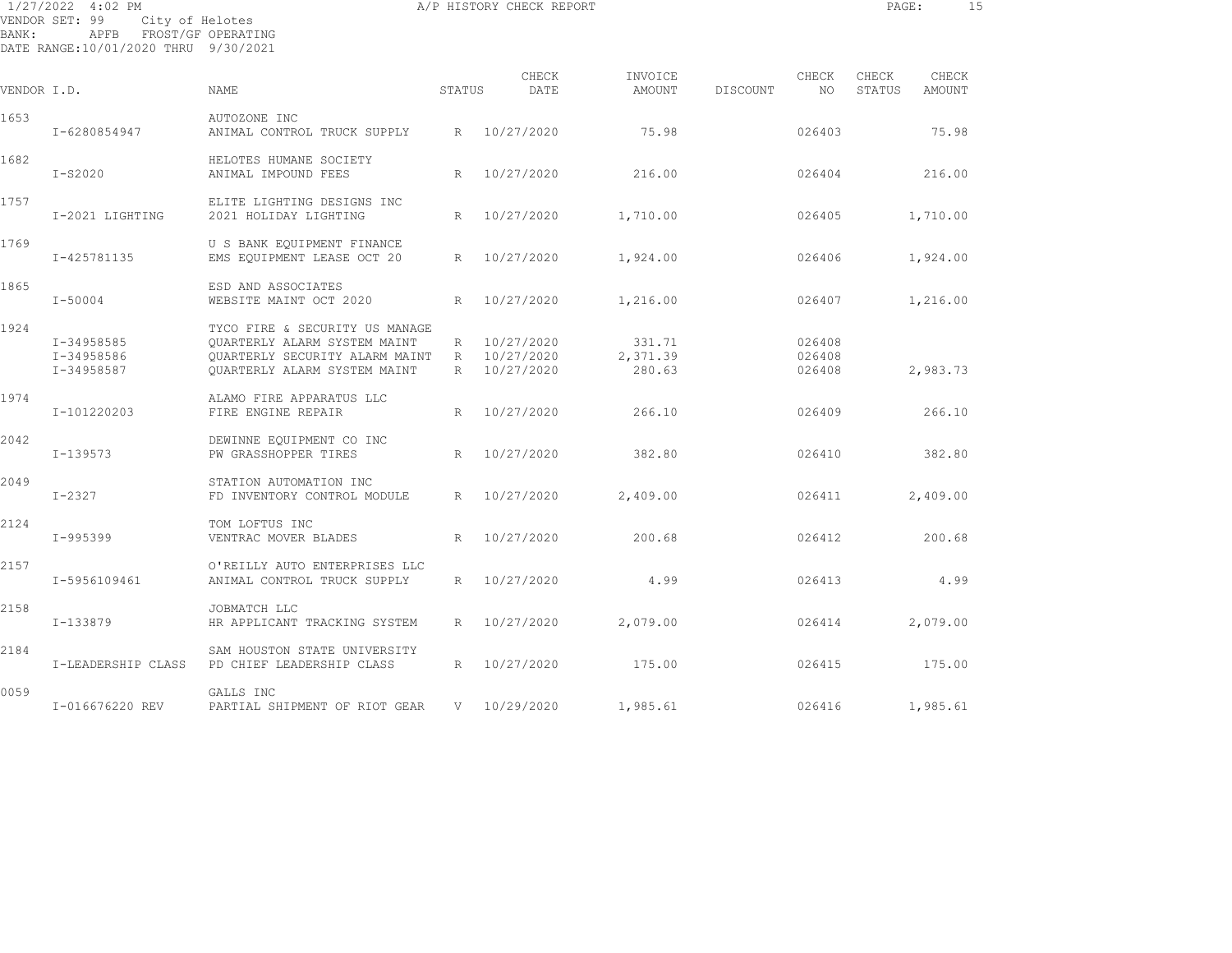1/27/2022 4:02 PM A/P HISTORY CHECK REPORT

VENDOR SET: 99 City of Helotes
BANK: APFB FROST/GF OPERATING
DATE RANGE:10/01/2020 THRU 9/30/2021

| VENDOR I.D. | NAME | STATUS | CHECK DATE | INVOICE AMOUNT | DISCOUNT | CHECK NO | CHECK STATUS | CHECK AMOUNT |
|---|---|---|---|---|---|---|---|---|
| 1653 | AUTOZONE INC | | | | | | | |
| I-6280854947 | ANIMAL CONTROL TRUCK SUPPLY | R | 10/27/2020 | 75.98 | | 026403 | | 75.98 |
| 1682 | HELOTES HUMANE SOCIETY | | | | | | | |
| I-S2020 | ANIMAL IMPOUND FEES | R | 10/27/2020 | 216.00 | | 026404 | | 216.00 |
| 1757 | ELITE LIGHTING DESIGNS INC | | | | | | | |
| I-2021 LIGHTING | 2021 HOLIDAY LIGHTING | R | 10/27/2020 | 1,710.00 | | 026405 | | 1,710.00 |
| 1769 | U S BANK EQUIPMENT FINANCE | | | | | | | |
| I-425781135 | EMS EQUIPMENT LEASE OCT 20 | R | 10/27/2020 | 1,924.00 | | 026406 | | 1,924.00 |
| 1865 | ESD AND ASSOCIATES | | | | | | | |
| I-50004 | WEBSITE MAINT OCT 2020 | R | 10/27/2020 | 1,216.00 | | 026407 | | 1,216.00 |
| 1924 | TYCO FIRE & SECURITY US MANAGE | | | | | | | |
| I-34958585 | QUARTERLY ALARM SYSTEM MAINT | R | 10/27/2020 | 331.71 | | 026408 | | |
| I-34958586 | QUARTERLY SECURITY ALARM MAINT | R | 10/27/2020 | 2,371.39 | | 026408 | | |
| I-34958587 | QUARTERLY ALARM SYSTEM MAINT | R | 10/27/2020 | 280.63 | | 026408 | | 2,983.73 |
| 1974 | ALAMO FIRE APPARATUS LLC | | | | | | | |
| I-101220203 | FIRE ENGINE REPAIR | R | 10/27/2020 | 266.10 | | 026409 | | 266.10 |
| 2042 | DEWINNE EQUIPMENT CO INC | | | | | | | |
| I-139573 | PW GRASSHOPPER TIRES | R | 10/27/2020 | 382.80 | | 026410 | | 382.80 |
| 2049 | STATION AUTOMATION INC | | | | | | | |
| I-2327 | FD INVENTORY CONTROL MODULE | R | 10/27/2020 | 2,409.00 | | 026411 | | 2,409.00 |
| 2124 | TOM LOFTUS INC | | | | | | | |
| I-995399 | VENTRAC MOVER BLADES | R | 10/27/2020 | 200.68 | | 026412 | | 200.68 |
| 2157 | O'REILLY AUTO ENTERPRISES LLC | | | | | | | |
| I-5956109461 | ANIMAL CONTROL TRUCK SUPPLY | R | 10/27/2020 | 4.99 | | 026413 | | 4.99 |
| 2158 | JOBMATCH LLC | | | | | | | |
| I-133879 | HR APPLICANT TRACKING SYSTEM | R | 10/27/2020 | 2,079.00 | | 026414 | | 2,079.00 |
| 2184 | SAM HOUSTON STATE UNIVERSITY | | | | | | | |
| I-LEADERSHIP CLASS | PD CHIEF LEADERSHIP CLASS | R | 10/27/2020 | 175.00 | | 026415 | | 175.00 |
| 0059 | GALLS INC | | | | | | | |
| I-016676220 REV | PARTIAL SHIPMENT OF RIOT GEAR | V | 10/29/2020 | 1,985.61 | | 026416 | | 1,985.61 |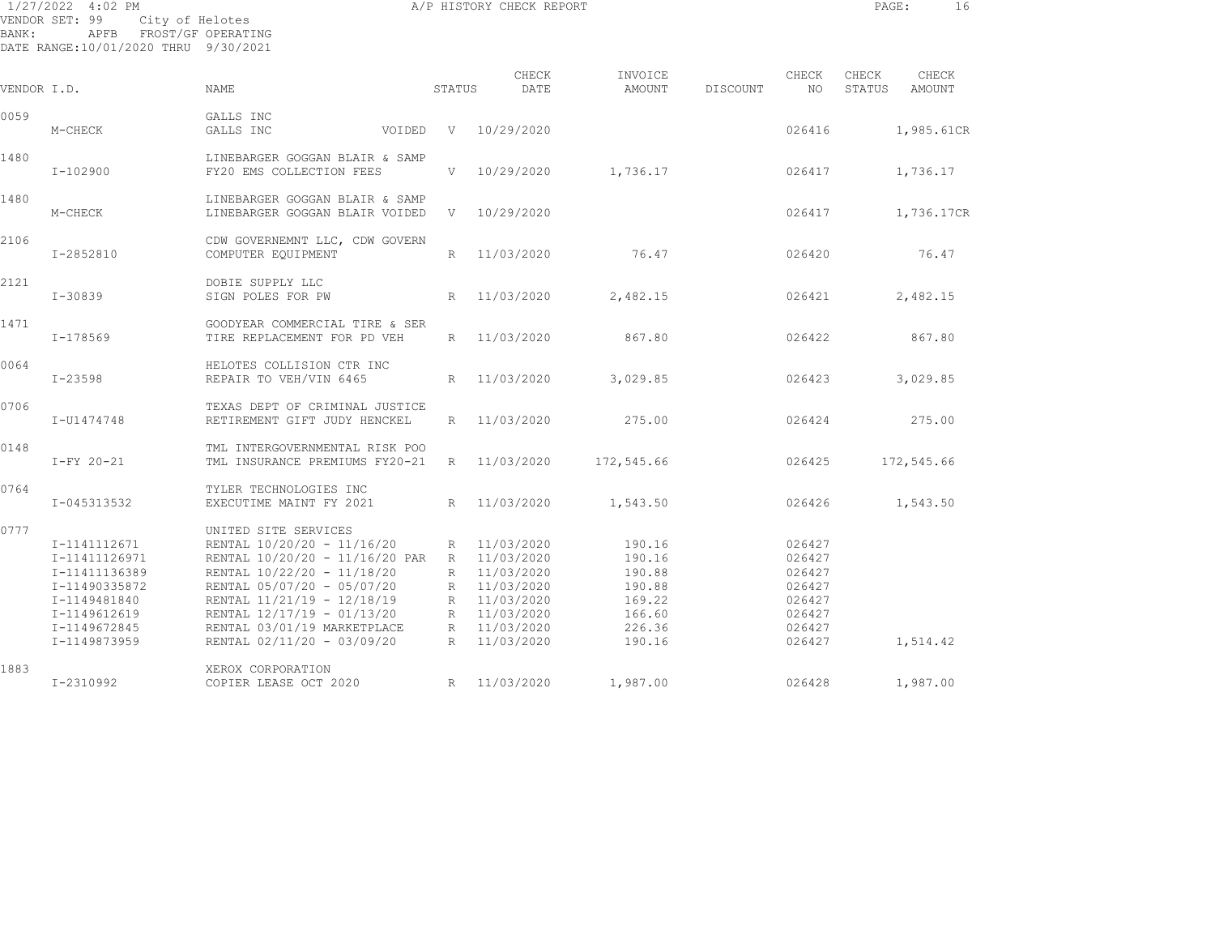1/27/2022 4:02 PM A/P HISTORY CHECK REPORT

VENDOR SET: 99 City of Helotes
BANK: APFB FROST/GF OPERATING
DATE RANGE:10/01/2020 THRU 9/30/2021

| VENDOR I.D. | | NAME | STATUS | CHECK DATE | INVOICE AMOUNT | DISCOUNT | CHECK NO | CHECK STATUS | CHECK AMOUNT |
|---|---|---|---|---|---|---|---|---|---|
| 0059 | | GALLS INC | | | | | | | |
| | M-CHECK | GALLS INC VOIDED | V | 10/29/2020 | | | 026416 | | 1,985.61CR |
| 1480 | | LINEBARGER GOGGAN BLAIR & SAMP | | | | | | | |
| | I-102900 | FY20 EMS COLLECTION FEES | V | 10/29/2020 | 1,736.17 | | 026417 | | 1,736.17 |
| 1480 | | LINEBARGER GOGGAN BLAIR & SAMP | | | | | | | |
| | M-CHECK | LINEBARGER GOGGAN BLAIR VOIDED | V | 10/29/2020 | | | 026417 | | 1,736.17CR |
| 2106 | | CDW GOVERNEMNT LLC, CDW GOVERN | | | | | | | |
| | I-2852810 | COMPUTER EQUIPMENT | R | 11/03/2020 | 76.47 | | 026420 | | 76.47 |
| 2121 | | DOBIE SUPPLY LLC | | | | | | | |
| | I-30839 | SIGN POLES FOR PW | R | 11/03/2020 | 2,482.15 | | 026421 | | 2,482.15 |
| 1471 | | GOODYEAR COMMERCIAL TIRE & SER | | | | | | | |
| | I-178569 | TIRE REPLACEMENT FOR PD VEH | R | 11/03/2020 | 867.80 | | 026422 | | 867.80 |
| 0064 | | HELOTES COLLISION CTR INC | | | | | | | |
| | I-23598 | REPAIR TO VEH/VIN 6465 | R | 11/03/2020 | 3,029.85 | | 026423 | | 3,029.85 |
| 0706 | | TEXAS DEPT OF CRIMINAL JUSTICE | | | | | | | |
| | I-U1474748 | RETIREMENT GIFT JUDY HENCKEL | R | 11/03/2020 | 275.00 | | 026424 | | 275.00 |
| 0148 | | TML INTERGOVERNMENTAL RISK POO | | | | | | | |
| | I-FY 20-21 | TML INSURANCE PREMIUMS FY20-21 | R | 11/03/2020 | 172,545.66 | | 026425 | | 172,545.66 |
| 0764 | | TYLER TECHNOLOGIES INC | | | | | | | |
| | I-045313532 | EXECUTIME MAINT FY 2021 | R | 11/03/2020 | 1,543.50 | | 026426 | | 1,543.50 |
| 0777 | | UNITED SITE SERVICES | | | | | | | |
| | I-1141112671 | RENTAL 10/20/20 - 11/16/20 | R | 11/03/2020 | 190.16 | | 026427 | | |
| | I-11411126971 | RENTAL 10/20/20 - 11/16/20 PAR | R | 11/03/2020 | 190.16 | | 026427 | | |
| | I-11411136389 | RENTAL 10/22/20 - 11/18/20 | R | 11/03/2020 | 190.88 | | 026427 | | |
| | I-11490335872 | RENTAL 05/07/20 - 05/07/20 | R | 11/03/2020 | 190.88 | | 026427 | | |
| | I-1149481840 | RENTAL 11/21/19 - 12/18/19 | R | 11/03/2020 | 169.22 | | 026427 | | |
| | I-1149612619 | RENTAL 12/17/19 - 01/13/20 | R | 11/03/2020 | 166.60 | | 026427 | | |
| | I-1149672845 | RENTAL 03/01/19 MARKETPLACE | R | 11/03/2020 | 226.36 | | 026427 | | |
| | I-1149873959 | RENTAL 02/11/20 - 03/09/20 | R | 11/03/2020 | 190.16 | | 026427 | | 1,514.42 |
| 1883 | | XEROX CORPORATION | | | | | | | |
| | I-2310992 | COPIER LEASE OCT 2020 | R | 11/03/2020 | 1,987.00 | | 026428 | | 1,987.00 |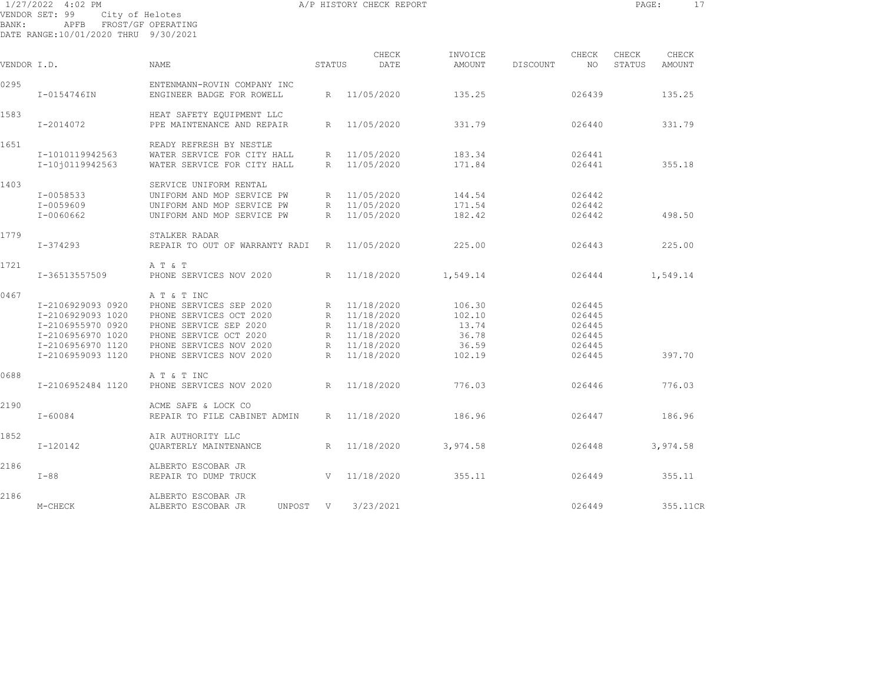1/27/2022 4:02 PM — A/P HISTORY CHECK REPORT

VENDOR SET: 99 City of Helotes
BANK: APFB FROST/GF OPERATING
DATE RANGE:10/01/2020 THRU 9/30/2021

| VENDOR I.D. | NAME | STATUS | CHECK DATE | INVOICE AMOUNT | DISCOUNT | CHECK NO | CHECK STATUS | CHECK AMOUNT |
|---|---|---|---|---|---|---|---|---|
| 0295 | ENTENMANN-ROVIN COMPANY INC | | | | | | | |
| I-0154746IN | ENGINEER BADGE FOR ROWELL | R | 11/05/2020 | 135.25 | | 026439 | | 135.25 |
| 1583 | HEAT SAFETY EQUIPMENT LLC | | | | | | | |
| I-2014072 | PPE MAINTENANCE AND REPAIR | R | 11/05/2020 | 331.79 | | 026440 | | 331.79 |
| 1651 | READY REFRESH BY NESTLE | | | | | | | |
| I-1010119942563 | WATER SERVICE FOR CITY HALL | R | 11/05/2020 | 183.34 | | 026441 | | |
| I-10j0119942563 | WATER SERVICE FOR CITY HALL | R | 11/05/2020 | 171.84 | | 026441 | | 355.18 |
| 1403 | SERVICE UNIFORM RENTAL | | | | | | | |
| I-0058533 | UNIFORM AND MOP SERVICE PW | R | 11/05/2020 | 144.54 | | 026442 | | |
| I-0059609 | UNIFORM AND MOP SERVICE PW | R | 11/05/2020 | 171.54 | | 026442 | | |
| I-0060662 | UNIFORM AND MOP SERVICE PW | R | 11/05/2020 | 182.42 | | 026442 | | 498.50 |
| 1779 | STALKER RADAR | | | | | | | |
| I-374293 | REPAIR TO OUT OF WARRANTY RADI | R | 11/05/2020 | 225.00 | | 026443 | | 225.00 |
| 1721 | A T & T | | | | | | | |
| I-36513557509 | PHONE SERVICES NOV 2020 | R | 11/18/2020 | 1,549.14 | | 026444 | | 1,549.14 |
| 0467 | A T & T INC | | | | | | | |
| I-2106929093 0920 | PHONE SERVICES SEP 2020 | R | 11/18/2020 | 106.30 | | 026445 | | |
| I-2106929093 1020 | PHONE SERVICES OCT 2020 | R | 11/18/2020 | 102.10 | | 026445 | | |
| I-2106955970 0920 | PHONE SERVICE SEP 2020 | R | 11/18/2020 | 13.74 | | 026445 | | |
| I-2106956970 1020 | PHONE SERVICE OCT 2020 | R | 11/18/2020 | 36.78 | | 026445 | | |
| I-2106956970 1120 | PHONE SERVICES NOV 2020 | R | 11/18/2020 | 36.59 | | 026445 | | |
| I-2106959093 1120 | PHONE SERVICES NOV 2020 | R | 11/18/2020 | 102.19 | | 026445 | | 397.70 |
| 0688 | A T & T INC | | | | | | | |
| I-2106952484 1120 | PHONE SERVICES NOV 2020 | R | 11/18/2020 | 776.03 | | 026446 | | 776.03 |
| 2190 | ACME SAFE & LOCK CO | | | | | | | |
| I-60084 | REPAIR TO FILE CABINET ADMIN | R | 11/18/2020 | 186.96 | | 026447 | | 186.96 |
| 1852 | AIR AUTHORITY LLC | | | | | | | |
| I-120142 | QUARTERLY MAINTENANCE | R | 11/18/2020 | 3,974.58 | | 026448 | | 3,974.58 |
| 2186 | ALBERTO ESCOBAR JR | | | | | | | |
| I-88 | REPAIR TO DUMP TRUCK | V | 11/18/2020 | 355.11 | | 026449 | | 355.11 |
| 2186 | ALBERTO ESCOBAR JR | | | | | | | |
| M-CHECK | ALBERTO ESCOBAR JR UNPOST | V | 3/23/2021 | | | 026449 | | 355.11CR |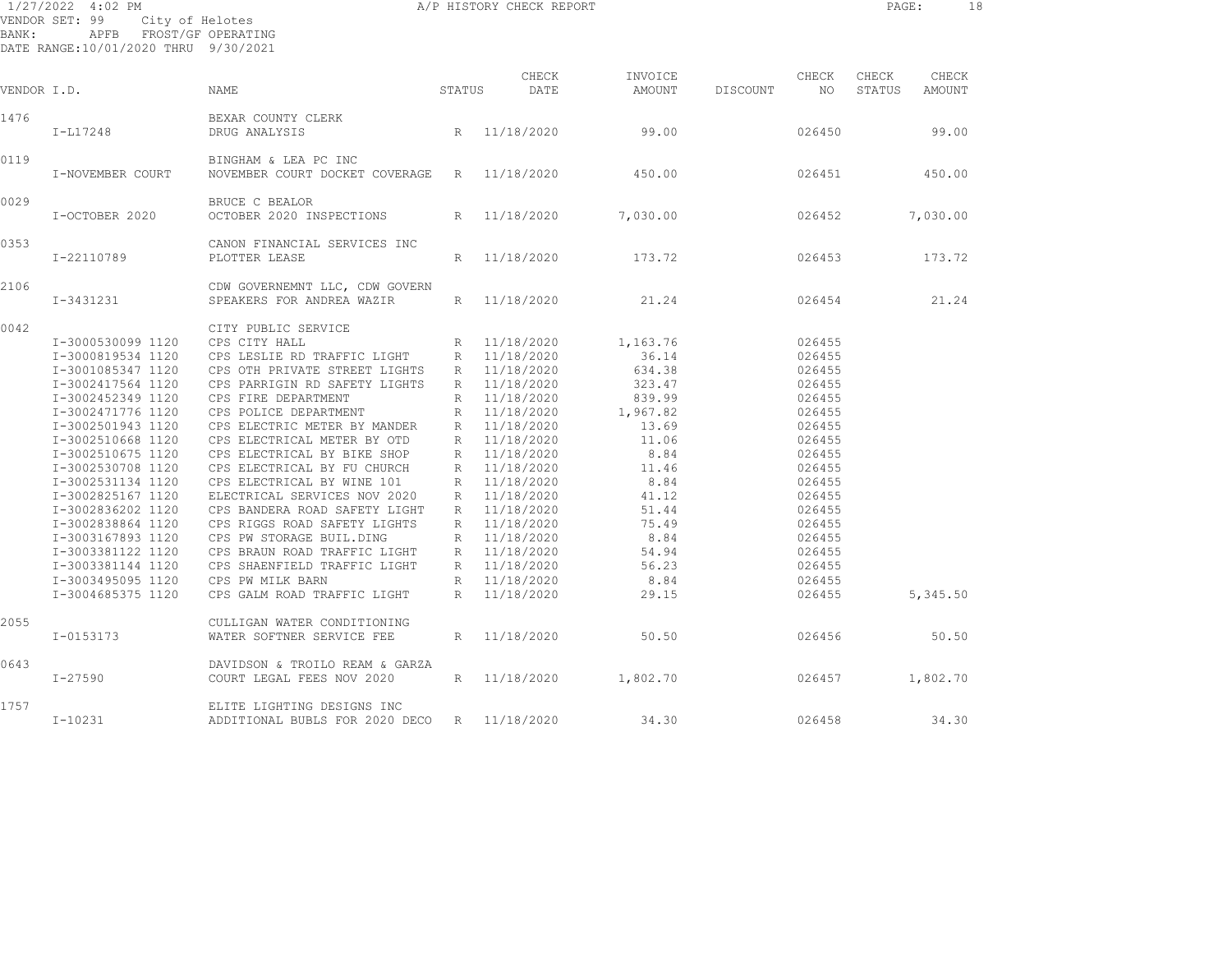1/27/2022 4:02 PM A/P HISTORY CHECK REPORT

VENDOR SET: 99 City of Helotes
BANK: APFB FROST/GF OPERATING
DATE RANGE:10/01/2020 THRU 9/30/2021

| VENDOR I.D. | | NAME | STATUS | CHECK DATE | INVOICE AMOUNT | DISCOUNT | CHECK NO | CHECK STATUS | CHECK AMOUNT |
|---|---|---|---|---|---|---|---|---|---|
| 1476 | | BEXAR COUNTY CLERK | | | | | | | |
| | I-L17248 | DRUG ANALYSIS | R | 11/18/2020 | 99.00 | | 026450 | | 99.00 |
| 0119 | | BINGHAM & LEA PC INC | | | | | | | |
| | I-NOVEMBER COURT | NOVEMBER COURT DOCKET COVERAGE | R | 11/18/2020 | 450.00 | | 026451 | | 450.00 |
| 0029 | | BRUCE C BEALOR | | | | | | | |
| | I-OCTOBER 2020 | OCTOBER 2020 INSPECTIONS | R | 11/18/2020 | 7,030.00 | | 026452 | | 7,030.00 |
| 0353 | | CANON FINANCIAL SERVICES INC | | | | | | | |
| | I-22110789 | PLOTTER LEASE | R | 11/18/2020 | 173.72 | | 026453 | | 173.72 |
| 2106 | | CDW GOVERNEMNT LLC, CDW GOVERN | | | | | | | |
| | I-3431231 | SPEAKERS FOR ANDREA WAZIR | R | 11/18/2020 | 21.24 | | 026454 | | 21.24 |
| 0042 | | CITY PUBLIC SERVICE | | | | | | | |
| | I-3000530099 1120 | CPS CITY HALL | R | 11/18/2020 | 1,163.76 | | 026455 | | |
| | I-3000819534 1120 | CPS LESLIE RD TRAFFIC LIGHT | R | 11/18/2020 | 36.14 | | 026455 | | |
| | I-3001085347 1120 | CPS OTH PRIVATE STREET LIGHTS | R | 11/18/2020 | 634.38 | | 026455 | | |
| | I-3002417564 1120 | CPS PARRIGIN RD SAFETY LIGHTS | R | 11/18/2020 | 323.47 | | 026455 | | |
| | I-3002452349 1120 | CPS FIRE DEPARTMENT | R | 11/18/2020 | 839.99 | | 026455 | | |
| | I-3002471776 1120 | CPS POLICE DEPARTMENT | R | 11/18/2020 | 1,967.82 | | 026455 | | |
| | I-3002501943 1120 | CPS ELECTRIC METER BY MANDER | R | 11/18/2020 | 13.69 | | 026455 | | |
| | I-3002510668 1120 | CPS ELECTRICAL METER BY OTD | R | 11/18/2020 | 11.06 | | 026455 | | |
| | I-3002510675 1120 | CPS ELECTRICAL BY BIKE SHOP | R | 11/18/2020 | 8.84 | | 026455 | | |
| | I-3002530708 1120 | CPS ELECTRICAL BY FU CHURCH | R | 11/18/2020 | 11.46 | | 026455 | | |
| | I-3002531134 1120 | CPS ELECTRICAL BY WINE 101 | R | 11/18/2020 | 8.84 | | 026455 | | |
| | I-3002825167 1120 | ELECTRICAL SERVICES NOV 2020 | R | 11/18/2020 | 41.12 | | 026455 | | |
| | I-3002836202 1120 | CPS BANDERA ROAD SAFETY LIGHT | R | 11/18/2020 | 51.44 | | 026455 | | |
| | I-3002838864 1120 | CPS RIGGS ROAD SAFETY LIGHTS | R | 11/18/2020 | 75.49 | | 026455 | | |
| | I-3003167893 1120 | CPS PW STORAGE BUIL.DING | R | 11/18/2020 | 8.84 | | 026455 | | |
| | I-3003381122 1120 | CPS BRAUN ROAD TRAFFIC LIGHT | R | 11/18/2020 | 54.94 | | 026455 | | |
| | I-3003381144 1120 | CPS SHAENFIELD TRAFFIC LIGHT | R | 11/18/2020 | 56.23 | | 026455 | | |
| | I-3003495095 1120 | CPS PW MILK BARN | R | 11/18/2020 | 8.84 | | 026455 | | |
| | I-3004685375 1120 | CPS GALM ROAD TRAFFIC LIGHT | R | 11/18/2020 | 29.15 | | 026455 | | 5,345.50 |
| 2055 | | CULLIGAN WATER CONDITIONING | | | | | | | |
| | I-0153173 | WATER SOFTNER SERVICE FEE | R | 11/18/2020 | 50.50 | | 026456 | | 50.50 |
| 0643 | | DAVIDSON & TROILO REAM & GARZA | | | | | | | |
| | I-27590 | COURT LEGAL FEES NOV 2020 | R | 11/18/2020 | 1,802.70 | | 026457 | | 1,802.70 |
| 1757 | | ELITE LIGHTING DESIGNS INC | | | | | | | |
| | I-10231 | ADDITIONAL BUBLS FOR 2020 DECO | R | 11/18/2020 | 34.30 | | 026458 | | 34.30 |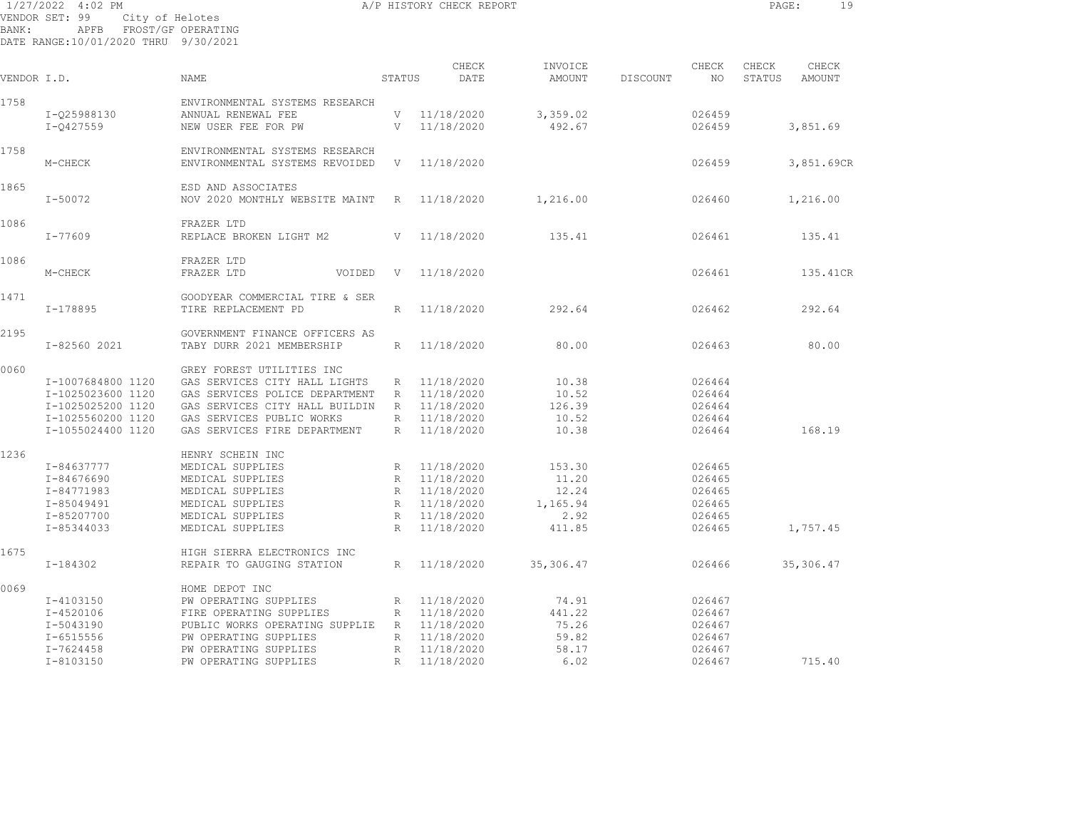1/27/2022 4:02 PM A/P HISTORY CHECK REPORT

VENDOR SET: 99 City of Helotes
BANK: APFB FROST/GF OPERATING
DATE RANGE:10/01/2020 THRU 9/30/2021

| VENDOR I.D. | NAME | STATUS | CHECK DATE | INVOICE AMOUNT | DISCOUNT | CHECK NO | CHECK STATUS | CHECK AMOUNT |
|---|---|---|---|---|---|---|---|---|
| 1758 | ENVIRONMENTAL SYSTEMS RESEARCH | | | | | | | |
| I-Q25988130 | ANNUAL RENEWAL FEE | V | 11/18/2020 | 3,359.02 | | 026459 | | |
| I-Q427559 | NEW USER FEE FOR PW | V | 11/18/2020 | 492.67 | | 026459 | | 3,851.69 |
| 1758 | ENVIRONMENTAL SYSTEMS RESEARCH | | | | | | | |
| M-CHECK | ENVIRONMENTAL SYSTEMS REVOIDED | V | 11/18/2020 | | | 026459 | | 3,851.69CR |
| 1865 | ESD AND ASSOCIATES | | | | | | | |
| I-50072 | NOV 2020 MONTHLY WEBSITE MAINT | R | 11/18/2020 | 1,216.00 | | 026460 | | 1,216.00 |
| 1086 | FRAZER LTD | | | | | | | |
| I-77609 | REPLACE BROKEN LIGHT M2 | V | 11/18/2020 | 135.41 | | 026461 | | 135.41 |
| 1086 | FRAZER LTD | | | | | | | |
| M-CHECK | FRAZER LTD VOIDED | V | 11/18/2020 | | | 026461 | | 135.41CR |
| 1471 | GOODYEAR COMMERCIAL TIRE & SER | | | | | | | |
| I-178895 | TIRE REPLACEMENT PD | R | 11/18/2020 | 292.64 | | 026462 | | 292.64 |
| 2195 | GOVERNMENT FINANCE OFFICERS AS | | | | | | | |
| I-82560 2021 | TABY DURR 2021 MEMBERSHIP | R | 11/18/2020 | 80.00 | | 026463 | | 80.00 |
| 0060 | GREY FOREST UTILITIES INC | | | | | | | |
| I-1007684800 1120 | GAS SERVICES CITY HALL LIGHTS | R | 11/18/2020 | 10.38 | | 026464 | | |
| I-1025023600 1120 | GAS SERVICES POLICE DEPARTMENT | R | 11/18/2020 | 10.52 | | 026464 | | |
| I-1025025200 1120 | GAS SERVICES CITY HALL BUILDIN | R | 11/18/2020 | 126.39 | | 026464 | | |
| I-1025560200 1120 | GAS SERVICES PUBLIC WORKS | R | 11/18/2020 | 10.52 | | 026464 | | |
| I-1055024400 1120 | GAS SERVICES FIRE DEPARTMENT | R | 11/18/2020 | 10.38 | | 026464 | | 168.19 |
| 1236 | HENRY SCHEIN INC | | | | | | | |
| I-84637777 | MEDICAL SUPPLIES | R | 11/18/2020 | 153.30 | | 026465 | | |
| I-84676690 | MEDICAL SUPPLIES | R | 11/18/2020 | 11.20 | | 026465 | | |
| I-84771983 | MEDICAL SUPPLIES | R | 11/18/2020 | 12.24 | | 026465 | | |
| I-85049491 | MEDICAL SUPPLIES | R | 11/18/2020 | 1,165.94 | | 026465 | | |
| I-85207700 | MEDICAL SUPPLIES | R | 11/18/2020 | 2.92 | | 026465 | | |
| I-85344033 | MEDICAL SUPPLIES | R | 11/18/2020 | 411.85 | | 026465 | | 1,757.45 |
| 1675 | HIGH SIERRA ELECTRONICS INC | | | | | | | |
| I-184302 | REPAIR TO GAUGING STATION | R | 11/18/2020 | 35,306.47 | | 026466 | | 35,306.47 |
| 0069 | HOME DEPOT INC | | | | | | | |
| I-4103150 | PW OPERATING SUPPLIES | R | 11/18/2020 | 74.91 | | 026467 | | |
| I-4520106 | FIRE OPERATING SUPPLIES | R | 11/18/2020 | 441.22 | | 026467 | | |
| I-5043190 | PUBLIC WORKS OPERATING SUPPLIE | R | 11/18/2020 | 75.26 | | 026467 | | |
| I-6515556 | PW OPERATING SUPPLIES | R | 11/18/2020 | 59.82 | | 026467 | | |
| I-7624458 | PW OPERATING SUPPLIES | R | 11/18/2020 | 58.17 | | 026467 | | |
| I-8103150 | PW OPERATING SUPPLIES | R | 11/18/2020 | 6.02 | | 026467 | | 715.40 |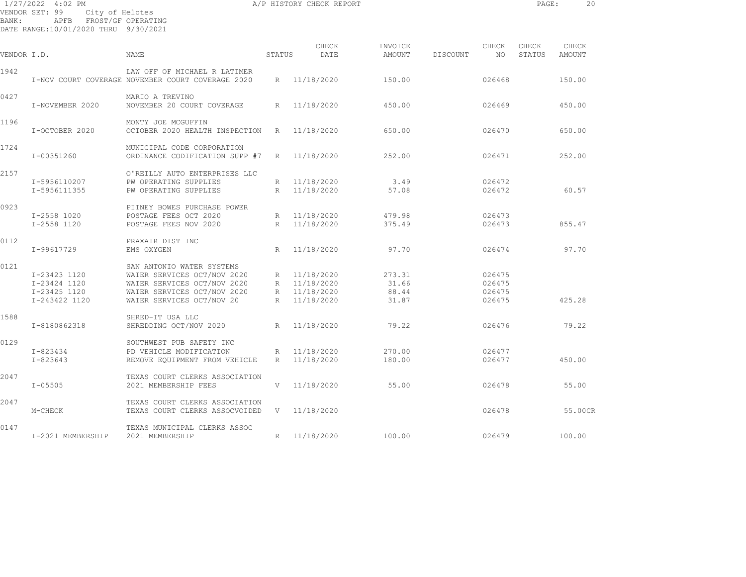1/27/2022 4:02 PM  A/P HISTORY CHECK REPORT

VENDOR SET: 99 City of Helotes
BANK: APFB FROST/GF OPERATING
DATE RANGE:10/01/2020 THRU 9/30/2021

| VENDOR I.D. | | NAME | STATUS | CHECK DATE | INVOICE AMOUNT | DISCOUNT | CHECK NO | CHECK STATUS | CHECK AMOUNT |
|---|---|---|---|---|---|---|---|---|---|
| 1942 | | LAW OFF OF MICHAEL R LATIMER | | | | | | | |
| | I-NOV COURT COVERAGE | NOVEMBER COURT COVERAGE 2020 | R | 11/18/2020 | 150.00 | | 026468 | | 150.00 |
| 0427 | | MARIO A TREVINO | | | | | | | |
| | I-NOVEMBER 2020 | NOVEMBER 20 COURT COVERAGE | R | 11/18/2020 | 450.00 | | 026469 | | 450.00 |
| 1196 | | MONTY JOE MCGUFFIN | | | | | | | |
| | I-OCTOBER 2020 | OCTOBER 2020 HEALTH INSPECTION | R | 11/18/2020 | 650.00 | | 026470 | | 650.00 |
| 1724 | | MUNICIPAL CODE CORPORATION | | | | | | | |
| | I-00351260 | ORDINANCE CODIFICATION SUPP #7 | R | 11/18/2020 | 252.00 | | 026471 | | 252.00 |
| 2157 | | O'REILLY AUTO ENTERPRISES LLC | | | | | | | |
| | I-5956110207 | PW OPERATING SUPPLIES | R | 11/18/2020 | 3.49 | | 026472 | | |
| | I-5956111355 | PW OPERATING SUPPLIES | R | 11/18/2020 | 57.08 | | 026472 | | 60.57 |
| 0923 | | PITNEY BOWES PURCHASE POWER | | | | | | | |
| | I-2558 1020 | POSTAGE FEES OCT 2020 | R | 11/18/2020 | 479.98 | | 026473 | | |
| | I-2558 1120 | POSTAGE FEES NOV 2020 | R | 11/18/2020 | 375.49 | | 026473 | | 855.47 |
| 0112 | | PRAXAIR DIST INC | | | | | | | |
| | I-99617729 | EMS OXYGEN | R | 11/18/2020 | 97.70 | | 026474 | | 97.70 |
| 0121 | | SAN ANTONIO WATER SYSTEMS | | | | | | | |
| | I-23423 1120 | WATER SERVICES OCT/NOV 2020 | R | 11/18/2020 | 273.31 | | 026475 | | |
| | I-23424 1120 | WATER SERVICES OCT/NOV 2020 | R | 11/18/2020 | 31.66 | | 026475 | | |
| | I-23425 1120 | WATER SERVICES OCT/NOV 2020 | R | 11/18/2020 | 88.44 | | 026475 | | |
| | I-243422 1120 | WATER SERVICES OCT/NOV 20 | R | 11/18/2020 | 31.87 | | 026475 | | 425.28 |
| 1588 | | SHRED-IT USA LLC | | | | | | | |
| | I-8180862318 | SHREDDING OCT/NOV 2020 | R | 11/18/2020 | 79.22 | | 026476 | | 79.22 |
| 0129 | | SOUTHWEST PUB SAFETY INC | | | | | | | |
| | I-823434 | PD VEHICLE MODIFICATION | R | 11/18/2020 | 270.00 | | 026477 | | |
| | I-823643 | REMOVE EQUIPMENT FROM VEHICLE | R | 11/18/2020 | 180.00 | | 026477 | | 450.00 |
| 2047 | | TEXAS COURT CLERKS ASSOCIATION | | | | | | | |
| | I-05505 | 2021 MEMBERSHIP FEES | V | 11/18/2020 | 55.00 | | 026478 | | 55.00 |
| 2047 | | TEXAS COURT CLERKS ASSOCIATION | | | | | | | |
| | M-CHECK | TEXAS COURT CLERKS ASSOCVOIDED | V | 11/18/2020 | | | 026478 | | 55.00CR |
| 0147 | | TEXAS MUNICIPAL CLERKS ASSOC | | | | | | | |
| | I-2021 MEMBERSHIP | 2021 MEMBERSHIP | R | 11/18/2020 | 100.00 | | 026479 | | 100.00 |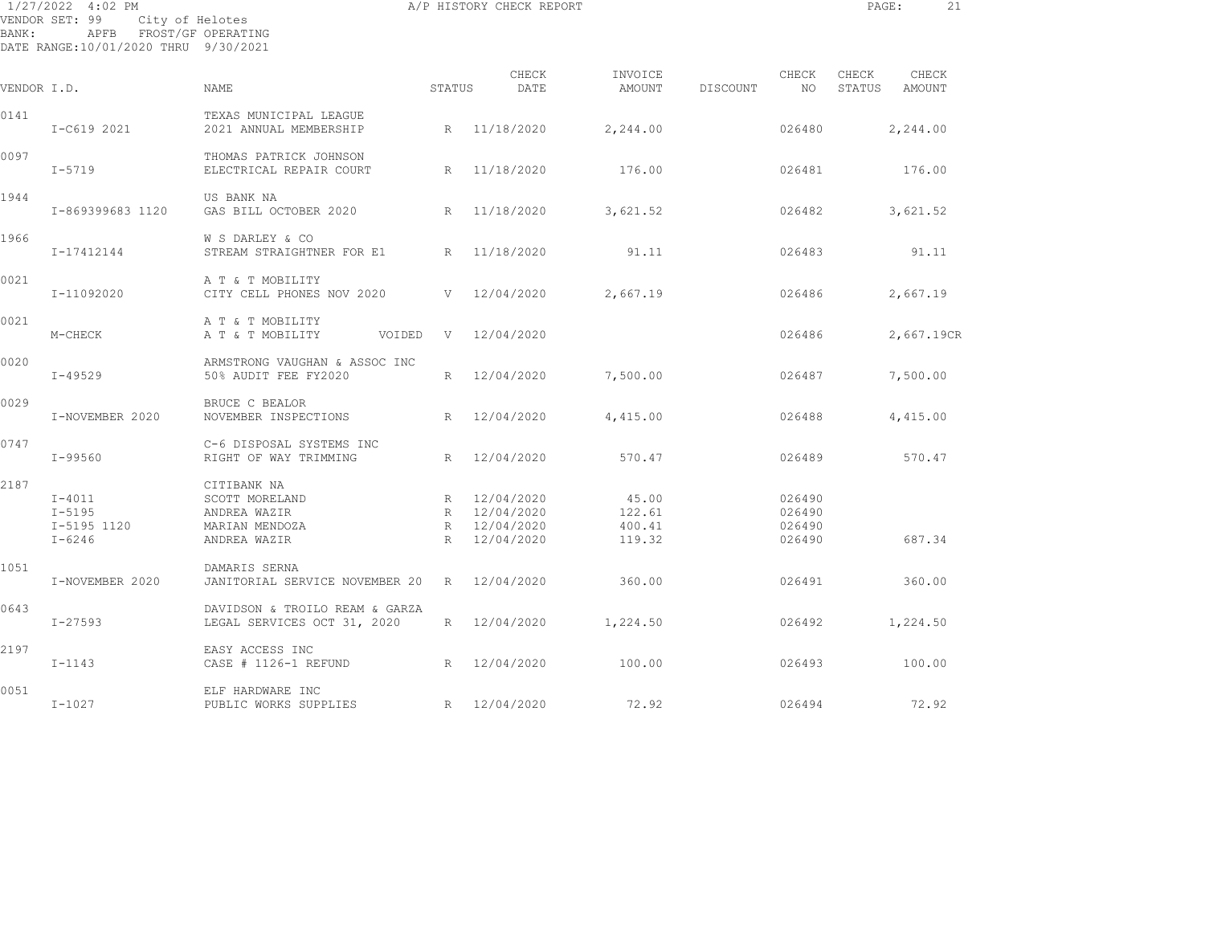1/27/2022 4:02 PM A/P HISTORY CHECK REPORT

VENDOR SET: 99 City of Helotes
BANK: APFB FROST/GF OPERATING
DATE RANGE:10/01/2020 THRU 9/30/2021

| VENDOR I.D. | | NAME | STATUS | CHECK DATE | INVOICE AMOUNT | DISCOUNT | CHECK NO | CHECK STATUS | CHECK AMOUNT |
|---|---|---|---|---|---|---|---|---|---|
| 0141 | | TEXAS MUNICIPAL LEAGUE | | | | | | | |
| | I-C619 2021 | 2021 ANNUAL MEMBERSHIP | R | 11/18/2020 | 2,244.00 | | 026480 | | 2,244.00 |
| 0097 | | THOMAS PATRICK JOHNSON | | | | | | | |
| | I-5719 | ELECTRICAL REPAIR COURT | R | 11/18/2020 | 176.00 | | 026481 | | 176.00 |
| 1944 | | US BANK NA | | | | | | | |
| | I-869399683 1120 | GAS BILL OCTOBER 2020 | R | 11/18/2020 | 3,621.52 | | 026482 | | 3,621.52 |
| 1966 | | W S DARLEY & CO | | | | | | | |
| | I-17412144 | STREAM STRAIGHTNER FOR E1 | R | 11/18/2020 | 91.11 | | 026483 | | 91.11 |
| 0021 | | A T & T MOBILITY | | | | | | | |
| | I-11092020 | CITY CELL PHONES NOV 2020 | V | 12/04/2020 | 2,667.19 | | 026486 | | 2,667.19 |
| 0021 | | A T & T MOBILITY | | | | | | | |
| | M-CHECK | A T & T MOBILITY VOIDED | V | 12/04/2020 | | | 026486 | | 2,667.19CR |
| 0020 | | ARMSTRONG VAUGHAN & ASSOC INC | | | | | | | |
| | I-49529 | 50% AUDIT FEE FY2020 | R | 12/04/2020 | 7,500.00 | | 026487 | | 7,500.00 |
| 0029 | | BRUCE C BEALOR | | | | | | | |
| | I-NOVEMBER 2020 | NOVEMBER INSPECTIONS | R | 12/04/2020 | 4,415.00 | | 026488 | | 4,415.00 |
| 0747 | | C-6 DISPOSAL SYSTEMS INC | | | | | | | |
| | I-99560 | RIGHT OF WAY TRIMMING | R | 12/04/2020 | 570.47 | | 026489 | | 570.47 |
| 2187 | | CITIBANK NA | | | | | | | |
| | I-4011 | SCOTT MORELAND | R | 12/04/2020 | 45.00 | | 026490 | | |
| | I-5195 | ANDREA WAZIR | R | 12/04/2020 | 122.61 | | 026490 | | |
| | I-5195 1120 | MARIAN MENDOZA | R | 12/04/2020 | 400.41 | | 026490 | | |
| | I-6246 | ANDREA WAZIR | R | 12/04/2020 | 119.32 | | 026490 | | 687.34 |
| 1051 | | DAMARIS SERNA | | | | | | | |
| | I-NOVEMBER 2020 | JANITORIAL SERVICE NOVEMBER 20 | R | 12/04/2020 | 360.00 | | 026491 | | 360.00 |
| 0643 | | DAVIDSON & TROILO REAM & GARZA | | | | | | | |
| | I-27593 | LEGAL SERVICES OCT 31, 2020 | R | 12/04/2020 | 1,224.50 | | 026492 | | 1,224.50 |
| 2197 | | EASY ACCESS INC | | | | | | | |
| | I-1143 | CASE # 1126-1 REFUND | R | 12/04/2020 | 100.00 | | 026493 | | 100.00 |
| 0051 | | ELF HARDWARE INC | | | | | | | |
| | I-1027 | PUBLIC WORKS SUPPLIES | R | 12/04/2020 | 72.92 | | 026494 | | 72.92 |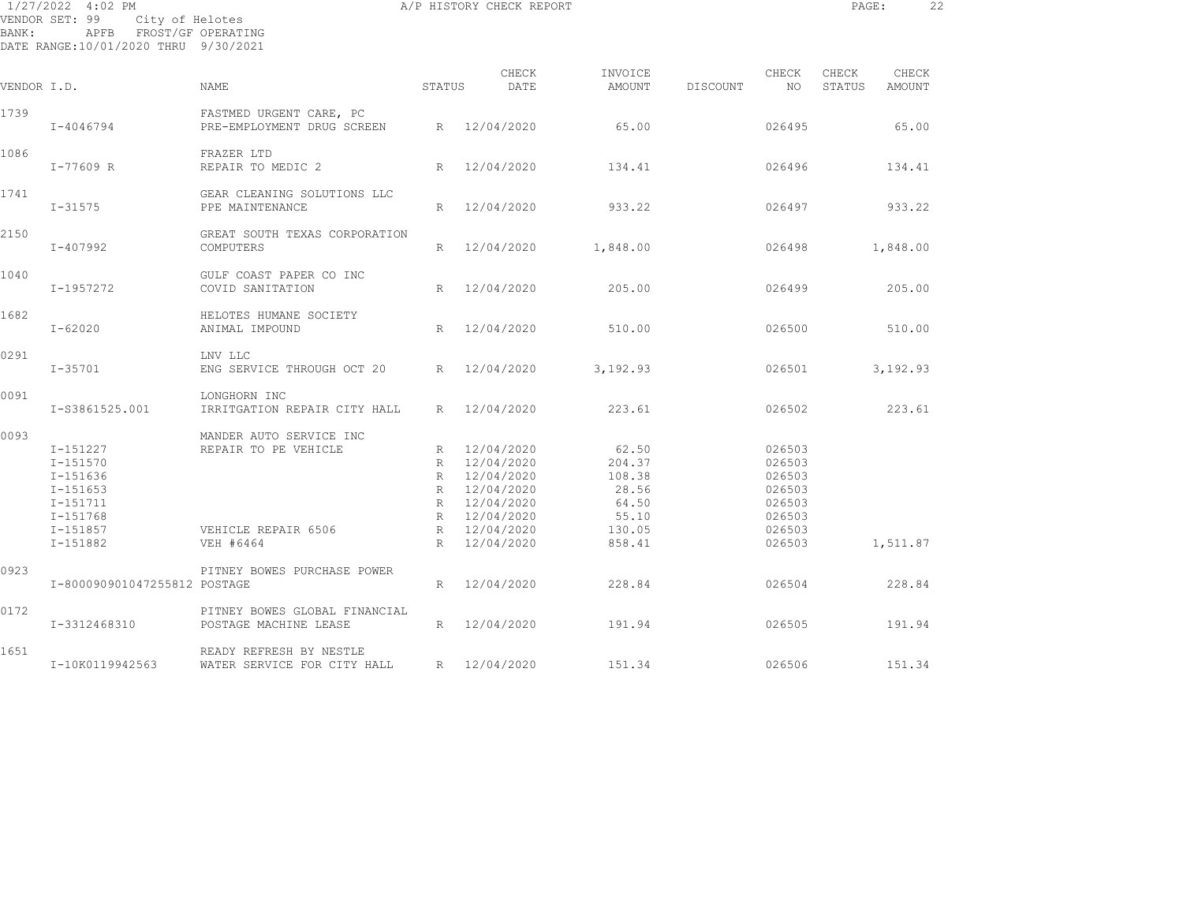1/27/2022 4:02 PM — A/P HISTORY CHECK REPORT

VENDOR SET: 99 City of Helotes
BANK: APFB FROST/GF OPERATING
DATE RANGE: 10/01/2020 THRU 9/30/2021

| VENDOR I.D. | | NAME | STATUS | CHECK DATE | INVOICE AMOUNT | DISCOUNT | CHECK NO | CHECK STATUS | CHECK AMOUNT |
|---|---|---|---|---|---|---|---|---|---|
| 1739 | | FASTMED URGENT CARE, PC | | | | | | | |
| | I-4046794 | PRE-EMPLOYMENT DRUG SCREEN | R | 12/04/2020 | 65.00 | | 026495 | | 65.00 |
| 1086 | | FRAZER LTD | | | | | | | |
| | I-77609 R | REPAIR TO MEDIC 2 | R | 12/04/2020 | 134.41 | | 026496 | | 134.41 |
| 1741 | | GEAR CLEANING SOLUTIONS LLC | | | | | | | |
| | I-31575 | PPE MAINTENANCE | R | 12/04/2020 | 933.22 | | 026497 | | 933.22 |
| 2150 | | GREAT SOUTH TEXAS CORPORATION | | | | | | | |
| | I-407992 | COMPUTERS | R | 12/04/2020 | 1,848.00 | | 026498 | | 1,848.00 |
| 1040 | | GULF COAST PAPER CO INC | | | | | | | |
| | I-1957272 | COVID SANITATION | R | 12/04/2020 | 205.00 | | 026499 | | 205.00 |
| 1682 | | HELOTES HUMANE SOCIETY | | | | | | | |
| | I-62020 | ANIMAL IMPOUND | R | 12/04/2020 | 510.00 | | 026500 | | 510.00 |
| 0291 | | LNV LLC | | | | | | | |
| | I-35701 | ENG SERVICE THROUGH OCT 20 | R | 12/04/2020 | 3,192.93 | | 026501 | | 3,192.93 |
| 0091 | | LONGHORN INC | | | | | | | |
| | I-S3861525.001 | IRRITGATION REPAIR CITY HALL | R | 12/04/2020 | 223.61 | | 026502 | | 223.61 |
| 0093 | | MANDER AUTO SERVICE INC | | | | | | | |
| | I-151227 | REPAIR TO PE VEHICLE | R | 12/04/2020 | 62.50 | | 026503 | | |
| | I-151570 | | R | 12/04/2020 | 204.37 | | 026503 | | |
| | I-151636 | | R | 12/04/2020 | 108.38 | | 026503 | | |
| | I-151653 | | R | 12/04/2020 | 28.56 | | 026503 | | |
| | I-151711 | | R | 12/04/2020 | 64.50 | | 026503 | | |
| | I-151768 | | R | 12/04/2020 | 55.10 | | 026503 | | |
| | I-151857 | VEHICLE REPAIR 6506 | R | 12/04/2020 | 130.05 | | 026503 | | |
| | I-151882 | VEH #6464 | R | 12/04/2020 | 858.41 | | 026503 | | 1,511.87 |
| 0923 | | PITNEY BOWES PURCHASE POWER | | | | | | | |
| | I-800090901047255812 | POSTAGE | R | 12/04/2020 | 228.84 | | 026504 | | 228.84 |
| 0172 | | PITNEY BOWES GLOBAL FINANCIAL | | | | | | | |
| | I-3312468310 | POSTAGE MACHINE LEASE | R | 12/04/2020 | 191.94 | | 026505 | | 191.94 |
| 1651 | | READY REFRESH BY NESTLE | | | | | | | |
| | I-10K0119942563 | WATER SERVICE FOR CITY HALL | R | 12/04/2020 | 151.34 | | 026506 | | 151.34 |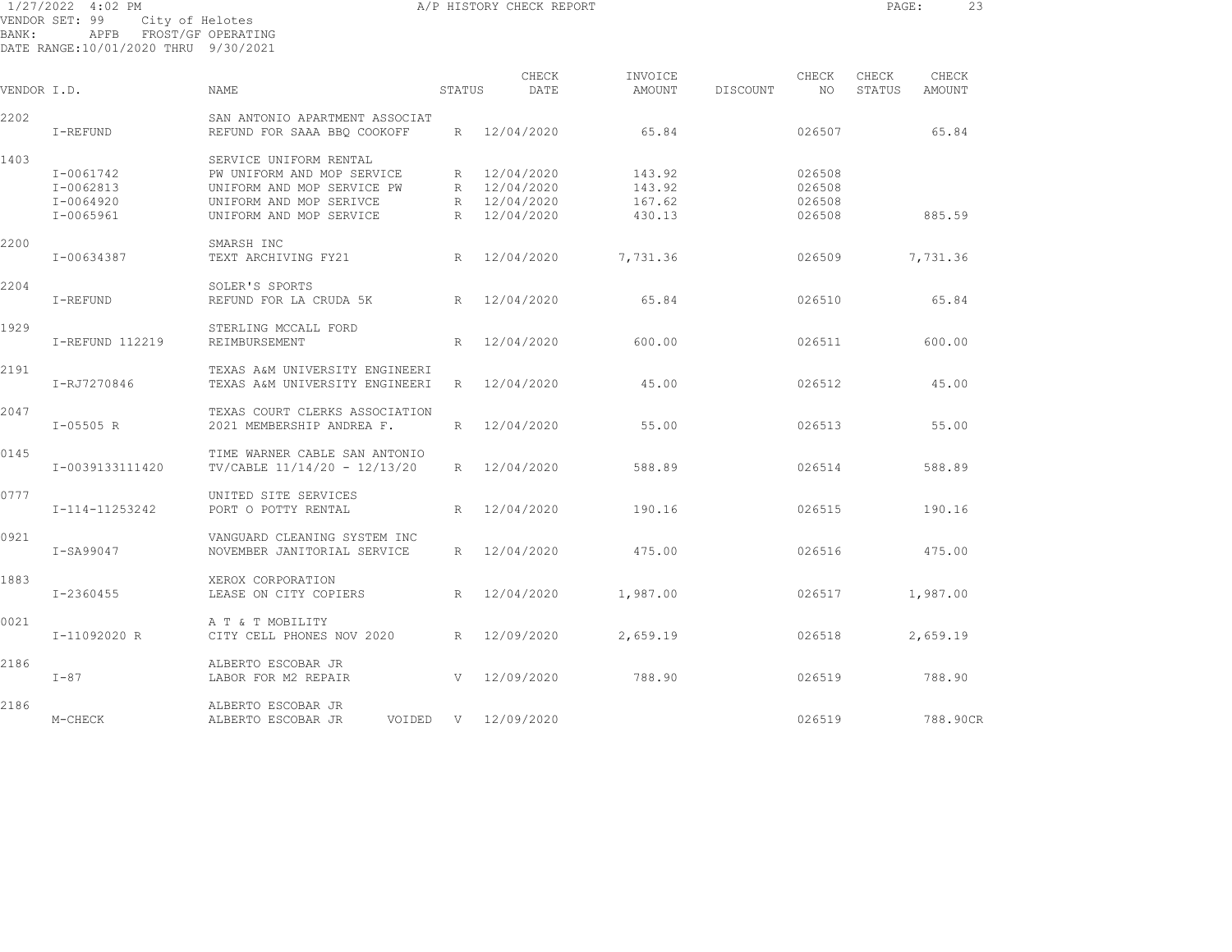1/27/2022 4:02 PM A/P HISTORY CHECK REPORT

VENDOR SET: 99 City of Helotes
BANK: APFB FROST/GF OPERATING
DATE RANGE:10/01/2020 THRU 9/30/2021

| VENDOR I.D. | NAME | STATUS | CHECK DATE | INVOICE AMOUNT | DISCOUNT | CHECK NO | CHECK STATUS | CHECK AMOUNT |
|---|---|---|---|---|---|---|---|---|
| 2202 | SAN ANTONIO APARTMENT ASSOCIAT | | | | | | | |
| I-REFUND | REFUND FOR SAAA BBQ COOKOFF | R | 12/04/2020 | 65.84 | | 026507 | | 65.84 |
| 1403 | SERVICE UNIFORM RENTAL | | | | | | | |
| I-0061742 | PW UNIFORM AND MOP SERVICE | R | 12/04/2020 | 143.92 | | 026508 | | |
| I-0062813 | UNIFORM AND MOP SERVICE PW | R | 12/04/2020 | 143.92 | | 026508 | | |
| I-0064920 | UNIFORM AND MOP SERIVCE | R | 12/04/2020 | 167.62 | | 026508 | | |
| I-0065961 | UNIFORM AND MOP SERVICE | R | 12/04/2020 | 430.13 | | 026508 | | 885.59 |
| 2200 | SMARSH INC | | | | | | | |
| I-00634387 | TEXT ARCHIVING FY21 | R | 12/04/2020 | 7,731.36 | | 026509 | | 7,731.36 |
| 2204 | SOLER'S SPORTS | | | | | | | |
| I-REFUND | REFUND FOR LA CRUDA 5K | R | 12/04/2020 | 65.84 | | 026510 | | 65.84 |
| 1929 | STERLING MCCALL FORD | | | | | | | |
| I-REFUND 112219 | REIMBURSEMENT | R | 12/04/2020 | 600.00 | | 026511 | | 600.00 |
| 2191 | TEXAS A&M UNIVERSITY ENGINEERI | | | | | | | |
| I-RJ7270846 | TEXAS A&M UNIVERSITY ENGINEERI | R | 12/04/2020 | 45.00 | | 026512 | | 45.00 |
| 2047 | TEXAS COURT CLERKS ASSOCIATION | | | | | | | |
| I-05505 R | 2021 MEMBERSHIP ANDREA F. | R | 12/04/2020 | 55.00 | | 026513 | | 55.00 |
| 0145 | TIME WARNER CABLE SAN ANTONIO | | | | | | | |
| I-0039133111420 | TV/CABLE 11/14/20 - 12/13/20 | R | 12/04/2020 | 588.89 | | 026514 | | 588.89 |
| 0777 | UNITED SITE SERVICES | | | | | | | |
| I-114-11253242 | PORT O POTTY RENTAL | R | 12/04/2020 | 190.16 | | 026515 | | 190.16 |
| 0921 | VANGUARD CLEANING SYSTEM INC | | | | | | | |
| I-SA99047 | NOVEMBER JANITORIAL SERVICE | R | 12/04/2020 | 475.00 | | 026516 | | 475.00 |
| 1883 | XEROX CORPORATION | | | | | | | |
| I-2360455 | LEASE ON CITY COPIERS | R | 12/04/2020 | 1,987.00 | | 026517 | | 1,987.00 |
| 0021 | A T & T MOBILITY | | | | | | | |
| I-11092020 R | CITY CELL PHONES NOV 2020 | R | 12/09/2020 | 2,659.19 | | 026518 | | 2,659.19 |
| 2186 | ALBERTO ESCOBAR JR | | | | | | | |
| I-87 | LABOR FOR M2 REPAIR | V | 12/09/2020 | 788.90 | | 026519 | | 788.90 |
| 2186 | ALBERTO ESCOBAR JR | | | | | | | |
| M-CHECK | ALBERTO ESCOBAR JR VOIDED | V | 12/09/2020 | | | 026519 | | 788.90CR |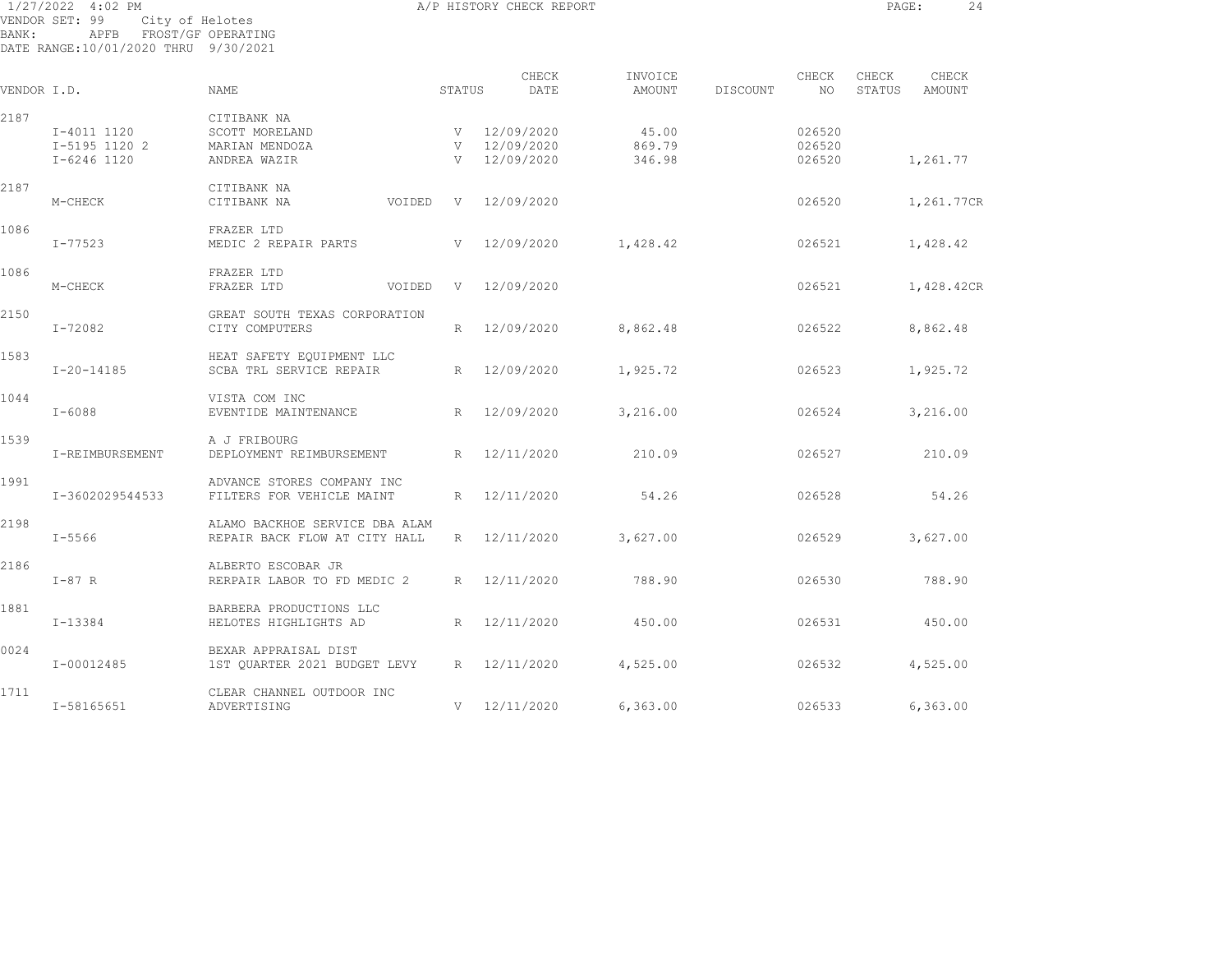1/27/2022 4:02 PM A/P HISTORY CHECK REPORT

VENDOR SET: 99 City of Helotes
BANK: APFB FROST/GF OPERATING
DATE RANGE:10/01/2020 THRU 9/30/2021

| VENDOR I.D. | | NAME | | STATUS | CHECK DATE | INVOICE AMOUNT | DISCOUNT | CHECK NO | CHECK STATUS | CHECK AMOUNT |
|---|---|---|---|---|---|---|---|---|---|---|
| 2187 | | CITIBANK NA | | | | | | | | |
| | I-4011 1120 | SCOTT MORELAND | | V | 12/09/2020 | 45.00 | | 026520 | | |
| | I-5195 1120 2 | MARIAN MENDOZA | | V | 12/09/2020 | 869.79 | | 026520 | | |
| | I-6246 1120 | ANDREA WAZIR | | V | 12/09/2020 | 346.98 | | 026520 | | 1,261.77 |
| 2187 | | CITIBANK NA | | | | | | | | |
| | M-CHECK | CITIBANK NA | VOIDED | V | 12/09/2020 | | | 026520 | | 1,261.77CR |
| 1086 | | FRAZER LTD | | | | | | | | |
| | I-77523 | MEDIC 2 REPAIR PARTS | | V | 12/09/2020 | 1,428.42 | | 026521 | | 1,428.42 |
| 1086 | | FRAZER LTD | | | | | | | | |
| | M-CHECK | FRAZER LTD | VOIDED | V | 12/09/2020 | | | 026521 | | 1,428.42CR |
| 2150 | | GREAT SOUTH TEXAS CORPORATION | | | | | | | | |
| | I-72082 | CITY COMPUTERS | | R | 12/09/2020 | 8,862.48 | | 026522 | | 8,862.48 |
| 1583 | | HEAT SAFETY EQUIPMENT LLC | | | | | | | | |
| | I-20-14185 | SCBA TRL SERVICE REPAIR | | R | 12/09/2020 | 1,925.72 | | 026523 | | 1,925.72 |
| 1044 | | VISTA COM INC | | | | | | | | |
| | I-6088 | EVENTIDE MAINTENANCE | | R | 12/09/2020 | 3,216.00 | | 026524 | | 3,216.00 |
| 1539 | | A J FRIBOURG | | | | | | | | |
| | I-REIMBURSEMENT | DEPLOYMENT REIMBURSEMENT | | R | 12/11/2020 | 210.09 | | 026527 | | 210.09 |
| 1991 | | ADVANCE STORES COMPANY INC | | | | | | | | |
| | I-3602029544533 | FILTERS FOR VEHICLE MAINT | | R | 12/11/2020 | 54.26 | | 026528 | | 54.26 |
| 2198 | | ALAMO BACKHOE SERVICE DBA ALAM | | | | | | | | |
| | I-5566 | REPAIR BACK FLOW AT CITY HALL | | R | 12/11/2020 | 3,627.00 | | 026529 | | 3,627.00 |
| 2186 | | ALBERTO ESCOBAR JR | | | | | | | | |
| | I-87 R | RERPAIR LABOR TO FD MEDIC 2 | | R | 12/11/2020 | 788.90 | | 026530 | | 788.90 |
| 1881 | | BARBERA PRODUCTIONS LLC | | | | | | | | |
| | I-13384 | HELOTES HIGHLIGHTS AD | | R | 12/11/2020 | 450.00 | | 026531 | | 450.00 |
| 0024 | | BEXAR APPRAISAL DIST | | | | | | | | |
| | I-00012485 | 1ST QUARTER 2021 BUDGET LEVY | | R | 12/11/2020 | 4,525.00 | | 026532 | | 4,525.00 |
| 1711 | | CLEAR CHANNEL OUTDOOR INC | | | | | | | | |
| | I-58165651 | ADVERTISING | | V | 12/11/2020 | 6,363.00 | | 026533 | | 6,363.00 |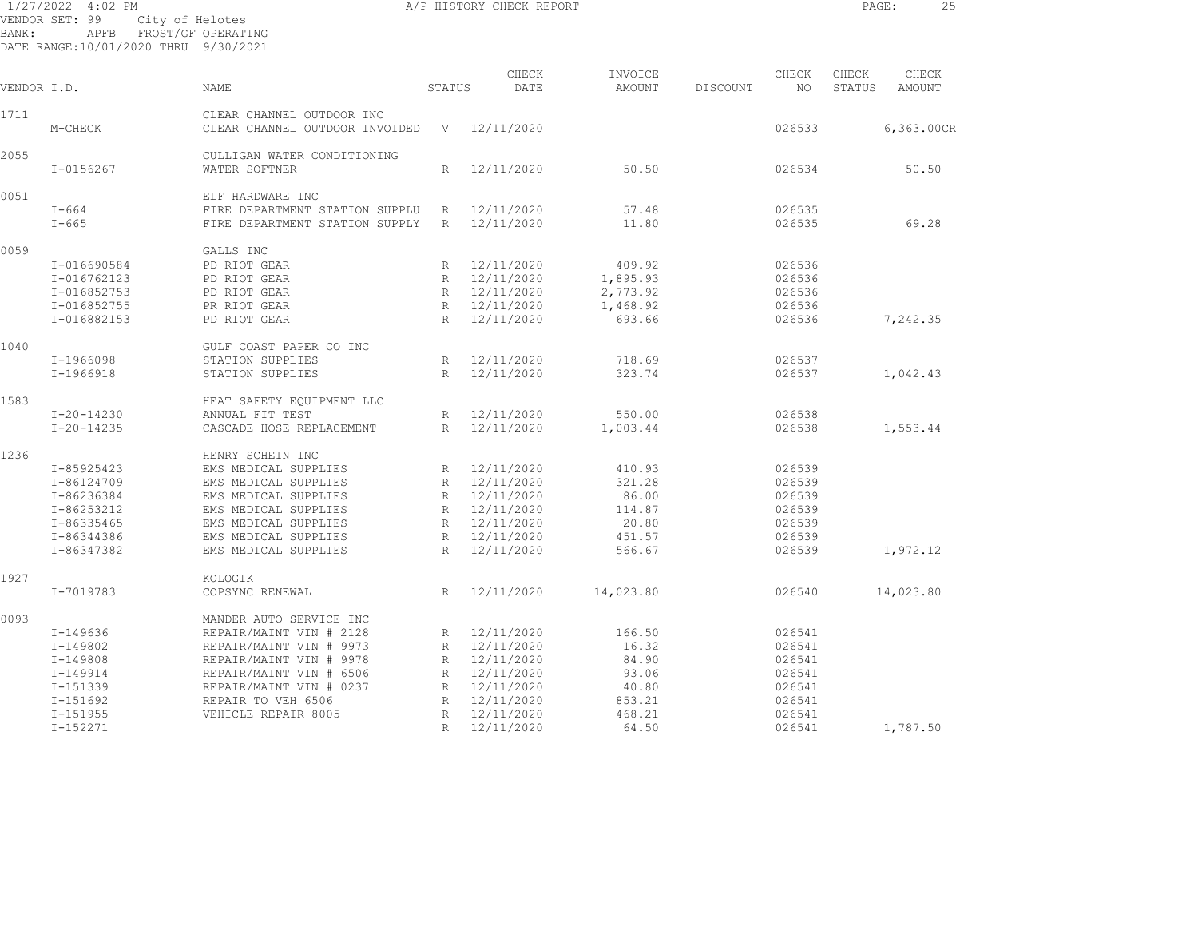1/27/2022 4:02 PM A/P HISTORY CHECK REPORT

VENDOR SET: 99 City of Helotes
BANK: APFB FROST/GF OPERATING
DATE RANGE:10/01/2020 THRU 9/30/2021

| VENDOR I.D. | NAME | STATUS | CHECK DATE | INVOICE AMOUNT | DISCOUNT | CHECK NO | CHECK STATUS | CHECK AMOUNT |
|---|---|---|---|---|---|---|---|---|
| 1711 | CLEAR CHANNEL OUTDOOR INC | | | | | | | |
| M-CHECK | CLEAR CHANNEL OUTDOOR INVOIDED | V | 12/11/2020 | | | 026533 | | 6,363.00CR |
| 2055 | CULLIGAN WATER CONDITIONING | | | | | | | |
| I-0156267 | WATER SOFTNER | R | 12/11/2020 | 50.50 | | 026534 | | 50.50 |
| 0051 | ELF HARDWARE INC | | | | | | | |
| I-664 | FIRE DEPARTMENT STATION SUPPLU | R | 12/11/2020 | 57.48 | | 026535 | | |
| I-665 | FIRE DEPARTMENT STATION SUPPLY | R | 12/11/2020 | 11.80 | | 026535 | | 69.28 |
| 0059 | GALLS INC | | | | | | | |
| I-016690584 | PD RIOT GEAR | R | 12/11/2020 | 409.92 | | 026536 | | |
| I-016762123 | PD RIOT GEAR | R | 12/11/2020 | 1,895.93 | | 026536 | | |
| I-016852753 | PD RIOT GEAR | R | 12/11/2020 | 2,773.92 | | 026536 | | |
| I-016852755 | PR RIOT GEAR | R | 12/11/2020 | 1,468.92 | | 026536 | | |
| I-016882153 | PD RIOT GEAR | R | 12/11/2020 | 693.66 | | 026536 | | 7,242.35 |
| 1040 | GULF COAST PAPER CO INC | | | | | | | |
| I-1966098 | STATION SUPPLIES | R | 12/11/2020 | 718.69 | | 026537 | | |
| I-1966918 | STATION SUPPLIES | R | 12/11/2020 | 323.74 | | 026537 | | 1,042.43 |
| 1583 | HEAT SAFETY EQUIPMENT LLC | | | | | | | |
| I-20-14230 | ANNUAL FIT TEST | R | 12/11/2020 | 550.00 | | 026538 | | |
| I-20-14235 | CASCADE HOSE REPLACEMENT | R | 12/11/2020 | 1,003.44 | | 026538 | | 1,553.44 |
| 1236 | HENRY SCHEIN INC | | | | | | | |
| I-85925423 | EMS MEDICAL SUPPLIES | R | 12/11/2020 | 410.93 | | 026539 | | |
| I-86124709 | EMS MEDICAL SUPPLIES | R | 12/11/2020 | 321.28 | | 026539 | | |
| I-86236384 | EMS MEDICAL SUPPLIES | R | 12/11/2020 | 86.00 | | 026539 | | |
| I-86253212 | EMS MEDICAL SUPPLIES | R | 12/11/2020 | 114.87 | | 026539 | | |
| I-86335465 | EMS MEDICAL SUPPLIES | R | 12/11/2020 | 20.80 | | 026539 | | |
| I-86344386 | EMS MEDICAL SUPPLIES | R | 12/11/2020 | 451.57 | | 026539 | | |
| I-86347382 | EMS MEDICAL SUPPLIES | R | 12/11/2020 | 566.67 | | 026539 | | 1,972.12 |
| 1927 | KOLOGIK | | | | | | | |
| I-7019783 | COPSYNC RENEWAL | R | 12/11/2020 | 14,023.80 | | 026540 | | 14,023.80 |
| 0093 | MANDER AUTO SERVICE INC | | | | | | | |
| I-149636 | REPAIR/MAINT VIN # 2128 | R | 12/11/2020 | 166.50 | | 026541 | | |
| I-149802 | REPAIR/MAINT VIN # 9973 | R | 12/11/2020 | 16.32 | | 026541 | | |
| I-149808 | REPAIR/MAINT VIN # 9978 | R | 12/11/2020 | 84.90 | | 026541 | | |
| I-149914 | REPAIR/MAINT VIN # 6506 | R | 12/11/2020 | 93.06 | | 026541 | | |
| I-151339 | REPAIR/MAINT VIN # 0237 | R | 12/11/2020 | 40.80 | | 026541 | | |
| I-151692 | REPAIR TO VEH 6506 | R | 12/11/2020 | 853.21 | | 026541 | | |
| I-151955 | VEHICLE REPAIR 8005 | R | 12/11/2020 | 468.21 | | 026541 | | |
| I-152271 | | R | 12/11/2020 | 64.50 | | 026541 | | 1,787.50 |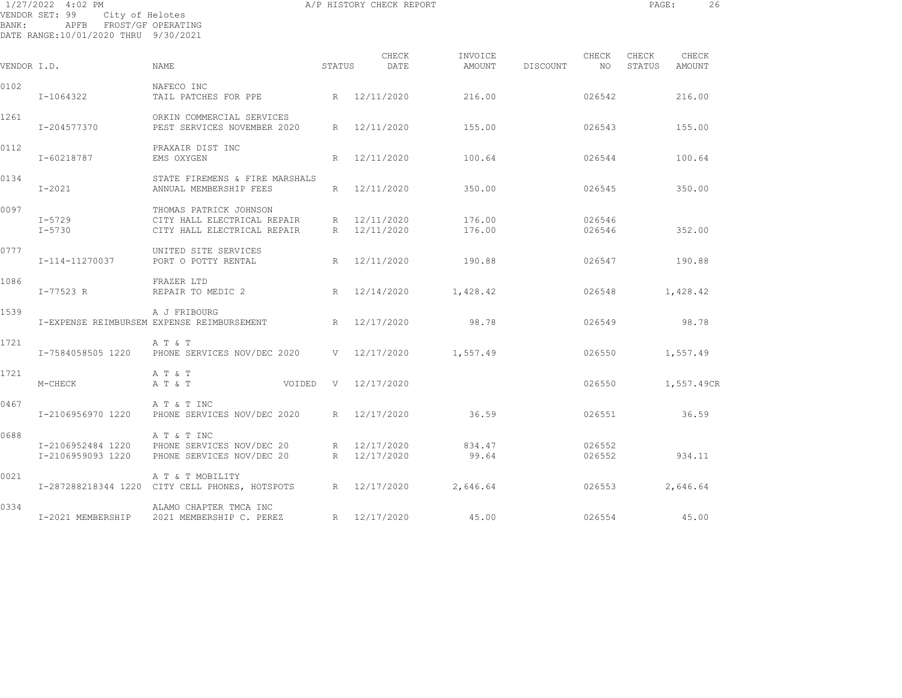1/27/2022 4:02 PM

# A/P HISTORY CHECK REPORT

VENDOR SET: 99 City of Helotes
BANK: APFB FROST/GF OPERATING
DATE RANGE:10/01/2020 THRU 9/30/2021

| VENDOR I.D. | NAME | STATUS | CHECK DATE | INVOICE AMOUNT | DISCOUNT | CHECK NO | CHECK STATUS | CHECK AMOUNT |
|---|---|---|---|---|---|---|---|---|
| 0102 | NAFECO INC | | | | | | | |
| I-1064322 | TAIL PATCHES FOR PPE | R | 12/11/2020 | 216.00 | | 026542 | | 216.00 |
| 1261 | ORKIN COMMERCIAL SERVICES | | | | | | | |
| I-204577370 | PEST SERVICES NOVEMBER 2020 | R | 12/11/2020 | 155.00 | | 026543 | | 155.00 |
| 0112 | PRAXAIR DIST INC | | | | | | | |
| I-60218787 | EMS OXYGEN | R | 12/11/2020 | 100.64 | | 026544 | | 100.64 |
| 0134 | STATE FIREMENS & FIRE MARSHALS | | | | | | | |
| I-2021 | ANNUAL MEMBERSHIP FEES | R | 12/11/2020 | 350.00 | | 026545 | | 350.00 |
| 0097 | THOMAS PATRICK JOHNSON | | | | | | | |
| I-5729 | CITY HALL ELECTRICAL REPAIR | R | 12/11/2020 | 176.00 | | 026546 | | |
| I-5730 | CITY HALL ELECTRICAL REPAIR | R | 12/11/2020 | 176.00 | | 026546 | | 352.00 |
| 0777 | UNITED SITE SERVICES | | | | | | | |
| I-114-11270037 | PORT O POTTY RENTAL | R | 12/11/2020 | 190.88 | | 026547 | | 190.88 |
| 1086 | FRAZER LTD | | | | | | | |
| I-77523 R | REPAIR TO MEDIC 2 | R | 12/14/2020 | 1,428.42 | | 026548 | | 1,428.42 |
| 1539 | A J FRIBOURG | | | | | | | |
| I-EXPENSE REIMBURSEM | EXPENSE REIMBURSEMENT | R | 12/17/2020 | 98.78 | | 026549 | | 98.78 |
| 1721 | A T & T | | | | | | | |
| I-7584058505 1220 | PHONE SERVICES NOV/DEC 2020 | V | 12/17/2020 | 1,557.49 | | 026550 | | 1,557.49 |
| 1721 | A T & T | | | | | | | |
| M-CHECK | A T & T VOIDED | V | 12/17/2020 | | | 026550 | | 1,557.49CR |
| 0467 | A T & T INC | | | | | | | |
| I-2106956970 1220 | PHONE SERVICES NOV/DEC 2020 | R | 12/17/2020 | 36.59 | | 026551 | | 36.59 |
| 0688 | A T & T INC | | | | | | | |
| I-2106952484 1220 | PHONE SERVICES NOV/DEC 20 | R | 12/17/2020 | 834.47 | | 026552 | | |
| I-2106959093 1220 | PHONE SERVICES NOV/DEC 20 | R | 12/17/2020 | 99.64 | | 026552 | | 934.11 |
| 0021 | A T & T MOBILITY | | | | | | | |
| I-287288218344 1220 | CITY CELL PHONES, HOTSPOTS | R | 12/17/2020 | 2,646.64 | | 026553 | | 2,646.64 |
| 0334 | ALAMO CHAPTER TMCA INC | | | | | | | |
| I-2021 MEMBERSHIP | 2021 MEMBERSHIP C. PEREZ | R | 12/17/2020 | 45.00 | | 026554 | | 45.00 |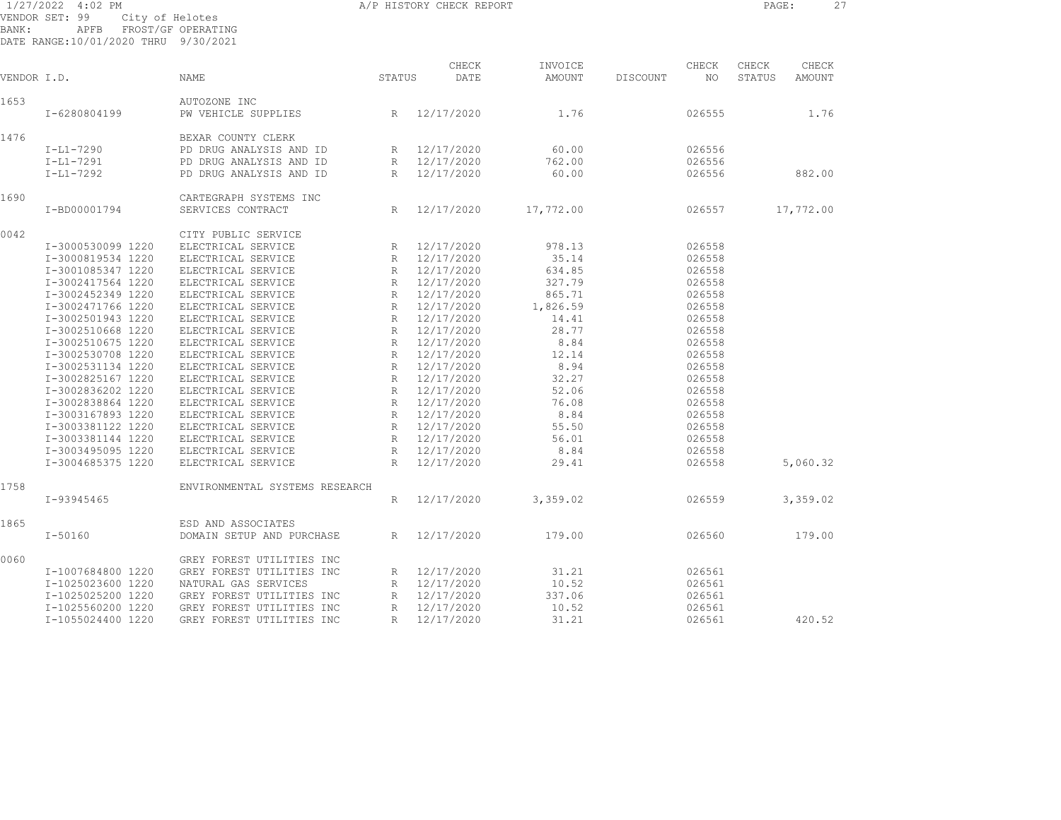1/27/2022 4:02 PM A/P HISTORY CHECK REPORT
VENDOR SET: 99 City of Helotes
BANK: APFB FROST/GF OPERATING
DATE RANGE:10/01/2020 THRU 9/30/2021

| VENDOR I.D. | NAME | STATUS | CHECK DATE | INVOICE AMOUNT | DISCOUNT | CHECK NO | CHECK STATUS | CHECK AMOUNT |
|---|---|---|---|---|---|---|---|---|
| 1653 | AUTOZONE INC | | | | | | | |
| I-6280804199 | PW VEHICLE SUPPLIES | R | 12/17/2020 | 1.76 | | 026555 | | 1.76 |
| 1476 | BEXAR COUNTY CLERK | | | | | | | |
| I-L1-7290 | PD DRUG ANALYSIS AND ID | R | 12/17/2020 | 60.00 | | 026556 | | |
| I-L1-7291 | PD DRUG ANALYSIS AND ID | R | 12/17/2020 | 762.00 | | 026556 | | |
| I-L1-7292 | PD DRUG ANALYSIS AND ID | R | 12/17/2020 | 60.00 | | 026556 | | 882.00 |
| 1690 | CARTEGRAPH SYSTEMS INC | | | | | | | |
| I-BD00001794 | SERVICES CONTRACT | R | 12/17/2020 | 17,772.00 | | 026557 | | 17,772.00 |
| 0042 | CITY PUBLIC SERVICE | | | | | | | |
| I-3000530099 1220 | ELECTRICAL SERVICE | R | 12/17/2020 | 978.13 | | 026558 | | |
| I-3000819534 1220 | ELECTRICAL SERVICE | R | 12/17/2020 | 35.14 | | 026558 | | |
| I-3001085347 1220 | ELECTRICAL SERVICE | R | 12/17/2020 | 634.85 | | 026558 | | |
| I-3002417564 1220 | ELECTRICAL SERVICE | R | 12/17/2020 | 327.79 | | 026558 | | |
| I-3002452349 1220 | ELECTRICAL SERVICE | R | 12/17/2020 | 865.71 | | 026558 | | |
| I-3002471766 1220 | ELECTRICAL SERVICE | R | 12/17/2020 | 1,826.59 | | 026558 | | |
| I-3002501943 1220 | ELECTRICAL SERVICE | R | 12/17/2020 | 14.41 | | 026558 | | |
| I-3002510668 1220 | ELECTRICAL SERVICE | R | 12/17/2020 | 28.77 | | 026558 | | |
| I-3002510675 1220 | ELECTRICAL SERVICE | R | 12/17/2020 | 8.84 | | 026558 | | |
| I-3002530708 1220 | ELECTRICAL SERVICE | R | 12/17/2020 | 12.14 | | 026558 | | |
| I-3002531134 1220 | ELECTRICAL SERVICE | R | 12/17/2020 | 8.94 | | 026558 | | |
| I-3002825167 1220 | ELECTRICAL SERVICE | R | 12/17/2020 | 32.27 | | 026558 | | |
| I-3002836202 1220 | ELECTRICAL SERVICE | R | 12/17/2020 | 52.06 | | 026558 | | |
| I-3002838864 1220 | ELECTRICAL SERVICE | R | 12/17/2020 | 76.08 | | 026558 | | |
| I-3003167893 1220 | ELECTRICAL SERVICE | R | 12/17/2020 | 8.84 | | 026558 | | |
| I-3003381122 1220 | ELECTRICAL SERVICE | R | 12/17/2020 | 55.50 | | 026558 | | |
| I-3003381144 1220 | ELECTRICAL SERVICE | R | 12/17/2020 | 56.01 | | 026558 | | |
| I-3003495095 1220 | ELECTRICAL SERVICE | R | 12/17/2020 | 8.84 | | 026558 | | |
| I-3004685375 1220 | ELECTRICAL SERVICE | R | 12/17/2020 | 29.41 | | 026558 | | 5,060.32 |
| 1758 | ENVIRONMENTAL SYSTEMS RESEARCH | | | | | | | |
| I-93945465 | | R | 12/17/2020 | 3,359.02 | | 026559 | | 3,359.02 |
| 1865 | ESD AND ASSOCIATES | | | | | | | |
| I-50160 | DOMAIN SETUP AND PURCHASE | R | 12/17/2020 | 179.00 | | 026560 | | 179.00 |
| 0060 | GREY FOREST UTILITIES INC | | | | | | | |
| I-1007684800 1220 | GREY FOREST UTILITIES INC | R | 12/17/2020 | 31.21 | | 026561 | | |
| I-1025023600 1220 | NATURAL GAS SERVICES | R | 12/17/2020 | 10.52 | | 026561 | | |
| I-1025025200 1220 | GREY FOREST UTILITIES INC | R | 12/17/2020 | 337.06 | | 026561 | | |
| I-1025560200 1220 | GREY FOREST UTILITIES INC | R | 12/17/2020 | 10.52 | | 026561 | | |
| I-1055024400 1220 | GREY FOREST UTILITIES INC | R | 12/17/2020 | 31.21 | | 026561 | | 420.52 |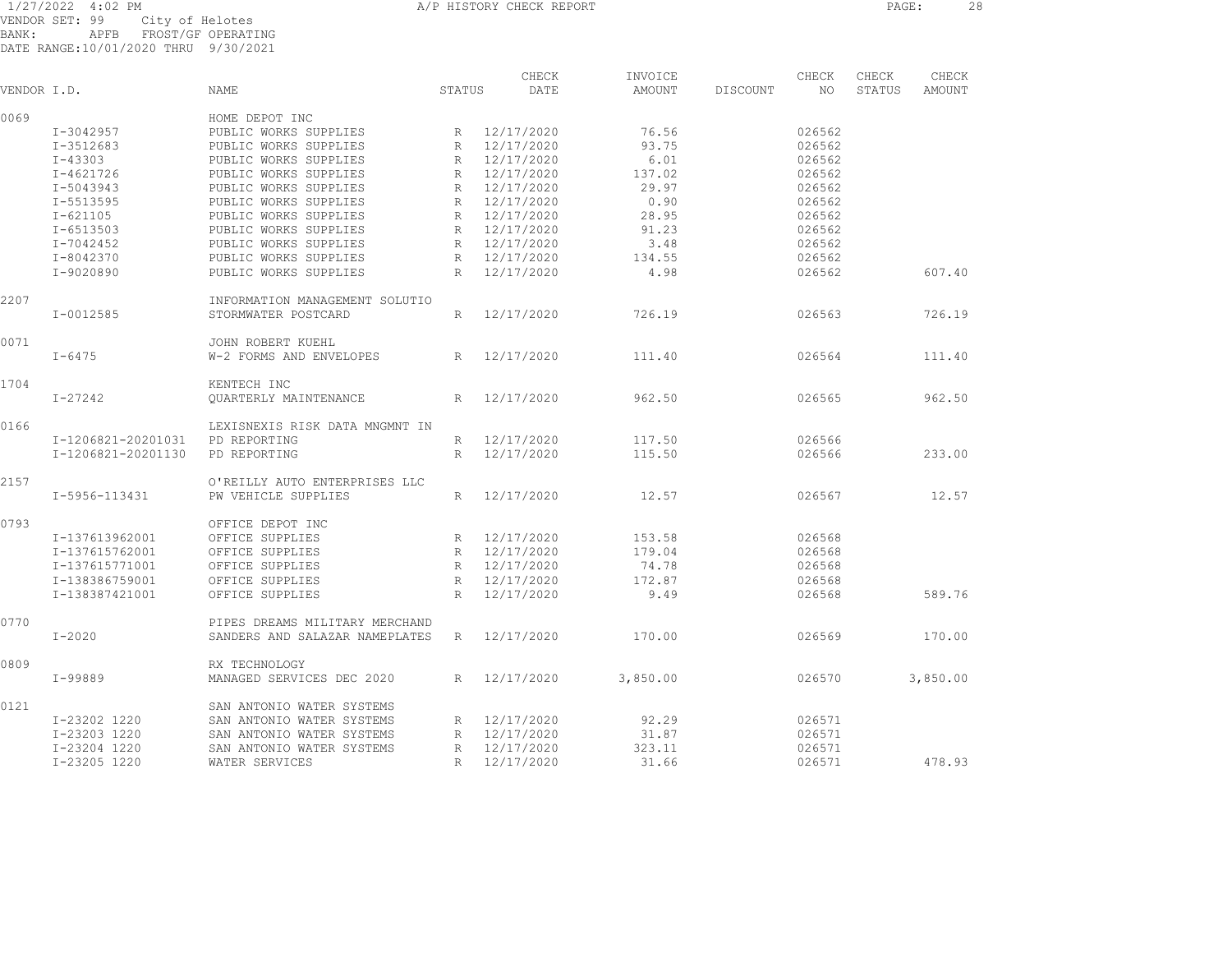1/27/2022 4:02 PM — A/P HISTORY CHECK REPORT

VENDOR SET: 99 City of Helotes
BANK: APFB FROST/GF OPERATING
DATE RANGE:10/01/2020 THRU 9/30/2021

| VENDOR I.D. | | NAME | STATUS | CHECK DATE | INVOICE AMOUNT | DISCOUNT | CHECK NO | CHECK STATUS | CHECK AMOUNT |
|---|---|---|---|---|---|---|---|---|---|
| 0069 | | HOME DEPOT INC | | | | | | | |
| | I-3042957 | PUBLIC WORKS SUPPLIES | R | 12/17/2020 | 76.56 | | 026562 | | |
| | I-3512683 | PUBLIC WORKS SUPPLIES | R | 12/17/2020 | 93.75 | | 026562 | | |
| | I-43303 | PUBLIC WORKS SUPPLIES | R | 12/17/2020 | 6.01 | | 026562 | | |
| | I-4621726 | PUBLIC WORKS SUPPLIES | R | 12/17/2020 | 137.02 | | 026562 | | |
| | I-5043943 | PUBLIC WORKS SUPPLIES | R | 12/17/2020 | 29.97 | | 026562 | | |
| | I-5513595 | PUBLIC WORKS SUPPLIES | R | 12/17/2020 | 0.90 | | 026562 | | |
| | I-621105 | PUBLIC WORKS SUPPLIES | R | 12/17/2020 | 28.95 | | 026562 | | |
| | I-6513503 | PUBLIC WORKS SUPPLIES | R | 12/17/2020 | 91.23 | | 026562 | | |
| | I-7042452 | PUBLIC WORKS SUPPLIES | R | 12/17/2020 | 3.48 | | 026562 | | |
| | I-8042370 | PUBLIC WORKS SUPPLIES | R | 12/17/2020 | 134.55 | | 026562 | | |
| | I-9020890 | PUBLIC WORKS SUPPLIES | R | 12/17/2020 | 4.98 | | 026562 | | 607.40 |
| 2207 | | INFORMATION MANAGEMENT SOLUTIO | | | | | | | |
| | I-0012585 | STORMWATER POSTCARD | R | 12/17/2020 | 726.19 | | 026563 | | 726.19 |
| 0071 | | JOHN ROBERT KUEHL | | | | | | | |
| | I-6475 | W-2 FORMS AND ENVELOPES | R | 12/17/2020 | 111.40 | | 026564 | | 111.40 |
| 1704 | | KENTECH INC | | | | | | | |
| | I-27242 | QUARTERLY MAINTENANCE | R | 12/17/2020 | 962.50 | | 026565 | | 962.50 |
| 0166 | | LEXISNEXIS RISK DATA MNGMNT IN | | | | | | | |
| | I-1206821-20201031 | PD REPORTING | R | 12/17/2020 | 117.50 | | 026566 | | |
| | I-1206821-20201130 | PD REPORTING | R | 12/17/2020 | 115.50 | | 026566 | | 233.00 |
| 2157 | | O'REILLY AUTO ENTERPRISES LLC | | | | | | | |
| | I-5956-113431 | PW VEHICLE SUPPLIES | R | 12/17/2020 | 12.57 | | 026567 | | 12.57 |
| 0793 | | OFFICE DEPOT INC | | | | | | | |
| | I-137613962001 | OFFICE SUPPLIES | R | 12/17/2020 | 153.58 | | 026568 | | |
| | I-137615762001 | OFFICE SUPPLIES | R | 12/17/2020 | 179.04 | | 026568 | | |
| | I-137615771001 | OFFICE SUPPLIES | R | 12/17/2020 | 74.78 | | 026568 | | |
| | I-138386759001 | OFFICE SUPPLIES | R | 12/17/2020 | 172.87 | | 026568 | | |
| | I-138387421001 | OFFICE SUPPLIES | R | 12/17/2020 | 9.49 | | 026568 | | 589.76 |
| 0770 | | PIPES DREAMS MILITARY MERCHAND | | | | | | | |
| | I-2020 | SANDERS AND SALAZAR NAMEPLATES | R | 12/17/2020 | 170.00 | | 026569 | | 170.00 |
| 0809 | | RX TECHNOLOGY | | | | | | | |
| | I-99889 | MANAGED SERVICES DEC 2020 | R | 12/17/2020 | 3,850.00 | | 026570 | | 3,850.00 |
| 0121 | | SAN ANTONIO WATER SYSTEMS | | | | | | | |
| | I-23202 1220 | SAN ANTONIO WATER SYSTEMS | R | 12/17/2020 | 92.29 | | 026571 | | |
| | I-23203 1220 | SAN ANTONIO WATER SYSTEMS | R | 12/17/2020 | 31.87 | | 026571 | | |
| | I-23204 1220 | SAN ANTONIO WATER SYSTEMS | R | 12/17/2020 | 323.11 | | 026571 | | |
| | I-23205 1220 | WATER SERVICES | R | 12/17/2020 | 31.66 | | 026571 | | 478.93 |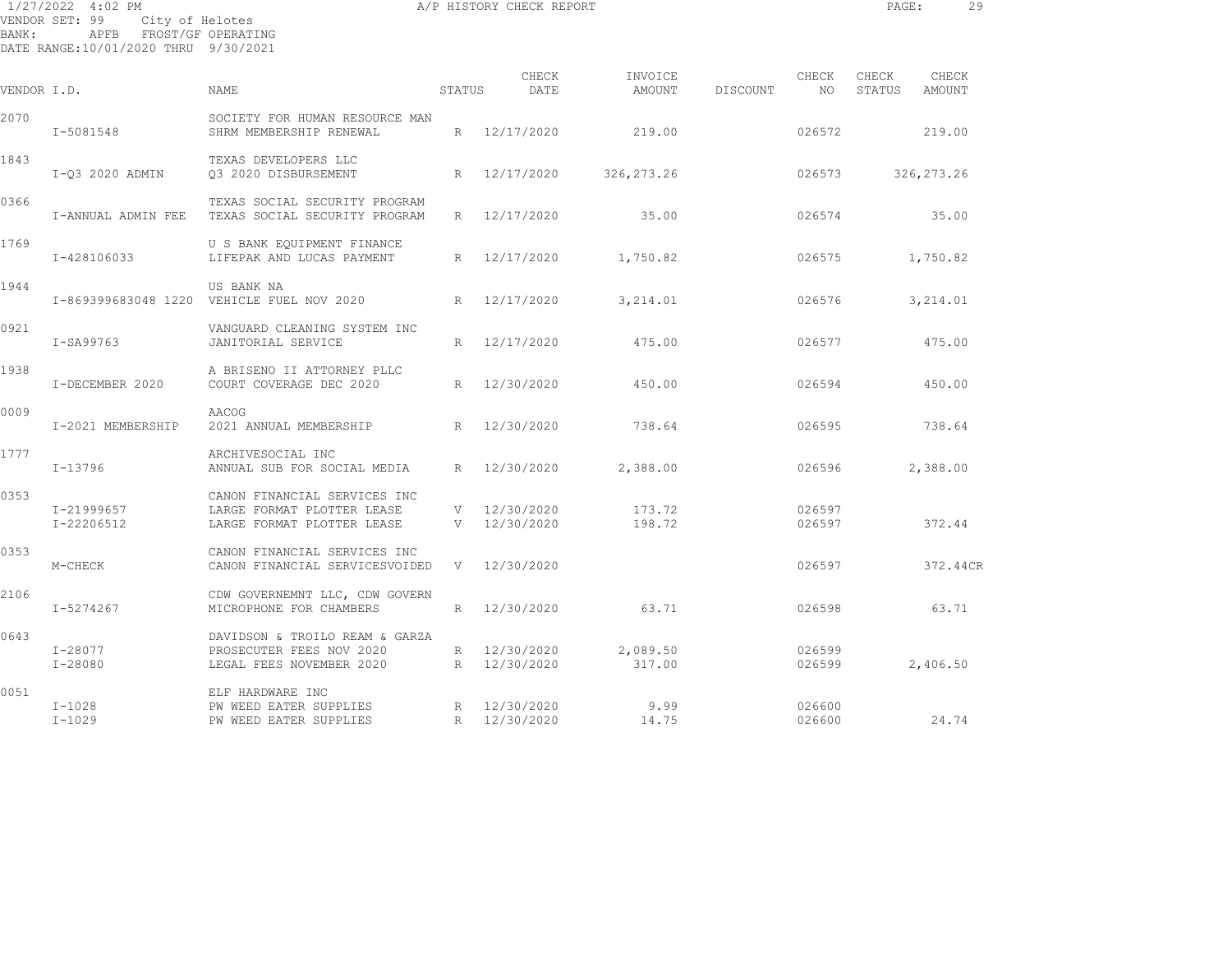1/27/2022 4:02 PM A/P HISTORY CHECK REPORT

VENDOR SET: 99 City of Helotes
BANK: APFB FROST/GF OPERATING
DATE RANGE:10/01/2020 THRU 9/30/2021

| VENDOR I.D. | NAME | STATUS | CHECK DATE | INVOICE AMOUNT | DISCOUNT | CHECK NO | CHECK STATUS | CHECK AMOUNT |
|---|---|---|---|---|---|---|---|---|
| 2070 | SOCIETY FOR HUMAN RESOURCE MAN | | | | | | | |
| I-5081548 | SHRM MEMBERSHIP RENEWAL | R | 12/17/2020 | 219.00 | | 026572 | | 219.00 |
| 1843 | TEXAS DEVELOPERS LLC | | | | | | | |
| I-Q3 2020 ADMIN | Q3 2020 DISBURSEMENT | R | 12/17/2020 | 326,273.26 | | 026573 | | 326,273.26 |
| 0366 | TEXAS SOCIAL SECURITY PROGRAM | | | | | | | |
| I-ANNUAL ADMIN FEE | TEXAS SOCIAL SECURITY PROGRAM | R | 12/17/2020 | 35.00 | | 026574 | | 35.00 |
| 1769 | U S BANK EQUIPMENT FINANCE | | | | | | | |
| I-428106033 | LIFEPAK AND LUCAS PAYMENT | R | 12/17/2020 | 1,750.82 | | 026575 | | 1,750.82 |
| 1944 | US BANK NA | | | | | | | |
| I-869399683048 1220 | VEHICLE FUEL NOV 2020 | R | 12/17/2020 | 3,214.01 | | 026576 | | 3,214.01 |
| 0921 | VANGUARD CLEANING SYSTEM INC | | | | | | | |
| I-SA99763 | JANITORIAL SERVICE | R | 12/17/2020 | 475.00 | | 026577 | | 475.00 |
| 1938 | A BRISENO II ATTORNEY PLLC | | | | | | | |
| I-DECEMBER 2020 | COURT COVERAGE DEC 2020 | R | 12/30/2020 | 450.00 | | 026594 | | 450.00 |
| 0009 | AACOG | | | | | | | |
| I-2021 MEMBERSHIP | 2021 ANNUAL MEMBERSHIP | R | 12/30/2020 | 738.64 | | 026595 | | 738.64 |
| 1777 | ARCHIVESOCIAL INC | | | | | | | |
| I-13796 | ANNUAL SUB FOR SOCIAL MEDIA | R | 12/30/2020 | 2,388.00 | | 026596 | | 2,388.00 |
| 0353 | CANON FINANCIAL SERVICES INC | | | | | | | |
| I-21999657 | LARGE FORMAT PLOTTER LEASE | V | 12/30/2020 | 173.72 | | 026597 | | |
| I-22206512 | LARGE FORMAT PLOTTER LEASE | V | 12/30/2020 | 198.72 | | 026597 | | 372.44 |
| 0353 | CANON FINANCIAL SERVICES INC | | | | | | | |
| M-CHECK | CANON FINANCIAL SERVICESVOIDED | V | 12/30/2020 | | | 026597 | | 372.44CR |
| 2106 | CDW GOVERNEMNT LLC, CDW GOVERN | | | | | | | |
| I-5274267 | MICROPHONE FOR CHAMBERS | R | 12/30/2020 | 63.71 | | 026598 | | 63.71 |
| 0643 | DAVIDSON & TROILO REAM & GARZA | | | | | | | |
| I-28077 | PROSECUTER FEES NOV 2020 | R | 12/30/2020 | 2,089.50 | | 026599 | | |
| I-28080 | LEGAL FEES NOVEMBER 2020 | R | 12/30/2020 | 317.00 | | 026599 | | 2,406.50 |
| 0051 | ELF HARDWARE INC | | | | | | | |
| I-1028 | PW WEED EATER SUPPLIES | R | 12/30/2020 | 9.99 | | 026600 | | |
| I-1029 | PW WEED EATER SUPPLIES | R | 12/30/2020 | 14.75 | | 026600 | | 24.74 |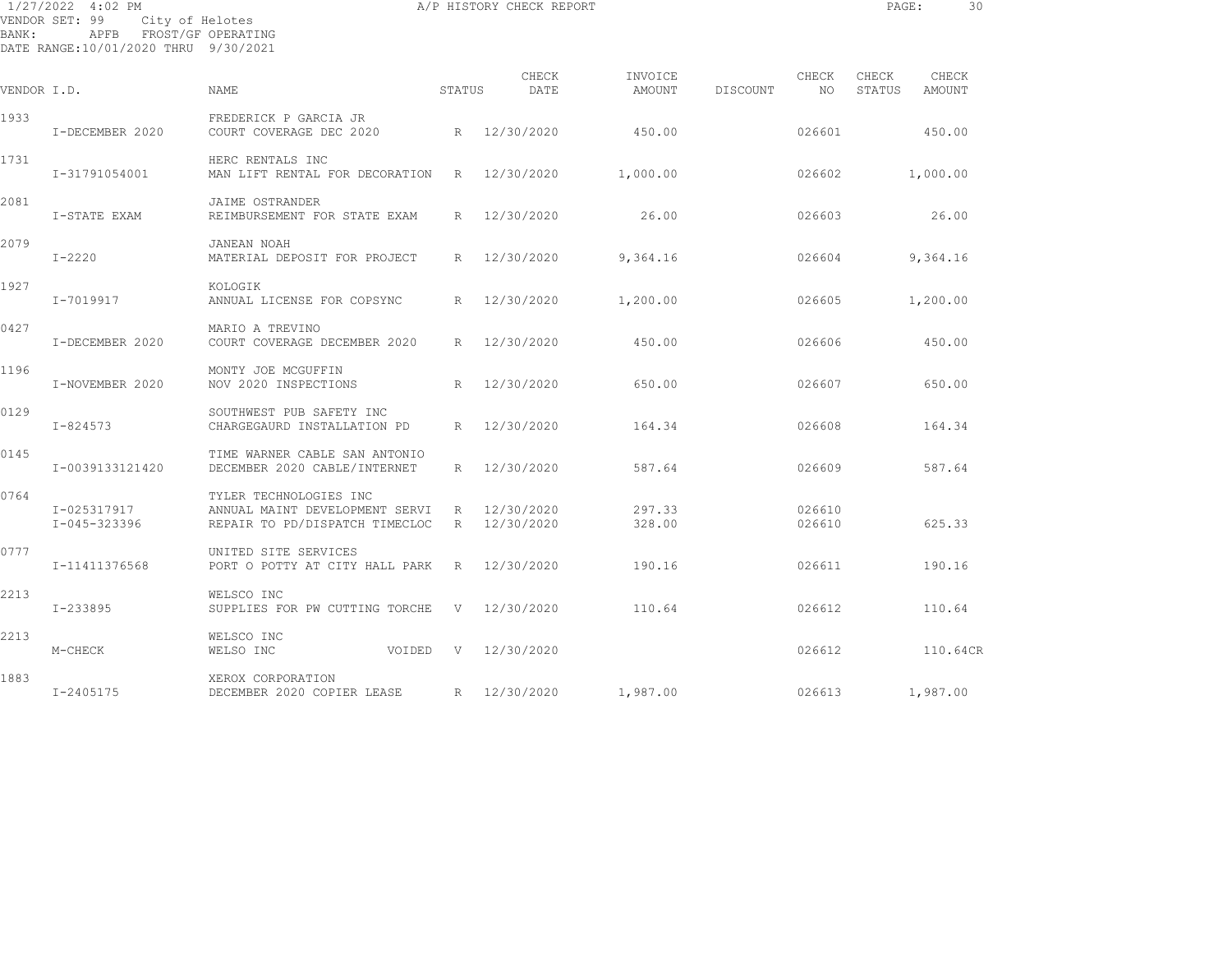1/27/2022 4:02 PM A/P HISTORY CHECK REPORT

VENDOR SET: 99 City of Helotes
BANK: APFB FROST/GF OPERATING
DATE RANGE:10/01/2020 THRU 9/30/2021

| VENDOR I.D. | | NAME | STATUS | CHECK DATE | INVOICE AMOUNT | DISCOUNT | CHECK NO | CHECK STATUS | CHECK AMOUNT |
|---|---|---|---|---|---|---|---|---|---|
| 1933 | | FREDERICK P GARCIA JR | | | | | | | |
| | I-DECEMBER 2020 | COURT COVERAGE DEC 2020 | R | 12/30/2020 | 450.00 | | 026601 | | 450.00 |
| 1731 | | HERC RENTALS INC | | | | | | | |
| | I-31791054001 | MAN LIFT RENTAL FOR DECORATION | R | 12/30/2020 | 1,000.00 | | 026602 | | 1,000.00 |
| 2081 | | JAIME OSTRANDER | | | | | | | |
| | I-STATE EXAM | REIMBURSEMENT FOR STATE EXAM | R | 12/30/2020 | 26.00 | | 026603 | | 26.00 |
| 2079 | | JANEAN NOAH | | | | | | | |
| | I-2220 | MATERIAL DEPOSIT FOR PROJECT | R | 12/30/2020 | 9,364.16 | | 026604 | | 9,364.16 |
| 1927 | | KOLOGIK | | | | | | | |
| | I-7019917 | ANNUAL LICENSE FOR COPSYNC | R | 12/30/2020 | 1,200.00 | | 026605 | | 1,200.00 |
| 0427 | | MARIO A TREVINO | | | | | | | |
| | I-DECEMBER 2020 | COURT COVERAGE DECEMBER 2020 | R | 12/30/2020 | 450.00 | | 026606 | | 450.00 |
| 1196 | | MONTY JOE MCGUFFIN | | | | | | | |
| | I-NOVEMBER 2020 | NOV 2020 INSPECTIONS | R | 12/30/2020 | 650.00 | | 026607 | | 650.00 |
| 0129 | | SOUTHWEST PUB SAFETY INC | | | | | | | |
| | I-824573 | CHARGEGAURD INSTALLATION PD | R | 12/30/2020 | 164.34 | | 026608 | | 164.34 |
| 0145 | | TIME WARNER CABLE SAN ANTONIO | | | | | | | |
| | I-0039133121420 | DECEMBER 2020 CABLE/INTERNET | R | 12/30/2020 | 587.64 | | 026609 | | 587.64 |
| 0764 | | TYLER TECHNOLOGIES INC | | | | | | | |
| | I-025317917 | ANNUAL MAINT DEVELOPMENT SERVI | R | 12/30/2020 | 297.33 | | 026610 | | |
| | I-045-323396 | REPAIR TO PD/DISPATCH TIMECLOC | R | 12/30/2020 | 328.00 | | 026610 | | 625.33 |
| 0777 | | UNITED SITE SERVICES | | | | | | | |
| | I-11411376568 | PORT O POTTY AT CITY HALL PARK | R | 12/30/2020 | 190.16 | | 026611 | | 190.16 |
| 2213 | | WELSCO INC | | | | | | | |
| | I-233895 | SUPPLIES FOR PW CUTTING TORCHE | V | 12/30/2020 | 110.64 | | 026612 | | 110.64 |
| 2213 | | WELSCO INC | | | | | | | |
| | M-CHECK | WELSO INC VOIDED | V | 12/30/2020 | | | 026612 | | 110.64CR |
| 1883 | | XEROX CORPORATION | | | | | | | |
| | I-2405175 | DECEMBER 2020 COPIER LEASE | R | 12/30/2020 | 1,987.00 | | 026613 | | 1,987.00 |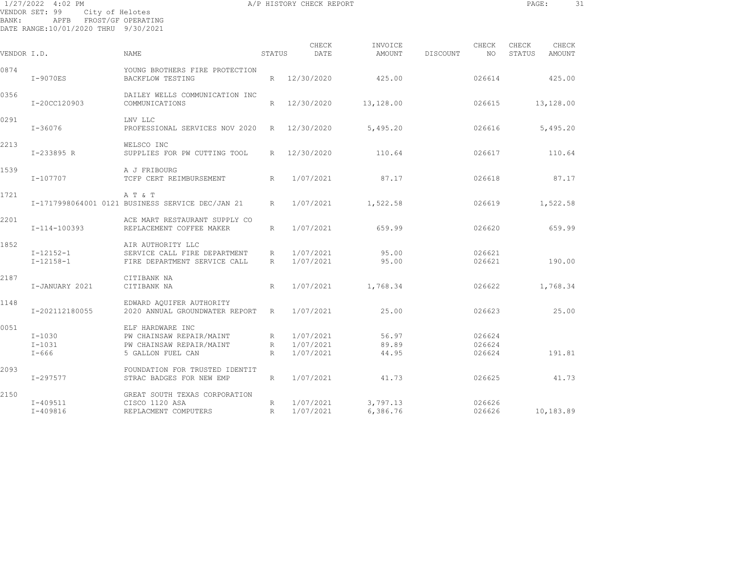VENDOR SET: 99 City of Helotes
BANK: APFB FROST/GF OPERATING
DATE RANGE:10/01/2020 THRU 9/30/2021

# A/P HISTORY CHECK REPORT

| VENDOR I.D. | NAME | STATUS | CHECK DATE | INVOICE AMOUNT | DISCOUNT | CHECK NO | CHECK STATUS | CHECK AMOUNT |
|---|---|---|---|---|---|---|---|---|
| 0874 | YOUNG BROTHERS FIRE PROTECTION | | | | | | | |
| I-9070ES | BACKFLOW TESTING | R | 12/30/2020 | 425.00 | | 026614 | | 425.00 |
| 0356 | DAILEY WELLS COMMUNICATION INC | | | | | | | |
| I-20CC120903 | COMMUNICATIONS | R | 12/30/2020 | 13,128.00 | | 026615 | | 13,128.00 |
| 0291 | LNV LLC | | | | | | | |
| I-36076 | PROFESSIONAL SERVICES NOV 2020 | R | 12/30/2020 | 5,495.20 | | 026616 | | 5,495.20 |
| 2213 | WELSCO INC | | | | | | | |
| I-233895 R | SUPPLIES FOR PW CUTTING TOOL | R | 12/30/2020 | 110.64 | | 026617 | | 110.64 |
| 1539 | A J FRIBOURG | | | | | | | |
| I-107707 | TCFP CERT REIMBURSEMENT | R | 1/07/2021 | 87.17 | | 026618 | | 87.17 |
| 1721 | A T & T | | | | | | | |
| I-1717998064001 0121 | BUSINESS SERVICE DEC/JAN 21 | R | 1/07/2021 | 1,522.58 | | 026619 | | 1,522.58 |
| 2201 | ACE MART RESTAURANT SUPPLY CO | | | | | | | |
| I-114-100393 | REPLACEMENT COFFEE MAKER | R | 1/07/2021 | 659.99 | | 026620 | | 659.99 |
| 1852 | AIR AUTHORITY LLC | | | | | | | |
| I-12152-1 | SERVICE CALL FIRE DEPARTMENT | R | 1/07/2021 | 95.00 | | 026621 | | |
| I-12158-1 | FIRE DEPARTMENT SERVICE CALL | R | 1/07/2021 | 95.00 | | 026621 | | 190.00 |
| 2187 | CITIBANK NA | | | | | | | |
| I-JANUARY 2021 | CITIBANK NA | R | 1/07/2021 | 1,768.34 | | 026622 | | 1,768.34 |
| 1148 | EDWARD AQUIFER AUTHORITY | | | | | | | |
| I-202112180055 | 2020 ANNUAL GROUNDWATER REPORT | R | 1/07/2021 | 25.00 | | 026623 | | 25.00 |
| 0051 | ELF HARDWARE INC | | | | | | | |
| I-1030 | PW CHAINSAW REPAIR/MAINT | R | 1/07/2021 | 56.97 | | 026624 | | |
| I-1031 | PW CHAINSAW REPAIR/MAINT | R | 1/07/2021 | 89.89 | | 026624 | | |
| I-666 | 5 GALLON FUEL CAN | R | 1/07/2021 | 44.95 | | 026624 | | 191.81 |
| 2093 | FOUNDATION FOR TRUSTED IDENTIT | | | | | | | |
| I-297577 | STRAC BADGES FOR NEW EMP | R | 1/07/2021 | 41.73 | | 026625 | | 41.73 |
| 2150 | GREAT SOUTH TEXAS CORPORATION | | | | | | | |
| I-409511 | CISCO 1120 ASA | R | 1/07/2021 | 3,797.13 | | 026626 | | |
| I-409816 | REPLACMENT COMPUTERS | R | 1/07/2021 | 6,386.76 | | 026626 | | 10,183.89 |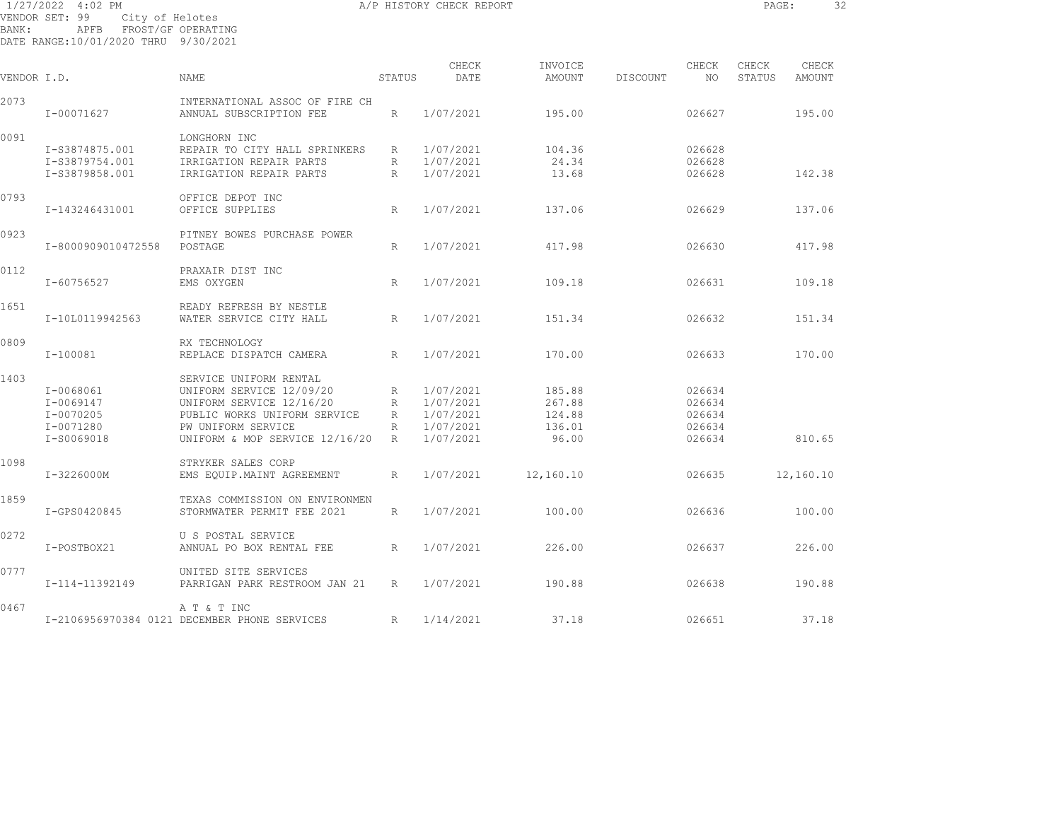1/27/2022 4:02 PM A/P HISTORY CHECK REPORT
VENDOR SET: 99 City of Helotes
BANK: APFB FROST/GF OPERATING
DATE RANGE:10/01/2020 THRU 9/30/2021

| VENDOR I.D. | | NAME | STATUS | CHECK DATE | INVOICE AMOUNT | DISCOUNT | CHECK NO | CHECK STATUS | CHECK AMOUNT |
|---|---|---|---|---|---|---|---|---|---|
| 2073 | | INTERNATIONAL ASSOC OF FIRE CH | | | | | | | |
| | I-00071627 | ANNUAL SUBSCRIPTION FEE | R | 1/07/2021 | 195.00 | | 026627 | | 195.00 |
| 0091 | | LONGHORN INC | | | | | | | |
| | I-S3874875.001 | REPAIR TO CITY HALL SPRINKERS | R | 1/07/2021 | 104.36 | | 026628 | | |
| | I-S3879754.001 | IRRIGATION REPAIR PARTS | R | 1/07/2021 | 24.34 | | 026628 | | |
| | I-S3879858.001 | IRRIGATION REPAIR PARTS | R | 1/07/2021 | 13.68 | | 026628 | | 142.38 |
| 0793 | | OFFICE DEPOT INC | | | | | | | |
| | I-143246431001 | OFFICE SUPPLIES | R | 1/07/2021 | 137.06 | | 026629 | | 137.06 |
| 0923 | | PITNEY BOWES PURCHASE POWER | | | | | | | |
| | I-8000909010472558 | POSTAGE | R | 1/07/2021 | 417.98 | | 026630 | | 417.98 |
| 0112 | | PRAXAIR DIST INC | | | | | | | |
| | I-60756527 | EMS OXYGEN | R | 1/07/2021 | 109.18 | | 026631 | | 109.18 |
| 1651 | | READY REFRESH BY NESTLE | | | | | | | |
| | I-10L0119942563 | WATER SERVICE CITY HALL | R | 1/07/2021 | 151.34 | | 026632 | | 151.34 |
| 0809 | | RX TECHNOLOGY | | | | | | | |
| | I-100081 | REPLACE DISPATCH CAMERA | R | 1/07/2021 | 170.00 | | 026633 | | 170.00 |
| 1403 | | SERVICE UNIFORM RENTAL | | | | | | | |
| | I-0068061 | UNIFORM SERVICE 12/09/20 | R | 1/07/2021 | 185.88 | | 026634 | | |
| | I-0069147 | UNIFORM SERVICE 12/16/20 | R | 1/07/2021 | 267.88 | | 026634 | | |
| | I-0070205 | PUBLIC WORKS UNIFORM SERVICE | R | 1/07/2021 | 124.88 | | 026634 | | |
| | I-0071280 | PW UNIFORM SERVICE | R | 1/07/2021 | 136.01 | | 026634 | | |
| | I-S0069018 | UNIFORM & MOP SERVICE 12/16/20 | R | 1/07/2021 | 96.00 | | 026634 | | 810.65 |
| 1098 | | STRYKER SALES CORP | | | | | | | |
| | I-3226000M | EMS EQUIP.MAINT AGREEMENT | R | 1/07/2021 | 12,160.10 | | 026635 | | 12,160.10 |
| 1859 | | TEXAS COMMISSION ON ENVIRONMEN | | | | | | | |
| | I-GPS0420845 | STORMWATER PERMIT FEE 2021 | R | 1/07/2021 | 100.00 | | 026636 | | 100.00 |
| 0272 | | U S POSTAL SERVICE | | | | | | | |
| | I-POSTBOX21 | ANNUAL PO BOX RENTAL FEE | R | 1/07/2021 | 226.00 | | 026637 | | 226.00 |
| 0777 | | UNITED SITE SERVICES | | | | | | | |
| | I-114-11392149 | PARRIGAN PARK RESTROOM JAN 21 | R | 1/07/2021 | 190.88 | | 026638 | | 190.88 |
| 0467 | | A T & T INC | | | | | | | |
| | I-2106956970384 0121 | DECEMBER PHONE SERVICES | R | 1/14/2021 | 37.18 | | 026651 | | 37.18 |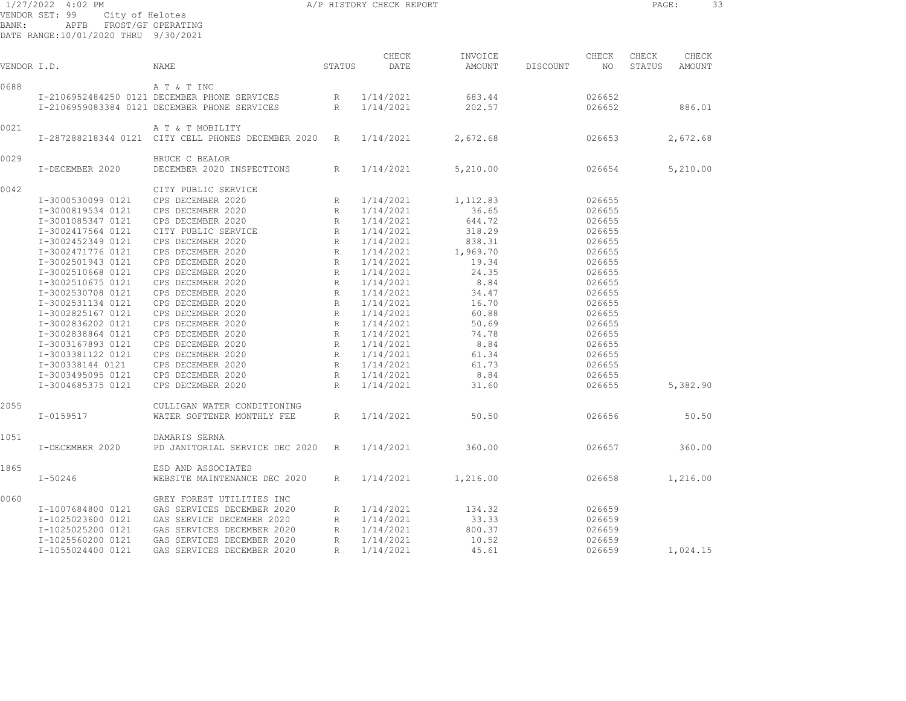1/27/2022 4:02 PM
A/P HISTORY CHECK REPORT

VENDOR SET: 99 City of Helotes
BANK: APFB FROST/GF OPERATING
DATE RANGE:10/01/2020 THRU 9/30/2021

| VENDOR I.D. | NAME | STATUS | CHECK DATE | INVOICE AMOUNT | DISCOUNT | CHECK NO | CHECK STATUS | CHECK AMOUNT |
|---|---|---|---|---|---|---|---|---|
| 0688 | A T & T INC | | | | | | | |
| I-2106952484250 0121 | DECEMBER PHONE SERVICES | R | 1/14/2021 | 683.44 | | 026652 | | |
| I-2106959083384 0121 | DECEMBER PHONE SERVICES | R | 1/14/2021 | 202.57 | | 026652 | | 886.01 |
| 0021 | A T & T MOBILITY | | | | | | | |
| I-287288218344 0121 | CITY CELL PHONES DECEMBER 2020 | R | 1/14/2021 | 2,672.68 | | 026653 | | 2,672.68 |
| 0029 | BRUCE C BEALOR | | | | | | | |
| I-DECEMBER 2020 | DECEMBER 2020 INSPECTIONS | R | 1/14/2021 | 5,210.00 | | 026654 | | 5,210.00 |
| 0042 | CITY PUBLIC SERVICE | | | | | | | |
| I-3000530099 0121 | CPS DECEMBER 2020 | R | 1/14/2021 | 1,112.83 | | 026655 | | |
| I-3000819534 0121 | CPS DECEMBER 2020 | R | 1/14/2021 | 36.65 | | 026655 | | |
| I-3001085347 0121 | CPS DECEMBER 2020 | R | 1/14/2021 | 644.72 | | 026655 | | |
| I-3002417564 0121 | CITY PUBLIC SERVICE | R | 1/14/2021 | 318.29 | | 026655 | | |
| I-3002452349 0121 | CPS DECEMBER 2020 | R | 1/14/2021 | 838.31 | | 026655 | | |
| I-3002471776 0121 | CPS DECEMBER 2020 | R | 1/14/2021 | 1,969.70 | | 026655 | | |
| I-3002501943 0121 | CPS DECEMBER 2020 | R | 1/14/2021 | 19.34 | | 026655 | | |
| I-3002510668 0121 | CPS DECEMBER 2020 | R | 1/14/2021 | 24.35 | | 026655 | | |
| I-3002510675 0121 | CPS DECEMBER 2020 | R | 1/14/2021 | 8.84 | | 026655 | | |
| I-3002530708 0121 | CPS DECEMBER 2020 | R | 1/14/2021 | 34.47 | | 026655 | | |
| I-3002531134 0121 | CPS DECEMBER 2020 | R | 1/14/2021 | 16.70 | | 026655 | | |
| I-3002825167 0121 | CPS DECEMBER 2020 | R | 1/14/2021 | 60.88 | | 026655 | | |
| I-3002836202 0121 | CPS DECEMBER 2020 | R | 1/14/2021 | 50.69 | | 026655 | | |
| I-3002838864 0121 | CPS DECEMBER 2020 | R | 1/14/2021 | 74.78 | | 026655 | | |
| I-3003167893 0121 | CPS DECEMBER 2020 | R | 1/14/2021 | 8.84 | | 026655 | | |
| I-3003381122 0121 | CPS DECEMBER 2020 | R | 1/14/2021 | 61.34 | | 026655 | | |
| I-300338144 0121 | CPS DECEMBER 2020 | R | 1/14/2021 | 61.73 | | 026655 | | |
| I-3003495095 0121 | CPS DECEMBER 2020 | R | 1/14/2021 | 8.84 | | 026655 | | |
| I-3004685375 0121 | CPS DECEMBER 2020 | R | 1/14/2021 | 31.60 | | 026655 | | 5,382.90 |
| 2055 | CULLIGAN WATER CONDITIONING | | | | | | | |
| I-0159517 | WATER SOFTENER MONTHLY FEE | R | 1/14/2021 | 50.50 | | 026656 | | 50.50 |
| 1051 | DAMARIS SERNA | | | | | | | |
| I-DECEMBER 2020 | PD JANITORIAL SERVICE DEC 2020 | R | 1/14/2021 | 360.00 | | 026657 | | 360.00 |
| 1865 | ESD AND ASSOCIATES | | | | | | | |
| I-50246 | WEBSITE MAINTENANCE DEC 2020 | R | 1/14/2021 | 1,216.00 | | 026658 | | 1,216.00 |
| 0060 | GREY FOREST UTILITIES INC | | | | | | | |
| I-1007684800 0121 | GAS SERVICES DECEMBER 2020 | R | 1/14/2021 | 134.32 | | 026659 | | |
| I-1025023600 0121 | GAS SERVICE DECEMBER 2020 | R | 1/14/2021 | 33.33 | | 026659 | | |
| I-1025025200 0121 | GAS SERVICES DECEMBER 2020 | R | 1/14/2021 | 800.37 | | 026659 | | |
| I-1025560200 0121 | GAS SERVICES DECEMBER 2020 | R | 1/14/2021 | 10.52 | | 026659 | | |
| I-1055024400 0121 | GAS SERVICES DECEMBER 2020 | R | 1/14/2021 | 45.61 | | 026659 | | 1,024.15 |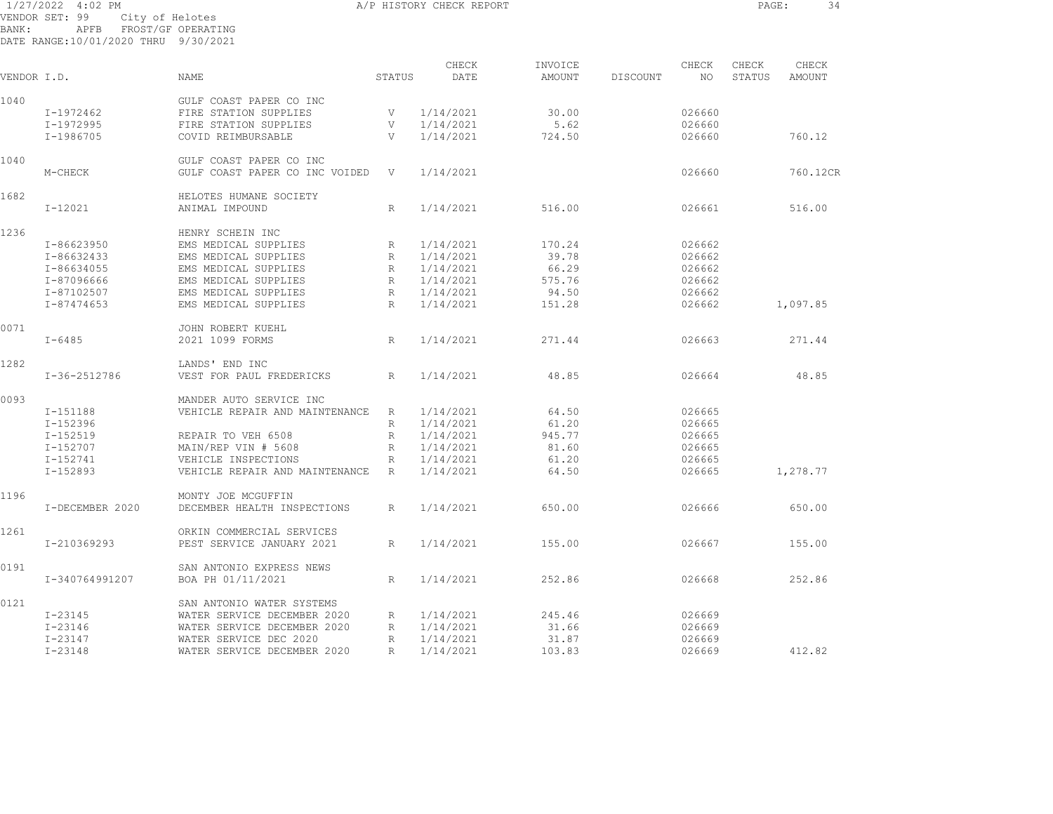VENDOR SET: 99 City of Helotes
BANK: APFB FROST/GF OPERATING
DATE RANGE:10/01/2020 THRU 9/30/2021

A/P HISTORY CHECK REPORT

| VENDOR I.D. | NAME | STATUS | CHECK DATE | INVOICE AMOUNT | DISCOUNT | CHECK NO | CHECK STATUS | CHECK AMOUNT |
|---|---|---|---|---|---|---|---|---|
| 1040 | GULF COAST PAPER CO INC | | | | | | | |
| I-1972462 | FIRE STATION SUPPLIES | V | 1/14/2021 | 30.00 | | 026660 | | |
| I-1972995 | FIRE STATION SUPPLIES | V | 1/14/2021 | 5.62 | | 026660 | | |
| I-1986705 | COVID REIMBURSABLE | V | 1/14/2021 | 724.50 | | 026660 | | 760.12 |
| 1040 | GULF COAST PAPER CO INC | | | | | | | |
| M-CHECK | GULF COAST PAPER CO INC VOIDED | V | 1/14/2021 | | | 026660 | | 760.12CR |
| 1682 | HELOTES HUMANE SOCIETY | | | | | | | |
| I-12021 | ANIMAL IMPOUND | R | 1/14/2021 | 516.00 | | 026661 | | 516.00 |
| 1236 | HENRY SCHEIN INC | | | | | | | |
| I-86623950 | EMS MEDICAL SUPPLIES | R | 1/14/2021 | 170.24 | | 026662 | | |
| I-86632433 | EMS MEDICAL SUPPLIES | R | 1/14/2021 | 39.78 | | 026662 | | |
| I-86634055 | EMS MEDICAL SUPPLIES | R | 1/14/2021 | 66.29 | | 026662 | | |
| I-87096666 | EMS MEDICAL SUPPLIES | R | 1/14/2021 | 575.76 | | 026662 | | |
| I-87102507 | EMS MEDICAL SUPPLIES | R | 1/14/2021 | 94.50 | | 026662 | | |
| I-87474653 | EMS MEDICAL SUPPLIES | R | 1/14/2021 | 151.28 | | 026662 | | 1,097.85 |
| 0071 | JOHN ROBERT KUEHL | | | | | | | |
| I-6485 | 2021 1099 FORMS | R | 1/14/2021 | 271.44 | | 026663 | | 271.44 |
| 1282 | LANDS' END INC | | | | | | | |
| I-36-2512786 | VEST FOR PAUL FREDERICKS | R | 1/14/2021 | 48.85 | | 026664 | | 48.85 |
| 0093 | MANDER AUTO SERVICE INC | | | | | | | |
| I-151188 | VEHICLE REPAIR AND MAINTENANCE | R | 1/14/2021 | 64.50 | | 026665 | | |
| I-152396 | | R | 1/14/2021 | 61.20 | | 026665 | | |
| I-152519 | REPAIR TO VEH 6508 | R | 1/14/2021 | 945.77 | | 026665 | | |
| I-152707 | MAIN/REP VIN # 5608 | R | 1/14/2021 | 81.60 | | 026665 | | |
| I-152741 | VEHICLE INSPECTIONS | R | 1/14/2021 | 61.20 | | 026665 | | |
| I-152893 | VEHICLE REPAIR AND MAINTENANCE | R | 1/14/2021 | 64.50 | | 026665 | | 1,278.77 |
| 1196 | MONTY JOE MCGUFFIN | | | | | | | |
| I-DECEMBER 2020 | DECEMBER HEALTH INSPECTIONS | R | 1/14/2021 | 650.00 | | 026666 | | 650.00 |
| 1261 | ORKIN COMMERCIAL SERVICES | | | | | | | |
| I-210369293 | PEST SERVICE JANUARY 2021 | R | 1/14/2021 | 155.00 | | 026667 | | 155.00 |
| 0191 | SAN ANTONIO EXPRESS NEWS | | | | | | | |
| I-340764991207 | BOA PH 01/11/2021 | R | 1/14/2021 | 252.86 | | 026668 | | 252.86 |
| 0121 | SAN ANTONIO WATER SYSTEMS | | | | | | | |
| I-23145 | WATER SERVICE DECEMBER 2020 | R | 1/14/2021 | 245.46 | | 026669 | | |
| I-23146 | WATER SERVICE DECEMBER 2020 | R | 1/14/2021 | 31.66 | | 026669 | | |
| I-23147 | WATER SERVICE DEC 2020 | R | 1/14/2021 | 31.87 | | 026669 | | |
| I-23148 | WATER SERVICE DECEMBER 2020 | R | 1/14/2021 | 103.83 | | 026669 | | 412.82 |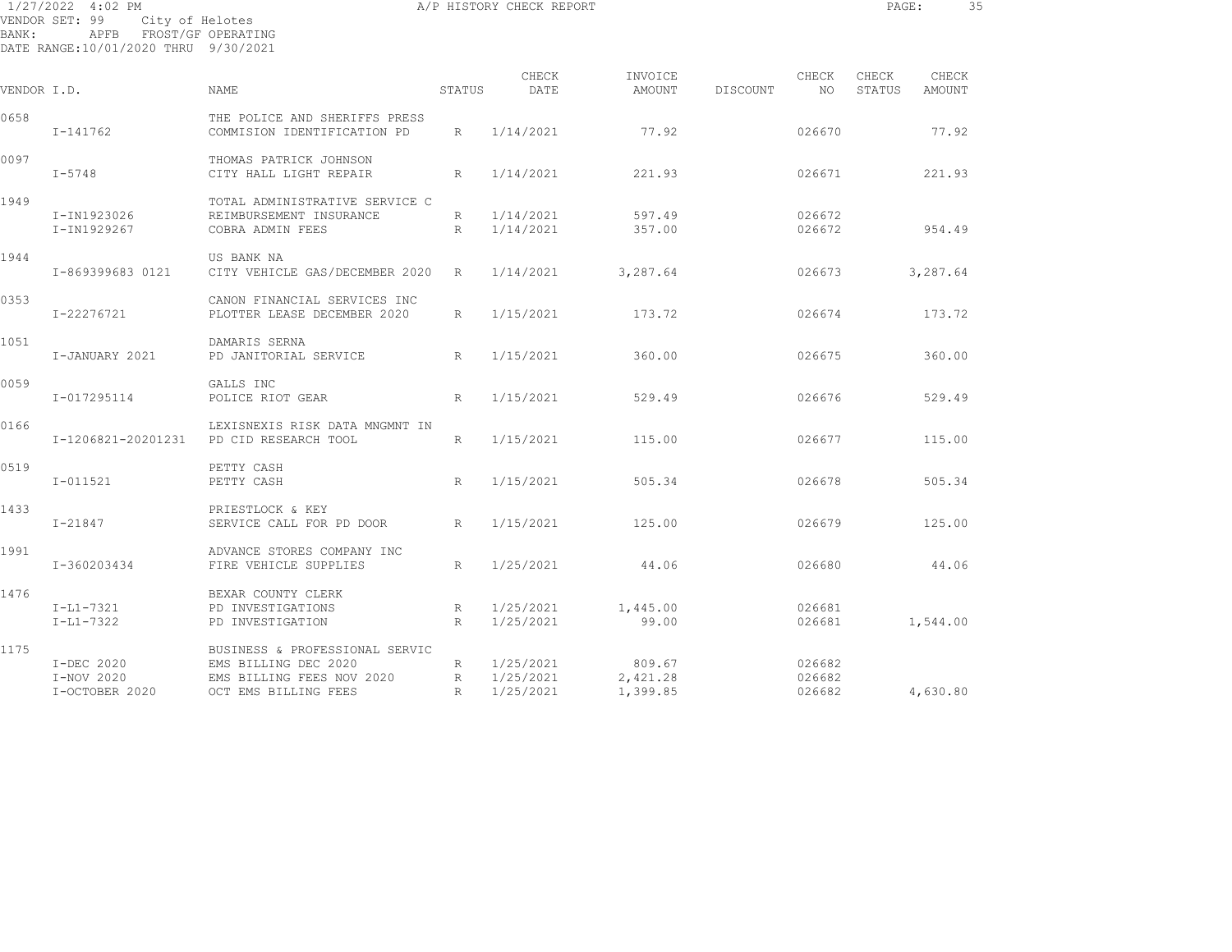1/27/2022 4:02 PM A/P HISTORY CHECK REPORT

VENDOR SET: 99 City of Helotes
BANK: APFB FROST/GF OPERATING
DATE RANGE:10/01/2020 THRU 9/30/2021

| VENDOR I.D. | NAME | STATUS | CHECK DATE | INVOICE AMOUNT | DISCOUNT | CHECK NO | CHECK STATUS | CHECK AMOUNT |
|---|---|---|---|---|---|---|---|---|
| 0658 | THE POLICE AND SHERIFFS PRESS | | | | | | | |
| I-141762 | COMMISION IDENTIFICATION PD | R | 1/14/2021 | 77.92 | | 026670 | | 77.92 |
| 0097 | THOMAS PATRICK JOHNSON | | | | | | | |
| I-5748 | CITY HALL LIGHT REPAIR | R | 1/14/2021 | 221.93 | | 026671 | | 221.93 |
| 1949 | TOTAL ADMINISTRATIVE SERVICE C | | | | | | | |
| I-IN1923026 | REIMBURSEMENT INSURANCE | R | 1/14/2021 | 597.49 | | 026672 | | |
| I-IN1929267 | COBRA ADMIN FEES | R | 1/14/2021 | 357.00 | | 026672 | | 954.49 |
| 1944 | US BANK NA | | | | | | | |
| I-869399683 0121 | CITY VEHICLE GAS/DECEMBER 2020 | R | 1/14/2021 | 3,287.64 | | 026673 | | 3,287.64 |
| 0353 | CANON FINANCIAL SERVICES INC | | | | | | | |
| I-22276721 | PLOTTER LEASE DECEMBER 2020 | R | 1/15/2021 | 173.72 | | 026674 | | 173.72 |
| 1051 | DAMARIS SERNA | | | | | | | |
| I-JANUARY 2021 | PD JANITORIAL SERVICE | R | 1/15/2021 | 360.00 | | 026675 | | 360.00 |
| 0059 | GALLS INC | | | | | | | |
| I-017295114 | POLICE RIOT GEAR | R | 1/15/2021 | 529.49 | | 026676 | | 529.49 |
| 0166 | LEXISNEXIS RISK DATA MNGMNT IN | | | | | | | |
| I-1206821-20201231 | PD CID RESEARCH TOOL | R | 1/15/2021 | 115.00 | | 026677 | | 115.00 |
| 0519 | PETTY CASH | | | | | | | |
| I-011521 | PETTY CASH | R | 1/15/2021 | 505.34 | | 026678 | | 505.34 |
| 1433 | PRIESTLOCK & KEY | | | | | | | |
| I-21847 | SERVICE CALL FOR PD DOOR | R | 1/15/2021 | 125.00 | | 026679 | | 125.00 |
| 1991 | ADVANCE STORES COMPANY INC | | | | | | | |
| I-360203434 | FIRE VEHICLE SUPPLIES | R | 1/25/2021 | 44.06 | | 026680 | | 44.06 |
| 1476 | BEXAR COUNTY CLERK | | | | | | | |
| I-L1-7321 | PD INVESTIGATIONS | R | 1/25/2021 | 1,445.00 | | 026681 | | |
| I-L1-7322 | PD INVESTIGATION | R | 1/25/2021 | 99.00 | | 026681 | | 1,544.00 |
| 1175 | BUSINESS & PROFESSIONAL SERVIC | | | | | | | |
| I-DEC 2020 | EMS BILLING DEC 2020 | R | 1/25/2021 | 809.67 | | 026682 | | |
| I-NOV 2020 | EMS BILLING FEES NOV 2020 | R | 1/25/2021 | 2,421.28 | | 026682 | | |
| I-OCTOBER 2020 | OCT EMS BILLING FEES | R | 1/25/2021 | 1,399.85 | | 026682 | | 4,630.80 |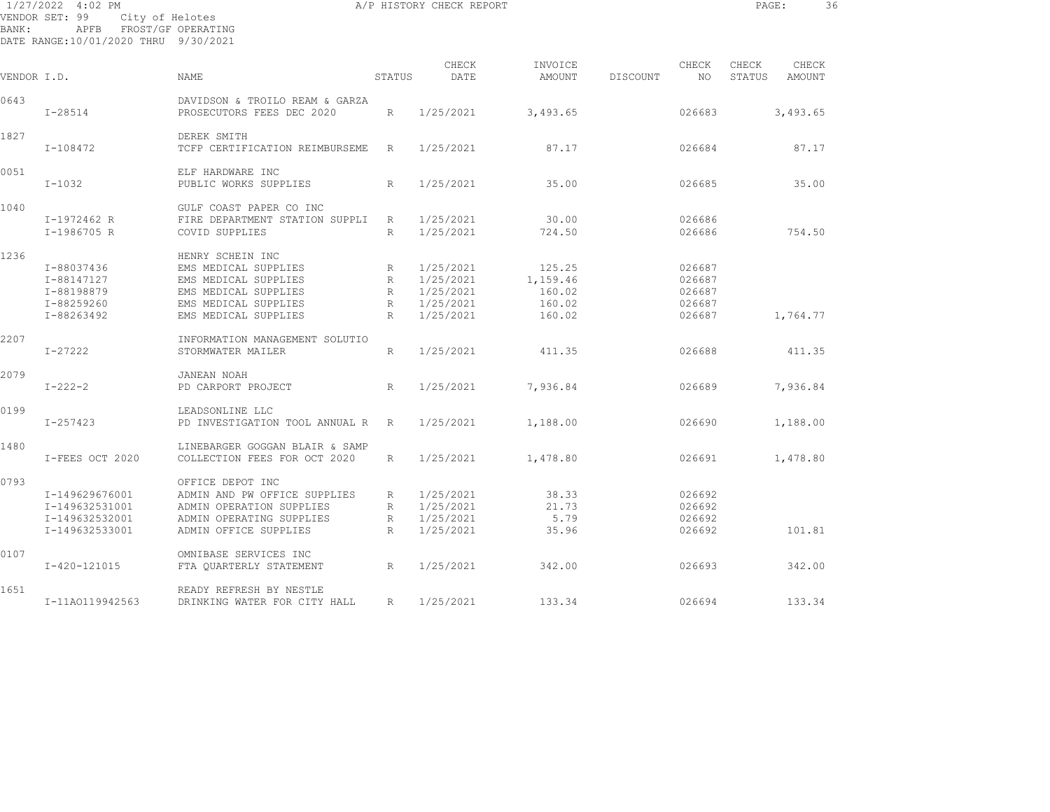1/27/2022 4:02 PM A/P HISTORY CHECK REPORT
VENDOR SET: 99 City of Helotes
BANK: APFB FROST/GF OPERATING
DATE RANGE:10/01/2020 THRU 9/30/2021

| VENDOR I.D. | NAME | STATUS | CHECK DATE | INVOICE AMOUNT | DISCOUNT | CHECK NO | CHECK STATUS | CHECK AMOUNT |
|---|---|---|---|---|---|---|---|---|
| 0643 | DAVIDSON & TROILO REAM & GARZA | | | | | | | |
| I-28514 | PROSECUTORS FEES DEC 2020 | R | 1/25/2021 | 3,493.65 | | 026683 | | 3,493.65 |
| 1827 | DEREK SMITH | | | | | | | |
| I-108472 | TCFP CERTIFICATION REIMBURSEME | R | 1/25/2021 | 87.17 | | 026684 | | 87.17 |
| 0051 | ELF HARDWARE INC | | | | | | | |
| I-1032 | PUBLIC WORKS SUPPLIES | R | 1/25/2021 | 35.00 | | 026685 | | 35.00 |
| 1040 | GULF COAST PAPER CO INC | | | | | | | |
| I-1972462 R | FIRE DEPARTMENT STATION SUPPLI | R | 1/25/2021 | 30.00 | | 026686 | | |
| I-1986705 R | COVID SUPPLIES | R | 1/25/2021 | 724.50 | | 026686 | | 754.50 |
| 1236 | HENRY SCHEIN INC | | | | | | | |
| I-88037436 | EMS MEDICAL SUPPLIES | R | 1/25/2021 | 125.25 | | 026687 | | |
| I-88147127 | EMS MEDICAL SUPPLIES | R | 1/25/2021 | 1,159.46 | | 026687 | | |
| I-88198879 | EMS MEDICAL SUPPLIES | R | 1/25/2021 | 160.02 | | 026687 | | |
| I-88259260 | EMS MEDICAL SUPPLIES | R | 1/25/2021 | 160.02 | | 026687 | | |
| I-88263492 | EMS MEDICAL SUPPLIES | R | 1/25/2021 | 160.02 | | 026687 | | 1,764.77 |
| 2207 | INFORMATION MANAGEMENT SOLUTIO | | | | | | | |
| I-27222 | STORMWATER MAILER | R | 1/25/2021 | 411.35 | | 026688 | | 411.35 |
| 2079 | JANEAN NOAH | | | | | | | |
| I-222-2 | PD CARPORT PROJECT | R | 1/25/2021 | 7,936.84 | | 026689 | | 7,936.84 |
| 0199 | LEADSONLINE LLC | | | | | | | |
| I-257423 | PD INVESTIGATION TOOL ANNUAL R | R | 1/25/2021 | 1,188.00 | | 026690 | | 1,188.00 |
| 1480 | LINEBARGER GOGGAN BLAIR & SAMP | | | | | | | |
| I-FEES OCT 2020 | COLLECTION FEES FOR OCT 2020 | R | 1/25/2021 | 1,478.80 | | 026691 | | 1,478.80 |
| 0793 | OFFICE DEPOT INC | | | | | | | |
| I-149629676001 | ADMIN AND PW OFFICE SUPPLIES | R | 1/25/2021 | 38.33 | | 026692 | | |
| I-149632531001 | ADMIN OPERATION SUPPLIES | R | 1/25/2021 | 21.73 | | 026692 | | |
| I-149632532001 | ADMIN OPERATING SUPPLIES | R | 1/25/2021 | 5.79 | | 026692 | | |
| I-149632533001 | ADMIN OFFICE SUPPLIES | R | 1/25/2021 | 35.96 | | 026692 | | 101.81 |
| 0107 | OMNIBASE SERVICES INC | | | | | | | |
| I-420-121015 | FTA QUARTERLY STATEMENT | R | 1/25/2021 | 342.00 | | 026693 | | 342.00 |
| 1651 | READY REFRESH BY NESTLE | | | | | | | |
| I-11A0119942563 | DRINKING WATER FOR CITY HALL | R | 1/25/2021 | 133.34 | | 026694 | | 133.34 |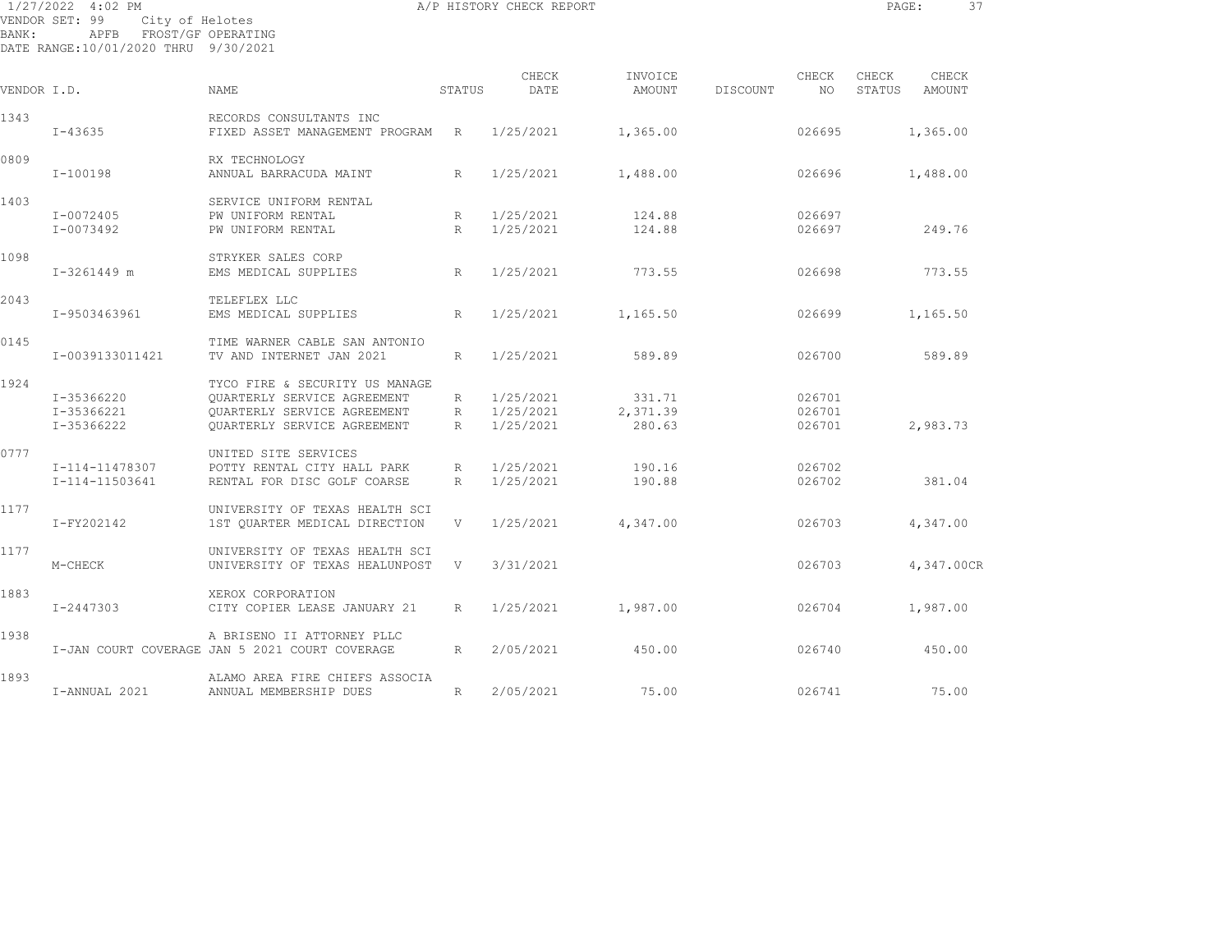A/P HISTORY CHECK REPORT

VENDOR SET: 99 City of Helotes
BANK: APFB FROST/GF OPERATING
DATE RANGE:10/01/2020 THRU 9/30/2021

| VENDOR I.D. | NAME | STATUS | CHECK DATE | INVOICE AMOUNT | DISCOUNT | CHECK NO | CHECK STATUS | CHECK AMOUNT |
|---|---|---|---|---|---|---|---|---|
| 1343 | RECORDS CONSULTANTS INC | | | | | | | |
| I-43635 | FIXED ASSET MANAGEMENT PROGRAM | R | 1/25/2021 | 1,365.00 | | 026695 | | 1,365.00 |
| 0809 | RX TECHNOLOGY | | | | | | | |
| I-100198 | ANNUAL BARRACUDA MAINT | R | 1/25/2021 | 1,488.00 | | 026696 | | 1,488.00 |
| 1403 | SERVICE UNIFORM RENTAL | | | | | | | |
| I-0072405 | PW UNIFORM RENTAL | R | 1/25/2021 | 124.88 | | 026697 | | |
| I-0073492 | PW UNIFORM RENTAL | R | 1/25/2021 | 124.88 | | 026697 | | 249.76 |
| 1098 | STRYKER SALES CORP | | | | | | | |
| I-3261449 m | EMS MEDICAL SUPPLIES | R | 1/25/2021 | 773.55 | | 026698 | | 773.55 |
| 2043 | TELEFLEX LLC | | | | | | | |
| I-9503463961 | EMS MEDICAL SUPPLIES | R | 1/25/2021 | 1,165.50 | | 026699 | | 1,165.50 |
| 0145 | TIME WARNER CABLE SAN ANTONIO | | | | | | | |
| I-0039133011421 | TV AND INTERNET JAN 2021 | R | 1/25/2021 | 589.89 | | 026700 | | 589.89 |
| 1924 | TYCO FIRE & SECURITY US MANAGE | | | | | | | |
| I-35366220 | QUARTERLY SERVICE AGREEMENT | R | 1/25/2021 | 331.71 | | 026701 | | |
| I-35366221 | QUARTERLY SERVICE AGREEMENT | R | 1/25/2021 | 2,371.39 | | 026701 | | |
| I-35366222 | QUARTERLY SERVICE AGREEMENT | R | 1/25/2021 | 280.63 | | 026701 | | 2,983.73 |
| 0777 | UNITED SITE SERVICES | | | | | | | |
| I-114-11478307 | POTTY RENTAL CITY HALL PARK | R | 1/25/2021 | 190.16 | | 026702 | | |
| I-114-11503641 | RENTAL FOR DISC GOLF COARSE | R | 1/25/2021 | 190.88 | | 026702 | | 381.04 |
| 1177 | UNIVERSITY OF TEXAS HEALTH SCI | | | | | | | |
| I-FY202142 | 1ST QUARTER MEDICAL DIRECTION | V | 1/25/2021 | 4,347.00 | | 026703 | | 4,347.00 |
| 1177 | UNIVERSITY OF TEXAS HEALTH SCI | | | | | | | |
| M-CHECK | UNIVERSITY OF TEXAS HEALUNPOST | V | 3/31/2021 | | | 026703 | | 4,347.00CR |
| 1883 | XEROX CORPORATION | | | | | | | |
| I-2447303 | CITY COPIER LEASE JANUARY 21 | R | 1/25/2021 | 1,987.00 | | 026704 | | 1,987.00 |
| 1938 | A BRISENO II ATTORNEY PLLC | | | | | | | |
| I-JAN COURT COVERAGE | JAN 5 2021 COURT COVERAGE | R | 2/05/2021 | 450.00 | | 026740 | | 450.00 |
| 1893 | ALAMO AREA FIRE CHIEFS ASSOCIA | | | | | | | |
| I-ANNUAL 2021 | ANNUAL MEMBERSHIP DUES | R | 2/05/2021 | 75.00 | | 026741 | | 75.00 |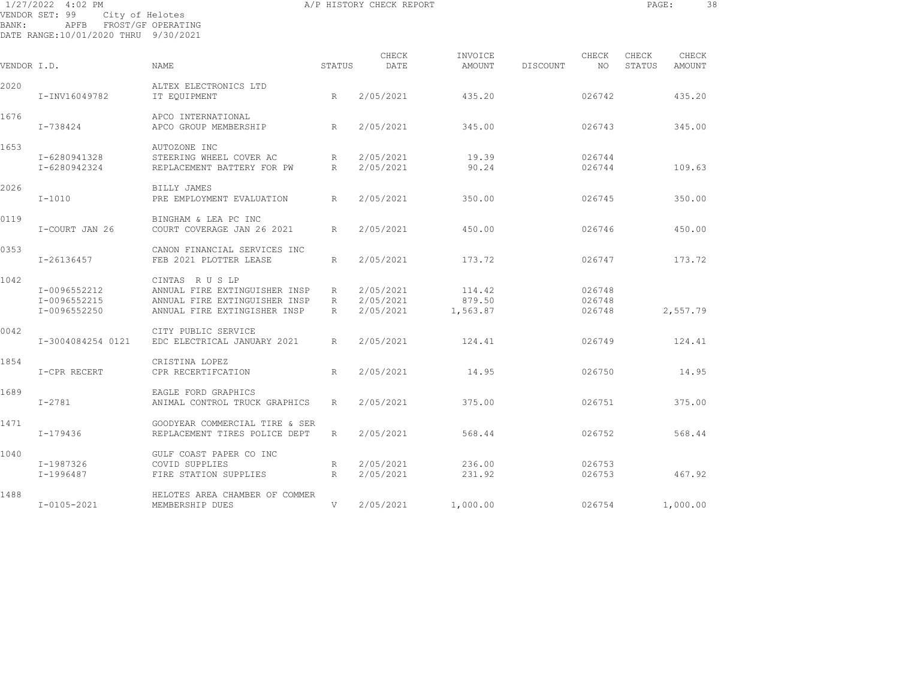1/27/2022 4:02 PM A/P HISTORY CHECK REPORT

VENDOR SET: 99 City of Helotes
BANK: APFB FROST/GF OPERATING
DATE RANGE:10/01/2020 THRU 9/30/2021

| VENDOR I.D. | | NAME | STATUS | CHECK DATE | INVOICE AMOUNT | DISCOUNT | CHECK NO | CHECK STATUS | CHECK AMOUNT |
|---|---|---|---|---|---|---|---|---|---|
| 2020 | | ALTEX ELECTRONICS LTD | | | | | | | |
| | I-INV16049782 | IT EQUIPMENT | R | 2/05/2021 | 435.20 | | 026742 | | 435.20 |
| 1676 | | APCO INTERNATIONAL | | | | | | | |
| | I-738424 | APCO GROUP MEMBERSHIP | R | 2/05/2021 | 345.00 | | 026743 | | 345.00 |
| 1653 | | AUTOZONE INC | | | | | | | |
| | I-6280941328 | STEERING WHEEL COVER AC | R | 2/05/2021 | 19.39 | | 026744 | | |
| | I-6280942324 | REPLACEMENT BATTERY FOR PW | R | 2/05/2021 | 90.24 | | 026744 | | 109.63 |
| 2026 | | BILLY JAMES | | | | | | | |
| | I-1010 | PRE EMPLOYMENT EVALUATION | R | 2/05/2021 | 350.00 | | 026745 | | 350.00 |
| 0119 | | BINGHAM & LEA PC INC | | | | | | | |
| | I-COURT JAN 26 | COURT COVERAGE JAN 26 2021 | R | 2/05/2021 | 450.00 | | 026746 | | 450.00 |
| 0353 | | CANON FINANCIAL SERVICES INC | | | | | | | |
| | I-26136457 | FEB 2021 PLOTTER LEASE | R | 2/05/2021 | 173.72 | | 026747 | | 173.72 |
| 1042 | | CINTAS R U S LP | | | | | | | |
| | I-0096552212 | ANNUAL FIRE EXTINGUISHER INSP | R | 2/05/2021 | 114.42 | | 026748 | | |
| | I-0096552215 | ANNUAL FIRE EXTINGUISHER INSP | R | 2/05/2021 | 879.50 | | 026748 | | |
| | I-0096552250 | ANNUAL FIRE EXTINGISHER INSP | R | 2/05/2021 | 1,563.87 | | 026748 | | 2,557.79 |
| 0042 | | CITY PUBLIC SERVICE | | | | | | | |
| | I-3004084254 0121 | EDC ELECTRICAL JANUARY 2021 | R | 2/05/2021 | 124.41 | | 026749 | | 124.41 |
| 1854 | | CRISTINA LOPEZ | | | | | | | |
| | I-CPR RECERT | CPR RECERTIFCATION | R | 2/05/2021 | 14.95 | | 026750 | | 14.95 |
| 1689 | | EAGLE FORD GRAPHICS | | | | | | | |
| | I-2781 | ANIMAL CONTROL TRUCK GRAPHICS | R | 2/05/2021 | 375.00 | | 026751 | | 375.00 |
| 1471 | | GOODYEAR COMMERCIAL TIRE & SER | | | | | | | |
| | I-179436 | REPLACEMENT TIRES POLICE DEPT | R | 2/05/2021 | 568.44 | | 026752 | | 568.44 |
| 1040 | | GULF COAST PAPER CO INC | | | | | | | |
| | I-1987326 | COVID SUPPLIES | R | 2/05/2021 | 236.00 | | 026753 | | |
| | I-1996487 | FIRE STATION SUPPLIES | R | 2/05/2021 | 231.92 | | 026753 | | 467.92 |
| 1488 | | HELOTES AREA CHAMBER OF COMMER | | | | | | | |
| | I-0105-2021 | MEMBERSHIP DUES | V | 2/05/2021 | 1,000.00 | | 026754 | | 1,000.00 |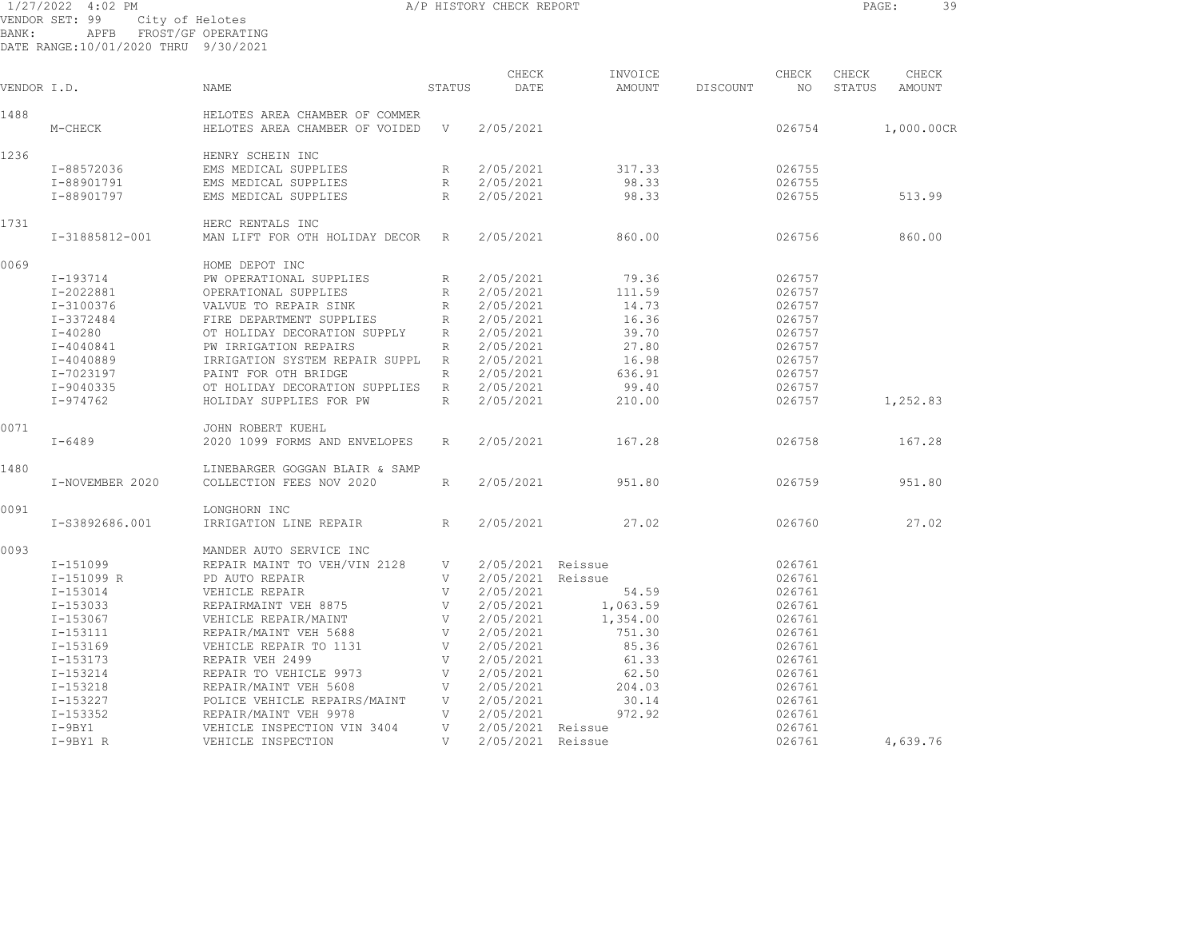1/27/2022 4:02 PM A/P HISTORY CHECK REPORT

VENDOR SET: 99 City of Helotes
BANK: APFB FROST/GF OPERATING
DATE RANGE:10/01/2020 THRU 9/30/2021

| VENDOR I.D. | | NAME | STATUS | CHECK DATE | INVOICE AMOUNT | DISCOUNT | CHECK NO | CHECK STATUS | CHECK AMOUNT |
|---|---|---|---|---|---|---|---|---|---|
| 1488 | | HELOTES AREA CHAMBER OF COMMER | | | | | | | |
| | M-CHECK | HELOTES AREA CHAMBER OF VOIDED | V | 2/05/2021 | | | 026754 | | 1,000.00CR |
| 1236 | | HENRY SCHEIN INC | | | | | | | |
| | I-88572036 | EMS MEDICAL SUPPLIES | R | 2/05/2021 | 317.33 | | 026755 | | |
| | I-88901791 | EMS MEDICAL SUPPLIES | R | 2/05/2021 | 98.33 | | 026755 | | |
| | I-88901797 | EMS MEDICAL SUPPLIES | R | 2/05/2021 | 98.33 | | 026755 | | 513.99 |
| 1731 | | HERC RENTALS INC | | | | | | | |
| | I-31885812-001 | MAN LIFT FOR OTH HOLIDAY DECOR | R | 2/05/2021 | 860.00 | | 026756 | | 860.00 |
| 0069 | | HOME DEPOT INC | | | | | | | |
| | I-193714 | PW OPERATIONAL SUPPLIES | R | 2/05/2021 | 79.36 | | 026757 | | |
| | I-2022881 | OPERATIONAL SUPPLIES | R | 2/05/2021 | 111.59 | | 026757 | | |
| | I-3100376 | VALVUE TO REPAIR SINK | R | 2/05/2021 | 14.73 | | 026757 | | |
| | I-3372484 | FIRE DEPARTMENT SUPPLIES | R | 2/05/2021 | 16.36 | | 026757 | | |
| | I-40280 | OT HOLIDAY DECORATION SUPPLY | R | 2/05/2021 | 39.70 | | 026757 | | |
| | I-4040841 | PW IRRIGATION REPAIRS | R | 2/05/2021 | 27.80 | | 026757 | | |
| | I-4040889 | IRRIGATION SYSTEM REPAIR SUPPL | R | 2/05/2021 | 16.98 | | 026757 | | |
| | I-7023197 | PAINT FOR OTH BRIDGE | R | 2/05/2021 | 636.91 | | 026757 | | |
| | I-9040335 | OT HOLIDAY DECORATION SUPPLIES | R | 2/05/2021 | 99.40 | | 026757 | | |
| | I-974762 | HOLIDAY SUPPLIES FOR PW | R | 2/05/2021 | 210.00 | | 026757 | | 1,252.83 |
| 0071 | | JOHN ROBERT KUEHL | | | | | | | |
| | I-6489 | 2020 1099 FORMS AND ENVELOPES | R | 2/05/2021 | 167.28 | | 026758 | | 167.28 |
| 1480 | | LINEBARGER GOGGAN BLAIR & SAMP | | | | | | | |
| | I-NOVEMBER 2020 | COLLECTION FEES NOV 2020 | R | 2/05/2021 | 951.80 | | 026759 | | 951.80 |
| 0091 | | LONGHORN INC | | | | | | | |
| | I-S3892686.001 | IRRIGATION LINE REPAIR | R | 2/05/2021 | 27.02 | | 026760 | | 27.02 |
| 0093 | | MANDER AUTO SERVICE INC | | | | | | | |
| | I-151099 | REPAIR MAINT TO VEH/VIN 2128 | V | 2/05/2021 | Reissue | | 026761 | | |
| | I-151099 R | PD AUTO REPAIR | V | 2/05/2021 | Reissue | | 026761 | | |
| | I-153014 | VEHICLE REPAIR | V | 2/05/2021 | 54.59 | | 026761 | | |
| | I-153033 | REPAIRMAINT VEH 8875 | V | 2/05/2021 | 1,063.59 | | 026761 | | |
| | I-153067 | VEHICLE REPAIR/MAINT | V | 2/05/2021 | 1,354.00 | | 026761 | | |
| | I-153111 | REPAIR/MAINT VEH 5688 | V | 2/05/2021 | 751.30 | | 026761 | | |
| | I-153169 | VEHICLE REPAIR TO 1131 | V | 2/05/2021 | 85.36 | | 026761 | | |
| | I-153173 | REPAIR VEH 2499 | V | 2/05/2021 | 61.33 | | 026761 | | |
| | I-153214 | REPAIR TO VEHICLE 9973 | V | 2/05/2021 | 62.50 | | 026761 | | |
| | I-153218 | REPAIR/MAINT VEH 5608 | V | 2/05/2021 | 204.03 | | 026761 | | |
| | I-153227 | POLICE VEHICLE REPAIRS/MAINT | V | 2/05/2021 | 30.14 | | 026761 | | |
| | I-153352 | REPAIR/MAINT VEH 9978 | V | 2/05/2021 | 972.92 | | 026761 | | |
| | I-9BY1 | VEHICLE INSPECTION VIN 3404 | V | 2/05/2021 | Reissue | | 026761 | | |
| | I-9BY1 R | VEHICLE INSPECTION | V | 2/05/2021 | Reissue | | 026761 | | 4,639.76 |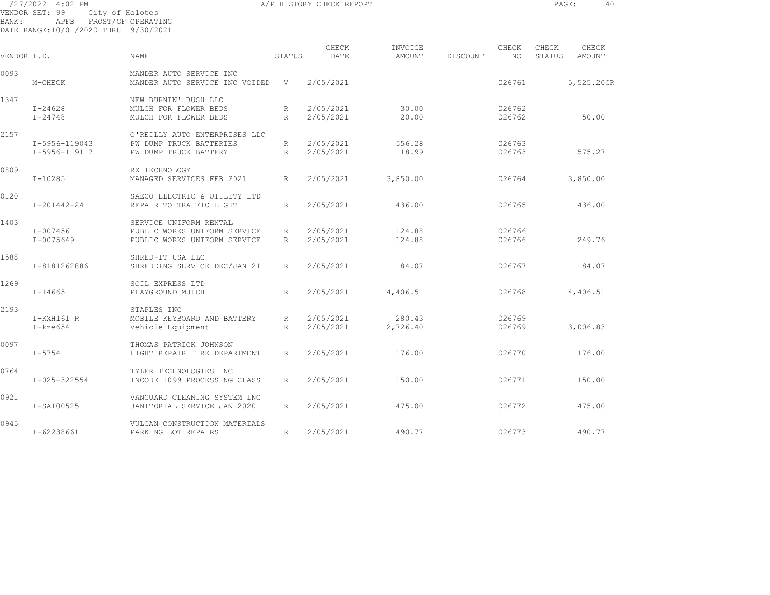VENDOR SET: 99 City of Helotes
BANK: APFB FROST/GF OPERATING
DATE RANGE:10/01/2020 THRU 9/30/2021

# A/P HISTORY CHECK REPORT

| VENDOR I.D. | NAME | STATUS | CHECK DATE | INVOICE AMOUNT | DISCOUNT | CHECK NO | CHECK STATUS | CHECK AMOUNT |
|---|---|---|---|---|---|---|---|---|
| 0093 | MANDER AUTO SERVICE INC | | | | | | | |
| M-CHECK | MANDER AUTO SERVICE INC VOIDED | V | 2/05/2021 | | | 026761 | | 5,525.20CR |
| 1347 | NEW BURNIN' BUSH LLC | | | | | | | |
| I-24628 | MULCH FOR FLOWER BEDS | R | 2/05/2021 | 30.00 | | 026762 | | |
| I-24748 | MULCH FOR FLOWER BEDS | R | 2/05/2021 | 20.00 | | 026762 | | 50.00 |
| 2157 | O'REILLY AUTO ENTERPRISES LLC | | | | | | | |
| I-5956-119043 | PW DUMP TRUCK BATTERIES | R | 2/05/2021 | 556.28 | | 026763 | | |
| I-5956-119117 | PW DUMP TRUCK BATTERY | R | 2/05/2021 | 18.99 | | 026763 | | 575.27 |
| 0809 | RX TECHNOLOGY | | | | | | | |
| I-10285 | MANAGED SERVICES FEB 2021 | R | 2/05/2021 | 3,850.00 | | 026764 | | 3,850.00 |
| 0120 | SAECO ELECTRIC & UTILITY LTD | | | | | | | |
| I-201442-24 | REPAIR TO TRAFFIC LIGHT | R | 2/05/2021 | 436.00 | | 026765 | | 436.00 |
| 1403 | SERVICE UNIFORM RENTAL | | | | | | | |
| I-0074561 | PUBLIC WORKS UNIFORM SERVICE | R | 2/05/2021 | 124.88 | | 026766 | | |
| I-0075649 | PUBLIC WORKS UNIFORM SERVICE | R | 2/05/2021 | 124.88 | | 026766 | | 249.76 |
| 1588 | SHRED-IT USA LLC | | | | | | | |
| I-8181262886 | SHREDDING SERVICE DEC/JAN 21 | R | 2/05/2021 | 84.07 | | 026767 | | 84.07 |
| 1269 | SOIL EXPRESS LTD | | | | | | | |
| I-14665 | PLAYGROUND MULCH | R | 2/05/2021 | 4,406.51 | | 026768 | | 4,406.51 |
| 2193 | STAPLES INC | | | | | | | |
| I-KXH161 R | MOBILE KEYBOARD AND BATTERY | R | 2/05/2021 | 280.43 | | 026769 | | |
| I-kze654 | Vehicle Equipment | R | 2/05/2021 | 2,726.40 | | 026769 | | 3,006.83 |
| 0097 | THOMAS PATRICK JOHNSON | | | | | | | |
| I-5754 | LIGHT REPAIR FIRE DEPARTMENT | R | 2/05/2021 | 176.00 | | 026770 | | 176.00 |
| 0764 | TYLER TECHNOLOGIES INC | | | | | | | |
| I-025-322554 | INCODE 1099 PROCESSING CLASS | R | 2/05/2021 | 150.00 | | 026771 | | 150.00 |
| 0921 | VANGUARD CLEANING SYSTEM INC | | | | | | | |
| I-SA100525 | JANITORIAL SERVICE JAN 2020 | R | 2/05/2021 | 475.00 | | 026772 | | 475.00 |
| 0945 | VULCAN CONSTRUCTION MATERIALS | | | | | | | |
| I-62238661 | PARKING LOT REPAIRS | R | 2/05/2021 | 490.77 | | 026773 | | 490.77 |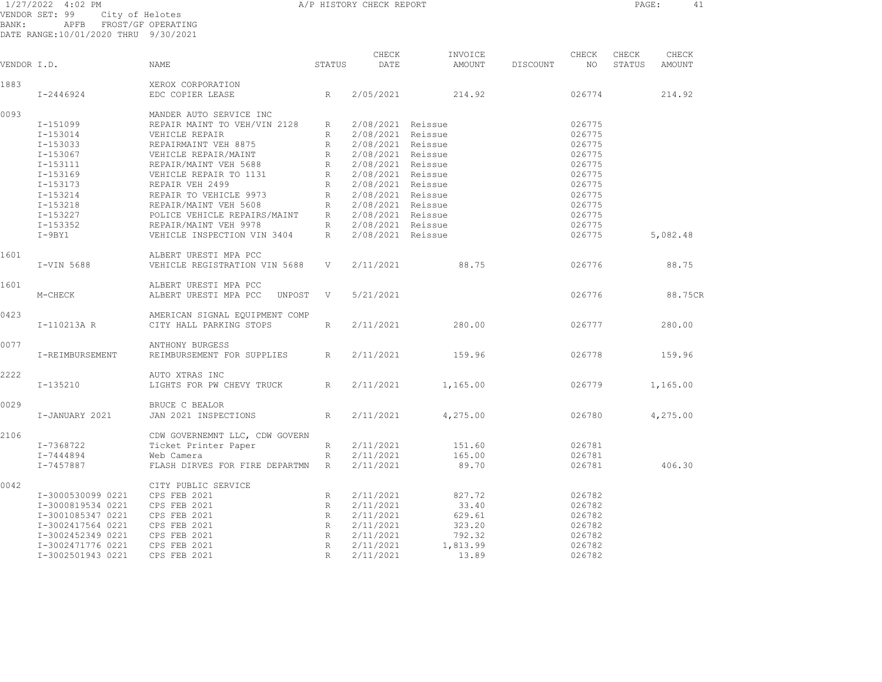1/27/2022 4:02 PM — A/P HISTORY CHECK REPORT

VENDOR SET: 99 City of Helotes
BANK: APFB FROST/GF OPERATING
DATE RANGE:10/01/2020 THRU 9/30/2021

| VENDOR I.D. | NAME | STATUS | CHECK DATE | INVOICE AMOUNT | DISCOUNT | CHECK NO | CHECK STATUS | CHECK AMOUNT |
|---|---|---|---|---|---|---|---|---|
| 1883 | XEROX CORPORATION | | | | | | | |
| I-2446924 | EDC COPIER LEASE | R | 2/05/2021 | 214.92 | | 026774 | | 214.92 |
| 0093 | MANDER AUTO SERVICE INC | | | | | | | |
| I-151099 | REPAIR MAINT TO VEH/VIN 2128 | R | 2/08/2021 | Reissue | | 026775 | | |
| I-153014 | VEHICLE REPAIR | R | 2/08/2021 | Reissue | | 026775 | | |
| I-153033 | REPAIRMAINT VEH 8875 | R | 2/08/2021 | Reissue | | 026775 | | |
| I-153067 | VEHICLE REPAIR/MAINT | R | 2/08/2021 | Reissue | | 026775 | | |
| I-153111 | REPAIR/MAINT VEH 5688 | R | 2/08/2021 | Reissue | | 026775 | | |
| I-153169 | VEHICLE REPAIR TO 1131 | R | 2/08/2021 | Reissue | | 026775 | | |
| I-153173 | REPAIR VEH 2499 | R | 2/08/2021 | Reissue | | 026775 | | |
| I-153214 | REPAIR TO VEHICLE 9973 | R | 2/08/2021 | Reissue | | 026775 | | |
| I-153218 | REPAIR/MAINT VEH 5608 | R | 2/08/2021 | Reissue | | 026775 | | |
| I-153227 | POLICE VEHICLE REPAIRS/MAINT | R | 2/08/2021 | Reissue | | 026775 | | |
| I-153352 | REPAIR/MAINT VEH 9978 | R | 2/08/2021 | Reissue | | 026775 | | |
| I-9BY1 | VEHICLE INSPECTION VIN 3404 | R | 2/08/2021 | Reissue | | 026775 | | 5,082.48 |
| 1601 | ALBERT URESTI MPA PCC | | | | | | | |
| I-VIN 5688 | VEHICLE REGISTRATION VIN 5688 | V | 2/11/2021 | 88.75 | | 026776 | | 88.75 |
| 1601 | ALBERT URESTI MPA PCC | | | | | | | |
| M-CHECK | ALBERT URESTI MPA PCC UNPOST | V | 5/21/2021 | | | 026776 | | 88.75CR |
| 0423 | AMERICAN SIGNAL EQUIPMENT COMP | | | | | | | |
| I-110213A R | CITY HALL PARKING STOPS | R | 2/11/2021 | 280.00 | | 026777 | | 280.00 |
| 0077 | ANTHONY BURGESS | | | | | | | |
| I-REIMBURSEMENT | REIMBURSEMENT FOR SUPPLIES | R | 2/11/2021 | 159.96 | | 026778 | | 159.96 |
| 2222 | AUTO XTRAS INC | | | | | | | |
| I-135210 | LIGHTS FOR PW CHEVY TRUCK | R | 2/11/2021 | 1,165.00 | | 026779 | | 1,165.00 |
| 0029 | BRUCE C BEALOR | | | | | | | |
| I-JANUARY 2021 | JAN 2021 INSPECTIONS | R | 2/11/2021 | 4,275.00 | | 026780 | | 4,275.00 |
| 2106 | CDW GOVERNEMNT LLC, CDW GOVERN | | | | | | | |
| I-7368722 | Ticket Printer Paper | R | 2/11/2021 | 151.60 | | 026781 | | |
| I-7444894 | Web Camera | R | 2/11/2021 | 165.00 | | 026781 | | |
| I-7457887 | FLASH DIRVES FOR FIRE DEPARTMN | R | 2/11/2021 | 89.70 | | 026781 | | 406.30 |
| 0042 | CITY PUBLIC SERVICE | | | | | | | |
| I-3000530099 0221 | CPS FEB 2021 | R | 2/11/2021 | 827.72 | | 026782 | | |
| I-3000819534 0221 | CPS FEB 2021 | R | 2/11/2021 | 33.40 | | 026782 | | |
| I-3001085347 0221 | CPS FEB 2021 | R | 2/11/2021 | 629.61 | | 026782 | | |
| I-3002417564 0221 | CPS FEB 2021 | R | 2/11/2021 | 323.20 | | 026782 | | |
| I-3002452349 0221 | CPS FEB 2021 | R | 2/11/2021 | 792.32 | | 026782 | | |
| I-3002471776 0221 | CPS FEB 2021 | R | 2/11/2021 | 1,813.99 | | 026782 | | |
| I-3002501943 0221 | CPS FEB 2021 | R | 2/11/2021 | 13.89 | | 026782 | | |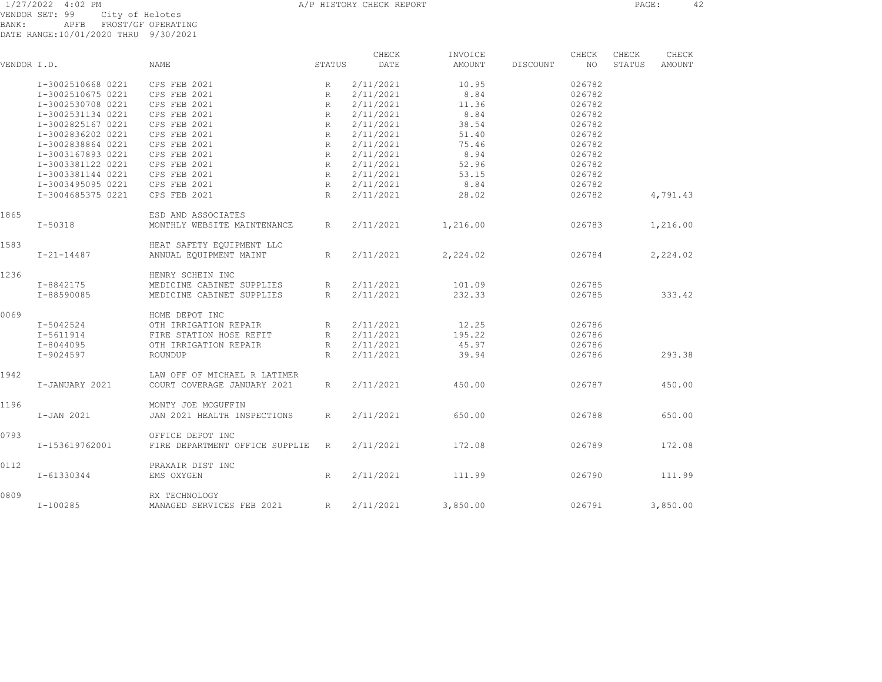VENDOR SET: 99 City of Helotes
BANK: APFB FROST/GF OPERATING
DATE RANGE:10/01/2020 THRU 9/30/2021

| VENDOR I.D. | | NAME | STATUS | CHECK DATE | INVOICE AMOUNT | DISCOUNT | CHECK NO | CHECK STATUS | CHECK AMOUNT |
|---|---|---|---|---|---|---|---|---|---|
| | I-3002510668 0221 | CPS FEB 2021 | R | 2/11/2021 | 10.95 | | 026782 | | |
| | I-3002510675 0221 | CPS FEB 2021 | R | 2/11/2021 | 8.84 | | 026782 | | |
| | I-3002530708 0221 | CPS FEB 2021 | R | 2/11/2021 | 11.36 | | 026782 | | |
| | I-3002531134 0221 | CPS FEB 2021 | R | 2/11/2021 | 8.84 | | 026782 | | |
| | I-3002825167 0221 | CPS FEB 2021 | R | 2/11/2021 | 38.54 | | 026782 | | |
| | I-3002836202 0221 | CPS FEB 2021 | R | 2/11/2021 | 51.40 | | 026782 | | |
| | I-3002838864 0221 | CPS FEB 2021 | R | 2/11/2021 | 75.46 | | 026782 | | |
| | I-3003167893 0221 | CPS FEB 2021 | R | 2/11/2021 | 8.94 | | 026782 | | |
| | I-3003381122 0221 | CPS FEB 2021 | R | 2/11/2021 | 52.96 | | 026782 | | |
| | I-3003381144 0221 | CPS FEB 2021 | R | 2/11/2021 | 53.15 | | 026782 | | |
| | I-3003495095 0221 | CPS FEB 2021 | R | 2/11/2021 | 8.84 | | 026782 | | |
| | I-3004685375 0221 | CPS FEB 2021 | R | 2/11/2021 | 28.02 | | 026782 | | 4,791.43 |
| 1865 | | ESD AND ASSOCIATES | | | | | | | |
| | I-50318 | MONTHLY WEBSITE MAINTENANCE | R | 2/11/2021 | 1,216.00 | | 026783 | | 1,216.00 |
| 1583 | | HEAT SAFETY EQUIPMENT LLC | | | | | | | |
| | I-21-14487 | ANNUAL EQUIPMENT MAINT | R | 2/11/2021 | 2,224.02 | | 026784 | | 2,224.02 |
| 1236 | | HENRY SCHEIN INC | | | | | | | |
| | I-8842175 | MEDICINE CABINET SUPPLIES | R | 2/11/2021 | 101.09 | | 026785 | | |
| | I-88590085 | MEDICINE CABINET SUPPLIES | R | 2/11/2021 | 232.33 | | 026785 | | 333.42 |
| 0069 | | HOME DEPOT INC | | | | | | | |
| | I-5042524 | OTH IRRIGATION REPAIR | R | 2/11/2021 | 12.25 | | 026786 | | |
| | I-5611914 | FIRE STATION HOSE REFIT | R | 2/11/2021 | 195.22 | | 026786 | | |
| | I-8044095 | OTH IRRIGATION REPAIR | R | 2/11/2021 | 45.97 | | 026786 | | |
| | I-9024597 | ROUNDUP | R | 2/11/2021 | 39.94 | | 026786 | | 293.38 |
| 1942 | | LAW OFF OF MICHAEL R LATIMER | | | | | | | |
| | I-JANUARY 2021 | COURT COVERAGE JANUARY 2021 | R | 2/11/2021 | 450.00 | | 026787 | | 450.00 |
| 1196 | | MONTY JOE MCGUFFIN | | | | | | | |
| | I-JAN 2021 | JAN 2021 HEALTH INSPECTIONS | R | 2/11/2021 | 650.00 | | 026788 | | 650.00 |
| 0793 | | OFFICE DEPOT INC | | | | | | | |
| | I-153619762001 | FIRE DEPARTMENT OFFICE SUPPLIE | R | 2/11/2021 | 172.08 | | 026789 | | 172.08 |
| 0112 | | PRAXAIR DIST INC | | | | | | | |
| | I-61330344 | EMS OXYGEN | R | 2/11/2021 | 111.99 | | 026790 | | 111.99 |
| 0809 | | RX TECHNOLOGY | | | | | | | |
| | I-100285 | MANAGED SERVICES FEB 2021 | R | 2/11/2021 | 3,850.00 | | 026791 | | 3,850.00 |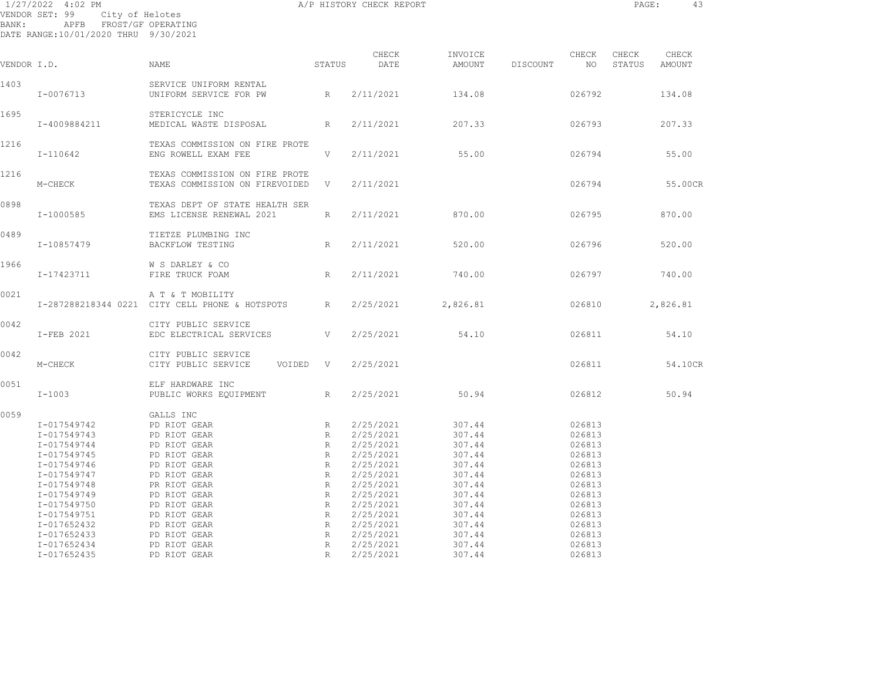1/27/2022 4:02 PM A/P HISTORY CHECK REPORT

VENDOR SET: 99 City of Helotes
BANK: APFB FROST/GF OPERATING
DATE RANGE:10/01/2020 THRU 9/30/2021

| VENDOR I.D. | | NAME | STATUS | CHECK DATE | INVOICE AMOUNT | DISCOUNT | CHECK NO | CHECK STATUS | CHECK AMOUNT |
|---|---|---|---|---|---|---|---|---|---|
| 1403 | | SERVICE UNIFORM RENTAL | | | | | | | |
| | I-0076713 | UNIFORM SERVICE FOR PW | R | 2/11/2021 | 134.08 | | 026792 | | 134.08 |
| 1695 | | STERICYCLE INC | | | | | | | |
| | I-4009884211 | MEDICAL WASTE DISPOSAL | R | 2/11/2021 | 207.33 | | 026793 | | 207.33 |
| 1216 | | TEXAS COMMISSION ON FIRE PROTE | | | | | | | |
| | I-110642 | ENG ROWELL EXAM FEE | V | 2/11/2021 | 55.00 | | 026794 | | 55.00 |
| 1216 | | TEXAS COMMISSION ON FIRE PROTE | | | | | | | |
| | M-CHECK | TEXAS COMMISSION ON FIREVOIDED | V | 2/11/2021 | | | 026794 | | 55.00CR |
| 0898 | | TEXAS DEPT OF STATE HEALTH SER | | | | | | | |
| | I-1000585 | EMS LICENSE RENEWAL 2021 | R | 2/11/2021 | 870.00 | | 026795 | | 870.00 |
| 0489 | | TIETZE PLUMBING INC | | | | | | | |
| | I-10857479 | BACKFLOW TESTING | R | 2/11/2021 | 520.00 | | 026796 | | 520.00 |
| 1966 | | W S DARLEY & CO | | | | | | | |
| | I-17423711 | FIRE TRUCK FOAM | R | 2/11/2021 | 740.00 | | 026797 | | 740.00 |
| 0021 | | A T & T MOBILITY | | | | | | | |
| | I-287288218344 0221 | CITY CELL PHONE & HOTSPOTS | R | 2/25/2021 | 2,826.81 | | 026810 | | 2,826.81 |
| 0042 | | CITY PUBLIC SERVICE | | | | | | | |
| | I-FEB 2021 | EDC ELECTRICAL SERVICES | V | 2/25/2021 | 54.10 | | 026811 | | 54.10 |
| 0042 | | CITY PUBLIC SERVICE | | | | | | | |
| | M-CHECK | CITY PUBLIC SERVICE VOIDED | V | 2/25/2021 | | | 026811 | | 54.10CR |
| 0051 | | ELF HARDWARE INC | | | | | | | |
| | I-1003 | PUBLIC WORKS EQUIPMENT | R | 2/25/2021 | 50.94 | | 026812 | | 50.94 |
| 0059 | | GALLS INC | | | | | | | |
| | I-017549742 | PD RIOT GEAR | R | 2/25/2021 | 307.44 | | 026813 | | |
| | I-017549743 | PD RIOT GEAR | R | 2/25/2021 | 307.44 | | 026813 | | |
| | I-017549744 | PD RIOT GEAR | R | 2/25/2021 | 307.44 | | 026813 | | |
| | I-017549745 | PD RIOT GEAR | R | 2/25/2021 | 307.44 | | 026813 | | |
| | I-017549746 | PD RIOT GEAR | R | 2/25/2021 | 307.44 | | 026813 | | |
| | I-017549747 | PD RIOT GEAR | R | 2/25/2021 | 307.44 | | 026813 | | |
| | I-017549748 | PR RIOT GEAR | R | 2/25/2021 | 307.44 | | 026813 | | |
| | I-017549749 | PD RIOT GEAR | R | 2/25/2021 | 307.44 | | 026813 | | |
| | I-017549750 | PD RIOT GEAR | R | 2/25/2021 | 307.44 | | 026813 | | |
| | I-017549751 | PD RIOT GEAR | R | 2/25/2021 | 307.44 | | 026813 | | |
| | I-017652432 | PD RIOT GEAR | R | 2/25/2021 | 307.44 | | 026813 | | |
| | I-017652433 | PD RIOT GEAR | R | 2/25/2021 | 307.44 | | 026813 | | |
| | I-017652434 | PD RIOT GEAR | R | 2/25/2021 | 307.44 | | 026813 | | |
| | I-017652435 | PD RIOT GEAR | R | 2/25/2021 | 307.44 | | 026813 | | |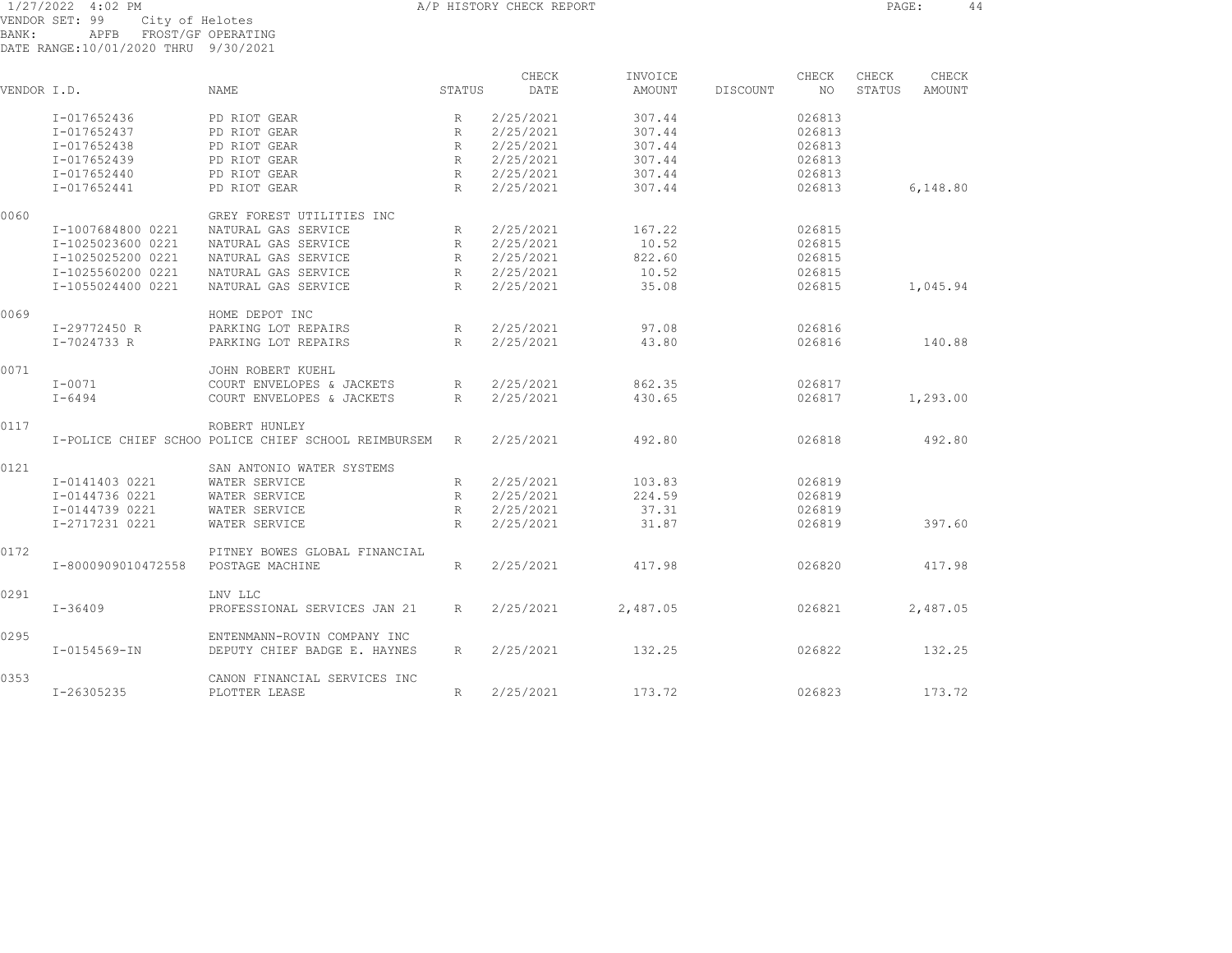1/27/2022 4:02 PM

A/P HISTORY CHECK REPORT

VENDOR SET: 99 City of Helotes
BANK: APFB FROST/GF OPERATING
DATE RANGE:10/01/2020 THRU 9/30/2021

| VENDOR I.D. | | NAME | STATUS | CHECK DATE | INVOICE AMOUNT | DISCOUNT | CHECK NO | CHECK STATUS | CHECK AMOUNT |
|---|---|---|---|---|---|---|---|---|---|
| | I-017652436 | PD RIOT GEAR | R | 2/25/2021 | 307.44 | | 026813 | | |
| | I-017652437 | PD RIOT GEAR | R | 2/25/2021 | 307.44 | | 026813 | | |
| | I-017652438 | PD RIOT GEAR | R | 2/25/2021 | 307.44 | | 026813 | | |
| | I-017652439 | PD RIOT GEAR | R | 2/25/2021 | 307.44 | | 026813 | | |
| | I-017652440 | PD RIOT GEAR | R | 2/25/2021 | 307.44 | | 026813 | | |
| | I-017652441 | PD RIOT GEAR | R | 2/25/2021 | 307.44 | | 026813 | | 6,148.80 |
| 0060 | | GREY FOREST UTILITIES INC | | | | | | | |
| | I-1007684800 0221 | NATURAL GAS SERVICE | R | 2/25/2021 | 167.22 | | 026815 | | |
| | I-1025023600 0221 | NATURAL GAS SERVICE | R | 2/25/2021 | 10.52 | | 026815 | | |
| | I-1025025200 0221 | NATURAL GAS SERVICE | R | 2/25/2021 | 822.60 | | 026815 | | |
| | I-1025560200 0221 | NATURAL GAS SERVICE | R | 2/25/2021 | 10.52 | | 026815 | | |
| | I-1055024400 0221 | NATURAL GAS SERVICE | R | 2/25/2021 | 35.08 | | 026815 | | 1,045.94 |
| 0069 | | HOME DEPOT INC | | | | | | | |
| | I-29772450 R | PARKING LOT REPAIRS | R | 2/25/2021 | 97.08 | | 026816 | | |
| | I-7024733 R | PARKING LOT REPAIRS | R | 2/25/2021 | 43.80 | | 026816 | | 140.88 |
| 0071 | | JOHN ROBERT KUEHL | | | | | | | |
| | I-0071 | COURT ENVELOPES & JACKETS | R | 2/25/2021 | 862.35 | | 026817 | | |
| | I-6494 | COURT ENVELOPES & JACKETS | R | 2/25/2021 | 430.65 | | 026817 | | 1,293.00 |
| 0117 | | ROBERT HUNLEY | | | | | | | |
| | I-POLICE CHIEF SCHOO | POLICE CHIEF SCHOOL REIMBURSEM | R | 2/25/2021 | 492.80 | | 026818 | | 492.80 |
| 0121 | | SAN ANTONIO WATER SYSTEMS | | | | | | | |
| | I-0141403 0221 | WATER SERVICE | R | 2/25/2021 | 103.83 | | 026819 | | |
| | I-0144736 0221 | WATER SERVICE | R | 2/25/2021 | 224.59 | | 026819 | | |
| | I-0144739 0221 | WATER SERVICE | R | 2/25/2021 | 37.31 | | 026819 | | |
| | I-2717231 0221 | WATER SERVICE | R | 2/25/2021 | 31.87 | | 026819 | | 397.60 |
| 0172 | | PITNEY BOWES GLOBAL FINANCIAL | | | | | | | |
| | I-8000909010472558 | POSTAGE MACHINE | R | 2/25/2021 | 417.98 | | 026820 | | 417.98 |
| 0291 | | LNV LLC | | | | | | | |
| | I-36409 | PROFESSIONAL SERVICES JAN 21 | R | 2/25/2021 | 2,487.05 | | 026821 | | 2,487.05 |
| 0295 | | ENTENMANN-ROVIN COMPANY INC | | | | | | | |
| | I-0154569-IN | DEPUTY CHIEF BADGE E. HAYNES | R | 2/25/2021 | 132.25 | | 026822 | | 132.25 |
| 0353 | | CANON FINANCIAL SERVICES INC | | | | | | | |
| | I-26305235 | PLOTTER LEASE | R | 2/25/2021 | 173.72 | | 026823 | | 173.72 |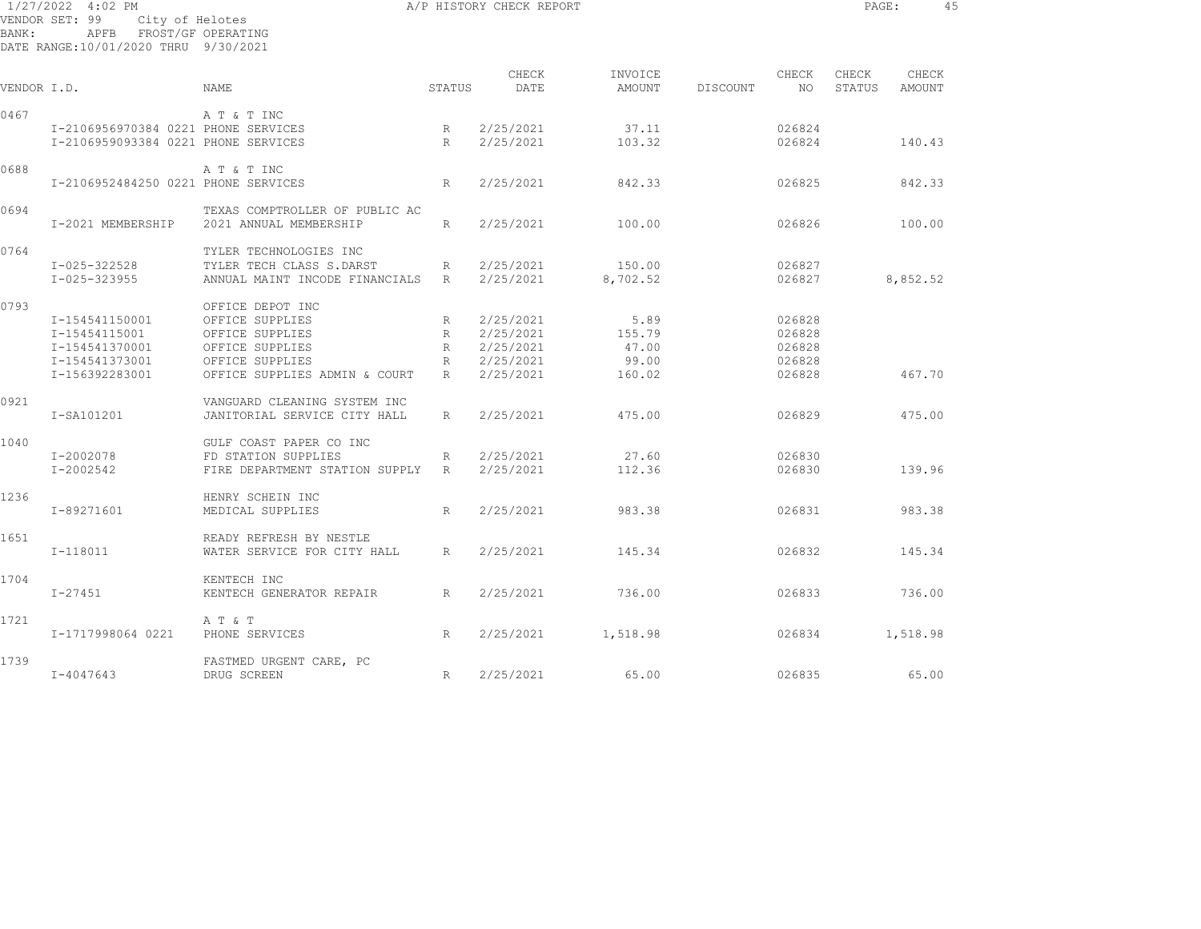VENDOR SET: 99 City of Helotes
BANK: APFB FROST/GF OPERATING
DATE RANGE:10/01/2020 THRU 9/30/2021

# A/P HISTORY CHECK REPORT

| VENDOR I.D. | NAME | STATUS | CHECK DATE | INVOICE AMOUNT | DISCOUNT | CHECK NO | CHECK STATUS | CHECK AMOUNT |
|---|---|---|---|---|---|---|---|---|
| 0467 | A T & T INC | | | | | | | |
| I-2106956970384 0221 | PHONE SERVICES | R | 2/25/2021 | 37.11 | | 026824 | | |
| I-2106959093384 0221 | PHONE SERVICES | R | 2/25/2021 | 103.32 | | 026824 | | 140.43 |
| 0688 | A T & T INC | | | | | | | |
| I-2106952484250 0221 | PHONE SERVICES | R | 2/25/2021 | 842.33 | | 026825 | | 842.33 |
| 0694 | TEXAS COMPTROLLER OF PUBLIC AC | | | | | | | |
| I-2021 MEMBERSHIP | 2021 ANNUAL MEMBERSHIP | R | 2/25/2021 | 100.00 | | 026826 | | 100.00 |
| 0764 | TYLER TECHNOLOGIES INC | | | | | | | |
| I-025-322528 | TYLER TECH CLASS S.DARST | R | 2/25/2021 | 150.00 | | 026827 | | |
| I-025-323955 | ANNUAL MAINT INCODE FINANCIALS | R | 2/25/2021 | 8,702.52 | | 026827 | | 8,852.52 |
| 0793 | OFFICE DEPOT INC | | | | | | | |
| I-154541150001 | OFFICE SUPPLIES | R | 2/25/2021 | 5.89 | | 026828 | | |
| I-15454115001 | OFFICE SUPPLIES | R | 2/25/2021 | 155.79 | | 026828 | | |
| I-154541370001 | OFFICE SUPPLIES | R | 2/25/2021 | 47.00 | | 026828 | | |
| I-154541373001 | OFFICE SUPPLIES | R | 2/25/2021 | 99.00 | | 026828 | | |
| I-156392283001 | OFFICE SUPPLIES ADMIN & COURT | R | 2/25/2021 | 160.02 | | 026828 | | 467.70 |
| 0921 | VANGUARD CLEANING SYSTEM INC | | | | | | | |
| I-SA101201 | JANITORIAL SERVICE CITY HALL | R | 2/25/2021 | 475.00 | | 026829 | | 475.00 |
| 1040 | GULF COAST PAPER CO INC | | | | | | | |
| I-2002078 | FD STATION SUPPLIES | R | 2/25/2021 | 27.60 | | 026830 | | |
| I-2002542 | FIRE DEPARTMENT STATION SUPPLY | R | 2/25/2021 | 112.36 | | 026830 | | 139.96 |
| 1236 | HENRY SCHEIN INC | | | | | | | |
| I-89271601 | MEDICAL SUPPLIES | R | 2/25/2021 | 983.38 | | 026831 | | 983.38 |
| 1651 | READY REFRESH BY NESTLE | | | | | | | |
| I-118011 | WATER SERVICE FOR CITY HALL | R | 2/25/2021 | 145.34 | | 026832 | | 145.34 |
| 1704 | KENTECH INC | | | | | | | |
| I-27451 | KENTECH GENERATOR REPAIR | R | 2/25/2021 | 736.00 | | 026833 | | 736.00 |
| 1721 | A T & T | | | | | | | |
| I-1717998064 0221 | PHONE SERVICES | R | 2/25/2021 | 1,518.98 | | 026834 | | 1,518.98 |
| 1739 | FASTMED URGENT CARE, PC | | | | | | | |
| I-4047643 | DRUG SCREEN | R | 2/25/2021 | 65.00 | | 026835 | | 65.00 |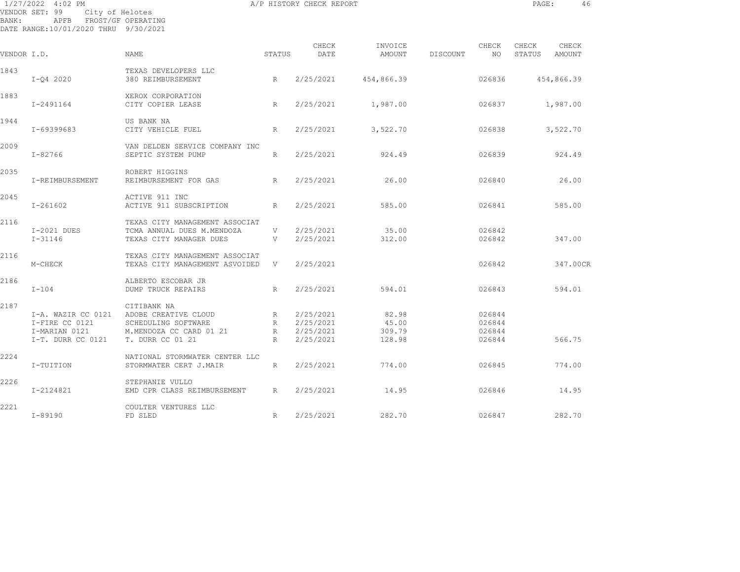1/27/2022 4:02 PM — A/P HISTORY CHECK REPORT

VENDOR SET: 99 City of Helotes
BANK: APFB FROST/GF OPERATING
DATE RANGE:10/01/2020 THRU 9/30/2021

| VENDOR I.D. | | NAME | STATUS | CHECK DATE | INVOICE AMOUNT | DISCOUNT | CHECK NO | CHECK STATUS | CHECK AMOUNT |
|---|---|---|---|---|---|---|---|---|---|
| 1843 | | TEXAS DEVELOPERS LLC | | | | | | | |
| | I-Q4 2020 | 380 REIMBURSEMENT | R | 2/25/2021 | 454,866.39 | | 026836 | | 454,866.39 |
| 1883 | | XEROX CORPORATION | | | | | | | |
| | I-2491164 | CITY COPIER LEASE | R | 2/25/2021 | 1,987.00 | | 026837 | | 1,987.00 |
| 1944 | | US BANK NA | | | | | | | |
| | I-69399683 | CITY VEHICLE FUEL | R | 2/25/2021 | 3,522.70 | | 026838 | | 3,522.70 |
| 2009 | | VAN DELDEN SERVICE COMPANY INC | | | | | | | |
| | I-82766 | SEPTIC SYSTEM PUMP | R | 2/25/2021 | 924.49 | | 026839 | | 924.49 |
| 2035 | | ROBERT HIGGINS | | | | | | | |
| | I-REIMBURSEMENT | REIMBURSEMENT FOR GAS | R | 2/25/2021 | 26.00 | | 026840 | | 26.00 |
| 2045 | | ACTIVE 911 INC | | | | | | | |
| | I-261602 | ACTIVE 911 SUBSCRIPTION | R | 2/25/2021 | 585.00 | | 026841 | | 585.00 |
| 2116 | | TEXAS CITY MANAGEMENT ASSOCIAT | | | | | | | |
| | I-2021 DUES | TCMA ANNUAL DUES M.MENDOZA | V | 2/25/2021 | 35.00 | | 026842 | | |
| | I-31146 | TEXAS CITY MANAGER DUES | V | 2/25/2021 | 312.00 | | 026842 | | 347.00 |
| 2116 | | TEXAS CITY MANAGEMENT ASSOCIAT | | | | | | | |
| | M-CHECK | TEXAS CITY MANAGEMENT ASVOIDED | V | 2/25/2021 | | | 026842 | | 347.00CR |
| 2186 | | ALBERTO ESCOBAR JR | | | | | | | |
| | I-104 | DUMP TRUCK REPAIRS | R | 2/25/2021 | 594.01 | | 026843 | | 594.01 |
| 2187 | | CITIBANK NA | | | | | | | |
| | I-A. WAZIR CC 0121 | ADOBE CREATIVE CLOUD | R | 2/25/2021 | 82.98 | | 026844 | | |
| | I-FIRE CC 0121 | SCHEDULING SOFTWARE | R | 2/25/2021 | 45.00 | | 026844 | | |
| | I-MARIAN 0121 | M.MENDOZA CC CARD 01 21 | R | 2/25/2021 | 309.79 | | 026844 | | |
| | I-T. DURR CC 0121 | T. DURR CC 01 21 | R | 2/25/2021 | 128.98 | | 026844 | | 566.75 |
| 2224 | | NATIONAL STORMWATER CENTER LLC | | | | | | | |
| | I-TUITION | STORMWATER CERT J.MAIR | R | 2/25/2021 | 774.00 | | 026845 | | 774.00 |
| 2226 | | STEPHANIE VULLO | | | | | | | |
| | I-2124821 | EMD CPR CLASS REIMBURSEMENT | R | 2/25/2021 | 14.95 | | 026846 | | 14.95 |
| 2221 | | COULTER VENTURES LLC | | | | | | | |
| | I-89190 | FD SLED | R | 2/25/2021 | 282.70 | | 026847 | | 282.70 |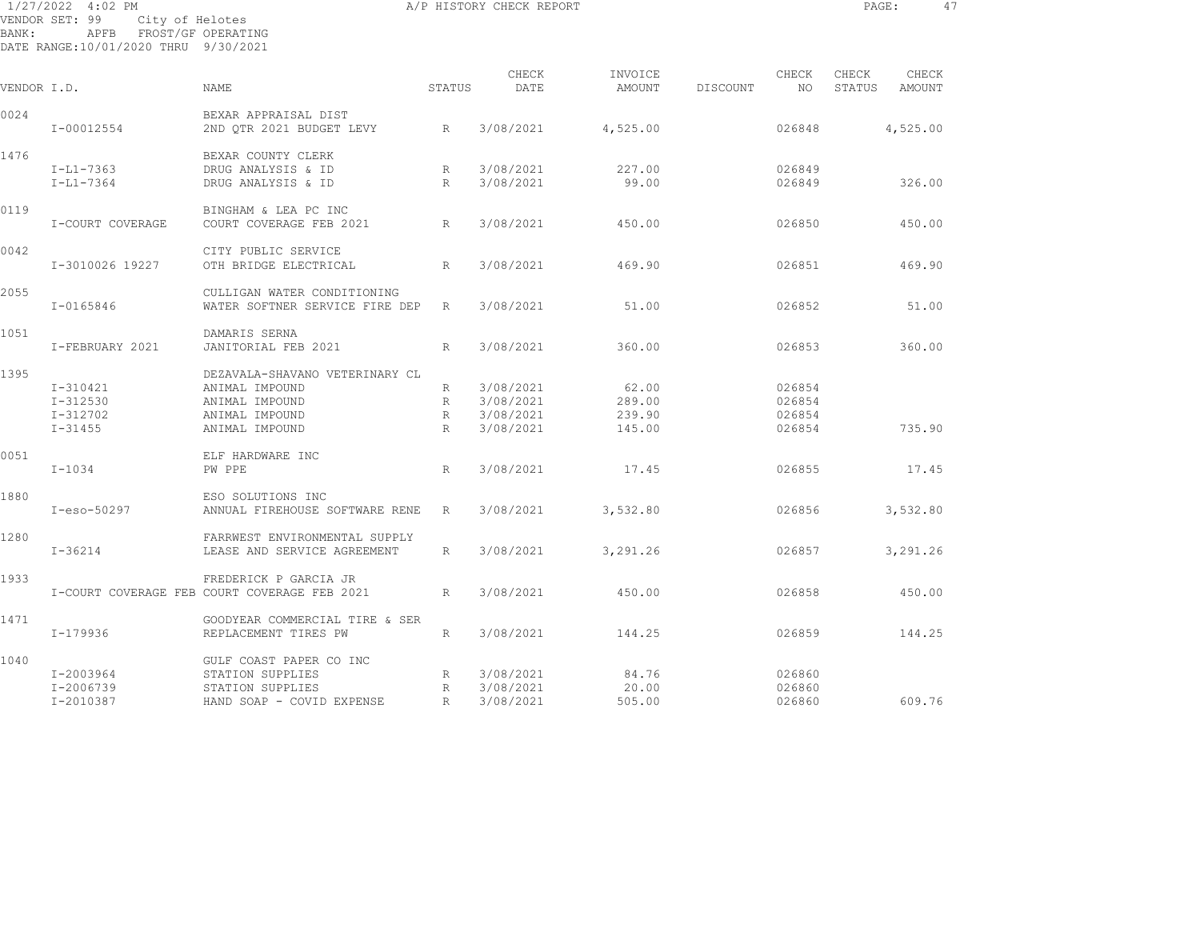1/27/2022 4:02 PM A/P HISTORY CHECK REPORT

VENDOR SET: 99 City of Helotes
BANK: APFB FROST/GF OPERATING
DATE RANGE:10/01/2020 THRU 9/30/2021

| VENDOR I.D. | | NAME | STATUS | CHECK DATE | INVOICE AMOUNT | DISCOUNT | CHECK NO | CHECK STATUS | CHECK AMOUNT |
|---|---|---|---|---|---|---|---|---|---|
| 0024 | | BEXAR APPRAISAL DIST | | | | | | | |
| | I-00012554 | 2ND QTR 2021 BUDGET LEVY | R | 3/08/2021 | 4,525.00 | | 026848 | | 4,525.00 |
| 1476 | | BEXAR COUNTY CLERK | | | | | | | |
| | I-L1-7363 | DRUG ANALYSIS & ID | R | 3/08/2021 | 227.00 | | 026849 | | |
| | I-L1-7364 | DRUG ANALYSIS & ID | R | 3/08/2021 | 99.00 | | 026849 | | 326.00 |
| 0119 | | BINGHAM & LEA PC INC | | | | | | | |
| | I-COURT COVERAGE | COURT COVERAGE FEB 2021 | R | 3/08/2021 | 450.00 | | 026850 | | 450.00 |
| 0042 | | CITY PUBLIC SERVICE | | | | | | | |
| | I-3010026 19227 | OTH BRIDGE ELECTRICAL | R | 3/08/2021 | 469.90 | | 026851 | | 469.90 |
| 2055 | | CULLIGAN WATER CONDITIONING | | | | | | | |
| | I-0165846 | WATER SOFTNER SERVICE FIRE DEP | R | 3/08/2021 | 51.00 | | 026852 | | 51.00 |
| 1051 | | DAMARIS SERNA | | | | | | | |
| | I-FEBRUARY 2021 | JANITORIAL FEB 2021 | R | 3/08/2021 | 360.00 | | 026853 | | 360.00 |
| 1395 | | DEZAVALA-SHAVANO VETERINARY CL | | | | | | | |
| | I-310421 | ANIMAL IMPOUND | R | 3/08/2021 | 62.00 | | 026854 | | |
| | I-312530 | ANIMAL IMPOUND | R | 3/08/2021 | 289.00 | | 026854 | | |
| | I-312702 | ANIMAL IMPOUND | R | 3/08/2021 | 239.90 | | 026854 | | |
| | I-31455 | ANIMAL IMPOUND | R | 3/08/2021 | 145.00 | | 026854 | | 735.90 |
| 0051 | | ELF HARDWARE INC | | | | | | | |
| | I-1034 | PW PPE | R | 3/08/2021 | 17.45 | | 026855 | | 17.45 |
| 1880 | | ESO SOLUTIONS INC | | | | | | | |
| | I-eso-50297 | ANNUAL FIREHOUSE SOFTWARE RENE | R | 3/08/2021 | 3,532.80 | | 026856 | | 3,532.80 |
| 1280 | | FARRWEST ENVIRONMENTAL SUPPLY | | | | | | | |
| | I-36214 | LEASE AND SERVICE AGREEMENT | R | 3/08/2021 | 3,291.26 | | 026857 | | 3,291.26 |
| 1933 | | FREDERICK P GARCIA JR | | | | | | | |
| | I-COURT COVERAGE FEB | COURT COVERAGE FEB 2021 | R | 3/08/2021 | 450.00 | | 026858 | | 450.00 |
| 1471 | | GOODYEAR COMMERCIAL TIRE & SER | | | | | | | |
| | I-179936 | REPLACEMENT TIRES PW | R | 3/08/2021 | 144.25 | | 026859 | | 144.25 |
| 1040 | | GULF COAST PAPER CO INC | | | | | | | |
| | I-2003964 | STATION SUPPLIES | R | 3/08/2021 | 84.76 | | 026860 | | |
| | I-2006739 | STATION SUPPLIES | R | 3/08/2021 | 20.00 | | 026860 | | |
| | I-2010387 | HAND SOAP - COVID EXPENSE | R | 3/08/2021 | 505.00 | | 026860 | | 609.76 |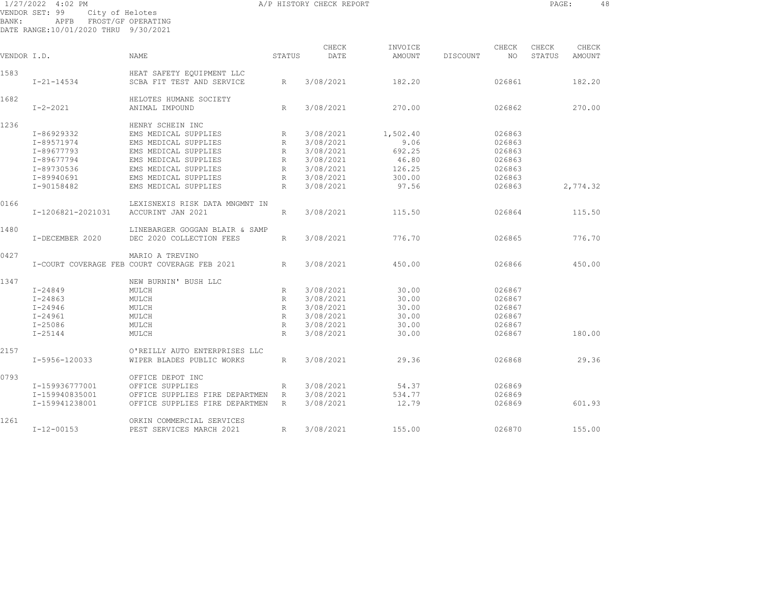1/27/2022 4:02 PM — A/P HISTORY CHECK REPORT

VENDOR SET: 99 City of Helotes
BANK: APFB FROST/GF OPERATING
DATE RANGE:10/01/2020 THRU 9/30/2021

| VENDOR I.D. | | NAME | STATUS | CHECK DATE | INVOICE AMOUNT | DISCOUNT | CHECK NO | CHECK STATUS | CHECK AMOUNT |
|---|---|---|---|---|---|---|---|---|---|
| 1583 | | HEAT SAFETY EQUIPMENT LLC | | | | | | | |
| | I-21-14534 | SCBA FIT TEST AND SERVICE | R | 3/08/2021 | 182.20 | | 026861 | | 182.20 |
| 1682 | | HELOTES HUMANE SOCIETY | | | | | | | |
| | I-2-2021 | ANIMAL IMPOUND | R | 3/08/2021 | 270.00 | | 026862 | | 270.00 |
| 1236 | | HENRY SCHEIN INC | | | | | | | |
| | I-86929332 | EMS MEDICAL SUPPLIES | R | 3/08/2021 | 1,502.40 | | 026863 | | |
| | I-89571974 | EMS MEDICAL SUPPLIES | R | 3/08/2021 | 9.06 | | 026863 | | |
| | I-89677793 | EMS MEDICAL SUPPLIES | R | 3/08/2021 | 692.25 | | 026863 | | |
| | I-89677794 | EMS MEDICAL SUPPLIES | R | 3/08/2021 | 46.80 | | 026863 | | |
| | I-89730536 | EMS MEDICAL SUPPLIES | R | 3/08/2021 | 126.25 | | 026863 | | |
| | I-89940691 | EMS MEDICAL SUPPLIES | R | 3/08/2021 | 300.00 | | 026863 | | |
| | I-90158482 | EMS MEDICAL SUPPLIES | R | 3/08/2021 | 97.56 | | 026863 | | 2,774.32 |
| 0166 | | LEXISNEXIS RISK DATA MNGMNT IN | | | | | | | |
| | I-1206821-2021031 | ACCURINT JAN 2021 | R | 3/08/2021 | 115.50 | | 026864 | | 115.50 |
| 1480 | | LINEBARGER GOGGAN BLAIR & SAMP | | | | | | | |
| | I-DECEMBER 2020 | DEC 2020 COLLECTION FEES | R | 3/08/2021 | 776.70 | | 026865 | | 776.70 |
| 0427 | | MARIO A TREVINO | | | | | | | |
| | I-COURT COVERAGE FEB | COURT COVERAGE FEB 2021 | R | 3/08/2021 | 450.00 | | 026866 | | 450.00 |
| 1347 | | NEW BURNIN' BUSH LLC | | | | | | | |
| | I-24849 | MULCH | R | 3/08/2021 | 30.00 | | 026867 | | |
| | I-24863 | MULCH | R | 3/08/2021 | 30.00 | | 026867 | | |
| | I-24946 | MULCH | R | 3/08/2021 | 30.00 | | 026867 | | |
| | I-24961 | MULCH | R | 3/08/2021 | 30.00 | | 026867 | | |
| | I-25086 | MULCH | R | 3/08/2021 | 30.00 | | 026867 | | |
| | I-25144 | MULCH | R | 3/08/2021 | 30.00 | | 026867 | | 180.00 |
| 2157 | | O'REILLY AUTO ENTERPRISES LLC | | | | | | | |
| | I-5956-120033 | WIPER BLADES PUBLIC WORKS | R | 3/08/2021 | 29.36 | | 026868 | | 29.36 |
| 0793 | | OFFICE DEPOT INC | | | | | | | |
| | I-159936777001 | OFFICE SUPPLIES | R | 3/08/2021 | 54.37 | | 026869 | | |
| | I-159940835001 | OFFICE SUPPLIES FIRE DEPARTMEN | R | 3/08/2021 | 534.77 | | 026869 | | |
| | I-159941238001 | OFFICE SUPPLIES FIRE DEPARTMEN | R | 3/08/2021 | 12.79 | | 026869 | | 601.93 |
| 1261 | | ORKIN COMMERCIAL SERVICES | | | | | | | |
| | I-12-00153 | PEST SERVICES MARCH 2021 | R | 3/08/2021 | 155.00 | | 026870 | | 155.00 |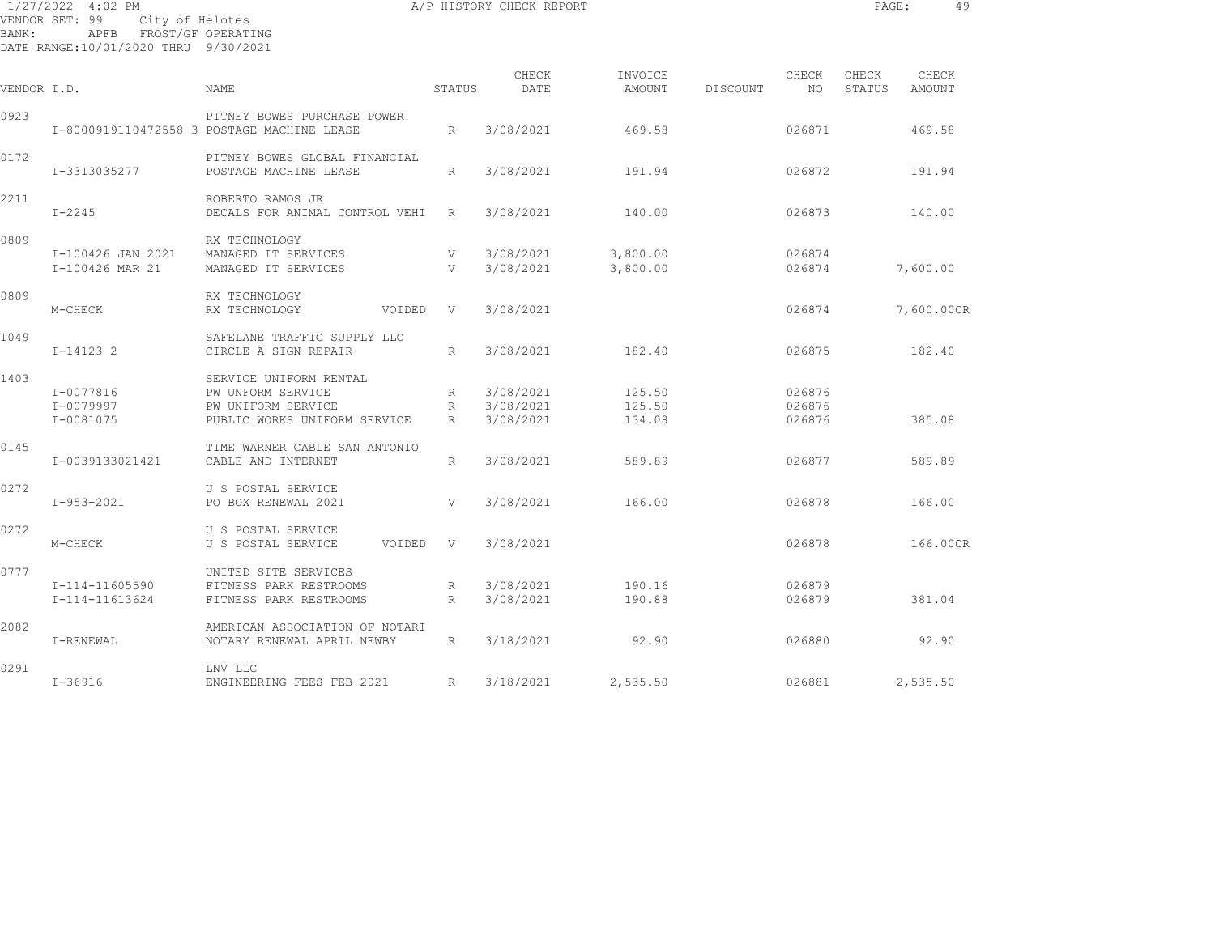1/27/2022 4:02 PM A/P HISTORY CHECK REPORT

VENDOR SET: 99 City of Helotes
BANK: APFB FROST/GF OPERATING
DATE RANGE:10/01/2020 THRU 9/30/2021

| VENDOR I.D. | NAME | STATUS | CHECK DATE | INVOICE AMOUNT | DISCOUNT | CHECK NO | CHECK STATUS | CHECK AMOUNT |
|---|---|---|---|---|---|---|---|---|
| 0923 | PITNEY BOWES PURCHASE POWER | | | | | | | |
| I-8000919110472558 3 | POSTAGE MACHINE LEASE | R | 3/08/2021 | 469.58 | | 026871 | | 469.58 |
| 0172 | PITNEY BOWES GLOBAL FINANCIAL | | | | | | | |
| I-3313035277 | POSTAGE MACHINE LEASE | R | 3/08/2021 | 191.94 | | 026872 | | 191.94 |
| 2211 | ROBERTO RAMOS JR | | | | | | | |
| I-2245 | DECALS FOR ANIMAL CONTROL VEHI | R | 3/08/2021 | 140.00 | | 026873 | | 140.00 |
| 0809 | RX TECHNOLOGY | | | | | | | |
| I-100426 JAN 2021 | MANAGED IT SERVICES | V | 3/08/2021 | 3,800.00 | | 026874 | | |
| I-100426 MAR 21 | MANAGED IT SERVICES | V | 3/08/2021 | 3,800.00 | | 026874 | | 7,600.00 |
| 0809 | RX TECHNOLOGY | | | | | | | |
| M-CHECK | RX TECHNOLOGY VOIDED | V | 3/08/2021 | | | 026874 | | 7,600.00CR |
| 1049 | SAFELANE TRAFFIC SUPPLY LLC | | | | | | | |
| I-14123 2 | CIRCLE A SIGN REPAIR | R | 3/08/2021 | 182.40 | | 026875 | | 182.40 |
| 1403 | SERVICE UNIFORM RENTAL | | | | | | | |
| I-0077816 | PW UNFORM SERVICE | R | 3/08/2021 | 125.50 | | 026876 | | |
| I-0079997 | PW UNIFORM SERVICE | R | 3/08/2021 | 125.50 | | 026876 | | |
| I-0081075 | PUBLIC WORKS UNIFORM SERVICE | R | 3/08/2021 | 134.08 | | 026876 | | 385.08 |
| 0145 | TIME WARNER CABLE SAN ANTONIO | | | | | | | |
| I-0039133021421 | CABLE AND INTERNET | R | 3/08/2021 | 589.89 | | 026877 | | 589.89 |
| 0272 | U S POSTAL SERVICE | | | | | | | |
| I-953-2021 | PO BOX RENEWAL 2021 | V | 3/08/2021 | 166.00 | | 026878 | | 166.00 |
| 0272 | U S POSTAL SERVICE | | | | | | | |
| M-CHECK | U S POSTAL SERVICE VOIDED | V | 3/08/2021 | | | 026878 | | 166.00CR |
| 0777 | UNITED SITE SERVICES | | | | | | | |
| I-114-11605590 | FITNESS PARK RESTROOMS | R | 3/08/2021 | 190.16 | | 026879 | | |
| I-114-11613624 | FITNESS PARK RESTROOMS | R | 3/08/2021 | 190.88 | | 026879 | | 381.04 |
| 2082 | AMERICAN ASSOCIATION OF NOTARI | | | | | | | |
| I-RENEWAL | NOTARY RENEWAL APRIL NEWBY | R | 3/18/2021 | 92.90 | | 026880 | | 92.90 |
| 0291 | LNV LLC | | | | | | | |
| I-36916 | ENGINEERING FEES FEB 2021 | R | 3/18/2021 | 2,535.50 | | 026881 | | 2,535.50 |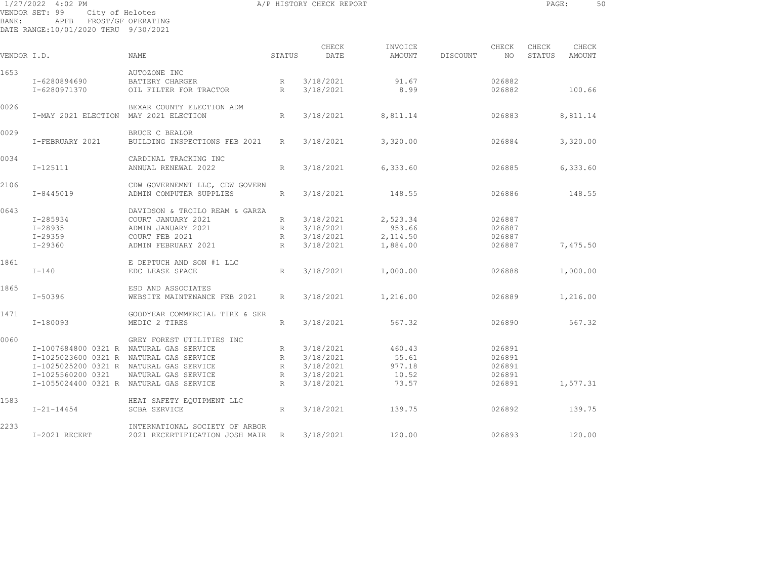1/27/2022 4:02 PM A/P HISTORY CHECK REPORT
VENDOR SET: 99 City of Helotes
BANK: APFB FROST/GF OPERATING
DATE RANGE:10/01/2020 THRU 9/30/2021

| VENDOR I.D. | NAME | STATUS | CHECK DATE | INVOICE AMOUNT | DISCOUNT | CHECK NO | CHECK STATUS | CHECK AMOUNT |
|---|---|---|---|---|---|---|---|---|
| 1653 | AUTOZONE INC | | | | | | | |
| I-6280894690 | BATTERY CHARGER | R | 3/18/2021 | 91.67 | | 026882 | | |
| I-6280971370 | OIL FILTER FOR TRACTOR | R | 3/18/2021 | 8.99 | | 026882 | | 100.66 |
| 0026 | BEXAR COUNTY ELECTION ADM | | | | | | | |
| I-MAY 2021 ELECTION | MAY 2021 ELECTION | R | 3/18/2021 | 8,811.14 | | 026883 | | 8,811.14 |
| 0029 | BRUCE C BEALOR | | | | | | | |
| I-FEBRUARY 2021 | BUILDING INSPECTIONS FEB 2021 | R | 3/18/2021 | 3,320.00 | | 026884 | | 3,320.00 |
| 0034 | CARDINAL TRACKING INC | | | | | | | |
| I-125111 | ANNUAL RENEWAL 2022 | R | 3/18/2021 | 6,333.60 | | 026885 | | 6,333.60 |
| 2106 | CDW GOVERNEMNT LLC, CDW GOVERN | | | | | | | |
| I-8445019 | ADMIN COMPUTER SUPPLIES | R | 3/18/2021 | 148.55 | | 026886 | | 148.55 |
| 0643 | DAVIDSON & TROILO REAM & GARZA | | | | | | | |
| I-285934 | COURT JANUARY 2021 | R | 3/18/2021 | 2,523.34 | | 026887 | | |
| I-28935 | ADMIN JANUARY 2021 | R | 3/18/2021 | 953.66 | | 026887 | | |
| I-29359 | COURT FEB 2021 | R | 3/18/2021 | 2,114.50 | | 026887 | | |
| I-29360 | ADMIN FEBRUARY 2021 | R | 3/18/2021 | 1,884.00 | | 026887 | | 7,475.50 |
| 1861 | E DEPTUCH AND SON #1 LLC | | | | | | | |
| I-140 | EDC LEASE SPACE | R | 3/18/2021 | 1,000.00 | | 026888 | | 1,000.00 |
| 1865 | ESD AND ASSOCIATES | | | | | | | |
| I-50396 | WEBSITE MAINTENANCE FEB 2021 | R | 3/18/2021 | 1,216.00 | | 026889 | | 1,216.00 |
| 1471 | GOODYEAR COMMERCIAL TIRE & SER | | | | | | | |
| I-180093 | MEDIC 2 TIRES | R | 3/18/2021 | 567.32 | | 026890 | | 567.32 |
| 0060 | GREY FOREST UTILITIES INC | | | | | | | |
| I-1007684800 0321 R | NATURAL GAS SERVICE | R | 3/18/2021 | 460.43 | | 026891 | | |
| I-1025023600 0321 R | NATURAL GAS SERVICE | R | 3/18/2021 | 55.61 | | 026891 | | |
| I-1025025200 0321 R | NATURAL GAS SERVICE | R | 3/18/2021 | 977.18 | | 026891 | | |
| I-1025560200 0321 | NATURAL GAS SERVICE | R | 3/18/2021 | 10.52 | | 026891 | | |
| I-1055024400 0321 R | NATURAL GAS SERVICE | R | 3/18/2021 | 73.57 | | 026891 | | 1,577.31 |
| 1583 | HEAT SAFETY EQUIPMENT LLC | | | | | | | |
| I-21-14454 | SCBA SERVICE | R | 3/18/2021 | 139.75 | | 026892 | | 139.75 |
| 2233 | INTERNATIONAL SOCIETY OF ARBOR | | | | | | | |
| I-2021 RECERT | 2021 RECERTIFICATION JOSH MAIR | R | 3/18/2021 | 120.00 | | 026893 | | 120.00 |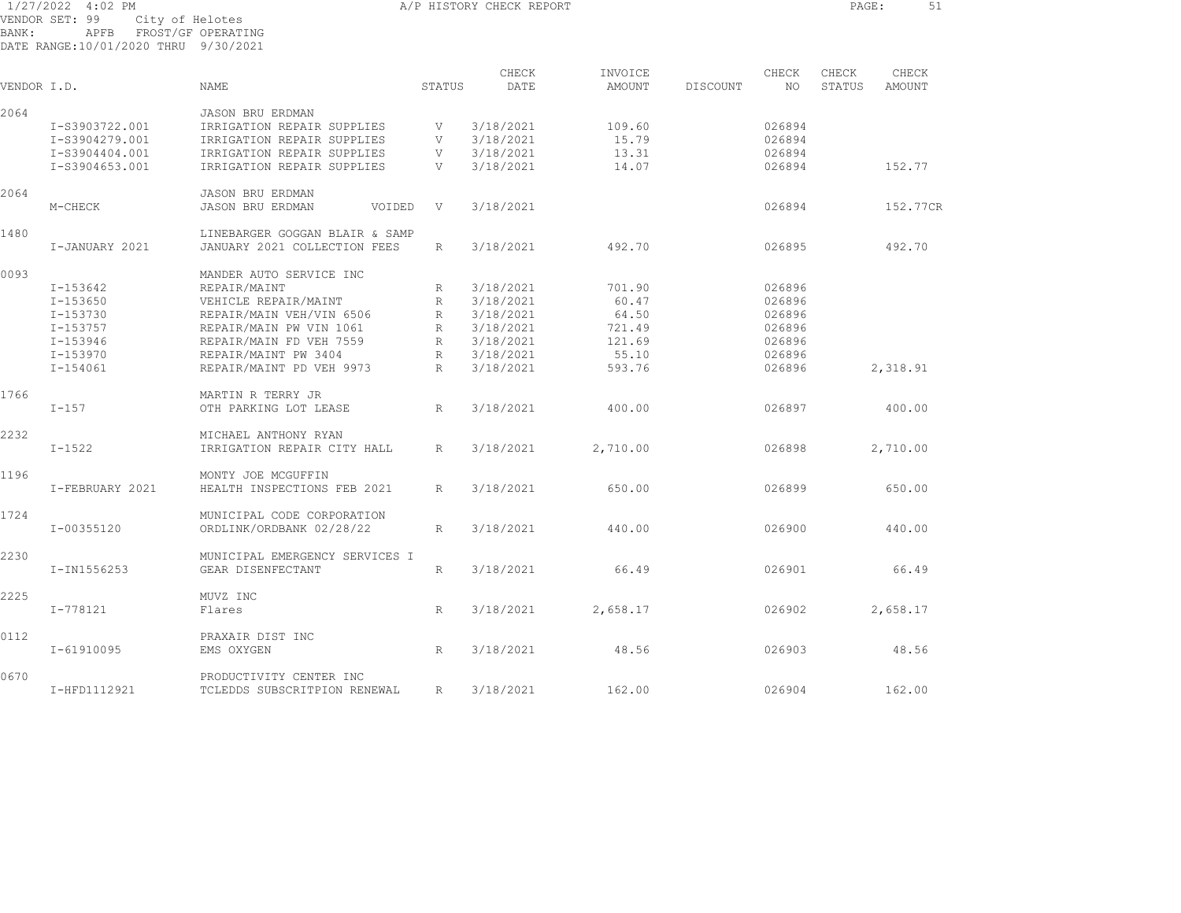1/27/2022 4:02 PM A/P HISTORY CHECK REPORT

VENDOR SET: 99 City of Helotes
BANK: APFB FROST/GF OPERATING
DATE RANGE:10/01/2020 THRU 9/30/2021

| VENDOR I.D. | NAME | STATUS | CHECK DATE | INVOICE AMOUNT | DISCOUNT | CHECK NO | CHECK STATUS | CHECK AMOUNT |
|---|---|---|---|---|---|---|---|---|
| 2064 | JASON BRU ERDMAN | | | | | | | |
| I-S3903722.001 | IRRIGATION REPAIR SUPPLIES | V | 3/18/2021 | 109.60 | | 026894 | | |
| I-S3904279.001 | IRRIGATION REPAIR SUPPLIES | V | 3/18/2021 | 15.79 | | 026894 | | |
| I-S3904404.001 | IRRIGATION REPAIR SUPPLIES | V | 3/18/2021 | 13.31 | | 026894 | | |
| I-S3904653.001 | IRRIGATION REPAIR SUPPLIES | V | 3/18/2021 | 14.07 | | 026894 | | 152.77 |
| 2064 | JASON BRU ERDMAN | | | | | | | |
| M-CHECK | JASON BRU ERDMAN VOIDED | V | 3/18/2021 | | | 026894 | | 152.77CR |
| 1480 | LINEBARGER GOGGAN BLAIR & SAMP | | | | | | | |
| I-JANUARY 2021 | JANUARY 2021 COLLECTION FEES | R | 3/18/2021 | 492.70 | | 026895 | | 492.70 |
| 0093 | MANDER AUTO SERVICE INC | | | | | | | |
| I-153642 | REPAIR/MAINT | R | 3/18/2021 | 701.90 | | 026896 | | |
| I-153650 | VEHICLE REPAIR/MAINT | R | 3/18/2021 | 60.47 | | 026896 | | |
| I-153730 | REPAIR/MAIN VEH/VIN 6506 | R | 3/18/2021 | 64.50 | | 026896 | | |
| I-153757 | REPAIR/MAIN PW VIN 1061 | R | 3/18/2021 | 721.49 | | 026896 | | |
| I-153946 | REPAIR/MAIN FD VEH 7559 | R | 3/18/2021 | 121.69 | | 026896 | | |
| I-153970 | REPAIR/MAINT PW 3404 | R | 3/18/2021 | 55.10 | | 026896 | | |
| I-154061 | REPAIR/MAINT PD VEH 9973 | R | 3/18/2021 | 593.76 | | 026896 | | 2,318.91 |
| 1766 | MARTIN R TERRY JR | | | | | | | |
| I-157 | OTH PARKING LOT LEASE | R | 3/18/2021 | 400.00 | | 026897 | | 400.00 |
| 2232 | MICHAEL ANTHONY RYAN | | | | | | | |
| I-1522 | IRRIGATION REPAIR CITY HALL | R | 3/18/2021 | 2,710.00 | | 026898 | | 2,710.00 |
| 1196 | MONTY JOE MCGUFFIN | | | | | | | |
| I-FEBRUARY 2021 | HEALTH INSPECTIONS FEB 2021 | R | 3/18/2021 | 650.00 | | 026899 | | 650.00 |
| 1724 | MUNICIPAL CODE CORPORATION | | | | | | | |
| I-00355120 | ORDLINK/ORDBANK 02/28/22 | R | 3/18/2021 | 440.00 | | 026900 | | 440.00 |
| 2230 | MUNICIPAL EMERGENCY SERVICES I | | | | | | | |
| I-IN1556253 | GEAR DISENFECTANT | R | 3/18/2021 | 66.49 | | 026901 | | 66.49 |
| 2225 | MUVZ INC | | | | | | | |
| I-778121 | Flares | R | 3/18/2021 | 2,658.17 | | 026902 | | 2,658.17 |
| 0112 | PRAXAIR DIST INC | | | | | | | |
| I-61910095 | EMS OXYGEN | R | 3/18/2021 | 48.56 | | 026903 | | 48.56 |
| 0670 | PRODUCTIVITY CENTER INC | | | | | | | |
| I-HFD1112921 | TCLEDDS SUBSCRITPION RENEWAL | R | 3/18/2021 | 162.00 | | 026904 | | 162.00 |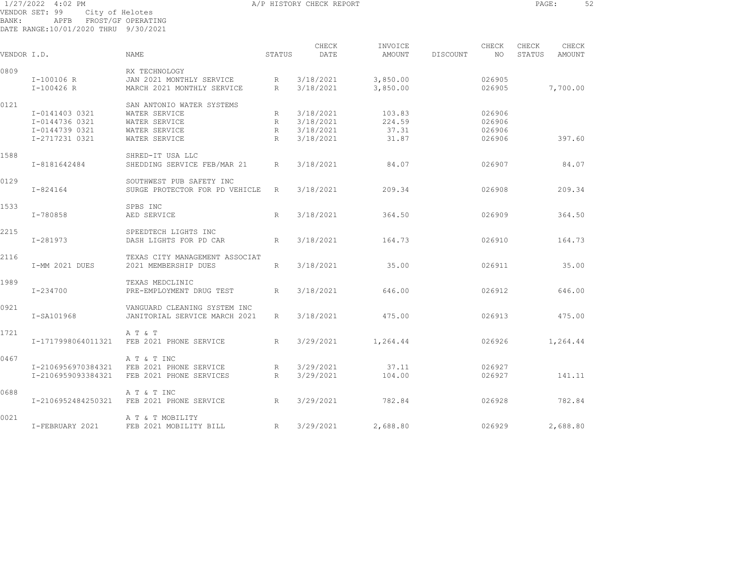1/27/2022 4:02 PM A/P HISTORY CHECK REPORT

VENDOR SET: 99 City of Helotes
BANK: APFB FROST/GF OPERATING
DATE RANGE:10/01/2020 THRU 9/30/2021

| VENDOR I.D. | NAME | STATUS | CHECK DATE | INVOICE AMOUNT | DISCOUNT | CHECK NO | CHECK STATUS | CHECK AMOUNT |
|---|---|---|---|---|---|---|---|---|
| 0809 | RX TECHNOLOGY | | | | | | | |
| I-100106 R | JAN 2021 MONTHLY SERVICE | R | 3/18/2021 | 3,850.00 | | 026905 | | |
| I-100426 R | MARCH 2021 MONTHLY SERVICE | R | 3/18/2021 | 3,850.00 | | 026905 | | 7,700.00 |
| 0121 | SAN ANTONIO WATER SYSTEMS | | | | | | | |
| I-0141403 0321 | WATER SERVICE | R | 3/18/2021 | 103.83 | | 026906 | | |
| I-0144736 0321 | WATER SERVICE | R | 3/18/2021 | 224.59 | | 026906 | | |
| I-0144739 0321 | WATER SERVICE | R | 3/18/2021 | 37.31 | | 026906 | | |
| I-2717231 0321 | WATER SERVICE | R | 3/18/2021 | 31.87 | | 026906 | | 397.60 |
| 1588 | SHRED-IT USA LLC | | | | | | | |
| I-8181642484 | SHEDDING SERVICE FEB/MAR 21 | R | 3/18/2021 | 84.07 | | 026907 | | 84.07 |
| 0129 | SOUTHWEST PUB SAFETY INC | | | | | | | |
| I-824164 | SURGE PROTECTOR FOR PD VEHICLE | R | 3/18/2021 | 209.34 | | 026908 | | 209.34 |
| 1533 | SPBS INC | | | | | | | |
| I-780858 | AED SERVICE | R | 3/18/2021 | 364.50 | | 026909 | | 364.50 |
| 2215 | SPEEDTECH LIGHTS INC | | | | | | | |
| I-281973 | DASH LIGHTS FOR PD CAR | R | 3/18/2021 | 164.73 | | 026910 | | 164.73 |
| 2116 | TEXAS CITY MANAGEMENT ASSOCIAT | | | | | | | |
| I-MM 2021 DUES | 2021 MEMBERSHIP DUES | R | 3/18/2021 | 35.00 | | 026911 | | 35.00 |
| 1989 | TEXAS MEDCLINIC | | | | | | | |
| I-234700 | PRE-EMPLOYMENT DRUG TEST | R | 3/18/2021 | 646.00 | | 026912 | | 646.00 |
| 0921 | VANGUARD CLEANING SYSTEM INC | | | | | | | |
| I-SA101968 | JANITORIAL SERVICE MARCH 2021 | R | 3/18/2021 | 475.00 | | 026913 | | 475.00 |
| 1721 | A T & T | | | | | | | |
| I-1717998064011321 | FEB 2021 PHONE SERVICE | R | 3/29/2021 | 1,264.44 | | 026926 | | 1,264.44 |
| 0467 | A T & T INC | | | | | | | |
| I-2106956970384321 | FEB 2021 PHONE SERVICE | R | 3/29/2021 | 37.11 | | 026927 | | |
| I-2106959093384321 | FEB 2021 PHONE SERVICES | R | 3/29/2021 | 104.00 | | 026927 | | 141.11 |
| 0688 | A T & T INC | | | | | | | |
| I-2106952484250321 | FEB 2021 PHONE SERVICE | R | 3/29/2021 | 782.84 | | 026928 | | 782.84 |
| 0021 | A T & T MOBILITY | | | | | | | |
| I-FEBRUARY 2021 | FEB 2021 MOBILITY BILL | R | 3/29/2021 | 2,688.80 | | 026929 | | 2,688.80 |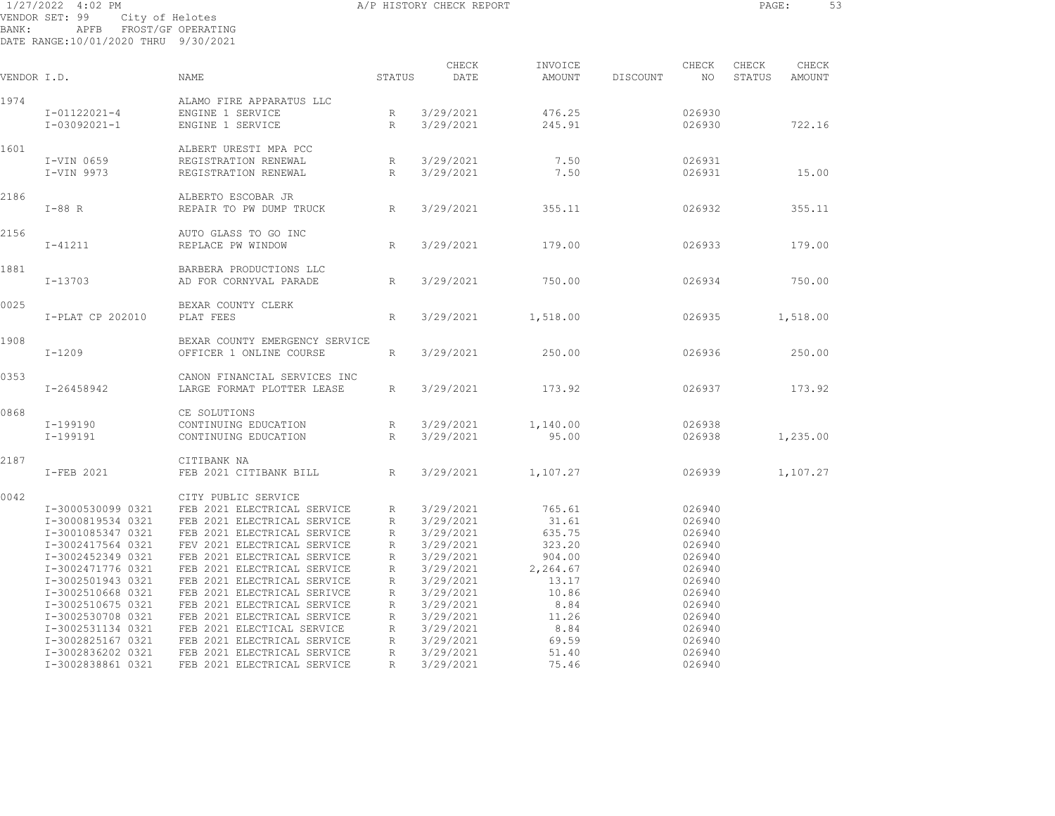A/P HISTORY CHECK REPORT

VENDOR SET: 99 City of Helotes
BANK: APFB FROST/GF OPERATING
DATE RANGE:10/01/2020 THRU 9/30/2021

| VENDOR I.D. | NAME | STATUS | CHECK DATE | INVOICE AMOUNT | DISCOUNT | CHECK NO | CHECK STATUS | CHECK AMOUNT |
|---|---|---|---|---|---|---|---|---|
| 1974 | ALAMO FIRE APPARATUS LLC | | | | | | | |
| I-01122021-4 | ENGINE 1 SERVICE | R | 3/29/2021 | 476.25 | | 026930 | | |
| I-03092021-1 | ENGINE 1 SERVICE | R | 3/29/2021 | 245.91 | | 026930 | | 722.16 |
| 1601 | ALBERT URESTI MPA PCC | | | | | | | |
| I-VIN 0659 | REGISTRATION RENEWAL | R | 3/29/2021 | 7.50 | | 026931 | | |
| I-VIN 9973 | REGISTRATION RENEWAL | R | 3/29/2021 | 7.50 | | 026931 | | 15.00 |
| 2186 | ALBERTO ESCOBAR JR | | | | | | | |
| I-88 R | REPAIR TO PW DUMP TRUCK | R | 3/29/2021 | 355.11 | | 026932 | | 355.11 |
| 2156 | AUTO GLASS TO GO INC | | | | | | | |
| I-41211 | REPLACE PW WINDOW | R | 3/29/2021 | 179.00 | | 026933 | | 179.00 |
| 1881 | BARBERA PRODUCTIONS LLC | | | | | | | |
| I-13703 | AD FOR CORNYVAL PARADE | R | 3/29/2021 | 750.00 | | 026934 | | 750.00 |
| 0025 | BEXAR COUNTY CLERK | | | | | | | |
| I-PLAT CP 202010 | PLAT FEES | R | 3/29/2021 | 1,518.00 | | 026935 | | 1,518.00 |
| 1908 | BEXAR COUNTY EMERGENCY SERVICE | | | | | | | |
| I-1209 | OFFICER 1 ONLINE COURSE | R | 3/29/2021 | 250.00 | | 026936 | | 250.00 |
| 0353 | CANON FINANCIAL SERVICES INC | | | | | | | |
| I-26458942 | LARGE FORMAT PLOTTER LEASE | R | 3/29/2021 | 173.92 | | 026937 | | 173.92 |
| 0868 | CE SOLUTIONS | | | | | | | |
| I-199190 | CONTINUING EDUCATION | R | 3/29/2021 | 1,140.00 | | 026938 | | |
| I-199191 | CONTINUING EDUCATION | R | 3/29/2021 | 95.00 | | 026938 | | 1,235.00 |
| 2187 | CITIBANK NA | | | | | | | |
| I-FEB 2021 | FEB 2021 CITIBANK BILL | R | 3/29/2021 | 1,107.27 | | 026939 | | 1,107.27 |
| 0042 | CITY PUBLIC SERVICE | | | | | | | |
| I-3000530099 0321 | FEB 2021 ELECTRICAL SERVICE | R | 3/29/2021 | 765.61 | | 026940 | | |
| I-3000819534 0321 | FEB 2021 ELECTRICAL SERVICE | R | 3/29/2021 | 31.61 | | 026940 | | |
| I-3001085347 0321 | FEB 2021 ELECTRICAL SERVICE | R | 3/29/2021 | 635.75 | | 026940 | | |
| I-3002417564 0321 | FEV 2021 ELECTRICAL SERVICE | R | 3/29/2021 | 323.20 | | 026940 | | |
| I-3002452349 0321 | FEB 2021 ELECTRICAL SERVICE | R | 3/29/2021 | 904.00 | | 026940 | | |
| I-3002471776 0321 | FEB 2021 ELECTRICAL SERVICE | R | 3/29/2021 | 2,264.67 | | 026940 | | |
| I-3002501943 0321 | FEB 2021 ELECTRICAL SERVICE | R | 3/29/2021 | 13.17 | | 026940 | | |
| I-3002510668 0321 | FEB 2021 ELECTRICAL SERIVCE | R | 3/29/2021 | 10.86 | | 026940 | | |
| I-3002510675 0321 | FEB 2021 ELECTRICAL SERVICE | R | 3/29/2021 | 8.84 | | 026940 | | |
| I-3002530708 0321 | FEB 2021 ELECTRICAL SERVICE | R | 3/29/2021 | 11.26 | | 026940 | | |
| I-3002531134 0321 | FEB 2021 ELECTICAL SERVICE | R | 3/29/2021 | 8.84 | | 026940 | | |
| I-3002825167 0321 | FEB 2021 ELECTRICAL SERVICE | R | 3/29/2021 | 69.59 | | 026940 | | |
| I-3002836202 0321 | FEB 2021 ELECTRICAL SERVICE | R | 3/29/2021 | 51.40 | | 026940 | | |
| I-3002838861 0321 | FEB 2021 ELECTRICAL SERVICE | R | 3/29/2021 | 75.46 | | 026940 | | |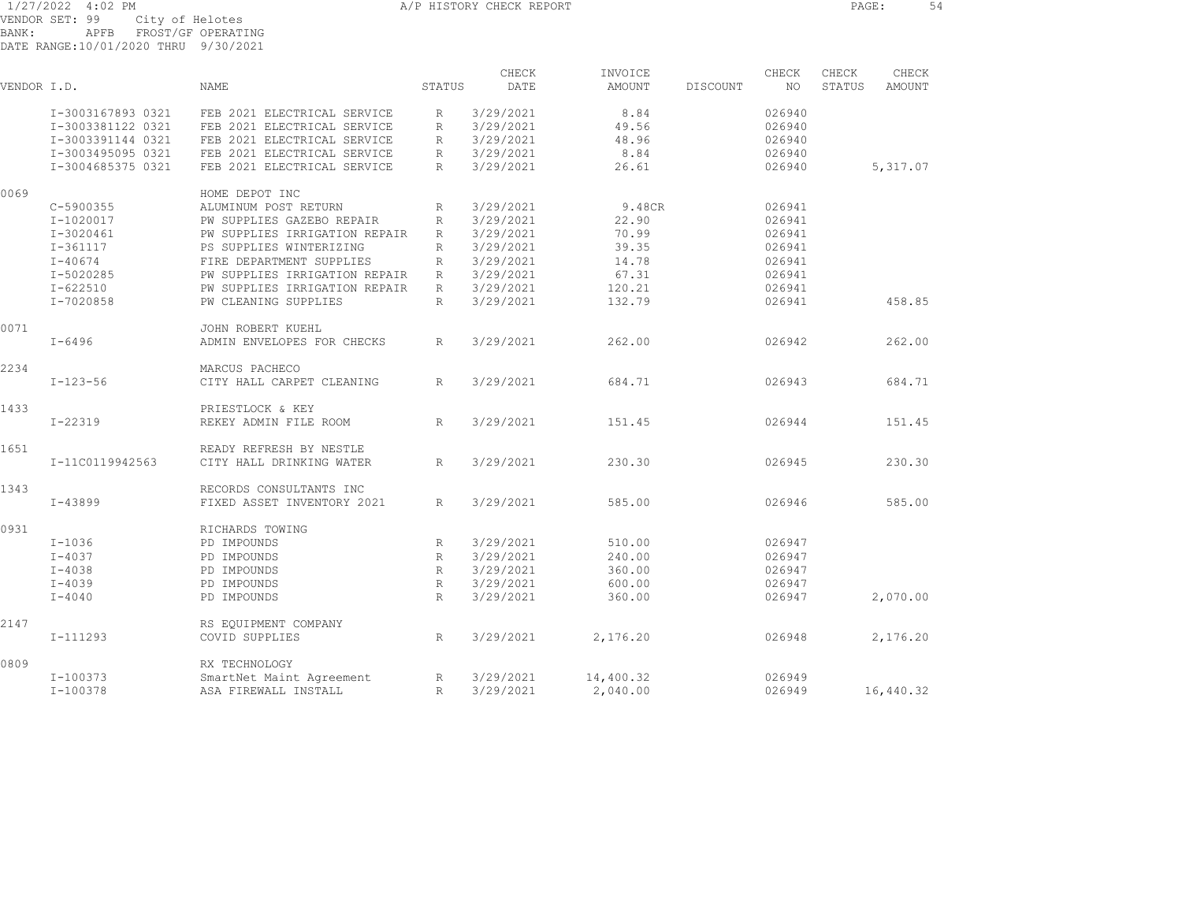1/27/2022 4:02 PM A/P HISTORY CHECK REPORT

VENDOR SET: 99 City of Helotes
BANK: APFB FROST/GF OPERATING
DATE RANGE: 10/01/2020 THRU 9/30/2021

| VENDOR I.D. | | NAME | STATUS | CHECK DATE | INVOICE AMOUNT | DISCOUNT | CHECK NO | CHECK STATUS | CHECK AMOUNT |
|---|---|---|---|---|---|---|---|---|---|
| | I-3003167893 0321 | FEB 2021 ELECTRICAL SERVICE | R | 3/29/2021 | 8.84 | | 026940 | | |
| | I-3003381122 0321 | FEB 2021 ELECTRICAL SERVICE | R | 3/29/2021 | 49.56 | | 026940 | | |
| | I-3003391144 0321 | FEB 2021 ELECTRICAL SERVICE | R | 3/29/2021 | 48.96 | | 026940 | | |
| | I-3003495095 0321 | FEB 2021 ELECTRICAL SERVICE | R | 3/29/2021 | 8.84 | | 026940 | | |
| | I-3004685375 0321 | FEB 2021 ELECTRICAL SERVICE | R | 3/29/2021 | 26.61 | | 026940 | | 5,317.07 |
| 0069 | | HOME DEPOT INC | | | | | | | |
| | C-5900355 | ALUMINUM POST RETURN | R | 3/29/2021 | 9.48CR | | 026941 | | |
| | I-1020017 | PW SUPPLIES GAZEBO REPAIR | R | 3/29/2021 | 22.90 | | 026941 | | |
| | I-3020461 | PW SUPPLIES IRRIGATION REPAIR | R | 3/29/2021 | 70.99 | | 026941 | | |
| | I-361117 | PS SUPPLIES WINTERIZING | R | 3/29/2021 | 39.35 | | 026941 | | |
| | I-40674 | FIRE DEPARTMENT SUPPLIES | R | 3/29/2021 | 14.78 | | 026941 | | |
| | I-5020285 | PW SUPPLIES IRRIGATION REPAIR | R | 3/29/2021 | 67.31 | | 026941 | | |
| | I-622510 | PW SUPPLIES IRRIGATION REPAIR | R | 3/29/2021 | 120.21 | | 026941 | | |
| | I-7020858 | PW CLEANING SUPPLIES | R | 3/29/2021 | 132.79 | | 026941 | | 458.85 |
| 0071 | | JOHN ROBERT KUEHL | | | | | | | |
| | I-6496 | ADMIN ENVELOPES FOR CHECKS | R | 3/29/2021 | 262.00 | | 026942 | | 262.00 |
| 2234 | | MARCUS PACHECO | | | | | | | |
| | I-123-56 | CITY HALL CARPET CLEANING | R | 3/29/2021 | 684.71 | | 026943 | | 684.71 |
| 1433 | | PRIESTLOCK & KEY | | | | | | | |
| | I-22319 | REKEY ADMIN FILE ROOM | R | 3/29/2021 | 151.45 | | 026944 | | 151.45 |
| 1651 | | READY REFRESH BY NESTLE | | | | | | | |
| | I-11C0119942563 | CITY HALL DRINKING WATER | R | 3/29/2021 | 230.30 | | 026945 | | 230.30 |
| 1343 | | RECORDS CONSULTANTS INC | | | | | | | |
| | I-43899 | FIXED ASSET INVENTORY 2021 | R | 3/29/2021 | 585.00 | | 026946 | | 585.00 |
| 0931 | | RICHARDS TOWING | | | | | | | |
| | I-1036 | PD IMPOUNDS | R | 3/29/2021 | 510.00 | | 026947 | | |
| | I-4037 | PD IMPOUNDS | R | 3/29/2021 | 240.00 | | 026947 | | |
| | I-4038 | PD IMPOUNDS | R | 3/29/2021 | 360.00 | | 026947 | | |
| | I-4039 | PD IMPOUNDS | R | 3/29/2021 | 600.00 | | 026947 | | |
| | I-4040 | PD IMPOUNDS | R | 3/29/2021 | 360.00 | | 026947 | | 2,070.00 |
| 2147 | | RS EQUIPMENT COMPANY | | | | | | | |
| | I-111293 | COVID SUPPLIES | R | 3/29/2021 | 2,176.20 | | 026948 | | 2,176.20 |
| 0809 | | RX TECHNOLOGY | | | | | | | |
| | I-100373 | SmartNet Maint Agreement | R | 3/29/2021 | 14,400.32 | | 026949 | | |
| | I-100378 | ASA FIREWALL INSTALL | R | 3/29/2021 | 2,040.00 | | 026949 | | 16,440.32 |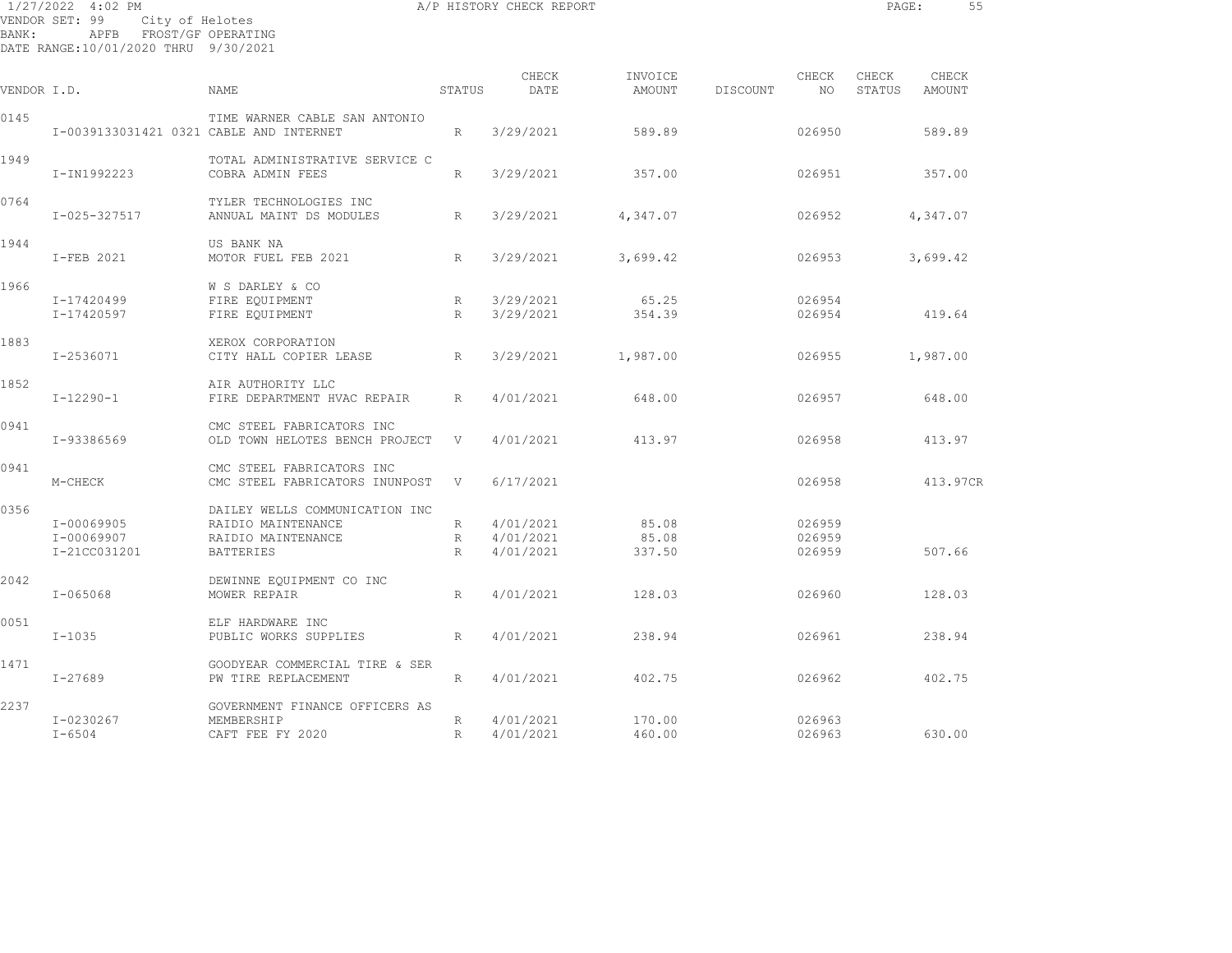A/P HISTORY CHECK REPORT

VENDOR SET: 99 City of Helotes
BANK: APFB FROST/GF OPERATING
DATE RANGE:10/01/2020 THRU 9/30/2021

| VENDOR I.D. | NAME | STATUS | CHECK DATE | INVOICE AMOUNT | DISCOUNT | CHECK NO | CHECK STATUS | CHECK AMOUNT |
|---|---|---|---|---|---|---|---|---|
| 0145 | TIME WARNER CABLE SAN ANTONIO | | | | | | | |
| I-0039133031421 0321 | CABLE AND INTERNET | R | 3/29/2021 | 589.89 | | 026950 | | 589.89 |
| 1949 | TOTAL ADMINISTRATIVE SERVICE C | | | | | | | |
| I-IN1992223 | COBRA ADMIN FEES | R | 3/29/2021 | 357.00 | | 026951 | | 357.00 |
| 0764 | TYLER TECHNOLOGIES INC | | | | | | | |
| I-025-327517 | ANNUAL MAINT DS MODULES | R | 3/29/2021 | 4,347.07 | | 026952 | | 4,347.07 |
| 1944 | US BANK NA | | | | | | | |
| I-FEB 2021 | MOTOR FUEL FEB 2021 | R | 3/29/2021 | 3,699.42 | | 026953 | | 3,699.42 |
| 1966 | W S DARLEY & CO | | | | | | | |
| I-17420499 | FIRE EQUIPMENT | R | 3/29/2021 | 65.25 | | 026954 | | |
| I-17420597 | FIRE EQUIPMENT | R | 3/29/2021 | 354.39 | | 026954 | | 419.64 |
| 1883 | XEROX CORPORATION | | | | | | | |
| I-2536071 | CITY HALL COPIER LEASE | R | 3/29/2021 | 1,987.00 | | 026955 | | 1,987.00 |
| 1852 | AIR AUTHORITY LLC | | | | | | | |
| I-12290-1 | FIRE DEPARTMENT HVAC REPAIR | R | 4/01/2021 | 648.00 | | 026957 | | 648.00 |
| 0941 | CMC STEEL FABRICATORS INC | | | | | | | |
| I-93386569 | OLD TOWN HELOTES BENCH PROJECT | V | 4/01/2021 | 413.97 | | 026958 | | 413.97 |
| 0941 | CMC STEEL FABRICATORS INC | | | | | | | |
| M-CHECK | CMC STEEL FABRICATORS INUNPOST | V | 6/17/2021 | | | 026958 | | 413.97CR |
| 0356 | DAILEY WELLS COMMUNICATION INC | | | | | | | |
| I-00069905 | RAIDIO MAINTENANCE | R | 4/01/2021 | 85.08 | | 026959 | | |
| I-00069907 | RAIDIO MAINTENANCE | R | 4/01/2021 | 85.08 | | 026959 | | |
| I-21CC031201 | BATTERIES | R | 4/01/2021 | 337.50 | | 026959 | | 507.66 |
| 2042 | DEWINNE EQUIPMENT CO INC | | | | | | | |
| I-065068 | MOWER REPAIR | R | 4/01/2021 | 128.03 | | 026960 | | 128.03 |
| 0051 | ELF HARDWARE INC | | | | | | | |
| I-1035 | PUBLIC WORKS SUPPLIES | R | 4/01/2021 | 238.94 | | 026961 | | 238.94 |
| 1471 | GOODYEAR COMMERCIAL TIRE & SER | | | | | | | |
| I-27689 | PW TIRE REPLACEMENT | R | 4/01/2021 | 402.75 | | 026962 | | 402.75 |
| 2237 | GOVERNMENT FINANCE OFFICERS AS | | | | | | | |
| I-0230267 | MEMBERSHIP | R | 4/01/2021 | 170.00 | | 026963 | | |
| I-6504 | CAFT FEE FY 2020 | R | 4/01/2021 | 460.00 | | 026963 | | 630.00 |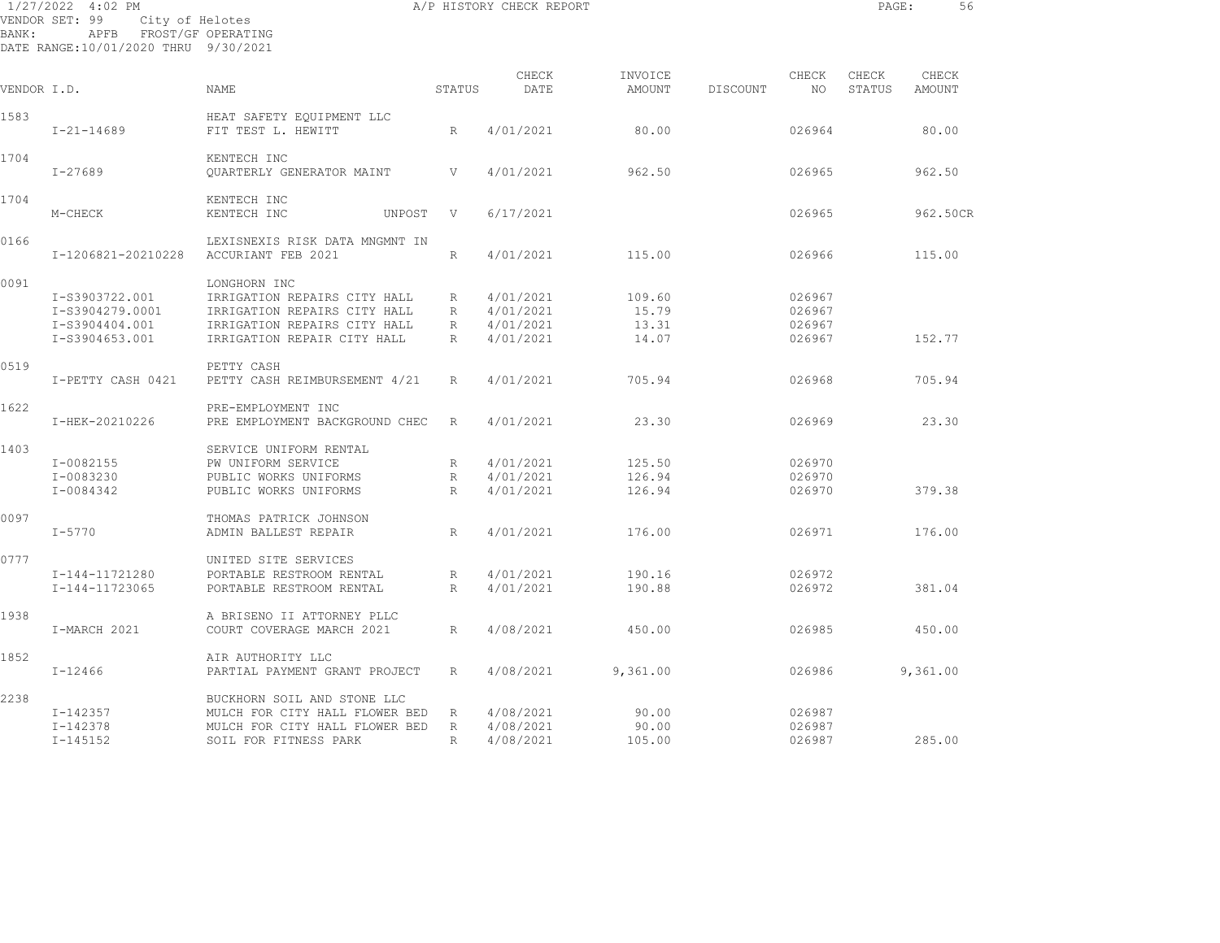1/27/2022 4:02 PM A/P HISTORY CHECK REPORT

VENDOR SET: 99 City of Helotes
BANK: APFB FROST/GF OPERATING
DATE RANGE:10/01/2020 THRU 9/30/2021

| VENDOR I.D. | | NAME | STATUS | CHECK DATE | INVOICE AMOUNT | DISCOUNT | CHECK NO | CHECK STATUS | CHECK AMOUNT |
|---|---|---|---|---|---|---|---|---|---|
| 1583 | | HEAT SAFETY EQUIPMENT LLC | | | | | | | |
| | I-21-14689 | FIT TEST L. HEWITT | R | 4/01/2021 | 80.00 | | 026964 | | 80.00 |
| 1704 | | KENTECH INC | | | | | | | |
| | I-27689 | QUARTERLY GENERATOR MAINT | V | 4/01/2021 | 962.50 | | 026965 | | 962.50 |
| 1704 | | KENTECH INC | | | | | | | |
| | M-CHECK | KENTECH INC UNPOST | V | 6/17/2021 | | | 026965 | | 962.50CR |
| 0166 | | LEXISNEXIS RISK DATA MNGMNT IN | | | | | | | |
| | I-1206821-20210228 | ACCURIANT FEB 2021 | R | 4/01/2021 | 115.00 | | 026966 | | 115.00 |
| 0091 | | LONGHORN INC | | | | | | | |
| | I-S3903722.001 | IRRIGATION REPAIRS CITY HALL | R | 4/01/2021 | 109.60 | | 026967 | | |
| | I-S3904279.0001 | IRRIGATION REPAIRS CITY HALL | R | 4/01/2021 | 15.79 | | 026967 | | |
| | I-S3904404.001 | IRRIGATION REPAIRS CITY HALL | R | 4/01/2021 | 13.31 | | 026967 | | |
| | I-S3904653.001 | IRRIGATION REPAIR CITY HALL | R | 4/01/2021 | 14.07 | | 026967 | | 152.77 |
| 0519 | | PETTY CASH | | | | | | | |
| | I-PETTY CASH 0421 | PETTY CASH REIMBURSEMENT 4/21 | R | 4/01/2021 | 705.94 | | 026968 | | 705.94 |
| 1622 | | PRE-EMPLOYMENT INC | | | | | | | |
| | I-HEK-20210226 | PRE EMPLOYMENT BACKGROUND CHEC | R | 4/01/2021 | 23.30 | | 026969 | | 23.30 |
| 1403 | | SERVICE UNIFORM RENTAL | | | | | | | |
| | I-0082155 | PW UNIFORM SERVICE | R | 4/01/2021 | 125.50 | | 026970 | | |
| | I-0083230 | PUBLIC WORKS UNIFORMS | R | 4/01/2021 | 126.94 | | 026970 | | |
| | I-0084342 | PUBLIC WORKS UNIFORMS | R | 4/01/2021 | 126.94 | | 026970 | | 379.38 |
| 0097 | | THOMAS PATRICK JOHNSON | | | | | | | |
| | I-5770 | ADMIN BALLEST REPAIR | R | 4/01/2021 | 176.00 | | 026971 | | 176.00 |
| 0777 | | UNITED SITE SERVICES | | | | | | | |
| | I-144-11721280 | PORTABLE RESTROOM RENTAL | R | 4/01/2021 | 190.16 | | 026972 | | |
| | I-144-11723065 | PORTABLE RESTROOM RENTAL | R | 4/01/2021 | 190.88 | | 026972 | | 381.04 |
| 1938 | | A BRISENO II ATTORNEY PLLC | | | | | | | |
| | I-MARCH 2021 | COURT COVERAGE MARCH 2021 | R | 4/08/2021 | 450.00 | | 026985 | | 450.00 |
| 1852 | | AIR AUTHORITY LLC | | | | | | | |
| | I-12466 | PARTIAL PAYMENT GRANT PROJECT | R | 4/08/2021 | 9,361.00 | | 026986 | | 9,361.00 |
| 2238 | | BUCKHORN SOIL AND STONE LLC | | | | | | | |
| | I-142357 | MULCH FOR CITY HALL FLOWER BED | R | 4/08/2021 | 90.00 | | 026987 | | |
| | I-142378 | MULCH FOR CITY HALL FLOWER BED | R | 4/08/2021 | 90.00 | | 026987 | | |
| | I-145152 | SOIL FOR FITNESS PARK | R | 4/08/2021 | 105.00 | | 026987 | | 285.00 |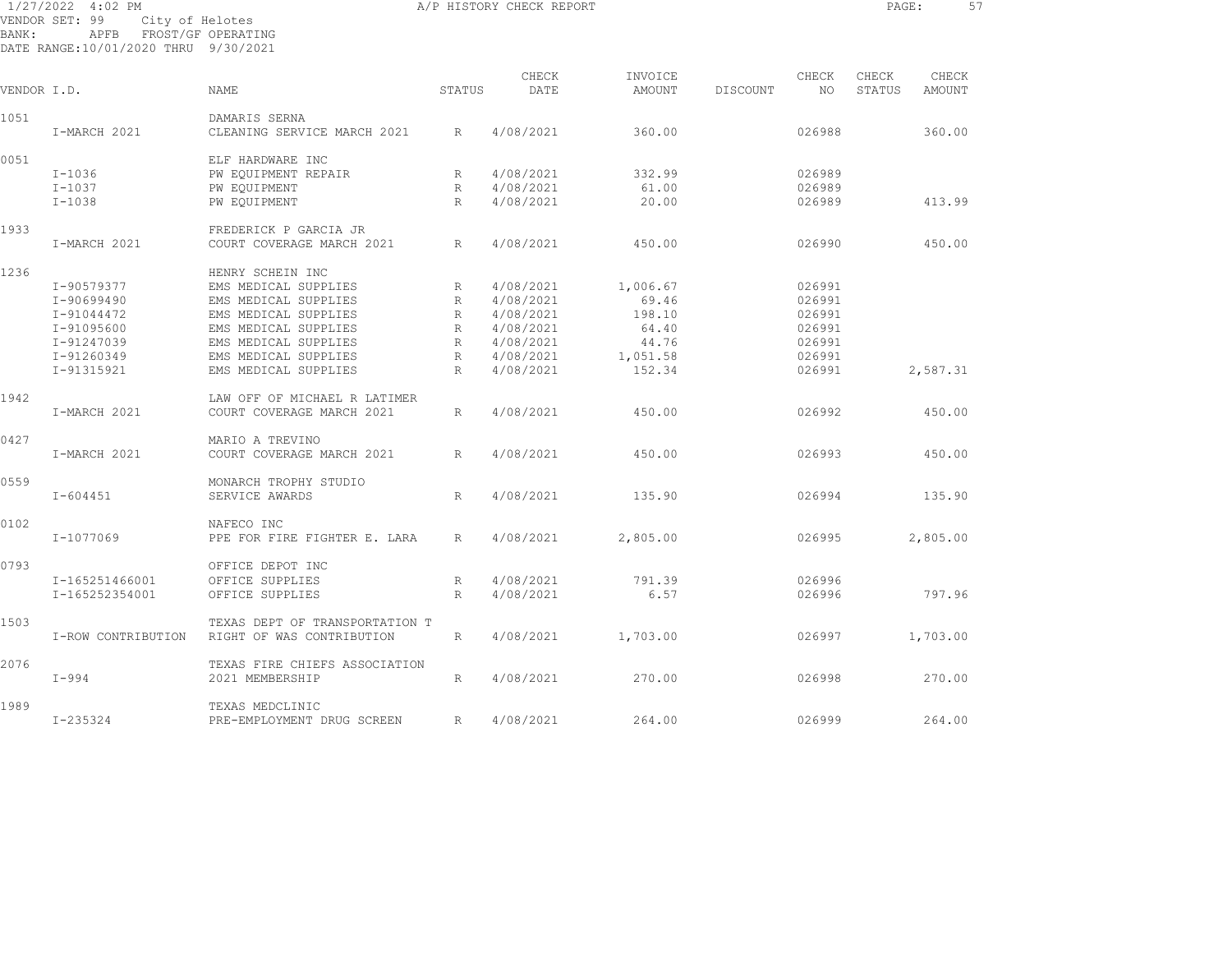1/27/2022 4:02 PM A/P HISTORY CHECK REPORT

VENDOR SET: 99 City of Helotes
BANK: APFB FROST/GF OPERATING
DATE RANGE:10/01/2020 THRU 9/30/2021

| VENDOR I.D. | NAME | STATUS | CHECK DATE | INVOICE AMOUNT | DISCOUNT | CHECK NO | CHECK STATUS | CHECK AMOUNT |
|---|---|---|---|---|---|---|---|---|
| 1051 | DAMARIS SERNA | | | | | | | |
| I-MARCH 2021 | CLEANING SERVICE MARCH 2021 | R | 4/08/2021 | 360.00 | | 026988 | | 360.00 |
| 0051 | ELF HARDWARE INC | | | | | | | |
| I-1036 | PW EQUIPMENT REPAIR | R | 4/08/2021 | 332.99 | | 026989 | | |
| I-1037 | PW EQUIPMENT | R | 4/08/2021 | 61.00 | | 026989 | | |
| I-1038 | PW EQUIPMENT | R | 4/08/2021 | 20.00 | | 026989 | | 413.99 |
| 1933 | FREDERICK P GARCIA JR | | | | | | | |
| I-MARCH 2021 | COURT COVERAGE MARCH 2021 | R | 4/08/2021 | 450.00 | | 026990 | | 450.00 |
| 1236 | HENRY SCHEIN INC | | | | | | | |
| I-90579377 | EMS MEDICAL SUPPLIES | R | 4/08/2021 | 1,006.67 | | 026991 | | |
| I-90699490 | EMS MEDICAL SUPPLIES | R | 4/08/2021 | 69.46 | | 026991 | | |
| I-91044472 | EMS MEDICAL SUPPLIES | R | 4/08/2021 | 198.10 | | 026991 | | |
| I-91095600 | EMS MEDICAL SUPPLIES | R | 4/08/2021 | 64.40 | | 026991 | | |
| I-91247039 | EMS MEDICAL SUPPLIES | R | 4/08/2021 | 44.76 | | 026991 | | |
| I-91260349 | EMS MEDICAL SUPPLIES | R | 4/08/2021 | 1,051.58 | | 026991 | | |
| I-91315921 | EMS MEDICAL SUPPLIES | R | 4/08/2021 | 152.34 | | 026991 | | 2,587.31 |
| 1942 | LAW OFF OF MICHAEL R LATIMER | | | | | | | |
| I-MARCH 2021 | COURT COVERAGE MARCH 2021 | R | 4/08/2021 | 450.00 | | 026992 | | 450.00 |
| 0427 | MARIO A TREVINO | | | | | | | |
| I-MARCH 2021 | COURT COVERAGE MARCH 2021 | R | 4/08/2021 | 450.00 | | 026993 | | 450.00 |
| 0559 | MONARCH TROPHY STUDIO | | | | | | | |
| I-604451 | SERVICE AWARDS | R | 4/08/2021 | 135.90 | | 026994 | | 135.90 |
| 0102 | NAFECO INC | | | | | | | |
| I-1077069 | PPE FOR FIRE FIGHTER E. LARA | R | 4/08/2021 | 2,805.00 | | 026995 | | 2,805.00 |
| 0793 | OFFICE DEPOT INC | | | | | | | |
| I-165251466001 | OFFICE SUPPLIES | R | 4/08/2021 | 791.39 | | 026996 | | |
| I-165252354001 | OFFICE SUPPLIES | R | 4/08/2021 | 6.57 | | 026996 | | 797.96 |
| 1503 | TEXAS DEPT OF TRANSPORTATION T | | | | | | | |
| I-ROW CONTRIBUTION | RIGHT OF WAS CONTRIBUTION | R | 4/08/2021 | 1,703.00 | | 026997 | | 1,703.00 |
| 2076 | TEXAS FIRE CHIEFS ASSOCIATION | | | | | | | |
| I-994 | 2021 MEMBERSHIP | R | 4/08/2021 | 270.00 | | 026998 | | 270.00 |
| 1989 | TEXAS MEDCLINIC | | | | | | | |
| I-235324 | PRE-EMPLOYMENT DRUG SCREEN | R | 4/08/2021 | 264.00 | | 026999 | | 264.00 |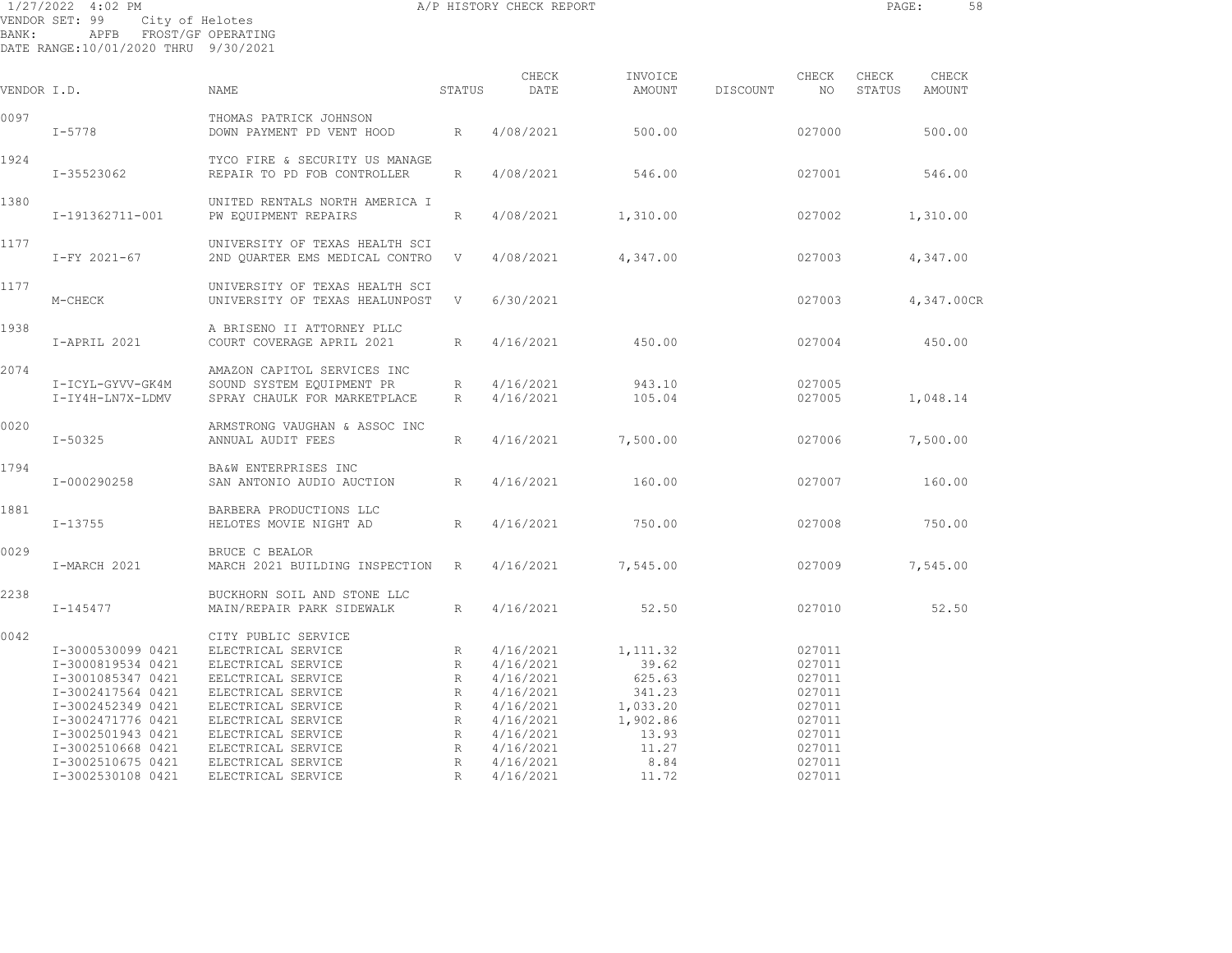1/27/2022 4:02 PM A/P HISTORY CHECK REPORT
VENDOR SET: 99 City of Helotes
BANK: APFB FROST/GF OPERATING
DATE RANGE:10/01/2020 THRU 9/30/2021

| VENDOR I.D. | | NAME | STATUS | CHECK DATE | INVOICE AMOUNT | DISCOUNT | CHECK NO | CHECK STATUS | CHECK AMOUNT |
|---|---|---|---|---|---|---|---|---|---|
| 0097 | | THOMAS PATRICK JOHNSON | | | | | | | |
| | I-5778 | DOWN PAYMENT PD VENT HOOD | R | 4/08/2021 | 500.00 | | 027000 | | 500.00 |
| 1924 | | TYCO FIRE & SECURITY US MANAGE | | | | | | | |
| | I-35523062 | REPAIR TO PD FOB CONTROLLER | R | 4/08/2021 | 546.00 | | 027001 | | 546.00 |
| 1380 | | UNITED RENTALS NORTH AMERICA I | | | | | | | |
| | I-191362711-001 | PW EQUIPMENT REPAIRS | R | 4/08/2021 | 1,310.00 | | 027002 | | 1,310.00 |
| 1177 | | UNIVERSITY OF TEXAS HEALTH SCI | | | | | | | |
| | I-FY 2021-67 | 2ND QUARTER EMS MEDICAL CONTRO | V | 4/08/2021 | 4,347.00 | | 027003 | | 4,347.00 |
| 1177 | | UNIVERSITY OF TEXAS HEALTH SCI | | | | | | | |
| | M-CHECK | UNIVERSITY OF TEXAS HEALUNPOST | V | 6/30/2021 | | | 027003 | | 4,347.00CR |
| 1938 | | A BRISENO II ATTORNEY PLLC | | | | | | | |
| | I-APRIL 2021 | COURT COVERAGE APRIL 2021 | R | 4/16/2021 | 450.00 | | 027004 | | 450.00 |
| 2074 | | AMAZON CAPITOL SERVICES INC | | | | | | | |
| | I-ICYL-GYVV-GK4M | SOUND SYSTEM EQUIPMENT PR | R | 4/16/2021 | 943.10 | | 027005 | | |
| | I-IY4H-LN7X-LDMV | SPRAY CHAULK FOR MARKETPLACE | R | 4/16/2021 | 105.04 | | 027005 | | 1,048.14 |
| 0020 | | ARMSTRONG VAUGHAN & ASSOC INC | | | | | | | |
| | I-50325 | ANNUAL AUDIT FEES | R | 4/16/2021 | 7,500.00 | | 027006 | | 7,500.00 |
| 1794 | | BA&W ENTERPRISES INC | | | | | | | |
| | I-000290258 | SAN ANTONIO AUDIO AUCTION | R | 4/16/2021 | 160.00 | | 027007 | | 160.00 |
| 1881 | | BARBERA PRODUCTIONS LLC | | | | | | | |
| | I-13755 | HELOTES MOVIE NIGHT AD | R | 4/16/2021 | 750.00 | | 027008 | | 750.00 |
| 0029 | | BRUCE C BEALOR | | | | | | | |
| | I-MARCH 2021 | MARCH 2021 BUILDING INSPECTION | R | 4/16/2021 | 7,545.00 | | 027009 | | 7,545.00 |
| 2238 | | BUCKHORN SOIL AND STONE LLC | | | | | | | |
| | I-145477 | MAIN/REPAIR PARK SIDEWALK | R | 4/16/2021 | 52.50 | | 027010 | | 52.50 |
| 0042 | | CITY PUBLIC SERVICE | | | | | | | |
| | I-3000530099 0421 | ELECTRICAL SERVICE | R | 4/16/2021 | 1,111.32 | | 027011 | | |
| | I-3000819534 0421 | ELECTRICAL SERVICE | R | 4/16/2021 | 39.62 | | 027011 | | |
| | I-3001085347 0421 | EELCTRICAL SERVICE | R | 4/16/2021 | 625.63 | | 027011 | | |
| | I-3002417564 0421 | ELECTRICAL SERVICE | R | 4/16/2021 | 341.23 | | 027011 | | |
| | I-3002452349 0421 | ELECTRICAL SERVICE | R | 4/16/2021 | 1,033.20 | | 027011 | | |
| | I-3002471776 0421 | ELECTRICAL SERVICE | R | 4/16/2021 | 1,902.86 | | 027011 | | |
| | I-3002501943 0421 | ELECTRICAL SERVICE | R | 4/16/2021 | 13.93 | | 027011 | | |
| | I-3002510668 0421 | ELECTRICAL SERVICE | R | 4/16/2021 | 11.27 | | 027011 | | |
| | I-3002510675 0421 | ELECTRICAL SERVICE | R | 4/16/2021 | 8.84 | | 027011 | | |
| | I-3002530108 0421 | ELECTRICAL SERVICE | R | 4/16/2021 | 11.72 | | 027011 | | |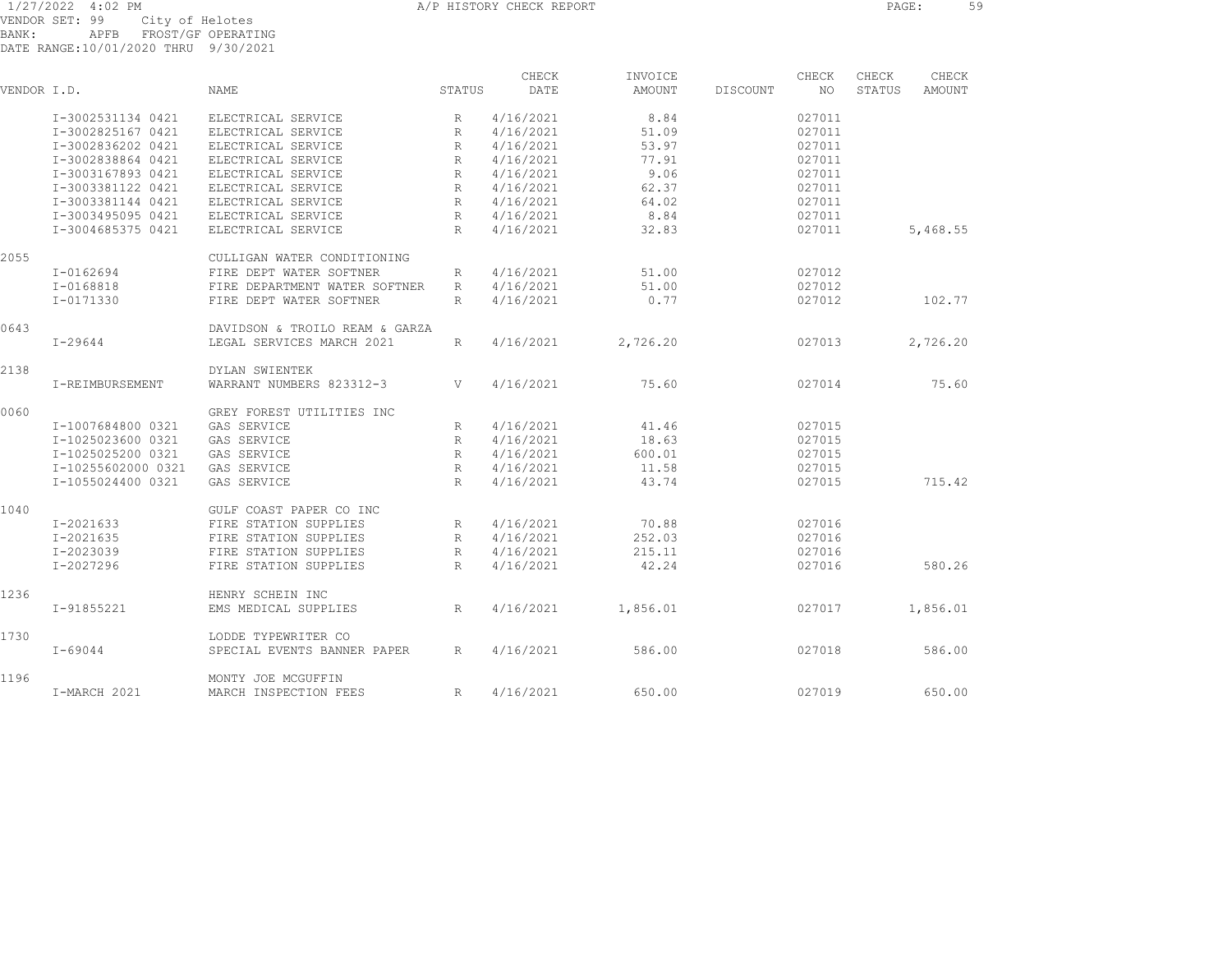1/27/2022 4:02 PM A/P HISTORY CHECK REPORT

VENDOR SET: 99 City of Helotes
BANK: APFB FROST/GF OPERATING
DATE RANGE:10/01/2020 THRU 9/30/2021

| VENDOR I.D. | NAME | STATUS | CHECK DATE | INVOICE AMOUNT | DISCOUNT | CHECK NO | CHECK STATUS | CHECK AMOUNT |
|---|---|---|---|---|---|---|---|---|
| I-3002531134 0421 | ELECTRICAL SERVICE | R | 4/16/2021 | 8.84 | | 027011 | | |
| I-3002825167 0421 | ELECTRICAL SERVICE | R | 4/16/2021 | 51.09 | | 027011 | | |
| I-3002836202 0421 | ELECTRICAL SERVICE | R | 4/16/2021 | 53.97 | | 027011 | | |
| I-3002838864 0421 | ELECTRICAL SERVICE | R | 4/16/2021 | 77.91 | | 027011 | | |
| I-3003167893 0421 | ELECTRICAL SERVICE | R | 4/16/2021 | 9.06 | | 027011 | | |
| I-3003381122 0421 | ELECTRICAL SERVICE | R | 4/16/2021 | 62.37 | | 027011 | | |
| I-3003381144 0421 | ELECTRICAL SERVICE | R | 4/16/2021 | 64.02 | | 027011 | | |
| I-3003495095 0421 | ELECTRICAL SERVICE | R | 4/16/2021 | 8.84 | | 027011 | | |
| I-3004685375 0421 | ELECTRICAL SERVICE | R | 4/16/2021 | 32.83 | | 027011 | | 5,468.55 |
| 2055 | CULLIGAN WATER CONDITIONING | | | | | | | |
| I-0162694 | FIRE DEPT WATER SOFTNER | R | 4/16/2021 | 51.00 | | 027012 | | |
| I-0168818 | FIRE DEPARTMENT WATER SOFTNER | R | 4/16/2021 | 51.00 | | 027012 | | |
| I-0171330 | FIRE DEPT WATER SOFTNER | R | 4/16/2021 | 0.77 | | 027012 | | 102.77 |
| 0643 | DAVIDSON & TROILO REAM & GARZA | | | | | | | |
| I-29644 | LEGAL SERVICES MARCH 2021 | R | 4/16/2021 | 2,726.20 | | 027013 | | 2,726.20 |
| 2138 | DYLAN SWIENTEK | | | | | | | |
| I-REIMBURSEMENT | WARRANT NUMBERS 823312-3 | V | 4/16/2021 | 75.60 | | 027014 | | 75.60 |
| 0060 | GREY FOREST UTILITIES INC | | | | | | | |
| I-1007684800 0321 | GAS SERVICE | R | 4/16/2021 | 41.46 | | 027015 | | |
| I-1025023600 0321 | GAS SERVICE | R | 4/16/2021 | 18.63 | | 027015 | | |
| I-1025025200 0321 | GAS SERVICE | R | 4/16/2021 | 600.01 | | 027015 | | |
| I-10255602000 0321 | GAS SERVICE | R | 4/16/2021 | 11.58 | | 027015 | | |
| I-1055024400 0321 | GAS SERVICE | R | 4/16/2021 | 43.74 | | 027015 | | 715.42 |
| 1040 | GULF COAST PAPER CO INC | | | | | | | |
| I-2021633 | FIRE STATION SUPPLIES | R | 4/16/2021 | 70.88 | | 027016 | | |
| I-2021635 | FIRE STATION SUPPLIES | R | 4/16/2021 | 252.03 | | 027016 | | |
| I-2023039 | FIRE STATION SUPPLIES | R | 4/16/2021 | 215.11 | | 027016 | | |
| I-2027296 | FIRE STATION SUPPLIES | R | 4/16/2021 | 42.24 | | 027016 | | 580.26 |
| 1236 | HENRY SCHEIN INC | | | | | | | |
| I-91855221 | EMS MEDICAL SUPPLIES | R | 4/16/2021 | 1,856.01 | | 027017 | | 1,856.01 |
| 1730 | LODDE TYPEWRITER CO | | | | | | | |
| I-69044 | SPECIAL EVENTS BANNER PAPER | R | 4/16/2021 | 586.00 | | 027018 | | 586.00 |
| 1196 | MONTY JOE MCGUFFIN | | | | | | | |
| I-MARCH 2021 | MARCH INSPECTION FEES | R | 4/16/2021 | 650.00 | | 027019 | | 650.00 |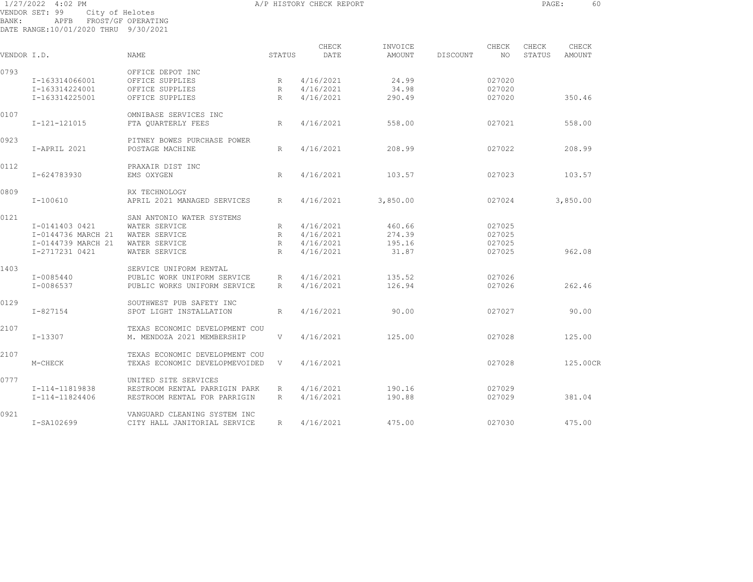1/27/2022 4:02 PM A/P HISTORY CHECK REPORT

VENDOR SET: 99 City of Helotes
BANK: APFB FROST/GF OPERATING
DATE RANGE:10/01/2020 THRU 9/30/2021

| VENDOR I.D. | NAME | STATUS | CHECK DATE | INVOICE AMOUNT | DISCOUNT | CHECK NO | CHECK STATUS | CHECK AMOUNT |
|---|---|---|---|---|---|---|---|---|
| 0793 | OFFICE DEPOT INC | | | | | | | |
| I-163314066001 | OFFICE SUPPLIES | R | 4/16/2021 | 24.99 | | 027020 | | |
| I-163314224001 | OFFICE SUPPLIES | R | 4/16/2021 | 34.98 | | 027020 | | |
| I-163314225001 | OFFICE SUPPLIES | R | 4/16/2021 | 290.49 | | 027020 | | 350.46 |
| 0107 | OMNIBASE SERVICES INC | | | | | | | |
| I-121-121015 | FTA QUARTERLY FEES | R | 4/16/2021 | 558.00 | | 027021 | | 558.00 |
| 0923 | PITNEY BOWES PURCHASE POWER | | | | | | | |
| I-APRIL 2021 | POSTAGE MACHINE | R | 4/16/2021 | 208.99 | | 027022 | | 208.99 |
| 0112 | PRAXAIR DIST INC | | | | | | | |
| I-624783930 | EMS OXYGEN | R | 4/16/2021 | 103.57 | | 027023 | | 103.57 |
| 0809 | RX TECHNOLOGY | | | | | | | |
| I-100610 | APRIL 2021 MANAGED SERVICES | R | 4/16/2021 | 3,850.00 | | 027024 | | 3,850.00 |
| 0121 | SAN ANTONIO WATER SYSTEMS | | | | | | | |
| I-0141403 0421 | WATER SERVICE | R | 4/16/2021 | 460.66 | | 027025 | | |
| I-0144736 MARCH 21 | WATER SERVICE | R | 4/16/2021 | 274.39 | | 027025 | | |
| I-0144739 MARCH 21 | WATER SERVICE | R | 4/16/2021 | 195.16 | | 027025 | | |
| I-2717231 0421 | WATER SERVICE | R | 4/16/2021 | 31.87 | | 027025 | | 962.08 |
| 1403 | SERVICE UNIFORM RENTAL | | | | | | | |
| I-0085440 | PUBLIC WORK UNIFORM SERVICE | R | 4/16/2021 | 135.52 | | 027026 | | |
| I-0086537 | PUBLIC WORKS UNIFORM SERVICE | R | 4/16/2021 | 126.94 | | 027026 | | 262.46 |
| 0129 | SOUTHWEST PUB SAFETY INC | | | | | | | |
| I-827154 | SPOT LIGHT INSTALLATION | R | 4/16/2021 | 90.00 | | 027027 | | 90.00 |
| 2107 | TEXAS ECONOMIC DEVELOPMENT COU | | | | | | | |
| I-13307 | M. MENDOZA 2021 MEMBERSHIP | V | 4/16/2021 | 125.00 | | 027028 | | 125.00 |
| 2107 | TEXAS ECONOMIC DEVELOPMENT COU | | | | | | | |
| M-CHECK | TEXAS ECONOMIC DEVELOPMEVOIDED | V | 4/16/2021 | | | 027028 | | 125.00CR |
| 0777 | UNITED SITE SERVICES | | | | | | | |
| I-114-11819838 | RESTROOM RENTAL PARRIGIN PARK | R | 4/16/2021 | 190.16 | | 027029 | | |
| I-114-11824406 | RESTROOM RENTAL FOR PARRIGIN | R | 4/16/2021 | 190.88 | | 027029 | | 381.04 |
| 0921 | VANGUARD CLEANING SYSTEM INC | | | | | | | |
| I-SA102699 | CITY HALL JANITORIAL SERVICE | R | 4/16/2021 | 475.00 | | 027030 | | 475.00 |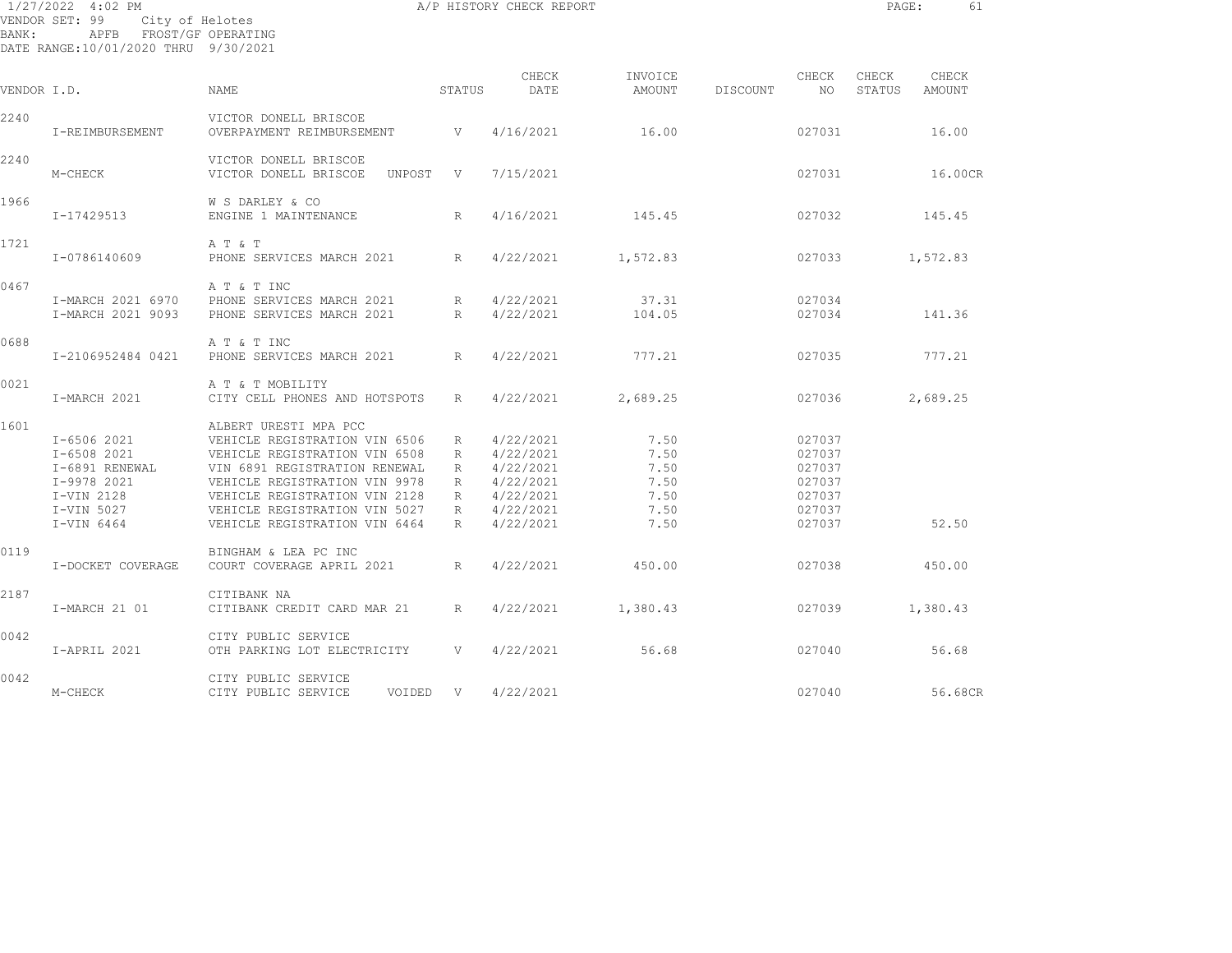1/27/2022 4:02 PM A/P HISTORY CHECK REPORT

VENDOR SET: 99 City of Helotes
BANK: APFB FROST/GF OPERATING
DATE RANGE:10/01/2020 THRU 9/30/2021

| VENDOR I.D. | | NAME | STATUS | CHECK DATE | INVOICE AMOUNT | DISCOUNT | CHECK NO | CHECK STATUS | CHECK AMOUNT |
|---|---|---|---|---|---|---|---|---|---|
| 2240 | | VICTOR DONELL BRISCOE | | | | | | | |
| | I-REIMBURSEMENT | OVERPAYMENT REIMBURSEMENT | V | 4/16/2021 | 16.00 | | 027031 | | 16.00 |
| 2240 | | VICTOR DONELL BRISCOE | | | | | | | |
| | M-CHECK | VICTOR DONELL BRISCOE UNPOST | V | 7/15/2021 | | | 027031 | | 16.00CR |
| 1966 | | W S DARLEY & CO | | | | | | | |
| | I-17429513 | ENGINE 1 MAINTENANCE | R | 4/16/2021 | 145.45 | | 027032 | | 145.45 |
| 1721 | | A T & T | | | | | | | |
| | I-0786140609 | PHONE SERVICES MARCH 2021 | R | 4/22/2021 | 1,572.83 | | 027033 | | 1,572.83 |
| 0467 | | A T & T INC | | | | | | | |
| | I-MARCH 2021 6970 | PHONE SERVICES MARCH 2021 | R | 4/22/2021 | 37.31 | | 027034 | | |
| | I-MARCH 2021 9093 | PHONE SERVICES MARCH 2021 | R | 4/22/2021 | 104.05 | | 027034 | | 141.36 |
| 0688 | | A T & T INC | | | | | | | |
| | I-2106952484 0421 | PHONE SERVICES MARCH 2021 | R | 4/22/2021 | 777.21 | | 027035 | | 777.21 |
| 0021 | | A T & T MOBILITY | | | | | | | |
| | I-MARCH 2021 | CITY CELL PHONES AND HOTSPOTS | R | 4/22/2021 | 2,689.25 | | 027036 | | 2,689.25 |
| 1601 | | ALBERT URESTI MPA PCC | | | | | | | |
| | I-6506 2021 | VEHICLE REGISTRATION VIN 6506 | R | 4/22/2021 | 7.50 | | 027037 | | |
| | I-6508 2021 | VEHICLE REGISTRATION VIN 6508 | R | 4/22/2021 | 7.50 | | 027037 | | |
| | I-6891 RENEWAL | VIN 6891 REGISTRATION RENEWAL | R | 4/22/2021 | 7.50 | | 027037 | | |
| | I-9978 2021 | VEHICLE REGISTRATION VIN 9978 | R | 4/22/2021 | 7.50 | | 027037 | | |
| | I-VIN 2128 | VEHICLE REGISTRATION VIN 2128 | R | 4/22/2021 | 7.50 | | 027037 | | |
| | I-VIN 5027 | VEHICLE REGISTRATION VIN 5027 | R | 4/22/2021 | 7.50 | | 027037 | | |
| | I-VIN 6464 | VEHICLE REGISTRATION VIN 6464 | R | 4/22/2021 | 7.50 | | 027037 | | 52.50 |
| 0119 | | BINGHAM & LEA PC INC | | | | | | | |
| | I-DOCKET COVERAGE | COURT COVERAGE APRIL 2021 | R | 4/22/2021 | 450.00 | | 027038 | | 450.00 |
| 2187 | | CITIBANK NA | | | | | | | |
| | I-MARCH 21 01 | CITIBANK CREDIT CARD MAR 21 | R | 4/22/2021 | 1,380.43 | | 027039 | | 1,380.43 |
| 0042 | | CITY PUBLIC SERVICE | | | | | | | |
| | I-APRIL 2021 | OTH PARKING LOT ELECTRICITY | V | 4/22/2021 | 56.68 | | 027040 | | 56.68 |
| 0042 | | CITY PUBLIC SERVICE | | | | | | | |
| | M-CHECK | CITY PUBLIC SERVICE VOIDED | V | 4/22/2021 | | | 027040 | | 56.68CR |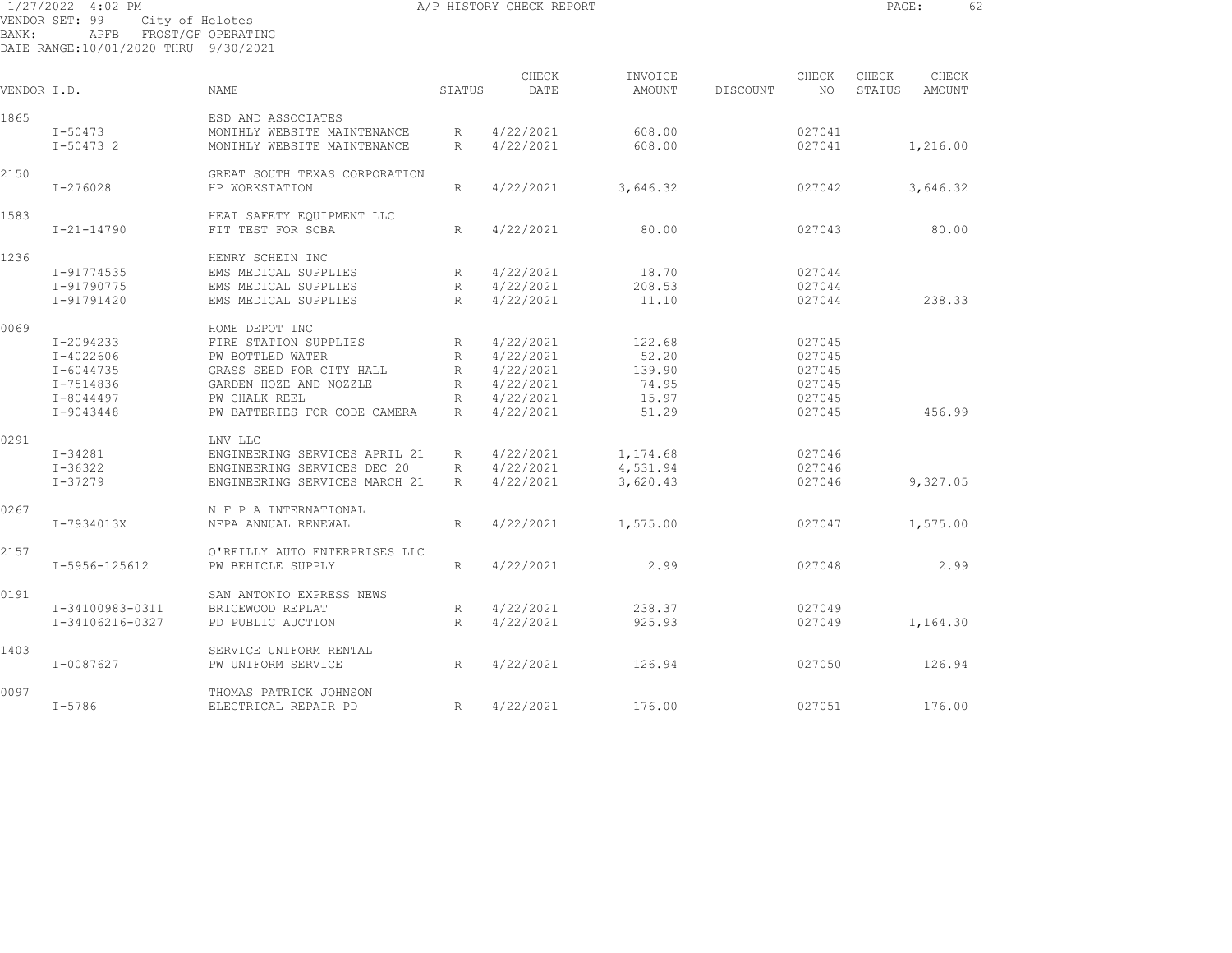1/27/2022 4:02 PM A/P HISTORY CHECK REPORT

VENDOR SET: 99 City of Helotes
BANK: APFB FROST/GF OPERATING
DATE RANGE:10/01/2020 THRU 9/30/2021

| VENDOR I.D. | NAME | STATUS | CHECK DATE | INVOICE AMOUNT | DISCOUNT | CHECK NO | CHECK STATUS | CHECK AMOUNT |
|---|---|---|---|---|---|---|---|---|
| 1865 | ESD AND ASSOCIATES | | | | | | | |
| I-50473 | MONTHLY WEBSITE MAINTENANCE | R | 4/22/2021 | 608.00 | | 027041 | | |
| I-50473 2 | MONTHLY WEBSITE MAINTENANCE | R | 4/22/2021 | 608.00 | | 027041 | | 1,216.00 |
| 2150 | GREAT SOUTH TEXAS CORPORATION | | | | | | | |
| I-276028 | HP WORKSTATION | R | 4/22/2021 | 3,646.32 | | 027042 | | 3,646.32 |
| 1583 | HEAT SAFETY EQUIPMENT LLC | | | | | | | |
| I-21-14790 | FIT TEST FOR SCBA | R | 4/22/2021 | 80.00 | | 027043 | | 80.00 |
| 1236 | HENRY SCHEIN INC | | | | | | | |
| I-91774535 | EMS MEDICAL SUPPLIES | R | 4/22/2021 | 18.70 | | 027044 | | |
| I-91790775 | EMS MEDICAL SUPPLIES | R | 4/22/2021 | 208.53 | | 027044 | | |
| I-91791420 | EMS MEDICAL SUPPLIES | R | 4/22/2021 | 11.10 | | 027044 | | 238.33 |
| 0069 | HOME DEPOT INC | | | | | | | |
| I-2094233 | FIRE STATION SUPPLIES | R | 4/22/2021 | 122.68 | | 027045 | | |
| I-4022606 | PW BOTTLED WATER | R | 4/22/2021 | 52.20 | | 027045 | | |
| I-6044735 | GRASS SEED FOR CITY HALL | R | 4/22/2021 | 139.90 | | 027045 | | |
| I-7514836 | GARDEN HOZE AND NOZZLE | R | 4/22/2021 | 74.95 | | 027045 | | |
| I-8044497 | PW CHALK REEL | R | 4/22/2021 | 15.97 | | 027045 | | |
| I-9043448 | PW BATTERIES FOR CODE CAMERA | R | 4/22/2021 | 51.29 | | 027045 | | 456.99 |
| 0291 | LNV LLC | | | | | | | |
| I-34281 | ENGINEERING SERVICES APRIL 21 | R | 4/22/2021 | 1,174.68 | | 027046 | | |
| I-36322 | ENGINEERING SERVICES DEC 20 | R | 4/22/2021 | 4,531.94 | | 027046 | | |
| I-37279 | ENGINEERING SERVICES MARCH 21 | R | 4/22/2021 | 3,620.43 | | 027046 | | 9,327.05 |
| 0267 | N F P A INTERNATIONAL | | | | | | | |
| I-7934013X | NFPA ANNUAL RENEWAL | R | 4/22/2021 | 1,575.00 | | 027047 | | 1,575.00 |
| 2157 | O'REILLY AUTO ENTERPRISES LLC | | | | | | | |
| I-5956-125612 | PW BEHICLE SUPPLY | R | 4/22/2021 | 2.99 | | 027048 | | 2.99 |
| 0191 | SAN ANTONIO EXPRESS NEWS | | | | | | | |
| I-34100983-0311 | BRICEWOOD REPLAT | R | 4/22/2021 | 238.37 | | 027049 | | |
| I-34106216-0327 | PD PUBLIC AUCTION | R | 4/22/2021 | 925.93 | | 027049 | | 1,164.30 |
| 1403 | SERVICE UNIFORM RENTAL | | | | | | | |
| I-0087627 | PW UNIFORM SERVICE | R | 4/22/2021 | 126.94 | | 027050 | | 126.94 |
| 0097 | THOMAS PATRICK JOHNSON | | | | | | | |
| I-5786 | ELECTRICAL REPAIR PD | R | 4/22/2021 | 176.00 | | 027051 | | 176.00 |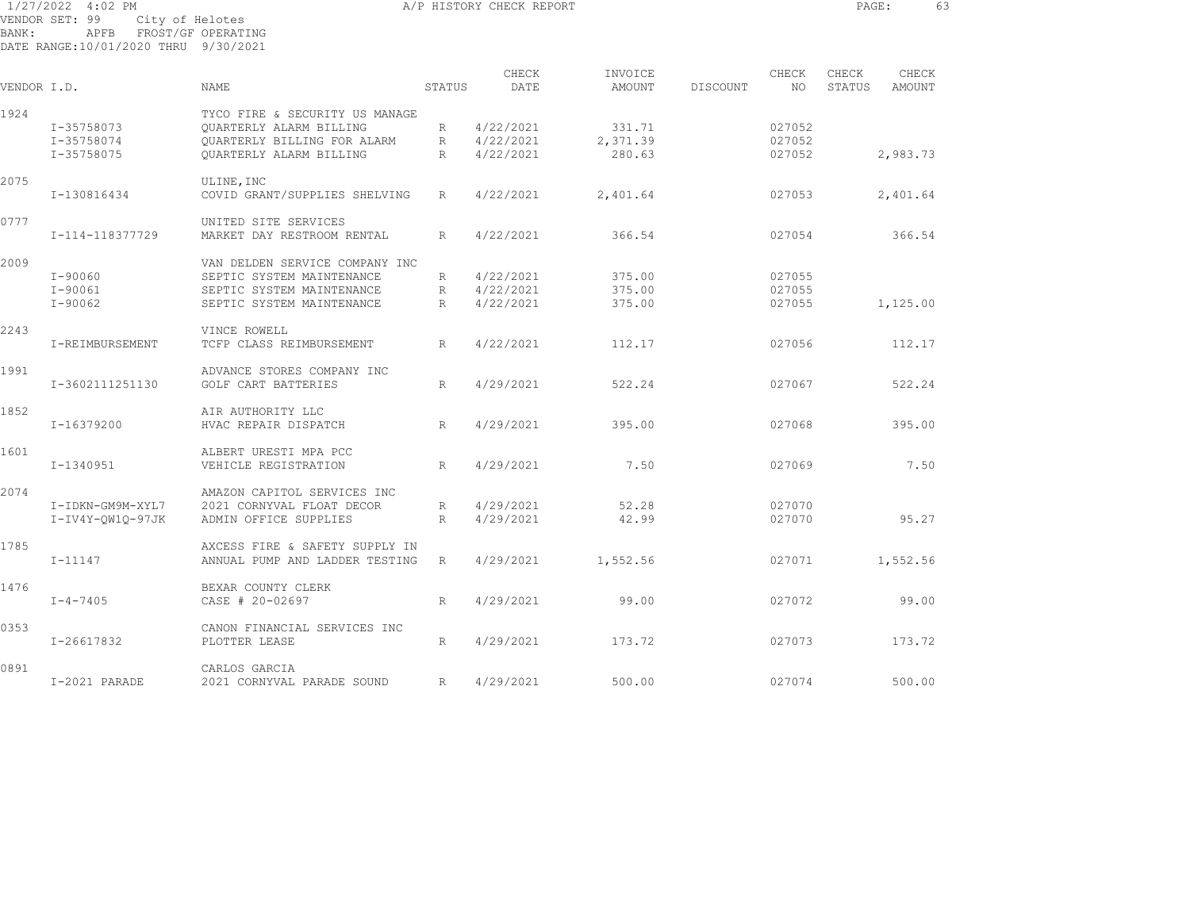1/27/2022 4:02 PM A/P HISTORY CHECK REPORT

VENDOR SET: 99 City of Helotes
BANK: APFB FROST/GF OPERATING
DATE RANGE:10/01/2020 THRU 9/30/2021

| VENDOR I.D. | NAME | STATUS | CHECK DATE | INVOICE AMOUNT | DISCOUNT | CHECK NO | CHECK STATUS | CHECK AMOUNT |
|---|---|---|---|---|---|---|---|---|
| 1924 | TYCO FIRE & SECURITY US MANAGE | | | | | | | |
| I-35758073 | QUARTERLY ALARM BILLING | R | 4/22/2021 | 331.71 | | 027052 | | |
| I-35758074 | QUARTERLY BILLING FOR ALARM | R | 4/22/2021 | 2,371.39 | | 027052 | | |
| I-35758075 | QUARTERLY ALARM BILLING | R | 4/22/2021 | 280.63 | | 027052 | | 2,983.73 |
| 2075 | ULINE,INC | | | | | | | |
| I-130816434 | COVID GRANT/SUPPLIES SHELVING | R | 4/22/2021 | 2,401.64 | | 027053 | | 2,401.64 |
| 0777 | UNITED SITE SERVICES | | | | | | | |
| I-114-118377729 | MARKET DAY RESTROOM RENTAL | R | 4/22/2021 | 366.54 | | 027054 | | 366.54 |
| 2009 | VAN DELDEN SERVICE COMPANY INC | | | | | | | |
| I-90060 | SEPTIC SYSTEM MAINTENANCE | R | 4/22/2021 | 375.00 | | 027055 | | |
| I-90061 | SEPTIC SYSTEM MAINTENANCE | R | 4/22/2021 | 375.00 | | 027055 | | |
| I-90062 | SEPTIC SYSTEM MAINTENANCE | R | 4/22/2021 | 375.00 | | 027055 | | 1,125.00 |
| 2243 | VINCE ROWELL | | | | | | | |
| I-REIMBURSEMENT | TCFP CLASS REIMBURSEMENT | R | 4/22/2021 | 112.17 | | 027056 | | 112.17 |
| 1991 | ADVANCE STORES COMPANY INC | | | | | | | |
| I-3602111251130 | GOLF CART BATTERIES | R | 4/29/2021 | 522.24 | | 027067 | | 522.24 |
| 1852 | AIR AUTHORITY LLC | | | | | | | |
| I-16379200 | HVAC REPAIR DISPATCH | R | 4/29/2021 | 395.00 | | 027068 | | 395.00 |
| 1601 | ALBERT URESTI MPA PCC | | | | | | | |
| I-1340951 | VEHICLE REGISTRATION | R | 4/29/2021 | 7.50 | | 027069 | | 7.50 |
| 2074 | AMAZON CAPITOL SERVICES INC | | | | | | | |
| I-IDKN-GM9M-XYL7 | 2021 CORNYVAL FLOAT DECOR | R | 4/29/2021 | 52.28 | | 027070 | | |
| I-IV4Y-QW1Q-97JK | ADMIN OFFICE SUPPLIES | R | 4/29/2021 | 42.99 | | 027070 | | 95.27 |
| 1785 | AXCESS FIRE & SAFETY SUPPLY IN | | | | | | | |
| I-11147 | ANNUAL PUMP AND LADDER TESTING | R | 4/29/2021 | 1,552.56 | | 027071 | | 1,552.56 |
| 1476 | BEXAR COUNTY CLERK | | | | | | | |
| I-4-7405 | CASE # 20-02697 | R | 4/29/2021 | 99.00 | | 027072 | | 99.00 |
| 0353 | CANON FINANCIAL SERVICES INC | | | | | | | |
| I-26617832 | PLOTTER LEASE | R | 4/29/2021 | 173.72 | | 027073 | | 173.72 |
| 0891 | CARLOS GARCIA | | | | | | | |
| I-2021 PARADE | 2021 CORNYVAL PARADE SOUND | R | 4/29/2021 | 500.00 | | 027074 | | 500.00 |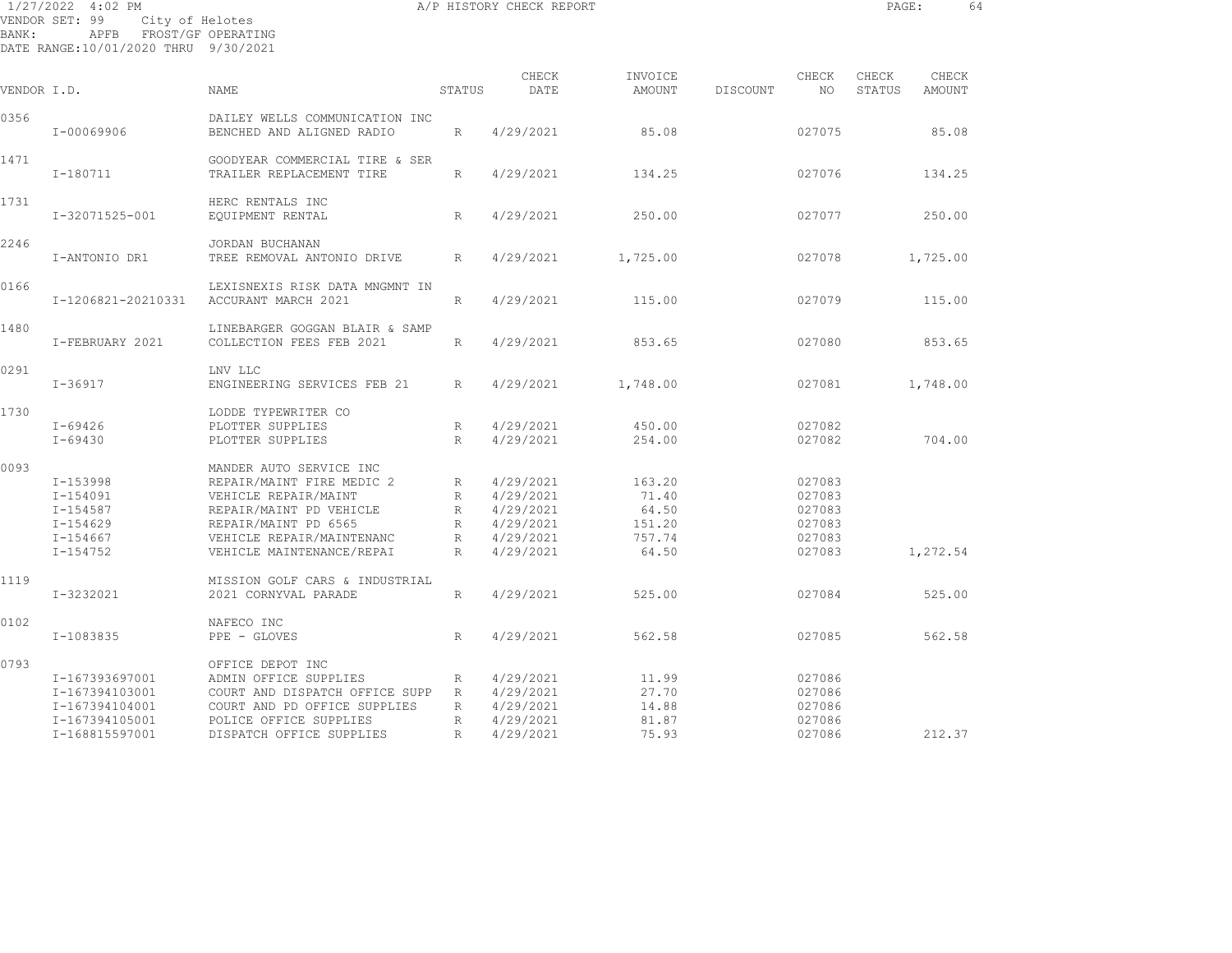1/27/2022 4:02 PM A/P HISTORY CHECK REPORT

VENDOR SET: 99 City of Helotes
BANK: APFB FROST/GF OPERATING
DATE RANGE:10/01/2020 THRU 9/30/2021

| VENDOR I.D. | NAME | STATUS | CHECK DATE | INVOICE AMOUNT | DISCOUNT | CHECK NO | CHECK STATUS | CHECK AMOUNT |
|---|---|---|---|---|---|---|---|---|
| 0356 | DAILEY WELLS COMMUNICATION INC | | | | | | | |
| I-00069906 | BENCHED AND ALIGNED RADIO | R | 4/29/2021 | 85.08 | | 027075 | | 85.08 |
| 1471 | GOODYEAR COMMERCIAL TIRE & SER | | | | | | | |
| I-180711 | TRAILER REPLACEMENT TIRE | R | 4/29/2021 | 134.25 | | 027076 | | 134.25 |
| 1731 | HERC RENTALS INC | | | | | | | |
| I-32071525-001 | EQUIPMENT RENTAL | R | 4/29/2021 | 250.00 | | 027077 | | 250.00 |
| 2246 | JORDAN BUCHANAN | | | | | | | |
| I-ANTONIO DR1 | TREE REMOVAL ANTONIO DRIVE | R | 4/29/2021 | 1,725.00 | | 027078 | | 1,725.00 |
| 0166 | LEXISNEXIS RISK DATA MNGMNT IN | | | | | | | |
| I-1206821-20210331 | ACCURANT MARCH 2021 | R | 4/29/2021 | 115.00 | | 027079 | | 115.00 |
| 1480 | LINEBARGER GOGGAN BLAIR & SAMP | | | | | | | |
| I-FEBRUARY 2021 | COLLECTION FEES FEB 2021 | R | 4/29/2021 | 853.65 | | 027080 | | 853.65 |
| 0291 | LNV LLC | | | | | | | |
| I-36917 | ENGINEERING SERVICES FEB 21 | R | 4/29/2021 | 1,748.00 | | 027081 | | 1,748.00 |
| 1730 | LODDE TYPEWRITER CO | | | | | | | |
| I-69426 | PLOTTER SUPPLIES | R | 4/29/2021 | 450.00 | | 027082 | | |
| I-69430 | PLOTTER SUPPLIES | R | 4/29/2021 | 254.00 | | 027082 | | 704.00 |
| 0093 | MANDER AUTO SERVICE INC | | | | | | | |
| I-153998 | REPAIR/MAINT FIRE MEDIC 2 | R | 4/29/2021 | 163.20 | | 027083 | | |
| I-154091 | VEHICLE REPAIR/MAINT | R | 4/29/2021 | 71.40 | | 027083 | | |
| I-154587 | REPAIR/MAINT PD VEHICLE | R | 4/29/2021 | 64.50 | | 027083 | | |
| I-154629 | REPAIR/MAINT PD 6565 | R | 4/29/2021 | 151.20 | | 027083 | | |
| I-154667 | VEHICLE REPAIR/MAINTENANC | R | 4/29/2021 | 757.74 | | 027083 | | |
| I-154752 | VEHICLE MAINTENANCE/REPAI | R | 4/29/2021 | 64.50 | | 027083 | | 1,272.54 |
| 1119 | MISSION GOLF CARS & INDUSTRIAL | | | | | | | |
| I-3232021 | 2021 CORNYVAL PARADE | R | 4/29/2021 | 525.00 | | 027084 | | 525.00 |
| 0102 | NAFECO INC | | | | | | | |
| I-1083835 | PPE - GLOVES | R | 4/29/2021 | 562.58 | | 027085 | | 562.58 |
| 0793 | OFFICE DEPOT INC | | | | | | | |
| I-167393697001 | ADMIN OFFICE SUPPLIES | R | 4/29/2021 | 11.99 | | 027086 | | |
| I-167394103001 | COURT AND DISPATCH OFFICE SUPP | R | 4/29/2021 | 27.70 | | 027086 | | |
| I-167394104001 | COURT AND PD OFFICE SUPPLIES | R | 4/29/2021 | 14.88 | | 027086 | | |
| I-167394105001 | POLICE OFFICE SUPPLIES | R | 4/29/2021 | 81.87 | | 027086 | | |
| I-168815597001 | DISPATCH OFFICE SUPPLIES | R | 4/29/2021 | 75.93 | | 027086 | | 212.37 |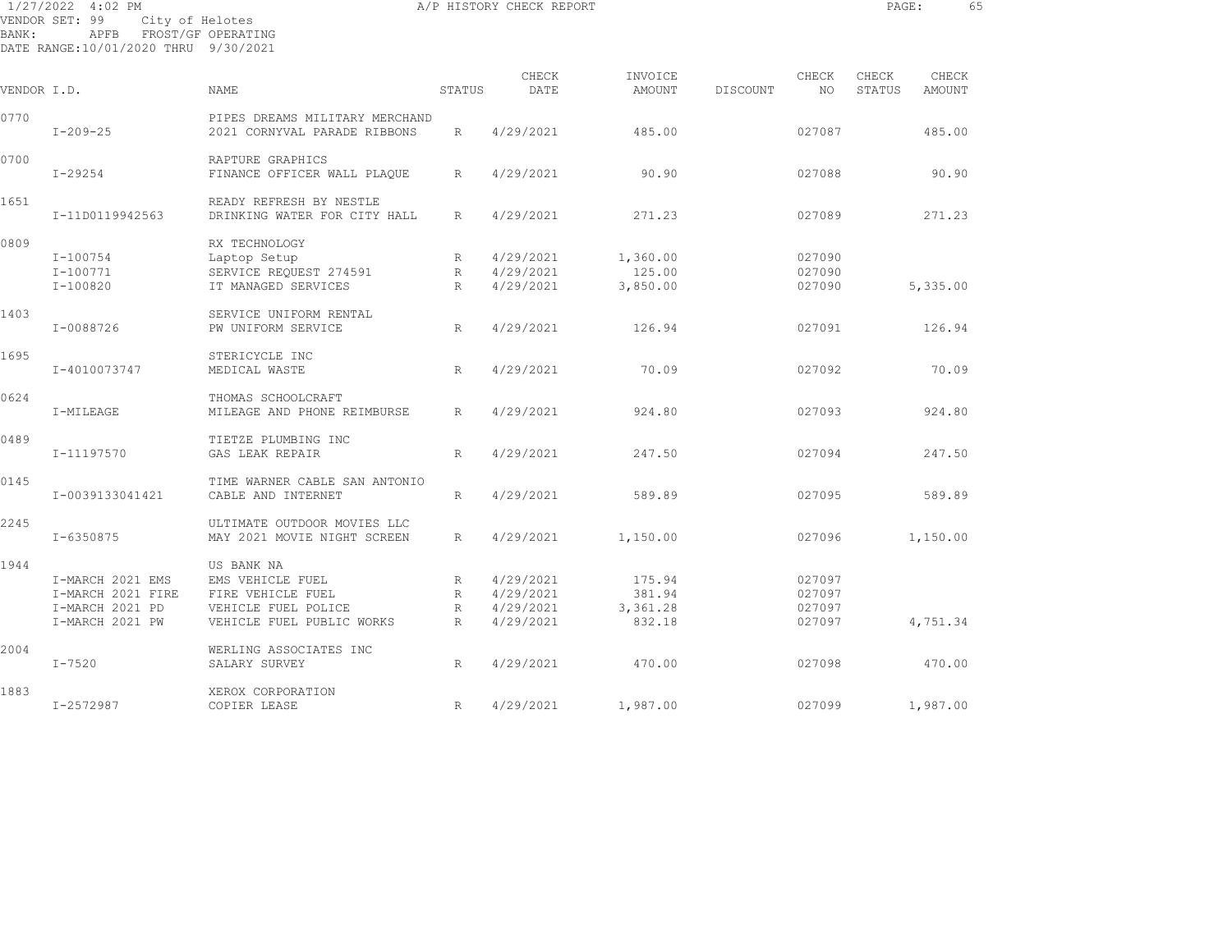1/27/2022 4:02 PM A/P HISTORY CHECK REPORT

VENDOR SET: 99 City of Helotes
BANK: APFB FROST/GF OPERATING
DATE RANGE:10/01/2020 THRU 9/30/2021

| VENDOR I.D. | NAME | STATUS | CHECK DATE | INVOICE AMOUNT | DISCOUNT | CHECK NO | CHECK STATUS | CHECK AMOUNT |
|---|---|---|---|---|---|---|---|---|
| 0770 | PIPES DREAMS MILITARY MERCHAND | | | | | | | |
| I-209-25 | 2021 CORNYVAL PARADE RIBBONS | R | 4/29/2021 | 485.00 | | 027087 | | 485.00 |
| 0700 | RAPTURE GRAPHICS | | | | | | | |
| I-29254 | FINANCE OFFICER WALL PLAQUE | R | 4/29/2021 | 90.90 | | 027088 | | 90.90 |
| 1651 | READY REFRESH BY NESTLE | | | | | | | |
| I-11D0119942563 | DRINKING WATER FOR CITY HALL | R | 4/29/2021 | 271.23 | | 027089 | | 271.23 |
| 0809 | RX TECHNOLOGY | | | | | | | |
| I-100754 | Laptop Setup | R | 4/29/2021 | 1,360.00 | | 027090 | | |
| I-100771 | SERVICE REQUEST 274591 | R | 4/29/2021 | 125.00 | | 027090 | | |
| I-100820 | IT MANAGED SERVICES | R | 4/29/2021 | 3,850.00 | | 027090 | | 5,335.00 |
| 1403 | SERVICE UNIFORM RENTAL | | | | | | | |
| I-0088726 | PW UNIFORM SERVICE | R | 4/29/2021 | 126.94 | | 027091 | | 126.94 |
| 1695 | STERICYCLE INC | | | | | | | |
| I-4010073747 | MEDICAL WASTE | R | 4/29/2021 | 70.09 | | 027092 | | 70.09 |
| 0624 | THOMAS SCHOOLCRAFT | | | | | | | |
| I-MILEAGE | MILEAGE AND PHONE REIMBURSE | R | 4/29/2021 | 924.80 | | 027093 | | 924.80 |
| 0489 | TIETZE PLUMBING INC | | | | | | | |
| I-11197570 | GAS LEAK REPAIR | R | 4/29/2021 | 247.50 | | 027094 | | 247.50 |
| 0145 | TIME WARNER CABLE SAN ANTONIO | | | | | | | |
| I-0039133041421 | CABLE AND INTERNET | R | 4/29/2021 | 589.89 | | 027095 | | 589.89 |
| 2245 | ULTIMATE OUTDOOR MOVIES LLC | | | | | | | |
| I-6350875 | MAY 2021 MOVIE NIGHT SCREEN | R | 4/29/2021 | 1,150.00 | | 027096 | | 1,150.00 |
| 1944 | US BANK NA | | | | | | | |
| I-MARCH 2021 EMS | EMS VEHICLE FUEL | R | 4/29/2021 | 175.94 | | 027097 | | |
| I-MARCH 2021 FIRE | FIRE VEHICLE FUEL | R | 4/29/2021 | 381.94 | | 027097 | | |
| I-MARCH 2021 PD | VEHICLE FUEL POLICE | R | 4/29/2021 | 3,361.28 | | 027097 | | |
| I-MARCH 2021 PW | VEHICLE FUEL PUBLIC WORKS | R | 4/29/2021 | 832.18 | | 027097 | | 4,751.34 |
| 2004 | WERLING ASSOCIATES INC | | | | | | | |
| I-7520 | SALARY SURVEY | R | 4/29/2021 | 470.00 | | 027098 | | 470.00 |
| 1883 | XEROX CORPORATION | | | | | | | |
| I-2572987 | COPIER LEASE | R | 4/29/2021 | 1,987.00 | | 027099 | | 1,987.00 |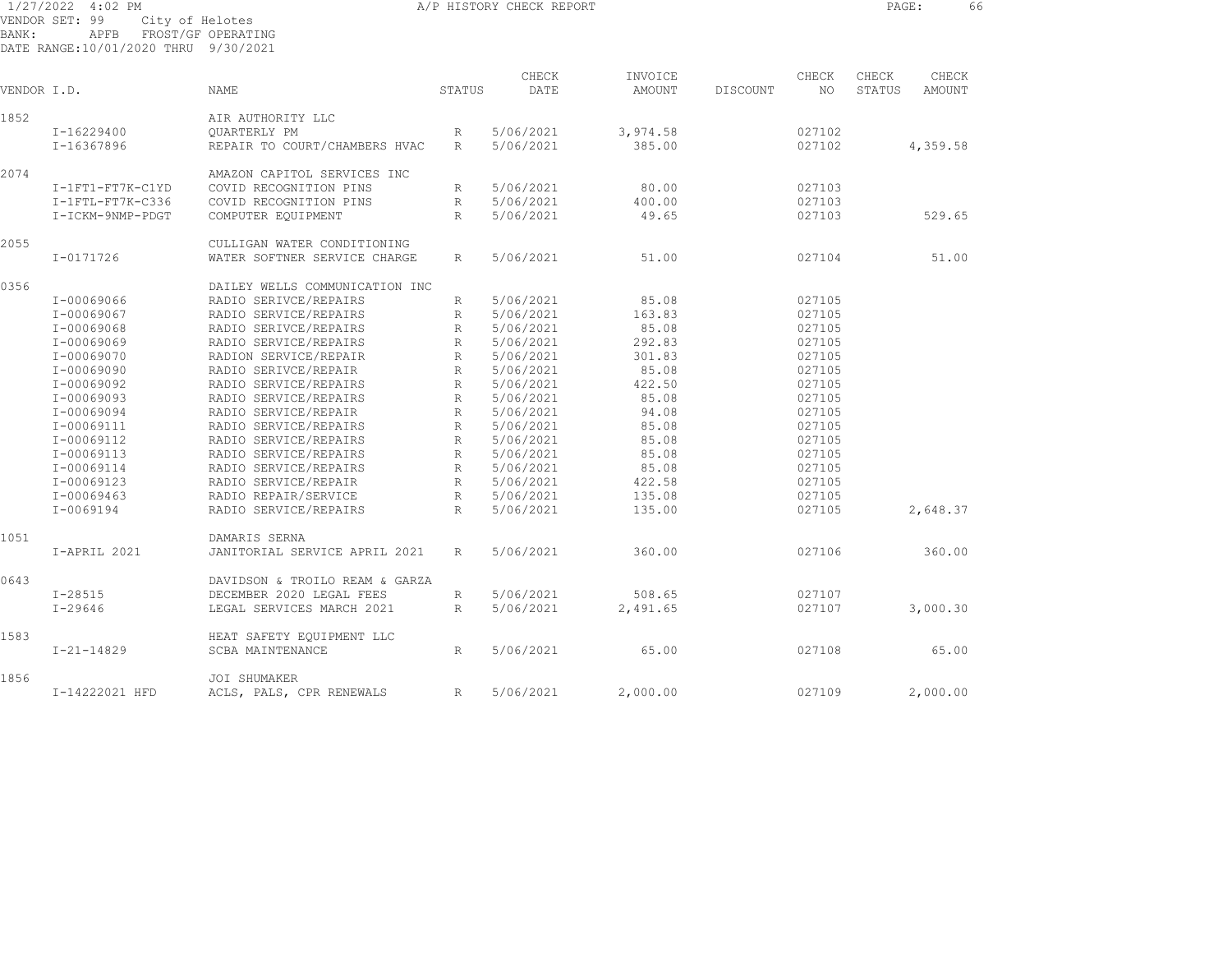1/27/2022 4:02 PM A/P HISTORY CHECK REPORT

VENDOR SET: 99 City of Helotes
BANK: APFB FROST/GF OPERATING
DATE RANGE:10/01/2020 THRU 9/30/2021

| VENDOR I.D. | NAME | STATUS | CHECK DATE | INVOICE AMOUNT | DISCOUNT | CHECK NO | CHECK STATUS | CHECK AMOUNT |
|---|---|---|---|---|---|---|---|---|
| 1852 | AIR AUTHORITY LLC | | | | | | | |
| I-16229400 | QUARTERLY PM | R | 5/06/2021 | 3,974.58 | | 027102 | | |
| I-16367896 | REPAIR TO COURT/CHAMBERS HVAC | R | 5/06/2021 | 385.00 | | 027102 | | 4,359.58 |
| 2074 | AMAZON CAPITOL SERVICES INC | | | | | | | |
| I-1FT1-FT7K-C1YD | COVID RECOGNITION PINS | R | 5/06/2021 | 80.00 | | 027103 | | |
| I-1FTL-FT7K-C336 | COVID RECOGNITION PINS | R | 5/06/2021 | 400.00 | | 027103 | | |
| I-ICKM-9NMP-PDGT | COMPUTER EQUIPMENT | R | 5/06/2021 | 49.65 | | 027103 | | 529.65 |
| 2055 | CULLIGAN WATER CONDITIONING | | | | | | | |
| I-0171726 | WATER SOFTNER SERVICE CHARGE | R | 5/06/2021 | 51.00 | | 027104 | | 51.00 |
| 0356 | DAILEY WELLS COMMUNICATION INC | | | | | | | |
| I-00069066 | RADIO SERIVCE/REPAIRS | R | 5/06/2021 | 85.08 | | 027105 | | |
| I-00069067 | RADIO SERVICE/REPAIRS | R | 5/06/2021 | 163.83 | | 027105 | | |
| I-00069068 | RADIO SERIVCE/REPAIRS | R | 5/06/2021 | 85.08 | | 027105 | | |
| I-00069069 | RADIO SERVICE/REPAIRS | R | 5/06/2021 | 292.83 | | 027105 | | |
| I-00069070 | RADION SERVICE/REPAIR | R | 5/06/2021 | 301.83 | | 027105 | | |
| I-00069090 | RADIO SERIVCE/REPAIR | R | 5/06/2021 | 85.08 | | 027105 | | |
| I-00069092 | RADIO SERVICE/REPAIRS | R | 5/06/2021 | 422.50 | | 027105 | | |
| I-00069093 | RADIO SERVICE/REPAIRS | R | 5/06/2021 | 85.08 | | 027105 | | |
| I-00069094 | RADIO SERVICE/REPAIR | R | 5/06/2021 | 94.08 | | 027105 | | |
| I-00069111 | RADIO SERVICE/REPAIRS | R | 5/06/2021 | 85.08 | | 027105 | | |
| I-00069112 | RADIO SERVICE/REPAIRS | R | 5/06/2021 | 85.08 | | 027105 | | |
| I-00069113 | RADIO SERVICE/REPAIRS | R | 5/06/2021 | 85.08 | | 027105 | | |
| I-00069114 | RADIO SERVICE/REPAIRS | R | 5/06/2021 | 85.08 | | 027105 | | |
| I-00069123 | RADIO SERVICE/REPAIR | R | 5/06/2021 | 422.58 | | 027105 | | |
| I-00069463 | RADIO REPAIR/SERVICE | R | 5/06/2021 | 135.08 | | 027105 | | |
| I-0069194 | RADIO SERVICE/REPAIRS | R | 5/06/2021 | 135.00 | | 027105 | | 2,648.37 |
| 1051 | DAMARIS SERNA | | | | | | | |
| I-APRIL 2021 | JANITORIAL SERVICE APRIL 2021 | R | 5/06/2021 | 360.00 | | 027106 | | 360.00 |
| 0643 | DAVIDSON & TROILO REAM & GARZA | | | | | | | |
| I-28515 | DECEMBER 2020 LEGAL FEES | R | 5/06/2021 | 508.65 | | 027107 | | |
| I-29646 | LEGAL SERVICES MARCH 2021 | R | 5/06/2021 | 2,491.65 | | 027107 | | 3,000.30 |
| 1583 | HEAT SAFETY EQUIPMENT LLC | | | | | | | |
| I-21-14829 | SCBA MAINTENANCE | R | 5/06/2021 | 65.00 | | 027108 | | 65.00 |
| 1856 | JOI SHUMAKER | | | | | | | |
| I-14222021 HFD | ACLS, PALS, CPR RENEWALS | R | 5/06/2021 | 2,000.00 | | 027109 | | 2,000.00 |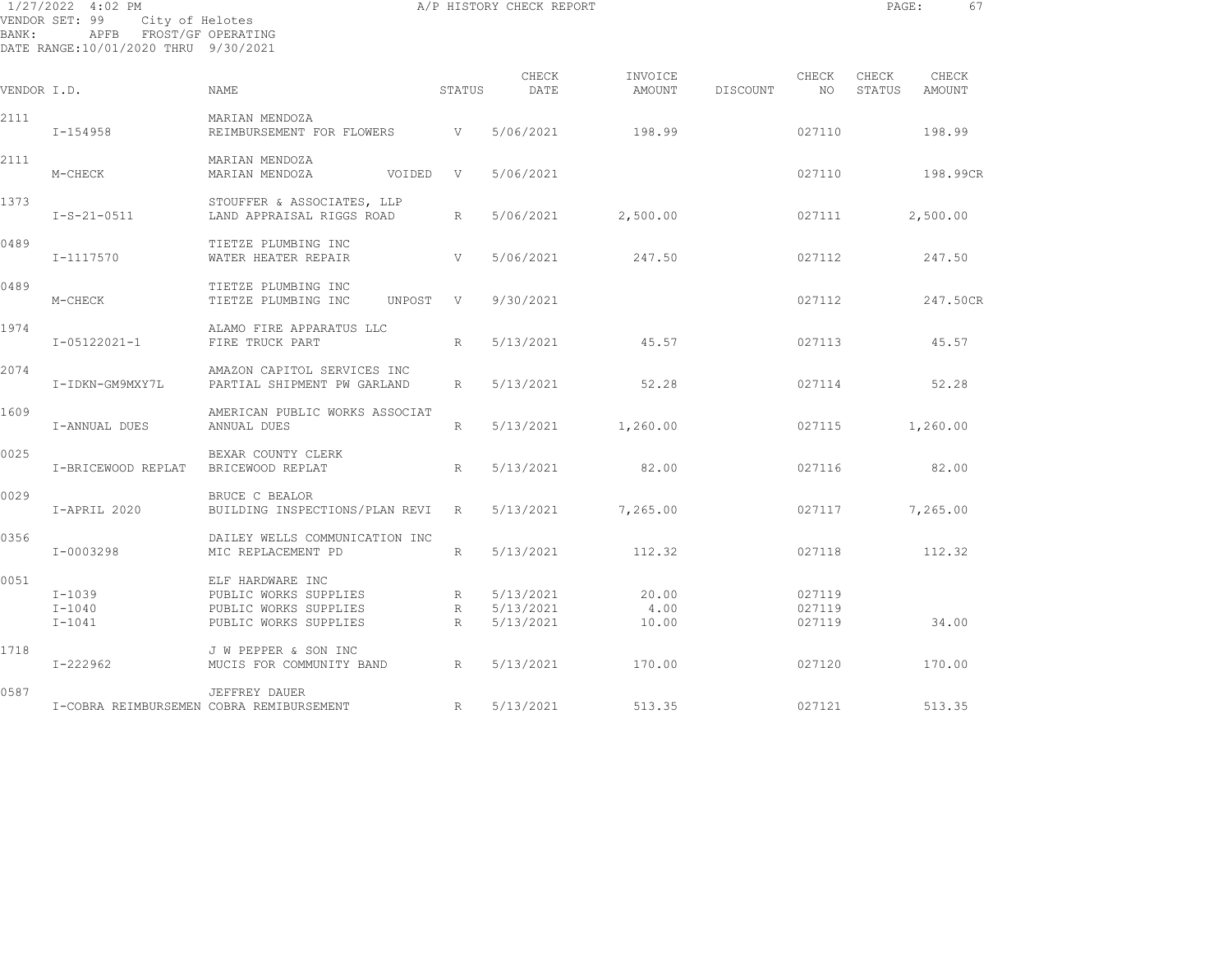1/27/2022 4:02 PM A/P HISTORY CHECK REPORT

VENDOR SET: 99 City of Helotes
BANK: APFB FROST/GF OPERATING
DATE RANGE:10/01/2020 THRU 9/30/2021

| VENDOR I.D. | | NAME | STATUS | CHECK DATE | INVOICE AMOUNT | DISCOUNT | CHECK NO | CHECK STATUS | CHECK AMOUNT |
|---|---|---|---|---|---|---|---|---|---|
| 2111 | | MARIAN MENDOZA | | | | | | | |
| | I-154958 | REIMBURSEMENT FOR FLOWERS | V | 5/06/2021 | 198.99 | | 027110 | | 198.99 |
| 2111 | | MARIAN MENDOZA | | | | | | | |
| | M-CHECK | MARIAN MENDOZA VOIDED | V | 5/06/2021 | | | 027110 | | 198.99CR |
| 1373 | | STOUFFER & ASSOCIATES, LLP | | | | | | | |
| | I-S-21-0511 | LAND APPRAISAL RIGGS ROAD | R | 5/06/2021 | 2,500.00 | | 027111 | | 2,500.00 |
| 0489 | | TIETZE PLUMBING INC | | | | | | | |
| | I-1117570 | WATER HEATER REPAIR | V | 5/06/2021 | 247.50 | | 027112 | | 247.50 |
| 0489 | | TIETZE PLUMBING INC | | | | | | | |
| | M-CHECK | TIETZE PLUMBING INC UNPOST | V | 9/30/2021 | | | 027112 | | 247.50CR |
| 1974 | | ALAMO FIRE APPARATUS LLC | | | | | | | |
| | I-05122021-1 | FIRE TRUCK PART | R | 5/13/2021 | 45.57 | | 027113 | | 45.57 |
| 2074 | | AMAZON CAPITOL SERVICES INC | | | | | | | |
| | I-IDKN-GM9MXY7L | PARTIAL SHIPMENT PW GARLAND | R | 5/13/2021 | 52.28 | | 027114 | | 52.28 |
| 1609 | | AMERICAN PUBLIC WORKS ASSOCIAT | | | | | | | |
| | I-ANNUAL DUES | ANNUAL DUES | R | 5/13/2021 | 1,260.00 | | 027115 | | 1,260.00 |
| 0025 | | BEXAR COUNTY CLERK | | | | | | | |
| | I-BRICEWOOD REPLAT | BRICEWOOD REPLAT | R | 5/13/2021 | 82.00 | | 027116 | | 82.00 |
| 0029 | | BRUCE C BEALOR | | | | | | | |
| | I-APRIL 2020 | BUILDING INSPECTIONS/PLAN REVI | R | 5/13/2021 | 7,265.00 | | 027117 | | 7,265.00 |
| 0356 | | DAILEY WELLS COMMUNICATION INC | | | | | | | |
| | I-0003298 | MIC REPLACEMENT PD | R | 5/13/2021 | 112.32 | | 027118 | | 112.32 |
| 0051 | | ELF HARDWARE INC | | | | | | | |
| | I-1039 | PUBLIC WORKS SUPPLIES | R | 5/13/2021 | 20.00 | | 027119 | | |
| | I-1040 | PUBLIC WORKS SUPPLIES | R | 5/13/2021 | 4.00 | | 027119 | | |
| | I-1041 | PUBLIC WORKS SUPPLIES | R | 5/13/2021 | 10.00 | | 027119 | | 34.00 |
| 1718 | | J W PEPPER & SON INC | | | | | | | |
| | I-222962 | MUCIS FOR COMMUNITY BAND | R | 5/13/2021 | 170.00 | | 027120 | | 170.00 |
| 0587 | | JEFFREY DAUER | | | | | | | |
| | I-COBRA REIMBURSEMEN | COBRA REMIBURSEMENT | R | 5/13/2021 | 513.35 | | 027121 | | 513.35 |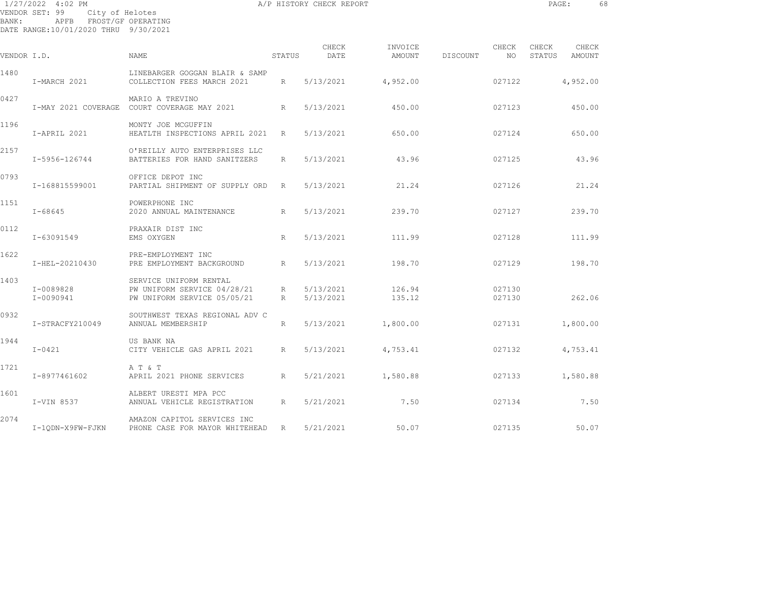1/27/2022 4:02 PM A/P HISTORY CHECK REPORT

VENDOR SET: 99 City of Helotes
BANK: APFB FROST/GF OPERATING
DATE RANGE: 10/01/2020 THRU 9/30/2021

| VENDOR I.D. | | NAME | STATUS | CHECK DATE | INVOICE AMOUNT | DISCOUNT | CHECK NO | CHECK STATUS | CHECK AMOUNT |
|---|---|---|---|---|---|---|---|---|---|
| 1480 | | LINEBARGER GOGGAN BLAIR & SAMP | | | | | | | |
| | I-MARCH 2021 | COLLECTION FEES MARCH 2021 | R | 5/13/2021 | 4,952.00 | | 027122 | | 4,952.00 |
| 0427 | | MARIO A TREVINO | | | | | | | |
| | I-MAY 2021 COVERAGE | COURT COVERAGE MAY 2021 | R | 5/13/2021 | 450.00 | | 027123 | | 450.00 |
| 1196 | | MONTY JOE MCGUFFIN | | | | | | | |
| | I-APRIL 2021 | HEATLTH INSPECTIONS APRIL 2021 | R | 5/13/2021 | 650.00 | | 027124 | | 650.00 |
| 2157 | | O'REILLY AUTO ENTERPRISES LLC | | | | | | | |
| | I-5956-126744 | BATTERIES FOR HAND SANITZERS | R | 5/13/2021 | 43.96 | | 027125 | | 43.96 |
| 0793 | | OFFICE DEPOT INC | | | | | | | |
| | I-168815599001 | PARTIAL SHIPMENT OF SUPPLY ORD | R | 5/13/2021 | 21.24 | | 027126 | | 21.24 |
| 1151 | | POWERPHONE INC | | | | | | | |
| | I-68645 | 2020 ANNUAL MAINTENANCE | R | 5/13/2021 | 239.70 | | 027127 | | 239.70 |
| 0112 | | PRAXAIR DIST INC | | | | | | | |
| | I-63091549 | EMS OXYGEN | R | 5/13/2021 | 111.99 | | 027128 | | 111.99 |
| 1622 | | PRE-EMPLOYMENT INC | | | | | | | |
| | I-HEL-20210430 | PRE EMPLOYMENT BACKGROUND | R | 5/13/2021 | 198.70 | | 027129 | | 198.70 |
| 1403 | | SERVICE UNIFORM RENTAL | | | | | | | |
| | I-0089828 | PW UNIFORM SERVICE 04/28/21 | R | 5/13/2021 | 126.94 | | 027130 | | |
| | I-0090941 | PW UNIFORM SERVICE 05/05/21 | R | 5/13/2021 | 135.12 | | 027130 | | 262.06 |
| 0932 | | SOUTHWEST TEXAS REGIONAL ADV C | | | | | | | |
| | I-STRACFY210049 | ANNUAL MEMBERSHIP | R | 5/13/2021 | 1,800.00 | | 027131 | | 1,800.00 |
| 1944 | | US BANK NA | | | | | | | |
| | I-0421 | CITY VEHICLE GAS APRIL 2021 | R | 5/13/2021 | 4,753.41 | | 027132 | | 4,753.41 |
| 1721 | | A T & T | | | | | | | |
| | I-8977461602 | APRIL 2021 PHONE SERVICES | R | 5/21/2021 | 1,580.88 | | 027133 | | 1,580.88 |
| 1601 | | ALBERT URESTI MPA PCC | | | | | | | |
| | I-VIN 8537 | ANNUAL VEHICLE REGISTRATION | R | 5/21/2021 | 7.50 | | 027134 | | 7.50 |
| 2074 | | AMAZON CAPITOL SERVICES INC | | | | | | | |
| | I-1QDN-X9FW-FJKN | PHONE CASE FOR MAYOR WHITEHEAD | R | 5/21/2021 | 50.07 | | 027135 | | 50.07 |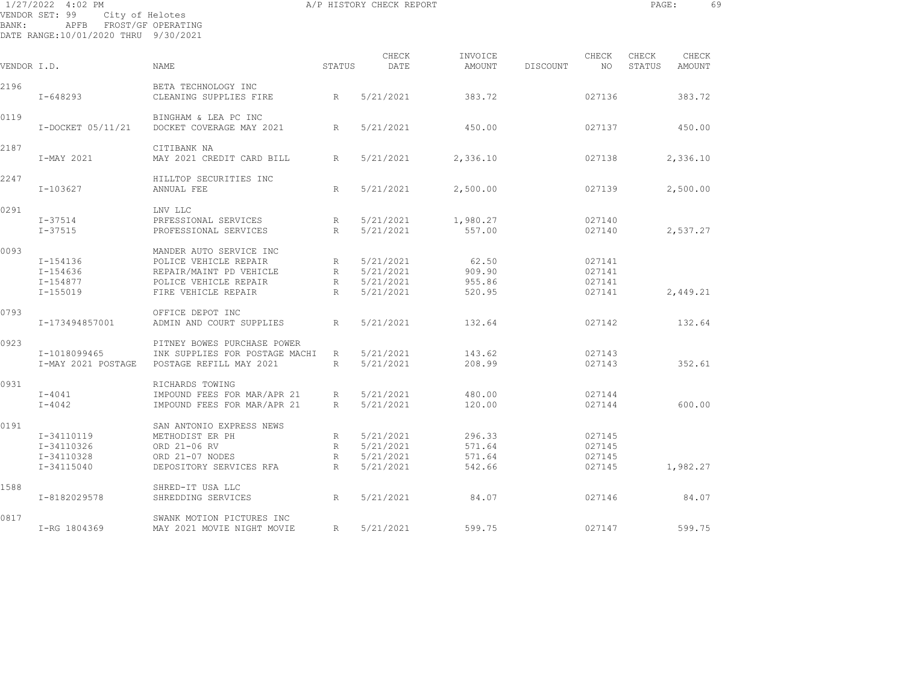1/27/2022 4:02 PM A/P HISTORY CHECK REPORT

VENDOR SET: 99 City of Helotes
BANK: APFB FROST/GF OPERATING
DATE RANGE:10/01/2020 THRU 9/30/2021

| VENDOR I.D. | | NAME | STATUS | CHECK DATE | INVOICE AMOUNT | DISCOUNT | CHECK NO | CHECK STATUS | CHECK AMOUNT |
|---|---|---|---|---|---|---|---|---|---|
| 2196 | | BETA TECHNOLOGY INC | | | | | | | |
| | I-648293 | CLEANING SUPPLIES FIRE | R | 5/21/2021 | 383.72 | | 027136 | | 383.72 |
| 0119 | | BINGHAM & LEA PC INC | | | | | | | |
| | I-DOCKET 05/11/21 | DOCKET COVERAGE MAY 2021 | R | 5/21/2021 | 450.00 | | 027137 | | 450.00 |
| 2187 | | CITIBANK NA | | | | | | | |
| | I-MAY 2021 | MAY 2021 CREDIT CARD BILL | R | 5/21/2021 | 2,336.10 | | 027138 | | 2,336.10 |
| 2247 | | HILLTOP SECURITIES INC | | | | | | | |
| | I-103627 | ANNUAL FEE | R | 5/21/2021 | 2,500.00 | | 027139 | | 2,500.00 |
| 0291 | | LNV LLC | | | | | | | |
| | I-37514 | PRFESSIONAL SERVICES | R | 5/21/2021 | 1,980.27 | | 027140 | | |
| | I-37515 | PROFESSIONAL SERVICES | R | 5/21/2021 | 557.00 | | 027140 | | 2,537.27 |
| 0093 | | MANDER AUTO SERVICE INC | | | | | | | |
| | I-154136 | POLICE VEHICLE REPAIR | R | 5/21/2021 | 62.50 | | 027141 | | |
| | I-154636 | REPAIR/MAINT PD VEHICLE | R | 5/21/2021 | 909.90 | | 027141 | | |
| | I-154877 | POLICE VEHICLE REPAIR | R | 5/21/2021 | 955.86 | | 027141 | | |
| | I-155019 | FIRE VEHICLE REPAIR | R | 5/21/2021 | 520.95 | | 027141 | | 2,449.21 |
| 0793 | | OFFICE DEPOT INC | | | | | | | |
| | I-173494857001 | ADMIN AND COURT SUPPLIES | R | 5/21/2021 | 132.64 | | 027142 | | 132.64 |
| 0923 | | PITNEY BOWES PURCHASE POWER | | | | | | | |
| | I-1018099465 | INK SUPPLIES FOR POSTAGE MACHI | R | 5/21/2021 | 143.62 | | 027143 | | |
| | I-MAY 2021 POSTAGE | POSTAGE REFILL MAY 2021 | R | 5/21/2021 | 208.99 | | 027143 | | 352.61 |
| 0931 | | RICHARDS TOWING | | | | | | | |
| | I-4041 | IMPOUND FEES FOR MAR/APR 21 | R | 5/21/2021 | 480.00 | | 027144 | | |
| | I-4042 | IMPOUND FEES FOR MAR/APR 21 | R | 5/21/2021 | 120.00 | | 027144 | | 600.00 |
| 0191 | | SAN ANTONIO EXPRESS NEWS | | | | | | | |
| | I-34110119 | METHODIST ER PH | R | 5/21/2021 | 296.33 | | 027145 | | |
| | I-34110326 | ORD 21-06 RV | R | 5/21/2021 | 571.64 | | 027145 | | |
| | I-34110328 | ORD 21-07 NODES | R | 5/21/2021 | 571.64 | | 027145 | | |
| | I-34115040 | DEPOSITORY SERVICES RFA | R | 5/21/2021 | 542.66 | | 027145 | | 1,982.27 |
| 1588 | | SHRED-IT USA LLC | | | | | | | |
| | I-8182029578 | SHREDDING SERVICES | R | 5/21/2021 | 84.07 | | 027146 | | 84.07 |
| 0817 | | SWANK MOTION PICTURES INC | | | | | | | |
| | I-RG 1804369 | MAY 2021 MOVIE NIGHT MOVIE | R | 5/21/2021 | 599.75 | | 027147 | | 599.75 |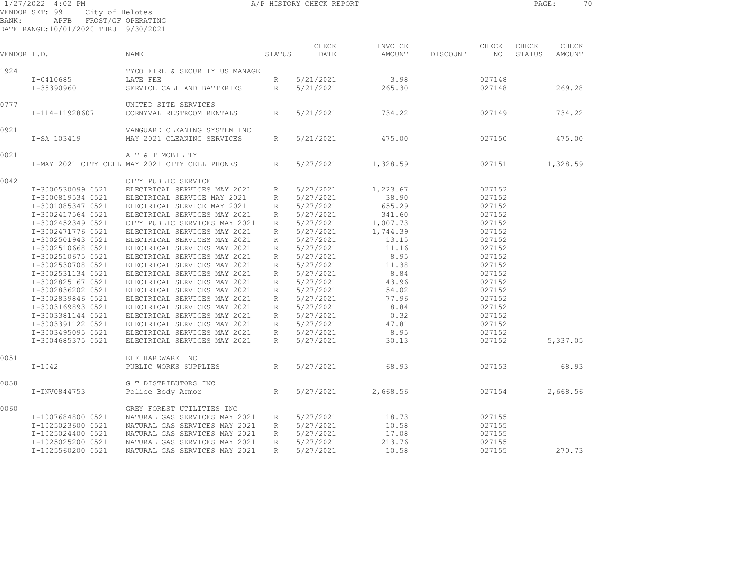1/27/2022 4:02 PM A/P HISTORY CHECK REPORT

VENDOR SET: 99 City of Helotes
BANK: APFB FROST/GF OPERATING
DATE RANGE:10/01/2020 THRU 9/30/2021

| VENDOR I.D. | NAME | STATUS | CHECK DATE | INVOICE AMOUNT | DISCOUNT | CHECK NO | CHECK STATUS | CHECK AMOUNT |
|---|---|---|---|---|---|---|---|---|
| 1924 | TYCO FIRE & SECURITY US MANAGE | | | | | | | |
| I-0410685 | LATE FEE | R | 5/21/2021 | 3.98 | | 027148 | | |
| I-35390960 | SERVICE CALL AND BATTERIES | R | 5/21/2021 | 265.30 | | 027148 | | 269.28 |
| 0777 | UNITED SITE SERVICES | | | | | | | |
| I-114-11928607 | CORNYVAL RESTROOM RENTALS | R | 5/21/2021 | 734.22 | | 027149 | | 734.22 |
| 0921 | VANGUARD CLEANING SYSTEM INC | | | | | | | |
| I-SA 103419 | MAY 2021 CLEANING SERVICES | R | 5/21/2021 | 475.00 | | 027150 | | 475.00 |
| 0021 | A T & T MOBILITY | | | | | | | |
| I-MAY 2021 CITY CELL | MAY 2021 CITY CELL PHONES | R | 5/27/2021 | 1,328.59 | | 027151 | | 1,328.59 |
| 0042 | CITY PUBLIC SERVICE | | | | | | | |
| I-3000530099 0521 | ELECTRICAL SERVICES MAY 2021 | R | 5/27/2021 | 1,223.67 | | 027152 | | |
| I-3000819534 0521 | ELECTRICAL SERVICE MAY 2021 | R | 5/27/2021 | 38.90 | | 027152 | | |
| I-3001085347 0521 | ELECTRICAL SERVICE MAY 2021 | R | 5/27/2021 | 655.29 | | 027152 | | |
| I-3002417564 0521 | ELECTRICAL SERVICES MAY 2021 | R | 5/27/2021 | 341.60 | | 027152 | | |
| I-3002452349 0521 | CITY PUBLIC SERVICES MAY 2021 | R | 5/27/2021 | 1,007.73 | | 027152 | | |
| I-3002471776 0521 | ELECTRICAL SERVICES MAY 2021 | R | 5/27/2021 | 1,744.39 | | 027152 | | |
| I-3002501943 0521 | ELECTRICAL SERVICES MAY 2021 | R | 5/27/2021 | 13.15 | | 027152 | | |
| I-3002510668 0521 | ELECTRICAL SERVICES MAY 2021 | R | 5/27/2021 | 11.16 | | 027152 | | |
| I-3002510675 0521 | ELECTRICAL SERVICES MAY 2021 | R | 5/27/2021 | 8.95 | | 027152 | | |
| I-3002530708 0521 | ELECTRICAL SERVICES MAY 2021 | R | 5/27/2021 | 11.38 | | 027152 | | |
| I-3002531134 0521 | ELECTRICAL SERVICES MAY 2021 | R | 5/27/2021 | 8.84 | | 027152 | | |
| I-3002825167 0521 | ELECTRICAL SERVICES MAY 2021 | R | 5/27/2021 | 43.96 | | 027152 | | |
| I-3002836202 0521 | ELECTRICAL SERVICES MAY 2021 | R | 5/27/2021 | 54.02 | | 027152 | | |
| I-3002839846 0521 | ELECTRICAL SERVICES MAY 2021 | R | 5/27/2021 | 77.96 | | 027152 | | |
| I-3003169893 0521 | ELECTRICAL SERVICES MAY 2021 | R | 5/27/2021 | 8.84 | | 027152 | | |
| I-3003381144 0521 | ELECTRICAL SERVICES MAY 2021 | R | 5/27/2021 | 0.32 | | 027152 | | |
| I-3003391122 0521 | ELECTRICAL SERVICES MAY 2021 | R | 5/27/2021 | 47.81 | | 027152 | | |
| I-3003495095 0521 | ELECTRICAL SERVICES MAY 2021 | R | 5/27/2021 | 8.95 | | 027152 | | |
| I-3004685375 0521 | ELECTRICAL SERVICES MAY 2021 | R | 5/27/2021 | 30.13 | | 027152 | | 5,337.05 |
| 0051 | ELF HARDWARE INC | | | | | | | |
| I-1042 | PUBLIC WORKS SUPPLIES | R | 5/27/2021 | 68.93 | | 027153 | | 68.93 |
| 0058 | G T DISTRIBUTORS INC | | | | | | | |
| I-INV0844753 | Police Body Armor | R | 5/27/2021 | 2,668.56 | | 027154 | | 2,668.56 |
| 0060 | GREY FOREST UTILITIES INC | | | | | | | |
| I-1007684800 0521 | NATURAL GAS SERVICES MAY 2021 | R | 5/27/2021 | 18.73 | | 027155 | | |
| I-1025023600 0521 | NATURAL GAS SERVICES MAY 2021 | R | 5/27/2021 | 10.58 | | 027155 | | |
| I-1025024400 0521 | NATURAL GAS SERVICES MAY 2021 | R | 5/27/2021 | 17.08 | | 027155 | | |
| I-1025025200 0521 | NATURAL GAS SERVICES MAY 2021 | R | 5/27/2021 | 213.76 | | 027155 | | |
| I-1025560200 0521 | NATURAL GAS SERVICES MAY 2021 | R | 5/27/2021 | 10.58 | | 027155 | | 270.73 |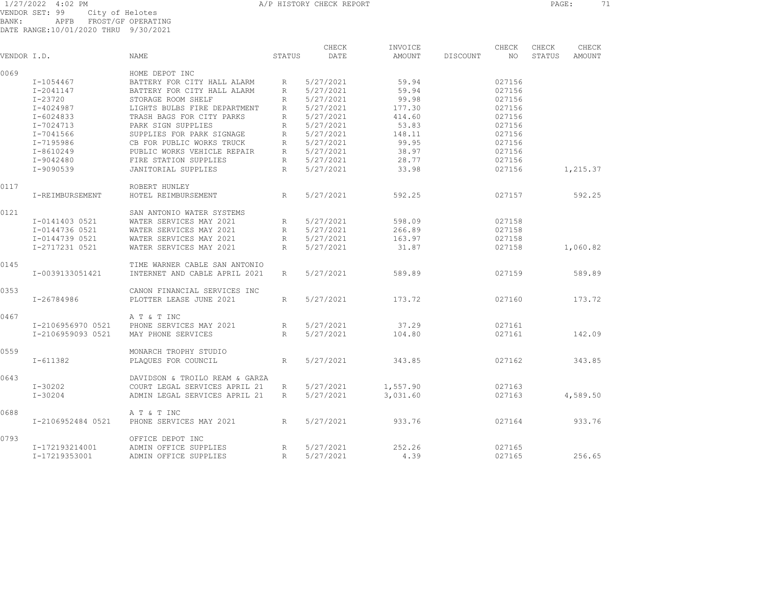1/27/2022 4:02 PM A/P HISTORY CHECK REPORT

VENDOR SET: 99 City of Helotes
BANK: APFB FROST/GF OPERATING
DATE RANGE:10/01/2020 THRU 9/30/2021

| VENDOR I.D. | | NAME | STATUS | CHECK DATE | INVOICE AMOUNT | DISCOUNT | CHECK NO | CHECK STATUS | CHECK AMOUNT |
|---|---|---|---|---|---|---|---|---|---|
| 0069 | | HOME DEPOT INC | | | | | | | |
| | I-1054467 | BATTERY FOR CITY HALL ALARM | R | 5/27/2021 | 59.94 | | 027156 | | |
| | I-2041147 | BATTERY FOR CITY HALL ALARM | R | 5/27/2021 | 59.94 | | 027156 | | |
| | I-23720 | STORAGE ROOM SHELF | R | 5/27/2021 | 99.98 | | 027156 | | |
| | I-4024987 | LIGHTS BULBS FIRE DEPARTMENT | R | 5/27/2021 | 177.30 | | 027156 | | |
| | I-6024833 | TRASH BAGS FOR CITY PARKS | R | 5/27/2021 | 414.60 | | 027156 | | |
| | I-7024713 | PARK SIGN SUPPLIES | R | 5/27/2021 | 53.83 | | 027156 | | |
| | I-7041566 | SUPPLIES FOR PARK SIGNAGE | R | 5/27/2021 | 148.11 | | 027156 | | |
| | I-7195986 | CB FOR PUBLIC WORKS TRUCK | R | 5/27/2021 | 99.95 | | 027156 | | |
| | I-8610249 | PUBLIC WORKS VEHICLE REPAIR | R | 5/27/2021 | 38.97 | | 027156 | | |
| | I-9042480 | FIRE STATION SUPPLIES | R | 5/27/2021 | 28.77 | | 027156 | | |
| | I-9090539 | JANITORIAL SUPPLIES | R | 5/27/2021 | 33.98 | | 027156 | | 1,215.37 |
| 0117 | | ROBERT HUNLEY | | | | | | | |
| | I-REIMBURSEMENT | HOTEL REIMBURSEMENT | R | 5/27/2021 | 592.25 | | 027157 | | 592.25 |
| 0121 | | SAN ANTONIO WATER SYSTEMS | | | | | | | |
| | I-0141403 0521 | WATER SERVICES MAY 2021 | R | 5/27/2021 | 598.09 | | 027158 | | |
| | I-0144736 0521 | WATER SERVICES MAY 2021 | R | 5/27/2021 | 266.89 | | 027158 | | |
| | I-0144739 0521 | WATER SERVICES MAY 2021 | R | 5/27/2021 | 163.97 | | 027158 | | |
| | I-2717231 0521 | WATER SERVICES MAY 2021 | R | 5/27/2021 | 31.87 | | 027158 | | 1,060.82 |
| 0145 | | TIME WARNER CABLE SAN ANTONIO | | | | | | | |
| | I-0039133051421 | INTERNET AND CABLE APRIL 2021 | R | 5/27/2021 | 589.89 | | 027159 | | 589.89 |
| 0353 | | CANON FINANCIAL SERVICES INC | | | | | | | |
| | I-26784986 | PLOTTER LEASE JUNE 2021 | R | 5/27/2021 | 173.72 | | 027160 | | 173.72 |
| 0467 | | A T & T INC | | | | | | | |
| | I-2106956970 0521 | PHONE SERVICES MAY 2021 | R | 5/27/2021 | 37.29 | | 027161 | | |
| | I-2106959093 0521 | MAY PHONE SERVICES | R | 5/27/2021 | 104.80 | | 027161 | | 142.09 |
| 0559 | | MONARCH TROPHY STUDIO | | | | | | | |
| | I-611382 | PLAQUES FOR COUNCIL | R | 5/27/2021 | 343.85 | | 027162 | | 343.85 |
| 0643 | | DAVIDSON & TROILO REAM & GARZA | | | | | | | |
| | I-30202 | COURT LEGAL SERVICES APRIL 21 | R | 5/27/2021 | 1,557.90 | | 027163 | | |
| | I-30204 | ADMIN LEGAL SERVICES APRIL 21 | R | 5/27/2021 | 3,031.60 | | 027163 | | 4,589.50 |
| 0688 | | A T & T INC | | | | | | | |
| | I-2106952484 0521 | PHONE SERVICES MAY 2021 | R | 5/27/2021 | 933.76 | | 027164 | | 933.76 |
| 0793 | | OFFICE DEPOT INC | | | | | | | |
| | I-172193214001 | ADMIN OFFICE SUPPLIES | R | 5/27/2021 | 252.26 | | 027165 | | |
| | I-17219353001 | ADMIN OFFICE SUPPLIES | R | 5/27/2021 | 4.39 | | 027165 | | 256.65 |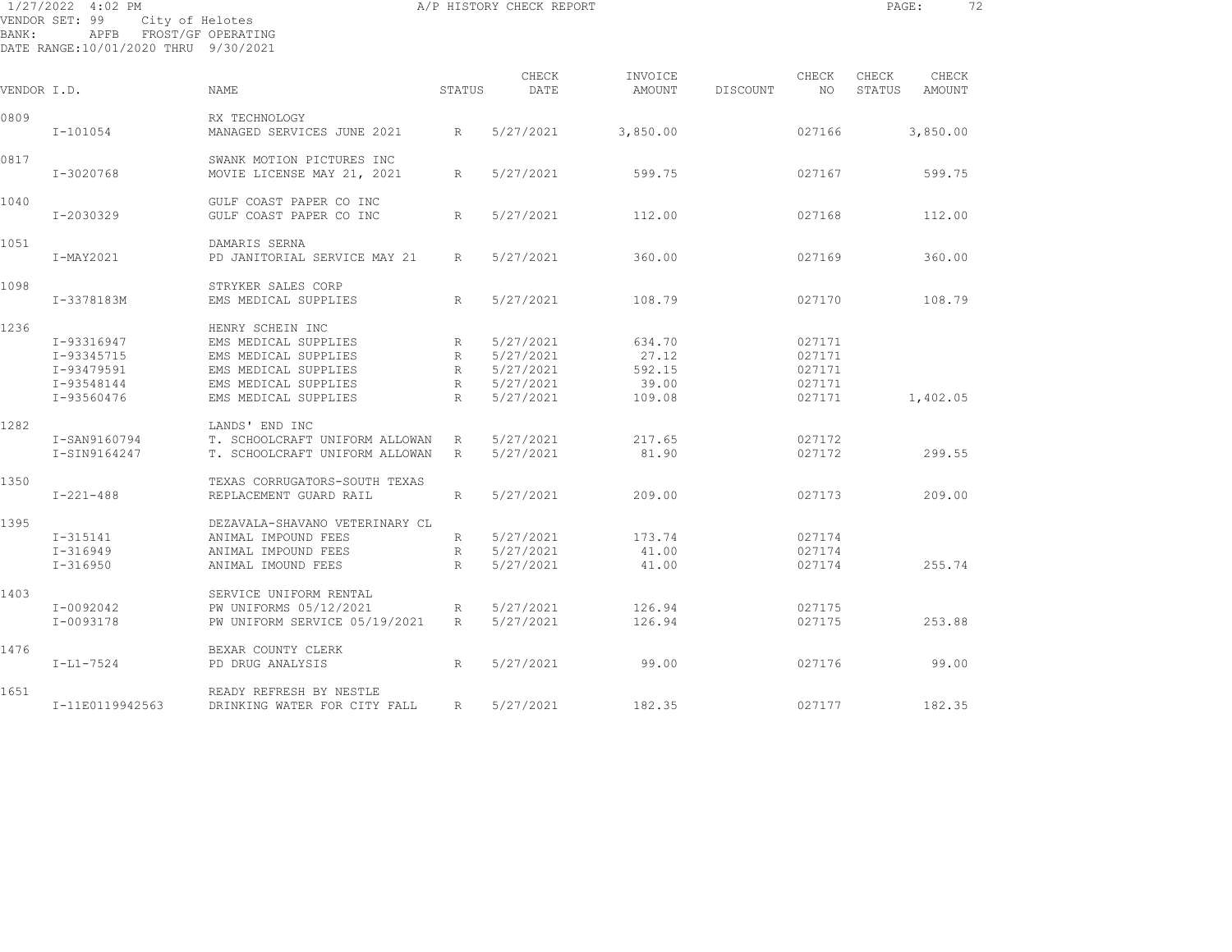VENDOR SET: 99 City of Helotes
BANK: APFB FROST/GF OPERATING
DATE RANGE:10/01/2020 THRU 9/30/2021

| VENDOR I.D. | NAME | STATUS | CHECK DATE | INVOICE AMOUNT | DISCOUNT | CHECK NO | CHECK STATUS | CHECK AMOUNT |
|---|---|---|---|---|---|---|---|---|
| 0809 | RX TECHNOLOGY | | | | | | | |
| I-101054 | MANAGED SERVICES JUNE 2021 | R | 5/27/2021 | 3,850.00 | | 027166 | | 3,850.00 |
| 0817 | SWANK MOTION PICTURES INC | | | | | | | |
| I-3020768 | MOVIE LICENSE MAY 21, 2021 | R | 5/27/2021 | 599.75 | | 027167 | | 599.75 |
| 1040 | GULF COAST PAPER CO INC | | | | | | | |
| I-2030329 | GULF COAST PAPER CO INC | R | 5/27/2021 | 112.00 | | 027168 | | 112.00 |
| 1051 | DAMARIS SERNA | | | | | | | |
| I-MAY2021 | PD JANITORIAL SERVICE MAY 21 | R | 5/27/2021 | 360.00 | | 027169 | | 360.00 |
| 1098 | STRYKER SALES CORP | | | | | | | |
| I-3378183M | EMS MEDICAL SUPPLIES | R | 5/27/2021 | 108.79 | | 027170 | | 108.79 |
| 1236 | HENRY SCHEIN INC | | | | | | | |
| I-93316947 | EMS MEDICAL SUPPLIES | R | 5/27/2021 | 634.70 | | 027171 | | |
| I-93345715 | EMS MEDICAL SUPPLIES | R | 5/27/2021 | 27.12 | | 027171 | | |
| I-93479591 | EMS MEDICAL SUPPLIES | R | 5/27/2021 | 592.15 | | 027171 | | |
| I-93548144 | EMS MEDICAL SUPPLIES | R | 5/27/2021 | 39.00 | | 027171 | | |
| I-93560476 | EMS MEDICAL SUPPLIES | R | 5/27/2021 | 109.08 | | 027171 | | 1,402.05 |
| 1282 | LANDS' END INC | | | | | | | |
| I-SAN9160794 | T. SCHOOLCRAFT UNIFORM ALLOWAN | R | 5/27/2021 | 217.65 | | 027172 | | |
| I-SIN9164247 | T. SCHOOLCRAFT UNIFORM ALLOWAN | R | 5/27/2021 | 81.90 | | 027172 | | 299.55 |
| 1350 | TEXAS CORRUGATORS-SOUTH TEXAS | | | | | | | |
| I-221-488 | REPLACEMENT GUARD RAIL | R | 5/27/2021 | 209.00 | | 027173 | | 209.00 |
| 1395 | DEZAVALA-SHAVANO VETERINARY CL | | | | | | | |
| I-315141 | ANIMAL IMPOUND FEES | R | 5/27/2021 | 173.74 | | 027174 | | |
| I-316949 | ANIMAL IMPOUND FEES | R | 5/27/2021 | 41.00 | | 027174 | | |
| I-316950 | ANIMAL IMOUND FEES | R | 5/27/2021 | 41.00 | | 027174 | | 255.74 |
| 1403 | SERVICE UNIFORM RENTAL | | | | | | | |
| I-0092042 | PW UNIFORMS 05/12/2021 | R | 5/27/2021 | 126.94 | | 027175 | | |
| I-0093178 | PW UNIFORM SERVICE 05/19/2021 | R | 5/27/2021 | 126.94 | | 027175 | | 253.88 |
| 1476 | BEXAR COUNTY CLERK | | | | | | | |
| I-L1-7524 | PD DRUG ANALYSIS | R | 5/27/2021 | 99.00 | | 027176 | | 99.00 |
| 1651 | READY REFRESH BY NESTLE | | | | | | | |
| I-11E0119942563 | DRINKING WATER FOR CITY FALL | R | 5/27/2021 | 182.35 | | 027177 | | 182.35 |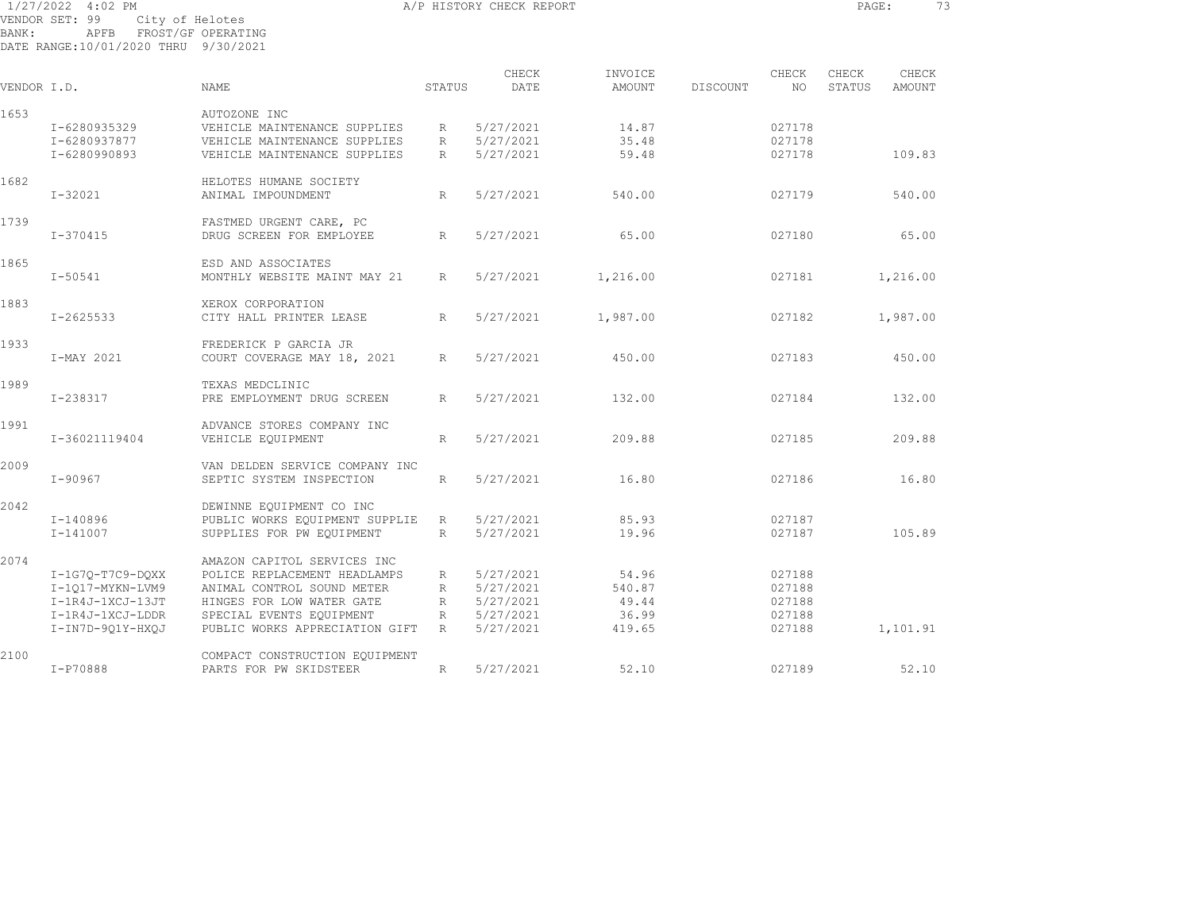1/27/2022 4:02 PM A/P HISTORY CHECK REPORT

VENDOR SET: 99 City of Helotes
BANK: APFB FROST/GF OPERATING
DATE RANGE:10/01/2020 THRU 9/30/2021

| VENDOR I.D. | NAME | STATUS | CHECK DATE | INVOICE AMOUNT | DISCOUNT | CHECK NO | CHECK STATUS | CHECK AMOUNT |
|---|---|---|---|---|---|---|---|---|
| 1653 | AUTOZONE INC | | | | | | | |
| I-6280935329 | VEHICLE MAINTENANCE SUPPLIES | R | 5/27/2021 | 14.87 | | 027178 | | |
| I-6280937877 | VEHICLE MAINTENANCE SUPPLIES | R | 5/27/2021 | 35.48 | | 027178 | | |
| I-6280990893 | VEHICLE MAINTENANCE SUPPLIES | R | 5/27/2021 | 59.48 | | 027178 | | 109.83 |
| 1682 | HELOTES HUMANE SOCIETY | | | | | | | |
| I-32021 | ANIMAL IMPOUNDMENT | R | 5/27/2021 | 540.00 | | 027179 | | 540.00 |
| 1739 | FASTMED URGENT CARE, PC | | | | | | | |
| I-370415 | DRUG SCREEN FOR EMPLOYEE | R | 5/27/2021 | 65.00 | | 027180 | | 65.00 |
| 1865 | ESD AND ASSOCIATES | | | | | | | |
| I-50541 | MONTHLY WEBSITE MAINT MAY 21 | R | 5/27/2021 | 1,216.00 | | 027181 | | 1,216.00 |
| 1883 | XEROX CORPORATION | | | | | | | |
| I-2625533 | CITY HALL PRINTER LEASE | R | 5/27/2021 | 1,987.00 | | 027182 | | 1,987.00 |
| 1933 | FREDERICK P GARCIA JR | | | | | | | |
| I-MAY 2021 | COURT COVERAGE MAY 18, 2021 | R | 5/27/2021 | 450.00 | | 027183 | | 450.00 |
| 1989 | TEXAS MEDCLINIC | | | | | | | |
| I-238317 | PRE EMPLOYMENT DRUG SCREEN | R | 5/27/2021 | 132.00 | | 027184 | | 132.00 |
| 1991 | ADVANCE STORES COMPANY INC | | | | | | | |
| I-36021119404 | VEHICLE EQUIPMENT | R | 5/27/2021 | 209.88 | | 027185 | | 209.88 |
| 2009 | VAN DELDEN SERVICE COMPANY INC | | | | | | | |
| I-90967 | SEPTIC SYSTEM INSPECTION | R | 5/27/2021 | 16.80 | | 027186 | | 16.80 |
| 2042 | DEWINNE EQUIPMENT CO INC | | | | | | | |
| I-140896 | PUBLIC WORKS EQUIPMENT SUPPLIE | R | 5/27/2021 | 85.93 | | 027187 | | |
| I-141007 | SUPPLIES FOR PW EQUIPMENT | R | 5/27/2021 | 19.96 | | 027187 | | 105.89 |
| 2074 | AMAZON CAPITOL SERVICES INC | | | | | | | |
| I-1G7Q-T7C9-DQXX | POLICE REPLACEMENT HEADLAMPS | R | 5/27/2021 | 54.96 | | 027188 | | |
| I-1Q17-MYKN-LVM9 | ANIMAL CONTROL SOUND METER | R | 5/27/2021 | 540.87 | | 027188 | | |
| I-1R4J-1XCJ-13JT | HINGES FOR LOW WATER GATE | R | 5/27/2021 | 49.44 | | 027188 | | |
| I-1R4J-1XCJ-LDDR | SPECIAL EVENTS EQUIPMENT | R | 5/27/2021 | 36.99 | | 027188 | | |
| I-IN7D-9Q1Y-HXQJ | PUBLIC WORKS APPRECIATION GIFT | R | 5/27/2021 | 419.65 | | 027188 | | 1,101.91 |
| 2100 | COMPACT CONSTRUCTION EQUIPMENT | | | | | | | |
| I-P70888 | PARTS FOR PW SKIDSTEER | R | 5/27/2021 | 52.10 | | 027189 | | 52.10 |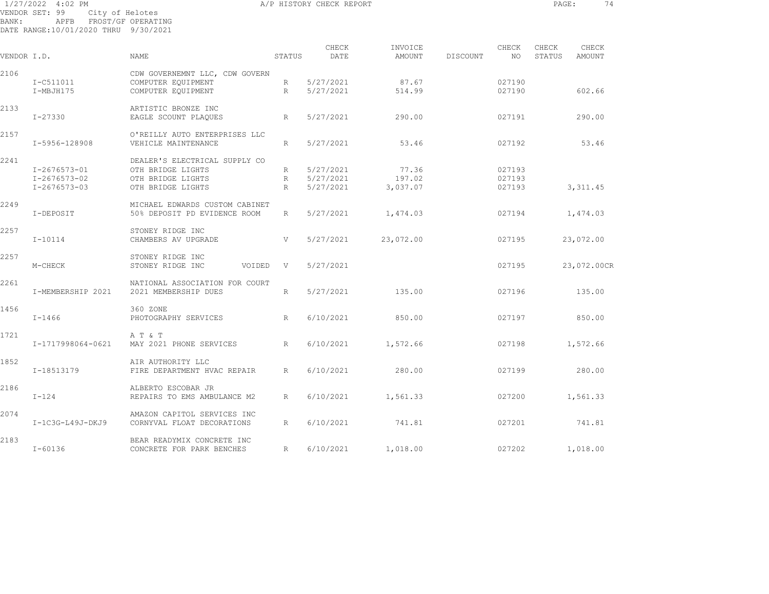1/27/2022 4:02 PM A/P HISTORY CHECK REPORT

VENDOR SET: 99 City of Helotes
BANK: APFB FROST/GF OPERATING
DATE RANGE:10/01/2020 THRU 9/30/2021

| VENDOR I.D. | | NAME | STATUS | CHECK DATE | INVOICE AMOUNT | DISCOUNT | CHECK NO | CHECK STATUS | CHECK AMOUNT |
|---|---|---|---|---|---|---|---|---|---|
| 2106 | | CDW GOVERNEMNT LLC, CDW GOVERN | | | | | | | |
| | I-C511011 | COMPUTER EQUIPMENT | R | 5/27/2021 | 87.67 | | 027190 | | |
| | I-MBJH175 | COMPUTER EQUIPMENT | R | 5/27/2021 | 514.99 | | 027190 | | 602.66 |
| 2133 | | ARTISTIC BRONZE INC | | | | | | | |
| | I-27330 | EAGLE SCOUNT PLAQUES | R | 5/27/2021 | 290.00 | | 027191 | | 290.00 |
| 2157 | | O'REILLY AUTO ENTERPRISES LLC | | | | | | | |
| | I-5956-128908 | VEHICLE MAINTENANCE | R | 5/27/2021 | 53.46 | | 027192 | | 53.46 |
| 2241 | | DEALER'S ELECTRICAL SUPPLY CO | | | | | | | |
| | I-2676573-01 | OTH BRIDGE LIGHTS | R | 5/27/2021 | 77.36 | | 027193 | | |
| | I-2676573-02 | OTH BRIDGE LIGHTS | R | 5/27/2021 | 197.02 | | 027193 | | |
| | I-2676573-03 | OTH BRIDGE LIGHTS | R | 5/27/2021 | 3,037.07 | | 027193 | | 3,311.45 |
| 2249 | | MICHAEL EDWARDS CUSTOM CABINET | | | | | | | |
| | I-DEPOSIT | 50% DEPOSIT PD EVIDENCE ROOM | R | 5/27/2021 | 1,474.03 | | 027194 | | 1,474.03 |
| 2257 | | STONEY RIDGE INC | | | | | | | |
| | I-10114 | CHAMBERS AV UPGRADE | V | 5/27/2021 | 23,072.00 | | 027195 | | 23,072.00 |
| 2257 | | STONEY RIDGE INC | | | | | | | |
| | M-CHECK | STONEY RIDGE INC VOIDED | V | 5/27/2021 | | | 027195 | | 23,072.00CR |
| 2261 | | NATIONAL ASSOCIATION FOR COURT | | | | | | | |
| | I-MEMBERSHIP 2021 | 2021 MEMBERSHIP DUES | R | 5/27/2021 | 135.00 | | 027196 | | 135.00 |
| 1456 | | 360 ZONE | | | | | | | |
| | I-1466 | PHOTOGRAPHY SERVICES | R | 6/10/2021 | 850.00 | | 027197 | | 850.00 |
| 1721 | | A T & T | | | | | | | |
| | I-1717998064-0621 | MAY 2021 PHONE SERVICES | R | 6/10/2021 | 1,572.66 | | 027198 | | 1,572.66 |
| 1852 | | AIR AUTHORITY LLC | | | | | | | |
| | I-18513179 | FIRE DEPARTMENT HVAC REPAIR | R | 6/10/2021 | 280.00 | | 027199 | | 280.00 |
| 2186 | | ALBERTO ESCOBAR JR | | | | | | | |
| | I-124 | REPAIRS TO EMS AMBULANCE M2 | R | 6/10/2021 | 1,561.33 | | 027200 | | 1,561.33 |
| 2074 | | AMAZON CAPITOL SERVICES INC | | | | | | | |
| | I-1C3G-L49J-DKJ9 | CORNYVAL FLOAT DECORATIONS | R | 6/10/2021 | 741.81 | | 027201 | | 741.81 |
| 2183 | | BEAR READYMIX CONCRETE INC | | | | | | | |
| | I-60136 | CONCRETE FOR PARK BENCHES | R | 6/10/2021 | 1,018.00 | | 027202 | | 1,018.00 |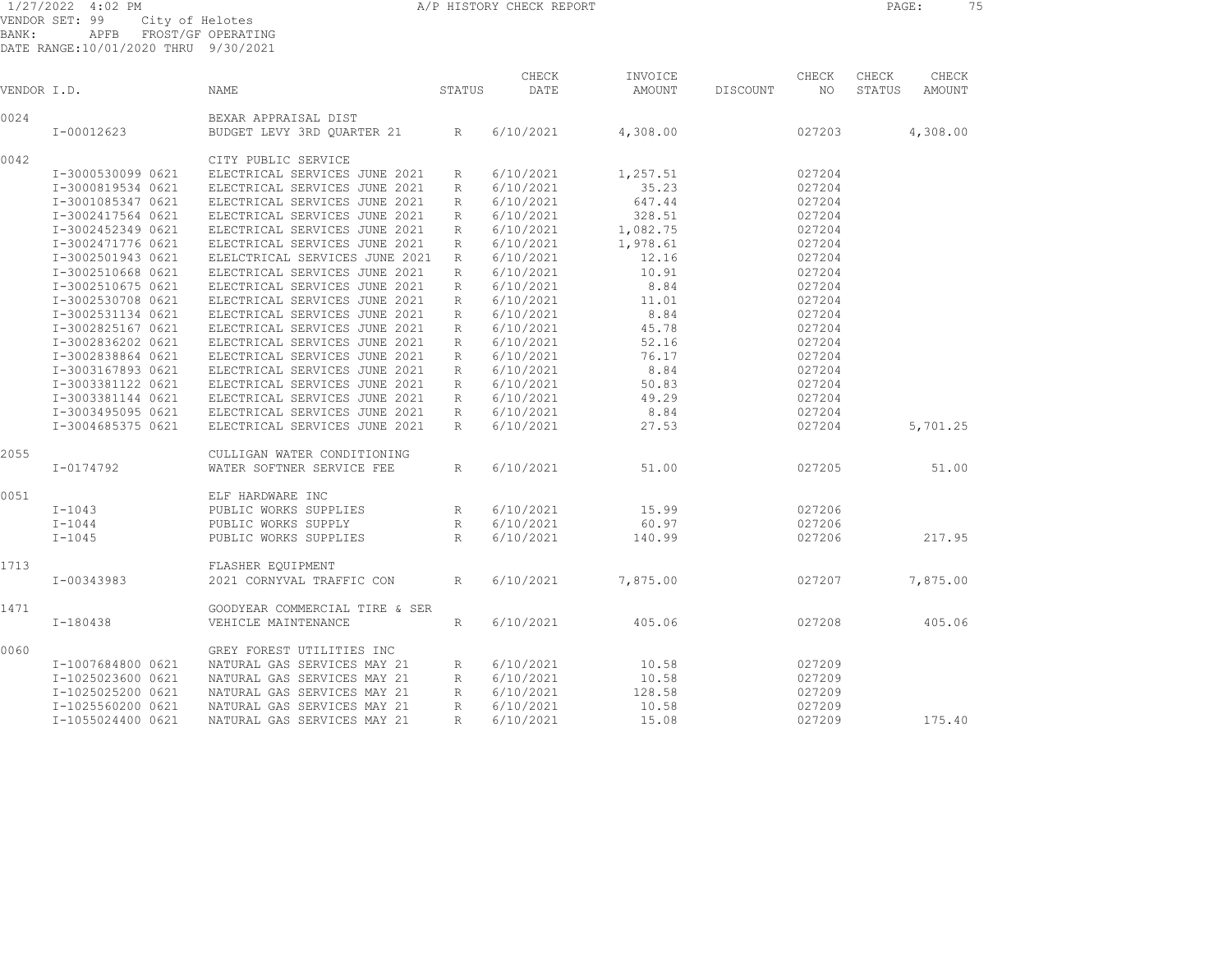1/27/2022 4:02 PM A/P HISTORY CHECK REPORT

VENDOR SET: 99 City of Helotes
BANK: APFB FROST/GF OPERATING
DATE RANGE:10/01/2020 THRU 9/30/2021

| VENDOR I.D. | NAME | STATUS | CHECK DATE | INVOICE AMOUNT | DISCOUNT | CHECK NO | CHECK STATUS | CHECK AMOUNT |
|---|---|---|---|---|---|---|---|---|
| 0024 | BEXAR APPRAISAL DIST | | | | | | | |
| I-00012623 | BUDGET LEVY 3RD QUARTER 21 | R | 6/10/2021 | 4,308.00 | | 027203 | | 4,308.00 |
| 0042 | CITY PUBLIC SERVICE | | | | | | | |
| I-3000530099 0621 | ELECTRICAL SERVICES JUNE 2021 | R | 6/10/2021 | 1,257.51 | | 027204 | | |
| I-3000819534 0621 | ELECTRICAL SERVICES JUNE 2021 | R | 6/10/2021 | 35.23 | | 027204 | | |
| I-3001085347 0621 | ELECTRICAL SERVICES JUNE 2021 | R | 6/10/2021 | 647.44 | | 027204 | | |
| I-3002417564 0621 | ELECTRICAL SERVICES JUNE 2021 | R | 6/10/2021 | 328.51 | | 027204 | | |
| I-3002452349 0621 | ELECTRICAL SERVICES JUNE 2021 | R | 6/10/2021 | 1,082.75 | | 027204 | | |
| I-3002471776 0621 | ELECTRICAL SERVICES JUNE 2021 | R | 6/10/2021 | 1,978.61 | | 027204 | | |
| I-3002501943 0621 | ELELCTRICAL SERVICES JUNE 2021 | R | 6/10/2021 | 12.16 | | 027204 | | |
| I-3002510668 0621 | ELECTRICAL SERVICES JUNE 2021 | R | 6/10/2021 | 10.91 | | 027204 | | |
| I-3002510675 0621 | ELECTRICAL SERVICES JUNE 2021 | R | 6/10/2021 | 8.84 | | 027204 | | |
| I-3002530708 0621 | ELECTRICAL SERVICES JUNE 2021 | R | 6/10/2021 | 11.01 | | 027204 | | |
| I-3002531134 0621 | ELECTRICAL SERVICES JUNE 2021 | R | 6/10/2021 | 8.84 | | 027204 | | |
| I-3002825167 0621 | ELECTRICAL SERVICES JUNE 2021 | R | 6/10/2021 | 45.78 | | 027204 | | |
| I-3002836202 0621 | ELECTRICAL SERVICES JUNE 2021 | R | 6/10/2021 | 52.16 | | 027204 | | |
| I-3002838864 0621 | ELECTRICAL SERVICES JUNE 2021 | R | 6/10/2021 | 76.17 | | 027204 | | |
| I-3003167893 0621 | ELECTRICAL SERVICES JUNE 2021 | R | 6/10/2021 | 8.84 | | 027204 | | |
| I-3003381122 0621 | ELECTRICAL SERVICES JUNE 2021 | R | 6/10/2021 | 50.83 | | 027204 | | |
| I-3003381144 0621 | ELECTRICAL SERVICES JUNE 2021 | R | 6/10/2021 | 49.29 | | 027204 | | |
| I-3003495095 0621 | ELECTRICAL SERVICES JUNE 2021 | R | 6/10/2021 | 8.84 | | 027204 | | |
| I-3004685375 0621 | ELECTRICAL SERVICES JUNE 2021 | R | 6/10/2021 | 27.53 | | 027204 | | 5,701.25 |
| 2055 | CULLIGAN WATER CONDITIONING | | | | | | | |
| I-0174792 | WATER SOFTNER SERVICE FEE | R | 6/10/2021 | 51.00 | | 027205 | | 51.00 |
| 0051 | ELF HARDWARE INC | | | | | | | |
| I-1043 | PUBLIC WORKS SUPPLIES | R | 6/10/2021 | 15.99 | | 027206 | | |
| I-1044 | PUBLIC WORKS SUPPLY | R | 6/10/2021 | 60.97 | | 027206 | | |
| I-1045 | PUBLIC WORKS SUPPLIES | R | 6/10/2021 | 140.99 | | 027206 | | 217.95 |
| 1713 | FLASHER EQUIPMENT | | | | | | | |
| I-00343983 | 2021 CORNYVAL TRAFFIC CON | R | 6/10/2021 | 7,875.00 | | 027207 | | 7,875.00 |
| 1471 | GOODYEAR COMMERCIAL TIRE & SER | | | | | | | |
| I-180438 | VEHICLE MAINTENANCE | R | 6/10/2021 | 405.06 | | 027208 | | 405.06 |
| 0060 | GREY FOREST UTILITIES INC | | | | | | | |
| I-1007684800 0621 | NATURAL GAS SERVICES MAY 21 | R | 6/10/2021 | 10.58 | | 027209 | | |
| I-1025023600 0621 | NATURAL GAS SERVICES MAY 21 | R | 6/10/2021 | 10.58 | | 027209 | | |
| I-1025025200 0621 | NATURAL GAS SERVICES MAY 21 | R | 6/10/2021 | 128.58 | | 027209 | | |
| I-1025560200 0621 | NATURAL GAS SERVICES MAY 21 | R | 6/10/2021 | 10.58 | | 027209 | | |
| I-1055024400 0621 | NATURAL GAS SERVICES MAY 21 | R | 6/10/2021 | 15.08 | | 027209 | | 175.40 |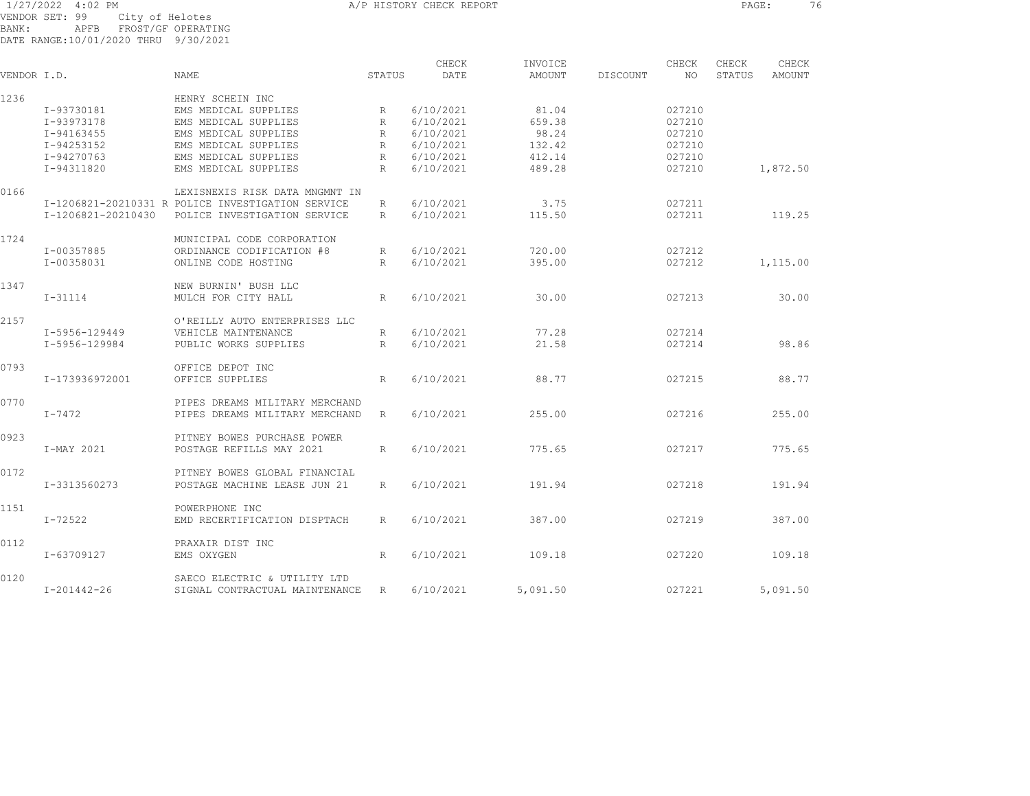1/27/2022 4:02 PM A/P HISTORY CHECK REPORT

VENDOR SET: 99 City of Helotes
BANK: APFB FROST/GF OPERATING
DATE RANGE:10/01/2020 THRU 9/30/2021

| VENDOR I.D. | NAME | STATUS | CHECK DATE | INVOICE AMOUNT | DISCOUNT | CHECK NO | CHECK STATUS | CHECK AMOUNT |
|---|---|---|---|---|---|---|---|---|
| 1236 | HENRY SCHEIN INC | | | | | | | |
| I-93730181 | EMS MEDICAL SUPPLIES | R | 6/10/2021 | 81.04 | | 027210 | | |
| I-93973178 | EMS MEDICAL SUPPLIES | R | 6/10/2021 | 659.38 | | 027210 | | |
| I-94163455 | EMS MEDICAL SUPPLIES | R | 6/10/2021 | 98.24 | | 027210 | | |
| I-94253152 | EMS MEDICAL SUPPLIES | R | 6/10/2021 | 132.42 | | 027210 | | |
| I-94270763 | EMS MEDICAL SUPPLIES | R | 6/10/2021 | 412.14 | | 027210 | | |
| I-94311820 | EMS MEDICAL SUPPLIES | R | 6/10/2021 | 489.28 | | 027210 | | 1,872.50 |
| 0166 | LEXISNEXIS RISK DATA MNGMNT IN | | | | | | | |
| I-1206821-20210331 R | POLICE INVESTIGATION SERVICE | R | 6/10/2021 | 3.75 | | 027211 | | |
| I-1206821-20210430 | POLICE INVESTIGATION SERVICE | R | 6/10/2021 | 115.50 | | 027211 | | 119.25 |
| 1724 | MUNICIPAL CODE CORPORATION | | | | | | | |
| I-00357885 | ORDINANCE CODIFICATION #8 | R | 6/10/2021 | 720.00 | | 027212 | | |
| I-00358031 | ONLINE CODE HOSTING | R | 6/10/2021 | 395.00 | | 027212 | | 1,115.00 |
| 1347 | NEW BURNIN' BUSH LLC | | | | | | | |
| I-31114 | MULCH FOR CITY HALL | R | 6/10/2021 | 30.00 | | 027213 | | 30.00 |
| 2157 | O'REILLY AUTO ENTERPRISES LLC | | | | | | | |
| I-5956-129449 | VEHICLE MAINTENANCE | R | 6/10/2021 | 77.28 | | 027214 | | |
| I-5956-129984 | PUBLIC WORKS SUPPLIES | R | 6/10/2021 | 21.58 | | 027214 | | 98.86 |
| 0793 | OFFICE DEPOT INC | | | | | | | |
| I-173936972001 | OFFICE SUPPLIES | R | 6/10/2021 | 88.77 | | 027215 | | 88.77 |
| 0770 | PIPES DREAMS MILITARY MERCHAND | | | | | | | |
| I-7472 | PIPES DREAMS MILITARY MERCHAND | R | 6/10/2021 | 255.00 | | 027216 | | 255.00 |
| 0923 | PITNEY BOWES PURCHASE POWER | | | | | | | |
| I-MAY 2021 | POSTAGE REFILLS MAY 2021 | R | 6/10/2021 | 775.65 | | 027217 | | 775.65 |
| 0172 | PITNEY BOWES GLOBAL FINANCIAL | | | | | | | |
| I-3313560273 | POSTAGE MACHINE LEASE JUN 21 | R | 6/10/2021 | 191.94 | | 027218 | | 191.94 |
| 1151 | POWERPHONE INC | | | | | | | |
| I-72522 | EMD RECERTIFICATION DISPTACH | R | 6/10/2021 | 387.00 | | 027219 | | 387.00 |
| 0112 | PRAXAIR DIST INC | | | | | | | |
| I-63709127 | EMS OXYGEN | R | 6/10/2021 | 109.18 | | 027220 | | 109.18 |
| 0120 | SAECO ELECTRIC & UTILITY LTD | | | | | | | |
| I-201442-26 | SIGNAL CONTRACTUAL MAINTENANCE | R | 6/10/2021 | 5,091.50 | | 027221 | | 5,091.50 |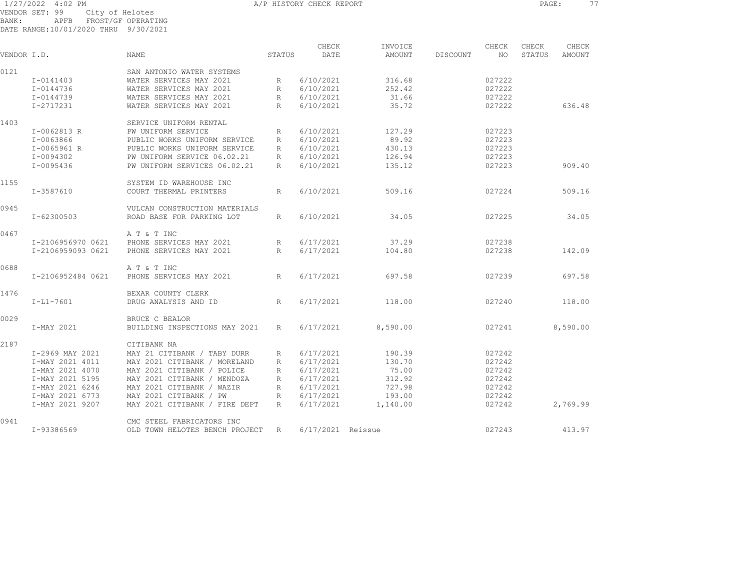1/27/2022 4:02 PM A/P HISTORY CHECK REPORT

VENDOR SET: 99 City of Helotes
BANK: APFB FROST/GF OPERATING
DATE RANGE:10/01/2020 THRU 9/30/2021

| VENDOR I.D. | | NAME | STATUS | CHECK DATE | INVOICE AMOUNT | DISCOUNT | CHECK NO | CHECK STATUS | CHECK AMOUNT |
|---|---|---|---|---|---|---|---|---|---|
| 0121 | | SAN ANTONIO WATER SYSTEMS | | | | | | | |
| | I-0141403 | WATER SERVICES MAY 2021 | R | 6/10/2021 | 316.68 | | 027222 | | |
| | I-0144736 | WATER SERVICES MAY 2021 | R | 6/10/2021 | 252.42 | | 027222 | | |
| | I-0144739 | WATER SERVICES MAY 2021 | R | 6/10/2021 | 31.66 | | 027222 | | |
| | I-2717231 | WATER SERVICES MAY 2021 | R | 6/10/2021 | 35.72 | | 027222 | | 636.48 |
| 1403 | | SERVICE UNIFORM RENTAL | | | | | | | |
| | I-0062813 R | PW UNIFORM SERVICE | R | 6/10/2021 | 127.29 | | 027223 | | |
| | I-0063866 | PUBLIC WORKS UNIFORM SERVICE | R | 6/10/2021 | 89.92 | | 027223 | | |
| | I-0065961 R | PUBLIC WORKS UNIFORM SERVICE | R | 6/10/2021 | 430.13 | | 027223 | | |
| | I-0094302 | PW UNIFORM SERVICE 06.02.21 | R | 6/10/2021 | 126.94 | | 027223 | | |
| | I-0095436 | PW UNIFORM SERVICES 06.02.21 | R | 6/10/2021 | 135.12 | | 027223 | | 909.40 |
| 1155 | | SYSTEM ID WAREHOUSE INC | | | | | | | |
| | I-3587610 | COURT THERMAL PRINTERS | R | 6/10/2021 | 509.16 | | 027224 | | 509.16 |
| 0945 | | VULCAN CONSTRUCTION MATERIALS | | | | | | | |
| | I-62300503 | ROAD BASE FOR PARKING LOT | R | 6/10/2021 | 34.05 | | 027225 | | 34.05 |
| 0467 | | A T & T INC | | | | | | | |
| | I-2106956970 0621 | PHONE SERVICES MAY 2021 | R | 6/17/2021 | 37.29 | | 027238 | | |
| | I-2106959093 0621 | PHONE SERVICES MAY 2021 | R | 6/17/2021 | 104.80 | | 027238 | | 142.09 |
| 0688 | | A T & T INC | | | | | | | |
| | I-2106952484 0621 | PHONE SERVICES MAY 2021 | R | 6/17/2021 | 697.58 | | 027239 | | 697.58 |
| 1476 | | BEXAR COUNTY CLERK | | | | | | | |
| | I-L1-7601 | DRUG ANALYSIS AND ID | R | 6/17/2021 | 118.00 | | 027240 | | 118.00 |
| 0029 | | BRUCE C BEALOR | | | | | | | |
| | I-MAY 2021 | BUILDING INSPECTIONS MAY 2021 | R | 6/17/2021 | 8,590.00 | | 027241 | | 8,590.00 |
| 2187 | | CITIBANK NA | | | | | | | |
| | I-2969 MAY 2021 | MAY 21 CITIBANK / TABY DURR | R | 6/17/2021 | 190.39 | | 027242 | | |
| | I-MAY 2021 4011 | MAY 2021 CITIBANK / MORELAND | R | 6/17/2021 | 130.70 | | 027242 | | |
| | I-MAY 2021 4070 | MAY 2021 CITIBANK / POLICE | R | 6/17/2021 | 75.00 | | 027242 | | |
| | I-MAY 2021 5195 | MAY 2021 CITIBANK / MENDOZA | R | 6/17/2021 | 312.92 | | 027242 | | |
| | I-MAY 2021 6246 | MAY 2021 CITIBANK / WAZIR | R | 6/17/2021 | 727.98 | | 027242 | | |
| | I-MAY 2021 6773 | MAY 2021 CITIBANK / PW | R | 6/17/2021 | 193.00 | | 027242 | | |
| | I-MAY 2021 9207 | MAY 2021 CITIBANK / FIRE DEPT | R | 6/17/2021 | 1,140.00 | | 027242 | | 2,769.99 |
| 0941 | | CMC STEEL FABRICATORS INC | | | | | | | |
| | I-93386569 | OLD TOWN HELOTES BENCH PROJECT | R | 6/17/2021 | Reissue | | 027243 | | 413.97 |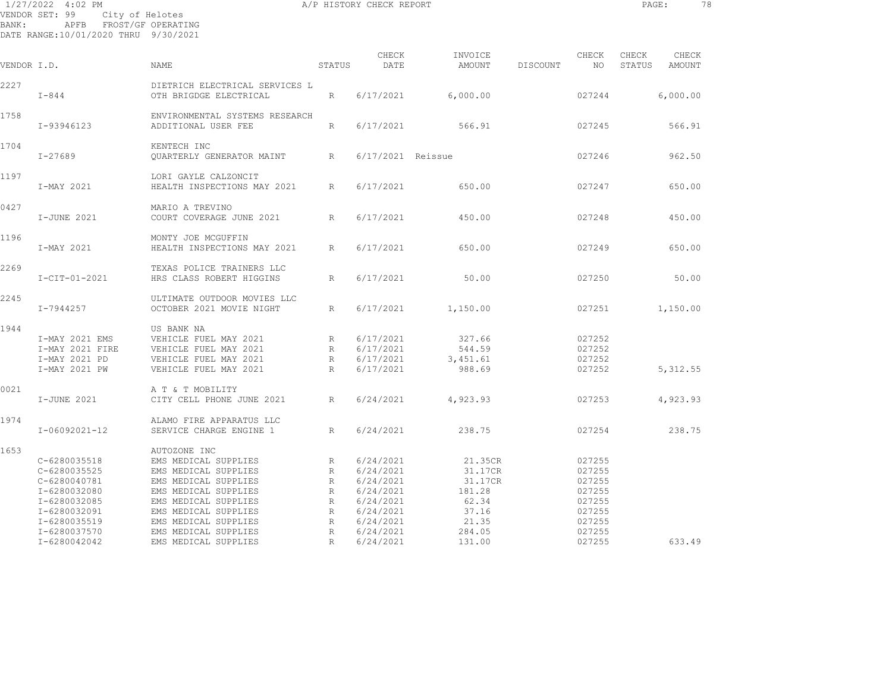1/27/2022 4:02 PM A/P HISTORY CHECK REPORT

VENDOR SET: 99 City of Helotes
BANK: APFB FROST/GF OPERATING
DATE RANGE:10/01/2020 THRU 9/30/2021

| VENDOR I.D. | | NAME | STATUS | CHECK DATE | INVOICE AMOUNT | DISCOUNT | CHECK NO | CHECK STATUS | CHECK AMOUNT |
|---|---|---|---|---|---|---|---|---|---|
| 2227 | | DIETRICH ELECTRICAL SERVICES L | | | | | | | |
| | I-844 | OTH BRIGDGE ELECTRICAL | R | 6/17/2021 | 6,000.00 | | 027244 | | 6,000.00 |
| 1758 | | ENVIRONMENTAL SYSTEMS RESEARCH | | | | | | | |
| | I-93946123 | ADDITIONAL USER FEE | R | 6/17/2021 | 566.91 | | 027245 | | 566.91 |
| 1704 | | KENTECH INC | | | | | | | |
| | I-27689 | QUARTERLY GENERATOR MAINT | R | 6/17/2021 | Reissue | | 027246 | | 962.50 |
| 1197 | | LORI GAYLE CALZONCIT | | | | | | | |
| | I-MAY 2021 | HEALTH INSPECTIONS MAY 2021 | R | 6/17/2021 | 650.00 | | 027247 | | 650.00 |
| 0427 | | MARIO A TREVINO | | | | | | | |
| | I-JUNE 2021 | COURT COVERAGE JUNE 2021 | R | 6/17/2021 | 450.00 | | 027248 | | 450.00 |
| 1196 | | MONTY JOE MCGUFFIN | | | | | | | |
| | I-MAY 2021 | HEALTH INSPECTIONS MAY 2021 | R | 6/17/2021 | 650.00 | | 027249 | | 650.00 |
| 2269 | | TEXAS POLICE TRAINERS LLC | | | | | | | |
| | I-CIT-01-2021 | HRS CLASS ROBERT HIGGINS | R | 6/17/2021 | 50.00 | | 027250 | | 50.00 |
| 2245 | | ULTIMATE OUTDOOR MOVIES LLC | | | | | | | |
| | I-7944257 | OCTOBER 2021 MOVIE NIGHT | R | 6/17/2021 | 1,150.00 | | 027251 | | 1,150.00 |
| 1944 | | US BANK NA | | | | | | | |
| | I-MAY 2021 EMS | VEHICLE FUEL MAY 2021 | R | 6/17/2021 | 327.66 | | 027252 | | |
| | I-MAY 2021 FIRE | VEHICLE FUEL MAY 2021 | R | 6/17/2021 | 544.59 | | 027252 | | |
| | I-MAY 2021 PD | VEHICLE FUEL MAY 2021 | R | 6/17/2021 | 3,451.61 | | 027252 | | |
| | I-MAY 2021 PW | VEHICLE FUEL MAY 2021 | R | 6/17/2021 | 988.69 | | 027252 | | 5,312.55 |
| 0021 | | A T & T MOBILITY | | | | | | | |
| | I-JUNE 2021 | CITY CELL PHONE JUNE 2021 | R | 6/24/2021 | 4,923.93 | | 027253 | | 4,923.93 |
| 1974 | | ALAMO FIRE APPARATUS LLC | | | | | | | |
| | I-06092021-12 | SERVICE CHARGE ENGINE 1 | R | 6/24/2021 | 238.75 | | 027254 | | 238.75 |
| 1653 | | AUTOZONE INC | | | | | | | |
| | C-6280035518 | EMS MEDICAL SUPPLIES | R | 6/24/2021 | 21.35CR | | 027255 | | |
| | C-6280035525 | EMS MEDICAL SUPPLIES | R | 6/24/2021 | 31.17CR | | 027255 | | |
| | C-6280040781 | EMS MEDICAL SUPPLIES | R | 6/24/2021 | 31.17CR | | 027255 | | |
| | I-6280032080 | EMS MEDICAL SUPPLIES | R | 6/24/2021 | 181.28 | | 027255 | | |
| | I-6280032085 | EMS MEDICAL SUPPLIES | R | 6/24/2021 | 62.34 | | 027255 | | |
| | I-6280032091 | EMS MEDICAL SUPPLIES | R | 6/24/2021 | 37.16 | | 027255 | | |
| | I-6280035519 | EMS MEDICAL SUPPLIES | R | 6/24/2021 | 21.35 | | 027255 | | |
| | I-6280037570 | EMS MEDICAL SUPPLIES | R | 6/24/2021 | 284.05 | | 027255 | | |
| | I-6280042042 | EMS MEDICAL SUPPLIES | R | 6/24/2021 | 131.00 | | 027255 | | 633.49 |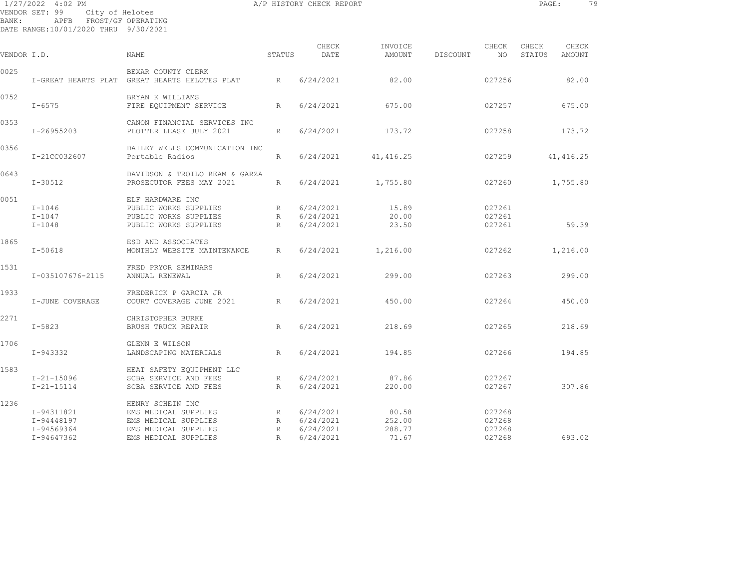1/27/2022 4:02 PM A/P HISTORY CHECK REPORT

VENDOR SET: 99 City of Helotes
BANK: APFB FROST/GF OPERATING
DATE RANGE:10/01/2020 THRU 9/30/2021

| VENDOR I.D. | NAME | STATUS | CHECK DATE | INVOICE AMOUNT | DISCOUNT | CHECK NO | CHECK STATUS | CHECK AMOUNT |
|---|---|---|---|---|---|---|---|---|
| 0025 | BEXAR COUNTY CLERK | | | | | | | |
| I-GREAT HEARTS PLAT | GREAT HEARTS HELOTES PLAT | R | 6/24/2021 | 82.00 | | 027256 | | 82.00 |
| 0752 | BRYAN K WILLIAMS | | | | | | | |
| I-6575 | FIRE EQUIPMENT SERVICE | R | 6/24/2021 | 675.00 | | 027257 | | 675.00 |
| 0353 | CANON FINANCIAL SERVICES INC | | | | | | | |
| I-26955203 | PLOTTER LEASE JULY 2021 | R | 6/24/2021 | 173.72 | | 027258 | | 173.72 |
| 0356 | DAILEY WELLS COMMUNICATION INC | | | | | | | |
| I-21CC032607 | Portable Radios | R | 6/24/2021 | 41,416.25 | | 027259 | | 41,416.25 |
| 0643 | DAVIDSON & TROILO REAM & GARZA | | | | | | | |
| I-30512 | PROSECUTOR FEES MAY 2021 | R | 6/24/2021 | 1,755.80 | | 027260 | | 1,755.80 |
| 0051 | ELF HARDWARE INC | | | | | | | |
| I-1046 | PUBLIC WORKS SUPPLIES | R | 6/24/2021 | 15.89 | | 027261 | | |
| I-1047 | PUBLIC WORKS SUPPLIES | R | 6/24/2021 | 20.00 | | 027261 | | |
| I-1048 | PUBLIC WORKS SUPPLIES | R | 6/24/2021 | 23.50 | | 027261 | | 59.39 |
| 1865 | ESD AND ASSOCIATES | | | | | | | |
| I-50618 | MONTHLY WEBSITE MAINTENANCE | R | 6/24/2021 | 1,216.00 | | 027262 | | 1,216.00 |
| 1531 | FRED PRYOR SEMINARS | | | | | | | |
| I-035107676-2115 | ANNUAL RENEWAL | R | 6/24/2021 | 299.00 | | 027263 | | 299.00 |
| 1933 | FREDERICK P GARCIA JR | | | | | | | |
| I-JUNE COVERAGE | COURT COVERAGE JUNE 2021 | R | 6/24/2021 | 450.00 | | 027264 | | 450.00 |
| 2271 | CHRISTOPHER BURKE | | | | | | | |
| I-5823 | BRUSH TRUCK REPAIR | R | 6/24/2021 | 218.69 | | 027265 | | 218.69 |
| 1706 | GLENN E WILSON | | | | | | | |
| I-943332 | LANDSCAPING MATERIALS | R | 6/24/2021 | 194.85 | | 027266 | | 194.85 |
| 1583 | HEAT SAFETY EQUIPMENT LLC | | | | | | | |
| I-21-15096 | SCBA SERVICE AND FEES | R | 6/24/2021 | 87.86 | | 027267 | | |
| I-21-15114 | SCBA SERVICE AND FEES | R | 6/24/2021 | 220.00 | | 027267 | | 307.86 |
| 1236 | HENRY SCHEIN INC | | | | | | | |
| I-94311821 | EMS MEDICAL SUPPLIES | R | 6/24/2021 | 80.58 | | 027268 | | |
| I-94448197 | EMS MEDICAL SUPPLIES | R | 6/24/2021 | 252.00 | | 027268 | | |
| I-94569364 | EMS MEDICAL SUPPLIES | R | 6/24/2021 | 288.77 | | 027268 | | |
| I-94647362 | EMS MEDICAL SUPPLIES | R | 6/24/2021 | 71.67 | | 027268 | | 693.02 |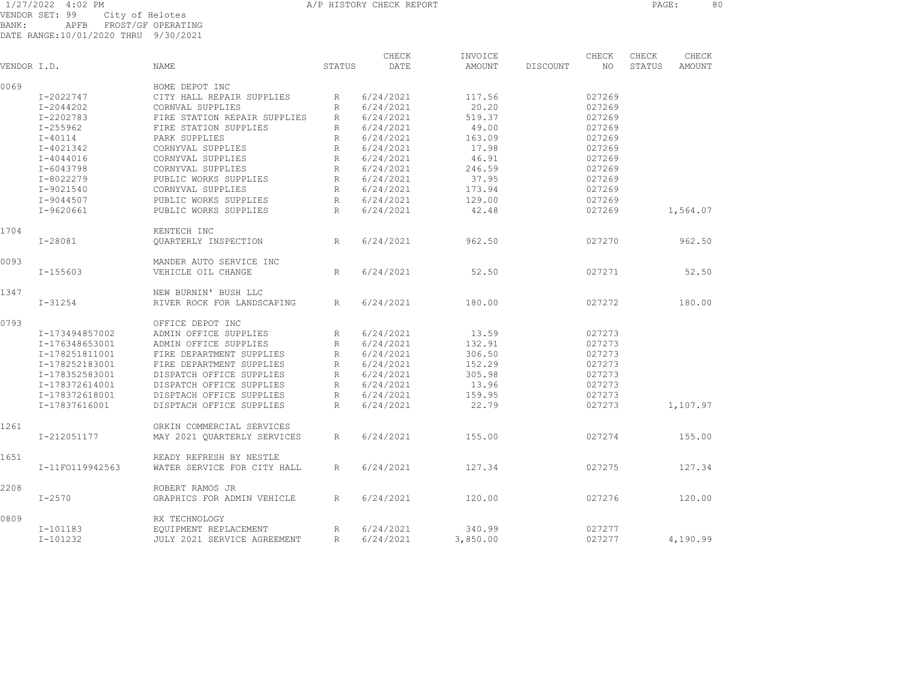1/27/2022 4:02 PM A/P HISTORY CHECK REPORT

VENDOR SET: 99 City of Helotes
BANK: APFB FROST/GF OPERATING
DATE RANGE:10/01/2020 THRU 9/30/2021

| VENDOR I.D. | NAME | STATUS | CHECK DATE | INVOICE AMOUNT | DISCOUNT | CHECK NO | CHECK STATUS | CHECK AMOUNT |
|---|---|---|---|---|---|---|---|---|
| 0069 | HOME DEPOT INC | | | | | | | |
| I-2022747 | CITY HALL REPAIR SUPPLIES | R | 6/24/2021 | 117.56 | | 027269 | | |
| I-2044202 | CORNVAL SUPPLIES | R | 6/24/2021 | 20.20 | | 027269 | | |
| I-2202783 | FIRE STATION REPAIR SUPPLIES | R | 6/24/2021 | 519.37 | | 027269 | | |
| I-255962 | FIRE STATION SUPPLIES | R | 6/24/2021 | 49.00 | | 027269 | | |
| I-40114 | PARK SUPPLIES | R | 6/24/2021 | 163.09 | | 027269 | | |
| I-4021342 | CORNYVAL SUPPLIES | R | 6/24/2021 | 17.98 | | 027269 | | |
| I-4044016 | CORNYVAL SUPPLIES | R | 6/24/2021 | 46.91 | | 027269 | | |
| I-6043798 | CORNYVAL SUPPLIES | R | 6/24/2021 | 246.59 | | 027269 | | |
| I-8022279 | PUBLIC WORKS SUPPLIES | R | 6/24/2021 | 37.95 | | 027269 | | |
| I-9021540 | CORNYVAL SUPPLIES | R | 6/24/2021 | 173.94 | | 027269 | | |
| I-9044507 | PUBLIC WORKS SUPPLIES | R | 6/24/2021 | 129.00 | | 027269 | | |
| I-9620661 | PUBLIC WORKS SUPPLIES | R | 6/24/2021 | 42.48 | | 027269 | | 1,564.07 |
| 1704 | KENTECH INC | | | | | | | |
| I-28081 | QUARTERLY INSPECTION | R | 6/24/2021 | 962.50 | | 027270 | | 962.50 |
| 0093 | MANDER AUTO SERVICE INC | | | | | | | |
| I-155603 | VEHICLE OIL CHANGE | R | 6/24/2021 | 52.50 | | 027271 | | 52.50 |
| 1347 | NEW BURNIN' BUSH LLC | | | | | | | |
| I-31254 | RIVER ROCK FOR LANDSCAPING | R | 6/24/2021 | 180.00 | | 027272 | | 180.00 |
| 0793 | OFFICE DEPOT INC | | | | | | | |
| I-173494857002 | ADMIN OFFICE SUPPLIES | R | 6/24/2021 | 13.59 | | 027273 | | |
| I-176348653001 | ADMIN OFFICE SUPPLIES | R | 6/24/2021 | 132.91 | | 027273 | | |
| I-178251811001 | FIRE DEPARTMENT SUPPLIES | R | 6/24/2021 | 306.50 | | 027273 | | |
| I-178252183001 | FIRE DEPARTMENT SUPPLIES | R | 6/24/2021 | 152.29 | | 027273 | | |
| I-178352583001 | DISPATCH OFFICE SUPPLIES | R | 6/24/2021 | 305.98 | | 027273 | | |
| I-178372614001 | DISPATCH OFFICE SUPPLIES | R | 6/24/2021 | 13.96 | | 027273 | | |
| I-178372618001 | DISPTACH OFFICE SUPPLIES | R | 6/24/2021 | 159.95 | | 027273 | | |
| I-17837616001 | DISPTACH OFFICE SUPPLIES | R | 6/24/2021 | 22.79 | | 027273 | | 1,107.97 |
| 1261 | ORKIN COMMERCIAL SERVICES | | | | | | | |
| I-212051177 | MAY 2021 QUARTERLY SERVICES | R | 6/24/2021 | 155.00 | | 027274 | | 155.00 |
| 1651 | READY REFRESH BY NESTLE | | | | | | | |
| I-11FO119942563 | WATER SERVICE FOR CITY HALL | R | 6/24/2021 | 127.34 | | 027275 | | 127.34 |
| 2208 | ROBERT RAMOS JR | | | | | | | |
| I-2570 | GRAPHICS FOR ADMIN VEHICLE | R | 6/24/2021 | 120.00 | | 027276 | | 120.00 |
| 0809 | RX TECHNOLOGY | | | | | | | |
| I-101183 | EQUIPMENT REPLACEMENT | R | 6/24/2021 | 340.99 | | 027277 | | |
| I-101232 | JULY 2021 SERVICE AGREEMENT | R | 6/24/2021 | 3,850.00 | | 027277 | | 4,190.99 |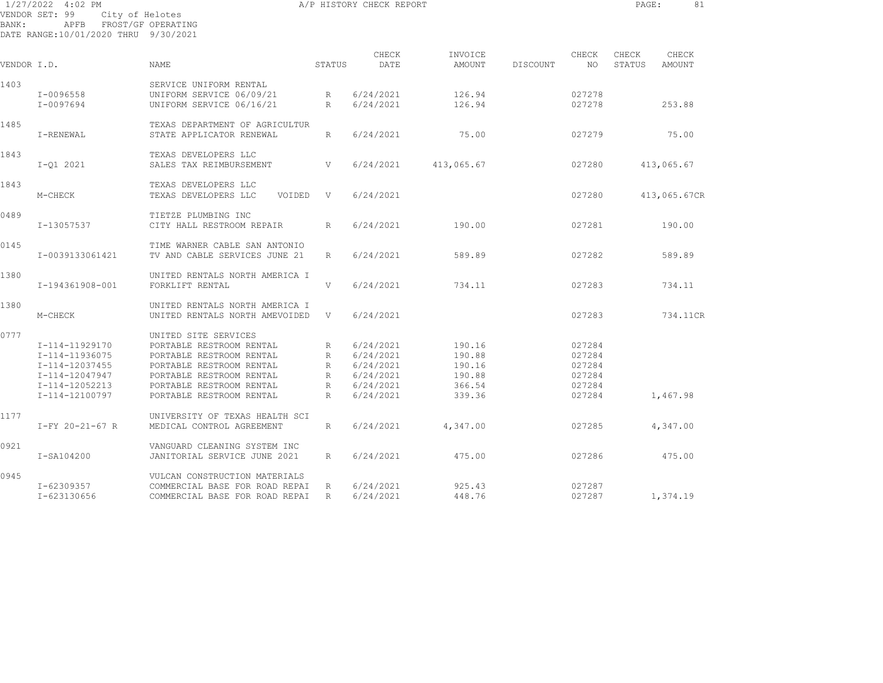1/27/2022 4:02 PM — A/P HISTORY CHECK REPORT

VENDOR SET: 99 City of Helotes
BANK: APFB FROST/GF OPERATING
DATE RANGE:10/01/2020 THRU 9/30/2021

| VENDOR I.D. | | NAME | STATUS | CHECK DATE | INVOICE AMOUNT | DISCOUNT | CHECK NO | CHECK STATUS | CHECK AMOUNT |
|---|---|---|---|---|---|---|---|---|---|
| 1403 | | SERVICE UNIFORM RENTAL | | | | | | | |
| | I-0096558 | UNIFORM SERVICE 06/09/21 | R | 6/24/2021 | 126.94 | | 027278 | | |
| | I-0097694 | UNIFORM SERVICE 06/16/21 | R | 6/24/2021 | 126.94 | | 027278 | | 253.88 |
| 1485 | | TEXAS DEPARTMENT OF AGRICULTUR | | | | | | | |
| | I-RENEWAL | STATE APPLICATOR RENEWAL | R | 6/24/2021 | 75.00 | | 027279 | | 75.00 |
| 1843 | | TEXAS DEVELOPERS LLC | | | | | | | |
| | I-Q1 2021 | SALES TAX REIMBURSEMENT | V | 6/24/2021 | 413,065.67 | | 027280 | | 413,065.67 |
| 1843 | | TEXAS DEVELOPERS LLC | | | | | | | |
| | M-CHECK | TEXAS DEVELOPERS LLC VOIDED | V | 6/24/2021 | | | 027280 | | 413,065.67CR |
| 0489 | | TIETZE PLUMBING INC | | | | | | | |
| | I-13057537 | CITY HALL RESTROOM REPAIR | R | 6/24/2021 | 190.00 | | 027281 | | 190.00 |
| 0145 | | TIME WARNER CABLE SAN ANTONIO | | | | | | | |
| | I-0039133061421 | TV AND CABLE SERVICES JUNE 21 | R | 6/24/2021 | 589.89 | | 027282 | | 589.89 |
| 1380 | | UNITED RENTALS NORTH AMERICA I | | | | | | | |
| | I-194361908-001 | FORKLIFT RENTAL | V | 6/24/2021 | 734.11 | | 027283 | | 734.11 |
| 1380 | | UNITED RENTALS NORTH AMERICA I | | | | | | | |
| | M-CHECK | UNITED RENTALS NORTH AMEVOIDED | V | 6/24/2021 | | | 027283 | | 734.11CR |
| 0777 | | UNITED SITE SERVICES | | | | | | | |
| | I-114-11929170 | PORTABLE RESTROOM RENTAL | R | 6/24/2021 | 190.16 | | 027284 | | |
| | I-114-11936075 | PORTABLE RESTROOM RENTAL | R | 6/24/2021 | 190.88 | | 027284 | | |
| | I-114-12037455 | PORTABLE RESTROOM RENTAL | R | 6/24/2021 | 190.16 | | 027284 | | |
| | I-114-12047947 | PORTABLE RESTROOM RENTAL | R | 6/24/2021 | 190.88 | | 027284 | | |
| | I-114-12052213 | PORTABLE RESTROOM RENTAL | R | 6/24/2021 | 366.54 | | 027284 | | |
| | I-114-12100797 | PORTABLE RESTROOM RENTAL | R | 6/24/2021 | 339.36 | | 027284 | | 1,467.98 |
| 1177 | | UNIVERSITY OF TEXAS HEALTH SCI | | | | | | | |
| | I-FY 20-21-67 R | MEDICAL CONTROL AGREEMENT | R | 6/24/2021 | 4,347.00 | | 027285 | | 4,347.00 |
| 0921 | | VANGUARD CLEANING SYSTEM INC | | | | | | | |
| | I-SA104200 | JANITORIAL SERVICE JUNE 2021 | R | 6/24/2021 | 475.00 | | 027286 | | 475.00 |
| 0945 | | VULCAN CONSTRUCTION MATERIALS | | | | | | | |
| | I-62309357 | COMMERCIAL BASE FOR ROAD REPAI | R | 6/24/2021 | 925.43 | | 027287 | | |
| | I-623130656 | COMMERCIAL BASE FOR ROAD REPAI | R | 6/24/2021 | 448.76 | | 027287 | | 1,374.19 |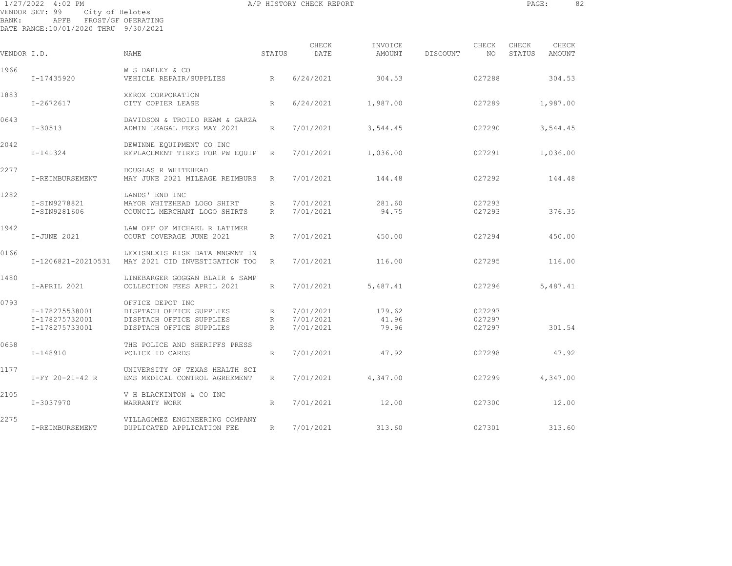1/27/2022 4:02 PM A/P HISTORY CHECK REPORT

VENDOR SET: 99 City of Helotes
BANK: APFB FROST/GF OPERATING
DATE RANGE:10/01/2020 THRU 9/30/2021

| VENDOR I.D. | | NAME | STATUS | CHECK DATE | INVOICE AMOUNT | DISCOUNT | CHECK NO | CHECK STATUS | CHECK AMOUNT |
|---|---|---|---|---|---|---|---|---|---|
| 1966 | | W S DARLEY & CO | | | | | | | |
| | I-17435920 | VEHICLE REPAIR/SUPPLIES | R | 6/24/2021 | 304.53 | | 027288 | | 304.53 |
| 1883 | | XEROX CORPORATION | | | | | | | |
| | I-2672617 | CITY COPIER LEASE | R | 6/24/2021 | 1,987.00 | | 027289 | | 1,987.00 |
| 0643 | | DAVIDSON & TROILO REAM & GARZA | | | | | | | |
| | I-30513 | ADMIN LEAGAL FEES MAY 2021 | R | 7/01/2021 | 3,544.45 | | 027290 | | 3,544.45 |
| 2042 | | DEWINNE EQUIPMENT CO INC | | | | | | | |
| | I-141324 | REPLACEMENT TIRES FOR PW EQUIP | R | 7/01/2021 | 1,036.00 | | 027291 | | 1,036.00 |
| 2277 | | DOUGLAS R WHITEHEAD | | | | | | | |
| | I-REIMBURSEMENT | MAY JUNE 2021 MILEAGE REIMBURS | R | 7/01/2021 | 144.48 | | 027292 | | 144.48 |
| 1282 | | LANDS' END INC | | | | | | | |
| | I-SIN9278821 | MAYOR WHITEHEAD LOGO SHIRT | R | 7/01/2021 | 281.60 | | 027293 | | |
| | I-SIN9281606 | COUNCIL MERCHANT LOGO SHIRTS | R | 7/01/2021 | 94.75 | | 027293 | | 376.35 |
| 1942 | | LAW OFF OF MICHAEL R LATIMER | | | | | | | |
| | I-JUNE 2021 | COURT COVERAGE JUNE 2021 | R | 7/01/2021 | 450.00 | | 027294 | | 450.00 |
| 0166 | | LEXISNEXIS RISK DATA MNGMNT IN | | | | | | | |
| | I-1206821-20210531 | MAY 2021 CID INVESTIGATION TOO | R | 7/01/2021 | 116.00 | | 027295 | | 116.00 |
| 1480 | | LINEBARGER GOGGAN BLAIR & SAMP | | | | | | | |
| | I-APRIL 2021 | COLLECTION FEES APRIL 2021 | R | 7/01/2021 | 5,487.41 | | 027296 | | 5,487.41 |
| 0793 | | OFFICE DEPOT INC | | | | | | | |
| | I-178275538001 | DISPTACH OFFICE SUPPLIES | R | 7/01/2021 | 179.62 | | 027297 | | |
| | I-178275732001 | DISPTACH OFFICE SUPPLIES | R | 7/01/2021 | 41.96 | | 027297 | | |
| | I-178275733001 | DISPTACH OFFICE SUPPLIES | R | 7/01/2021 | 79.96 | | 027297 | | 301.54 |
| 0658 | | THE POLICE AND SHERIFFS PRESS | | | | | | | |
| | I-148910 | POLICE ID CARDS | R | 7/01/2021 | 47.92 | | 027298 | | 47.92 |
| 1177 | | UNIVERSITY OF TEXAS HEALTH SCI | | | | | | | |
| | I-FY 20-21-42 R | EMS MEDICAL CONTROL AGREEMENT | R | 7/01/2021 | 4,347.00 | | 027299 | | 4,347.00 |
| 2105 | | V H BLACKINTON & CO INC | | | | | | | |
| | I-3037970 | WARRANTY WORK | R | 7/01/2021 | 12.00 | | 027300 | | 12.00 |
| 2275 | | VILLAGOMEZ ENGINEERING COMPANY | | | | | | | |
| | I-REIMBURSEMENT | DUPLICATED APPLICATION FEE | R | 7/01/2021 | 313.60 | | 027301 | | 313.60 |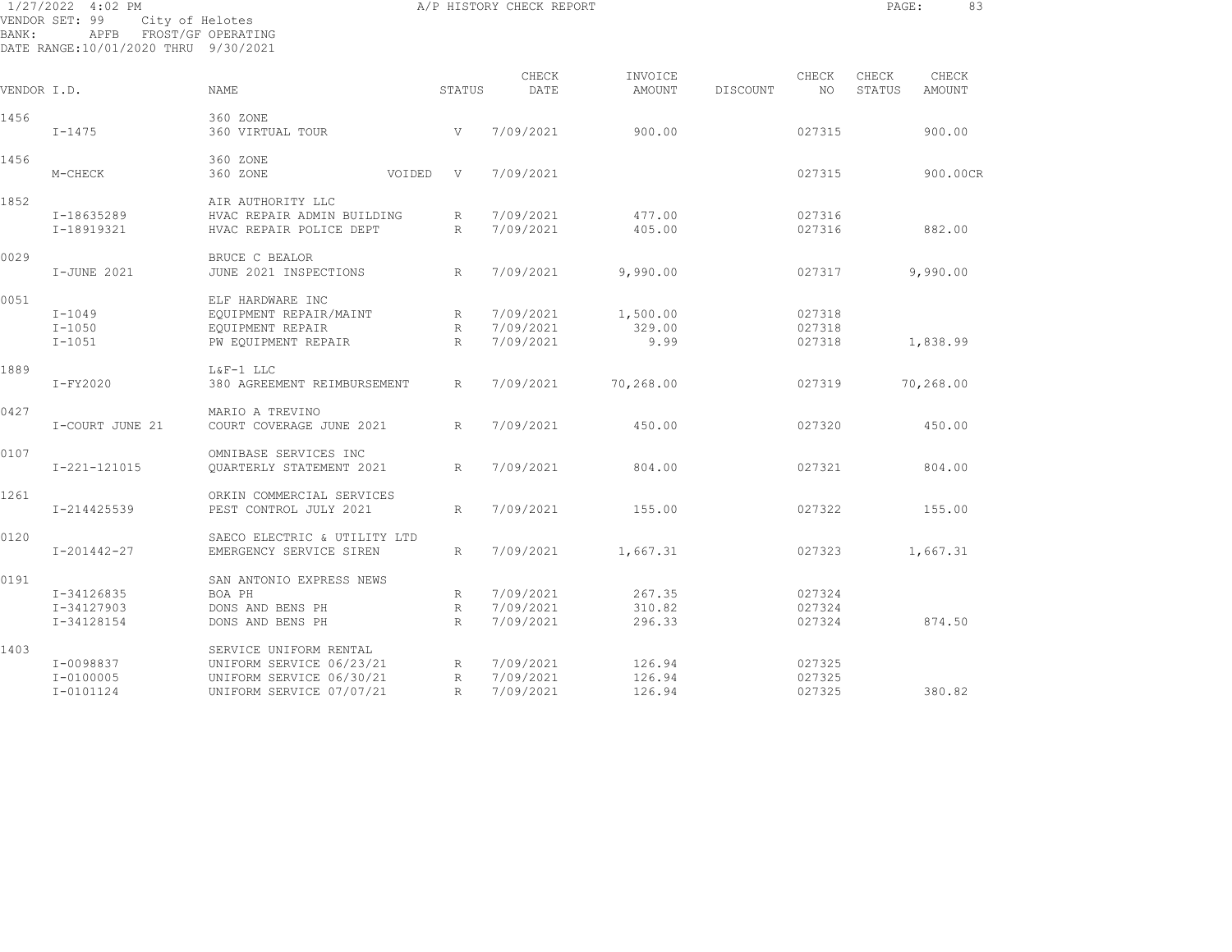1/27/2022 4:02 PM A/P HISTORY CHECK REPORT

VENDOR SET: 99 City of Helotes
BANK: APFB FROST/GF OPERATING
DATE RANGE:10/01/2020 THRU 9/30/2021

| VENDOR I.D. | NAME | STATUS | CHECK DATE | INVOICE AMOUNT | DISCOUNT | CHECK NO | CHECK STATUS | CHECK AMOUNT |
|---|---|---|---|---|---|---|---|---|
| 1456 | 360 ZONE | | | | | | | |
| I-1475 | 360 VIRTUAL TOUR | V | 7/09/2021 | 900.00 | | 027315 | | 900.00 |
| 1456 | 360 ZONE | | | | | | | |
| M-CHECK | 360 ZONE VOIDED | V | 7/09/2021 | | | 027315 | | 900.00CR |
| 1852 | AIR AUTHORITY LLC | | | | | | | |
| I-18635289 | HVAC REPAIR ADMIN BUILDING | R | 7/09/2021 | 477.00 | | 027316 | | |
| I-18919321 | HVAC REPAIR POLICE DEPT | R | 7/09/2021 | 405.00 | | 027316 | | 882.00 |
| 0029 | BRUCE C BEALOR | | | | | | | |
| I-JUNE 2021 | JUNE 2021 INSPECTIONS | R | 7/09/2021 | 9,990.00 | | 027317 | | 9,990.00 |
| 0051 | ELF HARDWARE INC | | | | | | | |
| I-1049 | EQUIPMENT REPAIR/MAINT | R | 7/09/2021 | 1,500.00 | | 027318 | | |
| I-1050 | EQUIPMENT REPAIR | R | 7/09/2021 | 329.00 | | 027318 | | |
| I-1051 | PW EQUIPMENT REPAIR | R | 7/09/2021 | 9.99 | | 027318 | | 1,838.99 |
| 1889 | L&F-1 LLC | | | | | | | |
| I-FY2020 | 380 AGREEMENT REIMBURSEMENT | R | 7/09/2021 | 70,268.00 | | 027319 | | 70,268.00 |
| 0427 | MARIO A TREVINO | | | | | | | |
| I-COURT JUNE 21 | COURT COVERAGE JUNE 2021 | R | 7/09/2021 | 450.00 | | 027320 | | 450.00 |
| 0107 | OMNIBASE SERVICES INC | | | | | | | |
| I-221-121015 | QUARTERLY STATEMENT 2021 | R | 7/09/2021 | 804.00 | | 027321 | | 804.00 |
| 1261 | ORKIN COMMERCIAL SERVICES | | | | | | | |
| I-214425539 | PEST CONTROL JULY 2021 | R | 7/09/2021 | 155.00 | | 027322 | | 155.00 |
| 0120 | SAECO ELECTRIC & UTILITY LTD | | | | | | | |
| I-201442-27 | EMERGENCY SERVICE SIREN | R | 7/09/2021 | 1,667.31 | | 027323 | | 1,667.31 |
| 0191 | SAN ANTONIO EXPRESS NEWS | | | | | | | |
| I-34126835 | BOA PH | R | 7/09/2021 | 267.35 | | 027324 | | |
| I-34127903 | DONS AND BENS PH | R | 7/09/2021 | 310.82 | | 027324 | | |
| I-34128154 | DONS AND BENS PH | R | 7/09/2021 | 296.33 | | 027324 | | 874.50 |
| 1403 | SERVICE UNIFORM RENTAL | | | | | | | |
| I-0098837 | UNIFORM SERVICE 06/23/21 | R | 7/09/2021 | 126.94 | | 027325 | | |
| I-0100005 | UNIFORM SERVICE 06/30/21 | R | 7/09/2021 | 126.94 | | 027325 | | |
| I-0101124 | UNIFORM SERVICE 07/07/21 | R | 7/09/2021 | 126.94 | | 027325 | | 380.82 |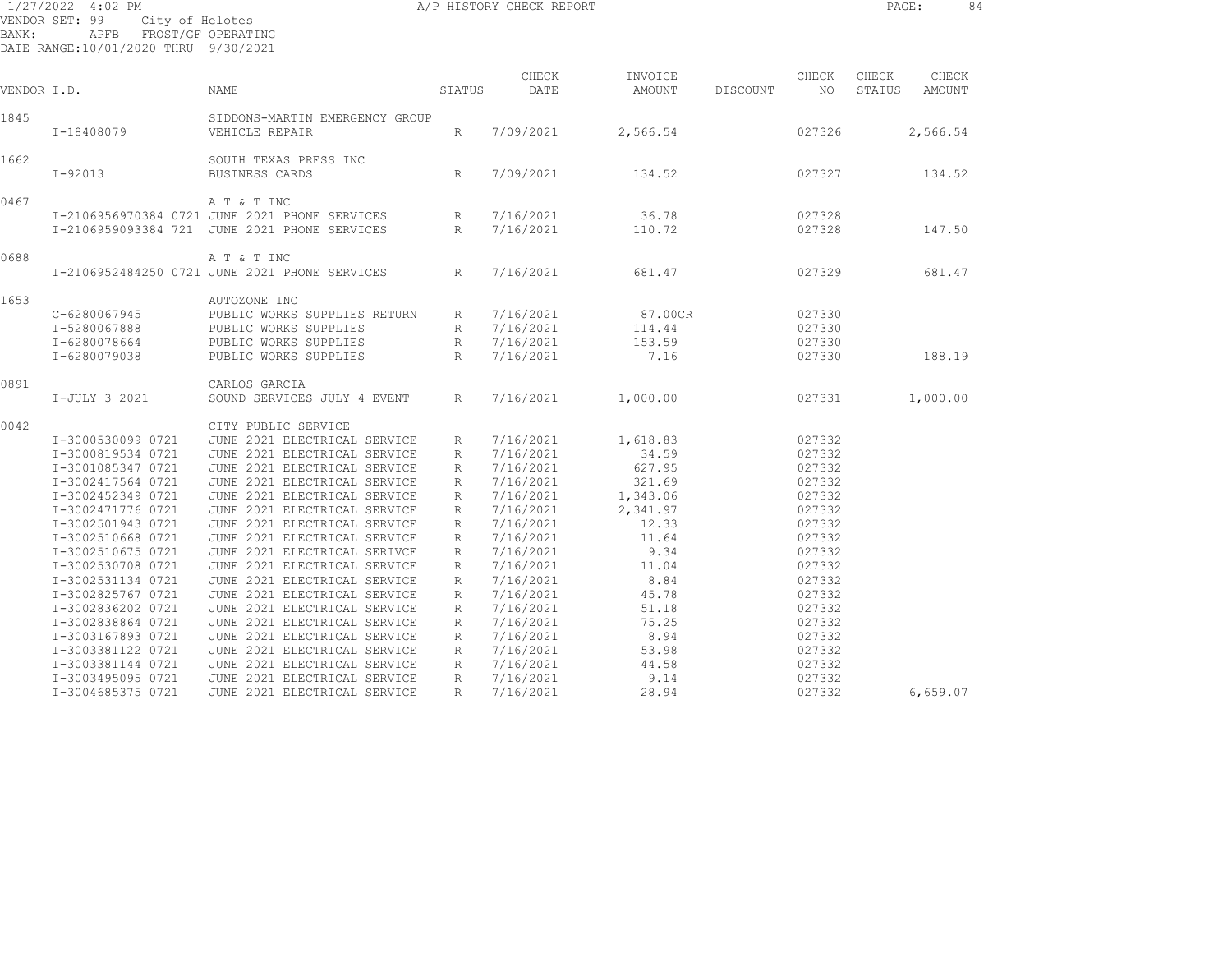1/27/2022 4:02 PM A/P HISTORY CHECK REPORT

VENDOR SET: 99 City of Helotes
BANK: APFB FROST/GF OPERATING
DATE RANGE:10/01/2020 THRU 9/30/2021

| VENDOR I.D. | NAME | STATUS | CHECK DATE | INVOICE AMOUNT | DISCOUNT | CHECK NO | CHECK STATUS | CHECK AMOUNT |
|---|---|---|---|---|---|---|---|---|
| 1845 | SIDDONS-MARTIN EMERGENCY GROUP | | | | | | | |
| I-18408079 | VEHICLE REPAIR | R | 7/09/2021 | 2,566.54 | | 027326 | | 2,566.54 |
| 1662 | SOUTH TEXAS PRESS INC | | | | | | | |
| I-92013 | BUSINESS CARDS | R | 7/09/2021 | 134.52 | | 027327 | | 134.52 |
| 0467 | A T & T INC | | | | | | | |
| I-2106956970384 0721 | JUNE 2021 PHONE SERVICES | R | 7/16/2021 | 36.78 | | 027328 | | |
| I-2106959093384 721 | JUNE 2021 PHONE SERVICES | R | 7/16/2021 | 110.72 | | 027328 | | 147.50 |
| 0688 | A T & T INC | | | | | | | |
| I-2106952484250 0721 | JUNE 2021 PHONE SERVICES | R | 7/16/2021 | 681.47 | | 027329 | | 681.47 |
| 1653 | AUTOZONE INC | | | | | | | |
| C-6280067945 | PUBLIC WORKS SUPPLIES RETURN | R | 7/16/2021 | 87.00CR | | 027330 | | |
| I-5280067888 | PUBLIC WORKS SUPPLIES | R | 7/16/2021 | 114.44 | | 027330 | | |
| I-6280078664 | PUBLIC WORKS SUPPLIES | R | 7/16/2021 | 153.59 | | 027330 | | |
| I-6280079038 | PUBLIC WORKS SUPPLIES | R | 7/16/2021 | 7.16 | | 027330 | | 188.19 |
| 0891 | CARLOS GARCIA | | | | | | | |
| I-JULY 3 2021 | SOUND SERVICES JULY 4 EVENT | R | 7/16/2021 | 1,000.00 | | 027331 | | 1,000.00 |
| 0042 | CITY PUBLIC SERVICE | | | | | | | |
| I-3000530099 0721 | JUNE 2021 ELECTRICAL SERVICE | R | 7/16/2021 | 1,618.83 | | 027332 | | |
| I-3000819534 0721 | JUNE 2021 ELECTRICAL SERVICE | R | 7/16/2021 | 34.59 | | 027332 | | |
| I-3001085347 0721 | JUNE 2021 ELECTRICAL SERVICE | R | 7/16/2021 | 627.95 | | 027332 | | |
| I-3002417564 0721 | JUNE 2021 ELECTRICAL SERVICE | R | 7/16/2021 | 321.69 | | 027332 | | |
| I-3002452349 0721 | JUNE 2021 ELECTRICAL SERVICE | R | 7/16/2021 | 1,343.06 | | 027332 | | |
| I-3002471776 0721 | JUNE 2021 ELECTRICAL SERVICE | R | 7/16/2021 | 2,341.97 | | 027332 | | |
| I-3002501943 0721 | JUNE 2021 ELECTRICAL SERVICE | R | 7/16/2021 | 12.33 | | 027332 | | |
| I-3002510668 0721 | JUNE 2021 ELECTRICAL SERVICE | R | 7/16/2021 | 11.64 | | 027332 | | |
| I-3002510675 0721 | JUNE 2021 ELECTRICAL SERIVCE | R | 7/16/2021 | 9.34 | | 027332 | | |
| I-3002530708 0721 | JUNE 2021 ELECTRICAL SERVICE | R | 7/16/2021 | 11.04 | | 027332 | | |
| I-3002531134 0721 | JUNE 2021 ELECTRICAL SERVICE | R | 7/16/2021 | 8.84 | | 027332 | | |
| I-3002825767 0721 | JUNE 2021 ELECTRICAL SERVICE | R | 7/16/2021 | 45.78 | | 027332 | | |
| I-3002836202 0721 | JUNE 2021 ELECTRICAL SERVICE | R | 7/16/2021 | 51.18 | | 027332 | | |
| I-3002838864 0721 | JUNE 2021 ELECTRICAL SERVICE | R | 7/16/2021 | 75.25 | | 027332 | | |
| I-3003167893 0721 | JUNE 2021 ELECTRICAL SERVICE | R | 7/16/2021 | 8.94 | | 027332 | | |
| I-3003381122 0721 | JUNE 2021 ELECTRICAL SERVICE | R | 7/16/2021 | 53.98 | | 027332 | | |
| I-3003381144 0721 | JUNE 2021 ELECTRICAL SERVICE | R | 7/16/2021 | 44.58 | | 027332 | | |
| I-3003495095 0721 | JUNE 2021 ELECTRICAL SERVICE | R | 7/16/2021 | 9.14 | | 027332 | | |
| I-3004685375 0721 | JUNE 2021 ELECTRICAL SERVICE | R | 7/16/2021 | 28.94 | | 027332 | | 6,659.07 |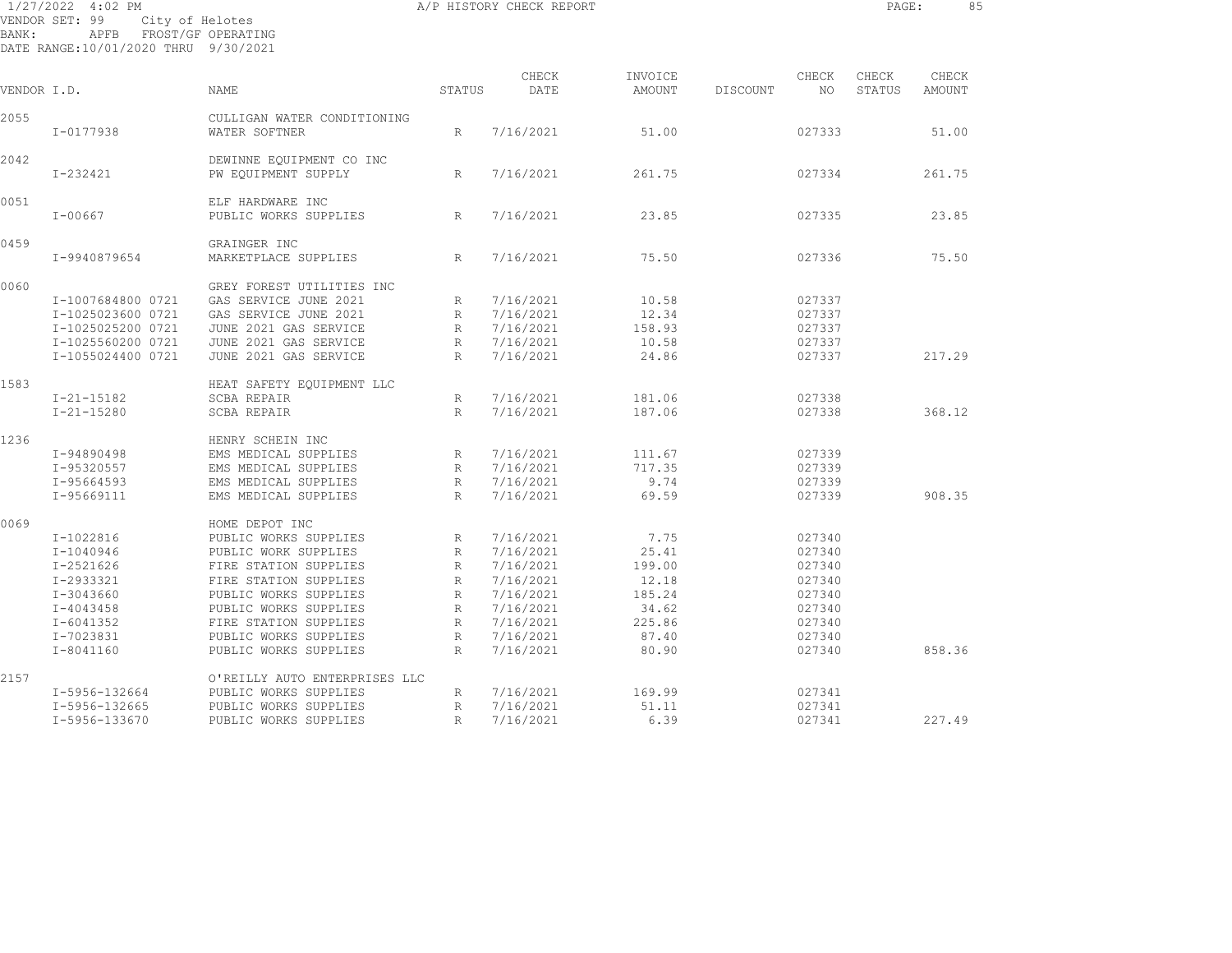1/27/2022 4:02 PM A/P HISTORY CHECK REPORT

VENDOR SET: 99 City of Helotes
BANK: APFB FROST/GF OPERATING
DATE RANGE:10/01/2020 THRU 9/30/2021

| VENDOR I.D. | | NAME | STATUS | CHECK DATE | INVOICE AMOUNT | DISCOUNT | CHECK NO | CHECK STATUS | CHECK AMOUNT |
|---|---|---|---|---|---|---|---|---|---|
| 2055 | | CULLIGAN WATER CONDITIONING | | | | | | | |
| | I-0177938 | WATER SOFTNER | R | 7/16/2021 | 51.00 | | 027333 | | 51.00 |
| 2042 | | DEWINNE EQUIPMENT CO INC | | | | | | | |
| | I-232421 | PW EQUIPMENT SUPPLY | R | 7/16/2021 | 261.75 | | 027334 | | 261.75 |
| 0051 | | ELF HARDWARE INC | | | | | | | |
| | I-00667 | PUBLIC WORKS SUPPLIES | R | 7/16/2021 | 23.85 | | 027335 | | 23.85 |
| 0459 | | GRAINGER INC | | | | | | | |
| | I-9940879654 | MARKETPLACE SUPPLIES | R | 7/16/2021 | 75.50 | | 027336 | | 75.50 |
| 0060 | | GREY FOREST UTILITIES INC | | | | | | | |
| | I-1007684800 0721 | GAS SERVICE JUNE 2021 | R | 7/16/2021 | 10.58 | | 027337 | | |
| | I-1025023600 0721 | GAS SERVICE JUNE 2021 | R | 7/16/2021 | 12.34 | | 027337 | | |
| | I-1025025200 0721 | JUNE 2021 GAS SERVICE | R | 7/16/2021 | 158.93 | | 027337 | | |
| | I-1025560200 0721 | JUNE 2021 GAS SERVICE | R | 7/16/2021 | 10.58 | | 027337 | | |
| | I-1055024400 0721 | JUNE 2021 GAS SERVICE | R | 7/16/2021 | 24.86 | | 027337 | | 217.29 |
| 1583 | | HEAT SAFETY EQUIPMENT LLC | | | | | | | |
| | I-21-15182 | SCBA REPAIR | R | 7/16/2021 | 181.06 | | 027338 | | |
| | I-21-15280 | SCBA REPAIR | R | 7/16/2021 | 187.06 | | 027338 | | 368.12 |
| 1236 | | HENRY SCHEIN INC | | | | | | | |
| | I-94890498 | EMS MEDICAL SUPPLIES | R | 7/16/2021 | 111.67 | | 027339 | | |
| | I-95320557 | EMS MEDICAL SUPPLIES | R | 7/16/2021 | 717.35 | | 027339 | | |
| | I-95664593 | EMS MEDICAL SUPPLIES | R | 7/16/2021 | 9.74 | | 027339 | | |
| | I-95669111 | EMS MEDICAL SUPPLIES | R | 7/16/2021 | 69.59 | | 027339 | | 908.35 |
| 0069 | | HOME DEPOT INC | | | | | | | |
| | I-1022816 | PUBLIC WORKS SUPPLIES | R | 7/16/2021 | 7.75 | | 027340 | | |
| | I-1040946 | PUBLIC WORK SUPPLIES | R | 7/16/2021 | 25.41 | | 027340 | | |
| | I-2521626 | FIRE STATION SUPPLIES | R | 7/16/2021 | 199.00 | | 027340 | | |
| | I-2933321 | FIRE STATION SUPPLIES | R | 7/16/2021 | 12.18 | | 027340 | | |
| | I-3043660 | PUBLIC WORKS SUPPLIES | R | 7/16/2021 | 185.24 | | 027340 | | |
| | I-4043458 | PUBLIC WORKS SUPPLIES | R | 7/16/2021 | 34.62 | | 027340 | | |
| | I-6041352 | FIRE STATION SUPPLIES | R | 7/16/2021 | 225.86 | | 027340 | | |
| | I-7023831 | PUBLIC WORKS SUPPLIES | R | 7/16/2021 | 87.40 | | 027340 | | |
| | I-8041160 | PUBLIC WORKS SUPPLIES | R | 7/16/2021 | 80.90 | | 027340 | | 858.36 |
| 2157 | | O'REILLY AUTO ENTERPRISES LLC | | | | | | | |
| | I-5956-132664 | PUBLIC WORKS SUPPLIES | R | 7/16/2021 | 169.99 | | 027341 | | |
| | I-5956-132665 | PUBLIC WORKS SUPPLIES | R | 7/16/2021 | 51.11 | | 027341 | | |
| | I-5956-133670 | PUBLIC WORKS SUPPLIES | R | 7/16/2021 | 6.39 | | 027341 | | 227.49 |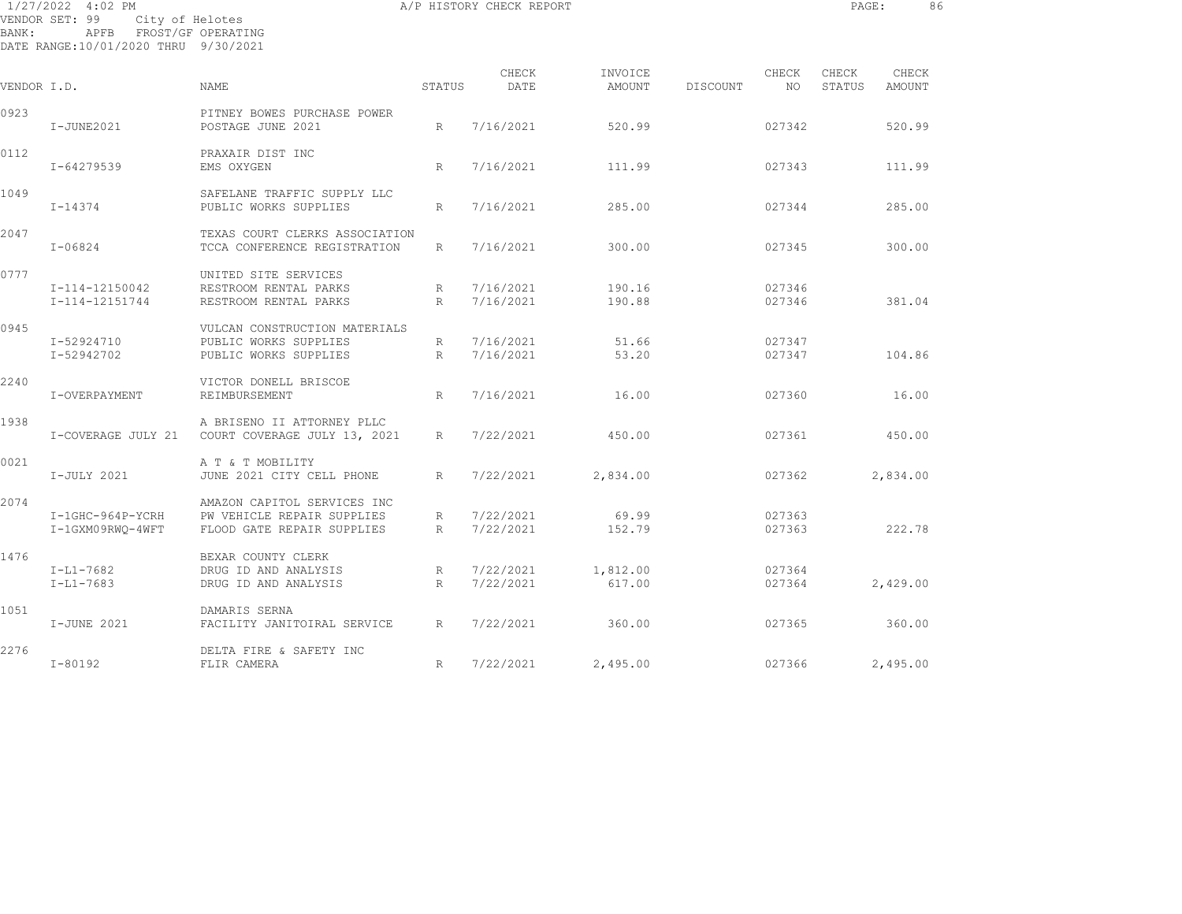1/27/2022 4:02 PM
A/P HISTORY CHECK REPORT

VENDOR SET: 99 City of Helotes
BANK: APFB FROST/GF OPERATING
DATE RANGE:10/01/2020 THRU 9/30/2021

| VENDOR I.D. | | NAME | STATUS | CHECK DATE | INVOICE AMOUNT | DISCOUNT | CHECK NO | CHECK STATUS | CHECK AMOUNT |
|---|---|---|---|---|---|---|---|---|---|
| 0923 | | PITNEY BOWES PURCHASE POWER | | | | | | | |
| | I-JUNE2021 | POSTAGE JUNE 2021 | R | 7/16/2021 | 520.99 | | 027342 | | 520.99 |
| 0112 | | PRAXAIR DIST INC | | | | | | | |
| | I-64279539 | EMS OXYGEN | R | 7/16/2021 | 111.99 | | 027343 | | 111.99 |
| 1049 | | SAFELANE TRAFFIC SUPPLY LLC | | | | | | | |
| | I-14374 | PUBLIC WORKS SUPPLIES | R | 7/16/2021 | 285.00 | | 027344 | | 285.00 |
| 2047 | | TEXAS COURT CLERKS ASSOCIATION | | | | | | | |
| | I-06824 | TCCA CONFERENCE REGISTRATION | R | 7/16/2021 | 300.00 | | 027345 | | 300.00 |
| 0777 | | UNITED SITE SERVICES | | | | | | | |
| | I-114-12150042 | RESTROOM RENTAL PARKS | R | 7/16/2021 | 190.16 | | 027346 | | |
| | I-114-12151744 | RESTROOM RENTAL PARKS | R | 7/16/2021 | 190.88 | | 027346 | | 381.04 |
| 0945 | | VULCAN CONSTRUCTION MATERIALS | | | | | | | |
| | I-52924710 | PUBLIC WORKS SUPPLIES | R | 7/16/2021 | 51.66 | | 027347 | | |
| | I-52942702 | PUBLIC WORKS SUPPLIES | R | 7/16/2021 | 53.20 | | 027347 | | 104.86 |
| 2240 | | VICTOR DONELL BRISCOE | | | | | | | |
| | I-OVERPAYMENT | REIMBURSEMENT | R | 7/16/2021 | 16.00 | | 027360 | | 16.00 |
| 1938 | | A BRISENO II ATTORNEY PLLC | | | | | | | |
| | I-COVERAGE JULY 21 | COURT COVERAGE JULY 13, 2021 | R | 7/22/2021 | 450.00 | | 027361 | | 450.00 |
| 0021 | | A T & T MOBILITY | | | | | | | |
| | I-JULY 2021 | JUNE 2021 CITY CELL PHONE | R | 7/22/2021 | 2,834.00 | | 027362 | | 2,834.00 |
| 2074 | | AMAZON CAPITOL SERVICES INC | | | | | | | |
| | I-1GHC-964P-YCRH | PW VEHICLE REPAIR SUPPLIES | R | 7/22/2021 | 69.99 | | 027363 | | |
| | I-1GXM09RWQ-4WFT | FLOOD GATE REPAIR SUPPLIES | R | 7/22/2021 | 152.79 | | 027363 | | 222.78 |
| 1476 | | BEXAR COUNTY CLERK | | | | | | | |
| | I-L1-7682 | DRUG ID AND ANALYSIS | R | 7/22/2021 | 1,812.00 | | 027364 | | |
| | I-L1-7683 | DRUG ID AND ANALYSIS | R | 7/22/2021 | 617.00 | | 027364 | | 2,429.00 |
| 1051 | | DAMARIS SERNA | | | | | | | |
| | I-JUNE 2021 | FACILITY JANITOIRAL SERVICE | R | 7/22/2021 | 360.00 | | 027365 | | 360.00 |
| 2276 | | DELTA FIRE & SAFETY INC | | | | | | | |
| | I-80192 | FLIR CAMERA | R | 7/22/2021 | 2,495.00 | | 027366 | | 2,495.00 |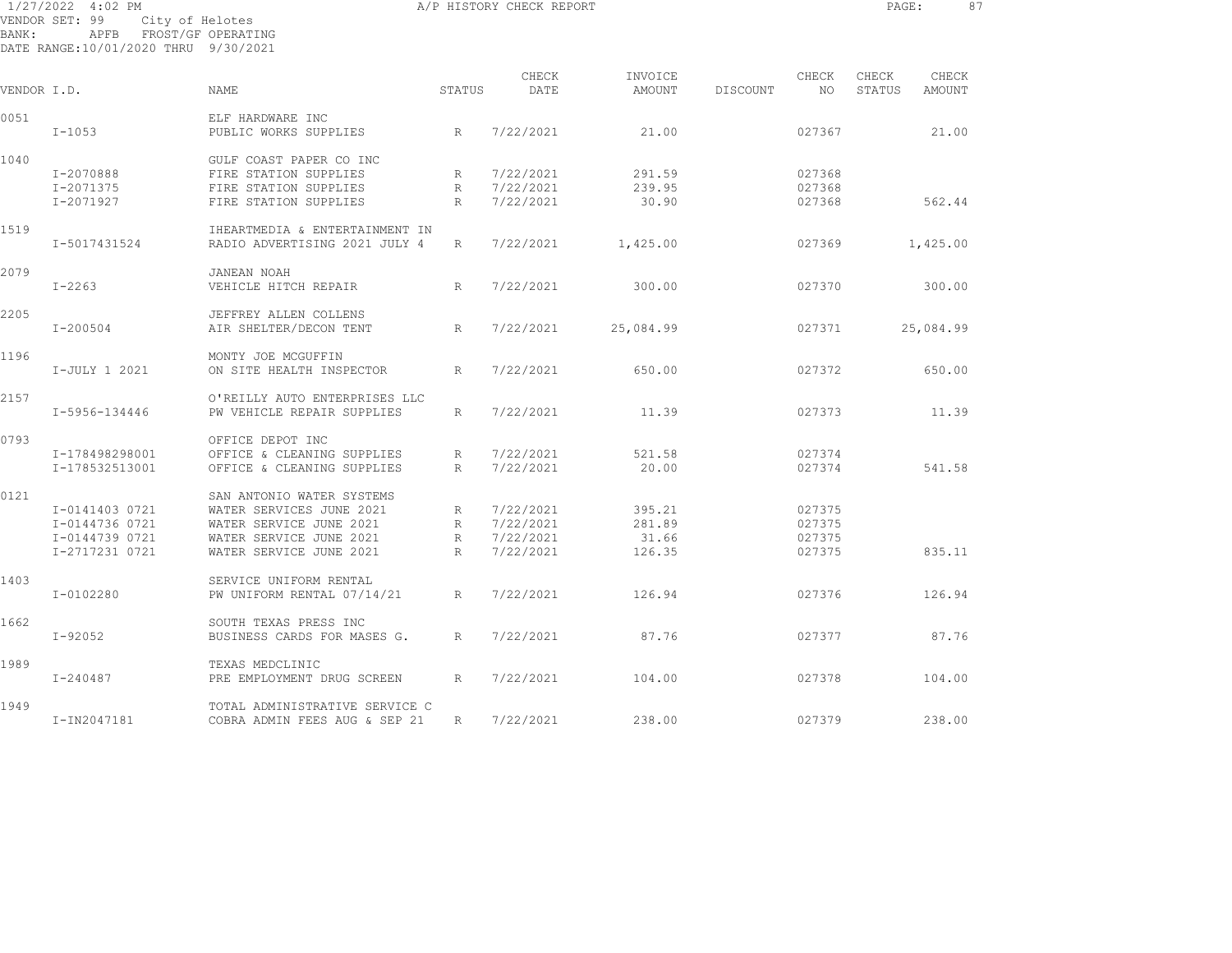1/27/2022 4:02 PM — A/P HISTORY CHECK REPORT

VENDOR SET: 99 City of Helotes
BANK: APFB FROST/GF OPERATING
DATE RANGE: 10/01/2020 THRU 9/30/2021

| VENDOR I.D. | | NAME | STATUS | CHECK DATE | INVOICE AMOUNT | DISCOUNT | CHECK NO | CHECK STATUS | CHECK AMOUNT |
|---|---|---|---|---|---|---|---|---|---|
| 0051 | | ELF HARDWARE INC | | | | | | | |
| | I-1053 | PUBLIC WORKS SUPPLIES | R | 7/22/2021 | 21.00 | | 027367 | | 21.00 |
| 1040 | | GULF COAST PAPER CO INC | | | | | | | |
| | I-2070888 | FIRE STATION SUPPLIES | R | 7/22/2021 | 291.59 | | 027368 | | |
| | I-2071375 | FIRE STATION SUPPLIES | R | 7/22/2021 | 239.95 | | 027368 | | |
| | I-2071927 | FIRE STATION SUPPLIES | R | 7/22/2021 | 30.90 | | 027368 | | 562.44 |
| 1519 | | IHEARTMEDIA & ENTERTAINMENT IN | | | | | | | |
| | I-5017431524 | RADIO ADVERTISING 2021 JULY 4 | R | 7/22/2021 | 1,425.00 | | 027369 | | 1,425.00 |
| 2079 | | JANEAN NOAH | | | | | | | |
| | I-2263 | VEHICLE HITCH REPAIR | R | 7/22/2021 | 300.00 | | 027370 | | 300.00 |
| 2205 | | JEFFREY ALLEN COLLENS | | | | | | | |
| | I-200504 | AIR SHELTER/DECON TENT | R | 7/22/2021 | 25,084.99 | | 027371 | | 25,084.99 |
| 1196 | | MONTY JOE MCGUFFIN | | | | | | | |
| | I-JULY 1 2021 | ON SITE HEALTH INSPECTOR | R | 7/22/2021 | 650.00 | | 027372 | | 650.00 |
| 2157 | | O'REILLY AUTO ENTERPRISES LLC | | | | | | | |
| | I-5956-134446 | PW VEHICLE REPAIR SUPPLIES | R | 7/22/2021 | 11.39 | | 027373 | | 11.39 |
| 0793 | | OFFICE DEPOT INC | | | | | | | |
| | I-178498298001 | OFFICE & CLEANING SUPPLIES | R | 7/22/2021 | 521.58 | | 027374 | | |
| | I-178532513001 | OFFICE & CLEANING SUPPLIES | R | 7/22/2021 | 20.00 | | 027374 | | 541.58 |
| 0121 | | SAN ANTONIO WATER SYSTEMS | | | | | | | |
| | I-0141403 0721 | WATER SERVICES JUNE 2021 | R | 7/22/2021 | 395.21 | | 027375 | | |
| | I-0144736 0721 | WATER SERVICE JUNE 2021 | R | 7/22/2021 | 281.89 | | 027375 | | |
| | I-0144739 0721 | WATER SERVICE JUNE 2021 | R | 7/22/2021 | 31.66 | | 027375 | | |
| | I-2717231 0721 | WATER SERVICE JUNE 2021 | R | 7/22/2021 | 126.35 | | 027375 | | 835.11 |
| 1403 | | SERVICE UNIFORM RENTAL | | | | | | | |
| | I-0102280 | PW UNIFORM RENTAL 07/14/21 | R | 7/22/2021 | 126.94 | | 027376 | | 126.94 |
| 1662 | | SOUTH TEXAS PRESS INC | | | | | | | |
| | I-92052 | BUSINESS CARDS FOR MASES G. | R | 7/22/2021 | 87.76 | | 027377 | | 87.76 |
| 1989 | | TEXAS MEDCLINIC | | | | | | | |
| | I-240487 | PRE EMPLOYMENT DRUG SCREEN | R | 7/22/2021 | 104.00 | | 027378 | | 104.00 |
| 1949 | | TOTAL ADMINISTRATIVE SERVICE C | | | | | | | |
| | I-IN2047181 | COBRA ADMIN FEES AUG & SEP 21 | R | 7/22/2021 | 238.00 | | 027379 | | 238.00 |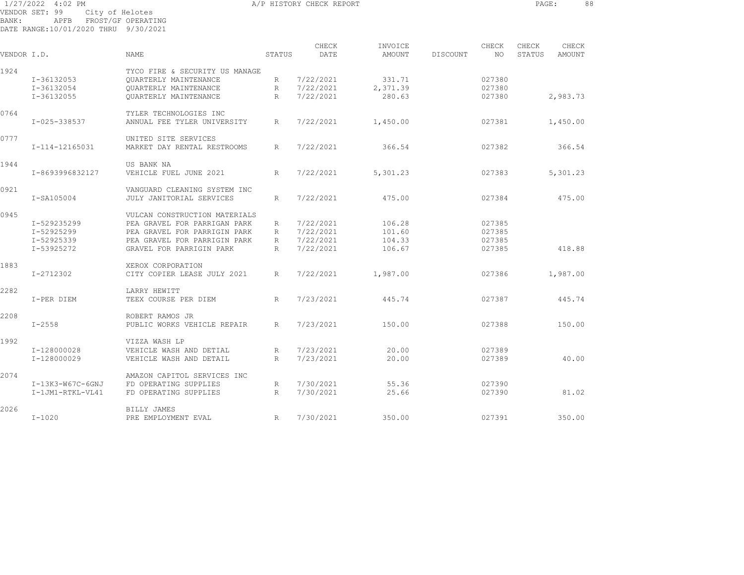1/27/2022 4:02 PM A/P HISTORY CHECK REPORT

VENDOR SET: 99 City of Helotes
BANK: APFB FROST/GF OPERATING
DATE RANGE:10/01/2020 THRU 9/30/2021

| VENDOR I.D. | | NAME | STATUS | CHECK DATE | INVOICE AMOUNT | DISCOUNT | CHECK NO | CHECK STATUS | CHECK AMOUNT |
|---|---|---|---|---|---|---|---|---|---|
| 1924 | | TYCO FIRE & SECURITY US MANAGE | | | | | | | |
| | I-36132053 | QUARTERLY MAINTENANCE | R | 7/22/2021 | 331.71 | | 027380 | | |
| | I-36132054 | QUARTERLY MAINTENANCE | R | 7/22/2021 | 2,371.39 | | 027380 | | |
| | I-36132055 | QUARTERLY MAINTENANCE | R | 7/22/2021 | 280.63 | | 027380 | | 2,983.73 |
| 0764 | | TYLER TECHNOLOGIES INC | | | | | | | |
| | I-025-338537 | ANNUAL FEE TYLER UNIVERSITY | R | 7/22/2021 | 1,450.00 | | 027381 | | 1,450.00 |
| 0777 | | UNITED SITE SERVICES | | | | | | | |
| | I-114-12165031 | MARKET DAY RENTAL RESTROOMS | R | 7/22/2021 | 366.54 | | 027382 | | 366.54 |
| 1944 | | US BANK NA | | | | | | | |
| | I-8693996832127 | VEHICLE FUEL JUNE 2021 | R | 7/22/2021 | 5,301.23 | | 027383 | | 5,301.23 |
| 0921 | | VANGUARD CLEANING SYSTEM INC | | | | | | | |
| | I-SA105004 | JULY JANITORIAL SERVICES | R | 7/22/2021 | 475.00 | | 027384 | | 475.00 |
| 0945 | | VULCAN CONSTRUCTION MATERIALS | | | | | | | |
| | I-529235299 | PEA GRAVEL FOR PARRIGAN PARK | R | 7/22/2021 | 106.28 | | 027385 | | |
| | I-52925299 | PEA GRAVEL FOR PARRIGIN PARK | R | 7/22/2021 | 101.60 | | 027385 | | |
| | I-52925339 | PEA GRAVEL FOR PARRIGIN PARK | R | 7/22/2021 | 104.33 | | 027385 | | |
| | I-53925272 | GRAVEL FOR PARRIGIN PARK | R | 7/22/2021 | 106.67 | | 027385 | | 418.88 |
| 1883 | | XEROX CORPORATION | | | | | | | |
| | I-2712302 | CITY COPIER LEASE JULY 2021 | R | 7/22/2021 | 1,987.00 | | 027386 | | 1,987.00 |
| 2282 | | LARRY HEWITT | | | | | | | |
| | I-PER DIEM | TEEX COURSE PER DIEM | R | 7/23/2021 | 445.74 | | 027387 | | 445.74 |
| 2208 | | ROBERT RAMOS JR | | | | | | | |
| | I-2558 | PUBLIC WORKS VEHICLE REPAIR | R | 7/23/2021 | 150.00 | | 027388 | | 150.00 |
| 1992 | | VIZZA WASH LP | | | | | | | |
| | I-128000028 | VEHICLE WASH AND DETIAL | R | 7/23/2021 | 20.00 | | 027389 | | |
| | I-128000029 | VEHICLE WASH AND DETAIL | R | 7/23/2021 | 20.00 | | 027389 | | 40.00 |
| 2074 | | AMAZON CAPITOL SERVICES INC | | | | | | | |
| | I-13K3-W67C-6GNJ | FD OPERATING SUPPLIES | R | 7/30/2021 | 55.36 | | 027390 | | |
| | I-1JM1-RTKL-VL41 | FD OPERATING SUPPLIES | R | 7/30/2021 | 25.66 | | 027390 | | 81.02 |
| 2026 | | BILLY JAMES | | | | | | | |
| | I-1020 | PRE EMPLOYMENT EVAL | R | 7/30/2021 | 350.00 | | 027391 | | 350.00 |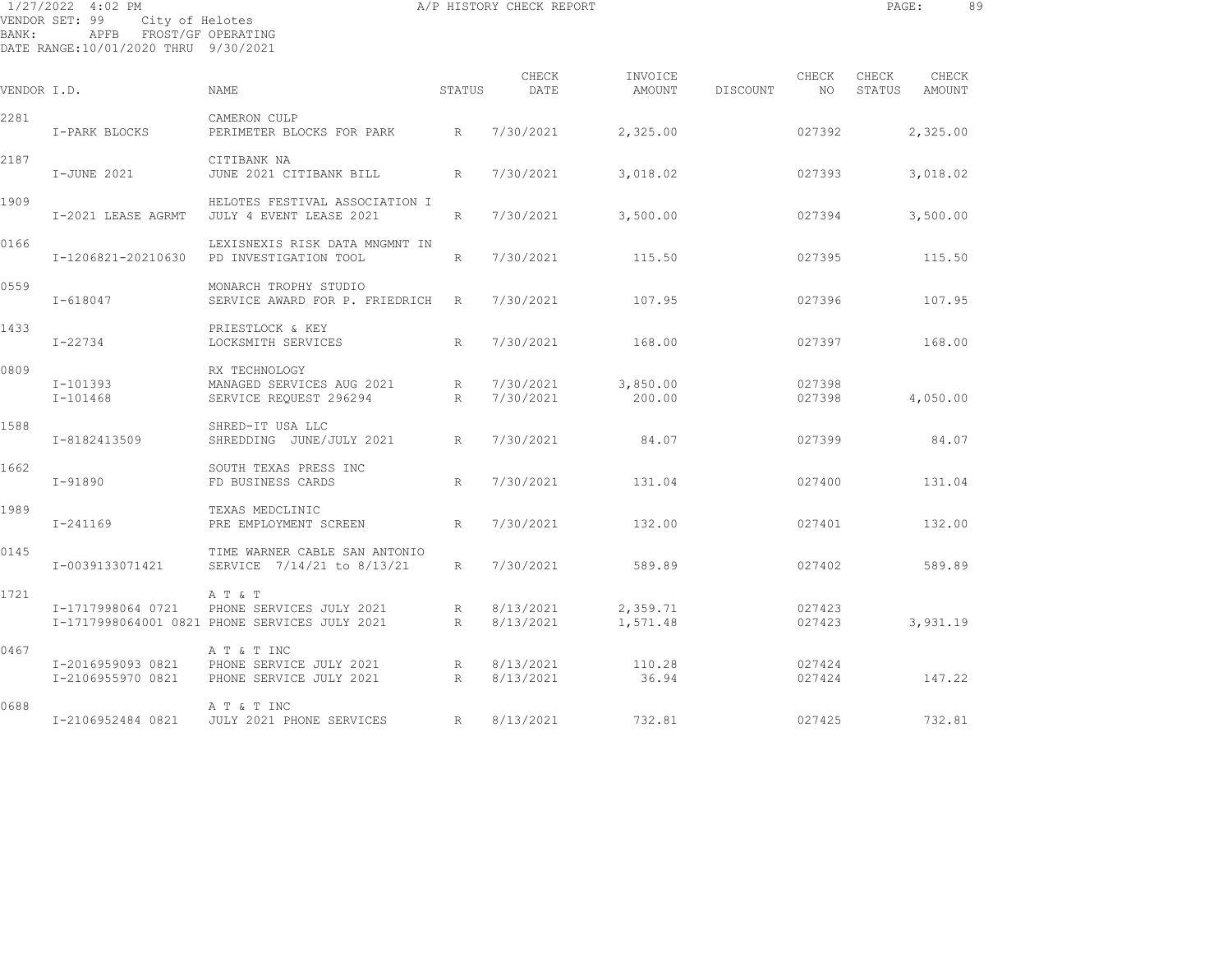1/27/2022 4:02 PM A/P HISTORY CHECK REPORT

VENDOR SET: 99 City of Helotes
BANK: APFB FROST/GF OPERATING
DATE RANGE:10/01/2020 THRU 9/30/2021

| VENDOR I.D. | | NAME | STATUS | CHECK DATE | INVOICE AMOUNT | DISCOUNT | CHECK NO | CHECK STATUS | CHECK AMOUNT |
|---|---|---|---|---|---|---|---|---|---|
| 2281 | | CAMERON CULP | | | | | | | |
| | I-PARK BLOCKS | PERIMETER BLOCKS FOR PARK | R | 7/30/2021 | 2,325.00 | | 027392 | | 2,325.00 |
| 2187 | | CITIBANK NA | | | | | | | |
| | I-JUNE 2021 | JUNE 2021 CITIBANK BILL | R | 7/30/2021 | 3,018.02 | | 027393 | | 3,018.02 |
| 1909 | | HELOTES FESTIVAL ASSOCIATION I | | | | | | | |
| | I-2021 LEASE AGRMT | JULY 4 EVENT LEASE 2021 | R | 7/30/2021 | 3,500.00 | | 027394 | | 3,500.00 |
| 0166 | | LEXISNEXIS RISK DATA MNGMNT IN | | | | | | | |
| | I-1206821-20210630 | PD INVESTIGATION TOOL | R | 7/30/2021 | 115.50 | | 027395 | | 115.50 |
| 0559 | | MONARCH TROPHY STUDIO | | | | | | | |
| | I-618047 | SERVICE AWARD FOR P. FRIEDRICH | R | 7/30/2021 | 107.95 | | 027396 | | 107.95 |
| 1433 | | PRIESTLOCK & KEY | | | | | | | |
| | I-22734 | LOCKSMITH SERVICES | R | 7/30/2021 | 168.00 | | 027397 | | 168.00 |
| 0809 | | RX TECHNOLOGY | | | | | | | |
| | I-101393 | MANAGED SERVICES AUG 2021 | R | 7/30/2021 | 3,850.00 | | 027398 | | |
| | I-101468 | SERVICE REQUEST 296294 | R | 7/30/2021 | 200.00 | | 027398 | | 4,050.00 |
| 1588 | | SHRED-IT USA LLC | | | | | | | |
| | I-8182413509 | SHREDDING JUNE/JULY 2021 | R | 7/30/2021 | 84.07 | | 027399 | | 84.07 |
| 1662 | | SOUTH TEXAS PRESS INC | | | | | | | |
| | I-91890 | FD BUSINESS CARDS | R | 7/30/2021 | 131.04 | | 027400 | | 131.04 |
| 1989 | | TEXAS MEDCLINIC | | | | | | | |
| | I-241169 | PRE EMPLOYMENT SCREEN | R | 7/30/2021 | 132.00 | | 027401 | | 132.00 |
| 0145 | | TIME WARNER CABLE SAN ANTONIO | | | | | | | |
| | I-0039133071421 | SERVICE 7/14/21 to 8/13/21 | R | 7/30/2021 | 589.89 | | 027402 | | 589.89 |
| 1721 | | A T & T | | | | | | | |
| | I-1717998064 0721 | PHONE SERVICES JULY 2021 | R | 8/13/2021 | 2,359.71 | | 027423 | | |
| | I-1717998064001 0821 | PHONE SERVICES JULY 2021 | R | 8/13/2021 | 1,571.48 | | 027423 | | 3,931.19 |
| 0467 | | A T & T INC | | | | | | | |
| | I-2016959093 0821 | PHONE SERVICE JULY 2021 | R | 8/13/2021 | 110.28 | | 027424 | | |
| | I-2106955970 0821 | PHONE SERVICE JULY 2021 | R | 8/13/2021 | 36.94 | | 027424 | | 147.22 |
| 0688 | | A T & T INC | | | | | | | |
| | I-2106952484 0821 | JULY 2021 PHONE SERVICES | R | 8/13/2021 | 732.81 | | 027425 | | 732.81 |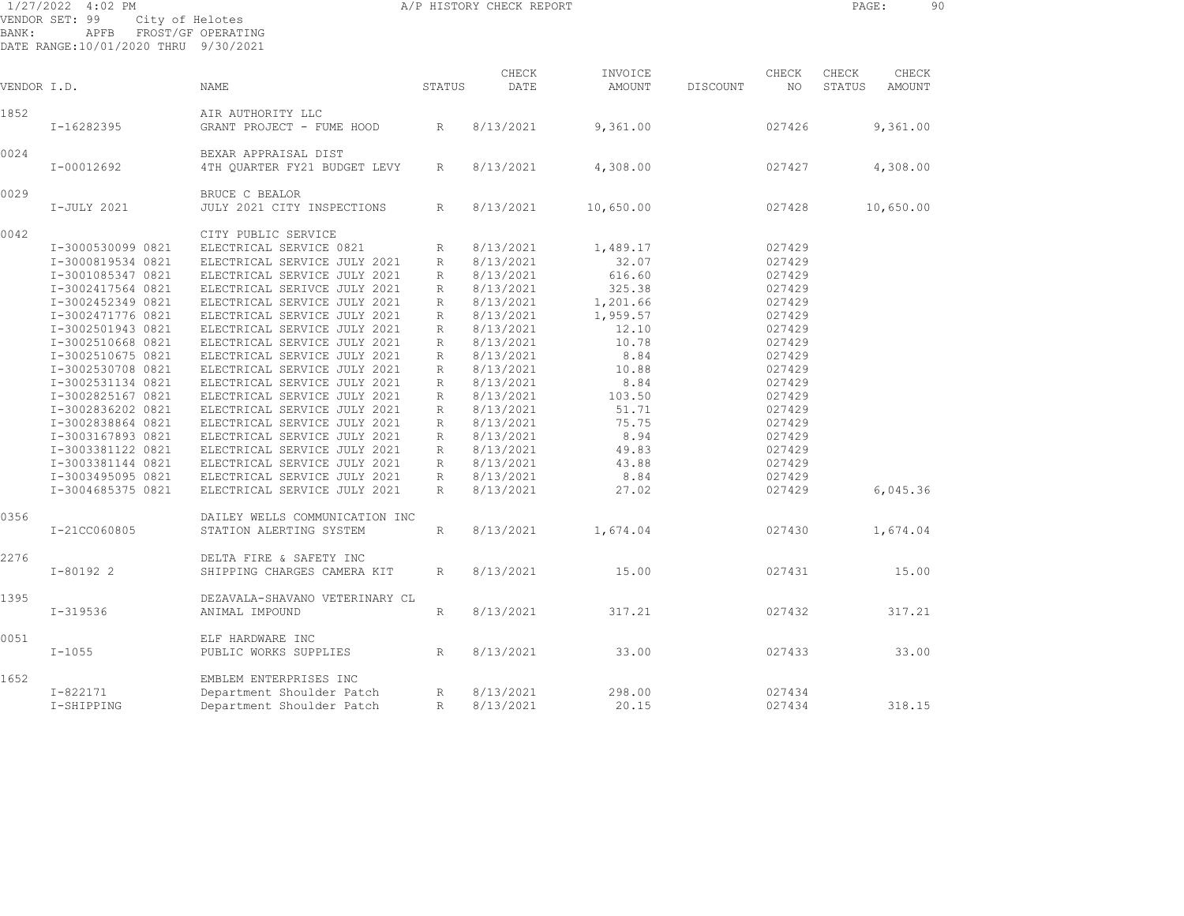1/27/2022 4:02 PM — A/P HISTORY CHECK REPORT

VENDOR SET: 99 City of Helotes
BANK: APFB FROST/GF OPERATING
DATE RANGE: 10/01/2020 THRU 9/30/2021

| VENDOR I.D. | | NAME | STATUS | CHECK DATE | INVOICE AMOUNT | DISCOUNT | CHECK NO | CHECK STATUS | CHECK AMOUNT |
|---|---|---|---|---|---|---|---|---|---|
| 1852 | | AIR AUTHORITY LLC | | | | | | | |
| | I-16282395 | GRANT PROJECT - FUME HOOD | R | 8/13/2021 | 9,361.00 | | 027426 | | 9,361.00 |
| 0024 | | BEXAR APPRAISAL DIST | | | | | | | |
| | I-00012692 | 4TH QUARTER FY21 BUDGET LEVY | R | 8/13/2021 | 4,308.00 | | 027427 | | 4,308.00 |
| 0029 | | BRUCE C BEALOR | | | | | | | |
| | I-JULY 2021 | JULY 2021 CITY INSPECTIONS | R | 8/13/2021 | 10,650.00 | | 027428 | | 10,650.00 |
| 0042 | | CITY PUBLIC SERVICE | | | | | | | |
| | I-3000530099 0821 | ELECTRICAL SERVICE 0821 | R | 8/13/2021 | 1,489.17 | | 027429 | | |
| | I-3000819534 0821 | ELECTRICAL SERVICE JULY 2021 | R | 8/13/2021 | 32.07 | | 027429 | | |
| | I-3001085347 0821 | ELECTRICAL SERVICE JULY 2021 | R | 8/13/2021 | 616.60 | | 027429 | | |
| | I-3002417564 0821 | ELECTRICAL SERIVCE JULY 2021 | R | 8/13/2021 | 325.38 | | 027429 | | |
| | I-3002452349 0821 | ELECTRICAL SERVICE JULY 2021 | R | 8/13/2021 | 1,201.66 | | 027429 | | |
| | I-3002471776 0821 | ELECTRICAL SERVICE JULY 2021 | R | 8/13/2021 | 1,959.57 | | 027429 | | |
| | I-3002501943 0821 | ELECTRICAL SERVICE JULY 2021 | R | 8/13/2021 | 12.10 | | 027429 | | |
| | I-3002510668 0821 | ELECTRICAL SERVICE JULY 2021 | R | 8/13/2021 | 10.78 | | 027429 | | |
| | I-3002510675 0821 | ELECTRICAL SERVICE JULY 2021 | R | 8/13/2021 | 8.84 | | 027429 | | |
| | I-3002530708 0821 | ELECTRICAL SERVICE JULY 2021 | R | 8/13/2021 | 10.88 | | 027429 | | |
| | I-3002531134 0821 | ELECTRICAL SERVICE JULY 2021 | R | 8/13/2021 | 8.84 | | 027429 | | |
| | I-3002825167 0821 | ELECTRICAL SERVICE JULY 2021 | R | 8/13/2021 | 103.50 | | 027429 | | |
| | I-3002836202 0821 | ELECTRICAL SERVICE JULY 2021 | R | 8/13/2021 | 51.71 | | 027429 | | |
| | I-3002838864 0821 | ELECTRICAL SERVICE JULY 2021 | R | 8/13/2021 | 75.75 | | 027429 | | |
| | I-3003167893 0821 | ELECTRICAL SERVICE JULY 2021 | R | 8/13/2021 | 8.94 | | 027429 | | |
| | I-3003381122 0821 | ELECTRICAL SERVICE JULY 2021 | R | 8/13/2021 | 49.83 | | 027429 | | |
| | I-3003381144 0821 | ELECTRICAL SERVICE JULY 2021 | R | 8/13/2021 | 43.88 | | 027429 | | |
| | I-3003495095 0821 | ELECTRICAL SERVICE JULY 2021 | R | 8/13/2021 | 8.84 | | 027429 | | |
| | I-3004685375 0821 | ELECTRICAL SERVICE JULY 2021 | R | 8/13/2021 | 27.02 | | 027429 | | 6,045.36 |
| 0356 | | DAILEY WELLS COMMUNICATION INC | | | | | | | |
| | I-21CC060805 | STATION ALERTING SYSTEM | R | 8/13/2021 | 1,674.04 | | 027430 | | 1,674.04 |
| 2276 | | DELTA FIRE & SAFETY INC | | | | | | | |
| | I-80192 2 | SHIPPING CHARGES CAMERA KIT | R | 8/13/2021 | 15.00 | | 027431 | | 15.00 |
| 1395 | | DEZAVALA-SHAVANO VETERINARY CL | | | | | | | |
| | I-319536 | ANIMAL IMPOUND | R | 8/13/2021 | 317.21 | | 027432 | | 317.21 |
| 0051 | | ELF HARDWARE INC | | | | | | | |
| | I-1055 | PUBLIC WORKS SUPPLIES | R | 8/13/2021 | 33.00 | | 027433 | | 33.00 |
| 1652 | | EMBLEM ENTERPRISES INC | | | | | | | |
| | I-822171 | Department Shoulder Patch | R | 8/13/2021 | 298.00 | | 027434 | | |
| | I-SHIPPING | Department Shoulder Patch | R | 8/13/2021 | 20.15 | | 027434 | | 318.15 |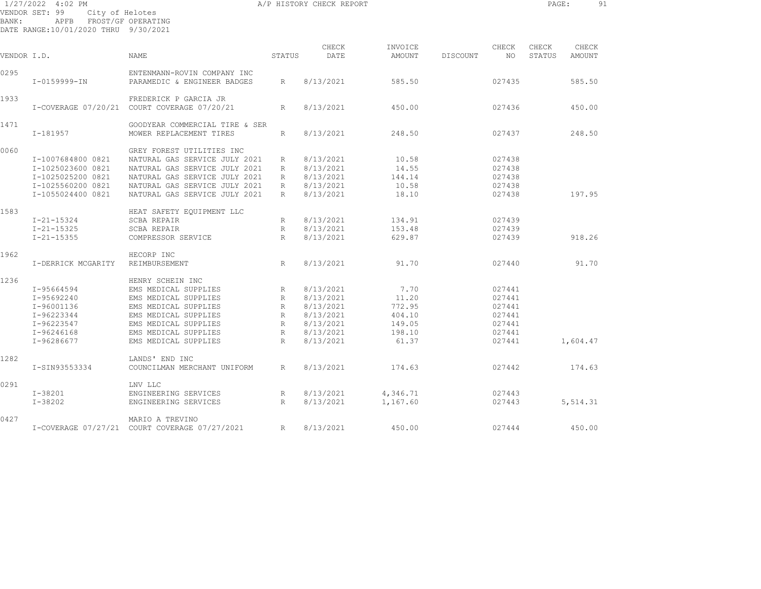1/27/2022 4:02 PM A/P HISTORY CHECK REPORT

VENDOR SET: 99 City of Helotes
BANK: APFB FROST/GF OPERATING
DATE RANGE:10/01/2020 THRU 9/30/2021

| VENDOR I.D. | NAME | STATUS | CHECK DATE | INVOICE AMOUNT | DISCOUNT | CHECK NO | CHECK STATUS | CHECK AMOUNT |
|---|---|---|---|---|---|---|---|---|
| 0295 | ENTENMANN-ROVIN COMPANY INC | | | | | | | |
| I-0159999-IN | PARAMEDIC & ENGINEER BADGES | R | 8/13/2021 | 585.50 | | 027435 | | 585.50 |
| 1933 | FREDERICK P GARCIA JR | | | | | | | |
| I-COVERAGE 07/20/21 | COURT COVERAGE 07/20/21 | R | 8/13/2021 | 450.00 | | 027436 | | 450.00 |
| 1471 | GOODYEAR COMMERCIAL TIRE & SER | | | | | | | |
| I-181957 | MOWER REPLACEMENT TIRES | R | 8/13/2021 | 248.50 | | 027437 | | 248.50 |
| 0060 | GREY FOREST UTILITIES INC | | | | | | | |
| I-1007684800 0821 | NATURAL GAS SERVICE JULY 2021 | R | 8/13/2021 | 10.58 | | 027438 | | |
| I-1025023600 0821 | NATURAL GAS SERVICE JULY 2021 | R | 8/13/2021 | 14.55 | | 027438 | | |
| I-1025025200 0821 | NATURAL GAS SERVICE JULY 2021 | R | 8/13/2021 | 144.14 | | 027438 | | |
| I-1025560200 0821 | NATURAL GAS SERVICE JULY 2021 | R | 8/13/2021 | 10.58 | | 027438 | | |
| I-1055024400 0821 | NATURAL GAS SERVICE JULY 2021 | R | 8/13/2021 | 18.10 | | 027438 | | 197.95 |
| 1583 | HEAT SAFETY EQUIPMENT LLC | | | | | | | |
| I-21-15324 | SCBA REPAIR | R | 8/13/2021 | 134.91 | | 027439 | | |
| I-21-15325 | SCBA REPAIR | R | 8/13/2021 | 153.48 | | 027439 | | |
| I-21-15355 | COMPRESSOR SERVICE | R | 8/13/2021 | 629.87 | | 027439 | | 918.26 |
| 1962 | HECORP INC | | | | | | | |
| I-DERRICK MCGARITY | REIMBURSEMENT | R | 8/13/2021 | 91.70 | | 027440 | | 91.70 |
| 1236 | HENRY SCHEIN INC | | | | | | | |
| I-95664594 | EMS MEDICAL SUPPLIES | R | 8/13/2021 | 7.70 | | 027441 | | |
| I-95692240 | EMS MEDICAL SUPPLIES | R | 8/13/2021 | 11.20 | | 027441 | | |
| I-96001136 | EMS MEDICAL SUPPLIES | R | 8/13/2021 | 772.95 | | 027441 | | |
| I-96223344 | EMS MEDICAL SUPPLIES | R | 8/13/2021 | 404.10 | | 027441 | | |
| I-96223547 | EMS MEDICAL SUPPLIES | R | 8/13/2021 | 149.05 | | 027441 | | |
| I-96246168 | EMS MEDICAL SUPPLIES | R | 8/13/2021 | 198.10 | | 027441 | | |
| I-96286677 | EMS MEDICAL SUPPLIES | R | 8/13/2021 | 61.37 | | 027441 | | 1,604.47 |
| 1282 | LANDS' END INC | | | | | | | |
| I-SIN93553334 | COUNCILMAN MERCHANT UNIFORM | R | 8/13/2021 | 174.63 | | 027442 | | 174.63 |
| 0291 | LNV LLC | | | | | | | |
| I-38201 | ENGINEERING SERVICES | R | 8/13/2021 | 4,346.71 | | 027443 | | |
| I-38202 | ENGINEERING SERVICES | R | 8/13/2021 | 1,167.60 | | 027443 | | 5,514.31 |
| 0427 | MARIO A TREVINO | | | | | | | |
| I-COVERAGE 07/27/21 | COURT COVERAGE 07/27/2021 | R | 8/13/2021 | 450.00 | | 027444 | | 450.00 |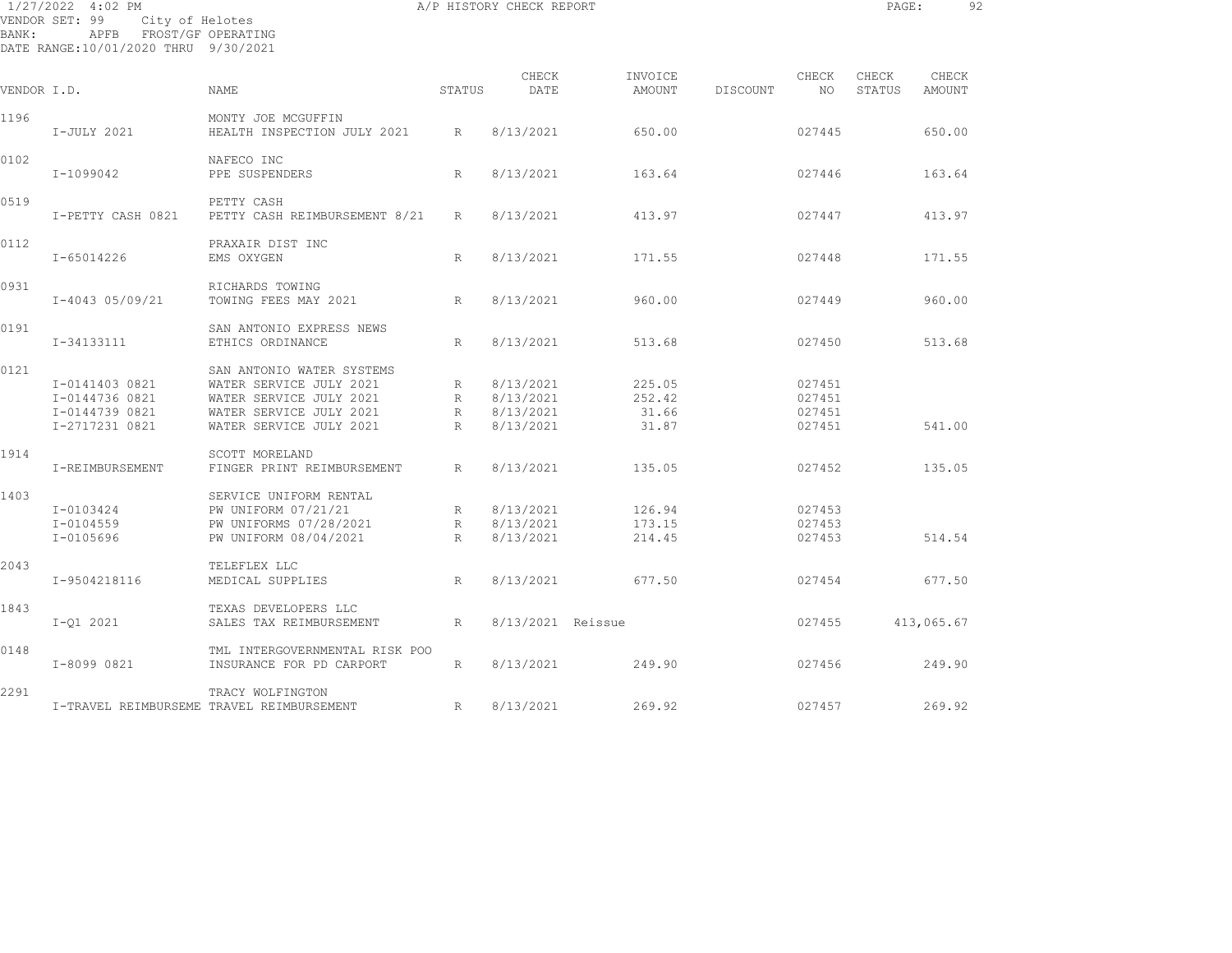1/27/2022 4:02 PM — A/P HISTORY CHECK REPORT

VENDOR SET: 99 City of Helotes
BANK: APFB FROST/GF OPERATING
DATE RANGE: 10/01/2020 THRU 9/30/2021

| VENDOR I.D. | | NAME | STATUS | CHECK DATE | INVOICE AMOUNT | DISCOUNT | CHECK NO | CHECK STATUS | CHECK AMOUNT |
|---|---|---|---|---|---|---|---|---|---|
| 1196 | | MONTY JOE MCGUFFIN | | | | | | | |
| | I-JULY 2021 | HEALTH INSPECTION JULY 2021 | R | 8/13/2021 | 650.00 | | 027445 | | 650.00 |
| 0102 | | NAFECO INC | | | | | | | |
| | I-1099042 | PPE SUSPENDERS | R | 8/13/2021 | 163.64 | | 027446 | | 163.64 |
| 0519 | | PETTY CASH | | | | | | | |
| | I-PETTY CASH 0821 | PETTY CASH REIMBURSEMENT 8/21 | R | 8/13/2021 | 413.97 | | 027447 | | 413.97 |
| 0112 | | PRAXAIR DIST INC | | | | | | | |
| | I-65014226 | EMS OXYGEN | R | 8/13/2021 | 171.55 | | 027448 | | 171.55 |
| 0931 | | RICHARDS TOWING | | | | | | | |
| | I-4043 05/09/21 | TOWING FEES MAY 2021 | R | 8/13/2021 | 960.00 | | 027449 | | 960.00 |
| 0191 | | SAN ANTONIO EXPRESS NEWS | | | | | | | |
| | I-34133111 | ETHICS ORDINANCE | R | 8/13/2021 | 513.68 | | 027450 | | 513.68 |
| 0121 | | SAN ANTONIO WATER SYSTEMS | | | | | | | |
| | I-0141403 0821 | WATER SERVICE JULY 2021 | R | 8/13/2021 | 225.05 | | 027451 | | |
| | I-0144736 0821 | WATER SERVICE JULY 2021 | R | 8/13/2021 | 252.42 | | 027451 | | |
| | I-0144739 0821 | WATER SERVICE JULY 2021 | R | 8/13/2021 | 31.66 | | 027451 | | |
| | I-2717231 0821 | WATER SERVICE JULY 2021 | R | 8/13/2021 | 31.87 | | 027451 | | 541.00 |
| 1914 | | SCOTT MORELAND | | | | | | | |
| | I-REIMBURSEMENT | FINGER PRINT REIMBURSEMENT | R | 8/13/2021 | 135.05 | | 027452 | | 135.05 |
| 1403 | | SERVICE UNIFORM RENTAL | | | | | | | |
| | I-0103424 | PW UNIFORM 07/21/21 | R | 8/13/2021 | 126.94 | | 027453 | | |
| | I-0104559 | PW UNIFORMS 07/28/2021 | R | 8/13/2021 | 173.15 | | 027453 | | |
| | I-0105696 | PW UNIFORM 08/04/2021 | R | 8/13/2021 | 214.45 | | 027453 | | 514.54 |
| 2043 | | TELEFLEX LLC | | | | | | | |
| | I-9504218116 | MEDICAL SUPPLIES | R | 8/13/2021 | 677.50 | | 027454 | | 677.50 |
| 1843 | | TEXAS DEVELOPERS LLC | | | | | | | |
| | I-Q1 2021 | SALES TAX REIMBURSEMENT | R | 8/13/2021 | Reissue | | 027455 | | 413,065.67 |
| 0148 | | TML INTERGOVERNMENTAL RISK POO | | | | | | | |
| | I-8099 0821 | INSURANCE FOR PD CARPORT | R | 8/13/2021 | 249.90 | | 027456 | | 249.90 |
| 2291 | | TRACY WOLFINGTON | | | | | | | |
| | I-TRAVEL REIMBURSEME | TRAVEL REIMBURSEMENT | R | 8/13/2021 | 269.92 | | 027457 | | 269.92 |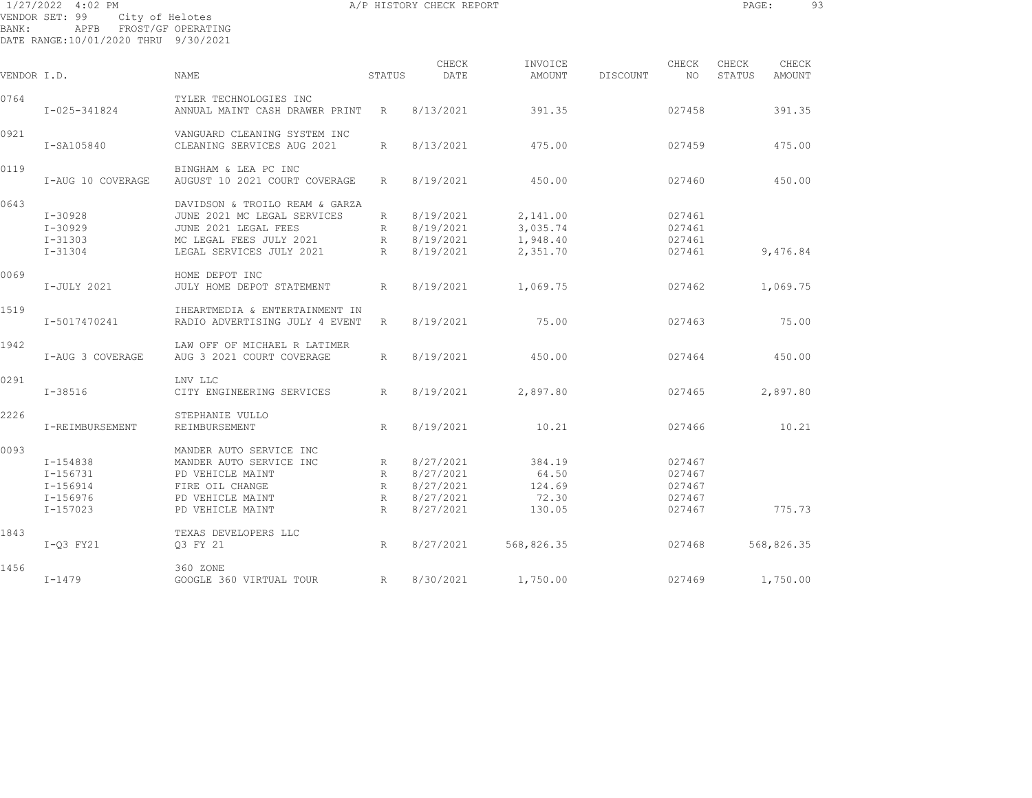1/27/2022 4:02 PM A/P HISTORY CHECK REPORT

VENDOR SET: 99 City of Helotes
BANK: APFB FROST/GF OPERATING
DATE RANGE:10/01/2020 THRU 9/30/2021

| VENDOR I.D. | | NAME | STATUS | CHECK DATE | INVOICE AMOUNT | DISCOUNT | CHECK NO | CHECK STATUS | CHECK AMOUNT |
|---|---|---|---|---|---|---|---|---|---|
| 0764 | | TYLER TECHNOLOGIES INC | | | | | | | |
| | I-025-341824 | ANNUAL MAINT CASH DRAWER PRINT | R | 8/13/2021 | 391.35 | | 027458 | | 391.35 |
| 0921 | | VANGUARD CLEANING SYSTEM INC | | | | | | | |
| | I-SA105840 | CLEANING SERVICES AUG 2021 | R | 8/13/2021 | 475.00 | | 027459 | | 475.00 |
| 0119 | | BINGHAM & LEA PC INC | | | | | | | |
| | I-AUG 10 COVERAGE | AUGUST 10 2021 COURT COVERAGE | R | 8/19/2021 | 450.00 | | 027460 | | 450.00 |
| 0643 | | DAVIDSON & TROILO REAM & GARZA | | | | | | | |
| | I-30928 | JUNE 2021 MC LEGAL SERVICES | R | 8/19/2021 | 2,141.00 | | 027461 | | |
| | I-30929 | JUNE 2021 LEGAL FEES | R | 8/19/2021 | 3,035.74 | | 027461 | | |
| | I-31303 | MC LEGAL FEES JULY 2021 | R | 8/19/2021 | 1,948.40 | | 027461 | | |
| | I-31304 | LEGAL SERVICES JULY 2021 | R | 8/19/2021 | 2,351.70 | | 027461 | | 9,476.84 |
| 0069 | | HOME DEPOT INC | | | | | | | |
| | I-JULY 2021 | JULY HOME DEPOT STATEMENT | R | 8/19/2021 | 1,069.75 | | 027462 | | 1,069.75 |
| 1519 | | IHEARTMEDIA & ENTERTAINMENT IN | | | | | | | |
| | I-5017470241 | RADIO ADVERTISING JULY 4 EVENT | R | 8/19/2021 | 75.00 | | 027463 | | 75.00 |
| 1942 | | LAW OFF OF MICHAEL R LATIMER | | | | | | | |
| | I-AUG 3 COVERAGE | AUG 3 2021 COURT COVERAGE | R | 8/19/2021 | 450.00 | | 027464 | | 450.00 |
| 0291 | | LNV LLC | | | | | | | |
| | I-38516 | CITY ENGINEERING SERVICES | R | 8/19/2021 | 2,897.80 | | 027465 | | 2,897.80 |
| 2226 | | STEPHANIE VULLO | | | | | | | |
| | I-REIMBURSEMENT | REIMBURSEMENT | R | 8/19/2021 | 10.21 | | 027466 | | 10.21 |
| 0093 | | MANDER AUTO SERVICE INC | | | | | | | |
| | I-154838 | MANDER AUTO SERVICE INC | R | 8/27/2021 | 384.19 | | 027467 | | |
| | I-156731 | PD VEHICLE MAINT | R | 8/27/2021 | 64.50 | | 027467 | | |
| | I-156914 | FIRE OIL CHANGE | R | 8/27/2021 | 124.69 | | 027467 | | |
| | I-156976 | PD VEHICLE MAINT | R | 8/27/2021 | 72.30 | | 027467 | | |
| | I-157023 | PD VEHICLE MAINT | R | 8/27/2021 | 130.05 | | 027467 | | 775.73 |
| 1843 | | TEXAS DEVELOPERS LLC | | | | | | | |
| | I-Q3 FY21 | Q3 FY 21 | R | 8/27/2021 | 568,826.35 | | 027468 | | 568,826.35 |
| 1456 | | 360 ZONE | | | | | | | |
| | I-1479 | GOOGLE 360 VIRTUAL TOUR | R | 8/30/2021 | 1,750.00 | | 027469 | | 1,750.00 |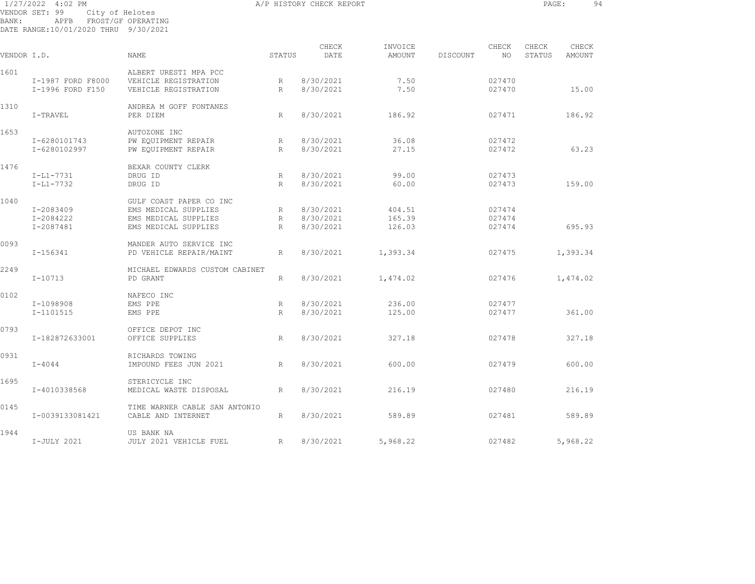A/P HISTORY CHECK REPORT

VENDOR SET: 99 City of Helotes
BANK: APFB FROST/GF OPERATING
DATE RANGE:10/01/2020 THRU 9/30/2021

| VENDOR I.D. | NAME | STATUS | CHECK DATE | INVOICE AMOUNT | DISCOUNT | CHECK NO | CHECK STATUS | CHECK AMOUNT |
|---|---|---|---|---|---|---|---|---|
| 1601 | ALBERT URESTI MPA PCC | | | | | | | |
| I-1987 FORD F8000 | VEHICLE REGISTRATION | R | 8/30/2021 | 7.50 | | 027470 | | |
| I-1996 FORD F150 | VEHICLE REGISTRATION | R | 8/30/2021 | 7.50 | | 027470 | | 15.00 |
| 1310 | ANDREA M GOFF FONTANES | | | | | | | |
| I-TRAVEL | PER DIEM | R | 8/30/2021 | 186.92 | | 027471 | | 186.92 |
| 1653 | AUTOZONE INC | | | | | | | |
| I-6280101743 | PW EQUIPMENT REPAIR | R | 8/30/2021 | 36.08 | | 027472 | | |
| I-6280102997 | PW EQUIPMENT REPAIR | R | 8/30/2021 | 27.15 | | 027472 | | 63.23 |
| 1476 | BEXAR COUNTY CLERK | | | | | | | |
| I-L1-7731 | DRUG ID | R | 8/30/2021 | 99.00 | | 027473 | | |
| I-L1-7732 | DRUG ID | R | 8/30/2021 | 60.00 | | 027473 | | 159.00 |
| 1040 | GULF COAST PAPER CO INC | | | | | | | |
| I-2083409 | EMS MEDICAL SUPPLIES | R | 8/30/2021 | 404.51 | | 027474 | | |
| I-2084222 | EMS MEDICAL SUPPLIES | R | 8/30/2021 | 165.39 | | 027474 | | |
| I-2087481 | EMS MEDICAL SUPPLIES | R | 8/30/2021 | 126.03 | | 027474 | | 695.93 |
| 0093 | MANDER AUTO SERVICE INC | | | | | | | |
| I-156341 | PD VEHICLE REPAIR/MAINT | R | 8/30/2021 | 1,393.34 | | 027475 | | 1,393.34 |
| 2249 | MICHAEL EDWARDS CUSTOM CABINET | | | | | | | |
| I-10713 | PD GRANT | R | 8/30/2021 | 1,474.02 | | 027476 | | 1,474.02 |
| 0102 | NAFECO INC | | | | | | | |
| I-1098908 | EMS PPE | R | 8/30/2021 | 236.00 | | 027477 | | |
| I-1101515 | EMS PPE | R | 8/30/2021 | 125.00 | | 027477 | | 361.00 |
| 0793 | OFFICE DEPOT INC | | | | | | | |
| I-182872633001 | OFFICE SUPPLIES | R | 8/30/2021 | 327.18 | | 027478 | | 327.18 |
| 0931 | RICHARDS TOWING | | | | | | | |
| I-4044 | IMPOUND FEES JUN 2021 | R | 8/30/2021 | 600.00 | | 027479 | | 600.00 |
| 1695 | STERICYCLE INC | | | | | | | |
| I-4010338568 | MEDICAL WASTE DISPOSAL | R | 8/30/2021 | 216.19 | | 027480 | | 216.19 |
| 0145 | TIME WARNER CABLE SAN ANTONIO | | | | | | | |
| I-0039133081421 | CABLE AND INTERNET | R | 8/30/2021 | 589.89 | | 027481 | | 589.89 |
| 1944 | US BANK NA | | | | | | | |
| I-JULY 2021 | JULY 2021 VEHICLE FUEL | R | 8/30/2021 | 5,968.22 | | 027482 | | 5,968.22 |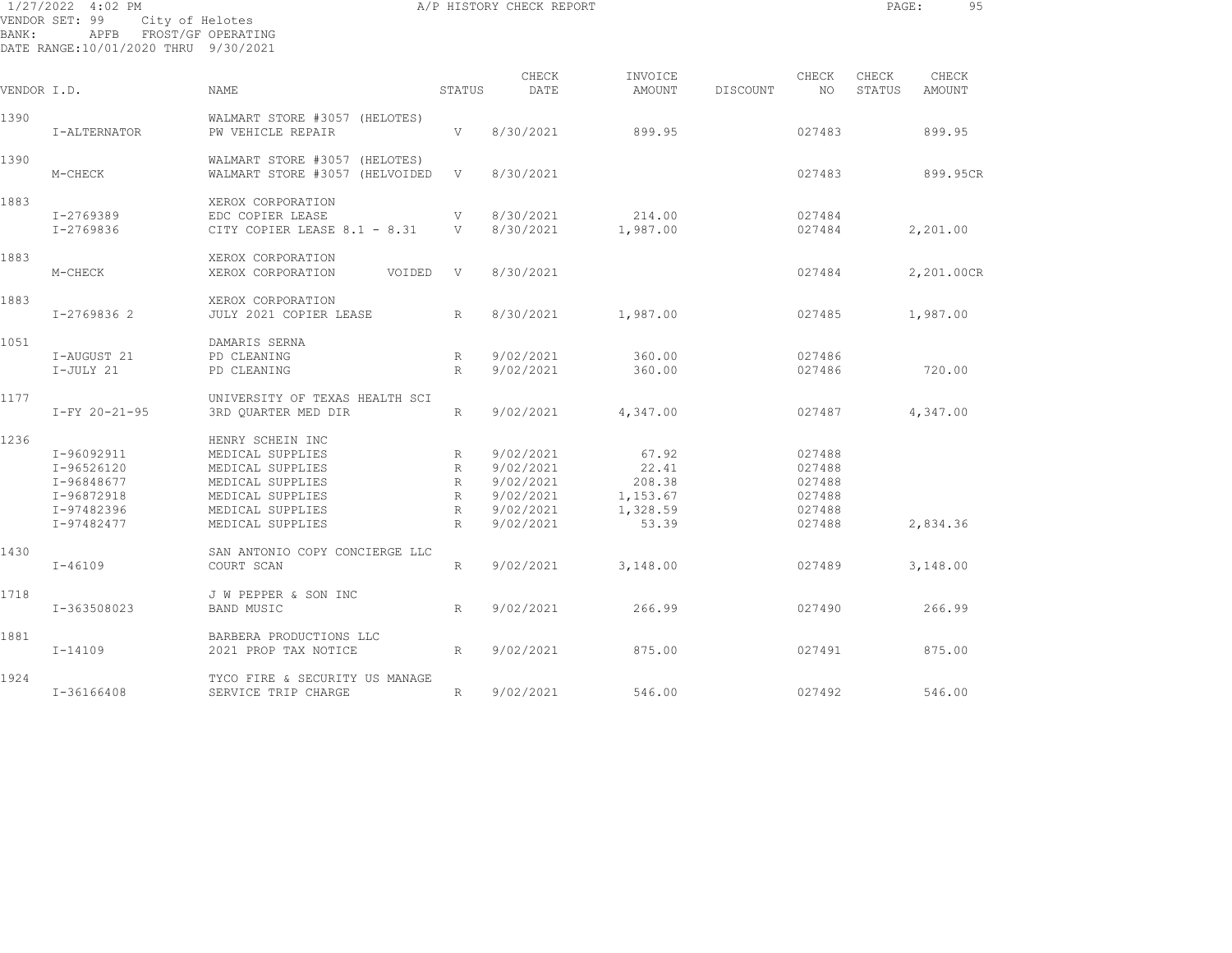1/27/2022 4:02 PM A/P HISTORY CHECK REPORT

VENDOR SET: 99 City of Helotes
BANK: APFB FROST/GF OPERATING
DATE RANGE:10/01/2020 THRU 9/30/2021

| VENDOR I.D. | NAME | STATUS | CHECK DATE | INVOICE AMOUNT | DISCOUNT | CHECK NO | CHECK STATUS | CHECK AMOUNT |
|---|---|---|---|---|---|---|---|---|
| 1390 | WALMART STORE #3057 (HELOTES) | | | | | | | |
| I-ALTERNATOR | PW VEHICLE REPAIR | V | 8/30/2021 | 899.95 | | 027483 | | 899.95 |
| 1390 | WALMART STORE #3057 (HELOTES) | | | | | | | |
| M-CHECK | WALMART STORE #3057 (HELVOIDED | V | 8/30/2021 | | | 027483 | | 899.95CR |
| 1883 | XEROX CORPORATION | | | | | | | |
| I-2769389 | EDC COPIER LEASE | V | 8/30/2021 | 214.00 | | 027484 | | |
| I-2769836 | CITY COPIER LEASE 8.1 - 8.31 | V | 8/30/2021 | 1,987.00 | | 027484 | | 2,201.00 |
| 1883 | XEROX CORPORATION | | | | | | | |
| M-CHECK | XEROX CORPORATION VOIDED | V | 8/30/2021 | | | 027484 | | 2,201.00CR |
| 1883 | XEROX CORPORATION | | | | | | | |
| I-2769836 2 | JULY 2021 COPIER LEASE | R | 8/30/2021 | 1,987.00 | | 027485 | | 1,987.00 |
| 1051 | DAMARIS SERNA | | | | | | | |
| I-AUGUST 21 | PD CLEANING | R | 9/02/2021 | 360.00 | | 027486 | | |
| I-JULY 21 | PD CLEANING | R | 9/02/2021 | 360.00 | | 027486 | | 720.00 |
| 1177 | UNIVERSITY OF TEXAS HEALTH SCI | | | | | | | |
| I-FY 20-21-95 | 3RD QUARTER MED DIR | R | 9/02/2021 | 4,347.00 | | 027487 | | 4,347.00 |
| 1236 | HENRY SCHEIN INC | | | | | | | |
| I-96092911 | MEDICAL SUPPLIES | R | 9/02/2021 | 67.92 | | 027488 | | |
| I-96526120 | MEDICAL SUPPLIES | R | 9/02/2021 | 22.41 | | 027488 | | |
| I-96848677 | MEDICAL SUPPLIES | R | 9/02/2021 | 208.38 | | 027488 | | |
| I-96872918 | MEDICAL SUPPLIES | R | 9/02/2021 | 1,153.67 | | 027488 | | |
| I-97482396 | MEDICAL SUPPLIES | R | 9/02/2021 | 1,328.59 | | 027488 | | |
| I-97482477 | MEDICAL SUPPLIES | R | 9/02/2021 | 53.39 | | 027488 | | 2,834.36 |
| 1430 | SAN ANTONIO COPY CONCIERGE LLC | | | | | | | |
| I-46109 | COURT SCAN | R | 9/02/2021 | 3,148.00 | | 027489 | | 3,148.00 |
| 1718 | J W PEPPER & SON INC | | | | | | | |
| I-363508023 | BAND MUSIC | R | 9/02/2021 | 266.99 | | 027490 | | 266.99 |
| 1881 | BARBERA PRODUCTIONS LLC | | | | | | | |
| I-14109 | 2021 PROP TAX NOTICE | R | 9/02/2021 | 875.00 | | 027491 | | 875.00 |
| 1924 | TYCO FIRE & SECURITY US MANAGE | | | | | | | |
| I-36166408 | SERVICE TRIP CHARGE | R | 9/02/2021 | 546.00 | | 027492 | | 546.00 |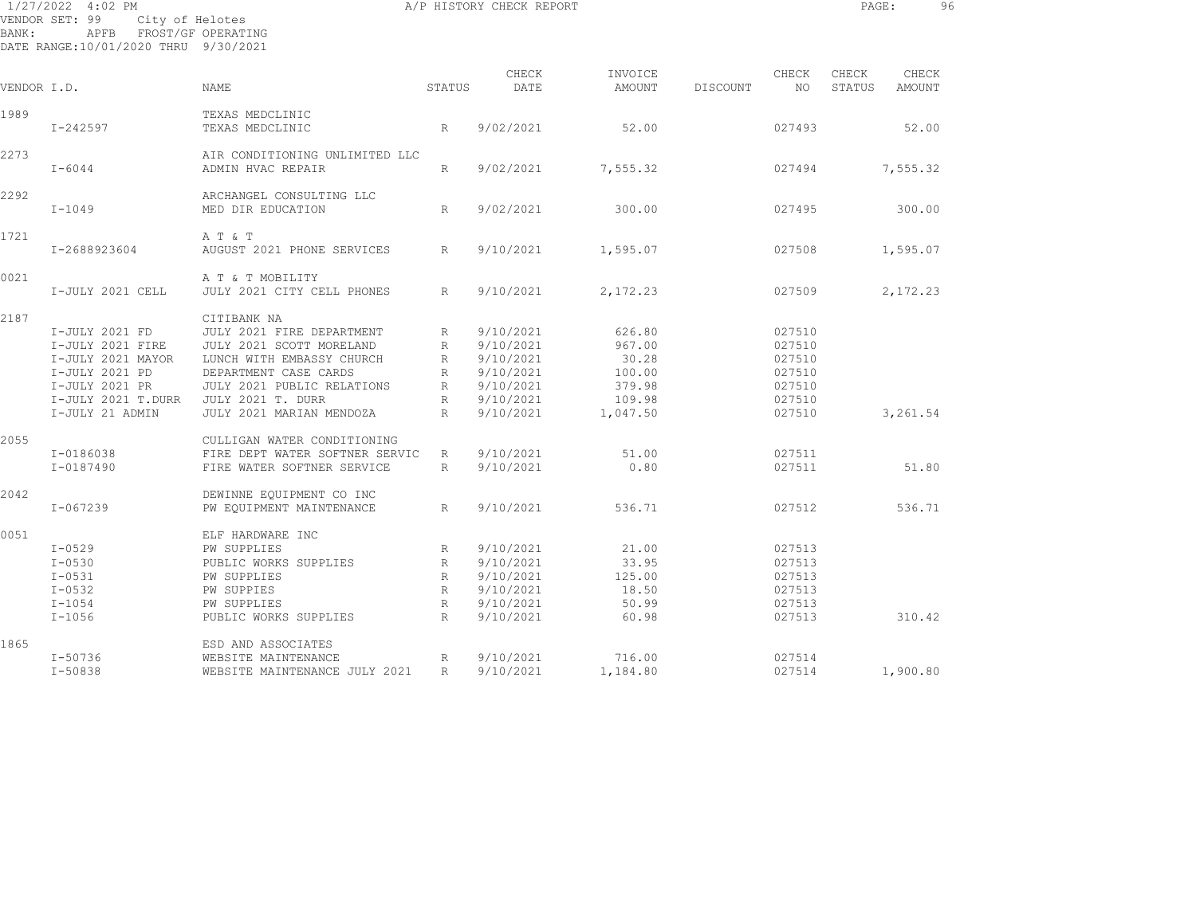1/27/2022 4:02 PM — A/P HISTORY CHECK REPORT

VENDOR SET: 99 City of Helotes
BANK: APFB FROST/GF OPERATING
DATE RANGE:10/01/2020 THRU 9/30/2021

| VENDOR I.D. | NAME | STATUS | CHECK DATE | INVOICE AMOUNT | DISCOUNT | CHECK NO | CHECK STATUS | CHECK AMOUNT |
|---|---|---|---|---|---|---|---|---|
| 1989 | TEXAS MEDCLINIC | | | | | | | |
| I-242597 | TEXAS MEDCLINIC | R | 9/02/2021 | 52.00 | | 027493 | | 52.00 |
| 2273 | AIR CONDITIONING UNLIMITED LLC | | | | | | | |
| I-6044 | ADMIN HVAC REPAIR | R | 9/02/2021 | 7,555.32 | | 027494 | | 7,555.32 |
| 2292 | ARCHANGEL CONSULTING LLC | | | | | | | |
| I-1049 | MED DIR EDUCATION | R | 9/02/2021 | 300.00 | | 027495 | | 300.00 |
| 1721 | A T & T | | | | | | | |
| I-2688923604 | AUGUST 2021 PHONE SERVICES | R | 9/10/2021 | 1,595.07 | | 027508 | | 1,595.07 |
| 0021 | A T & T MOBILITY | | | | | | | |
| I-JULY 2021 CELL | JULY 2021 CITY CELL PHONES | R | 9/10/2021 | 2,172.23 | | 027509 | | 2,172.23 |
| 2187 | CITIBANK NA | | | | | | | |
| I-JULY 2021 FD | JULY 2021 FIRE DEPARTMENT | R | 9/10/2021 | 626.80 | | 027510 | | |
| I-JULY 2021 FIRE | JULY 2021 SCOTT MORELAND | R | 9/10/2021 | 967.00 | | 027510 | | |
| I-JULY 2021 MAYOR | LUNCH WITH EMBASSY CHURCH | R | 9/10/2021 | 30.28 | | 027510 | | |
| I-JULY 2021 PD | DEPARTMENT CASE CARDS | R | 9/10/2021 | 100.00 | | 027510 | | |
| I-JULY 2021 PR | JULY 2021 PUBLIC RELATIONS | R | 9/10/2021 | 379.98 | | 027510 | | |
| I-JULY 2021 T.DURR | JULY 2021 T. DURR | R | 9/10/2021 | 109.98 | | 027510 | | |
| I-JULY 21 ADMIN | JULY 2021 MARIAN MENDOZA | R | 9/10/2021 | 1,047.50 | | 027510 | | 3,261.54 |
| 2055 | CULLIGAN WATER CONDITIONING | | | | | | | |
| I-0186038 | FIRE DEPT WATER SOFTNER SERVIC | R | 9/10/2021 | 51.00 | | 027511 | | |
| I-0187490 | FIRE WATER SOFTNER SERVICE | R | 9/10/2021 | 0.80 | | 027511 | | 51.80 |
| 2042 | DEWINNE EQUIPMENT CO INC | | | | | | | |
| I-067239 | PW EQUIPMENT MAINTENANCE | R | 9/10/2021 | 536.71 | | 027512 | | 536.71 |
| 0051 | ELF HARDWARE INC | | | | | | | |
| I-0529 | PW SUPPLIES | R | 9/10/2021 | 21.00 | | 027513 | | |
| I-0530 | PUBLIC WORKS SUPPLIES | R | 9/10/2021 | 33.95 | | 027513 | | |
| I-0531 | PW SUPPLIES | R | 9/10/2021 | 125.00 | | 027513 | | |
| I-0532 | PW SUPPIES | R | 9/10/2021 | 18.50 | | 027513 | | |
| I-1054 | PW SUPPLIES | R | 9/10/2021 | 50.99 | | 027513 | | |
| I-1056 | PUBLIC WORKS SUPPLIES | R | 9/10/2021 | 60.98 | | 027513 | | 310.42 |
| 1865 | ESD AND ASSOCIATES | | | | | | | |
| I-50736 | WEBSITE MAINTENANCE | R | 9/10/2021 | 716.00 | | 027514 | | |
| I-50838 | WEBSITE MAINTENANCE JULY 2021 | R | 9/10/2021 | 1,184.80 | | 027514 | | 1,900.80 |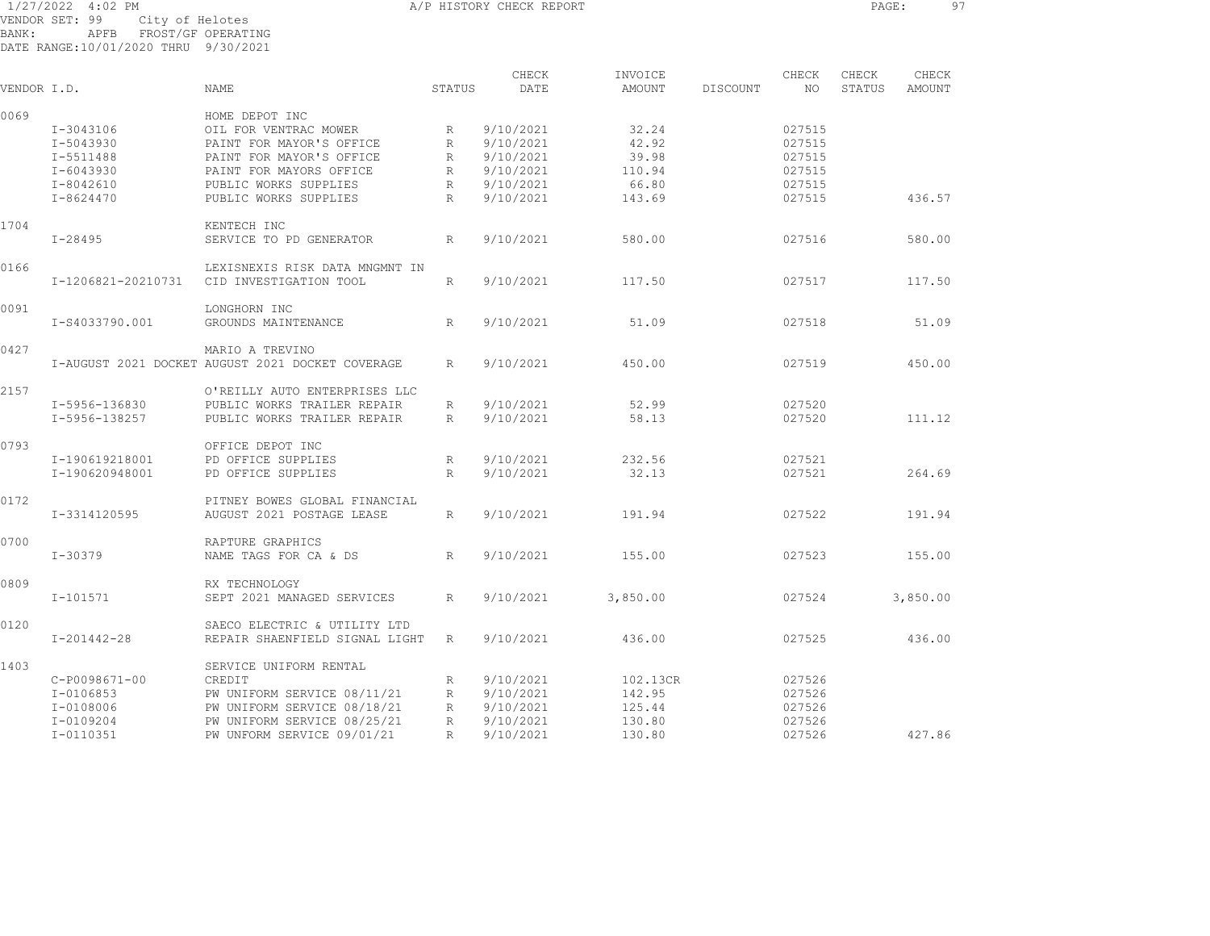1/27/2022 4:02 PM A/P HISTORY CHECK REPORT
VENDOR SET: 99 City of Helotes
BANK: APFB FROST/GF OPERATING
DATE RANGE:10/01/2020 THRU 9/30/2021

| VENDOR I.D. | | NAME | STATUS | CHECK DATE | INVOICE AMOUNT | DISCOUNT | CHECK NO | CHECK STATUS | CHECK AMOUNT |
|---|---|---|---|---|---|---|---|---|---|
| 0069 | | HOME DEPOT INC | | | | | | | |
| | I-3043106 | OIL FOR VENTRAC MOWER | R | 9/10/2021 | 32.24 | | 027515 | | |
| | I-5043930 | PAINT FOR MAYOR'S OFFICE | R | 9/10/2021 | 42.92 | | 027515 | | |
| | I-5511488 | PAINT FOR MAYOR'S OFFICE | R | 9/10/2021 | 39.98 | | 027515 | | |
| | I-6043930 | PAINT FOR MAYORS OFFICE | R | 9/10/2021 | 110.94 | | 027515 | | |
| | I-8042610 | PUBLIC WORKS SUPPLIES | R | 9/10/2021 | 66.80 | | 027515 | | |
| | I-8624470 | PUBLIC WORKS SUPPLIES | R | 9/10/2021 | 143.69 | | 027515 | | 436.57 |
| 1704 | | KENTECH INC | | | | | | | |
| | I-28495 | SERVICE TO PD GENERATOR | R | 9/10/2021 | 580.00 | | 027516 | | 580.00 |
| 0166 | | LEXISNEXIS RISK DATA MNGMNT IN | | | | | | | |
| | I-1206821-20210731 | CID INVESTIGATION TOOL | R | 9/10/2021 | 117.50 | | 027517 | | 117.50 |
| 0091 | | LONGHORN INC | | | | | | | |
| | I-S4033790.001 | GROUNDS MAINTENANCE | R | 9/10/2021 | 51.09 | | 027518 | | 51.09 |
| 0427 | | MARIO A TREVINO | | | | | | | |
| | I-AUGUST 2021 DOCKET | AUGUST 2021 DOCKET COVERAGE | R | 9/10/2021 | 450.00 | | 027519 | | 450.00 |
| 2157 | | O'REILLY AUTO ENTERPRISES LLC | | | | | | | |
| | I-5956-136830 | PUBLIC WORKS TRAILER REPAIR | R | 9/10/2021 | 52.99 | | 027520 | | |
| | I-5956-138257 | PUBLIC WORKS TRAILER REPAIR | R | 9/10/2021 | 58.13 | | 027520 | | 111.12 |
| 0793 | | OFFICE DEPOT INC | | | | | | | |
| | I-190619218001 | PD OFFICE SUPPLIES | R | 9/10/2021 | 232.56 | | 027521 | | |
| | I-190620948001 | PD OFFICE SUPPLIES | R | 9/10/2021 | 32.13 | | 027521 | | 264.69 |
| 0172 | | PITNEY BOWES GLOBAL FINANCIAL | | | | | | | |
| | I-3314120595 | AUGUST 2021 POSTAGE LEASE | R | 9/10/2021 | 191.94 | | 027522 | | 191.94 |
| 0700 | | RAPTURE GRAPHICS | | | | | | | |
| | I-30379 | NAME TAGS FOR CA & DS | R | 9/10/2021 | 155.00 | | 027523 | | 155.00 |
| 0809 | | RX TECHNOLOGY | | | | | | | |
| | I-101571 | SEPT 2021 MANAGED SERVICES | R | 9/10/2021 | 3,850.00 | | 027524 | | 3,850.00 |
| 0120 | | SAECO ELECTRIC & UTILITY LTD | | | | | | | |
| | I-201442-28 | REPAIR SHAENFIELD SIGNAL LIGHT | R | 9/10/2021 | 436.00 | | 027525 | | 436.00 |
| 1403 | | SERVICE UNIFORM RENTAL | | | | | | | |
| | C-P0098671-00 | CREDIT | R | 9/10/2021 | 102.13CR | | 027526 | | |
| | I-0106853 | PW UNIFORM SERVICE 08/11/21 | R | 9/10/2021 | 142.95 | | 027526 | | |
| | I-0108006 | PW UNIFORM SERVICE 08/18/21 | R | 9/10/2021 | 125.44 | | 027526 | | |
| | I-0109204 | PW UNIFORM SERVICE 08/25/21 | R | 9/10/2021 | 130.80 | | 027526 | | |
| | I-0110351 | PW UNFORM SERVICE 09/01/21 | R | 9/10/2021 | 130.80 | | 027526 | | 427.86 |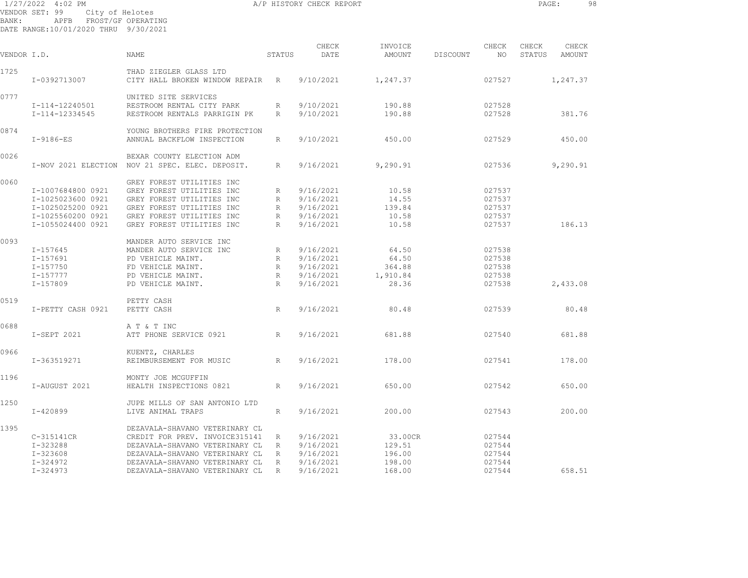1/27/2022 4:02 PM A/P HISTORY CHECK REPORT

VENDOR SET: 99 City of Helotes
BANK: APFB FROST/GF OPERATING
DATE RANGE:10/01/2020 THRU 9/30/2021

| VENDOR I.D. | NAME | STATUS | CHECK DATE | INVOICE AMOUNT | DISCOUNT | CHECK NO | CHECK STATUS | CHECK AMOUNT |
|---|---|---|---|---|---|---|---|---|
| 1725 | THAD ZIEGLER GLASS LTD | | | | | | | |
| I-0392713007 | CITY HALL BROKEN WINDOW REPAIR | R | 9/10/2021 | 1,247.37 | | 027527 | | 1,247.37 |
| 0777 | UNITED SITE SERVICES | | | | | | | |
| I-114-12240501 | RESTROOM RENTAL CITY PARK | R | 9/10/2021 | 190.88 | | 027528 | | |
| I-114-12334545 | RESTROOM RENTALS PARRIGIN PK | R | 9/10/2021 | 190.88 | | 027528 | | 381.76 |
| 0874 | YOUNG BROTHERS FIRE PROTECTION | | | | | | | |
| I-9186-ES | ANNUAL BACKFLOW INSPECTION | R | 9/10/2021 | 450.00 | | 027529 | | 450.00 |
| 0026 | BEXAR COUNTY ELECTION ADM | | | | | | | |
| I-NOV 2021 ELECTION | NOV 21 SPEC. ELEC. DEPOSIT. | R | 9/16/2021 | 9,290.91 | | 027536 | | 9,290.91 |
| 0060 | GREY FOREST UTILITIES INC | | | | | | | |
| I-1007684800 0921 | GREY FOREST UTILITIES INC | R | 9/16/2021 | 10.58 | | 027537 | | |
| I-1025023600 0921 | GREY FOREST UTILITIES INC | R | 9/16/2021 | 14.55 | | 027537 | | |
| I-1025025200 0921 | GREY FOREST UTILITIES INC | R | 9/16/2021 | 139.84 | | 027537 | | |
| I-1025560200 0921 | GREY FOREST UTILITIES INC | R | 9/16/2021 | 10.58 | | 027537 | | |
| I-1055024400 0921 | GREY FOREST UTILITIES INC | R | 9/16/2021 | 10.58 | | 027537 | | 186.13 |
| 0093 | MANDER AUTO SERVICE INC | | | | | | | |
| I-157645 | MANDER AUTO SERVICE INC | R | 9/16/2021 | 64.50 | | 027538 | | |
| I-157691 | PD VEHICLE MAINT. | R | 9/16/2021 | 64.50 | | 027538 | | |
| I-157750 | FD VEHICLE MAINT. | R | 9/16/2021 | 364.88 | | 027538 | | |
| I-157777 | PD VEHICLE MAINT. | R | 9/16/2021 | 1,910.84 | | 027538 | | |
| I-157809 | PD VEHICLE MAINT. | R | 9/16/2021 | 28.36 | | 027538 | | 2,433.08 |
| 0519 | PETTY CASH | | | | | | | |
| I-PETTY CASH 0921 | PETTY CASH | R | 9/16/2021 | 80.48 | | 027539 | | 80.48 |
| 0688 | A T & T INC | | | | | | | |
| I-SEPT 2021 | ATT PHONE SERVICE 0921 | R | 9/16/2021 | 681.88 | | 027540 | | 681.88 |
| 0966 | KUENTZ, CHARLES | | | | | | | |
| I-363519271 | REIMBURSEMENT FOR MUSIC | R | 9/16/2021 | 178.00 | | 027541 | | 178.00 |
| 1196 | MONTY JOE MCGUFFIN | | | | | | | |
| I-AUGUST 2021 | HEALTH INSPECTIONS 0821 | R | 9/16/2021 | 650.00 | | 027542 | | 650.00 |
| 1250 | JUPE MILLS OF SAN ANTONIO LTD | | | | | | | |
| I-420899 | LIVE ANIMAL TRAPS | R | 9/16/2021 | 200.00 | | 027543 | | 200.00 |
| 1395 | DEZAVALA-SHAVANO VETERINARY CL | | | | | | | |
| C-315141CR | CREDIT FOR PREV. INVOICE315141 | R | 9/16/2021 | 33.00CR | | 027544 | | |
| I-323288 | DEZAVALA-SHAVANO VETERINARY CL | R | 9/16/2021 | 129.51 | | 027544 | | |
| I-323608 | DEZAVALA-SHAVANO VETERINARY CL | R | 9/16/2021 | 196.00 | | 027544 | | |
| I-324972 | DEZAVALA-SHAVANO VETERINARY CL | R | 9/16/2021 | 198.00 | | 027544 | | |
| I-324973 | DEZAVALA-SHAVANO VETERINARY CL | R | 9/16/2021 | 168.00 | | 027544 | | 658.51 |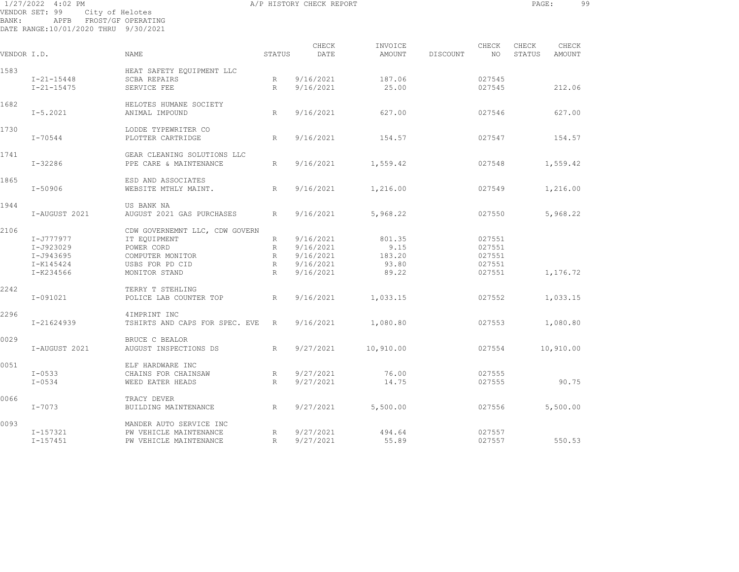A/P HISTORY CHECK REPORT

VENDOR SET: 99 City of Helotes
BANK: APFB FROST/GF OPERATING
DATE RANGE:10/01/2020 THRU 9/30/2021

| VENDOR I.D. | | NAME | STATUS | CHECK DATE | INVOICE AMOUNT | DISCOUNT | CHECK NO | CHECK STATUS | CHECK AMOUNT |
|---|---|---|---|---|---|---|---|---|---|
| 1583 | | HEAT SAFETY EQUIPMENT LLC | | | | | | | |
| | I-21-15448 | SCBA REPAIRS | R | 9/16/2021 | 187.06 | | 027545 | | |
| | I-21-15475 | SERVICE FEE | R | 9/16/2021 | 25.00 | | 027545 | | 212.06 |
| 1682 | | HELOTES HUMANE SOCIETY | | | | | | | |
| | I-5.2021 | ANIMAL IMPOUND | R | 9/16/2021 | 627.00 | | 027546 | | 627.00 |
| 1730 | | LODDE TYPEWRITER CO | | | | | | | |
| | I-70544 | PLOTTER CARTRIDGE | R | 9/16/2021 | 154.57 | | 027547 | | 154.57 |
| 1741 | | GEAR CLEANING SOLUTIONS LLC | | | | | | | |
| | I-32286 | PPE CARE & MAINTENANCE | R | 9/16/2021 | 1,559.42 | | 027548 | | 1,559.42 |
| 1865 | | ESD AND ASSOCIATES | | | | | | | |
| | I-50906 | WEBSITE MTHLY MAINT. | R | 9/16/2021 | 1,216.00 | | 027549 | | 1,216.00 |
| 1944 | | US BANK NA | | | | | | | |
| | I-AUGUST 2021 | AUGUST 2021 GAS PURCHASES | R | 9/16/2021 | 5,968.22 | | 027550 | | 5,968.22 |
| 2106 | | CDW GOVERNEMNT LLC, CDW GOVERN | | | | | | | |
| | I-J777977 | IT EQUIPMENT | R | 9/16/2021 | 801.35 | | 027551 | | |
| | I-J923029 | POWER CORD | R | 9/16/2021 | 9.15 | | 027551 | | |
| | I-J943695 | COMPUTER MONITOR | R | 9/16/2021 | 183.20 | | 027551 | | |
| | I-K145424 | USBS FOR PD CID | R | 9/16/2021 | 93.80 | | 027551 | | |
| | I-K234566 | MONITOR STAND | R | 9/16/2021 | 89.22 | | 027551 | | 1,176.72 |
| 2242 | | TERRY T STEHLING | | | | | | | |
| | I-091021 | POLICE LAB COUNTER TOP | R | 9/16/2021 | 1,033.15 | | 027552 | | 1,033.15 |
| 2296 | | 4IMPRINT INC | | | | | | | |
| | I-21624939 | TSHIRTS AND CAPS FOR SPEC. EVE | R | 9/16/2021 | 1,080.80 | | 027553 | | 1,080.80 |
| 0029 | | BRUCE C BEALOR | | | | | | | |
| | I-AUGUST 2021 | AUGUST INSPECTIONS DS | R | 9/27/2021 | 10,910.00 | | 027554 | | 10,910.00 |
| 0051 | | ELF HARDWARE INC | | | | | | | |
| | I-0533 | CHAINS FOR CHAINSAW | R | 9/27/2021 | 76.00 | | 027555 | | |
| | I-0534 | WEED EATER HEADS | R | 9/27/2021 | 14.75 | | 027555 | | 90.75 |
| 0066 | | TRACY DEVER | | | | | | | |
| | I-7073 | BUILDING MAINTENANCE | R | 9/27/2021 | 5,500.00 | | 027556 | | 5,500.00 |
| 0093 | | MANDER AUTO SERVICE INC | | | | | | | |
| | I-157321 | PW VEHICLE MAINTENANCE | R | 9/27/2021 | 494.64 | | 027557 | | |
| | I-157451 | PW VEHICLE MAINTENANCE | R | 9/27/2021 | 55.89 | | 027557 | | 550.53 |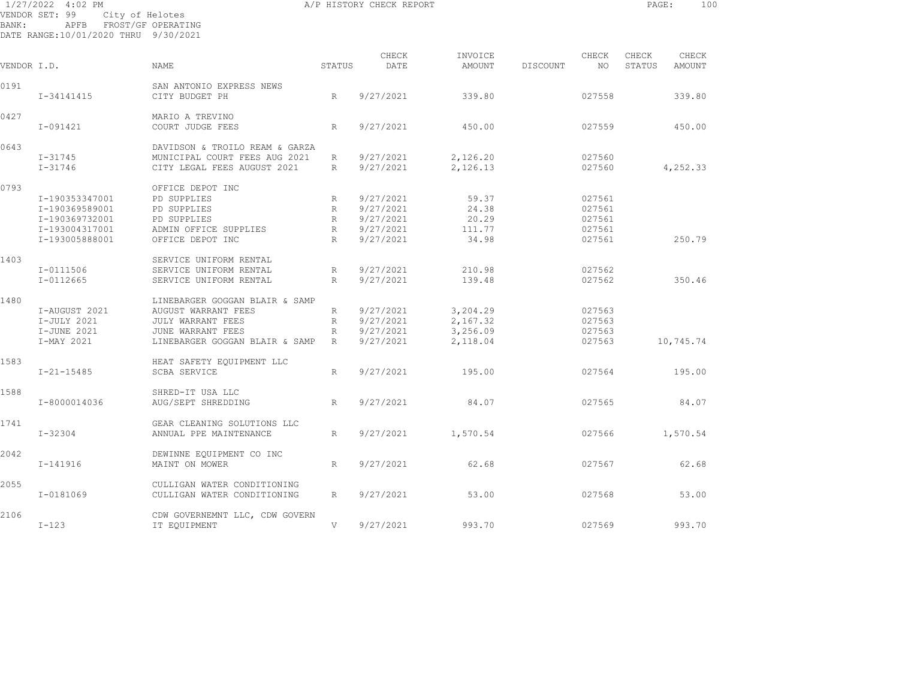1/27/2022 4:02 PM A/P HISTORY CHECK REPORT

VENDOR SET: 99 City of Helotes
BANK: APFB FROST/GF OPERATING
DATE RANGE:10/01/2020 THRU 9/30/2021

| VENDOR I.D. | | NAME | STATUS | CHECK DATE | INVOICE AMOUNT | DISCOUNT | CHECK NO | CHECK STATUS | CHECK AMOUNT |
|---|---|---|---|---|---|---|---|---|---|
| 0191 | | SAN ANTONIO EXPRESS NEWS | | | | | | | |
| | I-34141415 | CITY BUDGET PH | R | 9/27/2021 | 339.80 | | 027558 | | 339.80 |
| 0427 | | MARIO A TREVINO | | | | | | | |
| | I-091421 | COURT JUDGE FEES | R | 9/27/2021 | 450.00 | | 027559 | | 450.00 |
| 0643 | | DAVIDSON & TROILO REAM & GARZA | | | | | | | |
| | I-31745 | MUNICIPAL COURT FEES AUG 2021 | R | 9/27/2021 | 2,126.20 | | 027560 | | |
| | I-31746 | CITY LEGAL FEES AUGUST 2021 | R | 9/27/2021 | 2,126.13 | | 027560 | | 4,252.33 |
| 0793 | | OFFICE DEPOT INC | | | | | | | |
| | I-190353347001 | PD SUPPLIES | R | 9/27/2021 | 59.37 | | 027561 | | |
| | I-190369589001 | PD SUPPLIES | R | 9/27/2021 | 24.38 | | 027561 | | |
| | I-190369732001 | PD SUPPLIES | R | 9/27/2021 | 20.29 | | 027561 | | |
| | I-193004317001 | ADMIN OFFICE SUPPLIES | R | 9/27/2021 | 111.77 | | 027561 | | |
| | I-193005888001 | OFFICE DEPOT INC | R | 9/27/2021 | 34.98 | | 027561 | | 250.79 |
| 1403 | | SERVICE UNIFORM RENTAL | | | | | | | |
| | I-0111506 | SERVICE UNIFORM RENTAL | R | 9/27/2021 | 210.98 | | 027562 | | |
| | I-0112665 | SERVICE UNIFORM RENTAL | R | 9/27/2021 | 139.48 | | 027562 | | 350.46 |
| 1480 | | LINEBARGER GOGGAN BLAIR & SAMP | | | | | | | |
| | I-AUGUST 2021 | AUGUST WARRANT FEES | R | 9/27/2021 | 3,204.29 | | 027563 | | |
| | I-JULY 2021 | JULY WARRANT FEES | R | 9/27/2021 | 2,167.32 | | 027563 | | |
| | I-JUNE 2021 | JUNE WARRANT FEES | R | 9/27/2021 | 3,256.09 | | 027563 | | |
| | I-MAY 2021 | LINEBARGER GOGGAN BLAIR & SAMP | R | 9/27/2021 | 2,118.04 | | 027563 | | 10,745.74 |
| 1583 | | HEAT SAFETY EQUIPMENT LLC | | | | | | | |
| | I-21-15485 | SCBA SERVICE | R | 9/27/2021 | 195.00 | | 027564 | | 195.00 |
| 1588 | | SHRED-IT USA LLC | | | | | | | |
| | I-8000014036 | AUG/SEPT SHREDDING | R | 9/27/2021 | 84.07 | | 027565 | | 84.07 |
| 1741 | | GEAR CLEANING SOLUTIONS LLC | | | | | | | |
| | I-32304 | ANNUAL PPE MAINTENANCE | R | 9/27/2021 | 1,570.54 | | 027566 | | 1,570.54 |
| 2042 | | DEWINNE EQUIPMENT CO INC | | | | | | | |
| | I-141916 | MAINT ON MOWER | R | 9/27/2021 | 62.68 | | 027567 | | 62.68 |
| 2055 | | CULLIGAN WATER CONDITIONING | | | | | | | |
| | I-0181069 | CULLIGAN WATER CONDITIONING | R | 9/27/2021 | 53.00 | | 027568 | | 53.00 |
| 2106 | | CDW GOVERNEMNT LLC, CDW GOVERN | | | | | | | |
| | I-123 | IT EQUIPMENT | V | 9/27/2021 | 993.70 | | 027569 | | 993.70 |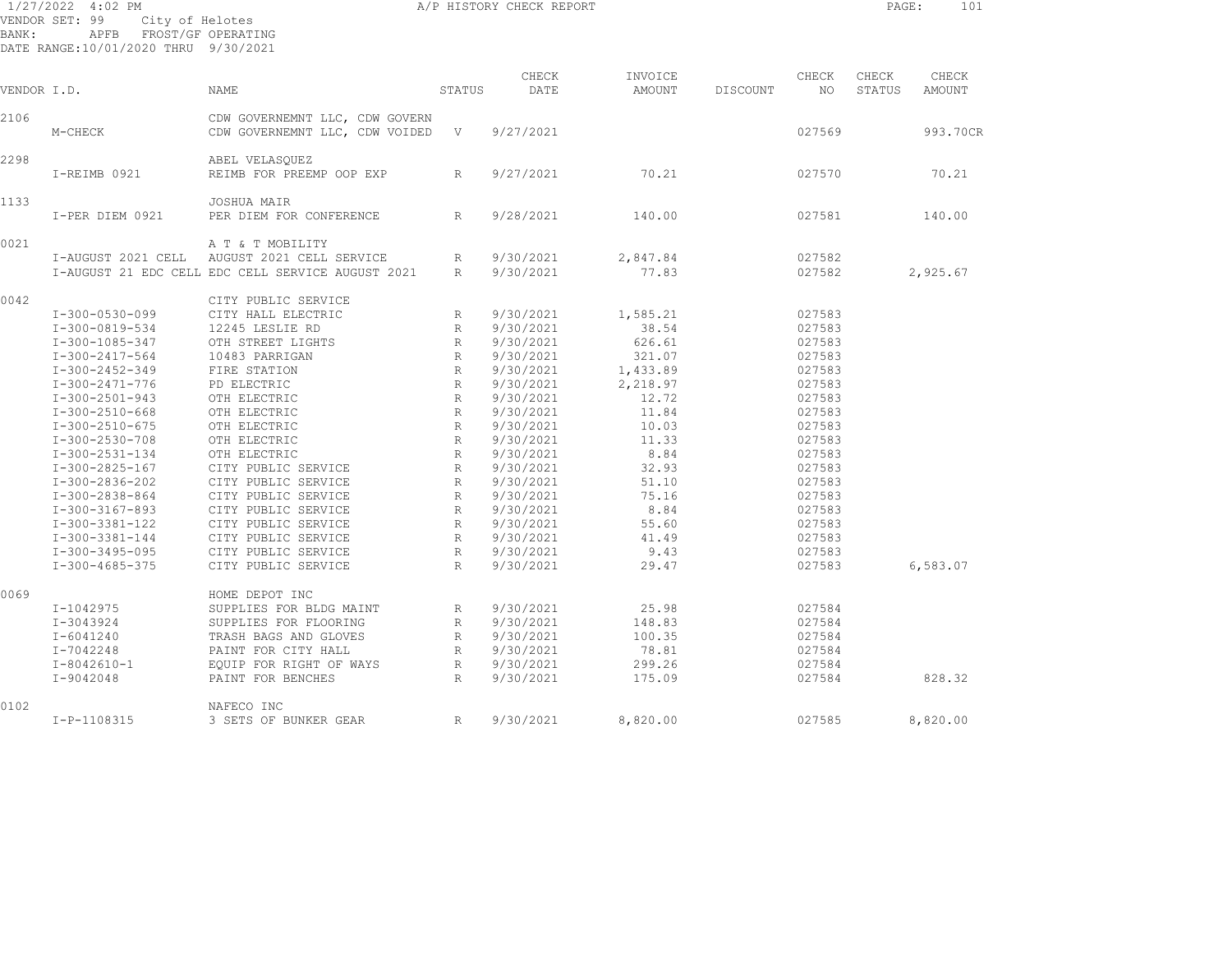1/27/2022 4:02 PM A/P HISTORY CHECK REPORT

VENDOR SET: 99 City of Helotes
BANK: APFB FROST/GF OPERATING
DATE RANGE:10/01/2020 THRU 9/30/2021

| VENDOR I.D. | | NAME | STATUS | CHECK DATE | INVOICE AMOUNT | DISCOUNT | CHECK NO | CHECK STATUS | CHECK AMOUNT |
|---|---|---|---|---|---|---|---|---|---|
| 2106 | | CDW GOVERNEMNT LLC, CDW GOVERN | | | | | | | |
| | M-CHECK | CDW GOVERNEMNT LLC, CDW VOIDED | V | 9/27/2021 | | | 027569 | | 993.70CR |
| 2298 | | ABEL VELASQUEZ | | | | | | | |
| | I-REIMB 0921 | REIMB FOR PREEMP OOP EXP | R | 9/27/2021 | 70.21 | | 027570 | | 70.21 |
| 1133 | | JOSHUA MAIR | | | | | | | |
| | I-PER DIEM 0921 | PER DIEM FOR CONFERENCE | R | 9/28/2021 | 140.00 | | 027581 | | 140.00 |
| 0021 | | A T & T MOBILITY | | | | | | | |
| | I-AUGUST 2021 CELL | AUGUST 2021 CELL SERVICE | R | 9/30/2021 | 2,847.84 | | 027582 | | |
| | I-AUGUST 21 EDC CELL | EDC CELL SERVICE AUGUST 2021 | R | 9/30/2021 | 77.83 | | 027582 | | 2,925.67 |
| 0042 | | CITY PUBLIC SERVICE | | | | | | | |
| | I-300-0530-099 | CITY HALL ELECTRIC | R | 9/30/2021 | 1,585.21 | | 027583 | | |
| | I-300-0819-534 | 12245 LESLIE RD | R | 9/30/2021 | 38.54 | | 027583 | | |
| | I-300-1085-347 | OTH STREET LIGHTS | R | 9/30/2021 | 626.61 | | 027583 | | |
| | I-300-2417-564 | 10483 PARRIGAN | R | 9/30/2021 | 321.07 | | 027583 | | |
| | I-300-2452-349 | FIRE STATION | R | 9/30/2021 | 1,433.89 | | 027583 | | |
| | I-300-2471-776 | PD ELECTRIC | R | 9/30/2021 | 2,218.97 | | 027583 | | |
| | I-300-2501-943 | OTH ELECTRIC | R | 9/30/2021 | 12.72 | | 027583 | | |
| | I-300-2510-668 | OTH ELECTRIC | R | 9/30/2021 | 11.84 | | 027583 | | |
| | I-300-2510-675 | OTH ELECTRIC | R | 9/30/2021 | 10.03 | | 027583 | | |
| | I-300-2530-708 | OTH ELECTRIC | R | 9/30/2021 | 11.33 | | 027583 | | |
| | I-300-2531-134 | OTH ELECTRIC | R | 9/30/2021 | 8.84 | | 027583 | | |
| | I-300-2825-167 | CITY PUBLIC SERVICE | R | 9/30/2021 | 32.93 | | 027583 | | |
| | I-300-2836-202 | CITY PUBLIC SERVICE | R | 9/30/2021 | 51.10 | | 027583 | | |
| | I-300-2838-864 | CITY PUBLIC SERVICE | R | 9/30/2021 | 75.16 | | 027583 | | |
| | I-300-3167-893 | CITY PUBLIC SERVICE | R | 9/30/2021 | 8.84 | | 027583 | | |
| | I-300-3381-122 | CITY PUBLIC SERVICE | R | 9/30/2021 | 55.60 | | 027583 | | |
| | I-300-3381-144 | CITY PUBLIC SERVICE | R | 9/30/2021 | 41.49 | | 027583 | | |
| | I-300-3495-095 | CITY PUBLIC SERVICE | R | 9/30/2021 | 9.43 | | 027583 | | |
| | I-300-4685-375 | CITY PUBLIC SERVICE | R | 9/30/2021 | 29.47 | | 027583 | | 6,583.07 |
| 0069 | | HOME DEPOT INC | | | | | | | |
| | I-1042975 | SUPPLIES FOR BLDG MAINT | R | 9/30/2021 | 25.98 | | 027584 | | |
| | I-3043924 | SUPPLIES FOR FLOORING | R | 9/30/2021 | 148.83 | | 027584 | | |
| | I-6041240 | TRASH BAGS AND GLOVES | R | 9/30/2021 | 100.35 | | 027584 | | |
| | I-7042248 | PAINT FOR CITY HALL | R | 9/30/2021 | 78.81 | | 027584 | | |
| | I-8042610-1 | EQUIP FOR RIGHT OF WAYS | R | 9/30/2021 | 299.26 | | 027584 | | |
| | I-9042048 | PAINT FOR BENCHES | R | 9/30/2021 | 175.09 | | 027584 | | 828.32 |
| 0102 | | NAFECO INC | | | | | | | |
| | I-P-1108315 | 3 SETS OF BUNKER GEAR | R | 9/30/2021 | 8,820.00 | | 027585 | | 8,820.00 |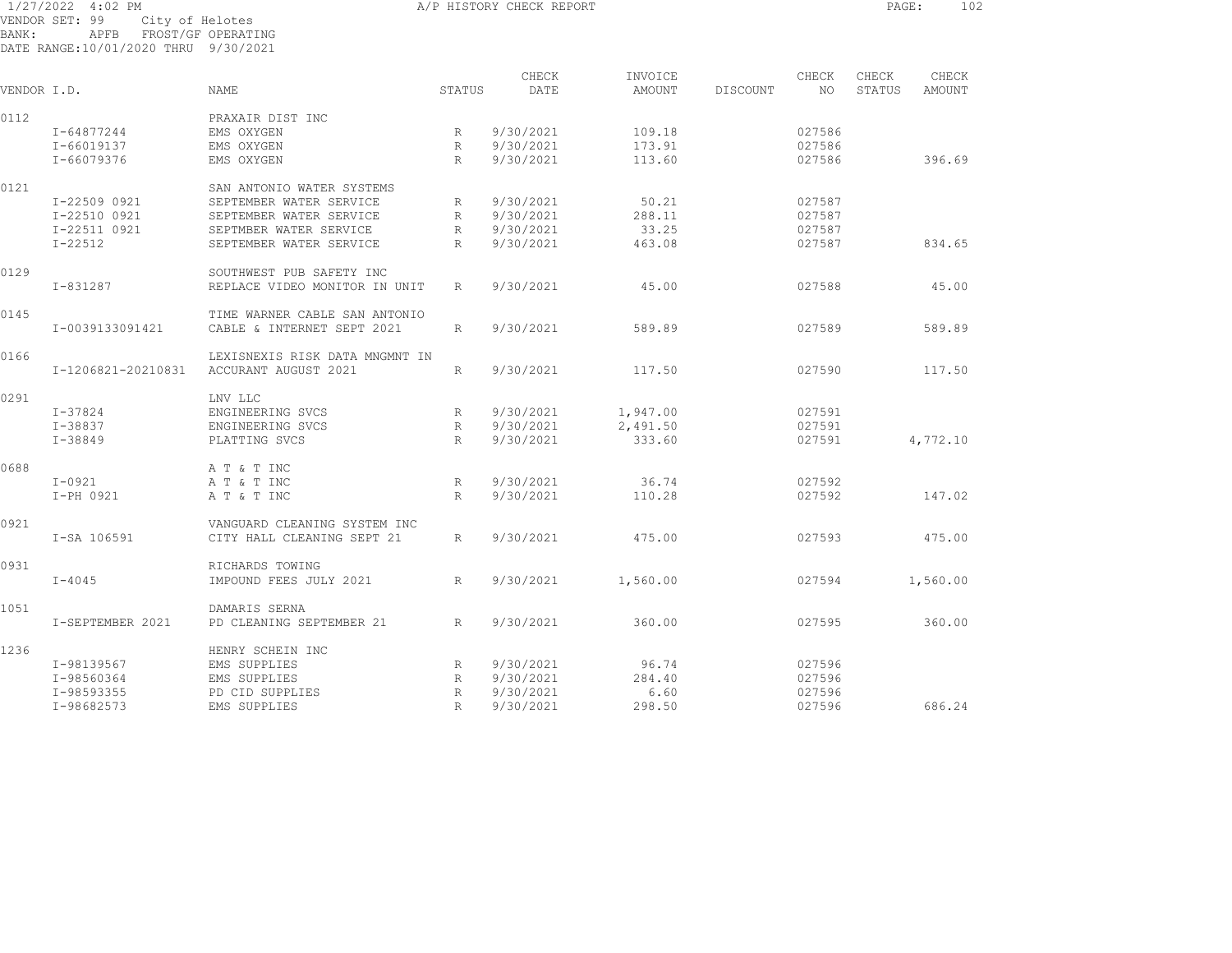1/27/2022 4:02 PM A/P HISTORY CHECK REPORT

VENDOR SET: 99 City of Helotes
BANK: APFB FROST/GF OPERATING
DATE RANGE:10/01/2020 THRU 9/30/2021

| VENDOR I.D. | NAME | STATUS | CHECK DATE | INVOICE AMOUNT | DISCOUNT | CHECK NO | CHECK STATUS | CHECK AMOUNT |
|---|---|---|---|---|---|---|---|---|
| 0112 | PRAXAIR DIST INC | | | | | | | |
| I-64877244 | EMS OXYGEN | R | 9/30/2021 | 109.18 | | 027586 | | |
| I-66019137 | EMS OXYGEN | R | 9/30/2021 | 173.91 | | 027586 | | |
| I-66079376 | EMS OXYGEN | R | 9/30/2021 | 113.60 | | 027586 | | 396.69 |
| 0121 | SAN ANTONIO WATER SYSTEMS | | | | | | | |
| I-22509 0921 | SEPTEMBER WATER SERVICE | R | 9/30/2021 | 50.21 | | 027587 | | |
| I-22510 0921 | SEPTEMBER WATER SERVICE | R | 9/30/2021 | 288.11 | | 027587 | | |
| I-22511 0921 | SEPTMBER WATER SERVICE | R | 9/30/2021 | 33.25 | | 027587 | | |
| I-22512 | SEPTEMBER WATER SERVICE | R | 9/30/2021 | 463.08 | | 027587 | | 834.65 |
| 0129 | SOUTHWEST PUB SAFETY INC | | | | | | | |
| I-831287 | REPLACE VIDEO MONITOR IN UNIT | R | 9/30/2021 | 45.00 | | 027588 | | 45.00 |
| 0145 | TIME WARNER CABLE SAN ANTONIO | | | | | | | |
| I-0039133091421 | CABLE & INTERNET SEPT 2021 | R | 9/30/2021 | 589.89 | | 027589 | | 589.89 |
| 0166 | LEXISNEXIS RISK DATA MNGMNT IN | | | | | | | |
| I-1206821-20210831 | ACCURANT AUGUST 2021 | R | 9/30/2021 | 117.50 | | 027590 | | 117.50 |
| 0291 | LNV LLC | | | | | | | |
| I-37824 | ENGINEERING SVCS | R | 9/30/2021 | 1,947.00 | | 027591 | | |
| I-38837 | ENGINEERING SVCS | R | 9/30/2021 | 2,491.50 | | 027591 | | |
| I-38849 | PLATTING SVCS | R | 9/30/2021 | 333.60 | | 027591 | | 4,772.10 |
| 0688 | A T & T INC | | | | | | | |
| I-0921 | A T & T INC | R | 9/30/2021 | 36.74 | | 027592 | | |
| I-PH 0921 | A T & T INC | R | 9/30/2021 | 110.28 | | 027592 | | 147.02 |
| 0921 | VANGUARD CLEANING SYSTEM INC | | | | | | | |
| I-SA 106591 | CITY HALL CLEANING SEPT 21 | R | 9/30/2021 | 475.00 | | 027593 | | 475.00 |
| 0931 | RICHARDS TOWING | | | | | | | |
| I-4045 | IMPOUND FEES JULY 2021 | R | 9/30/2021 | 1,560.00 | | 027594 | | 1,560.00 |
| 1051 | DAMARIS SERNA | | | | | | | |
| I-SEPTEMBER 2021 | PD CLEANING SEPTEMBER 21 | R | 9/30/2021 | 360.00 | | 027595 | | 360.00 |
| 1236 | HENRY SCHEIN INC | | | | | | | |
| I-98139567 | EMS SUPPLIES | R | 9/30/2021 | 96.74 | | 027596 | | |
| I-98560364 | EMS SUPPLIES | R | 9/30/2021 | 284.40 | | 027596 | | |
| I-98593355 | PD CID SUPPLIES | R | 9/30/2021 | 6.60 | | 027596 | | |
| I-98682573 | EMS SUPPLIES | R | 9/30/2021 | 298.50 | | 027596 | | 686.24 |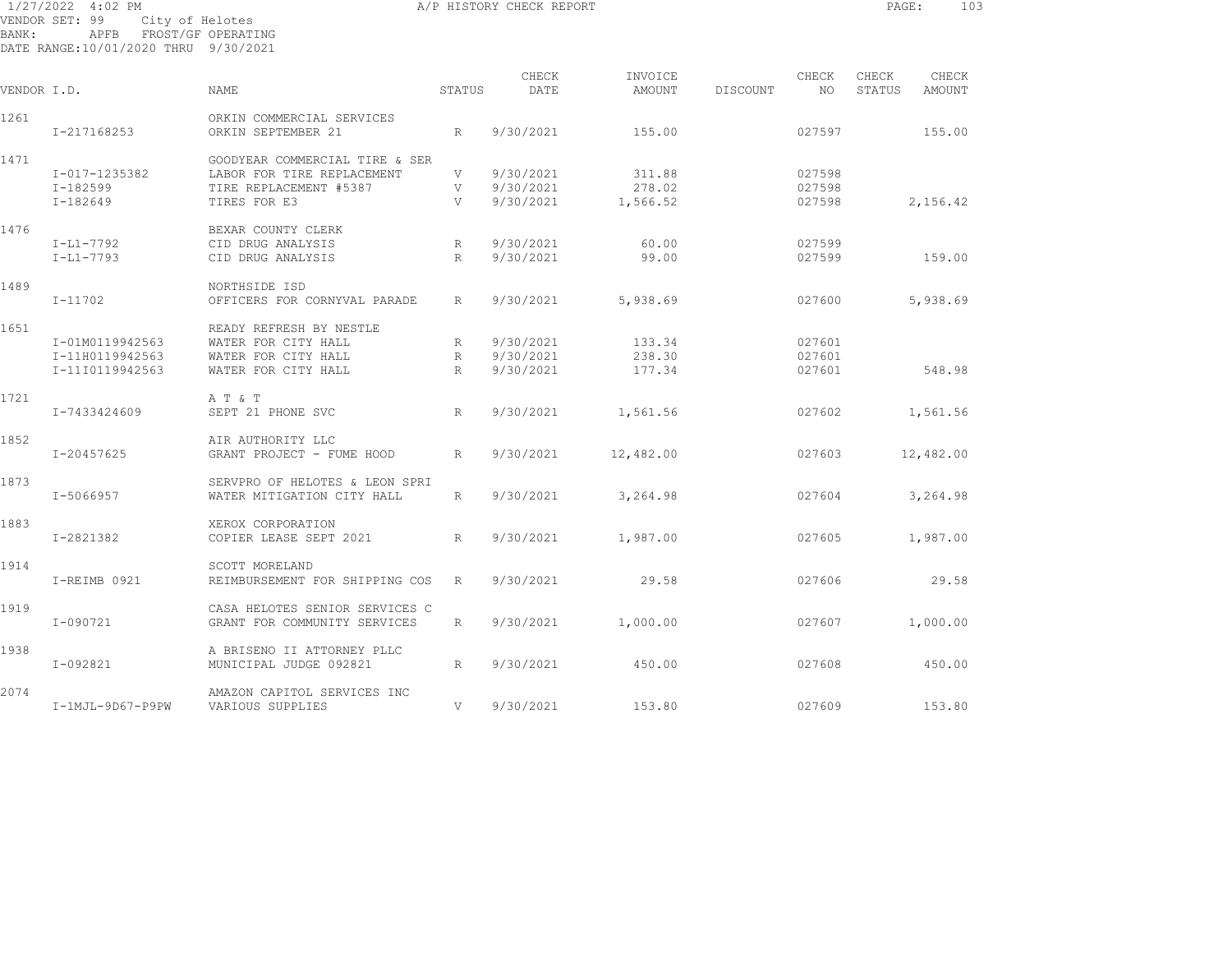1/27/2022 4:02 PM — A/P HISTORY CHECK REPORT

VENDOR SET: 99 City of Helotes
BANK: APFB FROST/GF OPERATING
DATE RANGE: 10/01/2020 THRU 9/30/2021

| VENDOR I.D. | NAME | STATUS | CHECK DATE | INVOICE AMOUNT | DISCOUNT | CHECK NO | CHECK STATUS | CHECK AMOUNT |
|---|---|---|---|---|---|---|---|---|
| 1261 | ORKIN COMMERCIAL SERVICES | | | | | | | |
| I-217168253 | ORKIN SEPTEMBER 21 | R | 9/30/2021 | 155.00 | | 027597 | | 155.00 |
| 1471 | GOODYEAR COMMERCIAL TIRE & SER | | | | | | | |
| I-017-1235382 | LABOR FOR TIRE REPLACEMENT | V | 9/30/2021 | 311.88 | | 027598 | | |
| I-182599 | TIRE REPLACEMENT #5387 | V | 9/30/2021 | 278.02 | | 027598 | | |
| I-182649 | TIRES FOR E3 | V | 9/30/2021 | 1,566.52 | | 027598 | | 2,156.42 |
| 1476 | BEXAR COUNTY CLERK | | | | | | | |
| I-L1-7792 | CID DRUG ANALYSIS | R | 9/30/2021 | 60.00 | | 027599 | | |
| I-L1-7793 | CID DRUG ANALYSIS | R | 9/30/2021 | 99.00 | | 027599 | | 159.00 |
| 1489 | NORTHSIDE ISD | | | | | | | |
| I-11702 | OFFICERS FOR CORNYVAL PARADE | R | 9/30/2021 | 5,938.69 | | 027600 | | 5,938.69 |
| 1651 | READY REFRESH BY NESTLE | | | | | | | |
| I-01M0119942563 | WATER FOR CITY HALL | R | 9/30/2021 | 133.34 | | 027601 | | |
| I-11H0119942563 | WATER FOR CITY HALL | R | 9/30/2021 | 238.30 | | 027601 | | |
| I-11I0119942563 | WATER FOR CITY HALL | R | 9/30/2021 | 177.34 | | 027601 | | 548.98 |
| 1721 | A T & T | | | | | | | |
| I-7433424609 | SEPT 21 PHONE SVC | R | 9/30/2021 | 1,561.56 | | 027602 | | 1,561.56 |
| 1852 | AIR AUTHORITY LLC | | | | | | | |
| I-20457625 | GRANT PROJECT - FUME HOOD | R | 9/30/2021 | 12,482.00 | | 027603 | | 12,482.00 |
| 1873 | SERVPRO OF HELOTES & LEON SPRI | | | | | | | |
| I-5066957 | WATER MITIGATION CITY HALL | R | 9/30/2021 | 3,264.98 | | 027604 | | 3,264.98 |
| 1883 | XEROX CORPORATION | | | | | | | |
| I-2821382 | COPIER LEASE SEPT 2021 | R | 9/30/2021 | 1,987.00 | | 027605 | | 1,987.00 |
| 1914 | SCOTT MORELAND | | | | | | | |
| I-REIMB 0921 | REIMBURSEMENT FOR SHIPPING COS | R | 9/30/2021 | 29.58 | | 027606 | | 29.58 |
| 1919 | CASA HELOTES SENIOR SERVICES C | | | | | | | |
| I-090721 | GRANT FOR COMMUNITY SERVICES | R | 9/30/2021 | 1,000.00 | | 027607 | | 1,000.00 |
| 1938 | A BRISENO II ATTORNEY PLLC | | | | | | | |
| I-092821 | MUNICIPAL JUDGE 092821 | R | 9/30/2021 | 450.00 | | 027608 | | 450.00 |
| 2074 | AMAZON CAPITOL SERVICES INC | | | | | | | |
| I-1MJL-9D67-P9PW | VARIOUS SUPPLIES | V | 9/30/2021 | 153.80 | | 027609 | | 153.80 |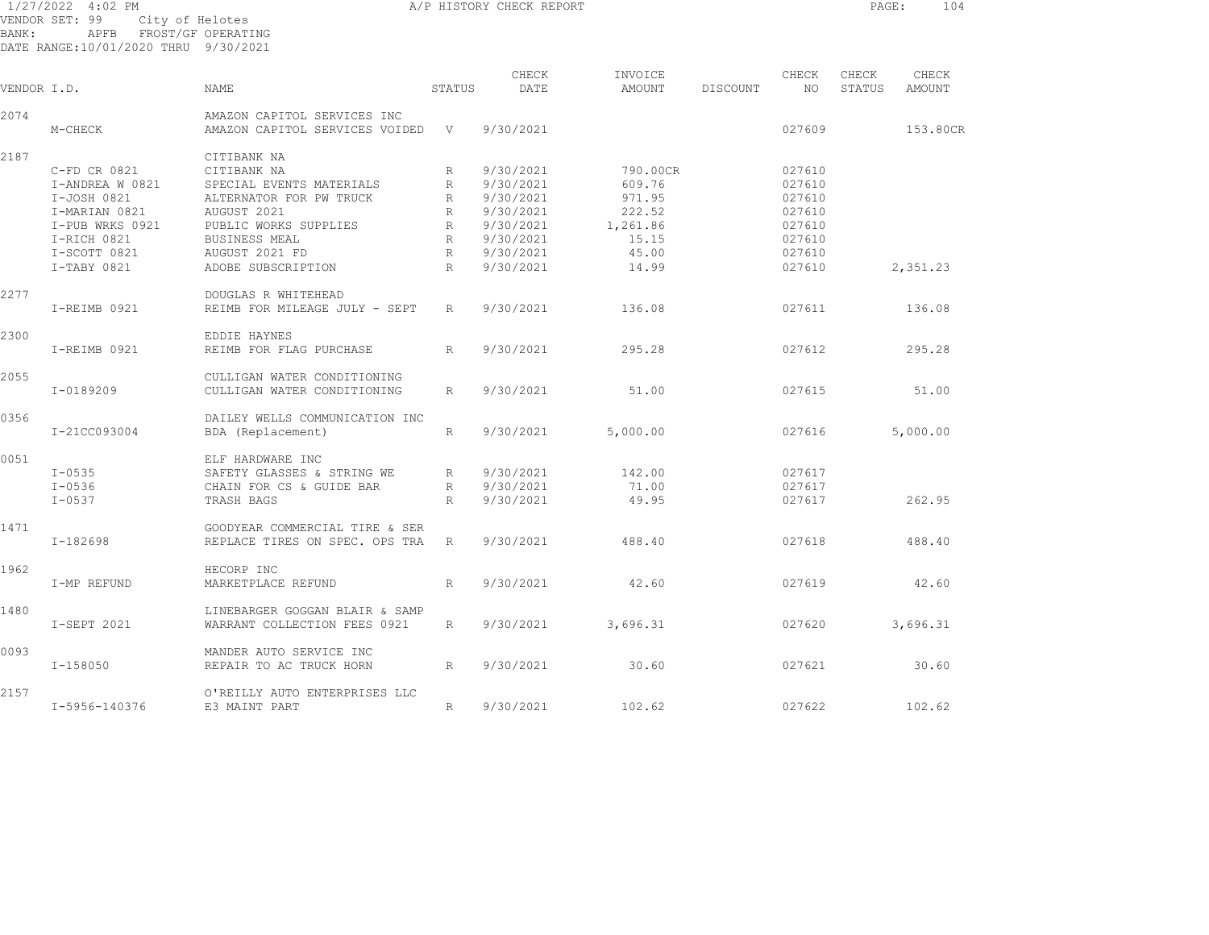1/27/2022 4:02 PM A/P HISTORY CHECK REPORT

VENDOR SET: 99 City of Helotes
BANK: APFB FROST/GF OPERATING
DATE RANGE:10/01/2020 THRU 9/30/2021

| VENDOR I.D. | | NAME | STATUS | CHECK DATE | INVOICE AMOUNT | DISCOUNT | CHECK NO | CHECK STATUS | CHECK AMOUNT |
|---|---|---|---|---|---|---|---|---|---|
| 2074 | | AMAZON CAPITOL SERVICES INC | | | | | | | |
| | M-CHECK | AMAZON CAPITOL SERVICES VOIDED | V | 9/30/2021 | | | 027609 | | 153.80CR |
| 2187 | | CITIBANK NA | | | | | | | |
| | C-FD CR 0821 | CITIBANK NA | R | 9/30/2021 | 790.00CR | | 027610 | | |
| | I-ANDREA W 0821 | SPECIAL EVENTS MATERIALS | R | 9/30/2021 | 609.76 | | 027610 | | |
| | I-JOSH 0821 | ALTERNATOR FOR PW TRUCK | R | 9/30/2021 | 971.95 | | 027610 | | |
| | I-MARIAN 0821 | AUGUST 2021 | R | 9/30/2021 | 222.52 | | 027610 | | |
| | I-PUB WRKS 0921 | PUBLIC WORKS SUPPLIES | R | 9/30/2021 | 1,261.86 | | 027610 | | |
| | I-RICH 0821 | BUSINESS MEAL | R | 9/30/2021 | 15.15 | | 027610 | | |
| | I-SCOTT 0821 | AUGUST 2021 FD | R | 9/30/2021 | 45.00 | | 027610 | | |
| | I-TABY 0821 | ADOBE SUBSCRIPTION | R | 9/30/2021 | 14.99 | | 027610 | | 2,351.23 |
| 2277 | | DOUGLAS R WHITEHEAD | | | | | | | |
| | I-REIMB 0921 | REIMB FOR MILEAGE JULY - SEPT | R | 9/30/2021 | 136.08 | | 027611 | | 136.08 |
| 2300 | | EDDIE HAYNES | | | | | | | |
| | I-REIMB 0921 | REIMB FOR FLAG PURCHASE | R | 9/30/2021 | 295.28 | | 027612 | | 295.28 |
| 2055 | | CULLIGAN WATER CONDITIONING | | | | | | | |
| | I-0189209 | CULLIGAN WATER CONDITIONING | R | 9/30/2021 | 51.00 | | 027615 | | 51.00 |
| 0356 | | DAILEY WELLS COMMUNICATION INC | | | | | | | |
| | I-21CC093004 | BDA (Replacement) | R | 9/30/2021 | 5,000.00 | | 027616 | | 5,000.00 |
| 0051 | | ELF HARDWARE INC | | | | | | | |
| | I-0535 | SAFETY GLASSES & STRING WE | R | 9/30/2021 | 142.00 | | 027617 | | |
| | I-0536 | CHAIN FOR CS & GUIDE BAR | R | 9/30/2021 | 71.00 | | 027617 | | |
| | I-0537 | TRASH BAGS | R | 9/30/2021 | 49.95 | | 027617 | | 262.95 |
| 1471 | | GOODYEAR COMMERCIAL TIRE & SER | | | | | | | |
| | I-182698 | REPLACE TIRES ON SPEC. OPS TRA | R | 9/30/2021 | 488.40 | | 027618 | | 488.40 |
| 1962 | | HECORP INC | | | | | | | |
| | I-MP REFUND | MARKETPLACE REFUND | R | 9/30/2021 | 42.60 | | 027619 | | 42.60 |
| 1480 | | LINEBARGER GOGGAN BLAIR & SAMP | | | | | | | |
| | I-SEPT 2021 | WARRANT COLLECTION FEES 0921 | R | 9/30/2021 | 3,696.31 | | 027620 | | 3,696.31 |
| 0093 | | MANDER AUTO SERVICE INC | | | | | | | |
| | I-158050 | REPAIR TO AC TRUCK HORN | R | 9/30/2021 | 30.60 | | 027621 | | 30.60 |
| 2157 | | O'REILLY AUTO ENTERPRISES LLC | | | | | | | |
| | I-5956-140376 | E3 MAINT PART | R | 9/30/2021 | 102.62 | | 027622 | | 102.62 |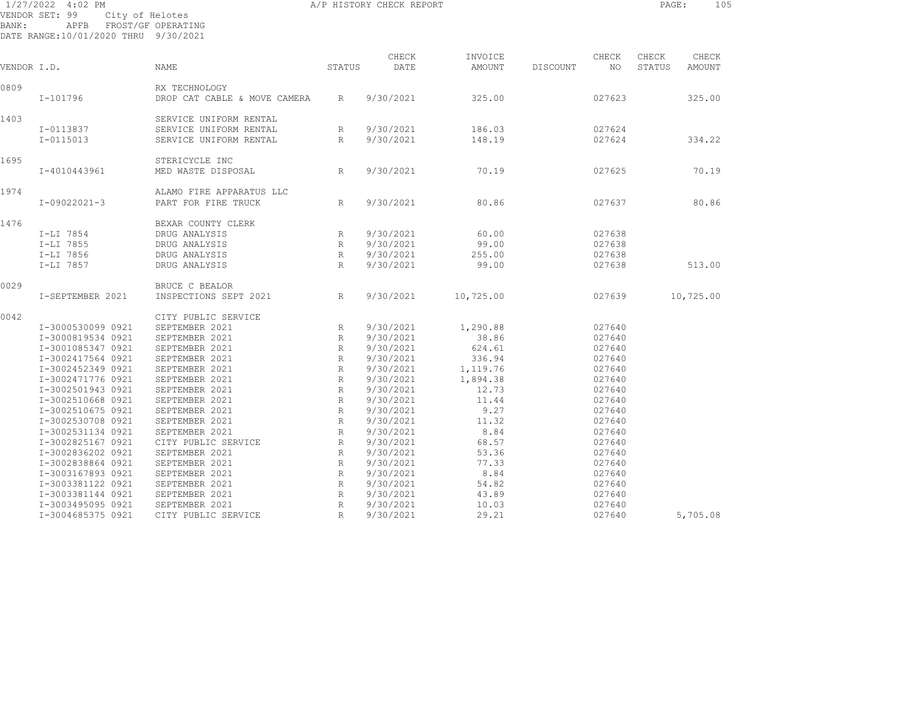1/27/2022 4:02 PM A/P HISTORY CHECK REPORT

VENDOR SET: 99 City of Helotes
BANK: APFB FROST/GF OPERATING
DATE RANGE:10/01/2020 THRU 9/30/2021

| VENDOR I.D. | NAME | STATUS | CHECK DATE | INVOICE AMOUNT | DISCOUNT | CHECK NO | CHECK STATUS | CHECK AMOUNT |
|---|---|---|---|---|---|---|---|---|
| 0809 | RX TECHNOLOGY | | | | | | | |
| I-101796 | DROP CAT CABLE & MOVE CAMERA | R | 9/30/2021 | 325.00 | | 027623 | | 325.00 |
| 1403 | SERVICE UNIFORM RENTAL | | | | | | | |
| I-0113837 | SERVICE UNIFORM RENTAL | R | 9/30/2021 | 186.03 | | 027624 | | |
| I-0115013 | SERVICE UNIFORM RENTAL | R | 9/30/2021 | 148.19 | | 027624 | | 334.22 |
| 1695 | STERICYCLE INC | | | | | | | |
| I-4010443961 | MED WASTE DISPOSAL | R | 9/30/2021 | 70.19 | | 027625 | | 70.19 |
| 1974 | ALAMO FIRE APPARATUS LLC | | | | | | | |
| I-09022021-3 | PART FOR FIRE TRUCK | R | 9/30/2021 | 80.86 | | 027637 | | 80.86 |
| 1476 | BEXAR COUNTY CLERK | | | | | | | |
| I-LI 7854 | DRUG ANALYSIS | R | 9/30/2021 | 60.00 | | 027638 | | |
| I-LI 7855 | DRUG ANALYSIS | R | 9/30/2021 | 99.00 | | 027638 | | |
| I-LI 7856 | DRUG ANALYSIS | R | 9/30/2021 | 255.00 | | 027638 | | |
| I-LI 7857 | DRUG ANALYSIS | R | 9/30/2021 | 99.00 | | 027638 | | 513.00 |
| 0029 | BRUCE C BEALOR | | | | | | | |
| I-SEPTEMBER 2021 | INSPECTIONS SEPT 2021 | R | 9/30/2021 | 10,725.00 | | 027639 | | 10,725.00 |
| 0042 | CITY PUBLIC SERVICE | | | | | | | |
| I-3000530099 0921 | SEPTEMBER 2021 | R | 9/30/2021 | 1,290.88 | | 027640 | | |
| I-3000819534 0921 | SEPTEMBER 2021 | R | 9/30/2021 | 38.86 | | 027640 | | |
| I-3001085347 0921 | SEPTEMBER 2021 | R | 9/30/2021 | 624.61 | | 027640 | | |
| I-3002417564 0921 | SEPTEMBER 2021 | R | 9/30/2021 | 336.94 | | 027640 | | |
| I-3002452349 0921 | SEPTEMBER 2021 | R | 9/30/2021 | 1,119.76 | | 027640 | | |
| I-3002471776 0921 | SEPTEMBER 2021 | R | 9/30/2021 | 1,894.38 | | 027640 | | |
| I-3002501943 0921 | SEPTEMBER 2021 | R | 9/30/2021 | 12.73 | | 027640 | | |
| I-3002510668 0921 | SEPTEMBER 2021 | R | 9/30/2021 | 11.44 | | 027640 | | |
| I-3002510675 0921 | SEPTEMBER 2021 | R | 9/30/2021 | 9.27 | | 027640 | | |
| I-3002530708 0921 | SEPTEMBER 2021 | R | 9/30/2021 | 11.32 | | 027640 | | |
| I-3002531134 0921 | SEPTEMBER 2021 | R | 9/30/2021 | 8.84 | | 027640 | | |
| I-3002825167 0921 | CITY PUBLIC SERVICE | R | 9/30/2021 | 68.57 | | 027640 | | |
| I-3002836202 0921 | SEPTEMBER 2021 | R | 9/30/2021 | 53.36 | | 027640 | | |
| I-3002838864 0921 | SEPTEMBER 2021 | R | 9/30/2021 | 77.33 | | 027640 | | |
| I-3003167893 0921 | SEPTEMBER 2021 | R | 9/30/2021 | 8.84 | | 027640 | | |
| I-3003381122 0921 | SEPTEMBER 2021 | R | 9/30/2021 | 54.82 | | 027640 | | |
| I-3003381144 0921 | SEPTEMBER 2021 | R | 9/30/2021 | 43.89 | | 027640 | | |
| I-3003495095 0921 | SEPTEMBER 2021 | R | 9/30/2021 | 10.03 | | 027640 | | |
| I-3004685375 0921 | CITY PUBLIC SERVICE | R | 9/30/2021 | 29.21 | | 027640 | | 5,705.08 |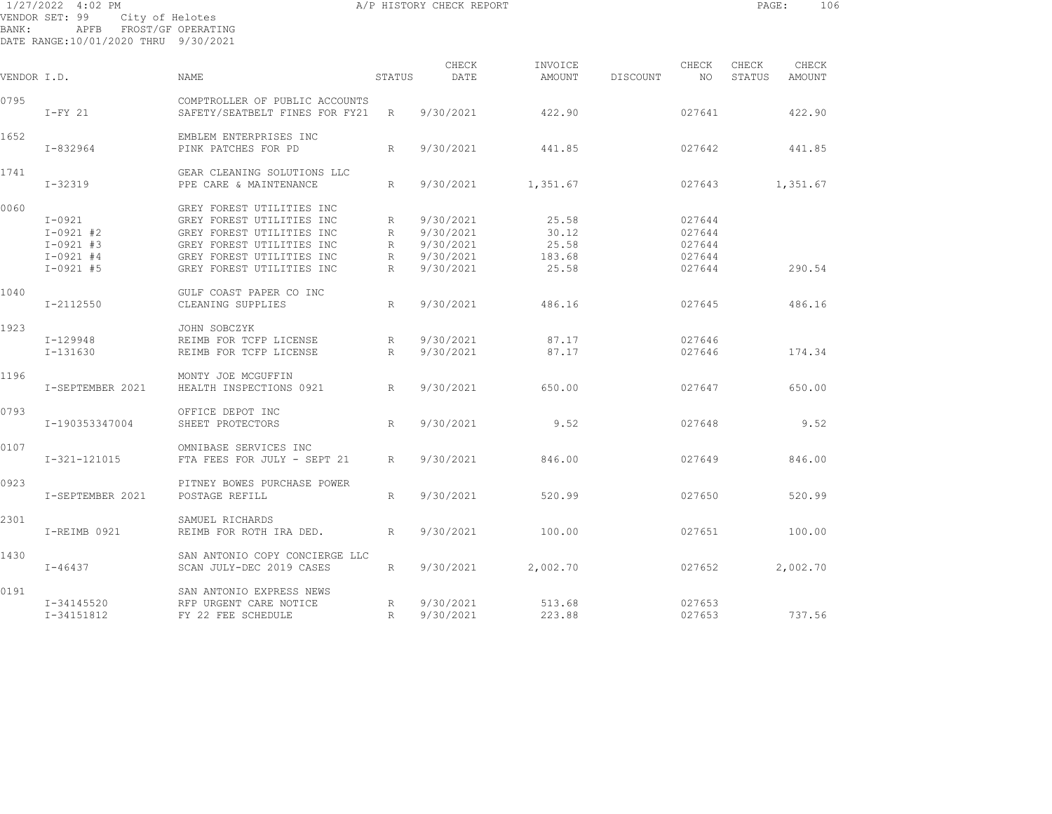1/27/2022 4:02 PM A/P HISTORY CHECK REPORT

VENDOR SET: 99 City of Helotes
BANK: APFB FROST/GF OPERATING
DATE RANGE:10/01/2020 THRU 9/30/2021

| VENDOR I.D. | | NAME | STATUS | CHECK DATE | INVOICE AMOUNT | DISCOUNT | CHECK NO | CHECK STATUS | CHECK AMOUNT |
|---|---|---|---|---|---|---|---|---|---|
| 0795 | | COMPTROLLER OF PUBLIC ACCOUNTS | | | | | | | |
| | I-FY 21 | SAFETY/SEATBELT FINES FOR FY21 | R | 9/30/2021 | 422.90 | | 027641 | | 422.90 |
| 1652 | | EMBLEM ENTERPRISES INC | | | | | | | |
| | I-832964 | PINK PATCHES FOR PD | R | 9/30/2021 | 441.85 | | 027642 | | 441.85 |
| 1741 | | GEAR CLEANING SOLUTIONS LLC | | | | | | | |
| | I-32319 | PPE CARE & MAINTENANCE | R | 9/30/2021 | 1,351.67 | | 027643 | | 1,351.67 |
| 0060 | | GREY FOREST UTILITIES INC | | | | | | | |
| | I-0921 | GREY FOREST UTILITIES INC | R | 9/30/2021 | 25.58 | | 027644 | | |
| | I-0921 #2 | GREY FOREST UTILITIES INC | R | 9/30/2021 | 30.12 | | 027644 | | |
| | I-0921 #3 | GREY FOREST UTILITIES INC | R | 9/30/2021 | 25.58 | | 027644 | | |
| | I-0921 #4 | GREY FOREST UTILITIES INC | R | 9/30/2021 | 183.68 | | 027644 | | |
| | I-0921 #5 | GREY FOREST UTILITIES INC | R | 9/30/2021 | 25.58 | | 027644 | | 290.54 |
| 1040 | | GULF COAST PAPER CO INC | | | | | | | |
| | I-2112550 | CLEANING SUPPLIES | R | 9/30/2021 | 486.16 | | 027645 | | 486.16 |
| 1923 | | JOHN SOBCZYK | | | | | | | |
| | I-129948 | REIMB FOR TCFP LICENSE | R | 9/30/2021 | 87.17 | | 027646 | | |
| | I-131630 | REIMB FOR TCFP LICENSE | R | 9/30/2021 | 87.17 | | 027646 | | 174.34 |
| 1196 | | MONTY JOE MCGUFFIN | | | | | | | |
| | I-SEPTEMBER 2021 | HEALTH INSPECTIONS 0921 | R | 9/30/2021 | 650.00 | | 027647 | | 650.00 |
| 0793 | | OFFICE DEPOT INC | | | | | | | |
| | I-190353347004 | SHEET PROTECTORS | R | 9/30/2021 | 9.52 | | 027648 | | 9.52 |
| 0107 | | OMNIBASE SERVICES INC | | | | | | | |
| | I-321-121015 | FTA FEES FOR JULY - SEPT 21 | R | 9/30/2021 | 846.00 | | 027649 | | 846.00 |
| 0923 | | PITNEY BOWES PURCHASE POWER | | | | | | | |
| | I-SEPTEMBER 2021 | POSTAGE REFILL | R | 9/30/2021 | 520.99 | | 027650 | | 520.99 |
| 2301 | | SAMUEL RICHARDS | | | | | | | |
| | I-REIMB 0921 | REIMB FOR ROTH IRA DED. | R | 9/30/2021 | 100.00 | | 027651 | | 100.00 |
| 1430 | | SAN ANTONIO COPY CONCIERGE LLC | | | | | | | |
| | I-46437 | SCAN JULY-DEC 2019 CASES | R | 9/30/2021 | 2,002.70 | | 027652 | | 2,002.70 |
| 0191 | | SAN ANTONIO EXPRESS NEWS | | | | | | | |
| | I-34145520 | RFP URGENT CARE NOTICE | R | 9/30/2021 | 513.68 | | 027653 | | |
| | I-34151812 | FY 22 FEE SCHEDULE | R | 9/30/2021 | 223.88 | | 027653 | | 737.56 |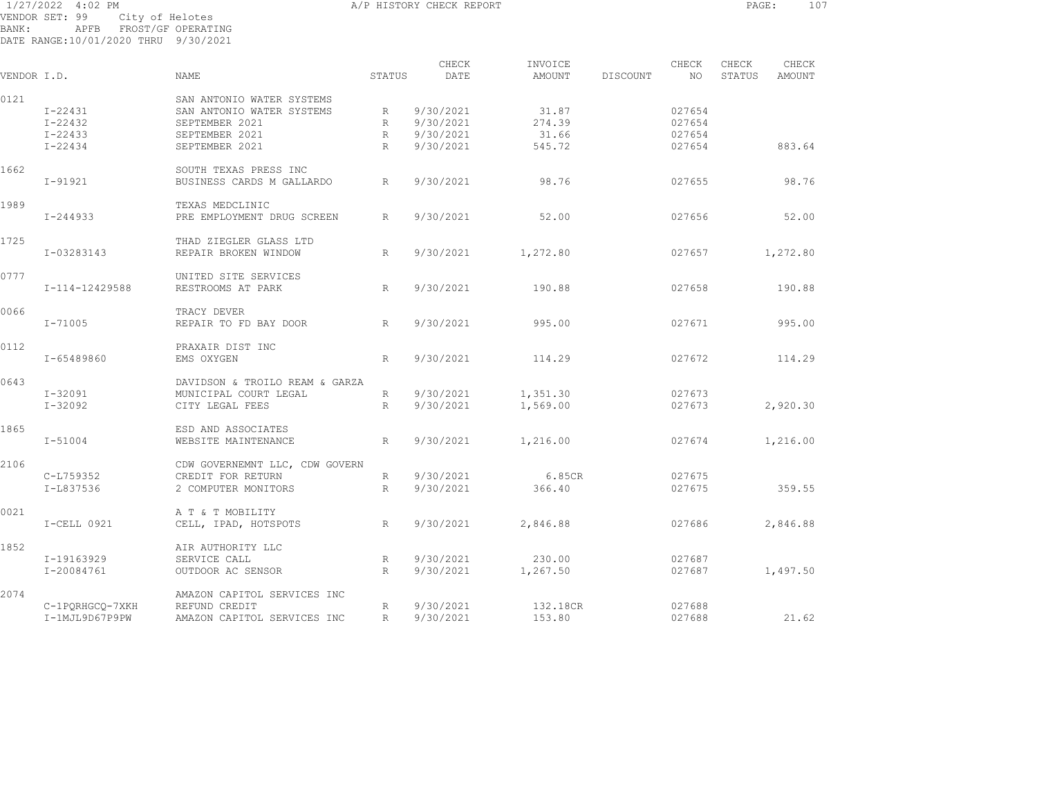1/27/2022 4:02 PM A/P HISTORY CHECK REPORT

VENDOR SET: 99 City of Helotes
BANK: APFB FROST/GF OPERATING
DATE RANGE:10/01/2020 THRU 9/30/2021

| VENDOR I.D. | NAME | STATUS | CHECK DATE | INVOICE AMOUNT | DISCOUNT | CHECK NO | CHECK STATUS | CHECK AMOUNT |
|---|---|---|---|---|---|---|---|---|
| 0121 | SAN ANTONIO WATER SYSTEMS | | | | | | | |
| I-22431 | SAN ANTONIO WATER SYSTEMS | R | 9/30/2021 | 31.87 | | 027654 | | |
| I-22432 | SEPTEMBER 2021 | R | 9/30/2021 | 274.39 | | 027654 | | |
| I-22433 | SEPTEMBER 2021 | R | 9/30/2021 | 31.66 | | 027654 | | |
| I-22434 | SEPTEMBER 2021 | R | 9/30/2021 | 545.72 | | 027654 | | 883.64 |
| 1662 | SOUTH TEXAS PRESS INC | | | | | | | |
| I-91921 | BUSINESS CARDS M GALLARDO | R | 9/30/2021 | 98.76 | | 027655 | | 98.76 |
| 1989 | TEXAS MEDCLINIC | | | | | | | |
| I-244933 | PRE EMPLOYMENT DRUG SCREEN | R | 9/30/2021 | 52.00 | | 027656 | | 52.00 |
| 1725 | THAD ZIEGLER GLASS LTD | | | | | | | |
| I-03283143 | REPAIR BROKEN WINDOW | R | 9/30/2021 | 1,272.80 | | 027657 | | 1,272.80 |
| 0777 | UNITED SITE SERVICES | | | | | | | |
| I-114-12429588 | RESTROOMS AT PARK | R | 9/30/2021 | 190.88 | | 027658 | | 190.88 |
| 0066 | TRACY DEVER | | | | | | | |
| I-71005 | REPAIR TO FD BAY DOOR | R | 9/30/2021 | 995.00 | | 027671 | | 995.00 |
| 0112 | PRAXAIR DIST INC | | | | | | | |
| I-65489860 | EMS OXYGEN | R | 9/30/2021 | 114.29 | | 027672 | | 114.29 |
| 0643 | DAVIDSON & TROILO REAM & GARZA | | | | | | | |
| I-32091 | MUNICIPAL COURT LEGAL | R | 9/30/2021 | 1,351.30 | | 027673 | | |
| I-32092 | CITY LEGAL FEES | R | 9/30/2021 | 1,569.00 | | 027673 | | 2,920.30 |
| 1865 | ESD AND ASSOCIATES | | | | | | | |
| I-51004 | WEBSITE MAINTENANCE | R | 9/30/2021 | 1,216.00 | | 027674 | | 1,216.00 |
| 2106 | CDW GOVERNEMNT LLC, CDW GOVERN | | | | | | | |
| C-L759352 | CREDIT FOR RETURN | R | 9/30/2021 | 6.85CR | | 027675 | | |
| I-L837536 | 2 COMPUTER MONITORS | R | 9/30/2021 | 366.40 | | 027675 | | 359.55 |
| 0021 | A T & T MOBILITY | | | | | | | |
| I-CELL 0921 | CELL, IPAD, HOTSPOTS | R | 9/30/2021 | 2,846.88 | | 027686 | | 2,846.88 |
| 1852 | AIR AUTHORITY LLC | | | | | | | |
| I-19163929 | SERVICE CALL | R | 9/30/2021 | 230.00 | | 027687 | | |
| I-20084761 | OUTDOOR AC SENSOR | R | 9/30/2021 | 1,267.50 | | 027687 | | 1,497.50 |
| 2074 | AMAZON CAPITOL SERVICES INC | | | | | | | |
| C-1PQRHGCQ-7XKH | REFUND CREDIT | R | 9/30/2021 | 132.18CR | | 027688 | | |
| I-1MJL9D67P9PW | AMAZON CAPITOL SERVICES INC | R | 9/30/2021 | 153.80 | | 027688 | | 21.62 |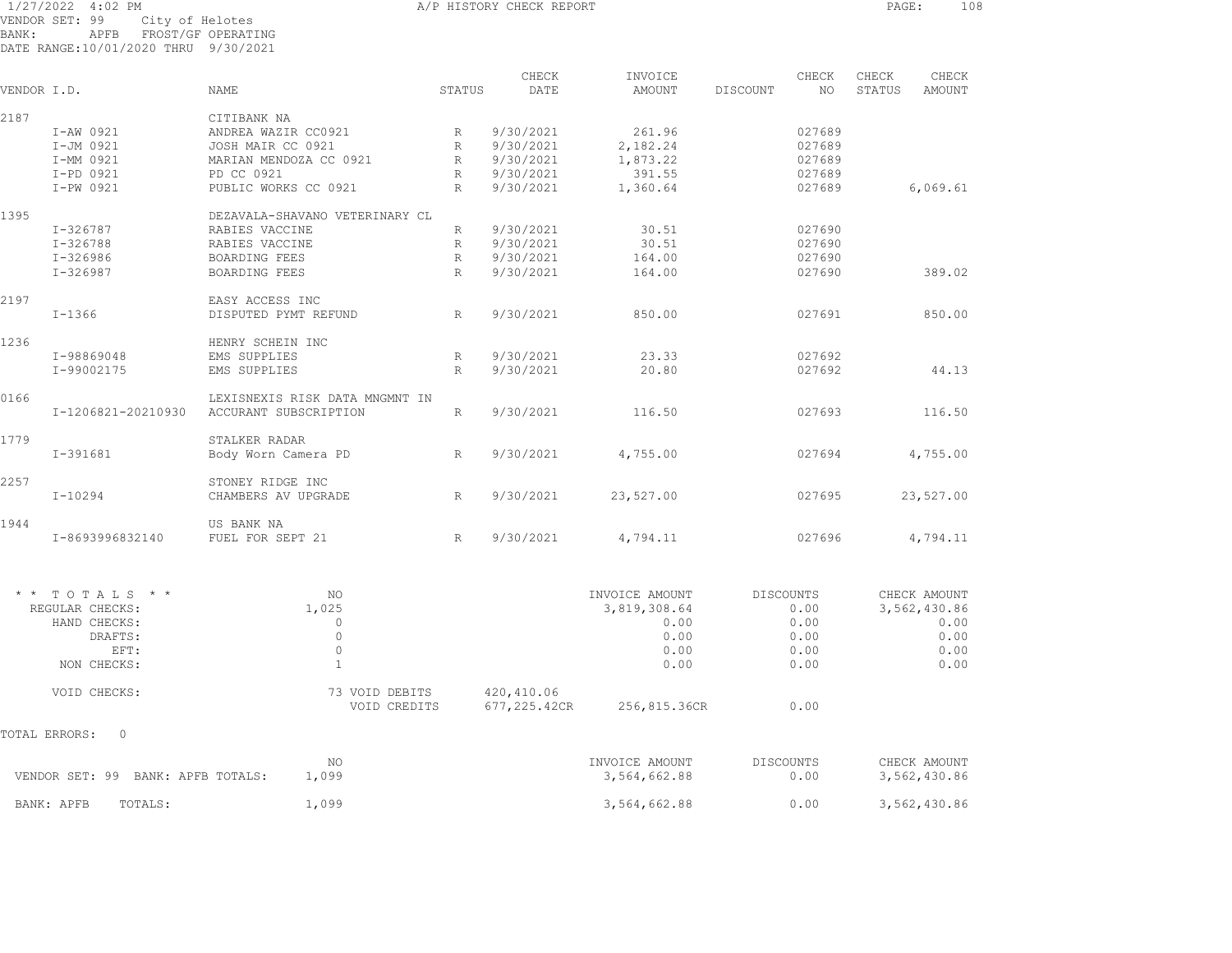1/27/2022 4:02 PM A/P HISTORY CHECK REPORT

VENDOR SET: 99 City of Helotes
BANK: APFB FROST/GF OPERATING
DATE RANGE:10/01/2020 THRU 9/30/2021

| VENDOR I.D. | NAME | STATUS | CHECK DATE | INVOICE AMOUNT | DISCOUNT | CHECK NO | CHECK STATUS | CHECK AMOUNT |
|---|---|---|---|---|---|---|---|---|
| 2187 | CITIBANK NA | | | | | | | |
| I-AW 0921 | ANDREA WAZIR CC0921 | R | 9/30/2021 | 261.96 | | 027689 | | |
| I-JM 0921 | JOSH MAIR CC 0921 | R | 9/30/2021 | 2,182.24 | | 027689 | | |
| I-MM 0921 | MARIAN MENDOZA CC 0921 | R | 9/30/2021 | 1,873.22 | | 027689 | | |
| I-PD 0921 | PD CC 0921 | R | 9/30/2021 | 391.55 | | 027689 | | |
| I-PW 0921 | PUBLIC WORKS CC 0921 | R | 9/30/2021 | 1,360.64 | | 027689 | | 6,069.61 |
| 1395 | DEZAVALA-SHAVANO VETERINARY CL | | | | | | | |
| I-326787 | RABIES VACCINE | R | 9/30/2021 | 30.51 | | 027690 | | |
| I-326788 | RABIES VACCINE | R | 9/30/2021 | 30.51 | | 027690 | | |
| I-326986 | BOARDING FEES | R | 9/30/2021 | 164.00 | | 027690 | | |
| I-326987 | BOARDING FEES | R | 9/30/2021 | 164.00 | | 027690 | | 389.02 |
| 2197 | EASY ACCESS INC | | | | | | | |
| I-1366 | DISPUTED PYMT REFUND | R | 9/30/2021 | 850.00 | | 027691 | | 850.00 |
| 1236 | HENRY SCHEIN INC | | | | | | | |
| I-98869048 | EMS SUPPLIES | R | 9/30/2021 | 23.33 | | 027692 | | |
| I-99002175 | EMS SUPPLIES | R | 9/30/2021 | 20.80 | | 027692 | | 44.13 |
| 0166 | LEXISNEXIS RISK DATA MNGMNT IN | | | | | | | |
| I-1206821-20210930 | ACCURANT SUBSCRIPTION | R | 9/30/2021 | 116.50 | | 027693 | | 116.50 |
| 1779 | STALKER RADAR | | | | | | | |
| I-391681 | Body Worn Camera PD | R | 9/30/2021 | 4,755.00 | | 027694 | | 4,755.00 |
| 2257 | STONEY RIDGE INC | | | | | | | |
| I-10294 | CHAMBERS AV UPGRADE | R | 9/30/2021 | 23,527.00 | | 027695 | | 23,527.00 |
| 1944 | US BANK NA | | | | | | | |
| I-8693996832140 | FUEL FOR SEPT 21 | R | 9/30/2021 | 4,794.11 | | 027696 | | 4,794.11 |

| * * TOTALS * * | NO | | INVOICE AMOUNT | DISCOUNTS | CHECK AMOUNT |
|---|---|---|---|---|---|
| REGULAR CHECKS: | 1,025 | | 3,819,308.64 | 0.00 | 3,562,430.86 |
| HAND CHECKS: | 0 | | 0.00 | 0.00 | 0.00 |
| DRAFTS: | 0 | | 0.00 | 0.00 | 0.00 |
| EFT: | 0 | | 0.00 | 0.00 | 0.00 |
| NON CHECKS: | 1 | | 0.00 | 0.00 | 0.00 |
| VOID CHECKS: | 73 VOID DEBITS | 420,410.06 | | | |
| | VOID CREDITS | 677,225.42CR | 256,815.36CR | 0.00 | |

TOTAL ERRORS: 0

| | NO | INVOICE AMOUNT | DISCOUNTS | CHECK AMOUNT |
|---|---|---|---|---|
| VENDOR SET: 99 BANK: APFB TOTALS: | 1,099 | 3,564,662.88 | 0.00 | 3,562,430.86 |
| BANK: APFB TOTALS: | 1,099 | 3,564,662.88 | 0.00 | 3,562,430.86 |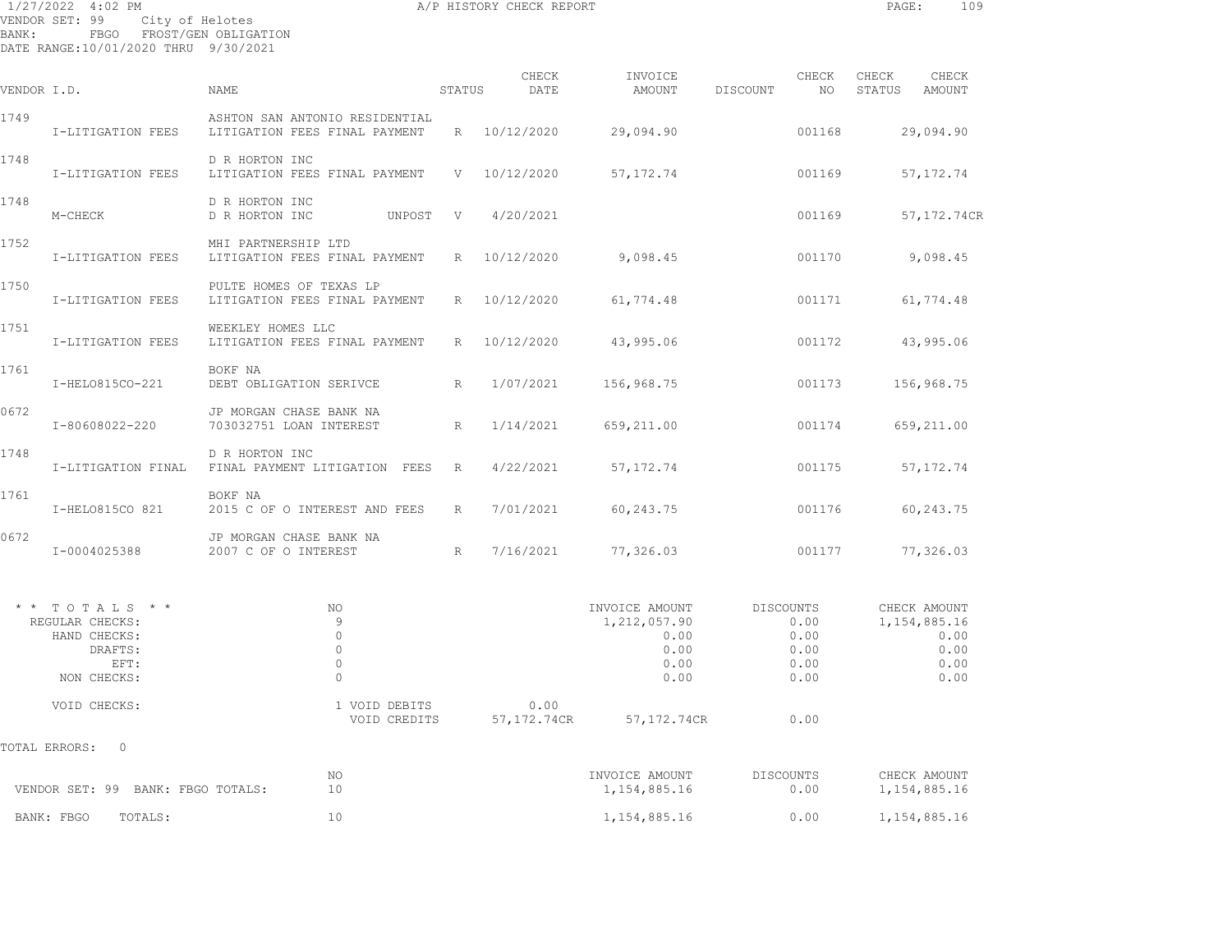1/27/2022 4:02 PM — A/P HISTORY CHECK REPORT
VENDOR SET: 99 City of Helotes
BANK: FBGO FROST/GEN OBLIGATION
DATE RANGE:10/01/2020 THRU 9/30/2021

| VENDOR I.D. | NAME | STATUS | CHECK DATE | INVOICE AMOUNT | DISCOUNT | CHECK NO | CHECK STATUS | CHECK AMOUNT |
|---|---|---|---|---|---|---|---|---|
| 1749 | ASHTON SAN ANTONIO RESIDENTIAL | | | | | | | |
| I-LITIGATION FEES | LITIGATION FEES FINAL PAYMENT | R | 10/12/2020 | 29,094.90 | | 001168 | | 29,094.90 |
| 1748 | D R HORTON INC | | | | | | | |
| I-LITIGATION FEES | LITIGATION FEES FINAL PAYMENT | V | 10/12/2020 | 57,172.74 | | 001169 | | 57,172.74 |
| 1748 | D R HORTON INC | | | | | | | |
| M-CHECK | D R HORTON INC UNPOST | V | 4/20/2021 | | | 001169 | | 57,172.74CR |
| 1752 | MHI PARTNERSHIP LTD | | | | | | | |
| I-LITIGATION FEES | LITIGATION FEES FINAL PAYMENT | R | 10/12/2020 | 9,098.45 | | 001170 | | 9,098.45 |
| 1750 | PULTE HOMES OF TEXAS LP | | | | | | | |
| I-LITIGATION FEES | LITIGATION FEES FINAL PAYMENT | R | 10/12/2020 | 61,774.48 | | 001171 | | 61,774.48 |
| 1751 | WEEKLEY HOMES LLC | | | | | | | |
| I-LITIGATION FEES | LITIGATION FEES FINAL PAYMENT | R | 10/12/2020 | 43,995.06 | | 001172 | | 43,995.06 |
| 1761 | BOKF NA | | | | | | | |
| I-HELO815CO-221 | DEBT OBLIGATION SERIVCE | R | 1/07/2021 | 156,968.75 | | 001173 | | 156,968.75 |
| 0672 | JP MORGAN CHASE BANK NA | | | | | | | |
| I-80608022-220 | 703032751 LOAN INTEREST | R | 1/14/2021 | 659,211.00 | | 001174 | | 659,211.00 |
| 1748 | D R HORTON INC | | | | | | | |
| I-LITIGATION FINAL | FINAL PAYMENT LITIGATION FEES | R | 4/22/2021 | 57,172.74 | | 001175 | | 57,172.74 |
| 1761 | BOKF NA | | | | | | | |
| I-HELO815CO 821 | 2015 C OF O INTEREST AND FEES | R | 7/01/2021 | 60,243.75 | | 001176 | | 60,243.75 |
| 0672 | JP MORGAN CHASE BANK NA | | | | | | | |
| I-0004025388 | 2007 C OF O INTEREST | R | 7/16/2021 | 77,326.03 | | 001177 | | 77,326.03 |

| * * TOTALS * * | NO | | INVOICE AMOUNT | DISCOUNTS | CHECK AMOUNT |
|---|---|---|---|---|---|
| REGULAR CHECKS: | 9 | | 1,212,057.90 | 0.00 | 1,154,885.16 |
| HAND CHECKS: | 0 | | 0.00 | 0.00 | 0.00 |
| DRAFTS: | 0 | | 0.00 | 0.00 | 0.00 |
| EFT: | 0 | | 0.00 | 0.00 | 0.00 |
| NON CHECKS: | 0 | | 0.00 | 0.00 | 0.00 |
| VOID CHECKS: | 1 VOID DEBITS | 0.00 | | | |
| | VOID CREDITS | 57,172.74CR | 57,172.74CR | 0.00 | |

TOTAL ERRORS: 0

| | NO | INVOICE AMOUNT | DISCOUNTS | CHECK AMOUNT |
|---|---|---|---|---|
| VENDOR SET: 99 BANK: FBGO TOTALS: | 10 | 1,154,885.16 | 0.00 | 1,154,885.16 |
| BANK: FBGO TOTALS: | 10 | 1,154,885.16 | 0.00 | 1,154,885.16 |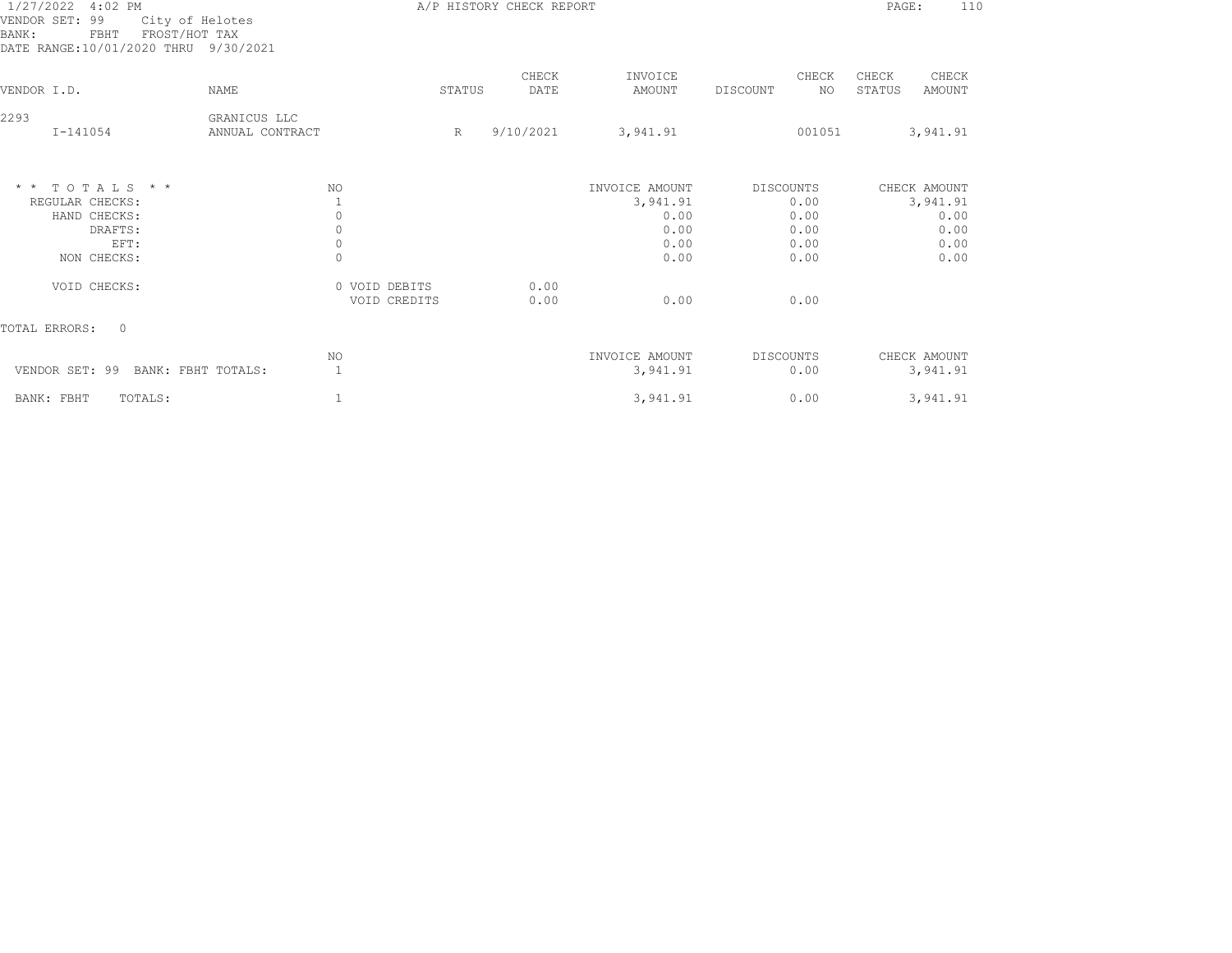1/27/2022 4:02 PM

A/P HISTORY CHECK REPORT

VENDOR SET: 99 City of Helotes
BANK: FBHT FROST/HOT TAX
DATE RANGE:10/01/2020 THRU 9/30/2021

| VENDOR I.D. | NAME | STATUS | CHECK DATE | INVOICE AMOUNT | DISCOUNT | CHECK NO | CHECK STATUS | CHECK AMOUNT |
|---|---|---|---|---|---|---|---|---|
| 2293 | GRANICUS LLC | | | | | | | |
| I-141054 | ANNUAL CONTRACT | R | 9/10/2021 | 3,941.91 | | 001051 | | 3,941.91 |

| * * T O T A L S * * | NO | | | INVOICE AMOUNT | DISCOUNTS | CHECK AMOUNT |
|---|---|---|---|---|---|---|
| REGULAR CHECKS: | 1 | | | 3,941.91 | 0.00 | 3,941.91 |
| HAND CHECKS: | 0 | | | 0.00 | 0.00 | 0.00 |
| DRAFTS: | 0 | | | 0.00 | 0.00 | 0.00 |
| EFT: | 0 | | | 0.00 | 0.00 | 0.00 |
| NON CHECKS: | 0 | | | 0.00 | 0.00 | 0.00 |
| VOID CHECKS: | 0 | VOID DEBITS | 0.00 | | | |
| | | VOID CREDITS | 0.00 | 0.00 | 0.00 | |

TOTAL ERRORS: 0

| | NO | INVOICE AMOUNT | DISCOUNTS | CHECK AMOUNT |
|---|---|---|---|---|
| VENDOR SET: 99 BANK: FBHT TOTALS: | 1 | 3,941.91 | 0.00 | 3,941.91 |
| BANK: FBHT TOTALS: | 1 | 3,941.91 | 0.00 | 3,941.91 |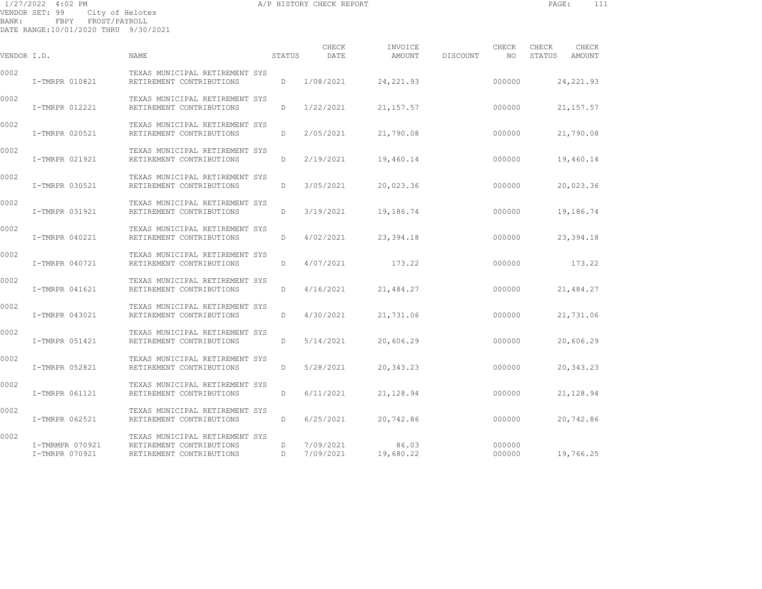1/27/2022 4:02 PM A/P HISTORY CHECK REPORT

VENDOR SET: 99 City of Helotes
BANK: FBPY FROST/PAYROLL
DATE RANGE:10/01/2020 THRU 9/30/2021

| VENDOR I.D. | NAME | STATUS | CHECK DATE | INVOICE AMOUNT | DISCOUNT | CHECK NO | CHECK STATUS | CHECK AMOUNT |
|---|---|---|---|---|---|---|---|---|
| 0002 | TEXAS MUNICIPAL RETIREMENT SYS | | | | | | | |
| I-TMRPR 010821 | RETIREMENT CONTRIBUTIONS | D | 1/08/2021 | 24,221.93 | | 000000 | | 24,221.93 |
| 0002 | TEXAS MUNICIPAL RETIREMENT SYS | | | | | | | |
| I-TMRPR 012221 | RETIREMENT CONTRIBUTIONS | D | 1/22/2021 | 21,157.57 | | 000000 | | 21,157.57 |
| 0002 | TEXAS MUNICIPAL RETIREMENT SYS | | | | | | | |
| I-TMRPR 020521 | RETIREMENT CONTRIBUTIONS | D | 2/05/2021 | 21,790.08 | | 000000 | | 21,790.08 |
| 0002 | TEXAS MUNICIPAL RETIREMENT SYS | | | | | | | |
| I-TMRPR 021921 | RETIREMENT CONTRIBUTIONS | D | 2/19/2021 | 19,460.14 | | 000000 | | 19,460.14 |
| 0002 | TEXAS MUNICIPAL RETIREMENT SYS | | | | | | | |
| I-TMRPR 030521 | RETIREMENT CONTRIBUTIONS | D | 3/05/2021 | 20,023.36 | | 000000 | | 20,023.36 |
| 0002 | TEXAS MUNICIPAL RETIREMENT SYS | | | | | | | |
| I-TMRPR 031921 | RETIREMENT CONTRIBUTIONS | D | 3/19/2021 | 19,186.74 | | 000000 | | 19,186.74 |
| 0002 | TEXAS MUNICIPAL RETIREMENT SYS | | | | | | | |
| I-TMRPR 040221 | RETIREMENT CONTRIBUTIONS | D | 4/02/2021 | 23,394.18 | | 000000 | | 23,394.18 |
| 0002 | TEXAS MUNICIPAL RETIREMENT SYS | | | | | | | |
| I-TMRPR 040721 | RETIREMENT CONTRIBUTIONS | D | 4/07/2021 | 173.22 | | 000000 | | 173.22 |
| 0002 | TEXAS MUNICIPAL RETIREMENT SYS | | | | | | | |
| I-TMRPR 041621 | RETIREMENT CONTRIBUTIONS | D | 4/16/2021 | 21,484.27 | | 000000 | | 21,484.27 |
| 0002 | TEXAS MUNICIPAL RETIREMENT SYS | | | | | | | |
| I-TMRPR 043021 | RETIREMENT CONTRIBUTIONS | D | 4/30/2021 | 21,731.06 | | 000000 | | 21,731.06 |
| 0002 | TEXAS MUNICIPAL RETIREMENT SYS | | | | | | | |
| I-TMRPR 051421 | RETIREMENT CONTRIBUTIONS | D | 5/14/2021 | 20,606.29 | | 000000 | | 20,606.29 |
| 0002 | TEXAS MUNICIPAL RETIREMENT SYS | | | | | | | |
| I-TMRPR 052821 | RETIREMENT CONTRIBUTIONS | D | 5/28/2021 | 20,343.23 | | 000000 | | 20,343.23 |
| 0002 | TEXAS MUNICIPAL RETIREMENT SYS | | | | | | | |
| I-TMRPR 061121 | RETIREMENT CONTRIBUTIONS | D | 6/11/2021 | 21,128.94 | | 000000 | | 21,128.94 |
| 0002 | TEXAS MUNICIPAL RETIREMENT SYS | | | | | | | |
| I-TMRPR 062521 | RETIREMENT CONTRIBUTIONS | D | 6/25/2021 | 20,742.86 | | 000000 | | 20,742.86 |
| 0002 | TEXAS MUNICIPAL RETIREMENT SYS | | | | | | | |
| I-TMRMPR 070921 | RETIREMENT CONTRIBUTIONS | D | 7/09/2021 | 86.03 | | 000000 | | |
| I-TMRPR 070921 | RETIREMENT CONTRIBUTIONS | D | 7/09/2021 | 19,680.22 | | 000000 | | 19,766.25 |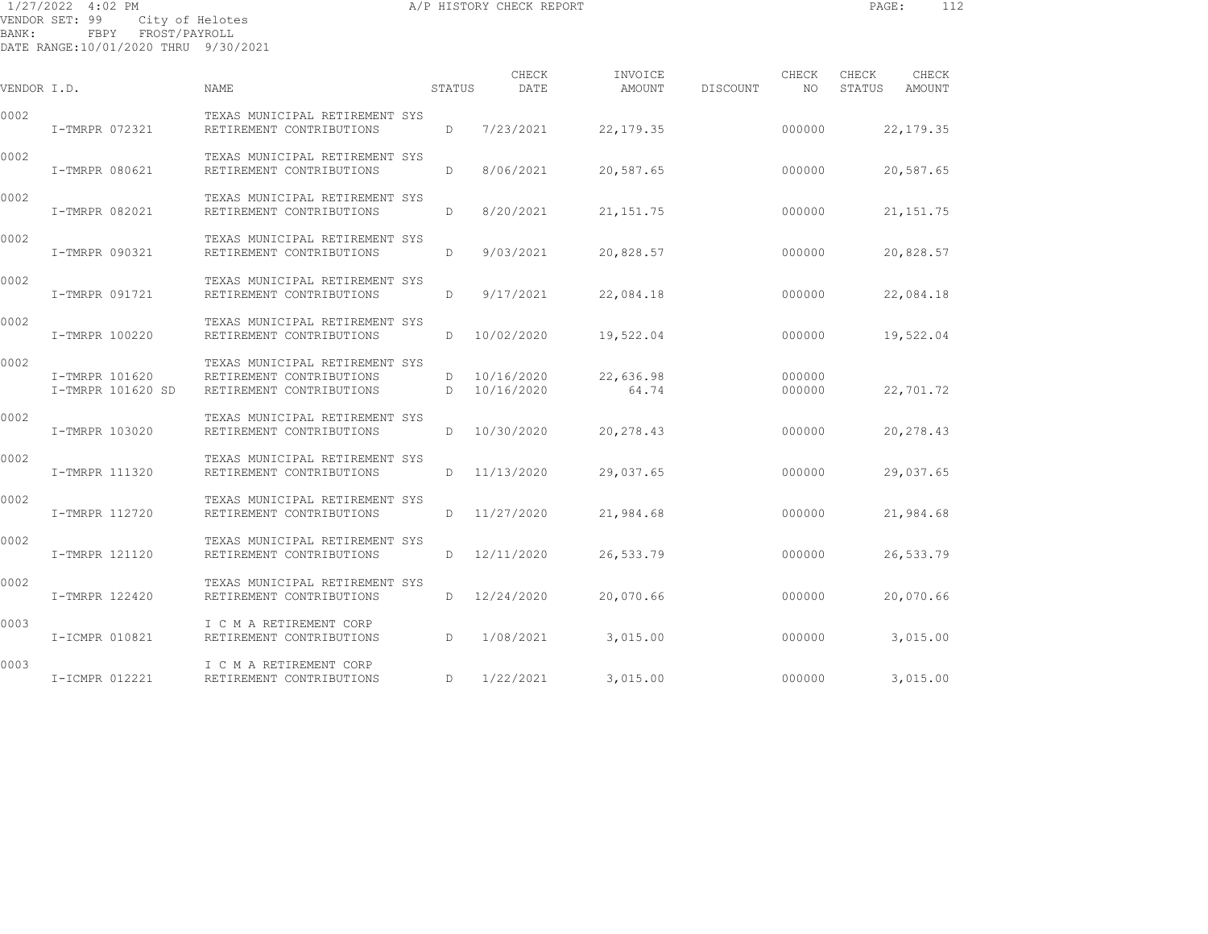1/27/2022 4:02 PM A/P HISTORY CHECK REPORT

VENDOR SET: 99 City of Helotes
BANK: FBPY FROST/PAYROLL
DATE RANGE:10/01/2020 THRU 9/30/2021

| VENDOR I.D. | NAME | STATUS | CHECK DATE | INVOICE AMOUNT | DISCOUNT | CHECK NO | CHECK STATUS | CHECK AMOUNT |
|---|---|---|---|---|---|---|---|---|
| 0002 | TEXAS MUNICIPAL RETIREMENT SYS | | | | | | | |
| I-TMRPR 072321 | RETIREMENT CONTRIBUTIONS | D | 7/23/2021 | 22,179.35 | | 000000 | | 22,179.35 |
| 0002 | TEXAS MUNICIPAL RETIREMENT SYS | | | | | | | |
| I-TMRPR 080621 | RETIREMENT CONTRIBUTIONS | D | 8/06/2021 | 20,587.65 | | 000000 | | 20,587.65 |
| 0002 | TEXAS MUNICIPAL RETIREMENT SYS | | | | | | | |
| I-TMRPR 082021 | RETIREMENT CONTRIBUTIONS | D | 8/20/2021 | 21,151.75 | | 000000 | | 21,151.75 |
| 0002 | TEXAS MUNICIPAL RETIREMENT SYS | | | | | | | |
| I-TMRPR 090321 | RETIREMENT CONTRIBUTIONS | D | 9/03/2021 | 20,828.57 | | 000000 | | 20,828.57 |
| 0002 | TEXAS MUNICIPAL RETIREMENT SYS | | | | | | | |
| I-TMRPR 091721 | RETIREMENT CONTRIBUTIONS | D | 9/17/2021 | 22,084.18 | | 000000 | | 22,084.18 |
| 0002 | TEXAS MUNICIPAL RETIREMENT SYS | | | | | | | |
| I-TMRPR 100220 | RETIREMENT CONTRIBUTIONS | D | 10/02/2020 | 19,522.04 | | 000000 | | 19,522.04 |
| 0002 | TEXAS MUNICIPAL RETIREMENT SYS | | | | | | | |
| I-TMRPR 101620 | RETIREMENT CONTRIBUTIONS | D | 10/16/2020 | 22,636.98 | | 000000 | | |
| I-TMRPR 101620 SD | RETIREMENT CONTRIBUTIONS | D | 10/16/2020 | 64.74 | | 000000 | | 22,701.72 |
| 0002 | TEXAS MUNICIPAL RETIREMENT SYS | | | | | | | |
| I-TMRPR 103020 | RETIREMENT CONTRIBUTIONS | D | 10/30/2020 | 20,278.43 | | 000000 | | 20,278.43 |
| 0002 | TEXAS MUNICIPAL RETIREMENT SYS | | | | | | | |
| I-TMRPR 111320 | RETIREMENT CONTRIBUTIONS | D | 11/13/2020 | 29,037.65 | | 000000 | | 29,037.65 |
| 0002 | TEXAS MUNICIPAL RETIREMENT SYS | | | | | | | |
| I-TMRPR 112720 | RETIREMENT CONTRIBUTIONS | D | 11/27/2020 | 21,984.68 | | 000000 | | 21,984.68 |
| 0002 | TEXAS MUNICIPAL RETIREMENT SYS | | | | | | | |
| I-TMRPR 121120 | RETIREMENT CONTRIBUTIONS | D | 12/11/2020 | 26,533.79 | | 000000 | | 26,533.79 |
| 0002 | TEXAS MUNICIPAL RETIREMENT SYS | | | | | | | |
| I-TMRPR 122420 | RETIREMENT CONTRIBUTIONS | D | 12/24/2020 | 20,070.66 | | 000000 | | 20,070.66 |
| 0003 | I C M A RETIREMENT CORP | | | | | | | |
| I-ICMPR 010821 | RETIREMENT CONTRIBUTIONS | D | 1/08/2021 | 3,015.00 | | 000000 | | 3,015.00 |
| 0003 | I C M A RETIREMENT CORP | | | | | | | |
| I-ICMPR 012221 | RETIREMENT CONTRIBUTIONS | D | 1/22/2021 | 3,015.00 | | 000000 | | 3,015.00 |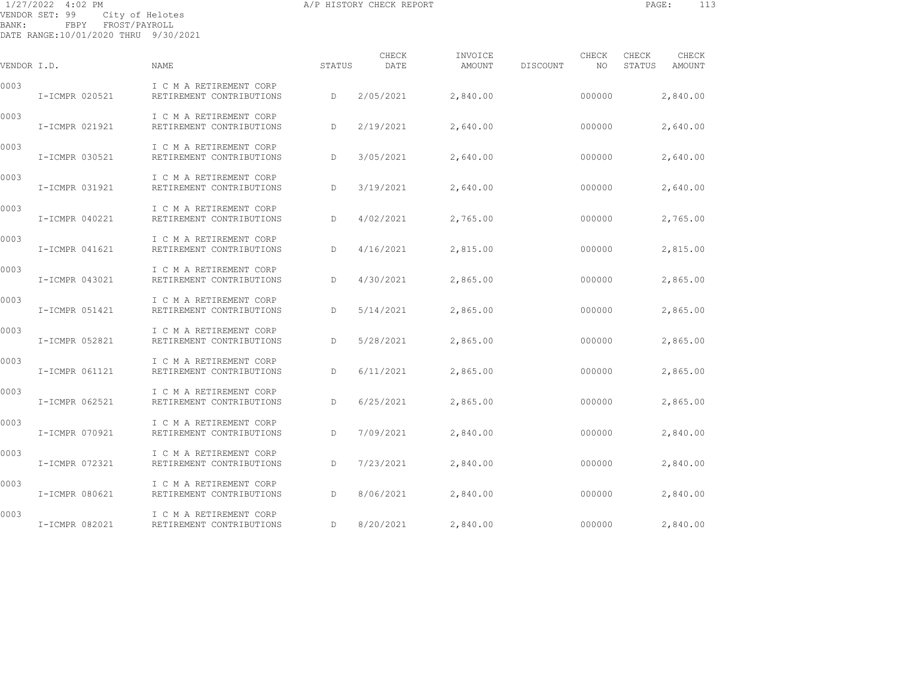1/27/2022 4:02 PM A/P HISTORY CHECK REPORT

VENDOR SET: 99 City of Helotes
BANK: FBPY FROST/PAYROLL
DATE RANGE:10/01/2020 THRU 9/30/2021

| VENDOR I.D. | NAME | STATUS | CHECK DATE | INVOICE AMOUNT | DISCOUNT | CHECK NO | CHECK STATUS | CHECK AMOUNT |
|---|---|---|---|---|---|---|---|---|
| 0003 | I C M A RETIREMENT CORP | | | | | | | |
| I-ICMPR 020521 | RETIREMENT CONTRIBUTIONS | D | 2/05/2021 | 2,840.00 | | 000000 | | 2,840.00 |
| 0003 | I C M A RETIREMENT CORP | | | | | | | |
| I-ICMPR 021921 | RETIREMENT CONTRIBUTIONS | D | 2/19/2021 | 2,640.00 | | 000000 | | 2,640.00 |
| 0003 | I C M A RETIREMENT CORP | | | | | | | |
| I-ICMPR 030521 | RETIREMENT CONTRIBUTIONS | D | 3/05/2021 | 2,640.00 | | 000000 | | 2,640.00 |
| 0003 | I C M A RETIREMENT CORP | | | | | | | |
| I-ICMPR 031921 | RETIREMENT CONTRIBUTIONS | D | 3/19/2021 | 2,640.00 | | 000000 | | 2,640.00 |
| 0003 | I C M A RETIREMENT CORP | | | | | | | |
| I-ICMPR 040221 | RETIREMENT CONTRIBUTIONS | D | 4/02/2021 | 2,765.00 | | 000000 | | 2,765.00 |
| 0003 | I C M A RETIREMENT CORP | | | | | | | |
| I-ICMPR 041621 | RETIREMENT CONTRIBUTIONS | D | 4/16/2021 | 2,815.00 | | 000000 | | 2,815.00 |
| 0003 | I C M A RETIREMENT CORP | | | | | | | |
| I-ICMPR 043021 | RETIREMENT CONTRIBUTIONS | D | 4/30/2021 | 2,865.00 | | 000000 | | 2,865.00 |
| 0003 | I C M A RETIREMENT CORP | | | | | | | |
| I-ICMPR 051421 | RETIREMENT CONTRIBUTIONS | D | 5/14/2021 | 2,865.00 | | 000000 | | 2,865.00 |
| 0003 | I C M A RETIREMENT CORP | | | | | | | |
| I-ICMPR 052821 | RETIREMENT CONTRIBUTIONS | D | 5/28/2021 | 2,865.00 | | 000000 | | 2,865.00 |
| 0003 | I C M A RETIREMENT CORP | | | | | | | |
| I-ICMPR 061121 | RETIREMENT CONTRIBUTIONS | D | 6/11/2021 | 2,865.00 | | 000000 | | 2,865.00 |
| 0003 | I C M A RETIREMENT CORP | | | | | | | |
| I-ICMPR 062521 | RETIREMENT CONTRIBUTIONS | D | 6/25/2021 | 2,865.00 | | 000000 | | 2,865.00 |
| 0003 | I C M A RETIREMENT CORP | | | | | | | |
| I-ICMPR 070921 | RETIREMENT CONTRIBUTIONS | D | 7/09/2021 | 2,840.00 | | 000000 | | 2,840.00 |
| 0003 | I C M A RETIREMENT CORP | | | | | | | |
| I-ICMPR 072321 | RETIREMENT CONTRIBUTIONS | D | 7/23/2021 | 2,840.00 | | 000000 | | 2,840.00 |
| 0003 | I C M A RETIREMENT CORP | | | | | | | |
| I-ICMPR 080621 | RETIREMENT CONTRIBUTIONS | D | 8/06/2021 | 2,840.00 | | 000000 | | 2,840.00 |
| 0003 | I C M A RETIREMENT CORP | | | | | | | |
| I-ICMPR 082021 | RETIREMENT CONTRIBUTIONS | D | 8/20/2021 | 2,840.00 | | 000000 | | 2,840.00 |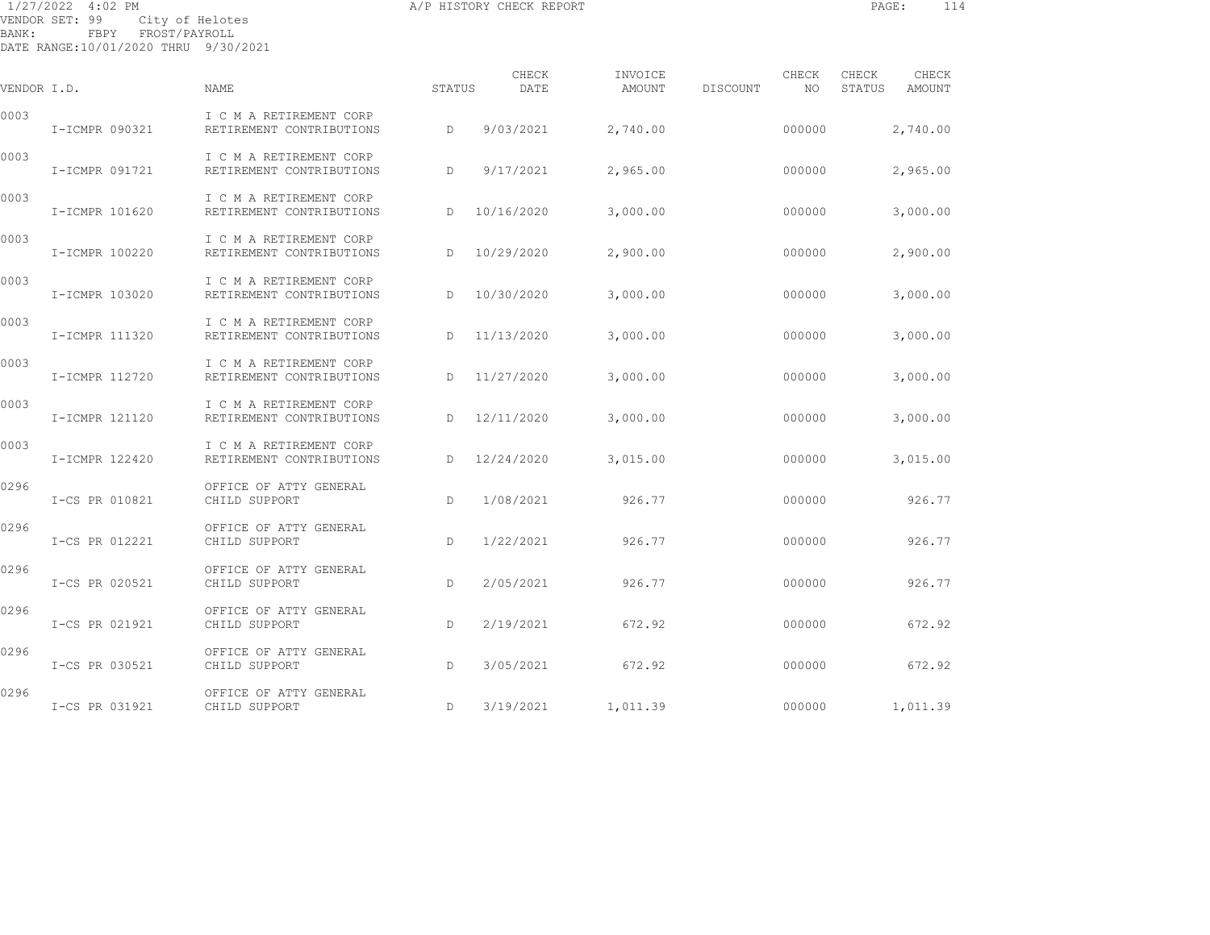1/27/2022 4:02 PM A/P HISTORY CHECK REPORT

VENDOR SET: 99 City of Helotes
BANK: FBPY FROST/PAYROLL
DATE RANGE:10/01/2020 THRU 9/30/2021

| VENDOR I.D. | NAME | STATUS | CHECK DATE | INVOICE AMOUNT | DISCOUNT | CHECK NO | CHECK STATUS | CHECK AMOUNT |
|---|---|---|---|---|---|---|---|---|
| 0003 | I C M A RETIREMENT CORP | | | | | | | |
| I-ICMPR 090321 | RETIREMENT CONTRIBUTIONS | D | 9/03/2021 | 2,740.00 | | 000000 | | 2,740.00 |
| 0003 | I C M A RETIREMENT CORP | | | | | | | |
| I-ICMPR 091721 | RETIREMENT CONTRIBUTIONS | D | 9/17/2021 | 2,965.00 | | 000000 | | 2,965.00 |
| 0003 | I C M A RETIREMENT CORP | | | | | | | |
| I-ICMPR 101620 | RETIREMENT CONTRIBUTIONS | D | 10/16/2020 | 3,000.00 | | 000000 | | 3,000.00 |
| 0003 | I C M A RETIREMENT CORP | | | | | | | |
| I-ICMPR 100220 | RETIREMENT CONTRIBUTIONS | D | 10/29/2020 | 2,900.00 | | 000000 | | 2,900.00 |
| 0003 | I C M A RETIREMENT CORP | | | | | | | |
| I-ICMPR 103020 | RETIREMENT CONTRIBUTIONS | D | 10/30/2020 | 3,000.00 | | 000000 | | 3,000.00 |
| 0003 | I C M A RETIREMENT CORP | | | | | | | |
| I-ICMPR 111320 | RETIREMENT CONTRIBUTIONS | D | 11/13/2020 | 3,000.00 | | 000000 | | 3,000.00 |
| 0003 | I C M A RETIREMENT CORP | | | | | | | |
| I-ICMPR 112720 | RETIREMENT CONTRIBUTIONS | D | 11/27/2020 | 3,000.00 | | 000000 | | 3,000.00 |
| 0003 | I C M A RETIREMENT CORP | | | | | | | |
| I-ICMPR 121120 | RETIREMENT CONTRIBUTIONS | D | 12/11/2020 | 3,000.00 | | 000000 | | 3,000.00 |
| 0003 | I C M A RETIREMENT CORP | | | | | | | |
| I-ICMPR 122420 | RETIREMENT CONTRIBUTIONS | D | 12/24/2020 | 3,015.00 | | 000000 | | 3,015.00 |
| 0296 | OFFICE OF ATTY GENERAL | | | | | | | |
| I-CS PR 010821 | CHILD SUPPORT | D | 1/08/2021 | 926.77 | | 000000 | | 926.77 |
| 0296 | OFFICE OF ATTY GENERAL | | | | | | | |
| I-CS PR 012221 | CHILD SUPPORT | D | 1/22/2021 | 926.77 | | 000000 | | 926.77 |
| 0296 | OFFICE OF ATTY GENERAL | | | | | | | |
| I-CS PR 020521 | CHILD SUPPORT | D | 2/05/2021 | 926.77 | | 000000 | | 926.77 |
| 0296 | OFFICE OF ATTY GENERAL | | | | | | | |
| I-CS PR 021921 | CHILD SUPPORT | D | 2/19/2021 | 672.92 | | 000000 | | 672.92 |
| 0296 | OFFICE OF ATTY GENERAL | | | | | | | |
| I-CS PR 030521 | CHILD SUPPORT | D | 3/05/2021 | 672.92 | | 000000 | | 672.92 |
| 0296 | OFFICE OF ATTY GENERAL | | | | | | | |
| I-CS PR 031921 | CHILD SUPPORT | D | 3/19/2021 | 1,011.39 | | 000000 | | 1,011.39 |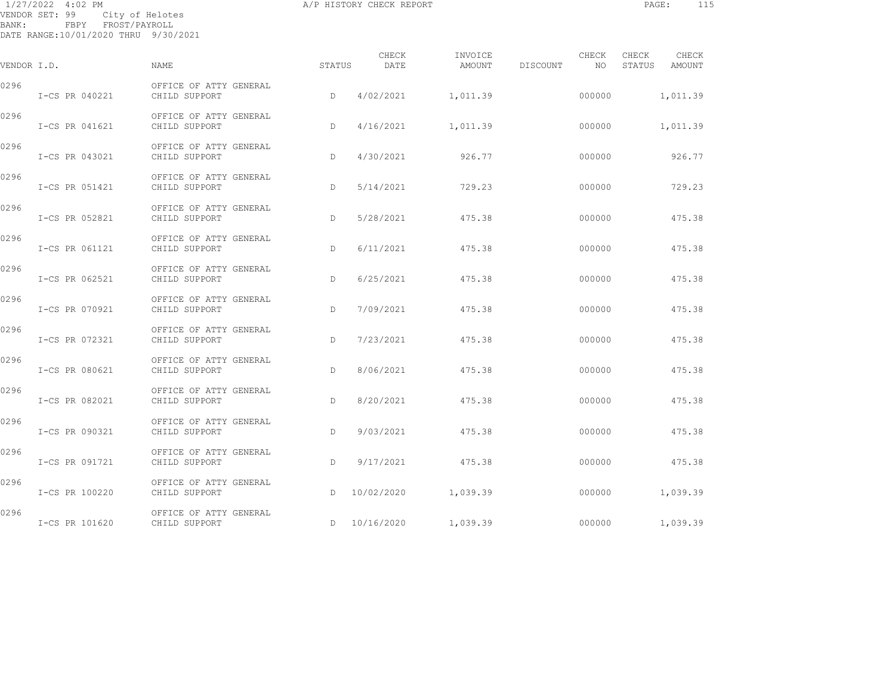A/P HISTORY CHECK REPORT

VENDOR SET: 99 City of Helotes
BANK: FBPY FROST/PAYROLL
DATE RANGE:10/01/2020 THRU 9/30/2021

| VENDOR I.D. | NAME | STATUS | CHECK DATE | INVOICE AMOUNT | DISCOUNT | CHECK NO | CHECK STATUS | CHECK AMOUNT |
|---|---|---|---|---|---|---|---|---|
| 0296 | OFFICE OF ATTY GENERAL | | | | | | | |
| I-CS PR 040221 | CHILD SUPPORT | D | 4/02/2021 | 1,011.39 | | 000000 | | 1,011.39 |
| 0296 | OFFICE OF ATTY GENERAL | | | | | | | |
| I-CS PR 041621 | CHILD SUPPORT | D | 4/16/2021 | 1,011.39 | | 000000 | | 1,011.39 |
| 0296 | OFFICE OF ATTY GENERAL | | | | | | | |
| I-CS PR 043021 | CHILD SUPPORT | D | 4/30/2021 | 926.77 | | 000000 | | 926.77 |
| 0296 | OFFICE OF ATTY GENERAL | | | | | | | |
| I-CS PR 051421 | CHILD SUPPORT | D | 5/14/2021 | 729.23 | | 000000 | | 729.23 |
| 0296 | OFFICE OF ATTY GENERAL | | | | | | | |
| I-CS PR 052821 | CHILD SUPPORT | D | 5/28/2021 | 475.38 | | 000000 | | 475.38 |
| 0296 | OFFICE OF ATTY GENERAL | | | | | | | |
| I-CS PR 061121 | CHILD SUPPORT | D | 6/11/2021 | 475.38 | | 000000 | | 475.38 |
| 0296 | OFFICE OF ATTY GENERAL | | | | | | | |
| I-CS PR 062521 | CHILD SUPPORT | D | 6/25/2021 | 475.38 | | 000000 | | 475.38 |
| 0296 | OFFICE OF ATTY GENERAL | | | | | | | |
| I-CS PR 070921 | CHILD SUPPORT | D | 7/09/2021 | 475.38 | | 000000 | | 475.38 |
| 0296 | OFFICE OF ATTY GENERAL | | | | | | | |
| I-CS PR 072321 | CHILD SUPPORT | D | 7/23/2021 | 475.38 | | 000000 | | 475.38 |
| 0296 | OFFICE OF ATTY GENERAL | | | | | | | |
| I-CS PR 080621 | CHILD SUPPORT | D | 8/06/2021 | 475.38 | | 000000 | | 475.38 |
| 0296 | OFFICE OF ATTY GENERAL | | | | | | | |
| I-CS PR 082021 | CHILD SUPPORT | D | 8/20/2021 | 475.38 | | 000000 | | 475.38 |
| 0296 | OFFICE OF ATTY GENERAL | | | | | | | |
| I-CS PR 090321 | CHILD SUPPORT | D | 9/03/2021 | 475.38 | | 000000 | | 475.38 |
| 0296 | OFFICE OF ATTY GENERAL | | | | | | | |
| I-CS PR 091721 | CHILD SUPPORT | D | 9/17/2021 | 475.38 | | 000000 | | 475.38 |
| 0296 | OFFICE OF ATTY GENERAL | | | | | | | |
| I-CS PR 100220 | CHILD SUPPORT | D | 10/02/2020 | 1,039.39 | | 000000 | | 1,039.39 |
| 0296 | OFFICE OF ATTY GENERAL | | | | | | | |
| I-CS PR 101620 | CHILD SUPPORT | D | 10/16/2020 | 1,039.39 | | 000000 | | 1,039.39 |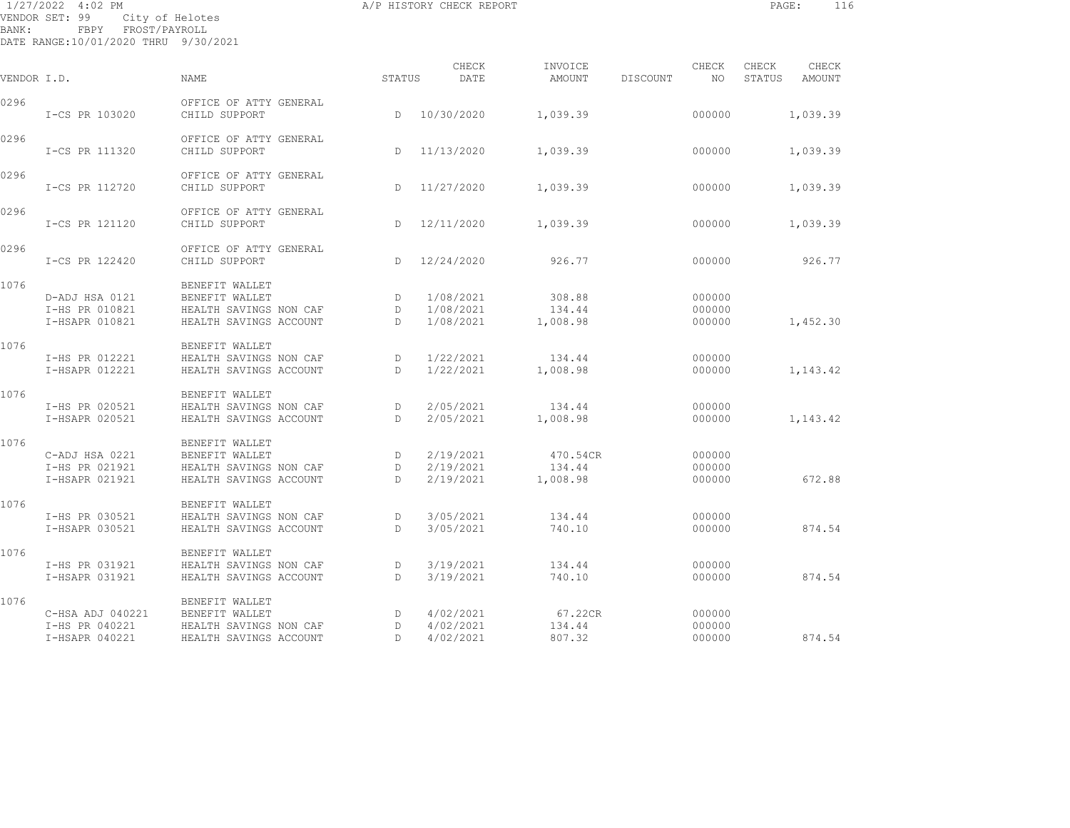1/27/2022 4:02 PM A/P HISTORY CHECK REPORT

VENDOR SET: 99 City of Helotes
BANK: FBPY FROST/PAYROLL
DATE RANGE:10/01/2020 THRU 9/30/2021

| VENDOR I.D. | NAME | STATUS | CHECK DATE | INVOICE AMOUNT | DISCOUNT | CHECK NO | CHECK STATUS | CHECK AMOUNT |
|---|---|---|---|---|---|---|---|---|
| 0296 | OFFICE OF ATTY GENERAL | | | | | | | |
| I-CS PR 103020 | CHILD SUPPORT | D | 10/30/2020 | 1,039.39 | | 000000 | | 1,039.39 |
| 0296 | OFFICE OF ATTY GENERAL | | | | | | | |
| I-CS PR 111320 | CHILD SUPPORT | D | 11/13/2020 | 1,039.39 | | 000000 | | 1,039.39 |
| 0296 | OFFICE OF ATTY GENERAL | | | | | | | |
| I-CS PR 112720 | CHILD SUPPORT | D | 11/27/2020 | 1,039.39 | | 000000 | | 1,039.39 |
| 0296 | OFFICE OF ATTY GENERAL | | | | | | | |
| I-CS PR 121120 | CHILD SUPPORT | D | 12/11/2020 | 1,039.39 | | 000000 | | 1,039.39 |
| 0296 | OFFICE OF ATTY GENERAL | | | | | | | |
| I-CS PR 122420 | CHILD SUPPORT | D | 12/24/2020 | 926.77 | | 000000 | | 926.77 |
| 1076 | BENEFIT WALLET | | | | | | | |
| D-ADJ HSA 0121 | BENEFIT WALLET | D | 1/08/2021 | 308.88 | | 000000 | | |
| I-HS PR 010821 | HEALTH SAVINGS NON CAF | D | 1/08/2021 | 134.44 | | 000000 | | |
| I-HSAPR 010821 | HEALTH SAVINGS ACCOUNT | D | 1/08/2021 | 1,008.98 | | 000000 | | 1,452.30 |
| 1076 | BENEFIT WALLET | | | | | | | |
| I-HS PR 012221 | HEALTH SAVINGS NON CAF | D | 1/22/2021 | 134.44 | | 000000 | | |
| I-HSAPR 012221 | HEALTH SAVINGS ACCOUNT | D | 1/22/2021 | 1,008.98 | | 000000 | | 1,143.42 |
| 1076 | BENEFIT WALLET | | | | | | | |
| I-HS PR 020521 | HEALTH SAVINGS NON CAF | D | 2/05/2021 | 134.44 | | 000000 | | |
| I-HSAPR 020521 | HEALTH SAVINGS ACCOUNT | D | 2/05/2021 | 1,008.98 | | 000000 | | 1,143.42 |
| 1076 | BENEFIT WALLET | | | | | | | |
| C-ADJ HSA 0221 | BENEFIT WALLET | D | 2/19/2021 | 470.54CR | | 000000 | | |
| I-HS PR 021921 | HEALTH SAVINGS NON CAF | D | 2/19/2021 | 134.44 | | 000000 | | |
| I-HSAPR 021921 | HEALTH SAVINGS ACCOUNT | D | 2/19/2021 | 1,008.98 | | 000000 | | 672.88 |
| 1076 | BENEFIT WALLET | | | | | | | |
| I-HS PR 030521 | HEALTH SAVINGS NON CAF | D | 3/05/2021 | 134.44 | | 000000 | | |
| I-HSAPR 030521 | HEALTH SAVINGS ACCOUNT | D | 3/05/2021 | 740.10 | | 000000 | | 874.54 |
| 1076 | BENEFIT WALLET | | | | | | | |
| I-HS PR 031921 | HEALTH SAVINGS NON CAF | D | 3/19/2021 | 134.44 | | 000000 | | |
| I-HSAPR 031921 | HEALTH SAVINGS ACCOUNT | D | 3/19/2021 | 740.10 | | 000000 | | 874.54 |
| 1076 | BENEFIT WALLET | | | | | | | |
| C-HSA ADJ 040221 | BENEFIT WALLET | D | 4/02/2021 | 67.22CR | | 000000 | | |
| I-HS PR 040221 | HEALTH SAVINGS NON CAF | D | 4/02/2021 | 134.44 | | 000000 | | |
| I-HSAPR 040221 | HEALTH SAVINGS ACCOUNT | D | 4/02/2021 | 807.32 | | 000000 | | 874.54 |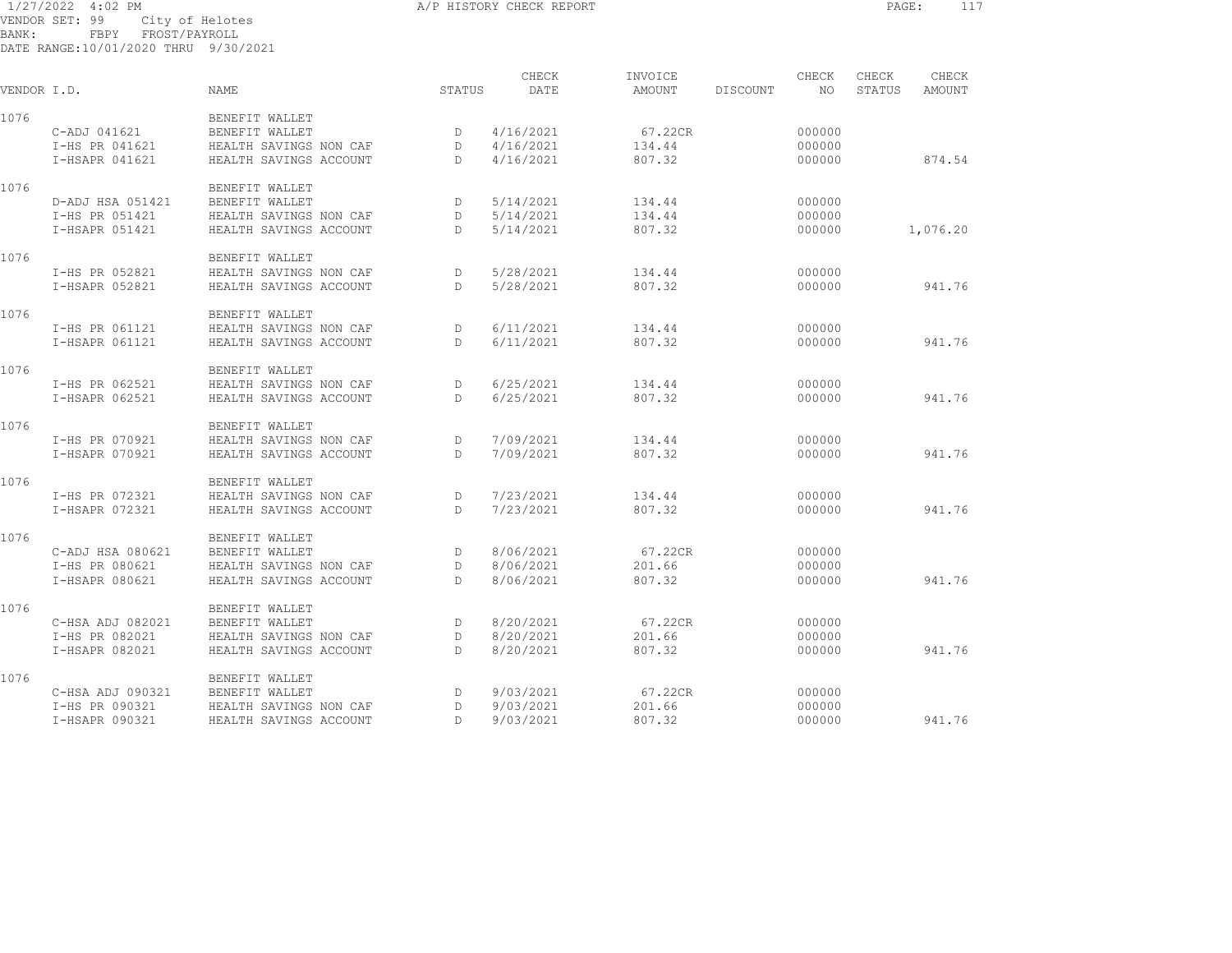1/27/2022 4:02 PM A/P HISTORY CHECK REPORT

VENDOR SET: 99 City of Helotes
BANK: FBPY FROST/PAYROLL
DATE RANGE:10/01/2020 THRU 9/30/2021

| VENDOR I.D. | NAME | STATUS | CHECK DATE | INVOICE AMOUNT | DISCOUNT | CHECK NO | CHECK STATUS | CHECK AMOUNT |
|---|---|---|---|---|---|---|---|---|
| 1076 | BENEFIT WALLET | | | | | | | |
| C-ADJ 041621 | BENEFIT WALLET | D | 4/16/2021 | 67.22CR | | 000000 | | |
| I-HS PR 041621 | HEALTH SAVINGS NON CAF | D | 4/16/2021 | 134.44 | | 000000 | | |
| I-HSAPR 041621 | HEALTH SAVINGS ACCOUNT | D | 4/16/2021 | 807.32 | | 000000 | | 874.54 |
| 1076 | BENEFIT WALLET | | | | | | | |
| D-ADJ HSA 051421 | BENEFIT WALLET | D | 5/14/2021 | 134.44 | | 000000 | | |
| I-HS PR 051421 | HEALTH SAVINGS NON CAF | D | 5/14/2021 | 134.44 | | 000000 | | |
| I-HSAPR 051421 | HEALTH SAVINGS ACCOUNT | D | 5/14/2021 | 807.32 | | 000000 | | 1,076.20 |
| 1076 | BENEFIT WALLET | | | | | | | |
| I-HS PR 052821 | HEALTH SAVINGS NON CAF | D | 5/28/2021 | 134.44 | | 000000 | | |
| I-HSAPR 052821 | HEALTH SAVINGS ACCOUNT | D | 5/28/2021 | 807.32 | | 000000 | | 941.76 |
| 1076 | BENEFIT WALLET | | | | | | | |
| I-HS PR 061121 | HEALTH SAVINGS NON CAF | D | 6/11/2021 | 134.44 | | 000000 | | |
| I-HSAPR 061121 | HEALTH SAVINGS ACCOUNT | D | 6/11/2021 | 807.32 | | 000000 | | 941.76 |
| 1076 | BENEFIT WALLET | | | | | | | |
| I-HS PR 062521 | HEALTH SAVINGS NON CAF | D | 6/25/2021 | 134.44 | | 000000 | | |
| I-HSAPR 062521 | HEALTH SAVINGS ACCOUNT | D | 6/25/2021 | 807.32 | | 000000 | | 941.76 |
| 1076 | BENEFIT WALLET | | | | | | | |
| I-HS PR 070921 | HEALTH SAVINGS NON CAF | D | 7/09/2021 | 134.44 | | 000000 | | |
| I-HSAPR 070921 | HEALTH SAVINGS ACCOUNT | D | 7/09/2021 | 807.32 | | 000000 | | 941.76 |
| 1076 | BENEFIT WALLET | | | | | | | |
| I-HS PR 072321 | HEALTH SAVINGS NON CAF | D | 7/23/2021 | 134.44 | | 000000 | | |
| I-HSAPR 072321 | HEALTH SAVINGS ACCOUNT | D | 7/23/2021 | 807.32 | | 000000 | | 941.76 |
| 1076 | BENEFIT WALLET | | | | | | | |
| C-ADJ HSA 080621 | BENEFIT WALLET | D | 8/06/2021 | 67.22CR | | 000000 | | |
| I-HS PR 080621 | HEALTH SAVINGS NON CAF | D | 8/06/2021 | 201.66 | | 000000 | | |
| I-HSAPR 080621 | HEALTH SAVINGS ACCOUNT | D | 8/06/2021 | 807.32 | | 000000 | | 941.76 |
| 1076 | BENEFIT WALLET | | | | | | | |
| C-HSA ADJ 082021 | BENEFIT WALLET | D | 8/20/2021 | 67.22CR | | 000000 | | |
| I-HS PR 082021 | HEALTH SAVINGS NON CAF | D | 8/20/2021 | 201.66 | | 000000 | | |
| I-HSAPR 082021 | HEALTH SAVINGS ACCOUNT | D | 8/20/2021 | 807.32 | | 000000 | | 941.76 |
| 1076 | BENEFIT WALLET | | | | | | | |
| C-HSA ADJ 090321 | BENEFIT WALLET | D | 9/03/2021 | 67.22CR | | 000000 | | |
| I-HS PR 090321 | HEALTH SAVINGS NON CAF | D | 9/03/2021 | 201.66 | | 000000 | | |
| I-HSAPR 090321 | HEALTH SAVINGS ACCOUNT | D | 9/03/2021 | 807.32 | | 000000 | | 941.76 |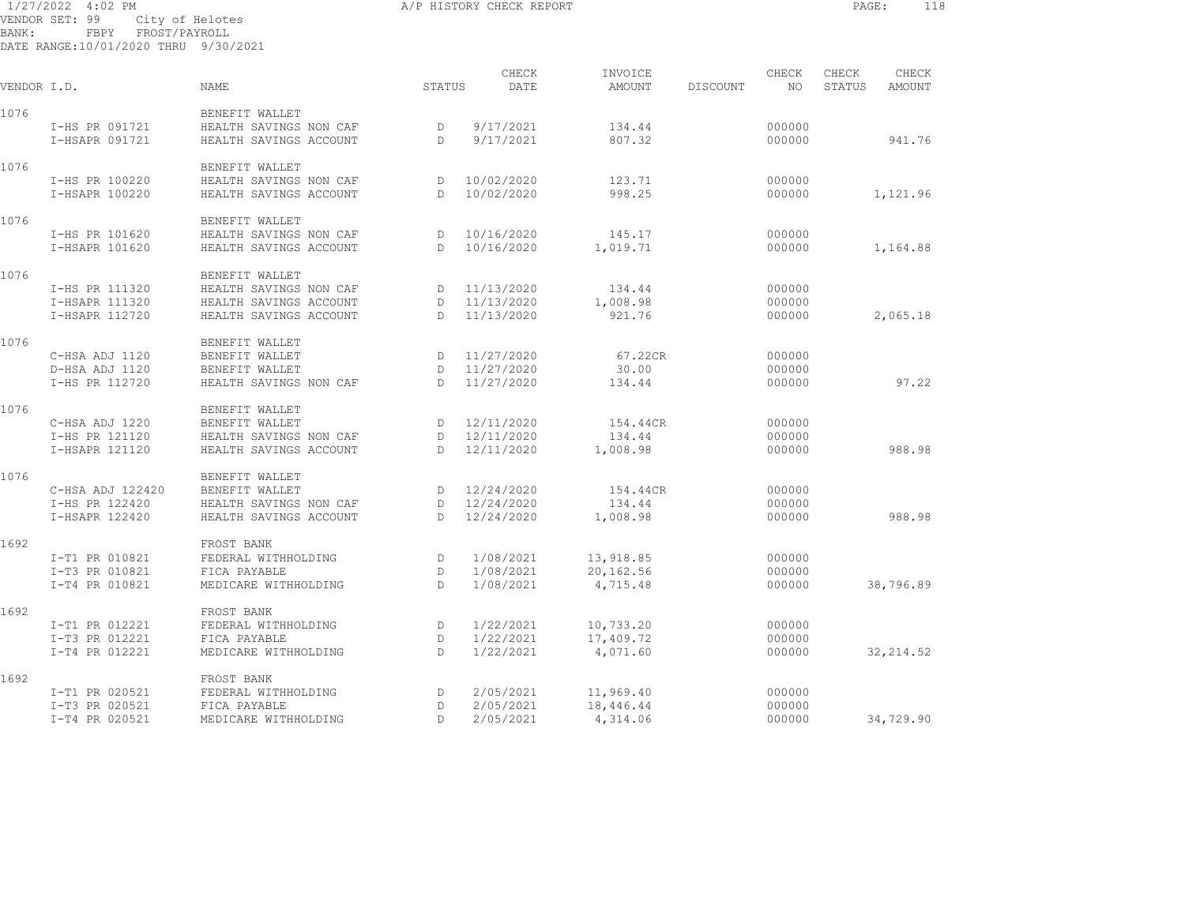1/27/2022 4:02 PM A/P HISTORY CHECK REPORT

VENDOR SET: 99 City of Helotes
BANK: FBPY FROST/PAYROLL
DATE RANGE: 10/01/2020 THRU 9/30/2021

| VENDOR I.D. | NAME | STATUS | CHECK DATE | INVOICE AMOUNT | DISCOUNT | CHECK NO | CHECK STATUS | CHECK AMOUNT |
|---|---|---|---|---|---|---|---|---|
| 1076 | BENEFIT WALLET | | | | | | | |
| I-HS PR 091721 | HEALTH SAVINGS NON CAF | D | 9/17/2021 | 134.44 | | 000000 | | |
| I-HSAPR 091721 | HEALTH SAVINGS ACCOUNT | D | 9/17/2021 | 807.32 | | 000000 | | 941.76 |
| 1076 | BENEFIT WALLET | | | | | | | |
| I-HS PR 100220 | HEALTH SAVINGS NON CAF | D | 10/02/2020 | 123.71 | | 000000 | | |
| I-HSAPR 100220 | HEALTH SAVINGS ACCOUNT | D | 10/02/2020 | 998.25 | | 000000 | | 1,121.96 |
| 1076 | BENEFIT WALLET | | | | | | | |
| I-HS PR 101620 | HEALTH SAVINGS NON CAF | D | 10/16/2020 | 145.17 | | 000000 | | |
| I-HSAPR 101620 | HEALTH SAVINGS ACCOUNT | D | 10/16/2020 | 1,019.71 | | 000000 | | 1,164.88 |
| 1076 | BENEFIT WALLET | | | | | | | |
| I-HS PR 111320 | HEALTH SAVINGS NON CAF | D | 11/13/2020 | 134.44 | | 000000 | | |
| I-HSAPR 111320 | HEALTH SAVINGS ACCOUNT | D | 11/13/2020 | 1,008.98 | | 000000 | | |
| I-HSAPR 112720 | HEALTH SAVINGS ACCOUNT | D | 11/13/2020 | 921.76 | | 000000 | | 2,065.18 |
| 1076 | BENEFIT WALLET | | | | | | | |
| C-HSA ADJ 1120 | BENEFIT WALLET | D | 11/27/2020 | 67.22CR | | 000000 | | |
| D-HSA ADJ 1120 | BENEFIT WALLET | D | 11/27/2020 | 30.00 | | 000000 | | |
| I-HS PR 112720 | HEALTH SAVINGS NON CAF | D | 11/27/2020 | 134.44 | | 000000 | | 97.22 |
| 1076 | BENEFIT WALLET | | | | | | | |
| C-HSA ADJ 1220 | BENEFIT WALLET | D | 12/11/2020 | 154.44CR | | 000000 | | |
| I-HS PR 121120 | HEALTH SAVINGS NON CAF | D | 12/11/2020 | 134.44 | | 000000 | | |
| I-HSAPR 121120 | HEALTH SAVINGS ACCOUNT | D | 12/11/2020 | 1,008.98 | | 000000 | | 988.98 |
| 1076 | BENEFIT WALLET | | | | | | | |
| C-HSA ADJ 122420 | BENEFIT WALLET | D | 12/24/2020 | 154.44CR | | 000000 | | |
| I-HS PR 122420 | HEALTH SAVINGS NON CAF | D | 12/24/2020 | 134.44 | | 000000 | | |
| I-HSAPR 122420 | HEALTH SAVINGS ACCOUNT | D | 12/24/2020 | 1,008.98 | | 000000 | | 988.98 |
| 1692 | FROST BANK | | | | | | | |
| I-T1 PR 010821 | FEDERAL WITHHOLDING | D | 1/08/2021 | 13,918.85 | | 000000 | | |
| I-T3 PR 010821 | FICA PAYABLE | D | 1/08/2021 | 20,162.56 | | 000000 | | |
| I-T4 PR 010821 | MEDICARE WITHHOLDING | D | 1/08/2021 | 4,715.48 | | 000000 | | 38,796.89 |
| 1692 | FROST BANK | | | | | | | |
| I-T1 PR 012221 | FEDERAL WITHHOLDING | D | 1/22/2021 | 10,733.20 | | 000000 | | |
| I-T3 PR 012221 | FICA PAYABLE | D | 1/22/2021 | 17,409.72 | | 000000 | | |
| I-T4 PR 012221 | MEDICARE WITHHOLDING | D | 1/22/2021 | 4,071.60 | | 000000 | | 32,214.52 |
| 1692 | FROST BANK | | | | | | | |
| I-T1 PR 020521 | FEDERAL WITHHOLDING | D | 2/05/2021 | 11,969.40 | | 000000 | | |
| I-T3 PR 020521 | FICA PAYABLE | D | 2/05/2021 | 18,446.44 | | 000000 | | |
| I-T4 PR 020521 | MEDICARE WITHHOLDING | D | 2/05/2021 | 4,314.06 | | 000000 | | 34,729.90 |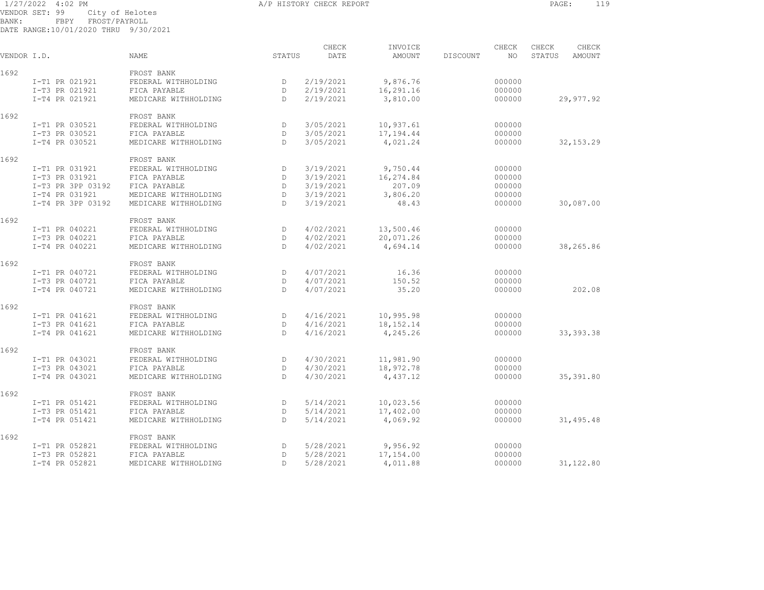1/27/2022 4:02 PM A/P HISTORY CHECK REPORT

VENDOR SET: 99 City of Helotes
BANK: FBPY FROST/PAYROLL
DATE RANGE:10/01/2020 THRU 9/30/2021

| VENDOR I.D. | NAME | STATUS | CHECK DATE | INVOICE AMOUNT | DISCOUNT | CHECK NO | CHECK STATUS | CHECK AMOUNT |
|---|---|---|---|---|---|---|---|---|
| 1692 | FROST BANK | | | | | | | |
| I-T1 PR 021921 | FEDERAL WITHHOLDING | D | 2/19/2021 | 9,876.76 | | 000000 | | |
| I-T3 PR 021921 | FICA PAYABLE | D | 2/19/2021 | 16,291.16 | | 000000 | | |
| I-T4 PR 021921 | MEDICARE WITHHOLDING | D | 2/19/2021 | 3,810.00 | | 000000 | | 29,977.92 |
| 1692 | FROST BANK | | | | | | | |
| I-T1 PR 030521 | FEDERAL WITHHOLDING | D | 3/05/2021 | 10,937.61 | | 000000 | | |
| I-T3 PR 030521 | FICA PAYABLE | D | 3/05/2021 | 17,194.44 | | 000000 | | |
| I-T4 PR 030521 | MEDICARE WITHHOLDING | D | 3/05/2021 | 4,021.24 | | 000000 | | 32,153.29 |
| 1692 | FROST BANK | | | | | | | |
| I-T1 PR 031921 | FEDERAL WITHHOLDING | D | 3/19/2021 | 9,750.44 | | 000000 | | |
| I-T3 PR 031921 | FICA PAYABLE | D | 3/19/2021 | 16,274.84 | | 000000 | | |
| I-T3 PR 3PP 03192 | FICA PAYABLE | D | 3/19/2021 | 207.09 | | 000000 | | |
| I-T4 PR 031921 | MEDICARE WITHHOLDING | D | 3/19/2021 | 3,806.20 | | 000000 | | |
| I-T4 PR 3PP 03192 | MEDICARE WITHHOLDING | D | 3/19/2021 | 48.43 | | 000000 | | 30,087.00 |
| 1692 | FROST BANK | | | | | | | |
| I-T1 PR 040221 | FEDERAL WITHHOLDING | D | 4/02/2021 | 13,500.46 | | 000000 | | |
| I-T3 PR 040221 | FICA PAYABLE | D | 4/02/2021 | 20,071.26 | | 000000 | | |
| I-T4 PR 040221 | MEDICARE WITHHOLDING | D | 4/02/2021 | 4,694.14 | | 000000 | | 38,265.86 |
| 1692 | FROST BANK | | | | | | | |
| I-T1 PR 040721 | FEDERAL WITHHOLDING | D | 4/07/2021 | 16.36 | | 000000 | | |
| I-T3 PR 040721 | FICA PAYABLE | D | 4/07/2021 | 150.52 | | 000000 | | |
| I-T4 PR 040721 | MEDICARE WITHHOLDING | D | 4/07/2021 | 35.20 | | 000000 | | 202.08 |
| 1692 | FROST BANK | | | | | | | |
| I-T1 PR 041621 | FEDERAL WITHHOLDING | D | 4/16/2021 | 10,995.98 | | 000000 | | |
| I-T3 PR 041621 | FICA PAYABLE | D | 4/16/2021 | 18,152.14 | | 000000 | | |
| I-T4 PR 041621 | MEDICARE WITHHOLDING | D | 4/16/2021 | 4,245.26 | | 000000 | | 33,393.38 |
| 1692 | FROST BANK | | | | | | | |
| I-T1 PR 043021 | FEDERAL WITHHOLDING | D | 4/30/2021 | 11,981.90 | | 000000 | | |
| I-T3 PR 043021 | FICA PAYABLE | D | 4/30/2021 | 18,972.78 | | 000000 | | |
| I-T4 PR 043021 | MEDICARE WITHHOLDING | D | 4/30/2021 | 4,437.12 | | 000000 | | 35,391.80 |
| 1692 | FROST BANK | | | | | | | |
| I-T1 PR 051421 | FEDERAL WITHHOLDING | D | 5/14/2021 | 10,023.56 | | 000000 | | |
| I-T3 PR 051421 | FICA PAYABLE | D | 5/14/2021 | 17,402.00 | | 000000 | | |
| I-T4 PR 051421 | MEDICARE WITHHOLDING | D | 5/14/2021 | 4,069.92 | | 000000 | | 31,495.48 |
| 1692 | FROST BANK | | | | | | | |
| I-T1 PR 052821 | FEDERAL WITHHOLDING | D | 5/28/2021 | 9,956.92 | | 000000 | | |
| I-T3 PR 052821 | FICA PAYABLE | D | 5/28/2021 | 17,154.00 | | 000000 | | |
| I-T4 PR 052821 | MEDICARE WITHHOLDING | D | 5/28/2021 | 4,011.88 | | 000000 | | 31,122.80 |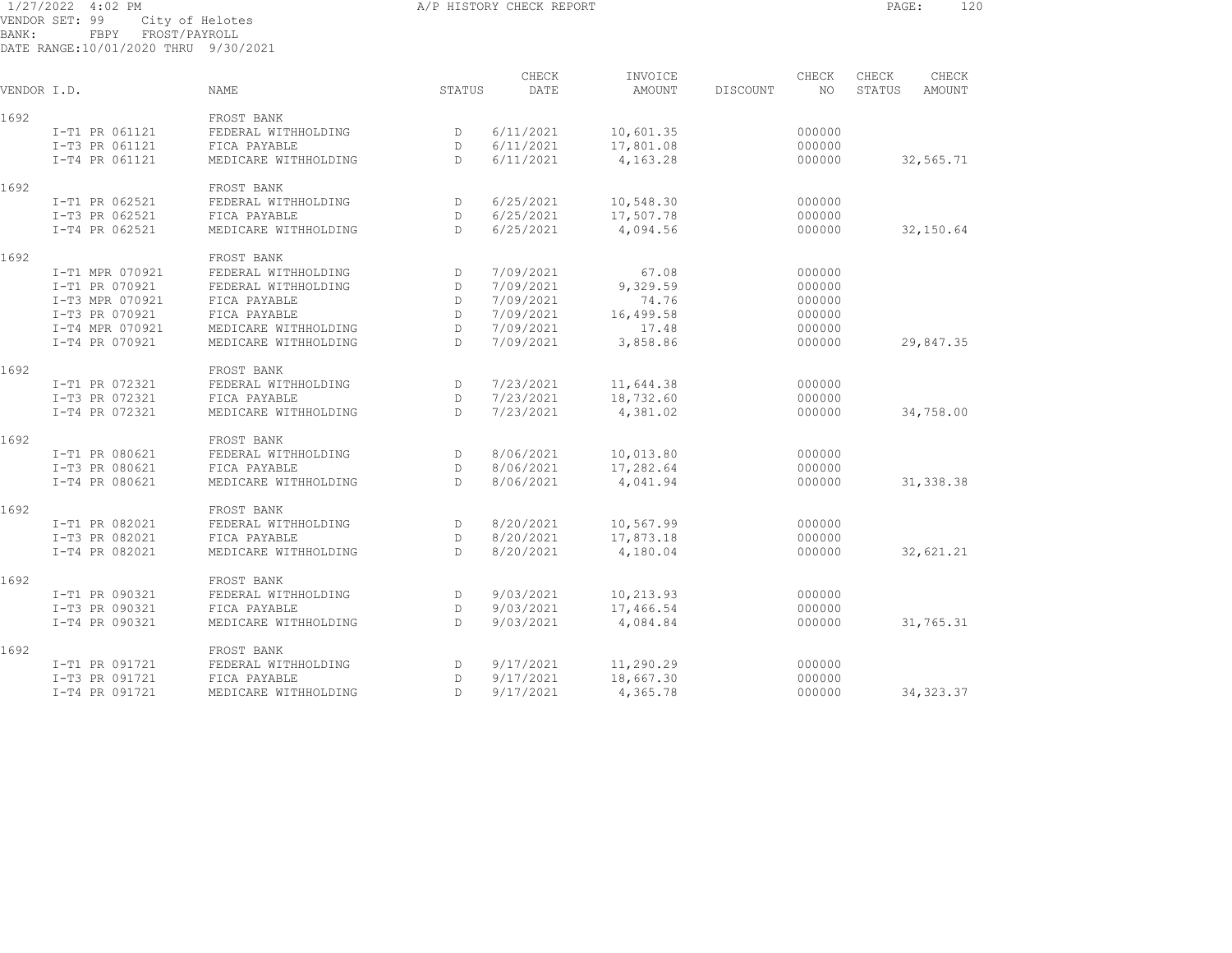1/27/2022 4:02 PM
A/P HISTORY CHECK REPORT
VENDOR SET: 99 City of Helotes
BANK: FBPY FROST/PAYROLL
DATE RANGE:10/01/2020 THRU 9/30/2021

| VENDOR I.D. | NAME | STATUS | CHECK DATE | INVOICE AMOUNT | DISCOUNT | CHECK NO | CHECK STATUS | CHECK AMOUNT |
|---|---|---|---|---|---|---|---|---|
| 1692 | FROST BANK | | | | | | | |
| I-T1 PR 061121 | FEDERAL WITHHOLDING | D | 6/11/2021 | 10,601.35 | | 000000 | | |
| I-T3 PR 061121 | FICA PAYABLE | D | 6/11/2021 | 17,801.08 | | 000000 | | |
| I-T4 PR 061121 | MEDICARE WITHHOLDING | D | 6/11/2021 | 4,163.28 | | 000000 | | 32,565.71 |
| 1692 | FROST BANK | | | | | | | |
| I-T1 PR 062521 | FEDERAL WITHHOLDING | D | 6/25/2021 | 10,548.30 | | 000000 | | |
| I-T3 PR 062521 | FICA PAYABLE | D | 6/25/2021 | 17,507.78 | | 000000 | | |
| I-T4 PR 062521 | MEDICARE WITHHOLDING | D | 6/25/2021 | 4,094.56 | | 000000 | | 32,150.64 |
| 1692 | FROST BANK | | | | | | | |
| I-T1 MPR 070921 | FEDERAL WITHHOLDING | D | 7/09/2021 | 67.08 | | 000000 | | |
| I-T1 PR 070921 | FEDERAL WITHHOLDING | D | 7/09/2021 | 9,329.59 | | 000000 | | |
| I-T3 MPR 070921 | FICA PAYABLE | D | 7/09/2021 | 74.76 | | 000000 | | |
| I-T3 PR 070921 | FICA PAYABLE | D | 7/09/2021 | 16,499.58 | | 000000 | | |
| I-T4 MPR 070921 | MEDICARE WITHHOLDING | D | 7/09/2021 | 17.48 | | 000000 | | |
| I-T4 PR 070921 | MEDICARE WITHHOLDING | D | 7/09/2021 | 3,858.86 | | 000000 | | 29,847.35 |
| 1692 | FROST BANK | | | | | | | |
| I-T1 PR 072321 | FEDERAL WITHHOLDING | D | 7/23/2021 | 11,644.38 | | 000000 | | |
| I-T3 PR 072321 | FICA PAYABLE | D | 7/23/2021 | 18,732.60 | | 000000 | | |
| I-T4 PR 072321 | MEDICARE WITHHOLDING | D | 7/23/2021 | 4,381.02 | | 000000 | | 34,758.00 |
| 1692 | FROST BANK | | | | | | | |
| I-T1 PR 080621 | FEDERAL WITHHOLDING | D | 8/06/2021 | 10,013.80 | | 000000 | | |
| I-T3 PR 080621 | FICA PAYABLE | D | 8/06/2021 | 17,282.64 | | 000000 | | |
| I-T4 PR 080621 | MEDICARE WITHHOLDING | D | 8/06/2021 | 4,041.94 | | 000000 | | 31,338.38 |
| 1692 | FROST BANK | | | | | | | |
| I-T1 PR 082021 | FEDERAL WITHHOLDING | D | 8/20/2021 | 10,567.99 | | 000000 | | |
| I-T3 PR 082021 | FICA PAYABLE | D | 8/20/2021 | 17,873.18 | | 000000 | | |
| I-T4 PR 082021 | MEDICARE WITHHOLDING | D | 8/20/2021 | 4,180.04 | | 000000 | | 32,621.21 |
| 1692 | FROST BANK | | | | | | | |
| I-T1 PR 090321 | FEDERAL WITHHOLDING | D | 9/03/2021 | 10,213.93 | | 000000 | | |
| I-T3 PR 090321 | FICA PAYABLE | D | 9/03/2021 | 17,466.54 | | 000000 | | |
| I-T4 PR 090321 | MEDICARE WITHHOLDING | D | 9/03/2021 | 4,084.84 | | 000000 | | 31,765.31 |
| 1692 | FROST BANK | | | | | | | |
| I-T1 PR 091721 | FEDERAL WITHHOLDING | D | 9/17/2021 | 11,290.29 | | 000000 | | |
| I-T3 PR 091721 | FICA PAYABLE | D | 9/17/2021 | 18,667.30 | | 000000 | | |
| I-T4 PR 091721 | MEDICARE WITHHOLDING | D | 9/17/2021 | 4,365.78 | | 000000 | | 34,323.37 |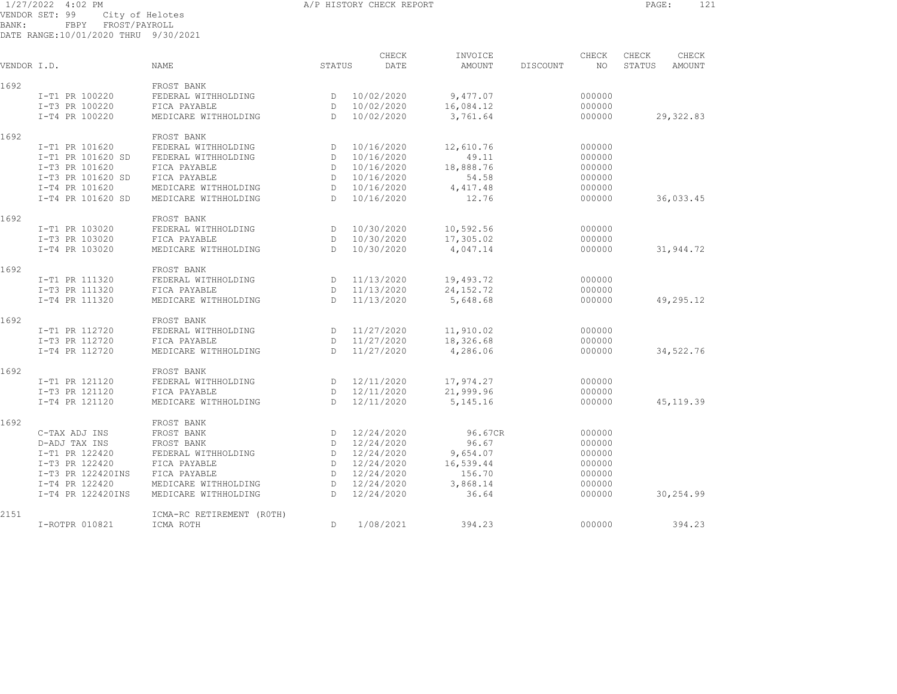1/27/2022 4:02 PM A/P HISTORY CHECK REPORT

VENDOR SET: 99 City of Helotes
BANK: FBPY FROST/PAYROLL
DATE RANGE:10/01/2020 THRU 9/30/2021

| VENDOR I.D. | NAME | STATUS | CHECK DATE | INVOICE AMOUNT | DISCOUNT | CHECK NO | CHECK STATUS | CHECK AMOUNT |
|---|---|---|---|---|---|---|---|---|
| 1692 | FROST BANK | | | | | | | |
| I-T1 PR 100220 | FEDERAL WITHHOLDING | D | 10/02/2020 | 9,477.07 | | 000000 | | |
| I-T3 PR 100220 | FICA PAYABLE | D | 10/02/2020 | 16,084.12 | | 000000 | | |
| I-T4 PR 100220 | MEDICARE WITHHOLDING | D | 10/02/2020 | 3,761.64 | | 000000 | | 29,322.83 |
| 1692 | FROST BANK | | | | | | | |
| I-T1 PR 101620 | FEDERAL WITHHOLDING | D | 10/16/2020 | 12,610.76 | | 000000 | | |
| I-T1 PR 101620 SD | FEDERAL WITHHOLDING | D | 10/16/2020 | 49.11 | | 000000 | | |
| I-T3 PR 101620 | FICA PAYABLE | D | 10/16/2020 | 18,888.76 | | 000000 | | |
| I-T3 PR 101620 SD | FICA PAYABLE | D | 10/16/2020 | 54.58 | | 000000 | | |
| I-T4 PR 101620 | MEDICARE WITHHOLDING | D | 10/16/2020 | 4,417.48 | | 000000 | | |
| I-T4 PR 101620 SD | MEDICARE WITHHOLDING | D | 10/16/2020 | 12.76 | | 000000 | | 36,033.45 |
| 1692 | FROST BANK | | | | | | | |
| I-T1 PR 103020 | FEDERAL WITHHOLDING | D | 10/30/2020 | 10,592.56 | | 000000 | | |
| I-T3 PR 103020 | FICA PAYABLE | D | 10/30/2020 | 17,305.02 | | 000000 | | |
| I-T4 PR 103020 | MEDICARE WITHHOLDING | D | 10/30/2020 | 4,047.14 | | 000000 | | 31,944.72 |
| 1692 | FROST BANK | | | | | | | |
| I-T1 PR 111320 | FEDERAL WITHHOLDING | D | 11/13/2020 | 19,493.72 | | 000000 | | |
| I-T3 PR 111320 | FICA PAYABLE | D | 11/13/2020 | 24,152.72 | | 000000 | | |
| I-T4 PR 111320 | MEDICARE WITHHOLDING | D | 11/13/2020 | 5,648.68 | | 000000 | | 49,295.12 |
| 1692 | FROST BANK | | | | | | | |
| I-T1 PR 112720 | FEDERAL WITHHOLDING | D | 11/27/2020 | 11,910.02 | | 000000 | | |
| I-T3 PR 112720 | FICA PAYABLE | D | 11/27/2020 | 18,326.68 | | 000000 | | |
| I-T4 PR 112720 | MEDICARE WITHHOLDING | D | 11/27/2020 | 4,286.06 | | 000000 | | 34,522.76 |
| 1692 | FROST BANK | | | | | | | |
| I-T1 PR 121120 | FEDERAL WITHHOLDING | D | 12/11/2020 | 17,974.27 | | 000000 | | |
| I-T3 PR 121120 | FICA PAYABLE | D | 12/11/2020 | 21,999.96 | | 000000 | | |
| I-T4 PR 121120 | MEDICARE WITHHOLDING | D | 12/11/2020 | 5,145.16 | | 000000 | | 45,119.39 |
| 1692 | FROST BANK | | | | | | | |
| C-TAX ADJ INS | FROST BANK | D | 12/24/2020 | 96.67CR | | 000000 | | |
| D-ADJ TAX INS | FROST BANK | D | 12/24/2020 | 96.67 | | 000000 | | |
| I-T1 PR 122420 | FEDERAL WITHHOLDING | D | 12/24/2020 | 9,654.07 | | 000000 | | |
| I-T3 PR 122420 | FICA PAYABLE | D | 12/24/2020 | 16,539.44 | | 000000 | | |
| I-T3 PR 122420INS | FICA PAYABLE | D | 12/24/2020 | 156.70 | | 000000 | | |
| I-T4 PR 122420 | MEDICARE WITHHOLDING | D | 12/24/2020 | 3,868.14 | | 000000 | | |
| I-T4 PR 122420INS | MEDICARE WITHHOLDING | D | 12/24/2020 | 36.64 | | 000000 | | 30,254.99 |
| 2151 | ICMA-RC RETIREMENT (ROTH) | | | | | | | |
| I-ROTPR 010821 | ICMA ROTH | D | 1/08/2021 | 394.23 | | 000000 | | 394.23 |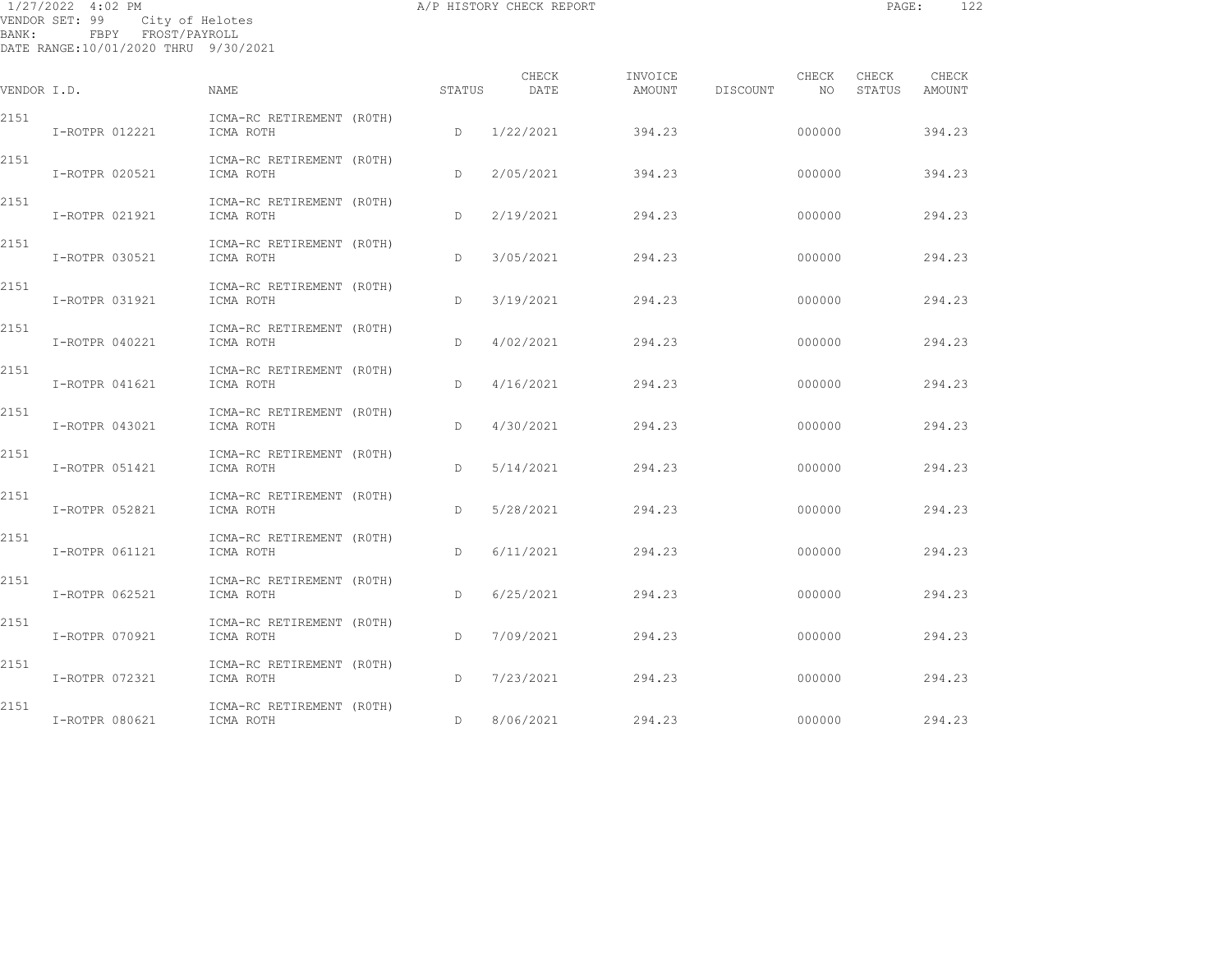A/P HISTORY CHECK REPORT

VENDOR SET: 99 City of Helotes
BANK: FBPY FROST/PAYROLL
DATE RANGE:10/01/2020 THRU 9/30/2021

| VENDOR I.D. | NAME | STATUS | CHECK DATE | INVOICE AMOUNT | DISCOUNT | CHECK NO | CHECK STATUS | CHECK AMOUNT |
|---|---|---|---|---|---|---|---|---|
| 2151 | ICMA-RC RETIREMENT (ROTH) | | | | | | | |
| I-ROTPR 012221 | ICMA ROTH | D | 1/22/2021 | 394.23 | | 000000 | | 394.23 |
| 2151 | ICMA-RC RETIREMENT (ROTH) | | | | | | | |
| I-ROTPR 020521 | ICMA ROTH | D | 2/05/2021 | 394.23 | | 000000 | | 394.23 |
| 2151 | ICMA-RC RETIREMENT (ROTH) | | | | | | | |
| I-ROTPR 021921 | ICMA ROTH | D | 2/19/2021 | 294.23 | | 000000 | | 294.23 |
| 2151 | ICMA-RC RETIREMENT (ROTH) | | | | | | | |
| I-ROTPR 030521 | ICMA ROTH | D | 3/05/2021 | 294.23 | | 000000 | | 294.23 |
| 2151 | ICMA-RC RETIREMENT (ROTH) | | | | | | | |
| I-ROTPR 031921 | ICMA ROTH | D | 3/19/2021 | 294.23 | | 000000 | | 294.23 |
| 2151 | ICMA-RC RETIREMENT (ROTH) | | | | | | | |
| I-ROTPR 040221 | ICMA ROTH | D | 4/02/2021 | 294.23 | | 000000 | | 294.23 |
| 2151 | ICMA-RC RETIREMENT (ROTH) | | | | | | | |
| I-ROTPR 041621 | ICMA ROTH | D | 4/16/2021 | 294.23 | | 000000 | | 294.23 |
| 2151 | ICMA-RC RETIREMENT (ROTH) | | | | | | | |
| I-ROTPR 043021 | ICMA ROTH | D | 4/30/2021 | 294.23 | | 000000 | | 294.23 |
| 2151 | ICMA-RC RETIREMENT (ROTH) | | | | | | | |
| I-ROTPR 051421 | ICMA ROTH | D | 5/14/2021 | 294.23 | | 000000 | | 294.23 |
| 2151 | ICMA-RC RETIREMENT (ROTH) | | | | | | | |
| I-ROTPR 052821 | ICMA ROTH | D | 5/28/2021 | 294.23 | | 000000 | | 294.23 |
| 2151 | ICMA-RC RETIREMENT (ROTH) | | | | | | | |
| I-ROTPR 061121 | ICMA ROTH | D | 6/11/2021 | 294.23 | | 000000 | | 294.23 |
| 2151 | ICMA-RC RETIREMENT (ROTH) | | | | | | | |
| I-ROTPR 062521 | ICMA ROTH | D | 6/25/2021 | 294.23 | | 000000 | | 294.23 |
| 2151 | ICMA-RC RETIREMENT (ROTH) | | | | | | | |
| I-ROTPR 070921 | ICMA ROTH | D | 7/09/2021 | 294.23 | | 000000 | | 294.23 |
| 2151 | ICMA-RC RETIREMENT (ROTH) | | | | | | | |
| I-ROTPR 072321 | ICMA ROTH | D | 7/23/2021 | 294.23 | | 000000 | | 294.23 |
| 2151 | ICMA-RC RETIREMENT (ROTH) | | | | | | | |
| I-ROTPR 080621 | ICMA ROTH | D | 8/06/2021 | 294.23 | | 000000 | | 294.23 |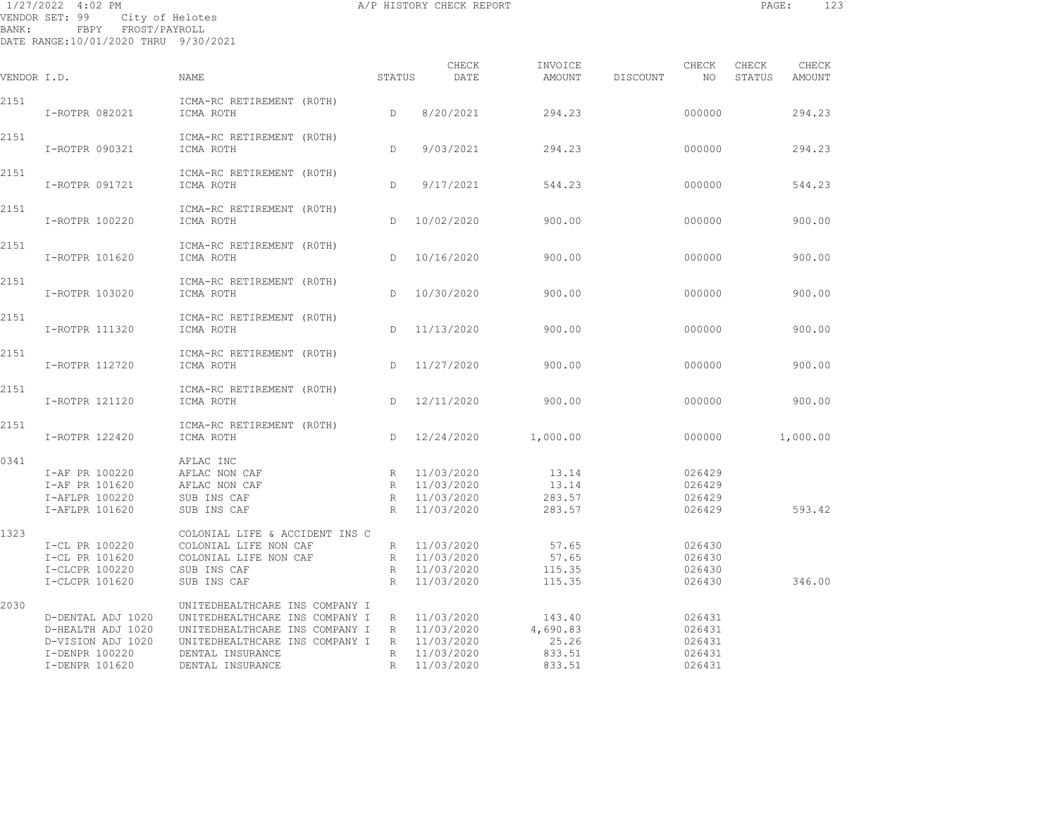1/27/2022 4:02 PM A/P HISTORY CHECK REPORT

VENDOR SET: 99 City of Helotes
BANK: FBPY FROST/PAYROLL
DATE RANGE:10/01/2020 THRU 9/30/2021

| VENDOR I.D. | NAME | STATUS | CHECK DATE | INVOICE AMOUNT | DISCOUNT | CHECK NO | CHECK STATUS | CHECK AMOUNT |
|---|---|---|---|---|---|---|---|---|
| 2151 | ICMA-RC RETIREMENT (R0TH) | | | | | | | |
| I-ROTPR 082021 | ICMA ROTH | D | 8/20/2021 | 294.23 | | 000000 | | 294.23 |
| 2151 | ICMA-RC RETIREMENT (R0TH) | | | | | | | |
| I-ROTPR 090321 | ICMA ROTH | D | 9/03/2021 | 294.23 | | 000000 | | 294.23 |
| 2151 | ICMA-RC RETIREMENT (R0TH) | | | | | | | |
| I-ROTPR 091721 | ICMA ROTH | D | 9/17/2021 | 544.23 | | 000000 | | 544.23 |
| 2151 | ICMA-RC RETIREMENT (R0TH) | | | | | | | |
| I-ROTPR 100220 | ICMA ROTH | D | 10/02/2020 | 900.00 | | 000000 | | 900.00 |
| 2151 | ICMA-RC RETIREMENT (R0TH) | | | | | | | |
| I-ROTPR 101620 | ICMA ROTH | D | 10/16/2020 | 900.00 | | 000000 | | 900.00 |
| 2151 | ICMA-RC RETIREMENT (R0TH) | | | | | | | |
| I-ROTPR 103020 | ICMA ROTH | D | 10/30/2020 | 900.00 | | 000000 | | 900.00 |
| 2151 | ICMA-RC RETIREMENT (R0TH) | | | | | | | |
| I-ROTPR 111320 | ICMA ROTH | D | 11/13/2020 | 900.00 | | 000000 | | 900.00 |
| 2151 | ICMA-RC RETIREMENT (R0TH) | | | | | | | |
| I-ROTPR 112720 | ICMA ROTH | D | 11/27/2020 | 900.00 | | 000000 | | 900.00 |
| 2151 | ICMA-RC RETIREMENT (R0TH) | | | | | | | |
| I-ROTPR 121120 | ICMA ROTH | D | 12/11/2020 | 900.00 | | 000000 | | 900.00 |
| 2151 | ICMA-RC RETIREMENT (R0TH) | | | | | | | |
| I-ROTPR 122420 | ICMA ROTH | D | 12/24/2020 | 1,000.00 | | 000000 | | 1,000.00 |
| 0341 | AFLAC INC | | | | | | | |
| I-AF PR 100220 | AFLAC NON CAF | R | 11/03/2020 | 13.14 | | 026429 | | |
| I-AF PR 101620 | AFLAC NON CAF | R | 11/03/2020 | 13.14 | | 026429 | | |
| I-AFLPR 100220 | SUB INS CAF | R | 11/03/2020 | 283.57 | | 026429 | | |
| I-AFLPR 101620 | SUB INS CAF | R | 11/03/2020 | 283.57 | | 026429 | | 593.42 |
| 1323 | COLONIAL LIFE & ACCIDENT INS C | | | | | | | |
| I-CL PR 100220 | COLONIAL LIFE NON CAF | R | 11/03/2020 | 57.65 | | 026430 | | |
| I-CL PR 101620 | COLONIAL LIFE NON CAF | R | 11/03/2020 | 57.65 | | 026430 | | |
| I-CLCPR 100220 | SUB INS CAF | R | 11/03/2020 | 115.35 | | 026430 | | |
| I-CLCPR 101620 | SUB INS CAF | R | 11/03/2020 | 115.35 | | 026430 | | 346.00 |
| 2030 | UNITEDHEALTHCARE INS COMPANY I | | | | | | | |
| D-DENTAL ADJ 1020 | UNITEDHEALTHCARE INS COMPANY I | R | 11/03/2020 | 143.40 | | 026431 | | |
| D-HEALTH ADJ 1020 | UNITEDHEALTHCARE INS COMPANY I | R | 11/03/2020 | 4,690.83 | | 026431 | | |
| D-VISION ADJ 1020 | UNITEDHEALTHCARE INS COMPANY I | R | 11/03/2020 | 25.26 | | 026431 | | |
| I-DENPR 100220 | DENTAL INSURANCE | R | 11/03/2020 | 833.51 | | 026431 | | |
| I-DENPR 101620 | DENTAL INSURANCE | R | 11/03/2020 | 833.51 | | 026431 | | |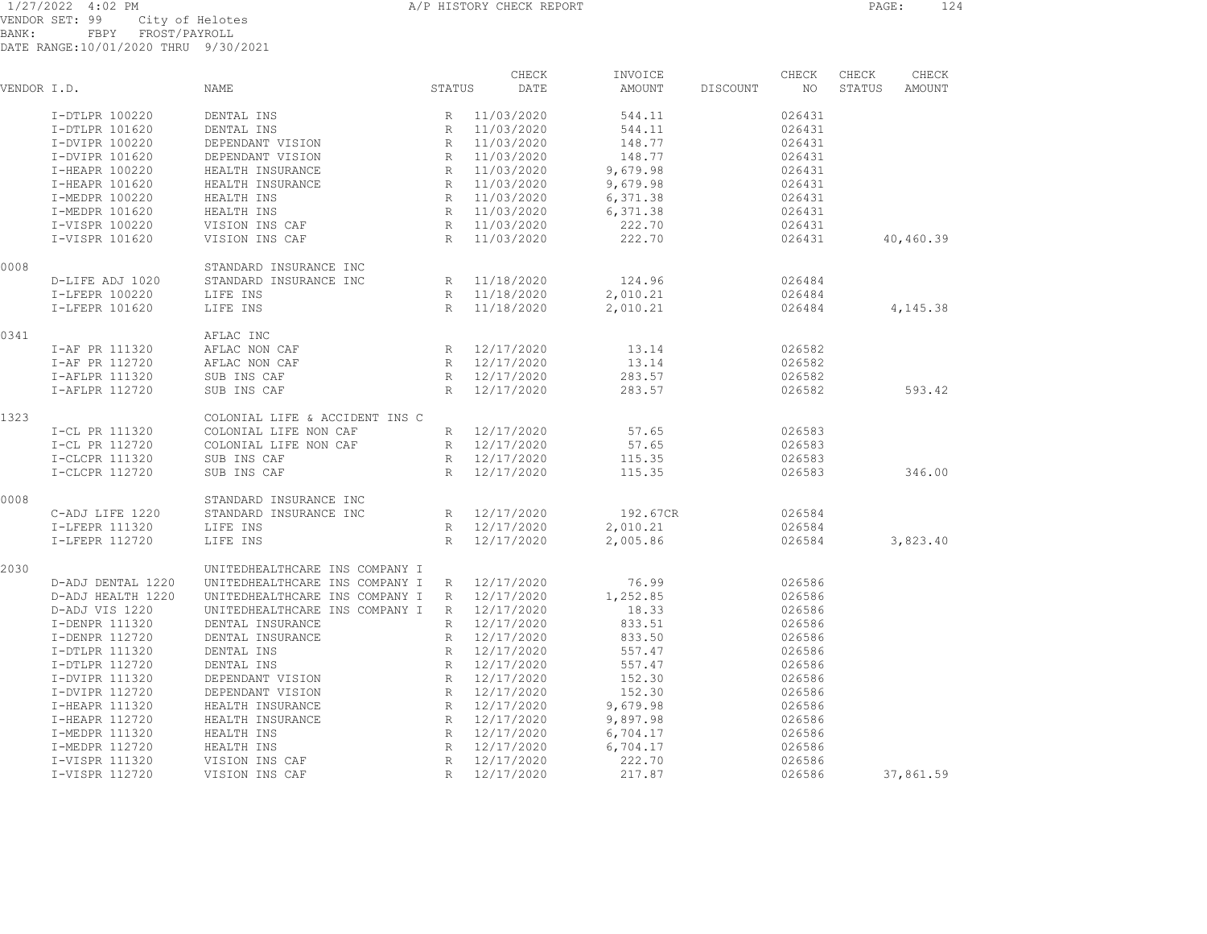1/27/2022 4:02 PM A/P HISTORY CHECK REPORT

VENDOR SET: 99 City of Helotes
BANK: FBPY FROST/PAYROLL
DATE RANGE:10/01/2020 THRU 9/30/2021

| VENDOR I.D. | | NAME | STATUS | CHECK DATE | INVOICE AMOUNT | DISCOUNT | CHECK NO | CHECK STATUS | CHECK AMOUNT |
|---|---|---|---|---|---|---|---|---|---|
| | I-DTLPR 100220 | DENTAL INS | R | 11/03/2020 | 544.11 | | 026431 | | |
| | I-DTLPR 101620 | DENTAL INS | R | 11/03/2020 | 544.11 | | 026431 | | |
| | I-DVIPR 100220 | DEPENDANT VISION | R | 11/03/2020 | 148.77 | | 026431 | | |
| | I-DVIPR 101620 | DEPENDANT VISION | R | 11/03/2020 | 148.77 | | 026431 | | |
| | I-HEAPR 100220 | HEALTH INSURANCE | R | 11/03/2020 | 9,679.98 | | 026431 | | |
| | I-HEAPR 101620 | HEALTH INSURANCE | R | 11/03/2020 | 9,679.98 | | 026431 | | |
| | I-MEDPR 100220 | HEALTH INS | R | 11/03/2020 | 6,371.38 | | 026431 | | |
| | I-MEDPR 101620 | HEALTH INS | R | 11/03/2020 | 6,371.38 | | 026431 | | |
| | I-VISPR 100220 | VISION INS CAF | R | 11/03/2020 | 222.70 | | 026431 | | |
| | I-VISPR 101620 | VISION INS CAF | R | 11/03/2020 | 222.70 | | 026431 | | 40,460.39 |
| 0008 | | STANDARD INSURANCE INC | | | | | | | |
| | D-LIFE ADJ 1020 | STANDARD INSURANCE INC | R | 11/18/2020 | 124.96 | | 026484 | | |
| | I-LFEPR 100220 | LIFE INS | R | 11/18/2020 | 2,010.21 | | 026484 | | |
| | I-LFEPR 101620 | LIFE INS | R | 11/18/2020 | 2,010.21 | | 026484 | | 4,145.38 |
| 0341 | | AFLAC INC | | | | | | | |
| | I-AF PR 111320 | AFLAC NON CAF | R | 12/17/2020 | 13.14 | | 026582 | | |
| | I-AF PR 112720 | AFLAC NON CAF | R | 12/17/2020 | 13.14 | | 026582 | | |
| | I-AFLPR 111320 | SUB INS CAF | R | 12/17/2020 | 283.57 | | 026582 | | |
| | I-AFLPR 112720 | SUB INS CAF | R | 12/17/2020 | 283.57 | | 026582 | | 593.42 |
| 1323 | | COLONIAL LIFE & ACCIDENT INS C | | | | | | | |
| | I-CL PR 111320 | COLONIAL LIFE NON CAF | R | 12/17/2020 | 57.65 | | 026583 | | |
| | I-CL PR 112720 | COLONIAL LIFE NON CAF | R | 12/17/2020 | 57.65 | | 026583 | | |
| | I-CLCPR 111320 | SUB INS CAF | R | 12/17/2020 | 115.35 | | 026583 | | |
| | I-CLCPR 112720 | SUB INS CAF | R | 12/17/2020 | 115.35 | | 026583 | | 346.00 |
| 0008 | | STANDARD INSURANCE INC | | | | | | | |
| | C-ADJ LIFE 1220 | STANDARD INSURANCE INC | R | 12/17/2020 | 192.67CR | | 026584 | | |
| | I-LFEPR 111320 | LIFE INS | R | 12/17/2020 | 2,010.21 | | 026584 | | |
| | I-LFEPR 112720 | LIFE INS | R | 12/17/2020 | 2,005.86 | | 026584 | | 3,823.40 |
| 2030 | | UNITEDHEALTHCARE INS COMPANY I | | | | | | | |
| | D-ADJ DENTAL 1220 | UNITEDHEALTHCARE INS COMPANY I | R | 12/17/2020 | 76.99 | | 026586 | | |
| | D-ADJ HEALTH 1220 | UNITEDHEALTHCARE INS COMPANY I | R | 12/17/2020 | 1,252.85 | | 026586 | | |
| | D-ADJ VIS 1220 | UNITEDHEALTHCARE INS COMPANY I | R | 12/17/2020 | 18.33 | | 026586 | | |
| | I-DENPR 111320 | DENTAL INSURANCE | R | 12/17/2020 | 833.51 | | 026586 | | |
| | I-DENPR 112720 | DENTAL INSURANCE | R | 12/17/2020 | 833.50 | | 026586 | | |
| | I-DTLPR 111320 | DENTAL INS | R | 12/17/2020 | 557.47 | | 026586 | | |
| | I-DTLPR 112720 | DENTAL INS | R | 12/17/2020 | 557.47 | | 026586 | | |
| | I-DVIPR 111320 | DEPENDANT VISION | R | 12/17/2020 | 152.30 | | 026586 | | |
| | I-DVIPR 112720 | DEPENDANT VISION | R | 12/17/2020 | 152.30 | | 026586 | | |
| | I-HEAPR 111320 | HEALTH INSURANCE | R | 12/17/2020 | 9,679.98 | | 026586 | | |
| | I-HEAPR 112720 | HEALTH INSURANCE | R | 12/17/2020 | 9,897.98 | | 026586 | | |
| | I-MEDPR 111320 | HEALTH INS | R | 12/17/2020 | 6,704.17 | | 026586 | | |
| | I-MEDPR 112720 | HEALTH INS | R | 12/17/2020 | 6,704.17 | | 026586 | | |
| | I-VISPR 111320 | VISION INS CAF | R | 12/17/2020 | 222.70 | | 026586 | | |
| | I-VISPR 112720 | VISION INS CAF | R | 12/17/2020 | 217.87 | | 026586 | | 37,861.59 |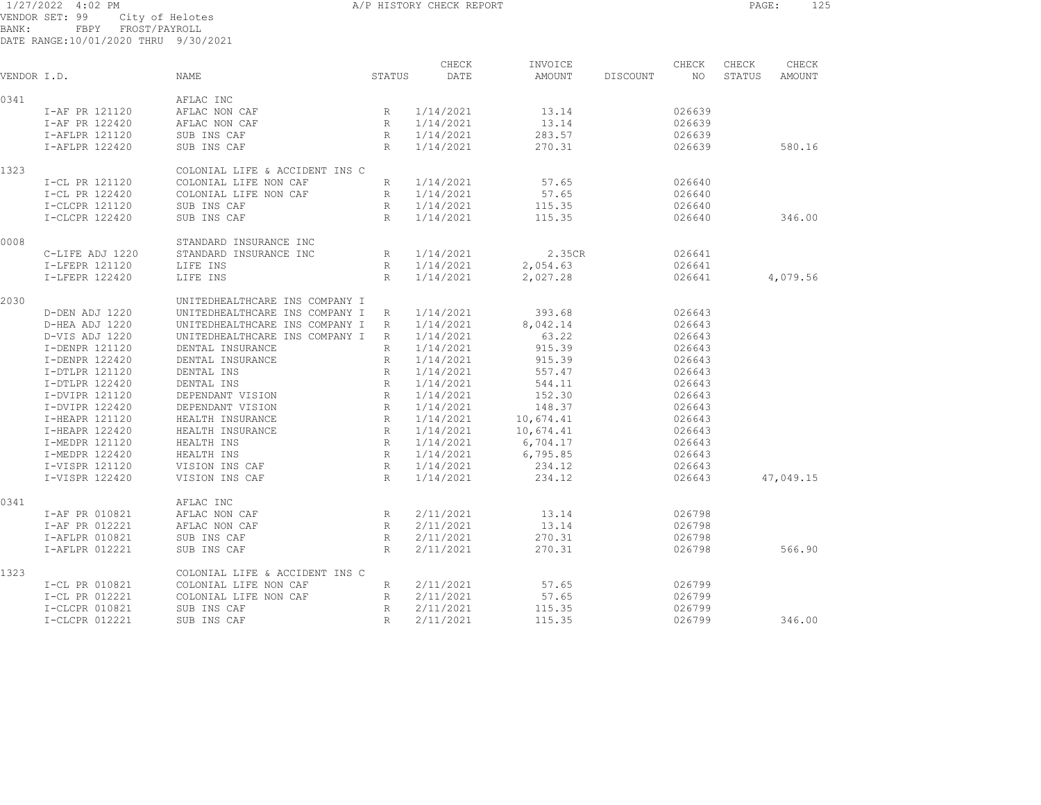A/P HISTORY CHECK REPORT

VENDOR SET: 99 City of Helotes
BANK: FBPY FROST/PAYROLL
DATE RANGE:10/01/2020 THRU 9/30/2021

| VENDOR I.D. | NAME | STATUS | CHECK DATE | INVOICE AMOUNT | DISCOUNT | CHECK NO | CHECK STATUS | CHECK AMOUNT |
|---|---|---|---|---|---|---|---|---|
| 0341 | AFLAC INC | | | | | | | |
| I-AF PR 121120 | AFLAC NON CAF | R | 1/14/2021 | 13.14 | | 026639 | | |
| I-AF PR 122420 | AFLAC NON CAF | R | 1/14/2021 | 13.14 | | 026639 | | |
| I-AFLPR 121120 | SUB INS CAF | R | 1/14/2021 | 283.57 | | 026639 | | |
| I-AFLPR 122420 | SUB INS CAF | R | 1/14/2021 | 270.31 | | 026639 | | 580.16 |
| 1323 | COLONIAL LIFE & ACCIDENT INS C | | | | | | | |
| I-CL PR 121120 | COLONIAL LIFE NON CAF | R | 1/14/2021 | 57.65 | | 026640 | | |
| I-CL PR 122420 | COLONIAL LIFE NON CAF | R | 1/14/2021 | 57.65 | | 026640 | | |
| I-CLCPR 121120 | SUB INS CAF | R | 1/14/2021 | 115.35 | | 026640 | | |
| I-CLCPR 122420 | SUB INS CAF | R | 1/14/2021 | 115.35 | | 026640 | | 346.00 |
| 0008 | STANDARD INSURANCE INC | | | | | | | |
| C-LIFE ADJ 1220 | STANDARD INSURANCE INC | R | 1/14/2021 | 2.35CR | | 026641 | | |
| I-LFEPR 121120 | LIFE INS | R | 1/14/2021 | 2,054.63 | | 026641 | | |
| I-LFEPR 122420 | LIFE INS | R | 1/14/2021 | 2,027.28 | | 026641 | | 4,079.56 |
| 2030 | UNITEDHEALTHCARE INS COMPANY I | | | | | | | |
| D-DEN ADJ 1220 | UNITEDHEALTHCARE INS COMPANY I | R | 1/14/2021 | 393.68 | | 026643 | | |
| D-HEA ADJ 1220 | UNITEDHEALTHCARE INS COMPANY I | R | 1/14/2021 | 8,042.14 | | 026643 | | |
| D-VIS ADJ 1220 | UNITEDHEALTHCARE INS COMPANY I | R | 1/14/2021 | 63.22 | | 026643 | | |
| I-DENPR 121120 | DENTAL INSURANCE | R | 1/14/2021 | 915.39 | | 026643 | | |
| I-DENPR 122420 | DENTAL INSURANCE | R | 1/14/2021 | 915.39 | | 026643 | | |
| I-DTLPR 121120 | DENTAL INS | R | 1/14/2021 | 557.47 | | 026643 | | |
| I-DTLPR 122420 | DENTAL INS | R | 1/14/2021 | 544.11 | | 026643 | | |
| I-DVIPR 121120 | DEPENDANT VISION | R | 1/14/2021 | 152.30 | | 026643 | | |
| I-DVIPR 122420 | DEPENDANT VISION | R | 1/14/2021 | 148.37 | | 026643 | | |
| I-HEAPR 121120 | HEALTH INSURANCE | R | 1/14/2021 | 10,674.41 | | 026643 | | |
| I-HEAPR 122420 | HEALTH INSURANCE | R | 1/14/2021 | 10,674.41 | | 026643 | | |
| I-MEDPR 121120 | HEALTH INS | R | 1/14/2021 | 6,704.17 | | 026643 | | |
| I-MEDPR 122420 | HEALTH INS | R | 1/14/2021 | 6,795.85 | | 026643 | | |
| I-VISPR 121120 | VISION INS CAF | R | 1/14/2021 | 234.12 | | 026643 | | |
| I-VISPR 122420 | VISION INS CAF | R | 1/14/2021 | 234.12 | | 026643 | | 47,049.15 |
| 0341 | AFLAC INC | | | | | | | |
| I-AF PR 010821 | AFLAC NON CAF | R | 2/11/2021 | 13.14 | | 026798 | | |
| I-AF PR 012221 | AFLAC NON CAF | R | 2/11/2021 | 13.14 | | 026798 | | |
| I-AFLPR 010821 | SUB INS CAF | R | 2/11/2021 | 270.31 | | 026798 | | |
| I-AFLPR 012221 | SUB INS CAF | R | 2/11/2021 | 270.31 | | 026798 | | 566.90 |
| 1323 | COLONIAL LIFE & ACCIDENT INS C | | | | | | | |
| I-CL PR 010821 | COLONIAL LIFE NON CAF | R | 2/11/2021 | 57.65 | | 026799 | | |
| I-CL PR 012221 | COLONIAL LIFE NON CAF | R | 2/11/2021 | 57.65 | | 026799 | | |
| I-CLCPR 010821 | SUB INS CAF | R | 2/11/2021 | 115.35 | | 026799 | | |
| I-CLCPR 012221 | SUB INS CAF | R | 2/11/2021 | 115.35 | | 026799 | | 346.00 |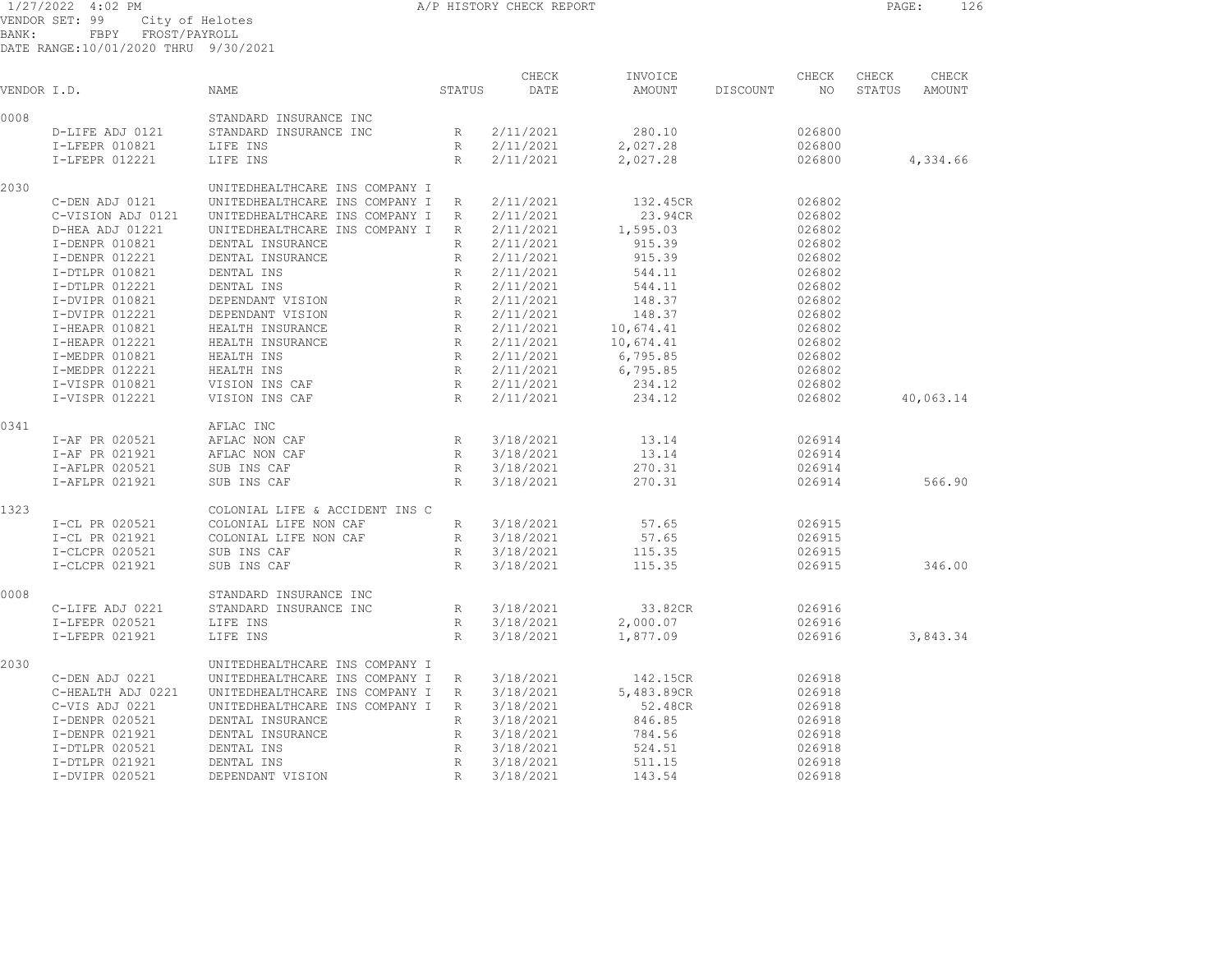1/27/2022 4:02 PM A/P HISTORY CHECK REPORT

VENDOR SET: 99 City of Helotes
BANK: FBPY FROST/PAYROLL
DATE RANGE:10/01/2020 THRU 9/30/2021

| VENDOR I.D. | NAME | STATUS | CHECK DATE | INVOICE AMOUNT | DISCOUNT | CHECK NO | CHECK STATUS | CHECK AMOUNT |
|---|---|---|---|---|---|---|---|---|
| 0008 | STANDARD INSURANCE INC | | | | | | | |
| D-LIFE ADJ 0121 | STANDARD INSURANCE INC | R | 2/11/2021 | 280.10 | | 026800 | | |
| I-LFEPR 010821 | LIFE INS | R | 2/11/2021 | 2,027.28 | | 026800 | | |
| I-LFEPR 012221 | LIFE INS | R | 2/11/2021 | 2,027.28 | | 026800 | | 4,334.66 |
| 2030 | UNITEDHEALTHCARE INS COMPANY I | | | | | | | |
| C-DEN ADJ 0121 | UNITEDHEALTHCARE INS COMPANY I | R | 2/11/2021 | 132.45CR | | 026802 | | |
| C-VISION ADJ 0121 | UNITEDHEALTHCARE INS COMPANY I | R | 2/11/2021 | 23.94CR | | 026802 | | |
| D-HEA ADJ 01221 | UNITEDHEALTHCARE INS COMPANY I | R | 2/11/2021 | 1,595.03 | | 026802 | | |
| I-DENPR 010821 | DENTAL INSURANCE | R | 2/11/2021 | 915.39 | | 026802 | | |
| I-DENPR 012221 | DENTAL INSURANCE | R | 2/11/2021 | 915.39 | | 026802 | | |
| I-DTLPR 010821 | DENTAL INS | R | 2/11/2021 | 544.11 | | 026802 | | |
| I-DTLPR 012221 | DENTAL INS | R | 2/11/2021 | 544.11 | | 026802 | | |
| I-DVIPR 010821 | DEPENDANT VISION | R | 2/11/2021 | 148.37 | | 026802 | | |
| I-DVIPR 012221 | DEPENDANT VISION | R | 2/11/2021 | 148.37 | | 026802 | | |
| I-HEAPR 010821 | HEALTH INSURANCE | R | 2/11/2021 | 10,674.41 | | 026802 | | |
| I-HEAPR 012221 | HEALTH INSURANCE | R | 2/11/2021 | 10,674.41 | | 026802 | | |
| I-MEDPR 010821 | HEALTH INS | R | 2/11/2021 | 6,795.85 | | 026802 | | |
| I-MEDPR 012221 | HEALTH INS | R | 2/11/2021 | 6,795.85 | | 026802 | | |
| I-VISPR 010821 | VISION INS CAF | R | 2/11/2021 | 234.12 | | 026802 | | |
| I-VISPR 012221 | VISION INS CAF | R | 2/11/2021 | 234.12 | | 026802 | | 40,063.14 |
| 0341 | AFLAC INC | | | | | | | |
| I-AF PR 020521 | AFLAC NON CAF | R | 3/18/2021 | 13.14 | | 026914 | | |
| I-AF PR 021921 | AFLAC NON CAF | R | 3/18/2021 | 13.14 | | 026914 | | |
| I-AFLPR 020521 | SUB INS CAF | R | 3/18/2021 | 270.31 | | 026914 | | |
| I-AFLPR 021921 | SUB INS CAF | R | 3/18/2021 | 270.31 | | 026914 | | 566.90 |
| 1323 | COLONIAL LIFE & ACCIDENT INS C | | | | | | | |
| I-CL PR 020521 | COLONIAL LIFE NON CAF | R | 3/18/2021 | 57.65 | | 026915 | | |
| I-CL PR 021921 | COLONIAL LIFE NON CAF | R | 3/18/2021 | 57.65 | | 026915 | | |
| I-CLCPR 020521 | SUB INS CAF | R | 3/18/2021 | 115.35 | | 026915 | | |
| I-CLCPR 021921 | SUB INS CAF | R | 3/18/2021 | 115.35 | | 026915 | | 346.00 |
| 0008 | STANDARD INSURANCE INC | | | | | | | |
| C-LIFE ADJ 0221 | STANDARD INSURANCE INC | R | 3/18/2021 | 33.82CR | | 026916 | | |
| I-LFEPR 020521 | LIFE INS | R | 3/18/2021 | 2,000.07 | | 026916 | | |
| I-LFEPR 021921 | LIFE INS | R | 3/18/2021 | 1,877.09 | | 026916 | | 3,843.34 |
| 2030 | UNITEDHEALTHCARE INS COMPANY I | | | | | | | |
| C-DEN ADJ 0221 | UNITEDHEALTHCARE INS COMPANY I | R | 3/18/2021 | 142.15CR | | 026918 | | |
| C-HEALTH ADJ 0221 | UNITEDHEALTHCARE INS COMPANY I | R | 3/18/2021 | 5,483.89CR | | 026918 | | |
| C-VIS ADJ 0221 | UNITEDHEALTHCARE INS COMPANY I | R | 3/18/2021 | 52.48CR | | 026918 | | |
| I-DENPR 020521 | DENTAL INSURANCE | R | 3/18/2021 | 846.85 | | 026918 | | |
| I-DENPR 021921 | DENTAL INSURANCE | R | 3/18/2021 | 784.56 | | 026918 | | |
| I-DTLPR 020521 | DENTAL INS | R | 3/18/2021 | 524.51 | | 026918 | | |
| I-DTLPR 021921 | DENTAL INS | R | 3/18/2021 | 511.15 | | 026918 | | |
| I-DVIPR 020521 | DEPENDANT VISION | R | 3/18/2021 | 143.54 | | 026918 | | |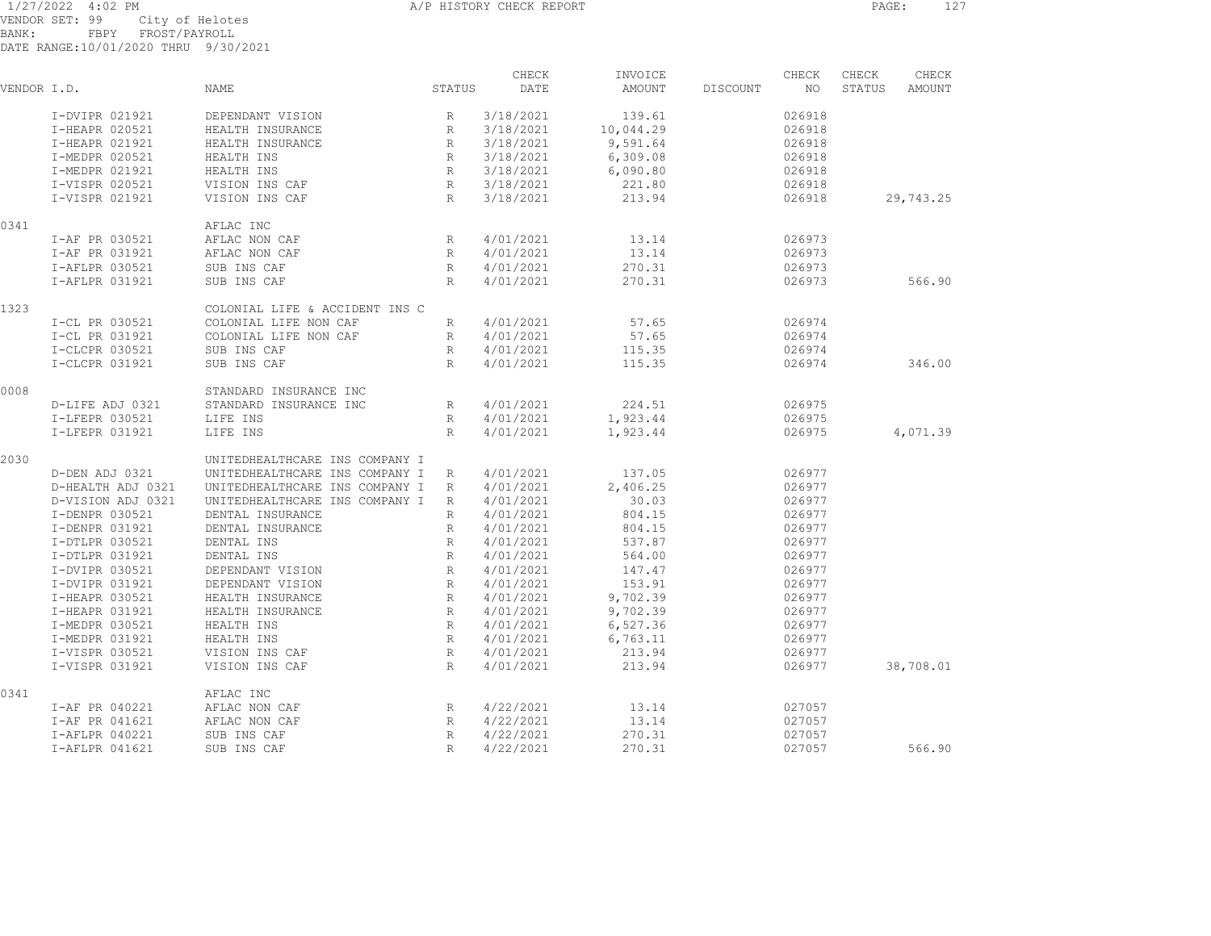1/27/2022 4:02 PM A/P HISTORY CHECK REPORT

VENDOR SET: 99 City of Helotes
BANK: FBPY FROST/PAYROLL
DATE RANGE:10/01/2020 THRU 9/30/2021

| VENDOR I.D. | NAME | STATUS | CHECK DATE | INVOICE AMOUNT | DISCOUNT | CHECK NO | CHECK STATUS | CHECK AMOUNT |
|---|---|---|---|---|---|---|---|---|
| I-DVIPR 021921 | DEPENDANT VISION | R | 3/18/2021 | 139.61 | | 026918 | | |
| I-HEAPR 020521 | HEALTH INSURANCE | R | 3/18/2021 | 10,044.29 | | 026918 | | |
| I-HEAPR 021921 | HEALTH INSURANCE | R | 3/18/2021 | 9,591.64 | | 026918 | | |
| I-MEDPR 020521 | HEALTH INS | R | 3/18/2021 | 6,309.08 | | 026918 | | |
| I-MEDPR 021921 | HEALTH INS | R | 3/18/2021 | 6,090.80 | | 026918 | | |
| I-VISPR 020521 | VISION INS CAF | R | 3/18/2021 | 221.80 | | 026918 | | |
| I-VISPR 021921 | VISION INS CAF | R | 3/18/2021 | 213.94 | | 026918 | | 29,743.25 |
| 0341 | AFLAC INC | | | | | | | |
| I-AF PR 030521 | AFLAC NON CAF | R | 4/01/2021 | 13.14 | | 026973 | | |
| I-AF PR 031921 | AFLAC NON CAF | R | 4/01/2021 | 13.14 | | 026973 | | |
| I-AFLPR 030521 | SUB INS CAF | R | 4/01/2021 | 270.31 | | 026973 | | |
| I-AFLPR 031921 | SUB INS CAF | R | 4/01/2021 | 270.31 | | 026973 | | 566.90 |
| 1323 | COLONIAL LIFE & ACCIDENT INS C | | | | | | | |
| I-CL PR 030521 | COLONIAL LIFE NON CAF | R | 4/01/2021 | 57.65 | | 026974 | | |
| I-CL PR 031921 | COLONIAL LIFE NON CAF | R | 4/01/2021 | 57.65 | | 026974 | | |
| I-CLCPR 030521 | SUB INS CAF | R | 4/01/2021 | 115.35 | | 026974 | | |
| I-CLCPR 031921 | SUB INS CAF | R | 4/01/2021 | 115.35 | | 026974 | | 346.00 |
| 0008 | STANDARD INSURANCE INC | | | | | | | |
| D-LIFE ADJ 0321 | STANDARD INSURANCE INC | R | 4/01/2021 | 224.51 | | 026975 | | |
| I-LFEPR 030521 | LIFE INS | R | 4/01/2021 | 1,923.44 | | 026975 | | |
| I-LFEPR 031921 | LIFE INS | R | 4/01/2021 | 1,923.44 | | 026975 | | 4,071.39 |
| 2030 | UNITEDHEALTHCARE INS COMPANY I | | | | | | | |
| D-DEN ADJ 0321 | UNITEDHEALTHCARE INS COMPANY I | R | 4/01/2021 | 137.05 | | 026977 | | |
| D-HEALTH ADJ 0321 | UNITEDHEALTHCARE INS COMPANY I | R | 4/01/2021 | 2,406.25 | | 026977 | | |
| D-VISION ADJ 0321 | UNITEDHEALTHCARE INS COMPANY I | R | 4/01/2021 | 30.03 | | 026977 | | |
| I-DENPR 030521 | DENTAL INSURANCE | R | 4/01/2021 | 804.15 | | 026977 | | |
| I-DENPR 031921 | DENTAL INSURANCE | R | 4/01/2021 | 804.15 | | 026977 | | |
| I-DTLPR 030521 | DENTAL INS | R | 4/01/2021 | 537.87 | | 026977 | | |
| I-DTLPR 031921 | DENTAL INS | R | 4/01/2021 | 564.00 | | 026977 | | |
| I-DVIPR 030521 | DEPENDANT VISION | R | 4/01/2021 | 147.47 | | 026977 | | |
| I-DVIPR 031921 | DEPENDANT VISION | R | 4/01/2021 | 153.91 | | 026977 | | |
| I-HEAPR 030521 | HEALTH INSURANCE | R | 4/01/2021 | 9,702.39 | | 026977 | | |
| I-HEAPR 031921 | HEALTH INSURANCE | R | 4/01/2021 | 9,702.39 | | 026977 | | |
| I-MEDPR 030521 | HEALTH INS | R | 4/01/2021 | 6,527.36 | | 026977 | | |
| I-MEDPR 031921 | HEALTH INS | R | 4/01/2021 | 6,763.11 | | 026977 | | |
| I-VISPR 030521 | VISION INS CAF | R | 4/01/2021 | 213.94 | | 026977 | | |
| I-VISPR 031921 | VISION INS CAF | R | 4/01/2021 | 213.94 | | 026977 | | 38,708.01 |
| 0341 | AFLAC INC | | | | | | | |
| I-AF PR 040221 | AFLAC NON CAF | R | 4/22/2021 | 13.14 | | 027057 | | |
| I-AF PR 041621 | AFLAC NON CAF | R | 4/22/2021 | 13.14 | | 027057 | | |
| I-AFLPR 040221 | SUB INS CAF | R | 4/22/2021 | 270.31 | | 027057 | | |
| I-AFLPR 041621 | SUB INS CAF | R | 4/22/2021 | 270.31 | | 027057 | | 566.90 |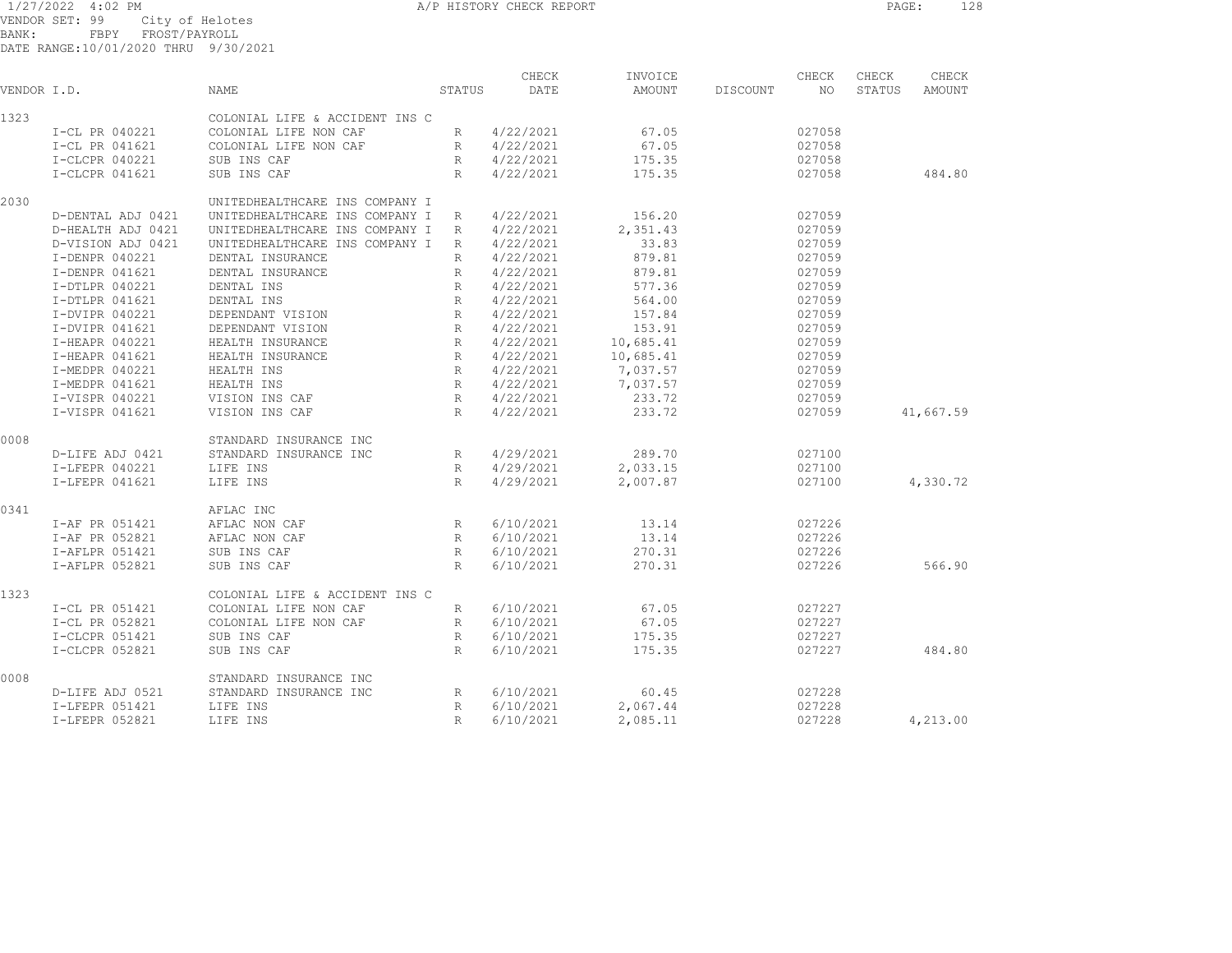1/27/2022 4:02 PM A/P HISTORY CHECK REPORT

VENDOR SET: 99 City of Helotes
BANK: FBPY FROST/PAYROLL
DATE RANGE:10/01/2020 THRU 9/30/2021

| VENDOR I.D. | NAME | STATUS | CHECK DATE | INVOICE AMOUNT | DISCOUNT | CHECK NO | CHECK STATUS | CHECK AMOUNT |
|---|---|---|---|---|---|---|---|---|
| 1323 | COLONIAL LIFE & ACCIDENT INS C | | | | | | | |
| I-CL PR 040221 | COLONIAL LIFE NON CAF | R | 4/22/2021 | 67.05 | | 027058 | | |
| I-CL PR 041621 | COLONIAL LIFE NON CAF | R | 4/22/2021 | 67.05 | | 027058 | | |
| I-CLCPR 040221 | SUB INS CAF | R | 4/22/2021 | 175.35 | | 027058 | | |
| I-CLCPR 041621 | SUB INS CAF | R | 4/22/2021 | 175.35 | | 027058 | | 484.80 |
| 2030 | UNITEDHEALTHCARE INS COMPANY I | | | | | | | |
| D-DENTAL ADJ 0421 | UNITEDHEALTHCARE INS COMPANY I | R | 4/22/2021 | 156.20 | | 027059 | | |
| D-HEALTH ADJ 0421 | UNITEDHEALTHCARE INS COMPANY I | R | 4/22/2021 | 2,351.43 | | 027059 | | |
| D-VISION ADJ 0421 | UNITEDHEALTHCARE INS COMPANY I | R | 4/22/2021 | 33.83 | | 027059 | | |
| I-DENPR 040221 | DENTAL INSURANCE | R | 4/22/2021 | 879.81 | | 027059 | | |
| I-DENPR 041621 | DENTAL INSURANCE | R | 4/22/2021 | 879.81 | | 027059 | | |
| I-DTLPR 040221 | DENTAL INS | R | 4/22/2021 | 577.36 | | 027059 | | |
| I-DTLPR 041621 | DENTAL INS | R | 4/22/2021 | 564.00 | | 027059 | | |
| I-DVIPR 040221 | DEPENDANT VISION | R | 4/22/2021 | 157.84 | | 027059 | | |
| I-DVIPR 041621 | DEPENDANT VISION | R | 4/22/2021 | 153.91 | | 027059 | | |
| I-HEAPR 040221 | HEALTH INSURANCE | R | 4/22/2021 | 10,685.41 | | 027059 | | |
| I-HEAPR 041621 | HEALTH INSURANCE | R | 4/22/2021 | 10,685.41 | | 027059 | | |
| I-MEDPR 040221 | HEALTH INS | R | 4/22/2021 | 7,037.57 | | 027059 | | |
| I-MEDPR 041621 | HEALTH INS | R | 4/22/2021 | 7,037.57 | | 027059 | | |
| I-VISPR 040221 | VISION INS CAF | R | 4/22/2021 | 233.72 | | 027059 | | |
| I-VISPR 041621 | VISION INS CAF | R | 4/22/2021 | 233.72 | | 027059 | | 41,667.59 |
| 0008 | STANDARD INSURANCE INC | | | | | | | |
| D-LIFE ADJ 0421 | STANDARD INSURANCE INC | R | 4/29/2021 | 289.70 | | 027100 | | |
| I-LFEPR 040221 | LIFE INS | R | 4/29/2021 | 2,033.15 | | 027100 | | |
| I-LFEPR 041621 | LIFE INS | R | 4/29/2021 | 2,007.87 | | 027100 | | 4,330.72 |
| 0341 | AFLAC INC | | | | | | | |
| I-AF PR 051421 | AFLAC NON CAF | R | 6/10/2021 | 13.14 | | 027226 | | |
| I-AF PR 052821 | AFLAC NON CAF | R | 6/10/2021 | 13.14 | | 027226 | | |
| I-AFLPR 051421 | SUB INS CAF | R | 6/10/2021 | 270.31 | | 027226 | | |
| I-AFLPR 052821 | SUB INS CAF | R | 6/10/2021 | 270.31 | | 027226 | | 566.90 |
| 1323 | COLONIAL LIFE & ACCIDENT INS C | | | | | | | |
| I-CL PR 051421 | COLONIAL LIFE NON CAF | R | 6/10/2021 | 67.05 | | 027227 | | |
| I-CL PR 052821 | COLONIAL LIFE NON CAF | R | 6/10/2021 | 67.05 | | 027227 | | |
| I-CLCPR 051421 | SUB INS CAF | R | 6/10/2021 | 175.35 | | 027227 | | |
| I-CLCPR 052821 | SUB INS CAF | R | 6/10/2021 | 175.35 | | 027227 | | 484.80 |
| 0008 | STANDARD INSURANCE INC | | | | | | | |
| D-LIFE ADJ 0521 | STANDARD INSURANCE INC | R | 6/10/2021 | 60.45 | | 027228 | | |
| I-LFEPR 051421 | LIFE INS | R | 6/10/2021 | 2,067.44 | | 027228 | | |
| I-LFEPR 052821 | LIFE INS | R | 6/10/2021 | 2,085.11 | | 027228 | | 4,213.00 |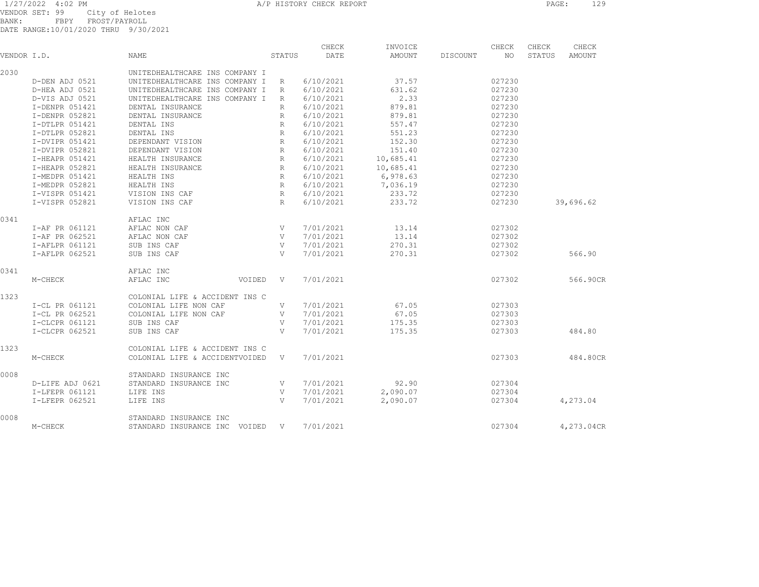1/27/2022 4:02 PM A/P HISTORY CHECK REPORT

VENDOR SET: 99 City of Helotes
BANK: FBPY FROST/PAYROLL
DATE RANGE:10/01/2020 THRU 9/30/2021

| VENDOR I.D. | | NAME | STATUS | CHECK DATE | INVOICE AMOUNT | DISCOUNT | CHECK NO | CHECK STATUS | CHECK AMOUNT |
|---|---|---|---|---|---|---|---|---|---|
| 2030 | | UNITEDHEALTHCARE INS COMPANY I | | | | | | | |
| | D-DEN ADJ 0521 | UNITEDHEALTHCARE INS COMPANY I | R | 6/10/2021 | 37.57 | | 027230 | | |
| | D-HEA ADJ 0521 | UNITEDHEALTHCARE INS COMPANY I | R | 6/10/2021 | 631.62 | | 027230 | | |
| | D-VIS ADJ 0521 | UNITEDHEALTHCARE INS COMPANY I | R | 6/10/2021 | 2.33 | | 027230 | | |
| | I-DENPR 051421 | DENTAL INSURANCE | R | 6/10/2021 | 879.81 | | 027230 | | |
| | I-DENPR 052821 | DENTAL INSURANCE | R | 6/10/2021 | 879.81 | | 027230 | | |
| | I-DTLPR 051421 | DENTAL INS | R | 6/10/2021 | 557.47 | | 027230 | | |
| | I-DTLPR 052821 | DENTAL INS | R | 6/10/2021 | 551.23 | | 027230 | | |
| | I-DVIPR 051421 | DEPENDANT VISION | R | 6/10/2021 | 152.30 | | 027230 | | |
| | I-DVIPR 052821 | DEPENDANT VISION | R | 6/10/2021 | 151.40 | | 027230 | | |
| | I-HEAPR 051421 | HEALTH INSURANCE | R | 6/10/2021 | 10,685.41 | | 027230 | | |
| | I-HEAPR 052821 | HEALTH INSURANCE | R | 6/10/2021 | 10,685.41 | | 027230 | | |
| | I-MEDPR 051421 | HEALTH INS | R | 6/10/2021 | 6,978.63 | | 027230 | | |
| | I-MEDPR 052821 | HEALTH INS | R | 6/10/2021 | 7,036.19 | | 027230 | | |
| | I-VISPR 051421 | VISION INS CAF | R | 6/10/2021 | 233.72 | | 027230 | | |
| | I-VISPR 052821 | VISION INS CAF | R | 6/10/2021 | 233.72 | | 027230 | | 39,696.62 |
| 0341 | | AFLAC INC | | | | | | | |
| | I-AF PR 061121 | AFLAC NON CAF | V | 7/01/2021 | 13.14 | | 027302 | | |
| | I-AF PR 062521 | AFLAC NON CAF | V | 7/01/2021 | 13.14 | | 027302 | | |
| | I-AFLPR 061121 | SUB INS CAF | V | 7/01/2021 | 270.31 | | 027302 | | |
| | I-AFLPR 062521 | SUB INS CAF | V | 7/01/2021 | 270.31 | | 027302 | | 566.90 |
| 0341 | | AFLAC INC | | | | | | | |
| | M-CHECK | AFLAC INC VOIDED | V | 7/01/2021 | | | 027302 | | 566.90CR |
| 1323 | | COLONIAL LIFE & ACCIDENT INS C | | | | | | | |
| | I-CL PR 061121 | COLONIAL LIFE NON CAF | V | 7/01/2021 | 67.05 | | 027303 | | |
| | I-CL PR 062521 | COLONIAL LIFE NON CAF | V | 7/01/2021 | 67.05 | | 027303 | | |
| | I-CLCPR 061121 | SUB INS CAF | V | 7/01/2021 | 175.35 | | 027303 | | |
| | I-CLCPR 062521 | SUB INS CAF | V | 7/01/2021 | 175.35 | | 027303 | | 484.80 |
| 1323 | | COLONIAL LIFE & ACCIDENT INS C | | | | | | | |
| | M-CHECK | COLONIAL LIFE & ACCIDENTVOIDED | V | 7/01/2021 | | | 027303 | | 484.80CR |
| 0008 | | STANDARD INSURANCE INC | | | | | | | |
| | D-LIFE ADJ 0621 | STANDARD INSURANCE INC | V | 7/01/2021 | 92.90 | | 027304 | | |
| | I-LFEPR 061121 | LIFE INS | V | 7/01/2021 | 2,090.07 | | 027304 | | |
| | I-LFEPR 062521 | LIFE INS | V | 7/01/2021 | 2,090.07 | | 027304 | | 4,273.04 |
| 0008 | | STANDARD INSURANCE INC | | | | | | | |
| | M-CHECK | STANDARD INSURANCE INC VOIDED | V | 7/01/2021 | | | 027304 | | 4,273.04CR |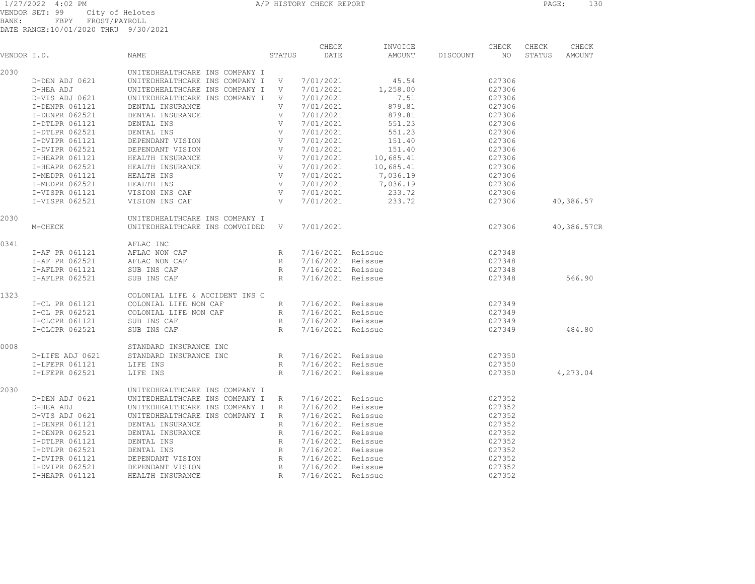1/27/2022 4:02 PM A/P HISTORY CHECK REPORT

VENDOR SET: 99 City of Helotes
BANK: FBPY FROST/PAYROLL
DATE RANGE:10/01/2020 THRU 9/30/2021

| VENDOR I.D. | | NAME | STATUS | CHECK DATE | INVOICE AMOUNT | DISCOUNT | CHECK NO | CHECK STATUS | CHECK AMOUNT |
|---|---|---|---|---|---|---|---|---|---|
| 2030 | | UNITEDHEALTHCARE INS COMPANY I | | | | | | | |
| | D-DEN ADJ 0621 | UNITEDHEALTHCARE INS COMPANY I | V | 7/01/2021 | 45.54 | | 027306 | | |
| | D-HEA ADJ | UNITEDHEALTHCARE INS COMPANY I | V | 7/01/2021 | 1,258.00 | | 027306 | | |
| | D-VIS ADJ 0621 | UNITEDHEALTHCARE INS COMPANY I | V | 7/01/2021 | 7.51 | | 027306 | | |
| | I-DENPR 061121 | DENTAL INSURANCE | V | 7/01/2021 | 879.81 | | 027306 | | |
| | I-DENPR 062521 | DENTAL INSURANCE | V | 7/01/2021 | 879.81 | | 027306 | | |
| | I-DTLPR 061121 | DENTAL INS | V | 7/01/2021 | 551.23 | | 027306 | | |
| | I-DTLPR 062521 | DENTAL INS | V | 7/01/2021 | 551.23 | | 027306 | | |
| | I-DVIPR 061121 | DEPENDANT VISION | V | 7/01/2021 | 151.40 | | 027306 | | |
| | I-DVIPR 062521 | DEPENDANT VISION | V | 7/01/2021 | 151.40 | | 027306 | | |
| | I-HEAPR 061121 | HEALTH INSURANCE | V | 7/01/2021 | 10,685.41 | | 027306 | | |
| | I-HEAPR 062521 | HEALTH INSURANCE | V | 7/01/2021 | 10,685.41 | | 027306 | | |
| | I-MEDPR 061121 | HEALTH INS | V | 7/01/2021 | 7,036.19 | | 027306 | | |
| | I-MEDPR 062521 | HEALTH INS | V | 7/01/2021 | 7,036.19 | | 027306 | | |
| | I-VISPR 061121 | VISION INS CAF | V | 7/01/2021 | 233.72 | | 027306 | | |
| | I-VISPR 062521 | VISION INS CAF | V | 7/01/2021 | 233.72 | | 027306 | | 40,386.57 |
| 2030 | | UNITEDHEALTHCARE INS COMPANY I | | | | | | | |
| | M-CHECK | UNITEDHEALTHCARE INS COMVOIDED | V | 7/01/2021 | | | 027306 | | 40,386.57CR |
| 0341 | | AFLAC INC | | | | | | | |
| | I-AF PR 061121 | AFLAC NON CAF | R | 7/16/2021 | Reissue | | 027348 | | |
| | I-AF PR 062521 | AFLAC NON CAF | R | 7/16/2021 | Reissue | | 027348 | | |
| | I-AFLPR 061121 | SUB INS CAF | R | 7/16/2021 | Reissue | | 027348 | | |
| | I-AFLPR 062521 | SUB INS CAF | R | 7/16/2021 | Reissue | | 027348 | | 566.90 |
| 1323 | | COLONIAL LIFE & ACCIDENT INS C | | | | | | | |
| | I-CL PR 061121 | COLONIAL LIFE NON CAF | R | 7/16/2021 | Reissue | | 027349 | | |
| | I-CL PR 062521 | COLONIAL LIFE NON CAF | R | 7/16/2021 | Reissue | | 027349 | | |
| | I-CLCPR 061121 | SUB INS CAF | R | 7/16/2021 | Reissue | | 027349 | | |
| | I-CLCPR 062521 | SUB INS CAF | R | 7/16/2021 | Reissue | | 027349 | | 484.80 |
| 0008 | | STANDARD INSURANCE INC | | | | | | | |
| | D-LIFE ADJ 0621 | STANDARD INSURANCE INC | R | 7/16/2021 | Reissue | | 027350 | | |
| | I-LFEPR 061121 | LIFE INS | R | 7/16/2021 | Reissue | | 027350 | | |
| | I-LFEPR 062521 | LIFE INS | R | 7/16/2021 | Reissue | | 027350 | | 4,273.04 |
| 2030 | | UNITEDHEALTHCARE INS COMPANY I | | | | | | | |
| | D-DEN ADJ 0621 | UNITEDHEALTHCARE INS COMPANY I | R | 7/16/2021 | Reissue | | 027352 | | |
| | D-HEA ADJ | UNITEDHEALTHCARE INS COMPANY I | R | 7/16/2021 | Reissue | | 027352 | | |
| | D-VIS ADJ 0621 | UNITEDHEALTHCARE INS COMPANY I | R | 7/16/2021 | Reissue | | 027352 | | |
| | I-DENPR 061121 | DENTAL INSURANCE | R | 7/16/2021 | Reissue | | 027352 | | |
| | I-DENPR 062521 | DENTAL INSURANCE | R | 7/16/2021 | Reissue | | 027352 | | |
| | I-DTLPR 061121 | DENTAL INS | R | 7/16/2021 | Reissue | | 027352 | | |
| | I-DTLPR 062521 | DENTAL INS | R | 7/16/2021 | Reissue | | 027352 | | |
| | I-DVIPR 061121 | DEPENDANT VISION | R | 7/16/2021 | Reissue | | 027352 | | |
| | I-DVIPR 062521 | DEPENDANT VISION | R | 7/16/2021 | Reissue | | 027352 | | |
| | I-HEAPR 061121 | HEALTH INSURANCE | R | 7/16/2021 | Reissue | | 027352 | | |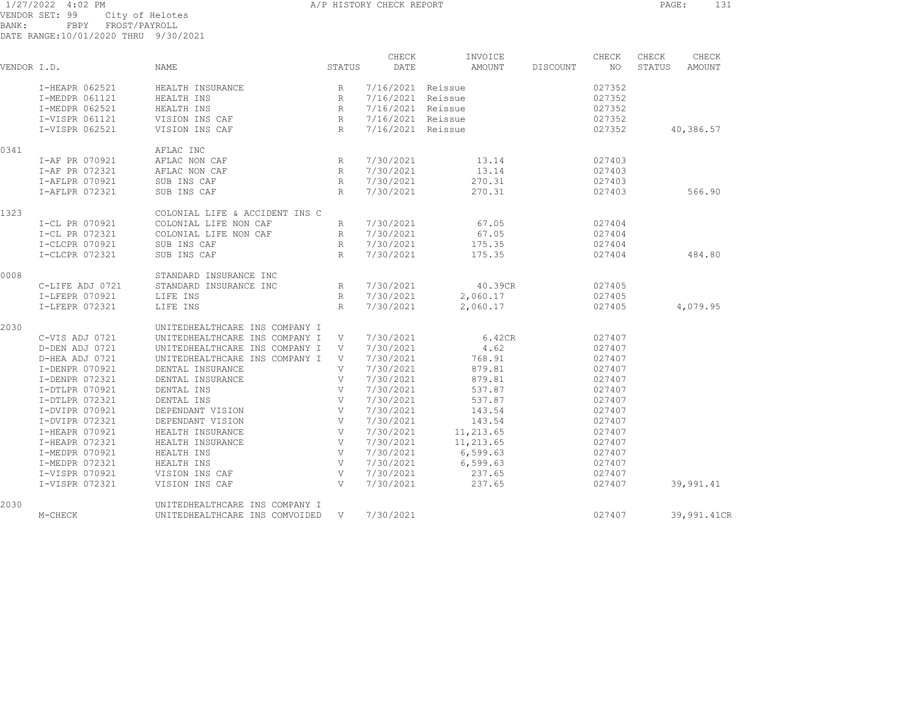1/27/2022 4:02 PM A/P HISTORY CHECK REPORT

VENDOR SET: 99 City of Helotes
BANK: FBPY FROST/PAYROLL
DATE RANGE:10/01/2020 THRU 9/30/2021

| VENDOR I.D. | | NAME | STATUS | CHECK DATE | INVOICE AMOUNT | DISCOUNT | CHECK NO | CHECK STATUS | CHECK AMOUNT |
|---|---|---|---|---|---|---|---|---|---|
| | I-HEAPR 062521 | HEALTH INSURANCE | R | 7/16/2021 | Reissue | | 027352 | | |
| | I-MEDPR 061121 | HEALTH INS | R | 7/16/2021 | Reissue | | 027352 | | |
| | I-MEDPR 062521 | HEALTH INS | R | 7/16/2021 | Reissue | | 027352 | | |
| | I-VISPR 061121 | VISION INS CAF | R | 7/16/2021 | Reissue | | 027352 | | |
| | I-VISPR 062521 | VISION INS CAF | R | 7/16/2021 | Reissue | | 027352 | | 40,386.57 |
| 0341 | | AFLAC INC | | | | | | | |
| | I-AF PR 070921 | AFLAC NON CAF | R | 7/30/2021 | 13.14 | | 027403 | | |
| | I-AF PR 072321 | AFLAC NON CAF | R | 7/30/2021 | 13.14 | | 027403 | | |
| | I-AFLPR 070921 | SUB INS CAF | R | 7/30/2021 | 270.31 | | 027403 | | |
| | I-AFLPR 072321 | SUB INS CAF | R | 7/30/2021 | 270.31 | | 027403 | | 566.90 |
| 1323 | | COLONIAL LIFE & ACCIDENT INS C | | | | | | | |
| | I-CL PR 070921 | COLONIAL LIFE NON CAF | R | 7/30/2021 | 67.05 | | 027404 | | |
| | I-CL PR 072321 | COLONIAL LIFE NON CAF | R | 7/30/2021 | 67.05 | | 027404 | | |
| | I-CLCPR 070921 | SUB INS CAF | R | 7/30/2021 | 175.35 | | 027404 | | |
| | I-CLCPR 072321 | SUB INS CAF | R | 7/30/2021 | 175.35 | | 027404 | | 484.80 |
| 0008 | | STANDARD INSURANCE INC | | | | | | | |
| | C-LIFE ADJ 0721 | STANDARD INSURANCE INC | R | 7/30/2021 | 40.39CR | | 027405 | | |
| | I-LFEPR 070921 | LIFE INS | R | 7/30/2021 | 2,060.17 | | 027405 | | |
| | I-LFEPR 072321 | LIFE INS | R | 7/30/2021 | 2,060.17 | | 027405 | | 4,079.95 |
| 2030 | | UNITEDHEALTHCARE INS COMPANY I | | | | | | | |
| | C-VIS ADJ 0721 | UNITEDHEALTHCARE INS COMPANY I | V | 7/30/2021 | 6.42CR | | 027407 | | |
| | D-DEN ADJ 0721 | UNITEDHEALTHCARE INS COMPANY I | V | 7/30/2021 | 4.62 | | 027407 | | |
| | D-HEA ADJ 0721 | UNITEDHEALTHCARE INS COMPANY I | V | 7/30/2021 | 768.91 | | 027407 | | |
| | I-DENPR 070921 | DENTAL INSURANCE | V | 7/30/2021 | 879.81 | | 027407 | | |
| | I-DENPR 072321 | DENTAL INSURANCE | V | 7/30/2021 | 879.81 | | 027407 | | |
| | I-DTLPR 070921 | DENTAL INS | V | 7/30/2021 | 537.87 | | 027407 | | |
| | I-DTLPR 072321 | DENTAL INS | V | 7/30/2021 | 537.87 | | 027407 | | |
| | I-DVIPR 070921 | DEPENDANT VISION | V | 7/30/2021 | 143.54 | | 027407 | | |
| | I-DVIPR 072321 | DEPENDANT VISION | V | 7/30/2021 | 143.54 | | 027407 | | |
| | I-HEAPR 070921 | HEALTH INSURANCE | V | 7/30/2021 | 11,213.65 | | 027407 | | |
| | I-HEAPR 072321 | HEALTH INSURANCE | V | 7/30/2021 | 11,213.65 | | 027407 | | |
| | I-MEDPR 070921 | HEALTH INS | V | 7/30/2021 | 6,599.63 | | 027407 | | |
| | I-MEDPR 072321 | HEALTH INS | V | 7/30/2021 | 6,599.63 | | 027407 | | |
| | I-VISPR 070921 | VISION INS CAF | V | 7/30/2021 | 237.65 | | 027407 | | |
| | I-VISPR 072321 | VISION INS CAF | V | 7/30/2021 | 237.65 | | 027407 | | 39,991.41 |
| 2030 | | UNITEDHEALTHCARE INS COMPANY I | | | | | | | |
| | M-CHECK | UNITEDHEALTHCARE INS COMVOIDED | V | 7/30/2021 | | | 027407 | | 39,991.41CR |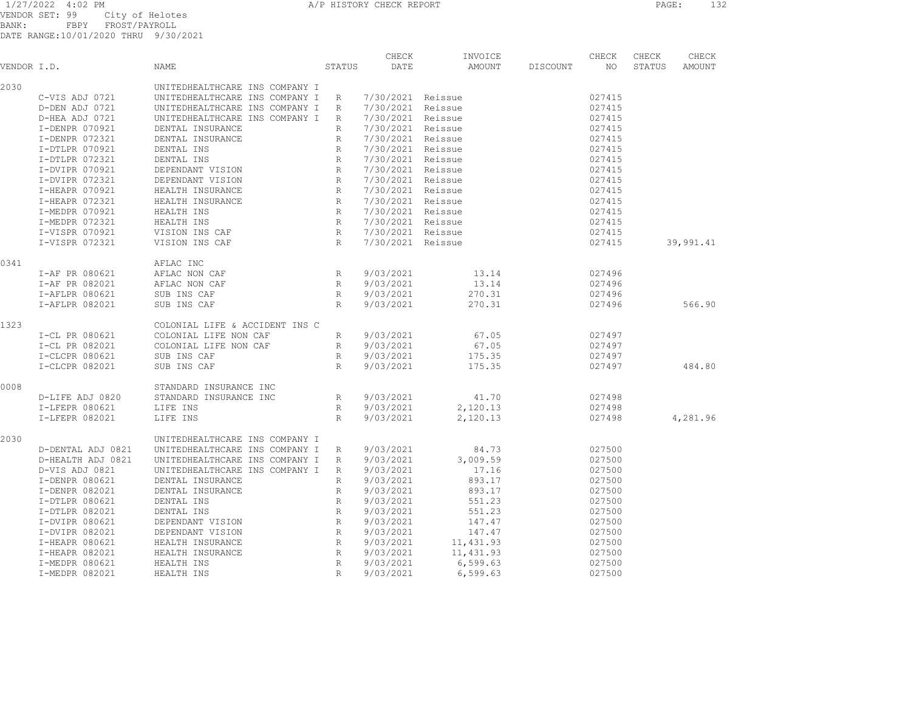1/27/2022 4:02 PM — A/P HISTORY CHECK REPORT

VENDOR SET: 99 City of Helotes
BANK: FBPY FROST/PAYROLL
DATE RANGE: 10/01/2020 THRU 9/30/2021

| VENDOR I.D. | NAME | STATUS | CHECK DATE | INVOICE AMOUNT | DISCOUNT | CHECK NO | CHECK STATUS | CHECK AMOUNT |
|---|---|---|---|---|---|---|---|---|
| 2030 | UNITEDHEALTHCARE INS COMPANY I | | | | | | | |
| C-VIS ADJ 0721 | UNITEDHEALTHCARE INS COMPANY I | R | 7/30/2021 | Reissue | | 027415 | | |
| D-DEN ADJ 0721 | UNITEDHEALTHCARE INS COMPANY I | R | 7/30/2021 | Reissue | | 027415 | | |
| D-HEA ADJ 0721 | UNITEDHEALTHCARE INS COMPANY I | R | 7/30/2021 | Reissue | | 027415 | | |
| I-DENPR 070921 | DENTAL INSURANCE | R | 7/30/2021 | Reissue | | 027415 | | |
| I-DENPR 072321 | DENTAL INSURANCE | R | 7/30/2021 | Reissue | | 027415 | | |
| I-DTLPR 070921 | DENTAL INS | R | 7/30/2021 | Reissue | | 027415 | | |
| I-DTLPR 072321 | DENTAL INS | R | 7/30/2021 | Reissue | | 027415 | | |
| I-DVIPR 070921 | DEPENDANT VISION | R | 7/30/2021 | Reissue | | 027415 | | |
| I-DVIPR 072321 | DEPENDANT VISION | R | 7/30/2021 | Reissue | | 027415 | | |
| I-HEAPR 070921 | HEALTH INSURANCE | R | 7/30/2021 | Reissue | | 027415 | | |
| I-HEAPR 072321 | HEALTH INSURANCE | R | 7/30/2021 | Reissue | | 027415 | | |
| I-MEDPR 070921 | HEALTH INS | R | 7/30/2021 | Reissue | | 027415 | | |
| I-MEDPR 072321 | HEALTH INS | R | 7/30/2021 | Reissue | | 027415 | | |
| I-VISPR 070921 | VISION INS CAF | R | 7/30/2021 | Reissue | | 027415 | | |
| I-VISPR 072321 | VISION INS CAF | R | 7/30/2021 | Reissue | | 027415 | | 39,991.41 |
| 0341 | AFLAC INC | | | | | | | |
| I-AF PR 080621 | AFLAC NON CAF | R | 9/03/2021 | 13.14 | | 027496 | | |
| I-AF PR 082021 | AFLAC NON CAF | R | 9/03/2021 | 13.14 | | 027496 | | |
| I-AFLPR 080621 | SUB INS CAF | R | 9/03/2021 | 270.31 | | 027496 | | |
| I-AFLPR 082021 | SUB INS CAF | R | 9/03/2021 | 270.31 | | 027496 | | 566.90 |
| 1323 | COLONIAL LIFE & ACCIDENT INS C | | | | | | | |
| I-CL PR 080621 | COLONIAL LIFE NON CAF | R | 9/03/2021 | 67.05 | | 027497 | | |
| I-CL PR 082021 | COLONIAL LIFE NON CAF | R | 9/03/2021 | 67.05 | | 027497 | | |
| I-CLCPR 080621 | SUB INS CAF | R | 9/03/2021 | 175.35 | | 027497 | | |
| I-CLCPR 082021 | SUB INS CAF | R | 9/03/2021 | 175.35 | | 027497 | | 484.80 |
| 0008 | STANDARD INSURANCE INC | | | | | | | |
| D-LIFE ADJ 0820 | STANDARD INSURANCE INC | R | 9/03/2021 | 41.70 | | 027498 | | |
| I-LFEPR 080621 | LIFE INS | R | 9/03/2021 | 2,120.13 | | 027498 | | |
| I-LFEPR 082021 | LIFE INS | R | 9/03/2021 | 2,120.13 | | 027498 | | 4,281.96 |
| 2030 | UNITEDHEALTHCARE INS COMPANY I | | | | | | | |
| D-DENTAL ADJ 0821 | UNITEDHEALTHCARE INS COMPANY I | R | 9/03/2021 | 84.73 | | 027500 | | |
| D-HEALTH ADJ 0821 | UNITEDHEALTHCARE INS COMPANY I | R | 9/03/2021 | 3,009.59 | | 027500 | | |
| D-VIS ADJ 0821 | UNITEDHEALTHCARE INS COMPANY I | R | 9/03/2021 | 17.16 | | 027500 | | |
| I-DENPR 080621 | DENTAL INSURANCE | R | 9/03/2021 | 893.17 | | 027500 | | |
| I-DENPR 082021 | DENTAL INSURANCE | R | 9/03/2021 | 893.17 | | 027500 | | |
| I-DTLPR 080621 | DENTAL INS | R | 9/03/2021 | 551.23 | | 027500 | | |
| I-DTLPR 082021 | DENTAL INS | R | 9/03/2021 | 551.23 | | 027500 | | |
| I-DVIPR 080621 | DEPENDANT VISION | R | 9/03/2021 | 147.47 | | 027500 | | |
| I-DVIPR 082021 | DEPENDANT VISION | R | 9/03/2021 | 147.47 | | 027500 | | |
| I-HEAPR 080621 | HEALTH INSURANCE | R | 9/03/2021 | 11,431.93 | | 027500 | | |
| I-HEAPR 082021 | HEALTH INSURANCE | R | 9/03/2021 | 11,431.93 | | 027500 | | |
| I-MEDPR 080621 | HEALTH INS | R | 9/03/2021 | 6,599.63 | | 027500 | | |
| I-MEDPR 082021 | HEALTH INS | R | 9/03/2021 | 6,599.63 | | 027500 | | |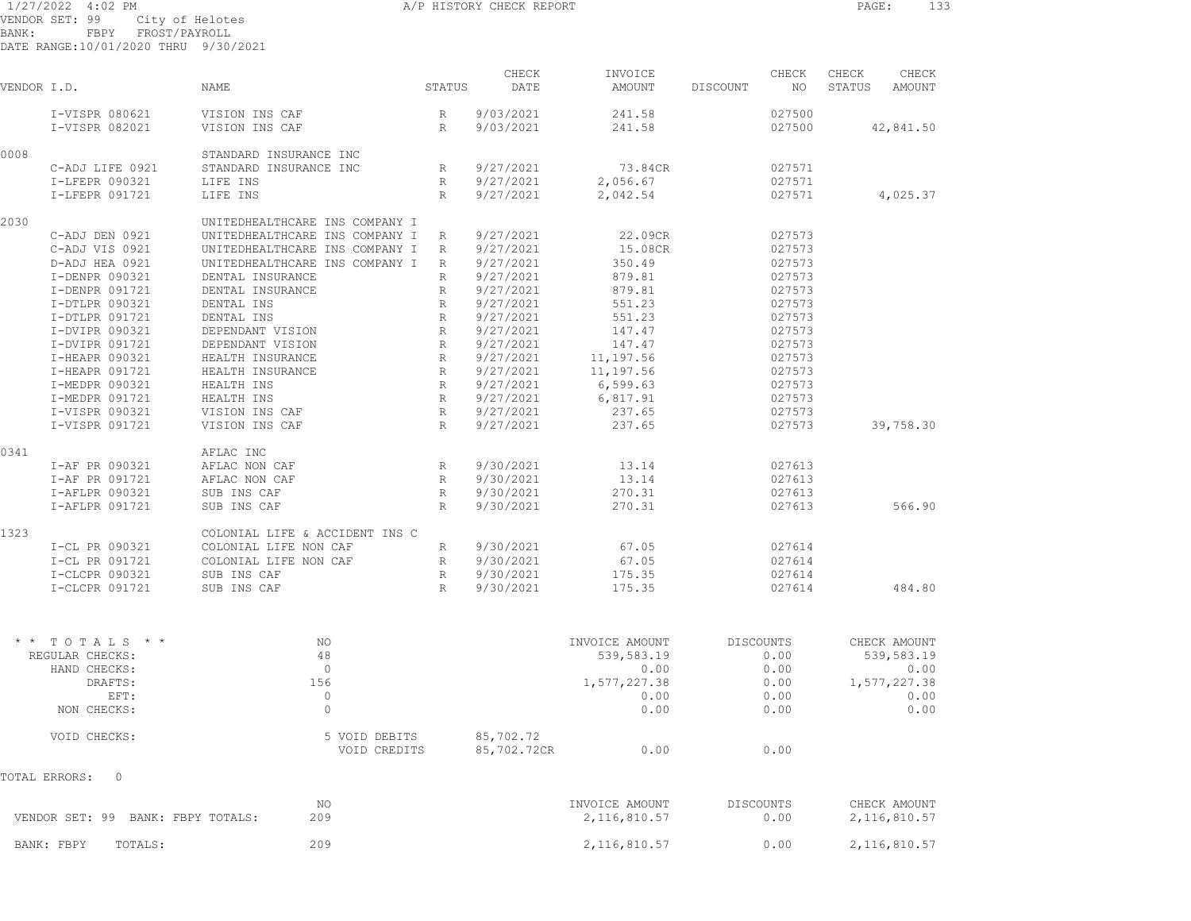1/27/2022 4:02 PM A/P HISTORY CHECK REPORT

VENDOR SET: 99 City of Helotes
BANK: FBPY FROST/PAYROLL
DATE RANGE:10/01/2020 THRU 9/30/2021

| VENDOR I.D. | NAME | STATUS | CHECK DATE | INVOICE AMOUNT | DISCOUNT | CHECK NO | CHECK STATUS | CHECK AMOUNT |
|---|---|---|---|---|---|---|---|---|
| I-VISPR 080621 | VISION INS CAF | R | 9/03/2021 | 241.58 | | 027500 | | |
| I-VISPR 082021 | VISION INS CAF | R | 9/03/2021 | 241.58 | | 027500 | | 42,841.50 |
| 0008 | STANDARD INSURANCE INC | | | | | | | |
| C-ADJ LIFE 0921 | STANDARD INSURANCE INC | R | 9/27/2021 | 73.84CR | | 027571 | | |
| I-LFEPR 090321 | LIFE INS | R | 9/27/2021 | 2,056.67 | | 027571 | | |
| I-LFEPR 091721 | LIFE INS | R | 9/27/2021 | 2,042.54 | | 027571 | | 4,025.37 |
| 2030 | UNITEDHEALTHCARE INS COMPANY I | | | | | | | |
| C-ADJ DEN 0921 | UNITEDHEALTHCARE INS COMPANY I | R | 9/27/2021 | 22.09CR | | 027573 | | |
| C-ADJ VIS 0921 | UNITEDHEALTHCARE INS COMPANY I | R | 9/27/2021 | 15.08CR | | 027573 | | |
| D-ADJ HEA 0921 | UNITEDHEALTHCARE INS COMPANY I | R | 9/27/2021 | 350.49 | | 027573 | | |
| I-DENPR 090321 | DENTAL INSURANCE | R | 9/27/2021 | 879.81 | | 027573 | | |
| I-DENPR 091721 | DENTAL INSURANCE | R | 9/27/2021 | 879.81 | | 027573 | | |
| I-DTLPR 090321 | DENTAL INS | R | 9/27/2021 | 551.23 | | 027573 | | |
| I-DTLPR 091721 | DENTAL INS | R | 9/27/2021 | 551.23 | | 027573 | | |
| I-DVIPR 090321 | DEPENDANT VISION | R | 9/27/2021 | 147.47 | | 027573 | | |
| I-DVIPR 091721 | DEPENDANT VISION | R | 9/27/2021 | 147.47 | | 027573 | | |
| I-HEAPR 090321 | HEALTH INSURANCE | R | 9/27/2021 | 11,197.56 | | 027573 | | |
| I-HEAPR 091721 | HEALTH INSURANCE | R | 9/27/2021 | 11,197.56 | | 027573 | | |
| I-MEDPR 090321 | HEALTH INS | R | 9/27/2021 | 6,599.63 | | 027573 | | |
| I-MEDPR 091721 | HEALTH INS | R | 9/27/2021 | 6,817.91 | | 027573 | | |
| I-VISPR 090321 | VISION INS CAF | R | 9/27/2021 | 237.65 | | 027573 | | |
| I-VISPR 091721 | VISION INS CAF | R | 9/27/2021 | 237.65 | | 027573 | | 39,758.30 |
| 0341 | AFLAC INC | | | | | | | |
| I-AF PR 090321 | AFLAC NON CAF | R | 9/30/2021 | 13.14 | | 027613 | | |
| I-AF PR 091721 | AFLAC NON CAF | R | 9/30/2021 | 13.14 | | 027613 | | |
| I-AFLPR 090321 | SUB INS CAF | R | 9/30/2021 | 270.31 | | 027613 | | |
| I-AFLPR 091721 | SUB INS CAF | R | 9/30/2021 | 270.31 | | 027613 | | 566.90 |
| 1323 | COLONIAL LIFE & ACCIDENT INS C | | | | | | | |
| I-CL PR 090321 | COLONIAL LIFE NON CAF | R | 9/30/2021 | 67.05 | | 027614 | | |
| I-CL PR 091721 | COLONIAL LIFE NON CAF | R | 9/30/2021 | 67.05 | | 027614 | | |
| I-CLCPR 090321 | SUB INS CAF | R | 9/30/2021 | 175.35 | | 027614 | | |
| I-CLCPR 091721 | SUB INS CAF | R | 9/30/2021 | 175.35 | | 027614 | | 484.80 |

| * * TOTALS * * | NO | | INVOICE AMOUNT | DISCOUNTS | CHECK AMOUNT |
|---|---|---|---|---|---|
| REGULAR CHECKS: | 48 | | 539,583.19 | 0.00 | 539,583.19 |
| HAND CHECKS: | 0 | | 0.00 | 0.00 | 0.00 |
| DRAFTS: | 156 | | 1,577,227.38 | 0.00 | 1,577,227.38 |
| EFT: | 0 | | 0.00 | 0.00 | 0.00 |
| NON CHECKS: | 0 | | 0.00 | 0.00 | 0.00 |
| VOID CHECKS: | 5 VOID DEBITS | 85,702.72 | | | |
| | VOID CREDITS | 85,702.72CR | 0.00 | 0.00 | |

TOTAL ERRORS: 0

| | NO | INVOICE AMOUNT | DISCOUNTS | CHECK AMOUNT |
|---|---|---|---|---|
| VENDOR SET: 99 BANK: FBPY TOTALS: | 209 | 2,116,810.57 | 0.00 | 2,116,810.57 |
| BANK: FBPY TOTALS: | 209 | 2,116,810.57 | 0.00 | 2,116,810.57 |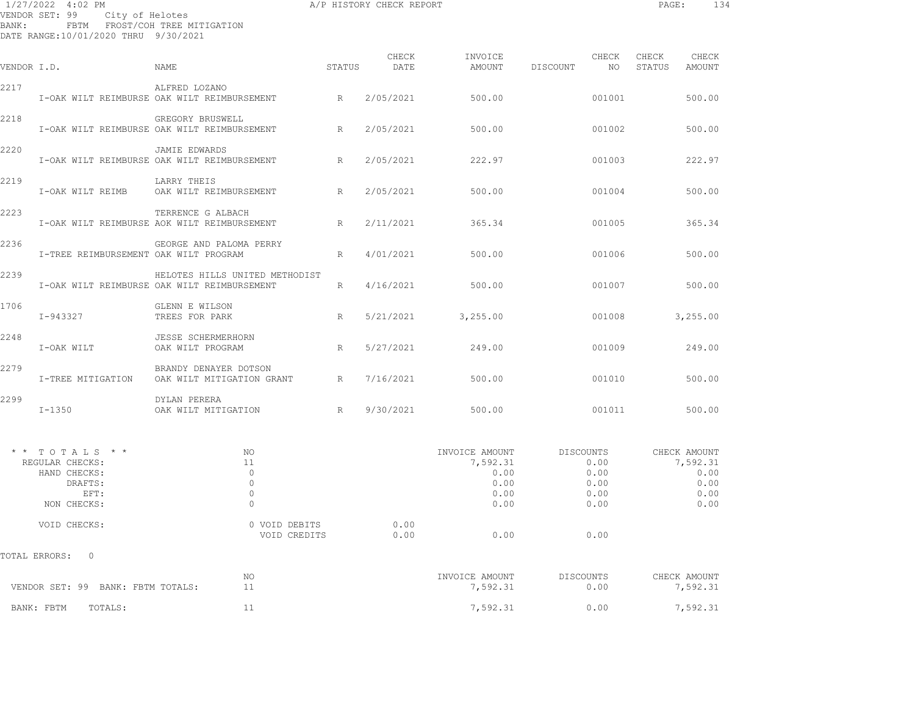1/27/2022 4:02 PM — A/P HISTORY CHECK REPORT

VENDOR SET: 99 City of Helotes
BANK: FBTM FROST/COH TREE MITIGATION
DATE RANGE: 10/01/2020 THRU 9/30/2021

| VENDOR I.D. | | NAME | STATUS | CHECK DATE | INVOICE AMOUNT | DISCOUNT | CHECK NO | CHECK STATUS | CHECK AMOUNT |
|---|---|---|---|---|---|---|---|---|---|
| 2217 | | ALFRED LOZANO | | | | | | | |
| | I-OAK WILT REIMBURSE | OAK WILT REIMBURSEMENT | R | 2/05/2021 | 500.00 | | 001001 | | 500.00 |
| 2218 | | GREGORY BRUSWELL | | | | | | | |
| | I-OAK WILT REIMBURSE | OAK WILT REIMBURSEMENT | R | 2/05/2021 | 500.00 | | 001002 | | 500.00 |
| 2220 | | JAMIE EDWARDS | | | | | | | |
| | I-OAK WILT REIMBURSE | OAK WILT REIMBURSEMENT | R | 2/05/2021 | 222.97 | | 001003 | | 222.97 |
| 2219 | | LARRY THEIS | | | | | | | |
| | I-OAK WILT REIMB | OAK WILT REIMBURSEMENT | R | 2/05/2021 | 500.00 | | 001004 | | 500.00 |
| 2223 | | TERRENCE G ALBACH | | | | | | | |
| | I-OAK WILT REIMBURSE | AOK WILT REIMBURSEMENT | R | 2/11/2021 | 365.34 | | 001005 | | 365.34 |
| 2236 | | GEORGE AND PALOMA PERRY | | | | | | | |
| | I-TREE REIMBURSEMENT | OAK WILT PROGRAM | R | 4/01/2021 | 500.00 | | 001006 | | 500.00 |
| 2239 | | HELOTES HILLS UNITED METHODIST | | | | | | | |
| | I-OAK WILT REIMBURSE | OAK WILT REIMBURSEMENT | R | 4/16/2021 | 500.00 | | 001007 | | 500.00 |
| 1706 | | GLENN E WILSON | | | | | | | |
| | I-943327 | TREES FOR PARK | R | 5/21/2021 | 3,255.00 | | 001008 | | 3,255.00 |
| 2248 | | JESSE SCHERMERHORN | | | | | | | |
| | I-OAK WILT | OAK WILT PROGRAM | R | 5/27/2021 | 249.00 | | 001009 | | 249.00 |
| 2279 | | BRANDY DENAYER DOTSON | | | | | | | |
| | I-TREE MITIGATION | OAK WILT MITIGATION GRANT | R | 7/16/2021 | 500.00 | | 001010 | | 500.00 |
| 2299 | | DYLAN PERERA | | | | | | | |
| | I-1350 | OAK WILT MITIGATION | R | 9/30/2021 | 500.00 | | 001011 | | 500.00 |

| * * TOTALS * * | NO | | INVOICE AMOUNT | DISCOUNTS | CHECK AMOUNT |
|---|---|---|---|---|---|
| REGULAR CHECKS: | 11 | | 7,592.31 | 0.00 | 7,592.31 |
| HAND CHECKS: | 0 | | 0.00 | 0.00 | 0.00 |
| DRAFTS: | 0 | | 0.00 | 0.00 | 0.00 |
| EFT: | 0 | | 0.00 | 0.00 | 0.00 |
| NON CHECKS: | 0 | | 0.00 | 0.00 | 0.00 |
| VOID CHECKS: | 0 VOID DEBITS | 0.00 | | | |
| | VOID CREDITS | 0.00 | 0.00 | 0.00 | |

TOTAL ERRORS: 0

| | NO | INVOICE AMOUNT | DISCOUNTS | CHECK AMOUNT |
|---|---|---|---|---|
| VENDOR SET: 99 BANK: FBTM TOTALS: | 11 | 7,592.31 | 0.00 | 7,592.31 |
| BANK: FBTM TOTALS: | 11 | 7,592.31 | 0.00 | 7,592.31 |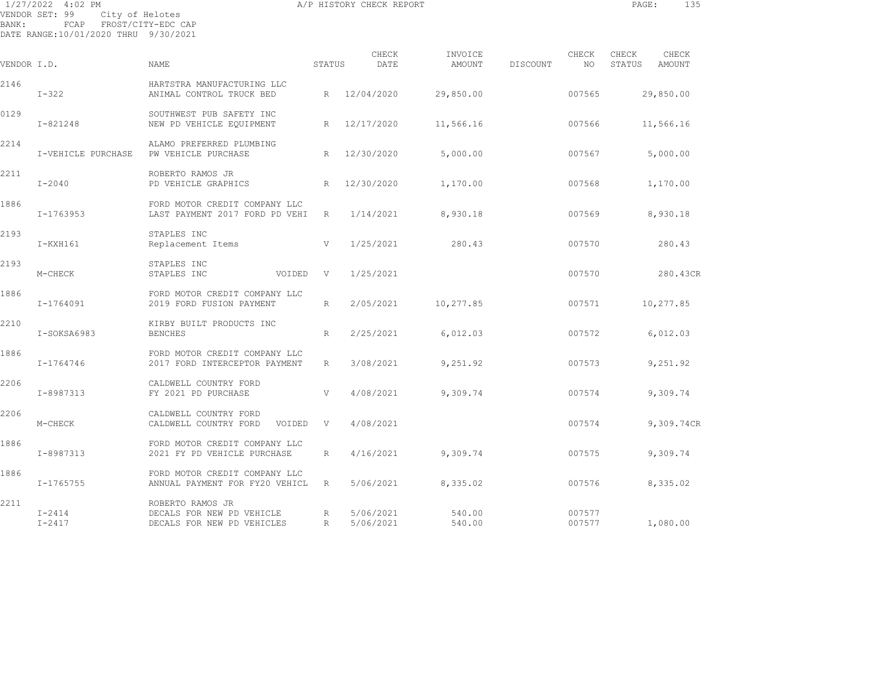A/P HISTORY CHECK REPORT

VENDOR SET: 99 City of Helotes
BANK: FCAP FROST/CITY-EDC CAP
DATE RANGE:10/01/2020 THRU 9/30/2021

| VENDOR I.D. | | NAME | STATUS | CHECK DATE | INVOICE AMOUNT | DISCOUNT | CHECK NO | CHECK STATUS | CHECK AMOUNT |
|---|---|---|---|---|---|---|---|---|---|
| 2146 | | HARTSTRA MANUFACTURING LLC | | | | | | | |
| | I-322 | ANIMAL CONTROL TRUCK BED | R | 12/04/2020 | 29,850.00 | | 007565 | | 29,850.00 |
| 0129 | | SOUTHWEST PUB SAFETY INC | | | | | | | |
| | I-821248 | NEW PD VEHICLE EQUIPMENT | R | 12/17/2020 | 11,566.16 | | 007566 | | 11,566.16 |
| 2214 | | ALAMO PREFERRED PLUMBING | | | | | | | |
| | I-VEHICLE PURCHASE | PW VEHICLE PURCHASE | R | 12/30/2020 | 5,000.00 | | 007567 | | 5,000.00 |
| 2211 | | ROBERTO RAMOS JR | | | | | | | |
| | I-2040 | PD VEHICLE GRAPHICS | R | 12/30/2020 | 1,170.00 | | 007568 | | 1,170.00 |
| 1886 | | FORD MOTOR CREDIT COMPANY LLC | | | | | | | |
| | I-1763953 | LAST PAYMENT 2017 FORD PD VEHI | R | 1/14/2021 | 8,930.18 | | 007569 | | 8,930.18 |
| 2193 | | STAPLES INC | | | | | | | |
| | I-KXH161 | Replacement Items | V | 1/25/2021 | 280.43 | | 007570 | | 280.43 |
| 2193 | | STAPLES INC | | | | | | | |
| | M-CHECK | STAPLES INC VOIDED | V | 1/25/2021 | | | 007570 | | 280.43CR |
| 1886 | | FORD MOTOR CREDIT COMPANY LLC | | | | | | | |
| | I-1764091 | 2019 FORD FUSION PAYMENT | R | 2/05/2021 | 10,277.85 | | 007571 | | 10,277.85 |
| 2210 | | KIRBY BUILT PRODUCTS INC | | | | | | | |
| | I-SOKSA6983 | BENCHES | R | 2/25/2021 | 6,012.03 | | 007572 | | 6,012.03 |
| 1886 | | FORD MOTOR CREDIT COMPANY LLC | | | | | | | |
| | I-1764746 | 2017 FORD INTERCEPTOR PAYMENT | R | 3/08/2021 | 9,251.92 | | 007573 | | 9,251.92 |
| 2206 | | CALDWELL COUNTRY FORD | | | | | | | |
| | I-8987313 | FY 2021 PD PURCHASE | V | 4/08/2021 | 9,309.74 | | 007574 | | 9,309.74 |
| 2206 | | CALDWELL COUNTRY FORD | | | | | | | |
| | M-CHECK | CALDWELL COUNTRY FORD VOIDED | V | 4/08/2021 | | | 007574 | | 9,309.74CR |
| 1886 | | FORD MOTOR CREDIT COMPANY LLC | | | | | | | |
| | I-8987313 | 2021 FY PD VEHICLE PURCHASE | R | 4/16/2021 | 9,309.74 | | 007575 | | 9,309.74 |
| 1886 | | FORD MOTOR CREDIT COMPANY LLC | | | | | | | |
| | I-1765755 | ANNUAL PAYMENT FOR FY20 VEHICL | R | 5/06/2021 | 8,335.02 | | 007576 | | 8,335.02 |
| 2211 | | ROBERTO RAMOS JR | | | | | | | |
| | I-2414 | DECALS FOR NEW PD VEHICLE | R | 5/06/2021 | 540.00 | | 007577 | | |
| | I-2417 | DECALS FOR NEW PD VEHICLES | R | 5/06/2021 | 540.00 | | 007577 | | 1,080.00 |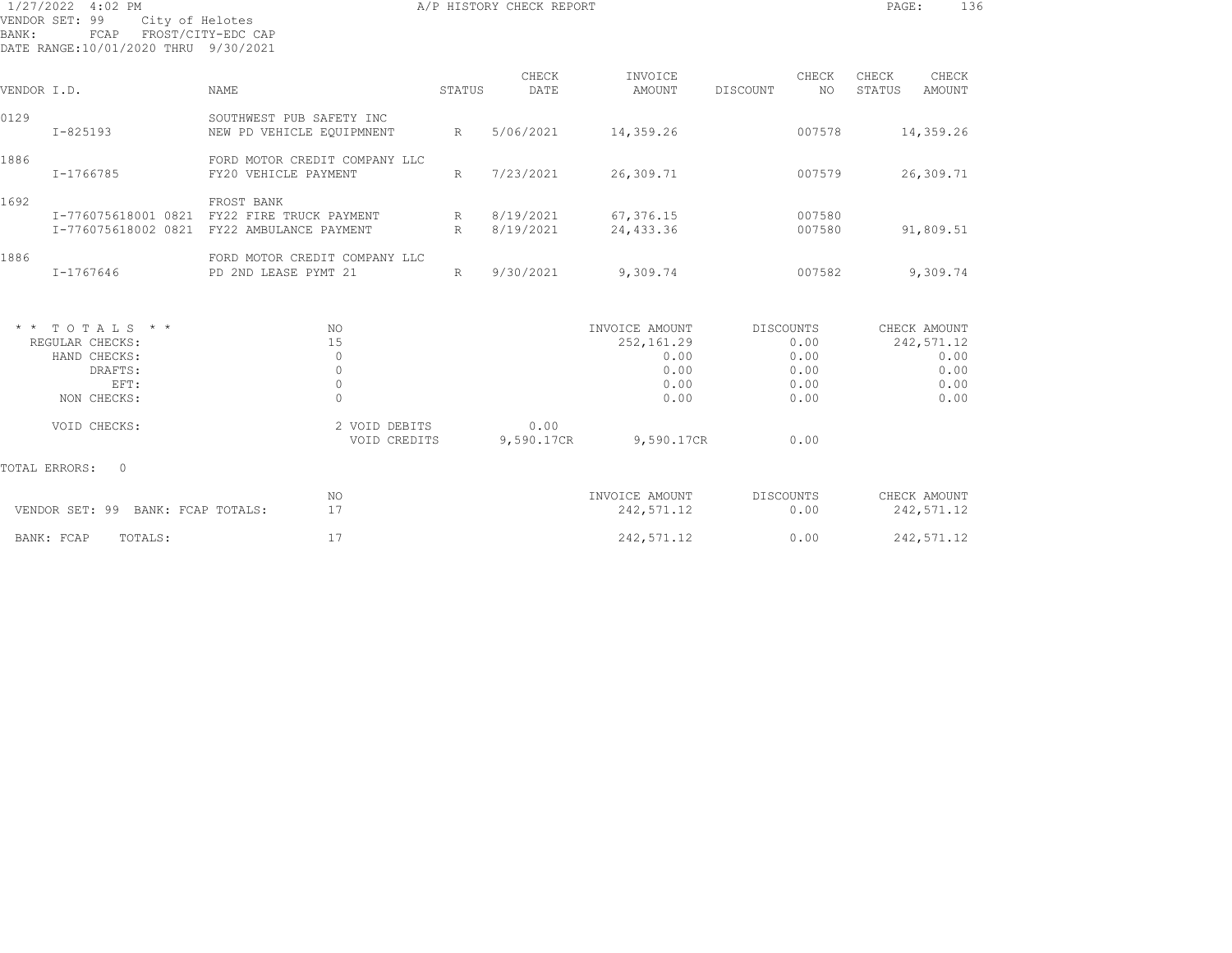1/27/2022 4:02 PM — A/P HISTORY CHECK REPORT

VENDOR SET: 99 City of Helotes
BANK: FCAP FROST/CITY-EDC CAP
DATE RANGE: 10/01/2020 THRU 9/30/2021

| VENDOR I.D. | NAME | STATUS | CHECK DATE | INVOICE AMOUNT | DISCOUNT | CHECK NO | CHECK STATUS | CHECK AMOUNT |
|---|---|---|---|---|---|---|---|---|
| 0129 | SOUTHWEST PUB SAFETY INC | | | | | | | |
| I-825193 | NEW PD VEHICLE EQUIPMNENT | R | 5/06/2021 | 14,359.26 | | 007578 | | 14,359.26 |
| 1886 | FORD MOTOR CREDIT COMPANY LLC | | | | | | | |
| I-1766785 | FY20 VEHICLE PAYMENT | R | 7/23/2021 | 26,309.71 | | 007579 | | 26,309.71 |
| 1692 | FROST BANK | | | | | | | |
| I-776075618001 0821 | FY22 FIRE TRUCK PAYMENT | R | 8/19/2021 | 67,376.15 | | 007580 | | |
| I-776075618002 0821 | FY22 AMBULANCE PAYMENT | R | 8/19/2021 | 24,433.36 | | 007580 | | 91,809.51 |
| 1886 | FORD MOTOR CREDIT COMPANY LLC | | | | | | | |
| I-1767646 | PD 2ND LEASE PYMT 21 | R | 9/30/2021 | 9,309.74 | | 007582 | | 9,309.74 |

| ** TOTALS ** | NO | | INVOICE AMOUNT | DISCOUNTS | CHECK AMOUNT |
|---|---|---|---|---|---|
| REGULAR CHECKS: | 15 | | 252,161.29 | 0.00 | 242,571.12 |
| HAND CHECKS: | 0 | | 0.00 | 0.00 | 0.00 |
| DRAFTS: | 0 | | 0.00 | 0.00 | 0.00 |
| EFT: | 0 | | 0.00 | 0.00 | 0.00 |
| NON CHECKS: | 0 | | 0.00 | 0.00 | 0.00 |
| VOID CHECKS: | 2 VOID DEBITS | 0.00 | | | |
| | VOID CREDITS | 9,590.17CR | 9,590.17CR | 0.00 | |

TOTAL ERRORS: 0

| | NO | INVOICE AMOUNT | DISCOUNTS | CHECK AMOUNT |
|---|---|---|---|---|
| VENDOR SET: 99 BANK: FCAP TOTALS: | 17 | 242,571.12 | 0.00 | 242,571.12 |
| BANK: FCAP TOTALS: | 17 | 242,571.12 | 0.00 | 242,571.12 |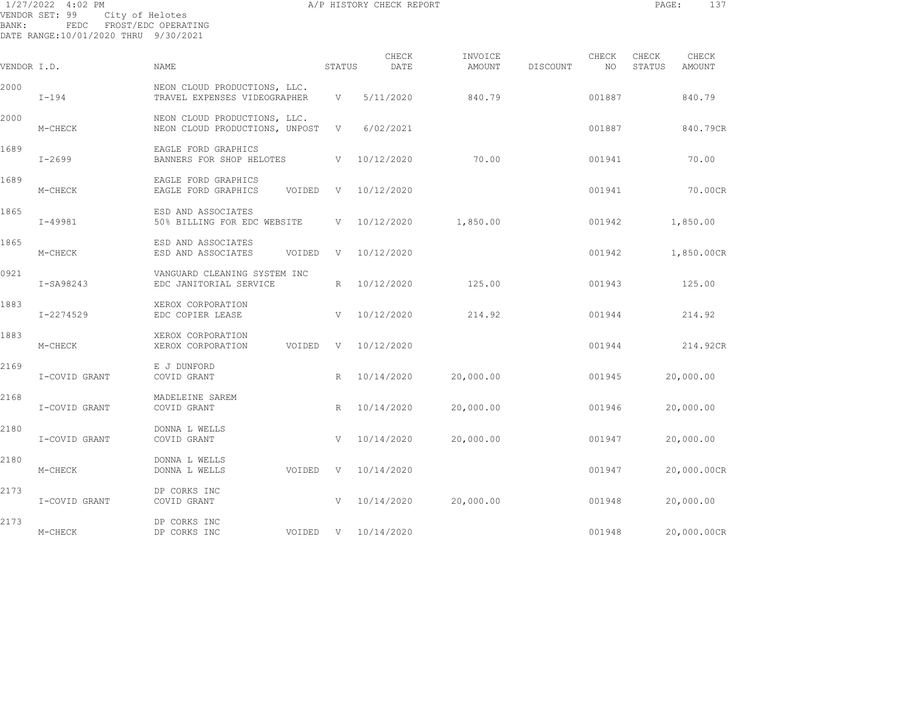1/27/2022 4:02 PM A/P HISTORY CHECK REPORT

VENDOR SET: 99 City of Helotes
BANK: FEDC FROST/EDC OPERATING
DATE RANGE:10/01/2020 THRU 9/30/2021

| VENDOR I.D. | | NAME | STATUS | CHECK DATE | INVOICE AMOUNT | DISCOUNT | CHECK NO | CHECK STATUS | CHECK AMOUNT |
|---|---|---|---|---|---|---|---|---|---|
| 2000 | | NEON CLOUD PRODUCTIONS, LLC. | | | | | | | |
| | I-194 | TRAVEL EXPENSES VIDEOGRAPHER | V | 5/11/2020 | 840.79 | | 001887 | | 840.79 |
| 2000 | | NEON CLOUD PRODUCTIONS, LLC. | | | | | | | |
| | M-CHECK | NEON CLOUD PRODUCTIONS, UNPOST | V | 6/02/2021 | | | 001887 | | 840.79CR |
| 1689 | | EAGLE FORD GRAPHICS | | | | | | | |
| | I-2699 | BANNERS FOR SHOP HELOTES | V | 10/12/2020 | 70.00 | | 001941 | | 70.00 |
| 1689 | | EAGLE FORD GRAPHICS | | | | | | | |
| | M-CHECK | EAGLE FORD GRAPHICS VOIDED | V | 10/12/2020 | | | 001941 | | 70.00CR |
| 1865 | | ESD AND ASSOCIATES | | | | | | | |
| | I-49981 | 50% BILLING FOR EDC WEBSITE | V | 10/12/2020 | 1,850.00 | | 001942 | | 1,850.00 |
| 1865 | | ESD AND ASSOCIATES | | | | | | | |
| | M-CHECK | ESD AND ASSOCIATES VOIDED | V | 10/12/2020 | | | 001942 | | 1,850.00CR |
| 0921 | | VANGUARD CLEANING SYSTEM INC | | | | | | | |
| | I-SA98243 | EDC JANITORIAL SERVICE | R | 10/12/2020 | 125.00 | | 001943 | | 125.00 |
| 1883 | | XEROX CORPORATION | | | | | | | |
| | I-2274529 | EDC COPIER LEASE | V | 10/12/2020 | 214.92 | | 001944 | | 214.92 |
| 1883 | | XEROX CORPORATION | | | | | | | |
| | M-CHECK | XEROX CORPORATION VOIDED | V | 10/12/2020 | | | 001944 | | 214.92CR |
| 2169 | | E J DUNFORD | | | | | | | |
| | I-COVID GRANT | COVID GRANT | R | 10/14/2020 | 20,000.00 | | 001945 | | 20,000.00 |
| 2168 | | MADELEINE SAREM | | | | | | | |
| | I-COVID GRANT | COVID GRANT | R | 10/14/2020 | 20,000.00 | | 001946 | | 20,000.00 |
| 2180 | | DONNA L WELLS | | | | | | | |
| | I-COVID GRANT | COVID GRANT | V | 10/14/2020 | 20,000.00 | | 001947 | | 20,000.00 |
| 2180 | | DONNA L WELLS | | | | | | | |
| | M-CHECK | DONNA L WELLS VOIDED | V | 10/14/2020 | | | 001947 | | 20,000.00CR |
| 2173 | | DP CORKS INC | | | | | | | |
| | I-COVID GRANT | COVID GRANT | V | 10/14/2020 | 20,000.00 | | 001948 | | 20,000.00 |
| 2173 | | DP CORKS INC | | | | | | | |
| | M-CHECK | DP CORKS INC VOIDED | V | 10/14/2020 | | | 001948 | | 20,000.00CR |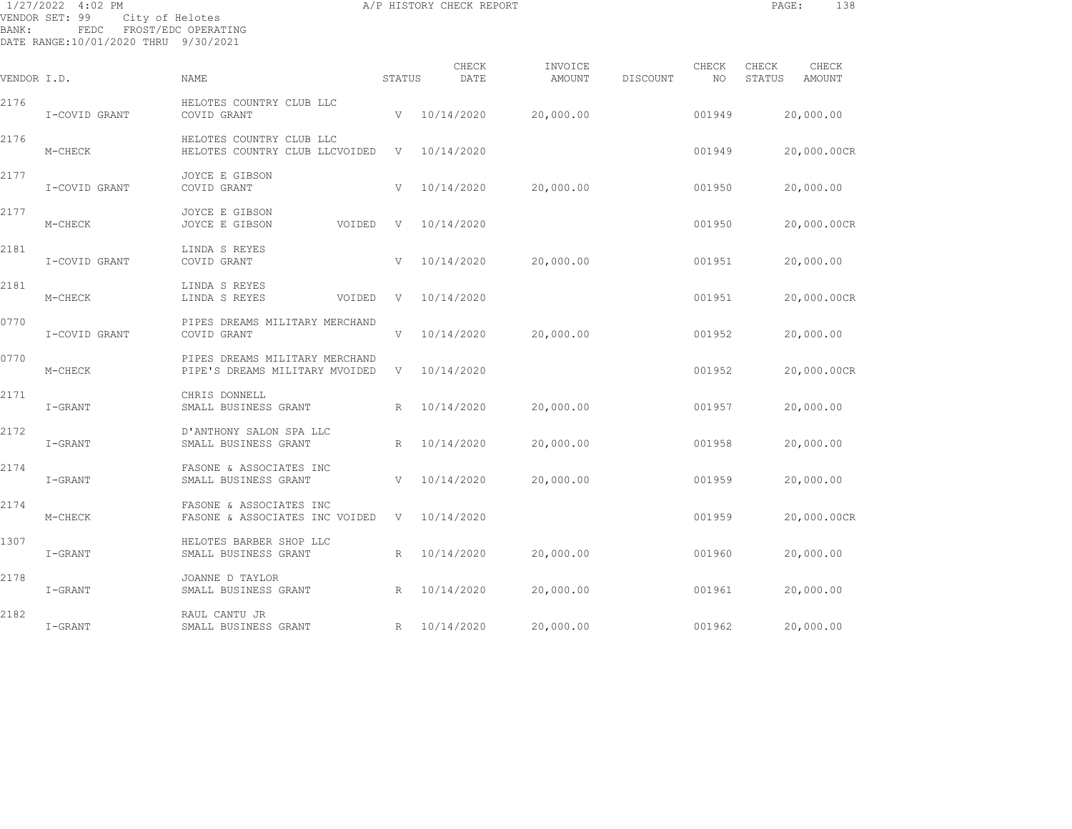1/27/2022 4:02 PM — A/P HISTORY CHECK REPORT

VENDOR SET: 99 City of Helotes
BANK: FEDC FROST/EDC OPERATING
DATE RANGE:10/01/2020 THRU 9/30/2021

| VENDOR I.D. | NAME | STATUS | CHECK DATE | INVOICE AMOUNT | DISCOUNT | CHECK NO | CHECK STATUS | CHECK AMOUNT |
|---|---|---|---|---|---|---|---|---|
| 2176 | HELOTES COUNTRY CLUB LLC | | | | | | | |
| I-COVID GRANT | COVID GRANT | V | 10/14/2020 | 20,000.00 | | 001949 | | 20,000.00 |
| 2176 | HELOTES COUNTRY CLUB LLC | | | | | | | |
| M-CHECK | HELOTES COUNTRY CLUB LLCVOIDED | V | 10/14/2020 | | | 001949 | | 20,000.00CR |
| 2177 | JOYCE E GIBSON | | | | | | | |
| I-COVID GRANT | COVID GRANT | V | 10/14/2020 | 20,000.00 | | 001950 | | 20,000.00 |
| 2177 | JOYCE E GIBSON | | | | | | | |
| M-CHECK | JOYCE E GIBSON VOIDED | V | 10/14/2020 | | | 001950 | | 20,000.00CR |
| 2181 | LINDA S REYES | | | | | | | |
| I-COVID GRANT | COVID GRANT | V | 10/14/2020 | 20,000.00 | | 001951 | | 20,000.00 |
| 2181 | LINDA S REYES | | | | | | | |
| M-CHECK | LINDA S REYES VOIDED | V | 10/14/2020 | | | 001951 | | 20,000.00CR |
| 0770 | PIPES DREAMS MILITARY MERCHAND | | | | | | | |
| I-COVID GRANT | COVID GRANT | V | 10/14/2020 | 20,000.00 | | 001952 | | 20,000.00 |
| 0770 | PIPES DREAMS MILITARY MERCHAND | | | | | | | |
| M-CHECK | PIPE'S DREAMS MILITARY MVOIDED | V | 10/14/2020 | | | 001952 | | 20,000.00CR |
| 2171 | CHRIS DONNELL | | | | | | | |
| I-GRANT | SMALL BUSINESS GRANT | R | 10/14/2020 | 20,000.00 | | 001957 | | 20,000.00 |
| 2172 | D'ANTHONY SALON SPA LLC | | | | | | | |
| I-GRANT | SMALL BUSINESS GRANT | R | 10/14/2020 | 20,000.00 | | 001958 | | 20,000.00 |
| 2174 | FASONE & ASSOCIATES INC | | | | | | | |
| I-GRANT | SMALL BUSINESS GRANT | V | 10/14/2020 | 20,000.00 | | 001959 | | 20,000.00 |
| 2174 | FASONE & ASSOCIATES INC | | | | | | | |
| M-CHECK | FASONE & ASSOCIATES INC VOIDED | V | 10/14/2020 | | | 001959 | | 20,000.00CR |
| 1307 | HELOTES BARBER SHOP LLC | | | | | | | |
| I-GRANT | SMALL BUSINESS GRANT | R | 10/14/2020 | 20,000.00 | | 001960 | | 20,000.00 |
| 2178 | JOANNE D TAYLOR | | | | | | | |
| I-GRANT | SMALL BUSINESS GRANT | R | 10/14/2020 | 20,000.00 | | 001961 | | 20,000.00 |
| 2182 | RAUL CANTU JR | | | | | | | |
| I-GRANT | SMALL BUSINESS GRANT | R | 10/14/2020 | 20,000.00 | | 001962 | | 20,000.00 |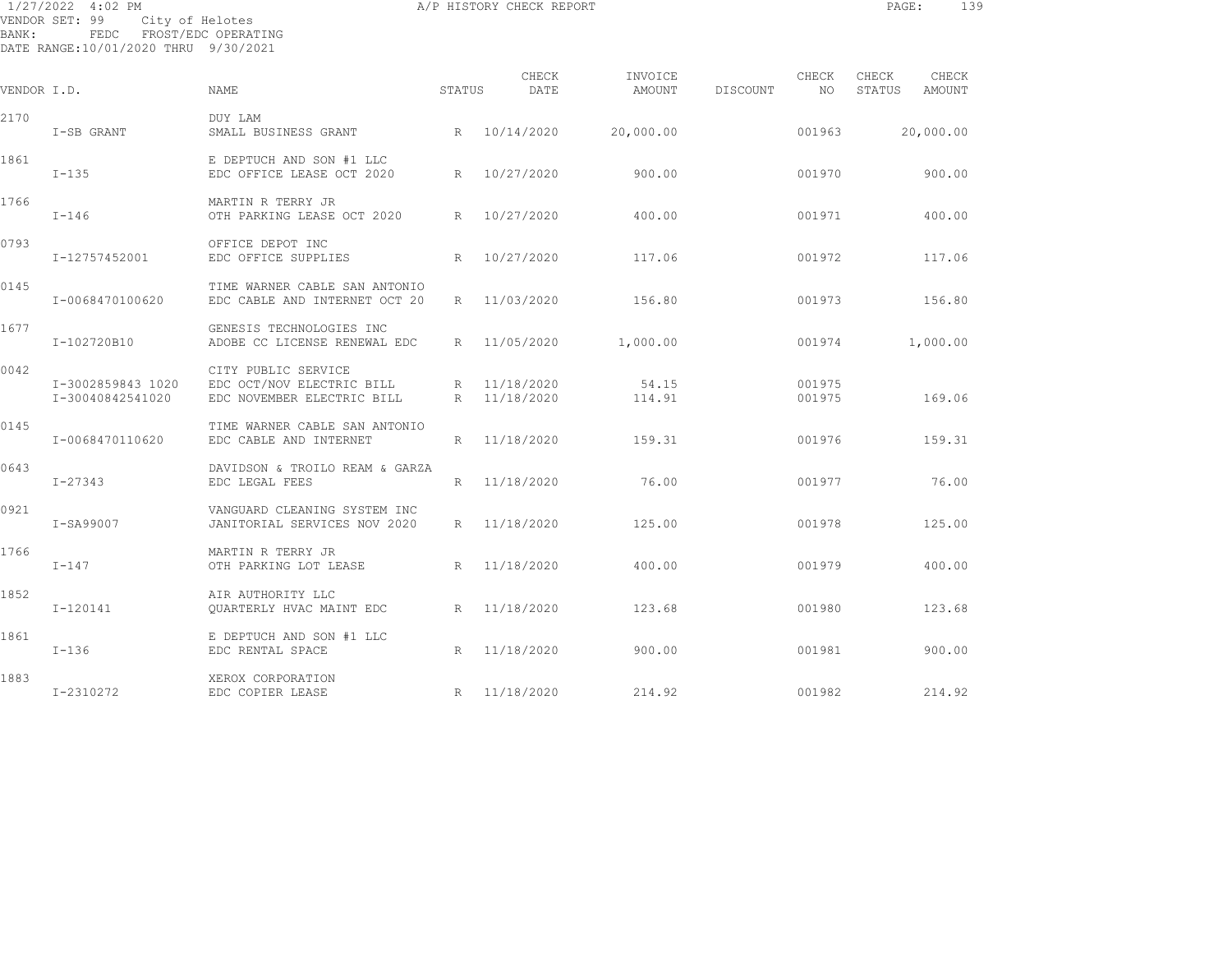1/27/2022 4:02 PM A/P HISTORY CHECK REPORT

VENDOR SET: 99 City of Helotes
BANK: FEDC FROST/EDC OPERATING
DATE RANGE:10/01/2020 THRU 9/30/2021

| VENDOR I.D. | | NAME | STATUS | CHECK DATE | INVOICE AMOUNT | DISCOUNT | CHECK NO | CHECK STATUS | CHECK AMOUNT |
|---|---|---|---|---|---|---|---|---|---|
| 2170 | | DUY LAM | | | | | | | |
| | I-SB GRANT | SMALL BUSINESS GRANT | R | 10/14/2020 | 20,000.00 | | 001963 | | 20,000.00 |
| 1861 | | E DEPTUCH AND SON #1 LLC | | | | | | | |
| | I-135 | EDC OFFICE LEASE OCT 2020 | R | 10/27/2020 | 900.00 | | 001970 | | 900.00 |
| 1766 | | MARTIN R TERRY JR | | | | | | | |
| | I-146 | OTH PARKING LEASE OCT 2020 | R | 10/27/2020 | 400.00 | | 001971 | | 400.00 |
| 0793 | | OFFICE DEPOT INC | | | | | | | |
| | I-12757452001 | EDC OFFICE SUPPLIES | R | 10/27/2020 | 117.06 | | 001972 | | 117.06 |
| 0145 | | TIME WARNER CABLE SAN ANTONIO | | | | | | | |
| | I-0068470100620 | EDC CABLE AND INTERNET OCT 20 | R | 11/03/2020 | 156.80 | | 001973 | | 156.80 |
| 1677 | | GENESIS TECHNOLOGIES INC | | | | | | | |
| | I-102720B10 | ADOBE CC LICENSE RENEWAL EDC | R | 11/05/2020 | 1,000.00 | | 001974 | | 1,000.00 |
| 0042 | | CITY PUBLIC SERVICE | | | | | | | |
| | I-3002859843 1020 | EDC OCT/NOV ELECTRIC BILL | R | 11/18/2020 | 54.15 | | 001975 | | |
| | I-30040842541020 | EDC NOVEMBER ELECTRIC BILL | R | 11/18/2020 | 114.91 | | 001975 | | 169.06 |
| 0145 | | TIME WARNER CABLE SAN ANTONIO | | | | | | | |
| | I-0068470110620 | EDC CABLE AND INTERNET | R | 11/18/2020 | 159.31 | | 001976 | | 159.31 |
| 0643 | | DAVIDSON & TROILO REAM & GARZA | | | | | | | |
| | I-27343 | EDC LEGAL FEES | R | 11/18/2020 | 76.00 | | 001977 | | 76.00 |
| 0921 | | VANGUARD CLEANING SYSTEM INC | | | | | | | |
| | I-SA99007 | JANITORIAL SERVICES NOV 2020 | R | 11/18/2020 | 125.00 | | 001978 | | 125.00 |
| 1766 | | MARTIN R TERRY JR | | | | | | | |
| | I-147 | OTH PARKING LOT LEASE | R | 11/18/2020 | 400.00 | | 001979 | | 400.00 |
| 1852 | | AIR AUTHORITY LLC | | | | | | | |
| | I-120141 | QUARTERLY HVAC MAINT EDC | R | 11/18/2020 | 123.68 | | 001980 | | 123.68 |
| 1861 | | E DEPTUCH AND SON #1 LLC | | | | | | | |
| | I-136 | EDC RENTAL SPACE | R | 11/18/2020 | 900.00 | | 001981 | | 900.00 |
| 1883 | | XEROX CORPORATION | | | | | | | |
| | I-2310272 | EDC COPIER LEASE | R | 11/18/2020 | 214.92 | | 001982 | | 214.92 |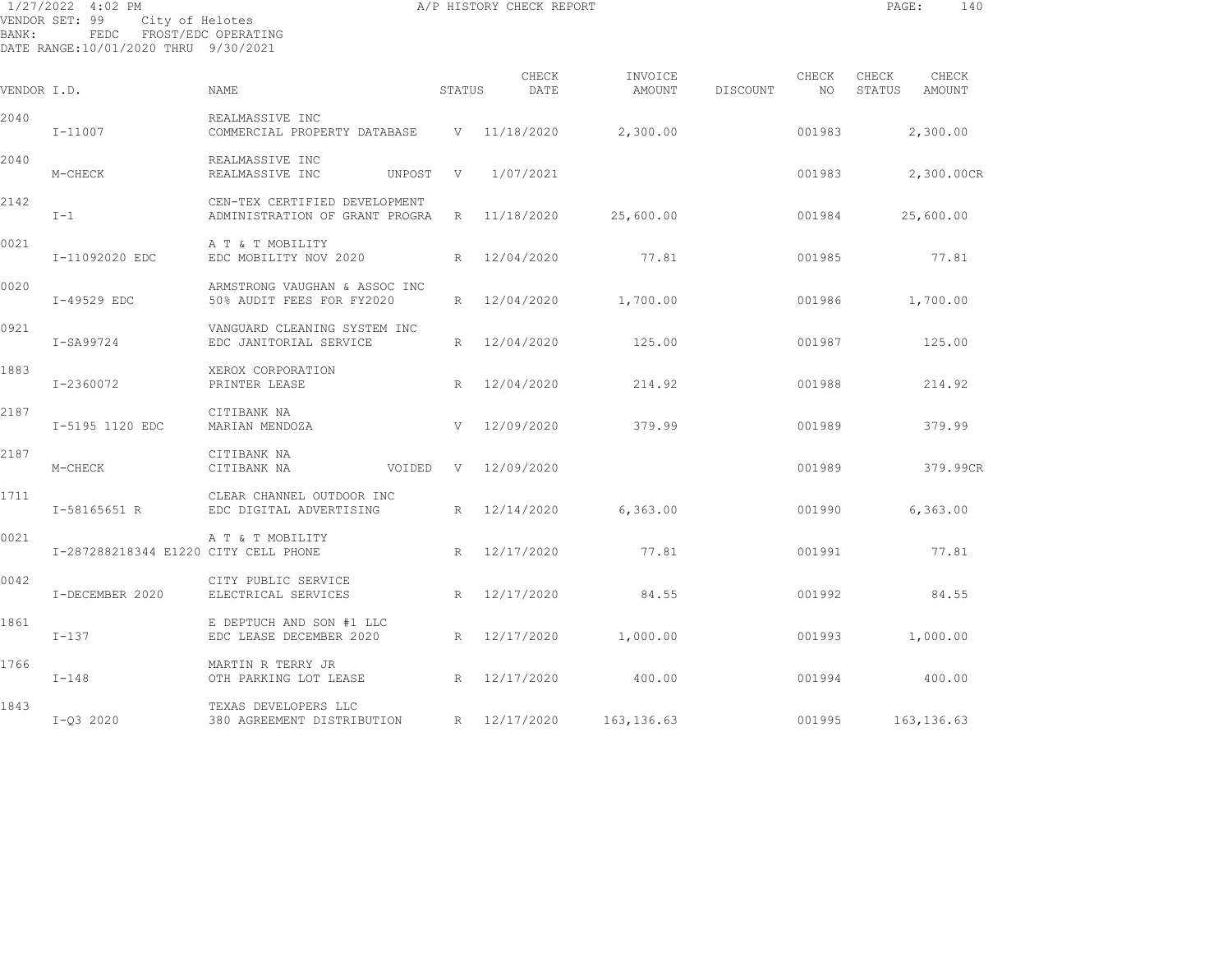1/27/2022 4:02 PM A/P HISTORY CHECK REPORT

VENDOR SET: 99 City of Helotes
BANK: FEDC FROST/EDC OPERATING
DATE RANGE:10/01/2020 THRU 9/30/2021

| VENDOR I.D. | NAME | STATUS | CHECK DATE | INVOICE AMOUNT | DISCOUNT | CHECK NO | CHECK STATUS | CHECK AMOUNT |
|---|---|---|---|---|---|---|---|---|
| 2040 | REALMASSIVE INC | | | | | | | |
| I-11007 | COMMERCIAL PROPERTY DATABASE | V | 11/18/2020 | 2,300.00 | | 001983 | | 2,300.00 |
| 2040 | REALMASSIVE INC | | | | | | | |
| M-CHECK | REALMASSIVE INC UNPOST | V | 1/07/2021 | | | 001983 | | 2,300.00CR |
| 2142 | CEN-TEX CERTIFIED DEVELOPMENT | | | | | | | |
| I-1 | ADMINISTRATION OF GRANT PROGRA | R | 11/18/2020 | 25,600.00 | | 001984 | | 25,600.00 |
| 0021 | A T & T MOBILITY | | | | | | | |
| I-11092020 EDC | EDC MOBILITY NOV 2020 | R | 12/04/2020 | 77.81 | | 001985 | | 77.81 |
| 0020 | ARMSTRONG VAUGHAN & ASSOC INC | | | | | | | |
| I-49529 EDC | 50% AUDIT FEES FOR FY2020 | R | 12/04/2020 | 1,700.00 | | 001986 | | 1,700.00 |
| 0921 | VANGUARD CLEANING SYSTEM INC | | | | | | | |
| I-SA99724 | EDC JANITORIAL SERVICE | R | 12/04/2020 | 125.00 | | 001987 | | 125.00 |
| 1883 | XEROX CORPORATION | | | | | | | |
| I-2360072 | PRINTER LEASE | R | 12/04/2020 | 214.92 | | 001988 | | 214.92 |
| 2187 | CITIBANK NA | | | | | | | |
| I-5195 1120 EDC | MARIAN MENDOZA | V | 12/09/2020 | 379.99 | | 001989 | | 379.99 |
| 2187 | CITIBANK NA | | | | | | | |
| M-CHECK | CITIBANK NA VOIDED | V | 12/09/2020 | | | 001989 | | 379.99CR |
| 1711 | CLEAR CHANNEL OUTDOOR INC | | | | | | | |
| I-58165651 R | EDC DIGITAL ADVERTISING | R | 12/14/2020 | 6,363.00 | | 001990 | | 6,363.00 |
| 0021 | A T & T MOBILITY | | | | | | | |
| I-287288218344 E1220 | CITY CELL PHONE | R | 12/17/2020 | 77.81 | | 001991 | | 77.81 |
| 0042 | CITY PUBLIC SERVICE | | | | | | | |
| I-DECEMBER 2020 | ELECTRICAL SERVICES | R | 12/17/2020 | 84.55 | | 001992 | | 84.55 |
| 1861 | E DEPTUCH AND SON #1 LLC | | | | | | | |
| I-137 | EDC LEASE DECEMBER 2020 | R | 12/17/2020 | 1,000.00 | | 001993 | | 1,000.00 |
| 1766 | MARTIN R TERRY JR | | | | | | | |
| I-148 | OTH PARKING LOT LEASE | R | 12/17/2020 | 400.00 | | 001994 | | 400.00 |
| 1843 | TEXAS DEVELOPERS LLC | | | | | | | |
| I-Q3 2020 | 380 AGREEMENT DISTRIBUTION | R | 12/17/2020 | 163,136.63 | | 001995 | | 163,136.63 |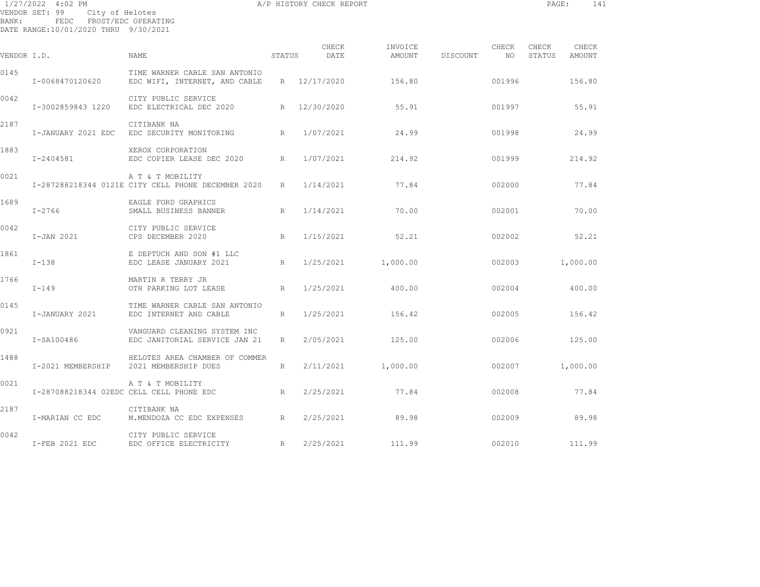1/27/2022 4:02 PM A/P HISTORY CHECK REPORT

VENDOR SET: 99 City of Helotes
BANK: FEDC FROST/EDC OPERATING
DATE RANGE:10/01/2020 THRU 9/30/2021

| VENDOR I.D. | NAME | STATUS | CHECK DATE | INVOICE AMOUNT | DISCOUNT | CHECK NO | CHECK STATUS | CHECK AMOUNT |
|---|---|---|---|---|---|---|---|---|
| 0145 | TIME WARNER CABLE SAN ANTONIO | | | | | | | |
| I-0068470120620 | EDC WIFI, INTERNET, AND CABLE | R | 12/17/2020 | 156.80 | | 001996 | | 156.80 |
| 0042 | CITY PUBLIC SERVICE | | | | | | | |
| I-3002859843 1220 | EDC ELECTRICAL DEC 2020 | R | 12/30/2020 | 55.91 | | 001997 | | 55.91 |
| 2187 | CITIBANK NA | | | | | | | |
| I-JANUARY 2021 EDC | EDC SECURITY MONITORING | R | 1/07/2021 | 24.99 | | 001998 | | 24.99 |
| 1883 | XEROX CORPORATION | | | | | | | |
| I-2404581 | EDC COPIER LEASE DEC 2020 | R | 1/07/2021 | 214.92 | | 001999 | | 214.92 |
| 0021 | A T & T MOBILITY | | | | | | | |
| I-287288218344 0121E | CITY CELL PHONE DECEMBER 2020 | R | 1/14/2021 | 77.84 | | 002000 | | 77.84 |
| 1689 | EAGLE FORD GRAPHICS | | | | | | | |
| I-2766 | SMALL BUSINESS BANNER | R | 1/14/2021 | 70.00 | | 002001 | | 70.00 |
| 0042 | CITY PUBLIC SERVICE | | | | | | | |
| I-JAN 2021 | CPS DECEMBER 2020 | R | 1/15/2021 | 52.21 | | 002002 | | 52.21 |
| 1861 | E DEPTUCH AND SON #1 LLC | | | | | | | |
| I-138 | EDC LEASE JANUARY 2021 | R | 1/25/2021 | 1,000.00 | | 002003 | | 1,000.00 |
| 1766 | MARTIN R TERRY JR | | | | | | | |
| I-149 | OTH PARKING LOT LEASE | R | 1/25/2021 | 400.00 | | 002004 | | 400.00 |
| 0145 | TIME WARNER CABLE SAN ANTONIO | | | | | | | |
| I-JANUARY 2021 | EDC INTERNET AND CABLE | R | 1/25/2021 | 156.42 | | 002005 | | 156.42 |
| 0921 | VANGUARD CLEANING SYSTEM INC | | | | | | | |
| I-SA100486 | EDC JANITORIAL SERVICE JAN 21 | R | 2/05/2021 | 125.00 | | 002006 | | 125.00 |
| 1488 | HELOTES AREA CHAMBER OF COMMER | | | | | | | |
| I-2021 MEMBERSHIP | 2021 MEMBERSHIP DUES | R | 2/11/2021 | 1,000.00 | | 002007 | | 1,000.00 |
| 0021 | A T & T MOBILITY | | | | | | | |
| I-287088218344 02EDC | CELL CELL PHONE EDC | R | 2/25/2021 | 77.84 | | 002008 | | 77.84 |
| 2187 | CITIBANK NA | | | | | | | |
| I-MARIAN CC EDC | M.MENDOZA CC EDC EXPENSES | R | 2/25/2021 | 89.98 | | 002009 | | 89.98 |
| 0042 | CITY PUBLIC SERVICE | | | | | | | |
| I-FEB 2021 EDC | EDC OFFICE ELECTRICITY | R | 2/25/2021 | 111.99 | | 002010 | | 111.99 |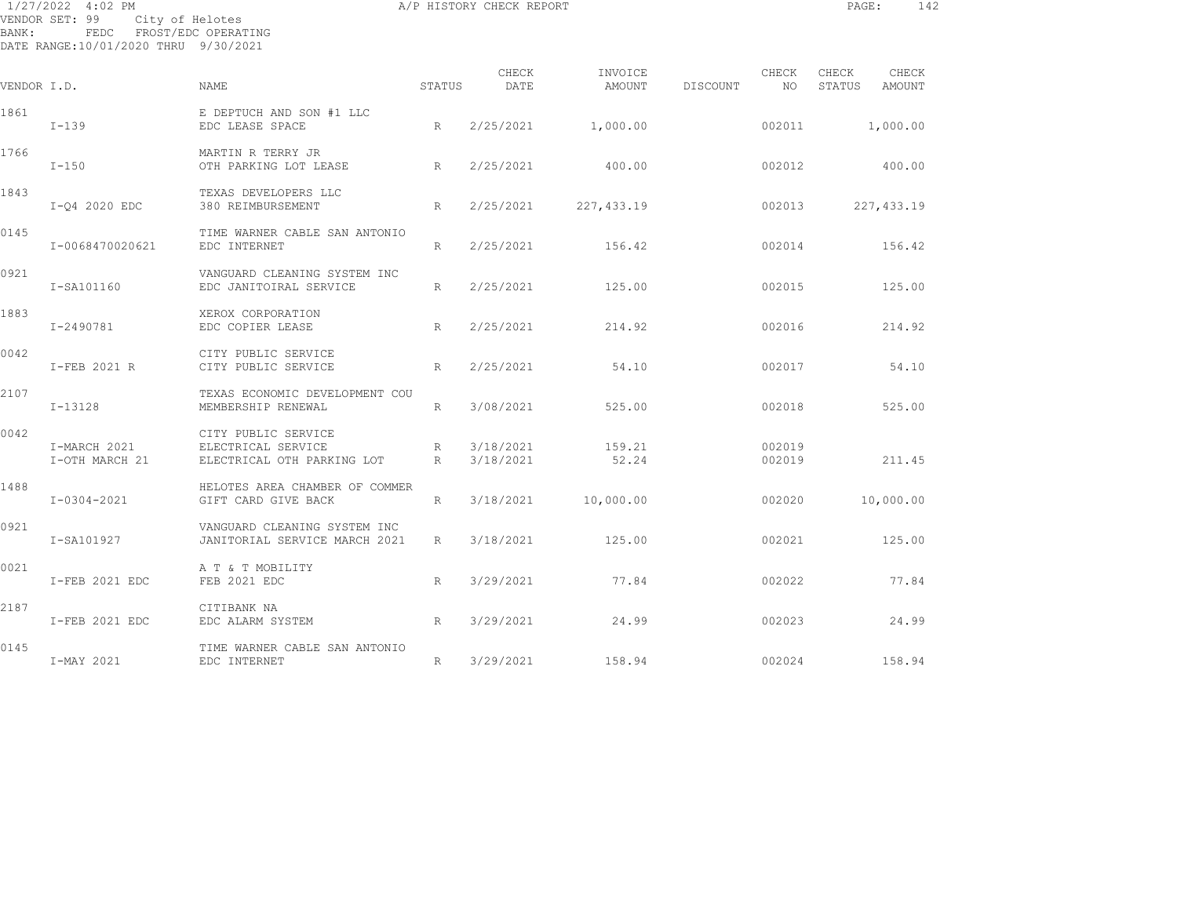1/27/2022 4:02 PM A/P HISTORY CHECK REPORT

VENDOR SET: 99 City of Helotes
BANK: FEDC FROST/EDC OPERATING
DATE RANGE:10/01/2020 THRU 9/30/2021

| VENDOR I.D. | | NAME | STATUS | CHECK DATE | INVOICE AMOUNT | DISCOUNT | CHECK NO | CHECK STATUS | CHECK AMOUNT |
|---|---|---|---|---|---|---|---|---|---|
| 1861 | | E DEPTUCH AND SON #1 LLC | | | | | | | |
| | I-139 | EDC LEASE SPACE | R | 2/25/2021 | 1,000.00 | | 002011 | | 1,000.00 |
| 1766 | | MARTIN R TERRY JR | | | | | | | |
| | I-150 | OTH PARKING LOT LEASE | R | 2/25/2021 | 400.00 | | 002012 | | 400.00 |
| 1843 | | TEXAS DEVELOPERS LLC | | | | | | | |
| | I-Q4 2020 EDC | 380 REIMBURSEMENT | R | 2/25/2021 | 227,433.19 | | 002013 | | 227,433.19 |
| 0145 | | TIME WARNER CABLE SAN ANTONIO | | | | | | | |
| | I-0068470020621 | EDC INTERNET | R | 2/25/2021 | 156.42 | | 002014 | | 156.42 |
| 0921 | | VANGUARD CLEANING SYSTEM INC | | | | | | | |
| | I-SA101160 | EDC JANITOIRAL SERVICE | R | 2/25/2021 | 125.00 | | 002015 | | 125.00 |
| 1883 | | XEROX CORPORATION | | | | | | | |
| | I-2490781 | EDC COPIER LEASE | R | 2/25/2021 | 214.92 | | 002016 | | 214.92 |
| 0042 | | CITY PUBLIC SERVICE | | | | | | | |
| | I-FEB 2021 R | CITY PUBLIC SERVICE | R | 2/25/2021 | 54.10 | | 002017 | | 54.10 |
| 2107 | | TEXAS ECONOMIC DEVELOPMENT COU | | | | | | | |
| | I-13128 | MEMBERSHIP RENEWAL | R | 3/08/2021 | 525.00 | | 002018 | | 525.00 |
| 0042 | | CITY PUBLIC SERVICE | | | | | | | |
| | I-MARCH 2021 | ELECTRICAL SERVICE | R | 3/18/2021 | 159.21 | | 002019 | | |
| | I-OTH MARCH 21 | ELECTRICAL OTH PARKING LOT | R | 3/18/2021 | 52.24 | | 002019 | | 211.45 |
| 1488 | | HELOTES AREA CHAMBER OF COMMER | | | | | | | |
| | I-0304-2021 | GIFT CARD GIVE BACK | R | 3/18/2021 | 10,000.00 | | 002020 | | 10,000.00 |
| 0921 | | VANGUARD CLEANING SYSTEM INC | | | | | | | |
| | I-SA101927 | JANITORIAL SERVICE MARCH 2021 | R | 3/18/2021 | 125.00 | | 002021 | | 125.00 |
| 0021 | | A T & T MOBILITY | | | | | | | |
| | I-FEB 2021 EDC | FEB 2021 EDC | R | 3/29/2021 | 77.84 | | 002022 | | 77.84 |
| 2187 | | CITIBANK NA | | | | | | | |
| | I-FEB 2021 EDC | EDC ALARM SYSTEM | R | 3/29/2021 | 24.99 | | 002023 | | 24.99 |
| 0145 | | TIME WARNER CABLE SAN ANTONIO | | | | | | | |
| | I-MAY 2021 | EDC INTERNET | R | 3/29/2021 | 158.94 | | 002024 | | 158.94 |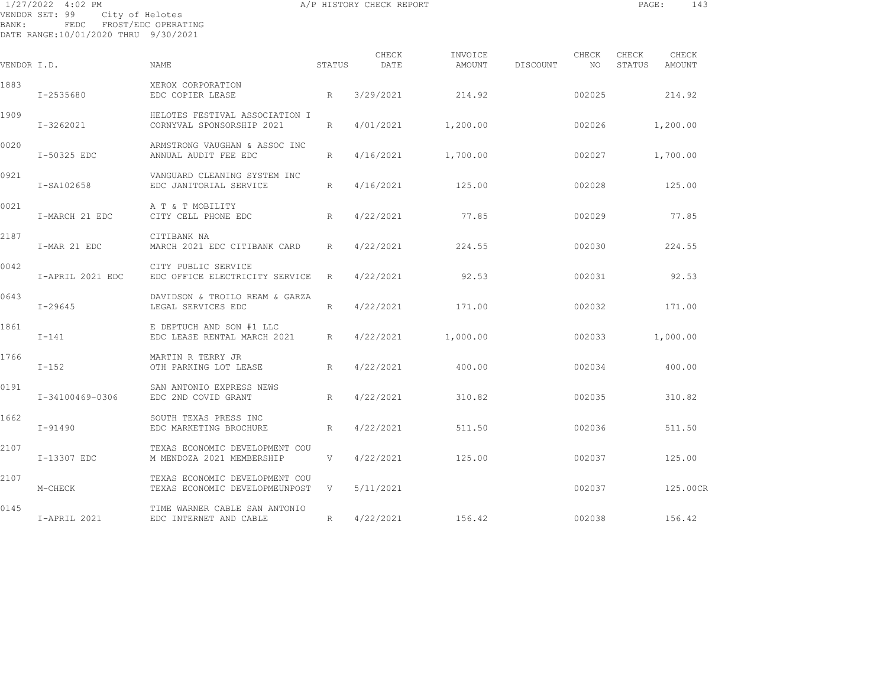1/27/2022 4:02 PM A/P HISTORY CHECK REPORT

VENDOR SET: 99 City of Helotes
BANK: FEDC FROST/EDC OPERATING
DATE RANGE:10/01/2020 THRU 9/30/2021

| VENDOR I.D. | | NAME | STATUS | CHECK DATE | INVOICE AMOUNT | DISCOUNT | CHECK NO | CHECK STATUS | CHECK AMOUNT |
|---|---|---|---|---|---|---|---|---|---|
| 1883 | | XEROX CORPORATION | | | | | | | |
| | I-2535680 | EDC COPIER LEASE | R | 3/29/2021 | 214.92 | | 002025 | | 214.92 |
| 1909 | | HELOTES FESTIVAL ASSOCIATION I | | | | | | | |
| | I-3262021 | CORNYVAL SPONSORSHIP 2021 | R | 4/01/2021 | 1,200.00 | | 002026 | | 1,200.00 |
| 0020 | | ARMSTRONG VAUGHAN & ASSOC INC | | | | | | | |
| | I-50325 EDC | ANNUAL AUDIT FEE EDC | R | 4/16/2021 | 1,700.00 | | 002027 | | 1,700.00 |
| 0921 | | VANGUARD CLEANING SYSTEM INC | | | | | | | |
| | I-SA102658 | EDC JANITORIAL SERVICE | R | 4/16/2021 | 125.00 | | 002028 | | 125.00 |
| 0021 | | A T & T MOBILITY | | | | | | | |
| | I-MARCH 21 EDC | CITY CELL PHONE EDC | R | 4/22/2021 | 77.85 | | 002029 | | 77.85 |
| 2187 | | CITIBANK NA | | | | | | | |
| | I-MAR 21 EDC | MARCH 2021 EDC CITIBANK CARD | R | 4/22/2021 | 224.55 | | 002030 | | 224.55 |
| 0042 | | CITY PUBLIC SERVICE | | | | | | | |
| | I-APRIL 2021 EDC | EDC OFFICE ELECTRICITY SERVICE | R | 4/22/2021 | 92.53 | | 002031 | | 92.53 |
| 0643 | | DAVIDSON & TROILO REAM & GARZA | | | | | | | |
| | I-29645 | LEGAL SERVICES EDC | R | 4/22/2021 | 171.00 | | 002032 | | 171.00 |
| 1861 | | E DEPTUCH AND SON #1 LLC | | | | | | | |
| | I-141 | EDC LEASE RENTAL MARCH 2021 | R | 4/22/2021 | 1,000.00 | | 002033 | | 1,000.00 |
| 1766 | | MARTIN R TERRY JR | | | | | | | |
| | I-152 | OTH PARKING LOT LEASE | R | 4/22/2021 | 400.00 | | 002034 | | 400.00 |
| 0191 | | SAN ANTONIO EXPRESS NEWS | | | | | | | |
| | I-34100469-0306 | EDC 2ND COVID GRANT | R | 4/22/2021 | 310.82 | | 002035 | | 310.82 |
| 1662 | | SOUTH TEXAS PRESS INC | | | | | | | |
| | I-91490 | EDC MARKETING BROCHURE | R | 4/22/2021 | 511.50 | | 002036 | | 511.50 |
| 2107 | | TEXAS ECONOMIC DEVELOPMENT COU | | | | | | | |
| | I-13307 EDC | M MENDOZA 2021 MEMBERSHIP | V | 4/22/2021 | 125.00 | | 002037 | | 125.00 |
| 2107 | | TEXAS ECONOMIC DEVELOPMENT COU | | | | | | | |
| | M-CHECK | TEXAS ECONOMIC DEVELOPMEUNPOST | V | 5/11/2021 | | | 002037 | | 125.00CR |
| 0145 | | TIME WARNER CABLE SAN ANTONIO | | | | | | | |
| | I-APRIL 2021 | EDC INTERNET AND CABLE | R | 4/22/2021 | 156.42 | | 002038 | | 156.42 |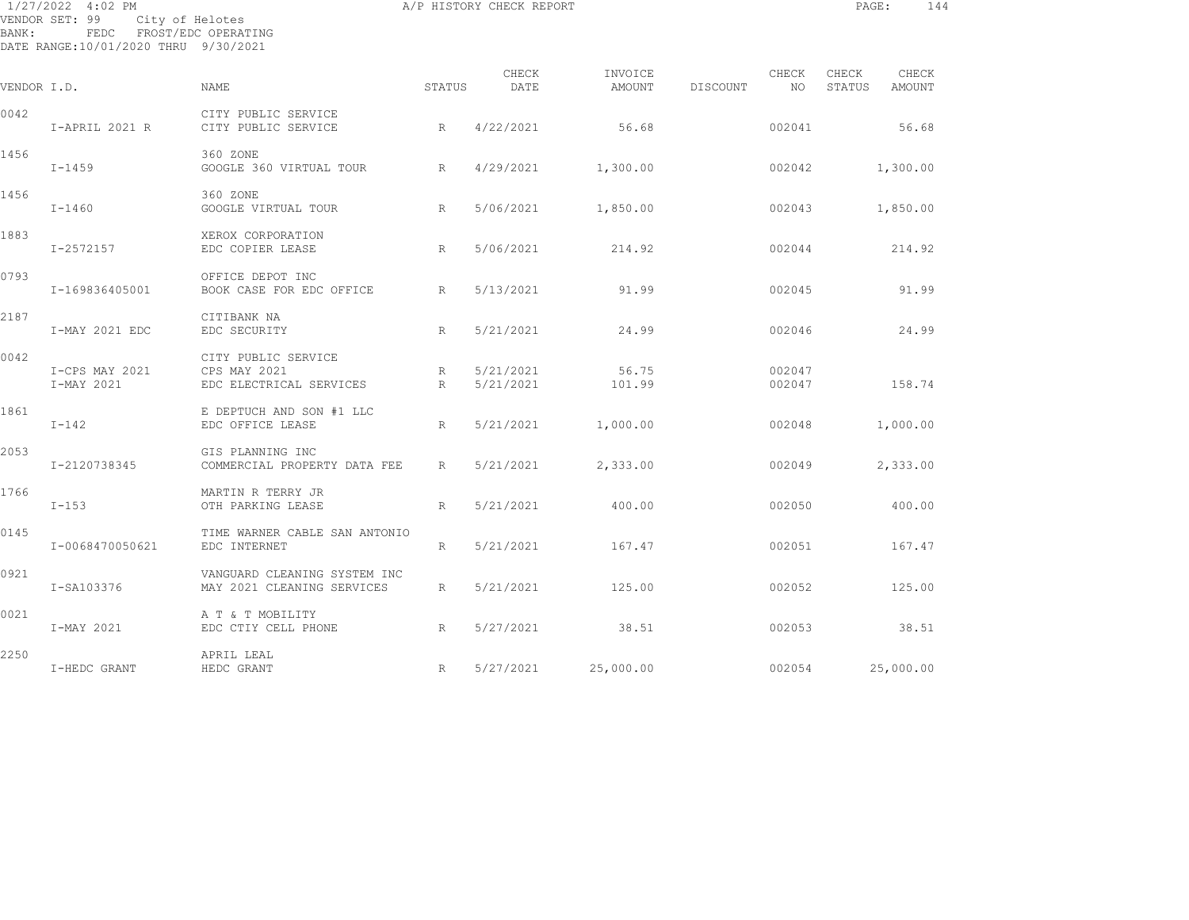1/27/2022 4:02 PM A/P HISTORY CHECK REPORT

VENDOR SET: 99 City of Helotes
BANK: FEDC FROST/EDC OPERATING
DATE RANGE:10/01/2020 THRU 9/30/2021

| VENDOR I.D. | | NAME | STATUS | CHECK DATE | INVOICE AMOUNT | DISCOUNT | CHECK NO | CHECK STATUS | CHECK AMOUNT |
|---|---|---|---|---|---|---|---|---|---|
| 0042 | | CITY PUBLIC SERVICE | | | | | | | |
| | I-APRIL 2021 R | CITY PUBLIC SERVICE | R | 4/22/2021 | 56.68 | | 002041 | | 56.68 |
| 1456 | | 360 ZONE | | | | | | | |
| | I-1459 | GOOGLE 360 VIRTUAL TOUR | R | 4/29/2021 | 1,300.00 | | 002042 | | 1,300.00 |
| 1456 | | 360 ZONE | | | | | | | |
| | I-1460 | GOOGLE VIRTUAL TOUR | R | 5/06/2021 | 1,850.00 | | 002043 | | 1,850.00 |
| 1883 | | XEROX CORPORATION | | | | | | | |
| | I-2572157 | EDC COPIER LEASE | R | 5/06/2021 | 214.92 | | 002044 | | 214.92 |
| 0793 | | OFFICE DEPOT INC | | | | | | | |
| | I-169836405001 | BOOK CASE FOR EDC OFFICE | R | 5/13/2021 | 91.99 | | 002045 | | 91.99 |
| 2187 | | CITIBANK NA | | | | | | | |
| | I-MAY 2021 EDC | EDC SECURITY | R | 5/21/2021 | 24.99 | | 002046 | | 24.99 |
| 0042 | | CITY PUBLIC SERVICE | | | | | | | |
| | I-CPS MAY 2021 | CPS MAY 2021 | R | 5/21/2021 | 56.75 | | 002047 | | |
| | I-MAY 2021 | EDC ELECTRICAL SERVICES | R | 5/21/2021 | 101.99 | | 002047 | | 158.74 |
| 1861 | | E DEPTUCH AND SON #1 LLC | | | | | | | |
| | I-142 | EDC OFFICE LEASE | R | 5/21/2021 | 1,000.00 | | 002048 | | 1,000.00 |
| 2053 | | GIS PLANNING INC | | | | | | | |
| | I-2120738345 | COMMERCIAL PROPERTY DATA FEE | R | 5/21/2021 | 2,333.00 | | 002049 | | 2,333.00 |
| 1766 | | MARTIN R TERRY JR | | | | | | | |
| | I-153 | OTH PARKING LEASE | R | 5/21/2021 | 400.00 | | 002050 | | 400.00 |
| 0145 | | TIME WARNER CABLE SAN ANTONIO | | | | | | | |
| | I-0068470050621 | EDC INTERNET | R | 5/21/2021 | 167.47 | | 002051 | | 167.47 |
| 0921 | | VANGUARD CLEANING SYSTEM INC | | | | | | | |
| | I-SA103376 | MAY 2021 CLEANING SERVICES | R | 5/21/2021 | 125.00 | | 002052 | | 125.00 |
| 0021 | | A T & T MOBILITY | | | | | | | |
| | I-MAY 2021 | EDC CTIY CELL PHONE | R | 5/27/2021 | 38.51 | | 002053 | | 38.51 |
| 2250 | | APRIL LEAL | | | | | | | |
| | I-HEDC GRANT | HEDC GRANT | R | 5/27/2021 | 25,000.00 | | 002054 | | 25,000.00 |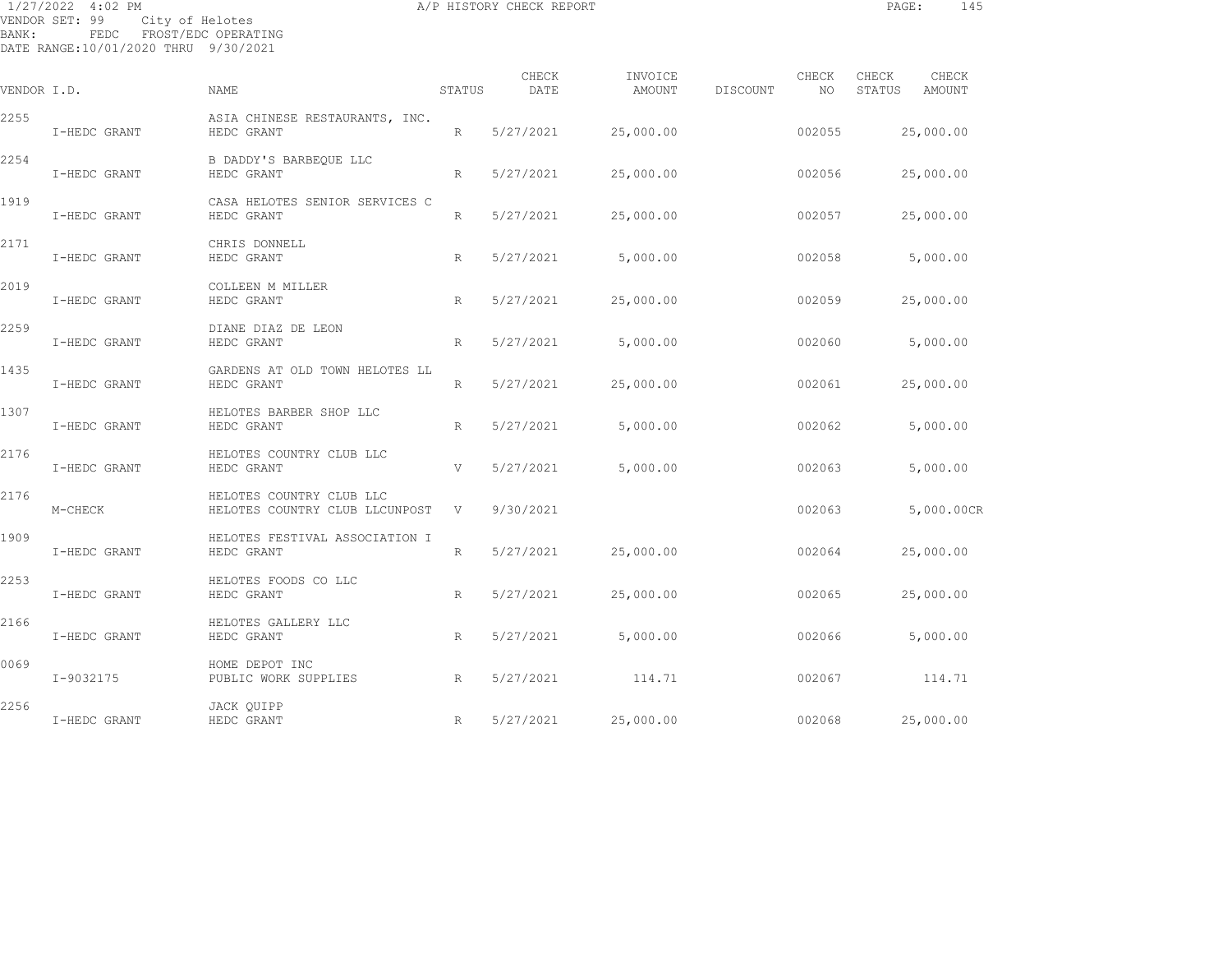1/27/2022 4:02 PM A/P HISTORY CHECK REPORT

VENDOR SET: 99 City of Helotes
BANK: FEDC FROST/EDC OPERATING
DATE RANGE:10/01/2020 THRU 9/30/2021

| VENDOR I.D. | NAME | STATUS | CHECK DATE | INVOICE AMOUNT | DISCOUNT | CHECK NO | CHECK STATUS | CHECK AMOUNT |
|---|---|---|---|---|---|---|---|---|
| 2255 | ASIA CHINESE RESTAURANTS, INC. | | | | | | | |
| I-HEDC GRANT | HEDC GRANT | R | 5/27/2021 | 25,000.00 | | 002055 | | 25,000.00 |
| 2254 | B DADDY'S BARBEQUE LLC | | | | | | | |
| I-HEDC GRANT | HEDC GRANT | R | 5/27/2021 | 25,000.00 | | 002056 | | 25,000.00 |
| 1919 | CASA HELOTES SENIOR SERVICES C | | | | | | | |
| I-HEDC GRANT | HEDC GRANT | R | 5/27/2021 | 25,000.00 | | 002057 | | 25,000.00 |
| 2171 | CHRIS DONNELL | | | | | | | |
| I-HEDC GRANT | HEDC GRANT | R | 5/27/2021 | 5,000.00 | | 002058 | | 5,000.00 |
| 2019 | COLLEEN M MILLER | | | | | | | |
| I-HEDC GRANT | HEDC GRANT | R | 5/27/2021 | 25,000.00 | | 002059 | | 25,000.00 |
| 2259 | DIANE DIAZ DE LEON | | | | | | | |
| I-HEDC GRANT | HEDC GRANT | R | 5/27/2021 | 5,000.00 | | 002060 | | 5,000.00 |
| 1435 | GARDENS AT OLD TOWN HELOTES LL | | | | | | | |
| I-HEDC GRANT | HEDC GRANT | R | 5/27/2021 | 25,000.00 | | 002061 | | 25,000.00 |
| 1307 | HELOTES BARBER SHOP LLC | | | | | | | |
| I-HEDC GRANT | HEDC GRANT | R | 5/27/2021 | 5,000.00 | | 002062 | | 5,000.00 |
| 2176 | HELOTES COUNTRY CLUB LLC | | | | | | | |
| I-HEDC GRANT | HEDC GRANT | V | 5/27/2021 | 5,000.00 | | 002063 | | 5,000.00 |
| 2176 | HELOTES COUNTRY CLUB LLC | | | | | | | |
| M-CHECK | HELOTES COUNTRY CLUB LLCUNPOST | V | 9/30/2021 | | | 002063 | | 5,000.00CR |
| 1909 | HELOTES FESTIVAL ASSOCIATION I | | | | | | | |
| I-HEDC GRANT | HEDC GRANT | R | 5/27/2021 | 25,000.00 | | 002064 | | 25,000.00 |
| 2253 | HELOTES FOODS CO LLC | | | | | | | |
| I-HEDC GRANT | HEDC GRANT | R | 5/27/2021 | 25,000.00 | | 002065 | | 25,000.00 |
| 2166 | HELOTES GALLERY LLC | | | | | | | |
| I-HEDC GRANT | HEDC GRANT | R | 5/27/2021 | 5,000.00 | | 002066 | | 5,000.00 |
| 0069 | HOME DEPOT INC | | | | | | | |
| I-9032175 | PUBLIC WORK SUPPLIES | R | 5/27/2021 | 114.71 | | 002067 | | 114.71 |
| 2256 | JACK QUIPP | | | | | | | |
| I-HEDC GRANT | HEDC GRANT | R | 5/27/2021 | 25,000.00 | | 002068 | | 25,000.00 |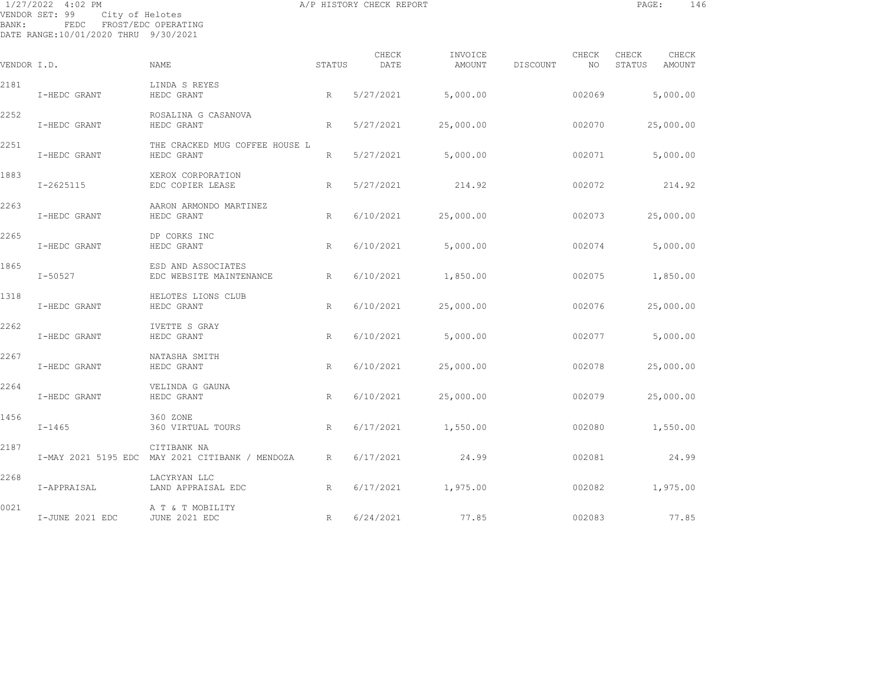A/P HISTORY CHECK REPORT

VENDOR SET: 99 City of Helotes
BANK: FEDC FROST/EDC OPERATING
DATE RANGE:10/01/2020 THRU 9/30/2021

| VENDOR I.D. | | NAME | STATUS | CHECK DATE | INVOICE AMOUNT | DISCOUNT | CHECK NO | CHECK STATUS | CHECK AMOUNT |
|---|---|---|---|---|---|---|---|---|---|
| 2181 | | LINDA S REYES | | | | | | | |
| | I-HEDC GRANT | HEDC GRANT | R | 5/27/2021 | 5,000.00 | | 002069 | | 5,000.00 |
| 2252 | | ROSALINA G CASANOVA | | | | | | | |
| | I-HEDC GRANT | HEDC GRANT | R | 5/27/2021 | 25,000.00 | | 002070 | | 25,000.00 |
| 2251 | | THE CRACKED MUG COFFEE HOUSE L | | | | | | | |
| | I-HEDC GRANT | HEDC GRANT | R | 5/27/2021 | 5,000.00 | | 002071 | | 5,000.00 |
| 1883 | | XEROX CORPORATION | | | | | | | |
| | I-2625115 | EDC COPIER LEASE | R | 5/27/2021 | 214.92 | | 002072 | | 214.92 |
| 2263 | | AARON ARMONDO MARTINEZ | | | | | | | |
| | I-HEDC GRANT | HEDC GRANT | R | 6/10/2021 | 25,000.00 | | 002073 | | 25,000.00 |
| 2265 | | DP CORKS INC | | | | | | | |
| | I-HEDC GRANT | HEDC GRANT | R | 6/10/2021 | 5,000.00 | | 002074 | | 5,000.00 |
| 1865 | | ESD AND ASSOCIATES | | | | | | | |
| | I-50527 | EDC WEBSITE MAINTENANCE | R | 6/10/2021 | 1,850.00 | | 002075 | | 1,850.00 |
| 1318 | | HELOTES LIONS CLUB | | | | | | | |
| | I-HEDC GRANT | HEDC GRANT | R | 6/10/2021 | 25,000.00 | | 002076 | | 25,000.00 |
| 2262 | | IVETTE S GRAY | | | | | | | |
| | I-HEDC GRANT | HEDC GRANT | R | 6/10/2021 | 5,000.00 | | 002077 | | 5,000.00 |
| 2267 | | NATASHA SMITH | | | | | | | |
| | I-HEDC GRANT | HEDC GRANT | R | 6/10/2021 | 25,000.00 | | 002078 | | 25,000.00 |
| 2264 | | VELINDA G GAUNA | | | | | | | |
| | I-HEDC GRANT | HEDC GRANT | R | 6/10/2021 | 25,000.00 | | 002079 | | 25,000.00 |
| 1456 | | 360 ZONE | | | | | | | |
| | I-1465 | 360 VIRTUAL TOURS | R | 6/17/2021 | 1,550.00 | | 002080 | | 1,550.00 |
| 2187 | | CITIBANK NA | | | | | | | |
| | I-MAY 2021 5195 EDC | MAY 2021 CITIBANK / MENDOZA | R | 6/17/2021 | 24.99 | | 002081 | | 24.99 |
| 2268 | | LACYRYAN LLC | | | | | | | |
| | I-APPRAISAL | LAND APPRAISAL EDC | R | 6/17/2021 | 1,975.00 | | 002082 | | 1,975.00 |
| 0021 | | A T & T MOBILITY | | | | | | | |
| | I-JUNE 2021 EDC | JUNE 2021 EDC | R | 6/24/2021 | 77.85 | | 002083 | | 77.85 |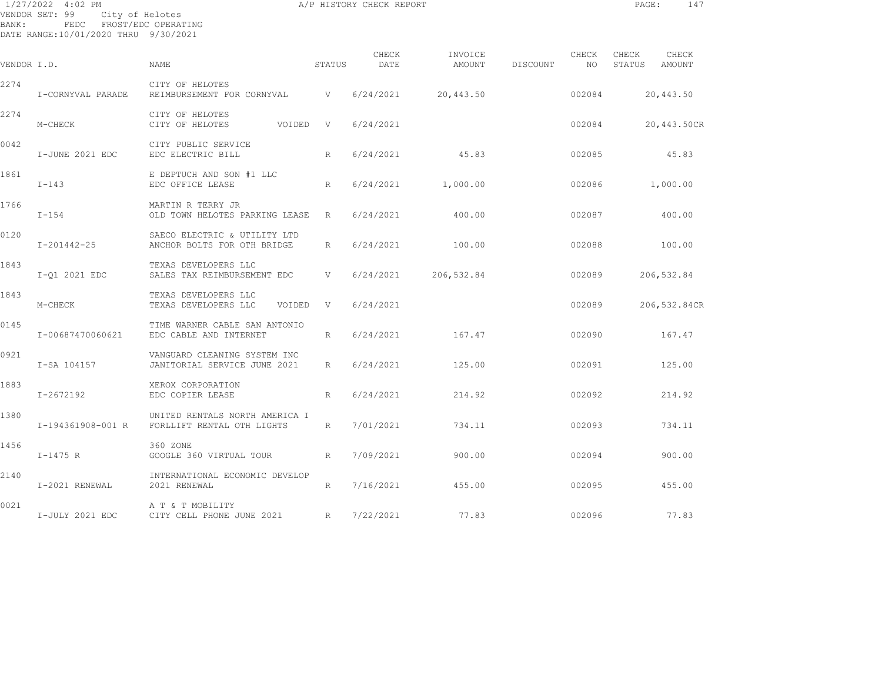1/27/2022 4:02 PM A/P HISTORY CHECK REPORT

VENDOR SET: 99 City of Helotes
BANK: FEDC FROST/EDC OPERATING
DATE RANGE:10/01/2020 THRU 9/30/2021

| VENDOR I.D. | | NAME | STATUS | CHECK DATE | INVOICE AMOUNT | DISCOUNT | CHECK NO | CHECK STATUS | CHECK AMOUNT |
|---|---|---|---|---|---|---|---|---|---|
| 2274 | | CITY OF HELOTES | | | | | | | |
| | I-CORNYVAL PARADE | REIMBURSEMENT FOR CORNYVAL | V | 6/24/2021 | 20,443.50 | | 002084 | | 20,443.50 |
| 2274 | | CITY OF HELOTES | | | | | | | |
| | M-CHECK | CITY OF HELOTES VOIDED | V | 6/24/2021 | | | 002084 | | 20,443.50CR |
| 0042 | | CITY PUBLIC SERVICE | | | | | | | |
| | I-JUNE 2021 EDC | EDC ELECTRIC BILL | R | 6/24/2021 | 45.83 | | 002085 | | 45.83 |
| 1861 | | E DEPTUCH AND SON #1 LLC | | | | | | | |
| | I-143 | EDC OFFICE LEASE | R | 6/24/2021 | 1,000.00 | | 002086 | | 1,000.00 |
| 1766 | | MARTIN R TERRY JR | | | | | | | |
| | I-154 | OLD TOWN HELOTES PARKING LEASE | R | 6/24/2021 | 400.00 | | 002087 | | 400.00 |
| 0120 | | SAECO ELECTRIC & UTILITY LTD | | | | | | | |
| | I-201442-25 | ANCHOR BOLTS FOR OTH BRIDGE | R | 6/24/2021 | 100.00 | | 002088 | | 100.00 |
| 1843 | | TEXAS DEVELOPERS LLC | | | | | | | |
| | I-Q1 2021 EDC | SALES TAX REIMBURSEMENT EDC | V | 6/24/2021 | 206,532.84 | | 002089 | | 206,532.84 |
| 1843 | | TEXAS DEVELOPERS LLC | | | | | | | |
| | M-CHECK | TEXAS DEVELOPERS LLC VOIDED | V | 6/24/2021 | | | 002089 | | 206,532.84CR |
| 0145 | | TIME WARNER CABLE SAN ANTONIO | | | | | | | |
| | I-00687470060621 | EDC CABLE AND INTERNET | R | 6/24/2021 | 167.47 | | 002090 | | 167.47 |
| 0921 | | VANGUARD CLEANING SYSTEM INC | | | | | | | |
| | I-SA 104157 | JANITORIAL SERVICE JUNE 2021 | R | 6/24/2021 | 125.00 | | 002091 | | 125.00 |
| 1883 | | XEROX CORPORATION | | | | | | | |
| | I-2672192 | EDC COPIER LEASE | R | 6/24/2021 | 214.92 | | 002092 | | 214.92 |
| 1380 | | UNITED RENTALS NORTH AMERICA I | | | | | | | |
| | I-194361908-001 R | FORLLIFT RENTAL OTH LIGHTS | R | 7/01/2021 | 734.11 | | 002093 | | 734.11 |
| 1456 | | 360 ZONE | | | | | | | |
| | I-1475 R | GOOGLE 360 VIRTUAL TOUR | R | 7/09/2021 | 900.00 | | 002094 | | 900.00 |
| 2140 | | INTERNATIONAL ECONOMIC DEVELOP | | | | | | | |
| | I-2021 RENEWAL | 2021 RENEWAL | R | 7/16/2021 | 455.00 | | 002095 | | 455.00 |
| 0021 | | A T & T MOBILITY | | | | | | | |
| | I-JULY 2021 EDC | CITY CELL PHONE JUNE 2021 | R | 7/22/2021 | 77.83 | | 002096 | | 77.83 |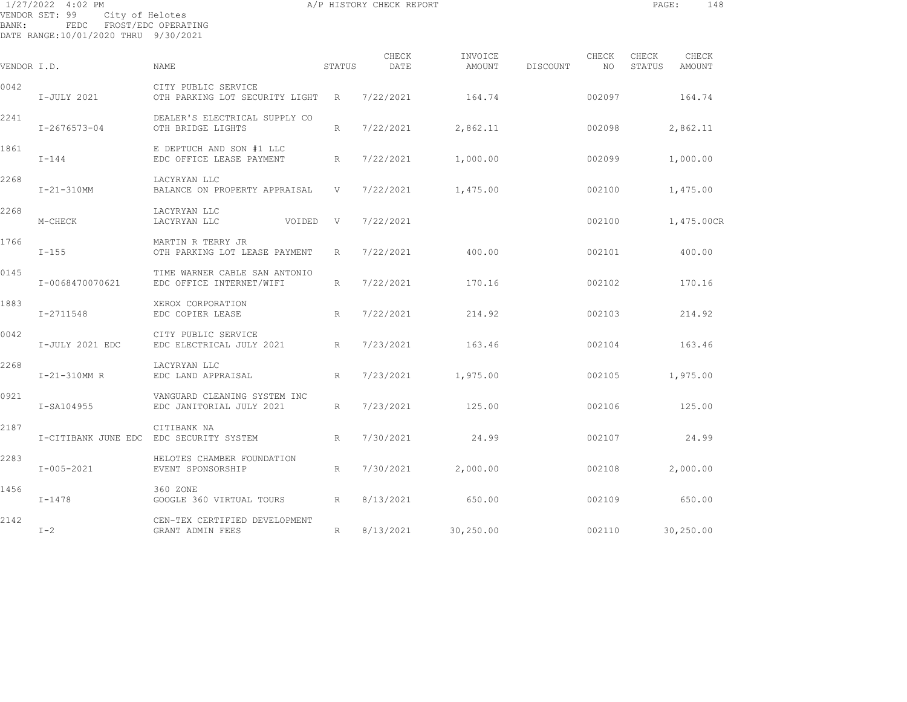1/27/2022 4:02 PM A/P HISTORY CHECK REPORT

VENDOR SET: 99 City of Helotes
BANK: FEDC FROST/EDC OPERATING
DATE RANGE:10/01/2020 THRU 9/30/2021

| VENDOR I.D. | NAME | STATUS | CHECK DATE | INVOICE AMOUNT | DISCOUNT | CHECK NO | CHECK STATUS | CHECK AMOUNT |
|---|---|---|---|---|---|---|---|---|
| 0042 | CITY PUBLIC SERVICE | | | | | | | |
| I-JULY 2021 | OTH PARKING LOT SECURITY LIGHT | R | 7/22/2021 | 164.74 | | 002097 | | 164.74 |
| 2241 | DEALER'S ELECTRICAL SUPPLY CO | | | | | | | |
| I-2676573-04 | OTH BRIDGE LIGHTS | R | 7/22/2021 | 2,862.11 | | 002098 | | 2,862.11 |
| 1861 | E DEPTUCH AND SON #1 LLC | | | | | | | |
| I-144 | EDC OFFICE LEASE PAYMENT | R | 7/22/2021 | 1,000.00 | | 002099 | | 1,000.00 |
| 2268 | LACYRYAN LLC | | | | | | | |
| I-21-310MM | BALANCE ON PROPERTY APPRAISAL | V | 7/22/2021 | 1,475.00 | | 002100 | | 1,475.00 |
| 2268 | LACYRYAN LLC | | | | | | | |
| M-CHECK | LACYRYAN LLC VOIDED | V | 7/22/2021 | | | 002100 | | 1,475.00CR |
| 1766 | MARTIN R TERRY JR | | | | | | | |
| I-155 | OTH PARKING LOT LEASE PAYMENT | R | 7/22/2021 | 400.00 | | 002101 | | 400.00 |
| 0145 | TIME WARNER CABLE SAN ANTONIO | | | | | | | |
| I-0068470070621 | EDC OFFICE INTERNET/WIFI | R | 7/22/2021 | 170.16 | | 002102 | | 170.16 |
| 1883 | XEROX CORPORATION | | | | | | | |
| I-2711548 | EDC COPIER LEASE | R | 7/22/2021 | 214.92 | | 002103 | | 214.92 |
| 0042 | CITY PUBLIC SERVICE | | | | | | | |
| I-JULY 2021 EDC | EDC ELECTRICAL JULY 2021 | R | 7/23/2021 | 163.46 | | 002104 | | 163.46 |
| 2268 | LACYRYAN LLC | | | | | | | |
| I-21-310MM R | EDC LAND APPRAISAL | R | 7/23/2021 | 1,975.00 | | 002105 | | 1,975.00 |
| 0921 | VANGUARD CLEANING SYSTEM INC | | | | | | | |
| I-SA104955 | EDC JANITORIAL JULY 2021 | R | 7/23/2021 | 125.00 | | 002106 | | 125.00 |
| 2187 | CITIBANK NA | | | | | | | |
| I-CITIBANK JUNE EDC | EDC SECURITY SYSTEM | R | 7/30/2021 | 24.99 | | 002107 | | 24.99 |
| 2283 | HELOTES CHAMBER FOUNDATION | | | | | | | |
| I-005-2021 | EVENT SPONSORSHIP | R | 7/30/2021 | 2,000.00 | | 002108 | | 2,000.00 |
| 1456 | 360 ZONE | | | | | | | |
| I-1478 | GOOGLE 360 VIRTUAL TOURS | R | 8/13/2021 | 650.00 | | 002109 | | 650.00 |
| 2142 | CEN-TEX CERTIFIED DEVELOPMENT | | | | | | | |
| I-2 | GRANT ADMIN FEES | R | 8/13/2021 | 30,250.00 | | 002110 | | 30,250.00 |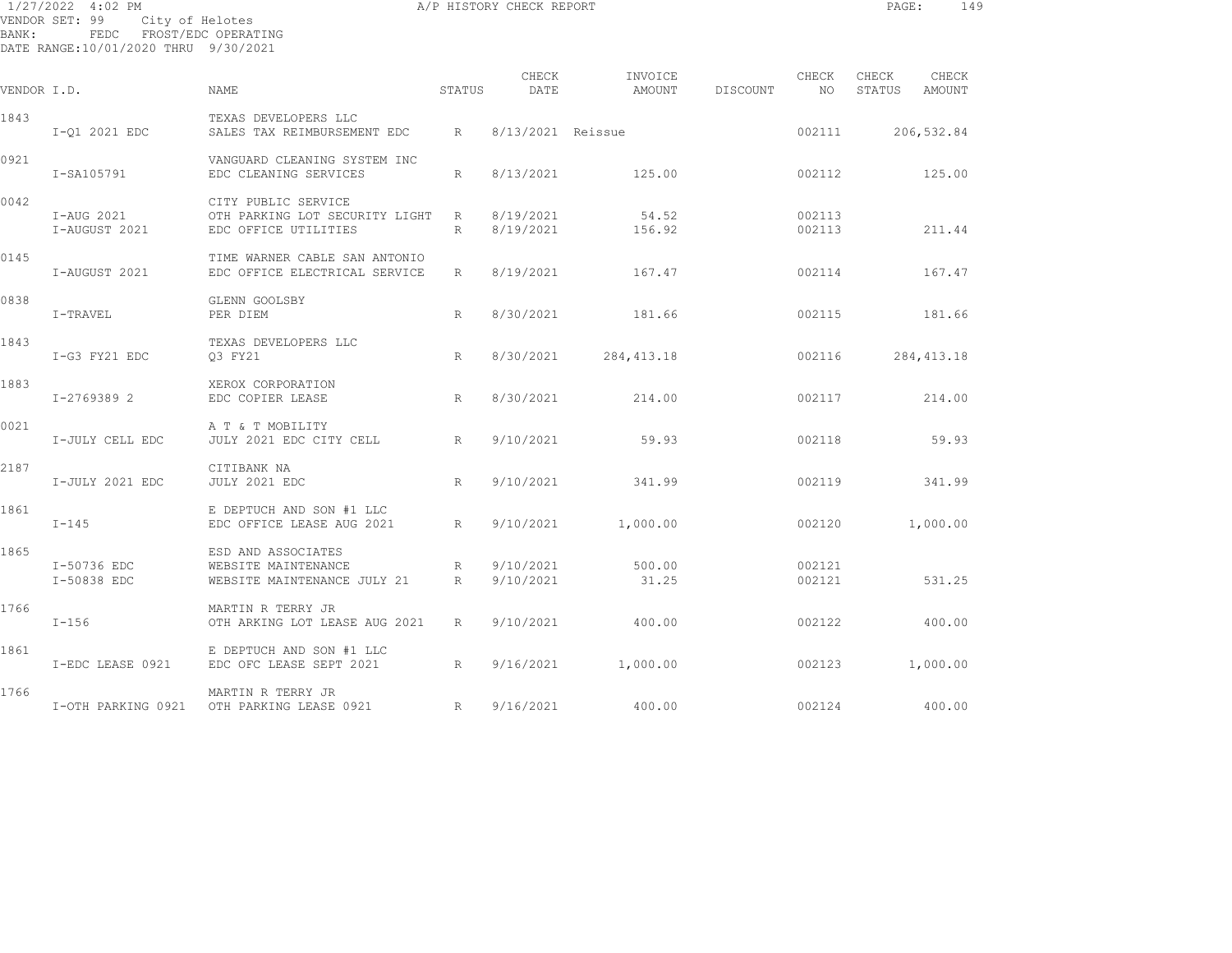1/27/2022 4:02 PM A/P HISTORY CHECK REPORT

VENDOR SET: 99 City of Helotes
BANK: FEDC FROST/EDC OPERATING
DATE RANGE:10/01/2020 THRU 9/30/2021

| VENDOR I.D. | | NAME | STATUS | CHECK DATE | INVOICE AMOUNT | DISCOUNT | CHECK NO | CHECK STATUS | CHECK AMOUNT |
|---|---|---|---|---|---|---|---|---|---|
| 1843 | | TEXAS DEVELOPERS LLC | | | | | | | |
| | I-Q1 2021 EDC | SALES TAX REIMBURSEMENT EDC | R | 8/13/2021 | Reissue | | 002111 | | 206,532.84 |
| 0921 | | VANGUARD CLEANING SYSTEM INC | | | | | | | |
| | I-SA105791 | EDC CLEANING SERVICES | R | 8/13/2021 | 125.00 | | 002112 | | 125.00 |
| 0042 | | CITY PUBLIC SERVICE | | | | | | | |
| | I-AUG 2021 | OTH PARKING LOT SECURITY LIGHT | R | 8/19/2021 | 54.52 | | 002113 | | |
| | I-AUGUST 2021 | EDC OFFICE UTILITIES | R | 8/19/2021 | 156.92 | | 002113 | | 211.44 |
| 0145 | | TIME WARNER CABLE SAN ANTONIO | | | | | | | |
| | I-AUGUST 2021 | EDC OFFICE ELECTRICAL SERVICE | R | 8/19/2021 | 167.47 | | 002114 | | 167.47 |
| 0838 | | GLENN GOOLSBY | | | | | | | |
| | I-TRAVEL | PER DIEM | R | 8/30/2021 | 181.66 | | 002115 | | 181.66 |
| 1843 | | TEXAS DEVELOPERS LLC | | | | | | | |
| | I-G3 FY21 EDC | Q3 FY21 | R | 8/30/2021 | 284,413.18 | | 002116 | | 284,413.18 |
| 1883 | | XEROX CORPORATION | | | | | | | |
| | I-2769389 2 | EDC COPIER LEASE | R | 8/30/2021 | 214.00 | | 002117 | | 214.00 |
| 0021 | | A T & T MOBILITY | | | | | | | |
| | I-JULY CELL EDC | JULY 2021 EDC CITY CELL | R | 9/10/2021 | 59.93 | | 002118 | | 59.93 |
| 2187 | | CITIBANK NA | | | | | | | |
| | I-JULY 2021 EDC | JULY 2021 EDC | R | 9/10/2021 | 341.99 | | 002119 | | 341.99 |
| 1861 | | E DEPTUCH AND SON #1 LLC | | | | | | | |
| | I-145 | EDC OFFICE LEASE AUG 2021 | R | 9/10/2021 | 1,000.00 | | 002120 | | 1,000.00 |
| 1865 | | ESD AND ASSOCIATES | | | | | | | |
| | I-50736 EDC | WEBSITE MAINTENANCE | R | 9/10/2021 | 500.00 | | 002121 | | |
| | I-50838 EDC | WEBSITE MAINTENANCE JULY 21 | R | 9/10/2021 | 31.25 | | 002121 | | 531.25 |
| 1766 | | MARTIN R TERRY JR | | | | | | | |
| | I-156 | OTH ARKING LOT LEASE AUG 2021 | R | 9/10/2021 | 400.00 | | 002122 | | 400.00 |
| 1861 | | E DEPTUCH AND SON #1 LLC | | | | | | | |
| | I-EDC LEASE 0921 | EDC OFC LEASE SEPT 2021 | R | 9/16/2021 | 1,000.00 | | 002123 | | 1,000.00 |
| 1766 | | MARTIN R TERRY JR | | | | | | | |
| | I-OTH PARKING 0921 | OTH PARKING LEASE 0921 | R | 9/16/2021 | 400.00 | | 002124 | | 400.00 |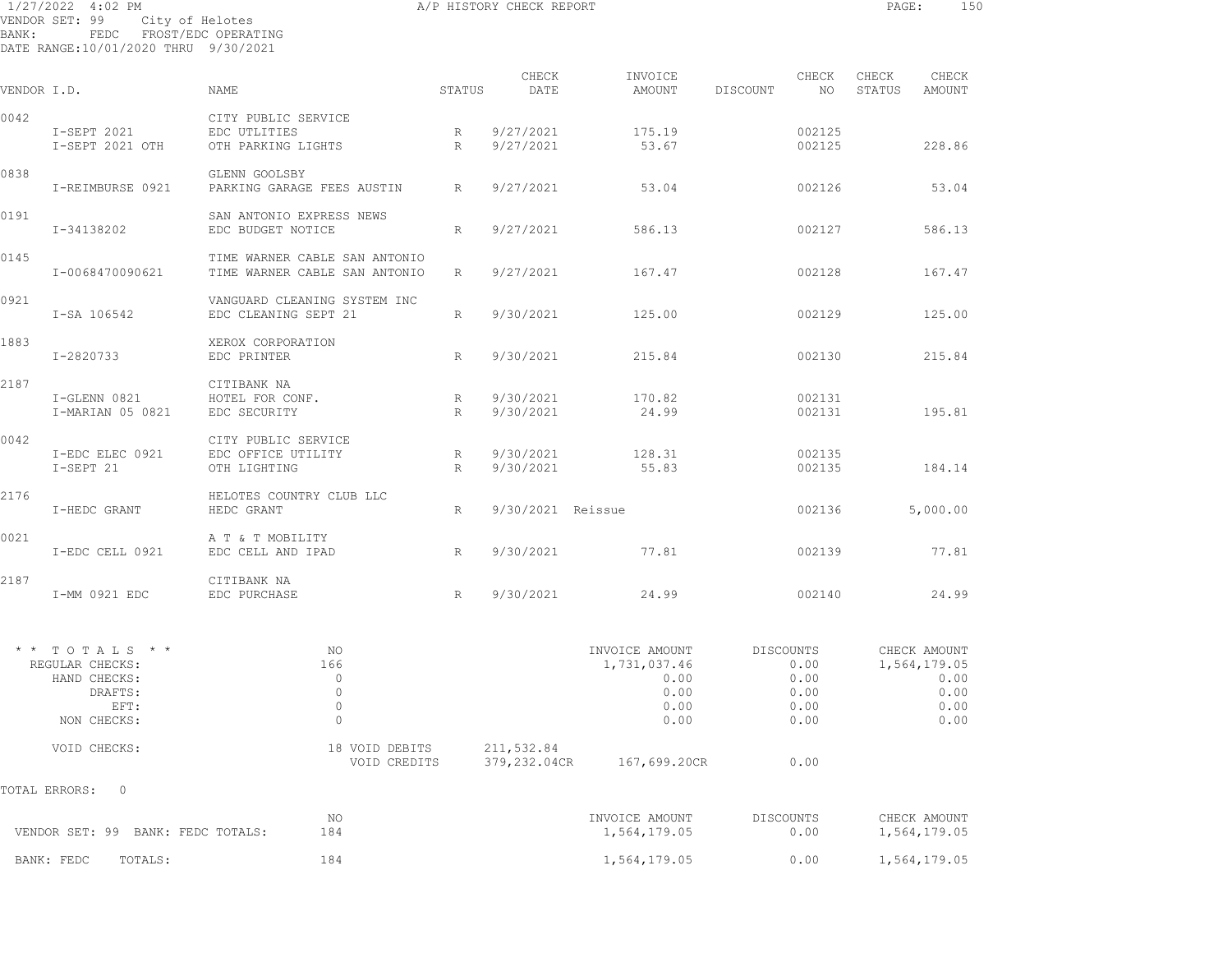1/27/2022 4:02 PM — A/P HISTORY CHECK REPORT

VENDOR SET: 99 City of Helotes
BANK: FEDC FROST/EDC OPERATING
DATE RANGE: 10/01/2020 THRU 9/30/2021

| VENDOR I.D. | NAME | STATUS | CHECK DATE | INVOICE AMOUNT | DISCOUNT | CHECK NO | CHECK STATUS | CHECK AMOUNT |
|---|---|---|---|---|---|---|---|---|
| 0042 | CITY PUBLIC SERVICE | | | | | | | |
| I-SEPT 2021 | EDC UTLITIES | R | 9/27/2021 | 175.19 | | 002125 | | |
| I-SEPT 2021 OTH | OTH PARKING LIGHTS | R | 9/27/2021 | 53.67 | | 002125 | | 228.86 |
| 0838 | GLENN GOOLSBY | | | | | | | |
| I-REIMBURSE 0921 | PARKING GARAGE FEES AUSTIN | R | 9/27/2021 | 53.04 | | 002126 | | 53.04 |
| 0191 | SAN ANTONIO EXPRESS NEWS | | | | | | | |
| I-34138202 | EDC BUDGET NOTICE | R | 9/27/2021 | 586.13 | | 002127 | | 586.13 |
| 0145 | TIME WARNER CABLE SAN ANTONIO | | | | | | | |
| I-0068470090621 | TIME WARNER CABLE SAN ANTONIO | R | 9/27/2021 | 167.47 | | 002128 | | 167.47 |
| 0921 | VANGUARD CLEANING SYSTEM INC | | | | | | | |
| I-SA 106542 | EDC CLEANING SEPT 21 | R | 9/30/2021 | 125.00 | | 002129 | | 125.00 |
| 1883 | XEROX CORPORATION | | | | | | | |
| I-2820733 | EDC PRINTER | R | 9/30/2021 | 215.84 | | 002130 | | 215.84 |
| 2187 | CITIBANK NA | | | | | | | |
| I-GLENN 0821 | HOTEL FOR CONF. | R | 9/30/2021 | 170.82 | | 002131 | | |
| I-MARIAN 05 0821 | EDC SECURITY | R | 9/30/2021 | 24.99 | | 002131 | | 195.81 |
| 0042 | CITY PUBLIC SERVICE | | | | | | | |
| I-EDC ELEC 0921 | EDC OFFICE UTILITY | R | 9/30/2021 | 128.31 | | 002135 | | |
| I-SEPT 21 | OTH LIGHTING | R | 9/30/2021 | 55.83 | | 002135 | | 184.14 |
| 2176 | HELOTES COUNTRY CLUB LLC | | | | | | | |
| I-HEDC GRANT | HEDC GRANT | R | 9/30/2021 | Reissue | | 002136 | | 5,000.00 |
| 0021 | A T & T MOBILITY | | | | | | | |
| I-EDC CELL 0921 | EDC CELL AND IPAD | R | 9/30/2021 | 77.81 | | 002139 | | 77.81 |
| 2187 | CITIBANK NA | | | | | | | |
| I-MM 0921 EDC | EDC PURCHASE | R | 9/30/2021 | 24.99 | | 002140 | | 24.99 |

| * * T O T A L S * * | NO | | INVOICE AMOUNT | DISCOUNTS | CHECK AMOUNT |
|---|---|---|---|---|---|
| REGULAR CHECKS: | 166 | | 1,731,037.46 | 0.00 | 1,564,179.05 |
| HAND CHECKS: | 0 | | 0.00 | 0.00 | 0.00 |
| DRAFTS: | 0 | | 0.00 | 0.00 | 0.00 |
| EFT: | 0 | | 0.00 | 0.00 | 0.00 |
| NON CHECKS: | 0 | | 0.00 | 0.00 | 0.00 |
| VOID CHECKS: | 18 VOID DEBITS | 211,532.84 | | | |
| | VOID CREDITS | 379,232.04CR | 167,699.20CR | 0.00 | |

TOTAL ERRORS: 0

| | NO | INVOICE AMOUNT | DISCOUNTS | CHECK AMOUNT |
|---|---|---|---|---|
| VENDOR SET: 99 BANK: FEDC TOTALS: | 184 | 1,564,179.05 | 0.00 | 1,564,179.05 |
| BANK: FEDC TOTALS: | 184 | 1,564,179.05 | 0.00 | 1,564,179.05 |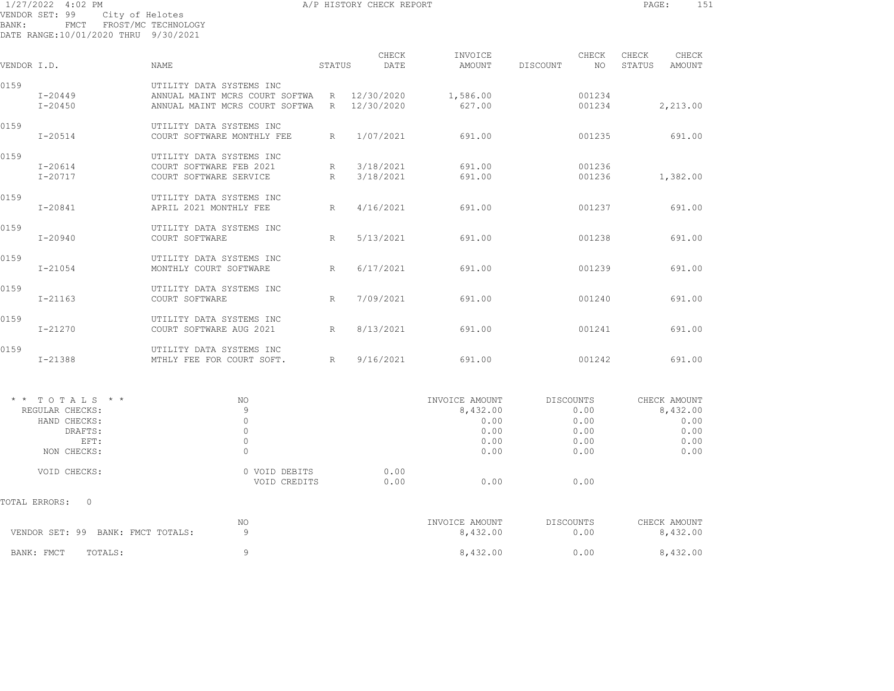1/27/2022 4:02 PM — A/P HISTORY CHECK REPORT

VENDOR SET: 99 City of Helotes
BANK: FMCT FROST/MC TECHNOLOGY
DATE RANGE:10/01/2020 THRU 9/30/2021

| VENDOR I.D. | NAME | STATUS | CHECK DATE | INVOICE AMOUNT | DISCOUNT | CHECK NO | CHECK STATUS | CHECK AMOUNT |
|---|---|---|---|---|---|---|---|---|
| 0159 | UTILITY DATA SYSTEMS INC | | | | | | | |
| I-20449 | ANNUAL MAINT MCRS COURT SOFTWA | R | 12/30/2020 | 1,586.00 | | 001234 | | |
| I-20450 | ANNUAL MAINT MCRS COURT SOFTWA | R | 12/30/2020 | 627.00 | | 001234 | | 2,213.00 |
| 0159 | UTILITY DATA SYSTEMS INC | | | | | | | |
| I-20514 | COURT SOFTWARE MONTHLY FEE | R | 1/07/2021 | 691.00 | | 001235 | | 691.00 |
| 0159 | UTILITY DATA SYSTEMS INC | | | | | | | |
| I-20614 | COURT SOFTWARE FEB 2021 | R | 3/18/2021 | 691.00 | | 001236 | | |
| I-20717 | COURT SOFTWARE SERVICE | R | 3/18/2021 | 691.00 | | 001236 | | 1,382.00 |
| 0159 | UTILITY DATA SYSTEMS INC | | | | | | | |
| I-20841 | APRIL 2021 MONTHLY FEE | R | 4/16/2021 | 691.00 | | 001237 | | 691.00 |
| 0159 | UTILITY DATA SYSTEMS INC | | | | | | | |
| I-20940 | COURT SOFTWARE | R | 5/13/2021 | 691.00 | | 001238 | | 691.00 |
| 0159 | UTILITY DATA SYSTEMS INC | | | | | | | |
| I-21054 | MONTHLY COURT SOFTWARE | R | 6/17/2021 | 691.00 | | 001239 | | 691.00 |
| 0159 | UTILITY DATA SYSTEMS INC | | | | | | | |
| I-21163 | COURT SOFTWARE | R | 7/09/2021 | 691.00 | | 001240 | | 691.00 |
| 0159 | UTILITY DATA SYSTEMS INC | | | | | | | |
| I-21270 | COURT SOFTWARE AUG 2021 | R | 8/13/2021 | 691.00 | | 001241 | | 691.00 |
| 0159 | UTILITY DATA SYSTEMS INC | | | | | | | |
| I-21388 | MTHLY FEE FOR COURT SOFT. | R | 9/16/2021 | 691.00 | | 001242 | | 691.00 |

| * * TOTALS * * | NO | | | INVOICE AMOUNT | DISCOUNTS | CHECK AMOUNT |
|---|---|---|---|---|---|---|
| REGULAR CHECKS: | 9 | | | 8,432.00 | 0.00 | 8,432.00 |
| HAND CHECKS: | 0 | | | 0.00 | 0.00 | 0.00 |
| DRAFTS: | 0 | | | 0.00 | 0.00 | 0.00 |
| EFT: | 0 | | | 0.00 | 0.00 | 0.00 |
| NON CHECKS: | 0 | | | 0.00 | 0.00 | 0.00 |
| VOID CHECKS: | 0 | VOID DEBITS | 0.00 | | | |
| | | VOID CREDITS | 0.00 | 0.00 | 0.00 | |

TOTAL ERRORS: 0

| | NO | INVOICE AMOUNT | DISCOUNTS | CHECK AMOUNT |
|---|---|---|---|---|
| VENDOR SET: 99 BANK: FMCT TOTALS: | 9 | 8,432.00 | 0.00 | 8,432.00 |
| BANK: FMCT TOTALS: | 9 | 8,432.00 | 0.00 | 8,432.00 |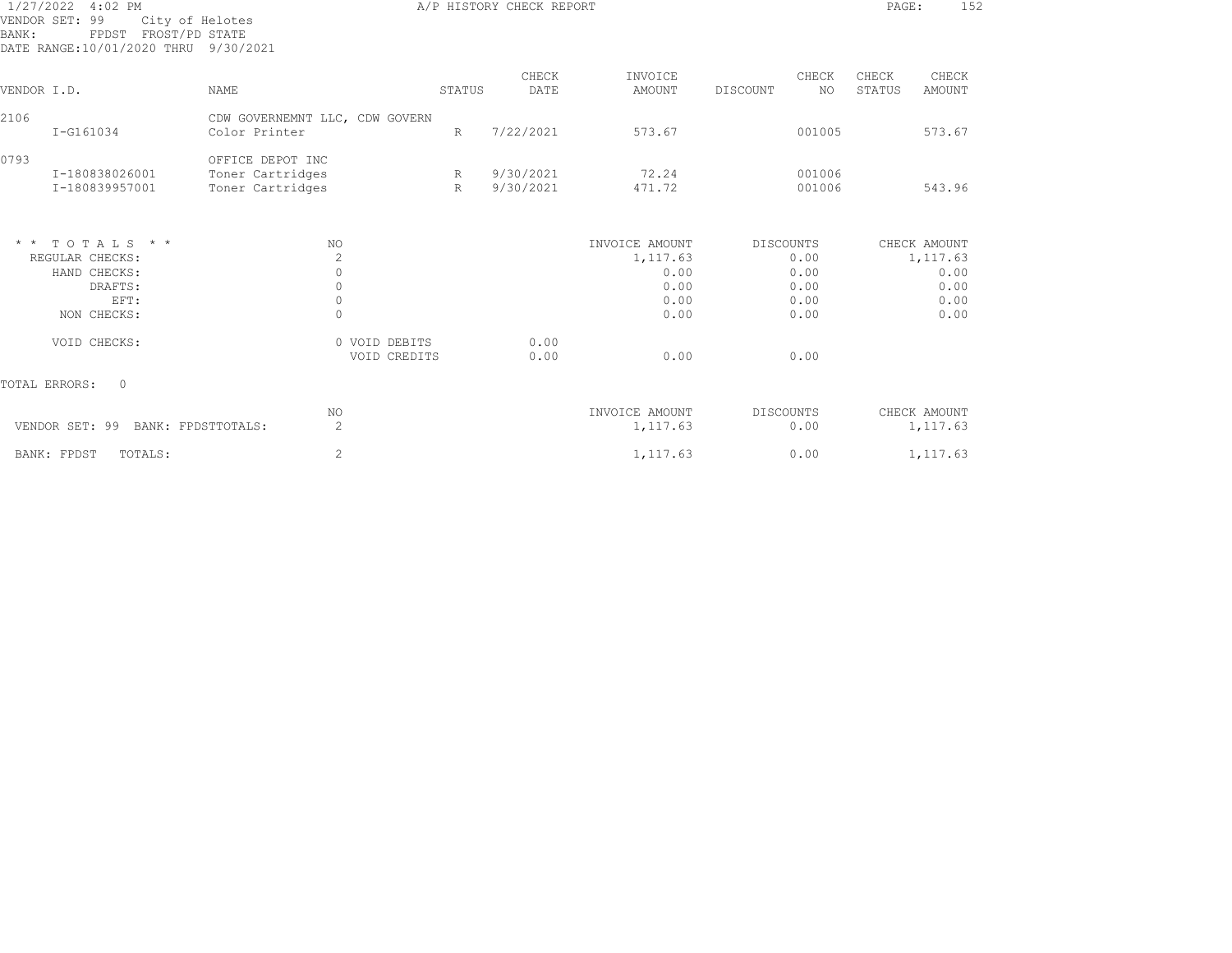1/27/2022 4:02 PM A/P HISTORY CHECK REPORT

VENDOR SET: 99 City of Helotes
BANK: FPDST FROST/PD STATE
DATE RANGE:10/01/2020 THRU 9/30/2021

| VENDOR I.D. | NAME | STATUS | CHECK DATE | INVOICE AMOUNT | DISCOUNT | CHECK NO | CHECK STATUS | CHECK AMOUNT |
|---|---|---|---|---|---|---|---|---|
| 2106 | CDW GOVERNEMNT LLC, CDW GOVERN | | | | | | | |
| I-G161034 | Color Printer | R | 7/22/2021 | 573.67 | | 001005 | | 573.67 |
| 0793 | OFFICE DEPOT INC | | | | | | | |
| I-180838026001 | Toner Cartridges | R | 9/30/2021 | 72.24 | | 001006 | | |
| I-180839957001 | Toner Cartridges | R | 9/30/2021 | 471.72 | | 001006 | | 543.96 |

| * * T O T A L S * * | NO | | | INVOICE AMOUNT | DISCOUNTS | CHECK AMOUNT |
|---|---|---|---|---|---|---|
| REGULAR CHECKS: | 2 | | | 1,117.63 | 0.00 | 1,117.63 |
| HAND CHECKS: | 0 | | | 0.00 | 0.00 | 0.00 |
| DRAFTS: | 0 | | | 0.00 | 0.00 | 0.00 |
| EFT: | 0 | | | 0.00 | 0.00 | 0.00 |
| NON CHECKS: | 0 | | | 0.00 | 0.00 | 0.00 |
| VOID CHECKS: | 0 | VOID DEBITS | 0.00 | | | |
| | | VOID CREDITS | 0.00 | 0.00 | 0.00 | |

TOTAL ERRORS: 0

| | NO | INVOICE AMOUNT | DISCOUNTS | CHECK AMOUNT |
|---|---|---|---|---|
| VENDOR SET: 99 BANK: FPDSTTOTALS: | 2 | 1,117.63 | 0.00 | 1,117.63 |
| BANK: FPDST TOTALS: | 2 | 1,117.63 | 0.00 | 1,117.63 |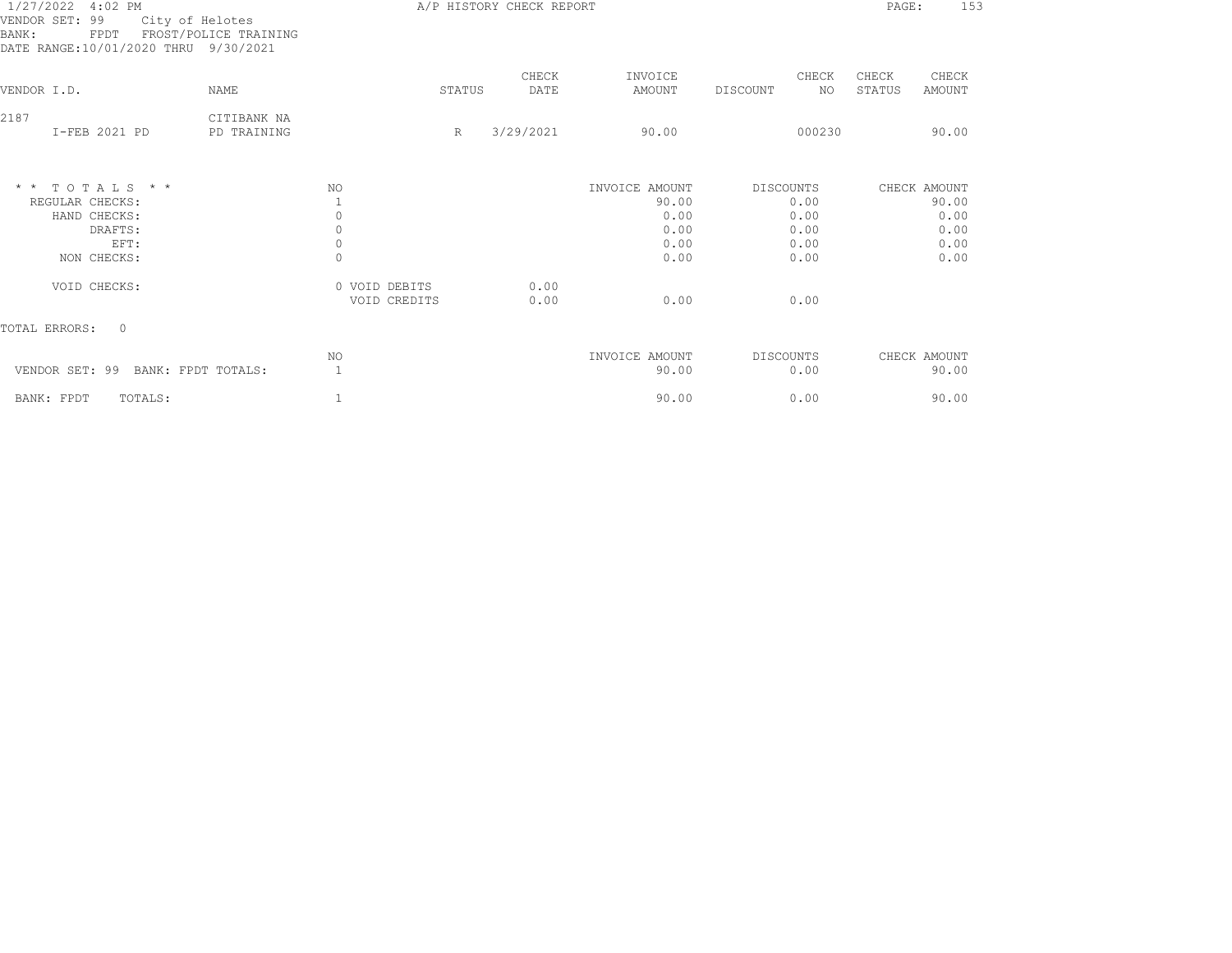1/27/2022 4:02 PM

A/P HISTORY CHECK REPORT

VENDOR SET: 99 City of Helotes
BANK: FPDT FROST/POLICE TRAINING
DATE RANGE:10/01/2020 THRU 9/30/2021

| VENDOR I.D. | NAME | STATUS | CHECK DATE | INVOICE AMOUNT | DISCOUNT | CHECK NO | CHECK STATUS | CHECK AMOUNT |
|---|---|---|---|---|---|---|---|---|
| 2187 | CITIBANK NA | | | | | | | |
| I-FEB 2021 PD | PD TRAINING | R | 3/29/2021 | 90.00 | | 000230 | | 90.00 |

| * * TOTALS * * | NO | | | INVOICE AMOUNT | DISCOUNTS | CHECK AMOUNT |
|---|---|---|---|---|---|---|
| REGULAR CHECKS: | 1 | | | 90.00 | 0.00 | 90.00 |
| HAND CHECKS: | 0 | | | 0.00 | 0.00 | 0.00 |
| DRAFTS: | 0 | | | 0.00 | 0.00 | 0.00 |
| EFT: | 0 | | | 0.00 | 0.00 | 0.00 |
| NON CHECKS: | 0 | | | 0.00 | 0.00 | 0.00 |
| VOID CHECKS: | 0 | VOID DEBITS | 0.00 | | | |
| | | VOID CREDITS | 0.00 | 0.00 | 0.00 | |

TOTAL ERRORS: 0

| | NO | INVOICE AMOUNT | DISCOUNTS | CHECK AMOUNT |
|---|---|---|---|---|
| VENDOR SET: 99 BANK: FPDT TOTALS: | 1 | 90.00 | 0.00 | 90.00 |
| BANK: FPDT TOTALS: | 1 | 90.00 | 0.00 | 90.00 |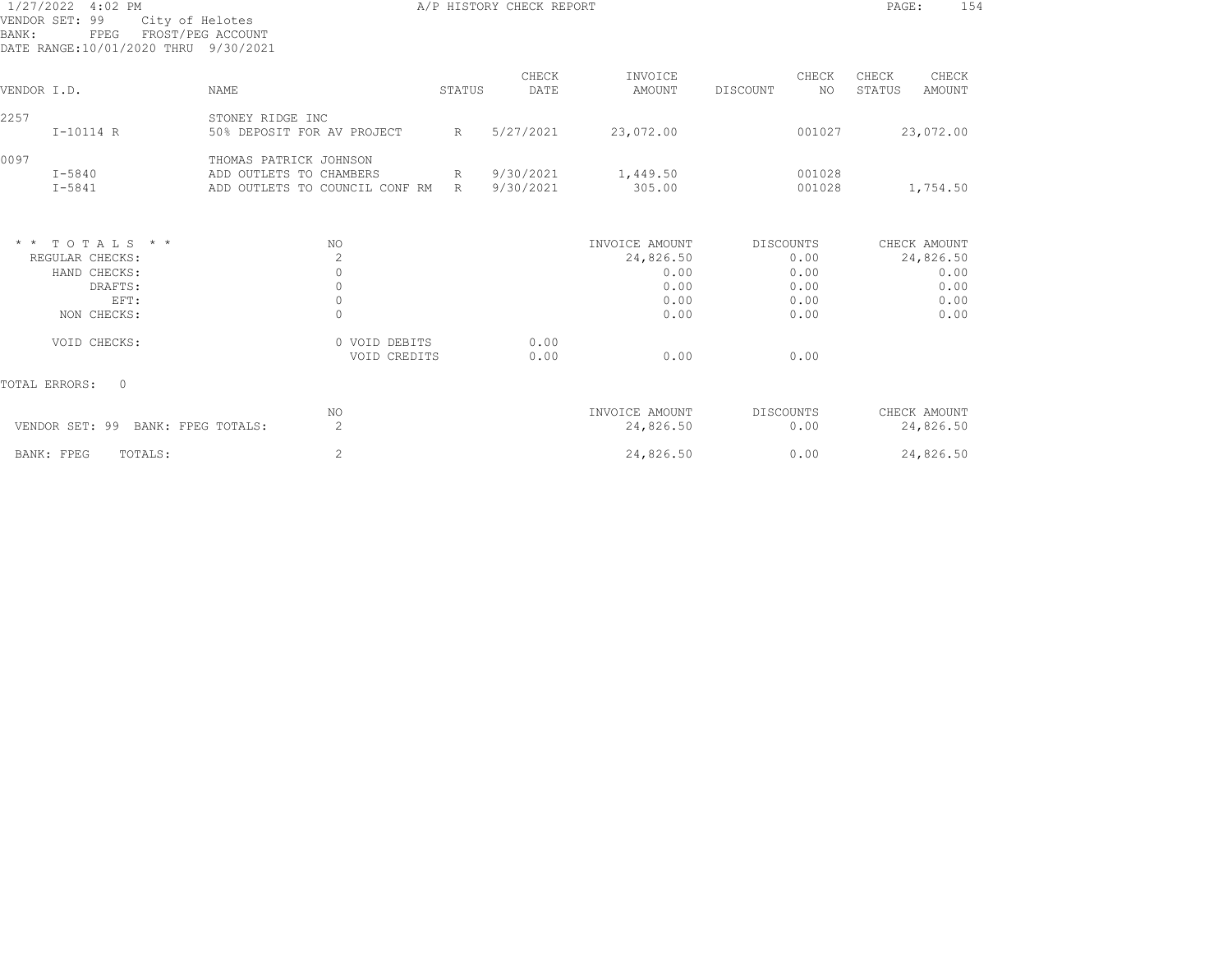1/27/2022 4:02 PM — A/P HISTORY CHECK REPORT

VENDOR SET: 99 City of Helotes
BANK: FPEG FROST/PEG ACCOUNT
DATE RANGE: 10/01/2020 THRU 9/30/2021

| VENDOR I.D. | NAME | STATUS | CHECK DATE | INVOICE AMOUNT | DISCOUNT | CHECK NO | CHECK STATUS | CHECK AMOUNT |
|---|---|---|---|---|---|---|---|---|
| 2257 | STONEY RIDGE INC | | | | | | | |
| I-10114 R | 50% DEPOSIT FOR AV PROJECT | R | 5/27/2021 | 23,072.00 | | 001027 | | 23,072.00 |
| 0097 | THOMAS PATRICK JOHNSON | | | | | | | |
| I-5840 | ADD OUTLETS TO CHAMBERS | R | 9/30/2021 | 1,449.50 | | 001028 | | |
| I-5841 | ADD OUTLETS TO COUNCIL CONF RM | R | 9/30/2021 | 305.00 | | 001028 | | 1,754.50 |

| * * TOTALS * * | NO | | | INVOICE AMOUNT | DISCOUNTS | CHECK AMOUNT |
|---|---|---|---|---|---|---|
| REGULAR CHECKS: | 2 | | | 24,826.50 | 0.00 | 24,826.50 |
| HAND CHECKS: | 0 | | | 0.00 | 0.00 | 0.00 |
| DRAFTS: | 0 | | | 0.00 | 0.00 | 0.00 |
| EFT: | 0 | | | 0.00 | 0.00 | 0.00 |
| NON CHECKS: | 0 | | | 0.00 | 0.00 | 0.00 |
| VOID CHECKS: | 0 | VOID DEBITS | 0.00 | | | |
| | | VOID CREDITS | 0.00 | 0.00 | 0.00 | |

TOTAL ERRORS: 0

| | NO | INVOICE AMOUNT | DISCOUNTS | CHECK AMOUNT |
|---|---|---|---|---|
| VENDOR SET: 99 BANK: FPEG TOTALS: | 2 | 24,826.50 | 0.00 | 24,826.50 |
| BANK: FPEG TOTALS: | 2 | 24,826.50 | 0.00 | 24,826.50 |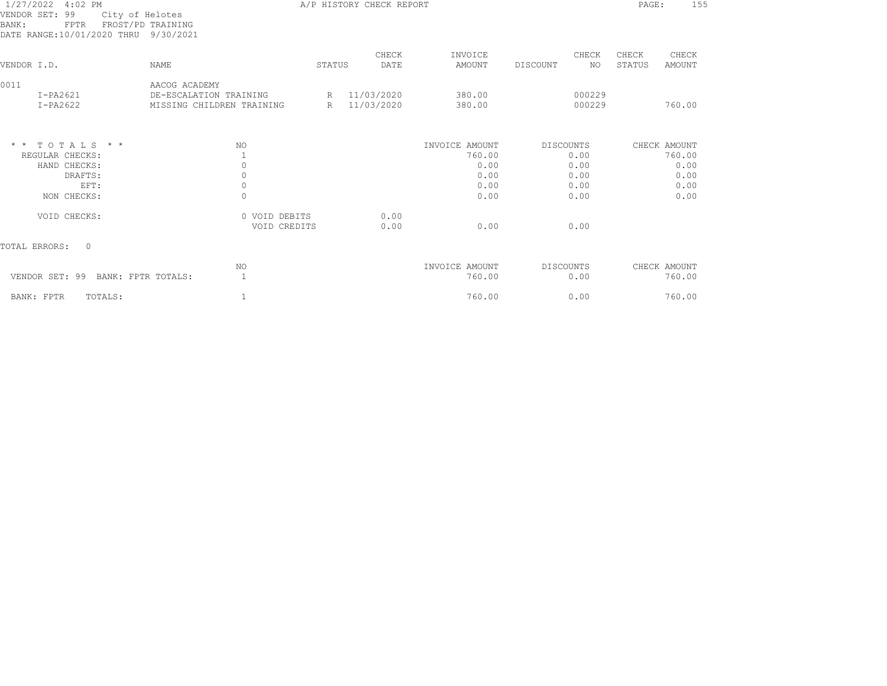1/27/2022 4:02 PM — A/P HISTORY CHECK REPORT

VENDOR SET: 99 City of Helotes
BANK: FPTR FROST/PD TRAINING
DATE RANGE:10/01/2020 THRU 9/30/2021

| VENDOR I.D. | NAME | STATUS | CHECK DATE | INVOICE AMOUNT | DISCOUNT | CHECK NO | CHECK STATUS | CHECK AMOUNT |
|---|---|---|---|---|---|---|---|---|
| 0011 | AACOG ACADEMY | | | | | | | |
| I-PA2621 | DE-ESCALATION TRAINING | R | 11/03/2020 | 380.00 | | 000229 | | |
| I-PA2622 | MISSING CHILDREN TRAINING | R | 11/03/2020 | 380.00 | | 000229 | | 760.00 |

| * * TOTALS * * | NO | | | INVOICE AMOUNT | DISCOUNTS | CHECK AMOUNT |
|---|---|---|---|---|---|---|
| REGULAR CHECKS: | 1 | | | 760.00 | 0.00 | 760.00 |
| HAND CHECKS: | 0 | | | 0.00 | 0.00 | 0.00 |
| DRAFTS: | 0 | | | 0.00 | 0.00 | 0.00 |
| EFT: | 0 | | | 0.00 | 0.00 | 0.00 |
| NON CHECKS: | 0 | | | 0.00 | 0.00 | 0.00 |
| VOID CHECKS: | 0 | VOID DEBITS | 0.00 | | | |
| | | VOID CREDITS | 0.00 | 0.00 | 0.00 | |

TOTAL ERRORS: 0

| | NO | INVOICE AMOUNT | DISCOUNTS | CHECK AMOUNT |
|---|---|---|---|---|
| VENDOR SET: 99 BANK: FPTR TOTALS: | 1 | 760.00 | 0.00 | 760.00 |
| BANK: FPTR TOTALS: | 1 | 760.00 | 0.00 | 760.00 |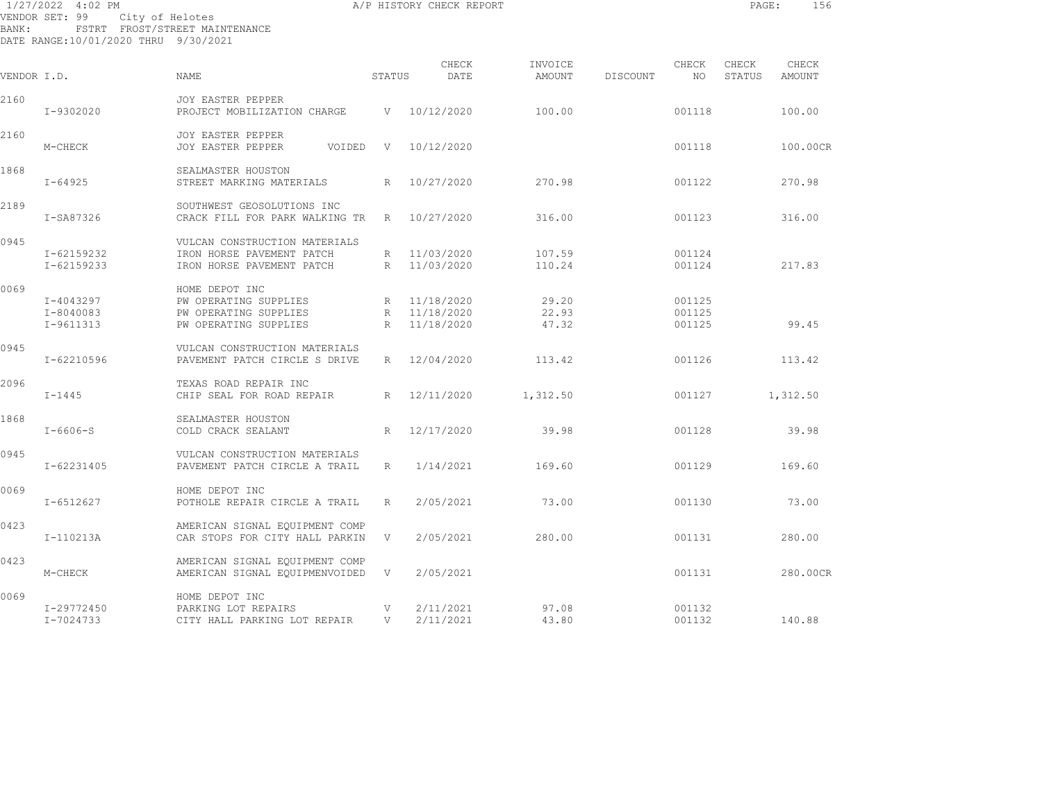1/27/2022 4:02 PM A/P HISTORY CHECK REPORT

VENDOR SET: 99 City of Helotes
BANK: FSTRT FROST/STREET MAINTENANCE
DATE RANGE:10/01/2020 THRU 9/30/2021

| VENDOR I.D. | | NAME | STATUS | CHECK DATE | INVOICE AMOUNT | DISCOUNT | CHECK NO | CHECK STATUS | CHECK AMOUNT |
|---|---|---|---|---|---|---|---|---|---|
| 2160 | | JOY EASTER PEPPER | | | | | | | |
| | I-9302020 | PROJECT MOBILIZATION CHARGE | V | 10/12/2020 | 100.00 | | 001118 | | 100.00 |
| 2160 | | JOY EASTER PEPPER | | | | | | | |
| | M-CHECK | JOY EASTER PEPPER VOIDED | V | 10/12/2020 | | | 001118 | | 100.00CR |
| 1868 | | SEALMASTER HOUSTON | | | | | | | |
| | I-64925 | STREET MARKING MATERIALS | R | 10/27/2020 | 270.98 | | 001122 | | 270.98 |
| 2189 | | SOUTHWEST GEOSOLUTIONS INC | | | | | | | |
| | I-SA87326 | CRACK FILL FOR PARK WALKING TR | R | 10/27/2020 | 316.00 | | 001123 | | 316.00 |
| 0945 | | VULCAN CONSTRUCTION MATERIALS | | | | | | | |
| | I-62159232 | IRON HORSE PAVEMENT PATCH | R | 11/03/2020 | 107.59 | | 001124 | | |
| | I-62159233 | IRON HORSE PAVEMENT PATCH | R | 11/03/2020 | 110.24 | | 001124 | | 217.83 |
| 0069 | | HOME DEPOT INC | | | | | | | |
| | I-4043297 | PW OPERATING SUPPLIES | R | 11/18/2020 | 29.20 | | 001125 | | |
| | I-8040083 | PW OPERATING SUPPLIES | R | 11/18/2020 | 22.93 | | 001125 | | |
| | I-9611313 | PW OPERATING SUPPLIES | R | 11/18/2020 | 47.32 | | 001125 | | 99.45 |
| 0945 | | VULCAN CONSTRUCTION MATERIALS | | | | | | | |
| | I-62210596 | PAVEMENT PATCH CIRCLE S DRIVE | R | 12/04/2020 | 113.42 | | 001126 | | 113.42 |
| 2096 | | TEXAS ROAD REPAIR INC | | | | | | | |
| | I-1445 | CHIP SEAL FOR ROAD REPAIR | R | 12/11/2020 | 1,312.50 | | 001127 | | 1,312.50 |
| 1868 | | SEALMASTER HOUSTON | | | | | | | |
| | I-6606-S | COLD CRACK SEALANT | R | 12/17/2020 | 39.98 | | 001128 | | 39.98 |
| 0945 | | VULCAN CONSTRUCTION MATERIALS | | | | | | | |
| | I-62231405 | PAVEMENT PATCH CIRCLE A TRAIL | R | 1/14/2021 | 169.60 | | 001129 | | 169.60 |
| 0069 | | HOME DEPOT INC | | | | | | | |
| | I-6512627 | POTHOLE REPAIR CIRCLE A TRAIL | R | 2/05/2021 | 73.00 | | 001130 | | 73.00 |
| 0423 | | AMERICAN SIGNAL EQUIPMENT COMP | | | | | | | |
| | I-110213A | CAR STOPS FOR CITY HALL PARKIN | V | 2/05/2021 | 280.00 | | 001131 | | 280.00 |
| 0423 | | AMERICAN SIGNAL EQUIPMENT COMP | | | | | | | |
| | M-CHECK | AMERICAN SIGNAL EQUIPMENVOIDED | V | 2/05/2021 | | | 001131 | | 280.00CR |
| 0069 | | HOME DEPOT INC | | | | | | | |
| | I-29772450 | PARKING LOT REPAIRS | V | 2/11/2021 | 97.08 | | 001132 | | |
| | I-7024733 | CITY HALL PARKING LOT REPAIR | V | 2/11/2021 | 43.80 | | 001132 | | 140.88 |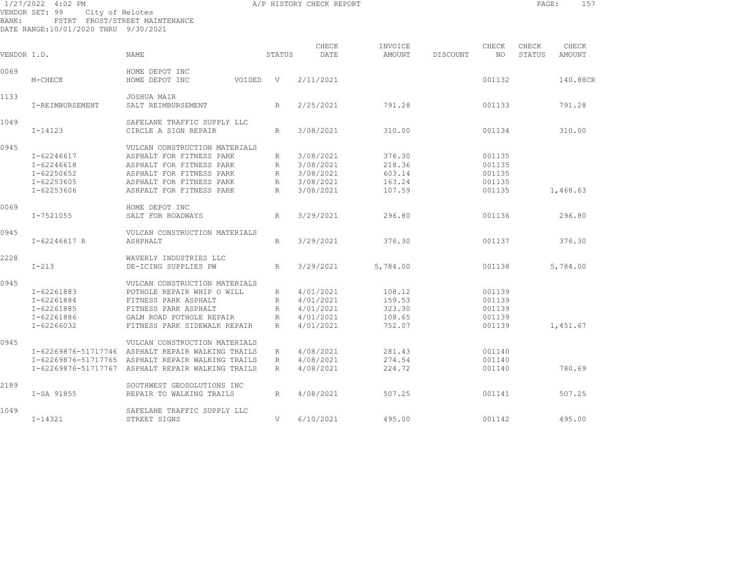1/27/2022 4:02 PM A/P HISTORY CHECK REPORT

VENDOR SET: 99 City of Helotes
BANK: FSTRT FROST/STREET MAINTENANCE
DATE RANGE:10/01/2020 THRU 9/30/2021

| VENDOR I.D. | | NAME | STATUS | CHECK DATE | INVOICE AMOUNT | DISCOUNT | CHECK NO | CHECK STATUS | CHECK AMOUNT |
|---|---|---|---|---|---|---|---|---|---|
| 0069 | | HOME DEPOT INC | | | | | | | |
| | M-CHECK | HOME DEPOT INC VOIDED | V | 2/11/2021 | | | 001132 | | 140.88CR |
| 1133 | | JOSHUA MAIR | | | | | | | |
| | I-REIMBURSEMENT | SALT REIMBURSEMENT | R | 2/25/2021 | 791.28 | | 001133 | | 791.28 |
| 1049 | | SAFELANE TRAFFIC SUPPLY LLC | | | | | | | |
| | I-14123 | CIRCLE A SIGN REPAIR | R | 3/08/2021 | 310.00 | | 001134 | | 310.00 |
| 0945 | | VULCAN CONSTRUCTION MATERIALS | | | | | | | |
| | I-62246617 | ASPHALT FOR FITNESS PARK | R | 3/08/2021 | 376.30 | | 001135 | | |
| | I-62246618 | ASPHALT FOR FITNESS PARK | R | 3/08/2021 | 218.36 | | 001135 | | |
| | I-62250652 | ASPHALT FOR FITNESS PARK | R | 3/08/2021 | 603.14 | | 001135 | | |
| | I-62253605 | ASPHALT FOR FITNESS PARK | R | 3/08/2021 | 163.24 | | 001135 | | |
| | I-62253606 | ASHPALT FOR FITNESS PARK | R | 3/08/2021 | 107.59 | | 001135 | | 1,468.63 |
| 0069 | | HOME DEPOT INC | | | | | | | |
| | I-7521055 | SALT FOR ROADWAYS | R | 3/29/2021 | 296.80 | | 001136 | | 296.80 |
| 0945 | | VULCAN CONSTRUCTION MATERIALS | | | | | | | |
| | I-62246617 R | ASHPHALT | R | 3/29/2021 | 376.30 | | 001137 | | 376.30 |
| 2228 | | WAVERLY INDUSTRIES LLC | | | | | | | |
| | I-213 | DE-ICING SUPPLIES PW | R | 3/29/2021 | 5,784.00 | | 001138 | | 5,784.00 |
| 0945 | | VULCAN CONSTRUCTION MATERIALS | | | | | | | |
| | I-62261883 | POTHOLE REPAIR WHIP O WILL | R | 4/01/2021 | 108.12 | | 001139 | | |
| | I-62261884 | FITNESS PARK ASPHALT | R | 4/01/2021 | 159.53 | | 001139 | | |
| | I-62261885 | FITNESS PARK ASPHALT | R | 4/01/2021 | 323.30 | | 001139 | | |
| | I-62261886 | GALM ROAD POTHOLE REPAIR | R | 4/01/2021 | 108.65 | | 001139 | | |
| | I-62266032 | FITNESS PARK SIDEWALK REPAIR | R | 4/01/2021 | 752.07 | | 001139 | | 1,451.67 |
| 0945 | | VULCAN CONSTRUCTION MATERIALS | | | | | | | |
| | I-62269876-51717746 | ASPHALT REPAIR WALKING TRAILS | R | 4/08/2021 | 281.43 | | 001140 | | |
| | I-62269876-51717765 | ASPHALT REPAIR WALKING TRAILS | R | 4/08/2021 | 274.54 | | 001140 | | |
| | I-62269876-51717767 | ASPHALT REPAIR WALKING TRAILS | R | 4/08/2021 | 224.72 | | 001140 | | 780.69 |
| 2189 | | SOUTHWEST GEOSOLUTIONS INC | | | | | | | |
| | I-SA 91855 | REPAIR TO WALKING TRAILS | R | 4/08/2021 | 507.25 | | 001141 | | 507.25 |
| 1049 | | SAFELANE TRAFFIC SUPPLY LLC | | | | | | | |
| | I-14321 | STREET SIGNS | V | 6/10/2021 | 495.00 | | 001142 | | 495.00 |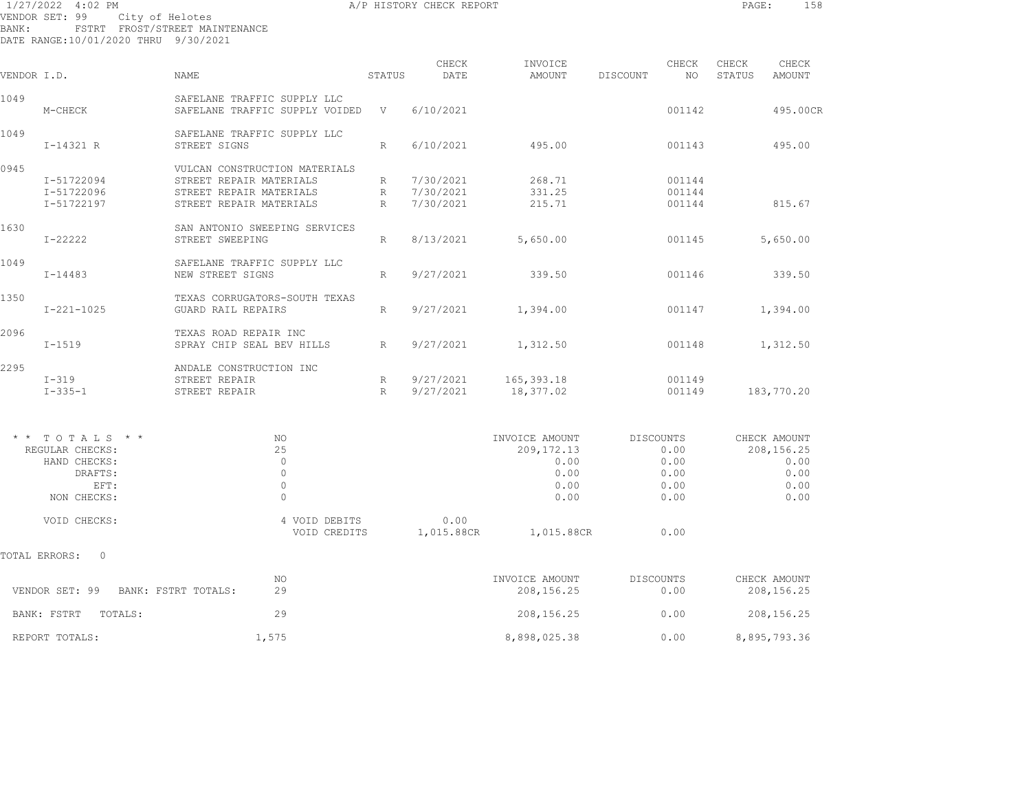1/27/2022 4:02 PM
A/P HISTORY CHECK REPORT

VENDOR SET: 99 City of Helotes
BANK: FSTRT FROST/STREET MAINTENANCE
DATE RANGE: 10/01/2020 THRU 9/30/2021

| VENDOR I.D. | NAME | STATUS | CHECK DATE | INVOICE AMOUNT | DISCOUNT | CHECK NO | CHECK STATUS | CHECK AMOUNT |
|---|---|---|---|---|---|---|---|---|
| 1049 | SAFELANE TRAFFIC SUPPLY LLC | | | | | | | |
| M-CHECK | SAFELANE TRAFFIC SUPPLY VOIDED | V | 6/10/2021 | | | 001142 | | 495.00CR |
| 1049 | SAFELANE TRAFFIC SUPPLY LLC | | | | | | | |
| I-14321 R | STREET SIGNS | R | 6/10/2021 | 495.00 | | 001143 | | 495.00 |
| 0945 | VULCAN CONSTRUCTION MATERIALS | | | | | | | |
| I-51722094 | STREET REPAIR MATERIALS | R | 7/30/2021 | 268.71 | | 001144 | | |
| I-51722096 | STREET REPAIR MATERIALS | R | 7/30/2021 | 331.25 | | 001144 | | |
| I-51722197 | STREET REPAIR MATERIALS | R | 7/30/2021 | 215.71 | | 001144 | | 815.67 |
| 1630 | SAN ANTONIO SWEEPING SERVICES | | | | | | | |
| I-22222 | STREET SWEEPING | R | 8/13/2021 | 5,650.00 | | 001145 | | 5,650.00 |
| 1049 | SAFELANE TRAFFIC SUPPLY LLC | | | | | | | |
| I-14483 | NEW STREET SIGNS | R | 9/27/2021 | 339.50 | | 001146 | | 339.50 |
| 1350 | TEXAS CORRUGATORS-SOUTH TEXAS | | | | | | | |
| I-221-1025 | GUARD RAIL REPAIRS | R | 9/27/2021 | 1,394.00 | | 001147 | | 1,394.00 |
| 2096 | TEXAS ROAD REPAIR INC | | | | | | | |
| I-1519 | SPRAY CHIP SEAL BEV HILLS | R | 9/27/2021 | 1,312.50 | | 001148 | | 1,312.50 |
| 2295 | ANDALE CONSTRUCTION INC | | | | | | | |
| I-319 | STREET REPAIR | R | 9/27/2021 | 165,393.18 | | 001149 | | |
| I-335-1 | STREET REPAIR | R | 9/27/2021 | 18,377.02 | | 001149 | | 183,770.20 |

| * * TOTALS * * | NO | | INVOICE AMOUNT | DISCOUNTS | CHECK AMOUNT |
|---|---|---|---|---|---|
| REGULAR CHECKS: | 25 | | 209,172.13 | 0.00 | 208,156.25 |
| HAND CHECKS: | 0 | | 0.00 | 0.00 | 0.00 |
| DRAFTS: | 0 | | 0.00 | 0.00 | 0.00 |
| EFT: | 0 | | 0.00 | 0.00 | 0.00 |
| NON CHECKS: | 0 | | 0.00 | 0.00 | 0.00 |
| VOID CHECKS: | 4 VOID DEBITS | 0.00 | | | |
| | VOID CREDITS | 1,015.88CR | 1,015.88CR | 0.00 | |

TOTAL ERRORS: 0

| | NO | INVOICE AMOUNT | DISCOUNTS | CHECK AMOUNT |
|---|---|---|---|---|
| VENDOR SET: 99 BANK: FSTRT TOTALS: | 29 | 208,156.25 | 0.00 | 208,156.25 |
| BANK: FSTRT TOTALS: | 29 | 208,156.25 | 0.00 | 208,156.25 |
| REPORT TOTALS: | 1,575 | 8,898,025.38 | 0.00 | 8,895,793.36 |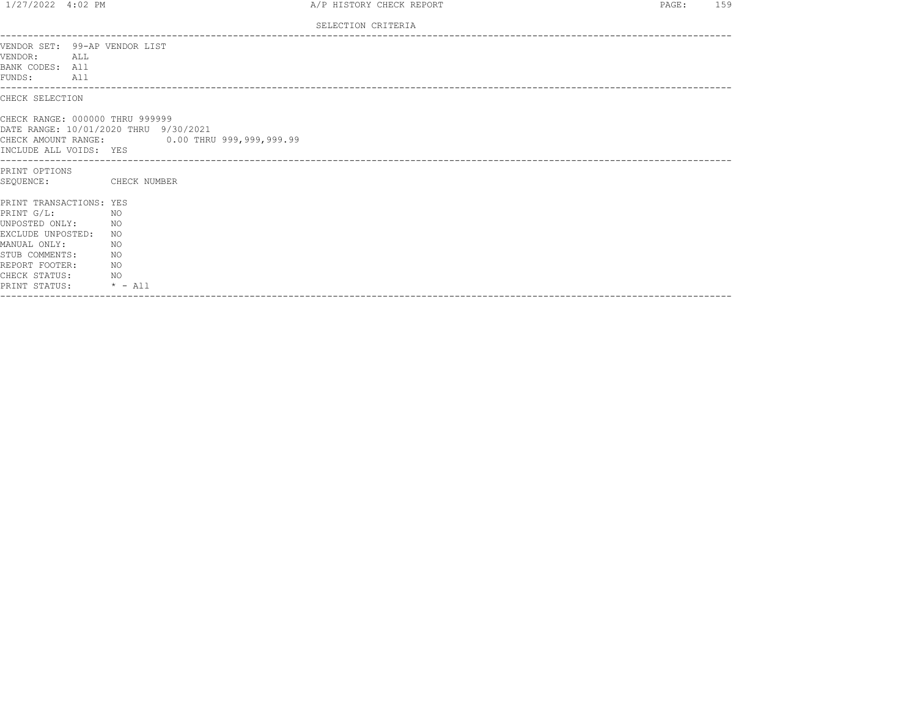## SELECTION CRITERIA

VENDOR SET: 99-AP VENDOR LIST
VENDOR: ALL
BANK CODES: All
FUNDS: All

### CHECK SELECTION

CHECK RANGE: 000000 THRU 999999
DATE RANGE: 10/01/2020 THRU 9/30/2021
CHECK AMOUNT RANGE: 0.00 THRU 999,999,999.99
INCLUDE ALL VOIDS: YES

### PRINT OPTIONS

SEQUENCE: CHECK NUMBER

PRINT TRANSACTIONS: YES
PRINT G/L: NO
UNPOSTED ONLY: NO
EXCLUDE UNPOSTED: NO
MANUAL ONLY: NO
STUB COMMENTS: NO
REPORT FOOTER: NO
CHECK STATUS: NO
PRINT STATUS: * - All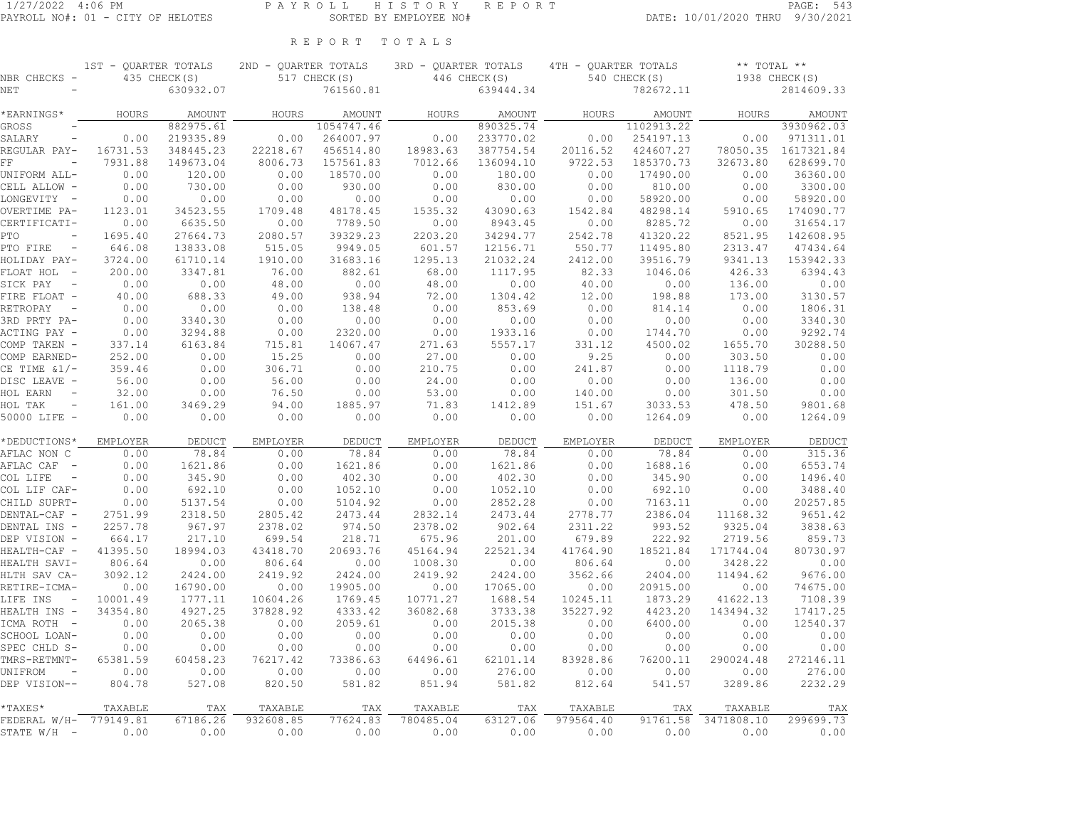# REPORT TOTALS

| | 1ST - QUARTER TOTALS | | 2ND - QUARTER TOTALS | | 3RD - QUARTER TOTALS | | 4TH - QUARTER TOTALS | | ** TOTAL ** | |
|---|---|---|---|---|---|---|---|---|---|---|
| NBR CHECKS - | 435 CHECK(S) | | 517 CHECK(S) | | 446 CHECK(S) | | 540 CHECK(S) | | 1938 CHECK(S) | |
| NET - | | 630932.07 | | 761560.81 | | 639444.34 | | 782672.11 | | 2814609.33 |

| *EARNINGS* | HOURS | AMOUNT | HOURS | AMOUNT | HOURS | AMOUNT | HOURS | AMOUNT | HOURS | AMOUNT |
|---|---|---|---|---|---|---|---|---|---|---|
| GROSS - | | 882975.61 | | 1054747.46 | | 890325.74 | | 1102913.22 | | 3930962.03 |
| SALARY - | 0.00 | 219335.89 | 0.00 | 264007.97 | 0.00 | 233770.02 | 0.00 | 254197.13 | 0.00 | 971311.01 |
| REGULAR PAY- | 16731.53 | 348445.23 | 22218.67 | 456514.80 | 18983.63 | 387754.54 | 20116.52 | 424607.27 | 78050.35 | 1617321.84 |
| FF - | 7931.88 | 149673.04 | 8006.73 | 157561.83 | 7012.66 | 136094.10 | 9722.53 | 185370.73 | 32673.80 | 628699.70 |
| UNIFORM ALL- | 0.00 | 120.00 | 0.00 | 18570.00 | 0.00 | 180.00 | 0.00 | 17490.00 | 0.00 | 36360.00 |
| CELL ALLOW - | 0.00 | 730.00 | 0.00 | 930.00 | 0.00 | 830.00 | 0.00 | 810.00 | 0.00 | 3300.00 |
| LONGEVITY - | 0.00 | 0.00 | 0.00 | 0.00 | 0.00 | 0.00 | 0.00 | 58920.00 | 0.00 | 58920.00 |
| OVERTIME PA- | 1123.01 | 34523.55 | 1709.48 | 48178.45 | 1535.32 | 43090.63 | 1542.84 | 48298.14 | 5910.65 | 174090.77 |
| CERTIFICATI- | 0.00 | 6635.50 | 0.00 | 7789.50 | 0.00 | 8943.45 | 0.00 | 8285.72 | 0.00 | 31654.17 |
| PTO - | 1695.40 | 27664.73 | 2080.57 | 39329.23 | 2203.20 | 34294.77 | 2542.78 | 41320.22 | 8521.95 | 142608.95 |
| PTO FIRE - | 646.08 | 13833.08 | 515.05 | 9949.05 | 601.57 | 12156.71 | 550.77 | 11495.80 | 2313.47 | 47434.64 |
| HOLIDAY PAY- | 3724.00 | 61710.14 | 1910.00 | 31683.16 | 1295.13 | 21032.24 | 2412.00 | 39516.79 | 9341.13 | 153942.33 |
| FLOAT HOL - | 200.00 | 3347.81 | 76.00 | 882.61 | 68.00 | 1117.95 | 82.33 | 1046.06 | 426.33 | 6394.43 |
| SICK PAY - | 0.00 | 0.00 | 48.00 | 0.00 | 48.00 | 0.00 | 40.00 | 0.00 | 136.00 | 0.00 |
| FIRE FLOAT - | 40.00 | 688.33 | 49.00 | 938.94 | 72.00 | 1304.42 | 12.00 | 198.88 | 173.00 | 3130.57 |
| RETROPAY - | 0.00 | 0.00 | 0.00 | 138.48 | 0.00 | 853.69 | 0.00 | 814.14 | 0.00 | 1806.31 |
| 3RD PRTY PA- | 0.00 | 3340.30 | 0.00 | 0.00 | 0.00 | 0.00 | 0.00 | 0.00 | 0.00 | 3340.30 |
| ACTING PAY - | 0.00 | 3294.88 | 0.00 | 2320.00 | 0.00 | 1933.16 | 0.00 | 1744.70 | 0.00 | 9292.74 |
| COMP TAKEN - | 337.14 | 6163.84 | 715.81 | 14067.47 | 271.63 | 5557.17 | 331.12 | 4500.02 | 1655.70 | 30288.50 |
| COMP EARNED- | 252.00 | 0.00 | 15.25 | 0.00 | 27.00 | 0.00 | 9.25 | 0.00 | 303.50 | 0.00 |
| CE TIME &1/- | 359.46 | 0.00 | 306.71 | 0.00 | 210.75 | 0.00 | 241.87 | 0.00 | 1118.79 | 0.00 |
| DISC LEAVE - | 56.00 | 0.00 | 56.00 | 0.00 | 24.00 | 0.00 | 0.00 | 0.00 | 136.00 | 0.00 |
| HOL EARN - | 32.00 | 0.00 | 76.50 | 0.00 | 53.00 | 0.00 | 140.00 | 0.00 | 301.50 | 0.00 |
| HOL TAK - | 161.00 | 3469.29 | 94.00 | 1885.97 | 71.83 | 1412.89 | 151.67 | 3033.53 | 478.50 | 9801.68 |
| 50000 LIFE - | 0.00 | 0.00 | 0.00 | 0.00 | 0.00 | 0.00 | 0.00 | 1264.09 | 0.00 | 1264.09 |

| *DEDUCTIONS* | EMPLOYER | DEDUCT | EMPLOYER | DEDUCT | EMPLOYER | DEDUCT | EMPLOYER | DEDUCT | EMPLOYER | DEDUCT |
|---|---|---|---|---|---|---|---|---|---|---|
| AFLAC NON C | 0.00 | 78.84 | 0.00 | 78.84 | 0.00 | 78.84 | 0.00 | 78.84 | 0.00 | 315.36 |
| AFLAC CAF - | 0.00 | 1621.86 | 0.00 | 1621.86 | 0.00 | 1621.86 | 0.00 | 1688.16 | 0.00 | 6553.74 |
| COL LIFE - | 0.00 | 345.90 | 0.00 | 402.30 | 0.00 | 402.30 | 0.00 | 345.90 | 0.00 | 1496.40 |
| COL LIF CAF- | 0.00 | 692.10 | 0.00 | 1052.10 | 0.00 | 1052.10 | 0.00 | 692.10 | 0.00 | 3488.40 |
| CHILD SUPRT- | 0.00 | 5137.54 | 0.00 | 5104.92 | 0.00 | 2852.28 | 0.00 | 7163.11 | 0.00 | 20257.85 |
| DENTAL-CAF - | 2751.99 | 2318.50 | 2805.42 | 2473.44 | 2832.14 | 2473.44 | 2778.77 | 2386.04 | 11168.32 | 9651.42 |
| DENTAL INS - | 2257.78 | 967.97 | 2378.02 | 974.50 | 2378.02 | 902.64 | 2311.22 | 993.52 | 9325.04 | 3838.63 |
| DEP VISION - | 664.17 | 217.10 | 699.54 | 218.71 | 675.96 | 201.00 | 679.89 | 222.92 | 2719.56 | 859.73 |
| HEALTH-CAF - | 41395.50 | 18994.03 | 43418.70 | 20693.76 | 45164.94 | 22521.34 | 41764.90 | 18521.84 | 171744.04 | 80730.97 |
| HEALTH SAVI- | 806.64 | 0.00 | 806.64 | 0.00 | 1008.30 | 0.00 | 806.64 | 0.00 | 3428.22 | 0.00 |
| HLTH SAV CA- | 3092.12 | 2424.00 | 2419.92 | 2424.00 | 2419.92 | 2424.00 | 3562.66 | 2404.00 | 11494.62 | 9676.00 |
| RETIRE-ICMA- | 0.00 | 16790.00 | 0.00 | 19905.00 | 0.00 | 17065.00 | 0.00 | 20915.00 | 0.00 | 74675.00 |
| LIFE INS - | 10001.49 | 1777.11 | 10604.26 | 1769.45 | 10771.27 | 1688.54 | 10245.11 | 1873.29 | 41622.13 | 7108.39 |
| HEALTH INS - | 34354.80 | 4927.25 | 37828.92 | 4333.42 | 36082.68 | 3733.38 | 35227.92 | 4423.20 | 143494.32 | 17417.25 |
| ICMA ROTH - | 0.00 | 2065.38 | 0.00 | 2059.61 | 0.00 | 2015.38 | 0.00 | 6400.00 | 0.00 | 12540.37 |
| SCHOOL LOAN- | 0.00 | 0.00 | 0.00 | 0.00 | 0.00 | 0.00 | 0.00 | 0.00 | 0.00 | 0.00 |
| SPEC CHLD S- | 0.00 | 0.00 | 0.00 | 0.00 | 0.00 | 0.00 | 0.00 | 0.00 | 0.00 | 0.00 |
| TMRS-RETMNT- | 65381.59 | 60458.23 | 76217.42 | 73386.63 | 64496.61 | 62101.14 | 83928.86 | 76200.11 | 290024.48 | 272146.11 |
| UNIFROM - | 0.00 | 0.00 | 0.00 | 0.00 | 0.00 | 276.00 | 0.00 | 0.00 | 0.00 | 276.00 |
| DEP VISION-- | 804.78 | 527.08 | 820.50 | 581.82 | 851.94 | 581.82 | 812.64 | 541.57 | 3289.86 | 2232.29 |

| *TAXES* | TAXABLE | TAX | TAXABLE | TAX | TAXABLE | TAX | TAXABLE | TAX | TAXABLE | TAX |
|---|---|---|---|---|---|---|---|---|---|---|
| FEDERAL W/H- | 779149.81 | 67186.26 | 932608.85 | 77624.83 | 780485.04 | 63127.06 | 979564.40 | 91761.58 | 3471808.10 | 299699.73 |
| STATE W/H - | 0.00 | 0.00 | 0.00 | 0.00 | 0.00 | 0.00 | 0.00 | 0.00 | 0.00 | 0.00 |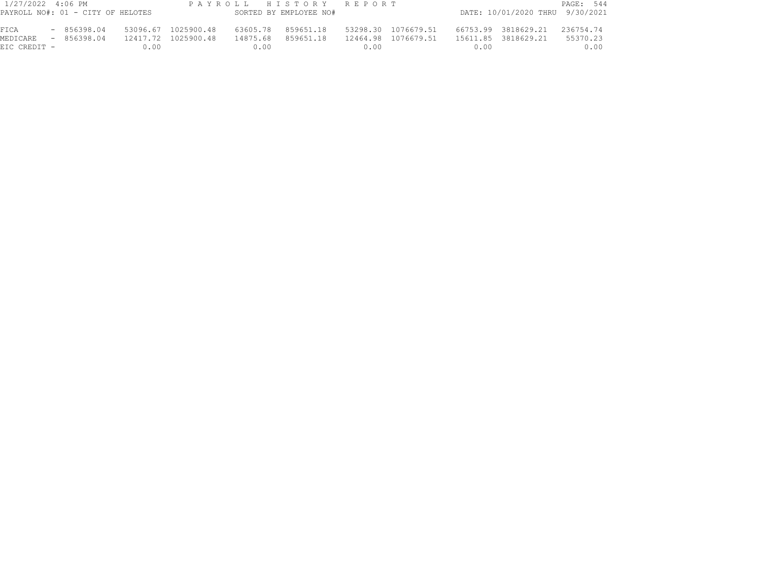| | | | | | | | | | | |
|---|---|---|---|---|---|---|---|---|---|---|
| FICA | - 856398.04 | 53096.67 | 1025900.48 | 63605.78 | 859651.18 | 53298.30 | 1076679.51 | 66753.99 | 3818629.21 | 236754.74 |
| MEDICARE | - 856398.04 | 12417.72 | 1025900.48 | 14875.68 | 859651.18 | 12464.98 | 1076679.51 | 15611.85 | 3818629.21 | 55370.23 |
| EIC CREDIT - | | 0.00 | | 0.00 | | 0.00 | | 0.00 | | 0.00 |